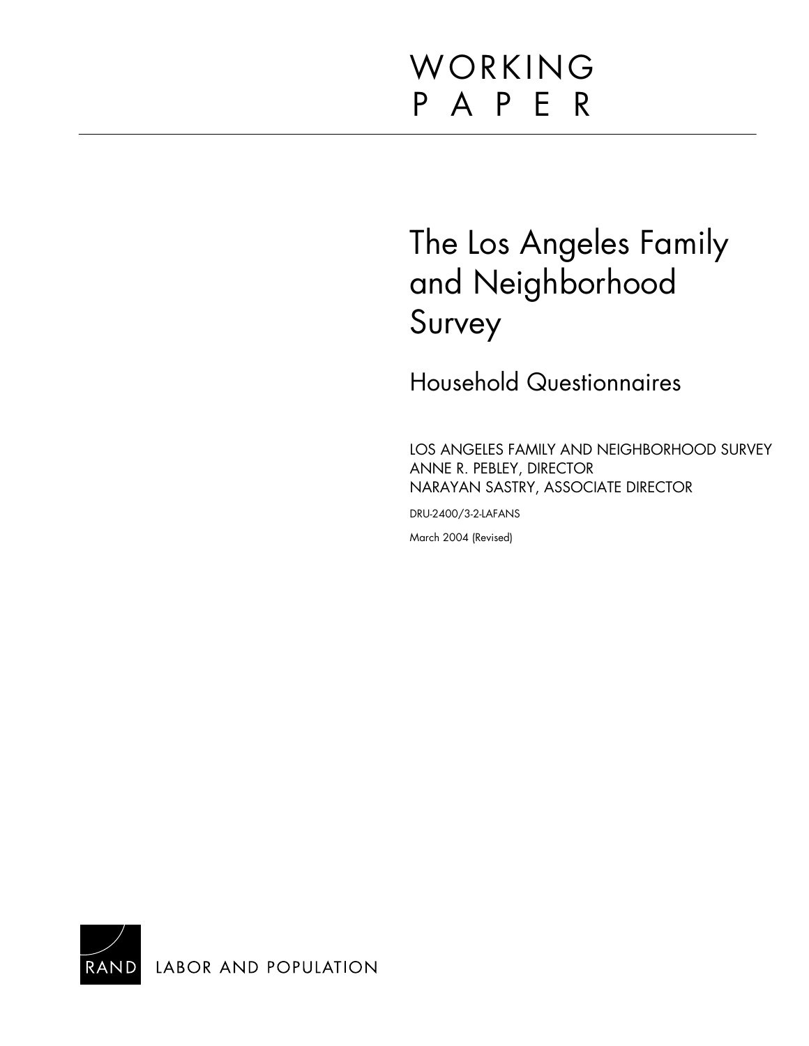WORKING
PAPER

# The Los Angeles Family and Neighborhood Survey

## Household Questionnaires

LOS ANGELES FAMILY AND NEIGHBORHOOD SURVEY
ANNE R. PEBLEY, DIRECTOR
NARAYAN SASTRY, ASSOCIATE DIRECTOR

DRU-2400/3-2-LAFANS

March 2004 (Revised)

RAND LABOR AND POPULATION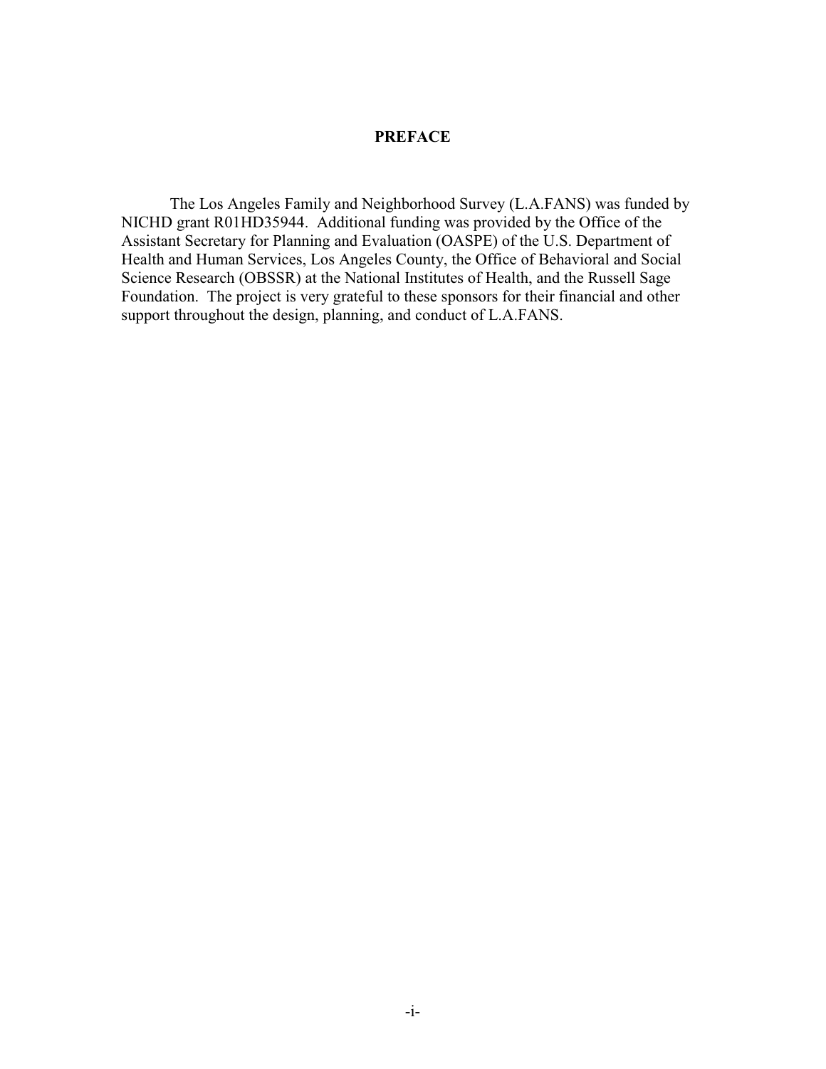# PREFACE

The Los Angeles Family and Neighborhood Survey (L.A.FANS) was funded by NICHD grant R01HD35944. Additional funding was provided by the Office of the Assistant Secretary for Planning and Evaluation (OASPE) of the U.S. Department of Health and Human Services, Los Angeles County, the Office of Behavioral and Social Science Research (OBSSR) at the National Institutes of Health, and the Russell Sage Foundation. The project is very grateful to these sponsors for their financial and other support throughout the design, planning, and conduct of L.A.FANS.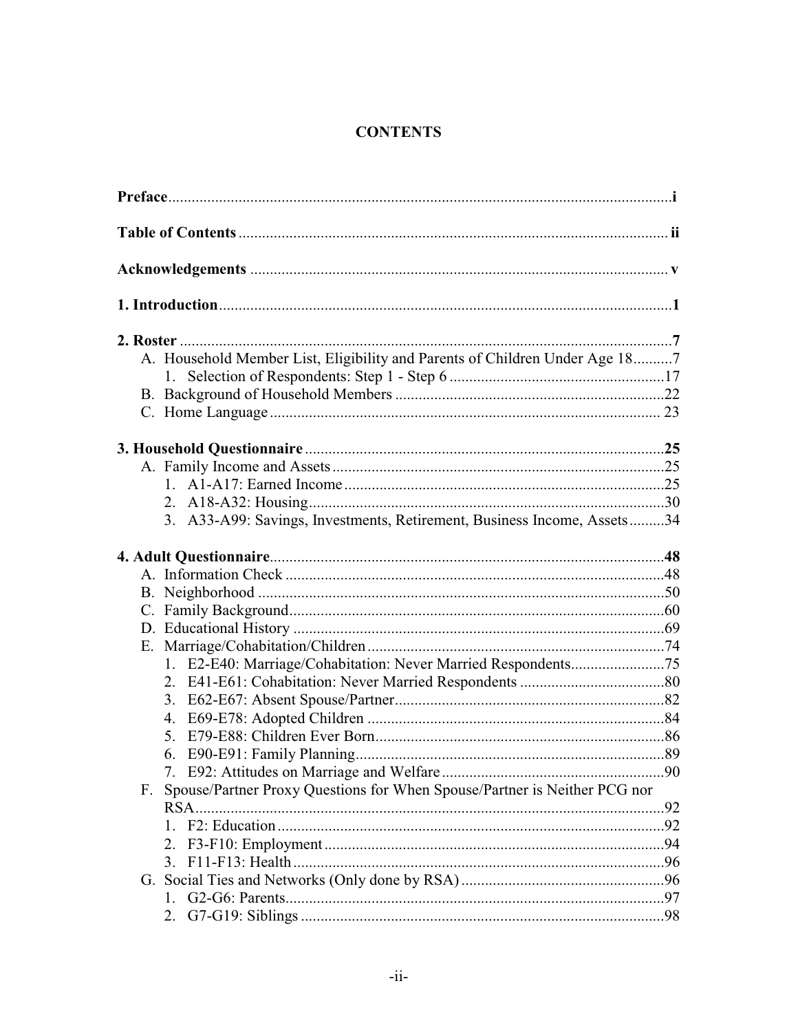# CONTENTS

**Preface** ... **i**

**Table of Contents** ... **ii**

**Acknowledgements** ... **v**

**1. Introduction** ... **1**

**2. Roster** ... **7**

- A. Household Member List, Eligibility and Parents of Children Under Age 18 ... 7
  - 1. Selection of Respondents: Step 1 - Step 6 ... 17
- B. Background of Household Members ... 22
- C. Home Language ... 23

**3. Household Questionnaire** ... **25**

- A. Family Income and Assets ... 25
  - 1. A1-A17: Earned Income ... 25
  - 2. A18-A32: Housing ... 30
  - 3. A33-A99: Savings, Investments, Retirement, Business Income, Assets ... 34

**4. Adult Questionnaire** ... **48**

- A. Information Check ... 48
- B. Neighborhood ... 50
- C. Family Background ... 60
- D. Educational History ... 69
- E. Marriage/Cohabitation/Children ... 74
  - 1. E2-E40: Marriage/Cohabitation: Never Married Respondents ... 75
  - 2. E41-E61: Cohabitation: Never Married Respondents ... 80
  - 3. E62-E67: Absent Spouse/Partner ... 82
  - 4. E69-E78: Adopted Children ... 84
  - 5. E79-E88: Children Ever Born ... 86
  - 6. E90-E91: Family Planning ... 89
  - 7. E92: Attitudes on Marriage and Welfare ... 90
- F. Spouse/Partner Proxy Questions for When Spouse/Partner is Neither PCG nor RSA ... 92
  - 1. F2: Education ... 92
  - 2. F3-F10: Employment ... 94
  - 3. F11-F13: Health ... 96
- G. Social Ties and Networks (Only done by RSA) ... 96
  - 1. G2-G6: Parents ... 97
  - 2. G7-G19: Siblings ... 98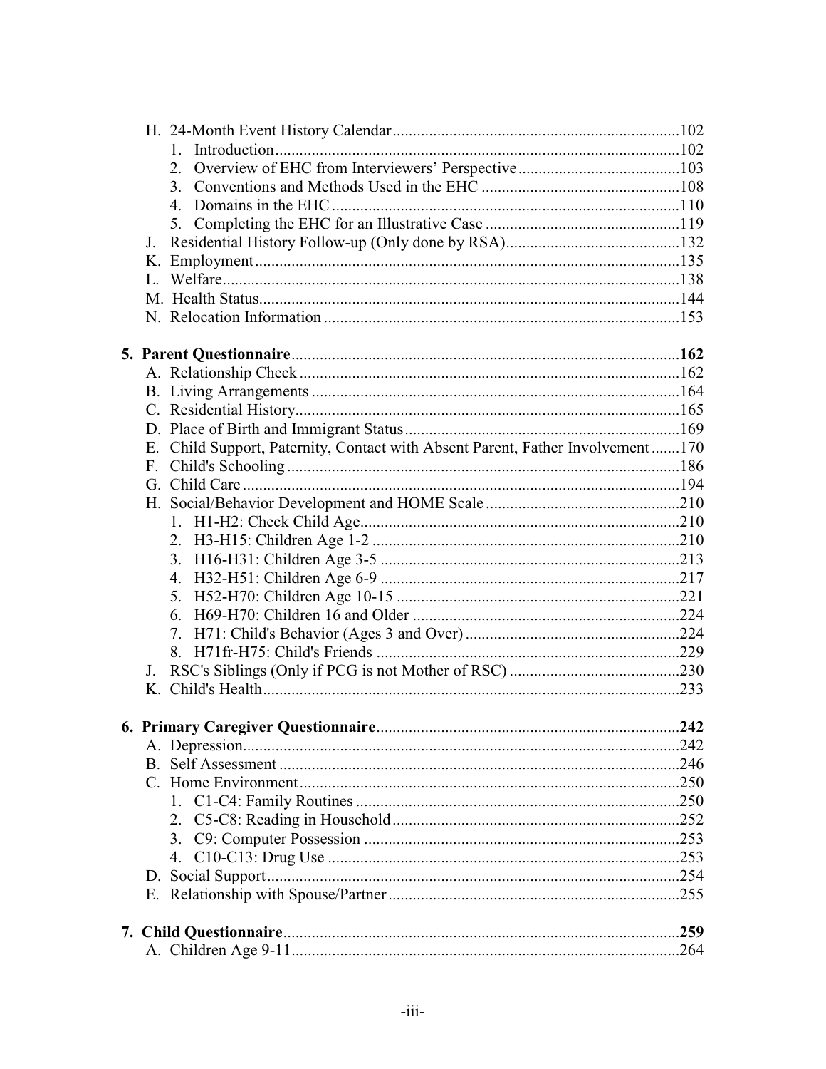- H. 24-Month Event History Calendar......102
  1. Introduction......102
  2. Overview of EHC from Interviewers' Perspective......103
  3. Conventions and Methods Used in the EHC......108
  4. Domains in the EHC......110
  5. Completing the EHC for an Illustrative Case......119
- J. Residential History Follow-up (Only done by RSA)......132
- K. Employment......135
- L. Welfare......138
- M. Health Status......144
- N. Relocation Information......153

**5. Parent Questionnaire......162**

- A. Relationship Check......162
- B. Living Arrangements......164
- C. Residential History......165
- D. Place of Birth and Immigrant Status......169
- E. Child Support, Paternity, Contact with Absent Parent, Father Involvement......170
- F. Child's Schooling......186
- G. Child Care......194
- H. Social/Behavior Development and HOME Scale......210
  1. H1-H2: Check Child Age......210
  2. H3-H15: Children Age 1-2......210
  3. H16-H31: Children Age 3-5......213
  4. H32-H51: Children Age 6-9......217
  5. H52-H70: Children Age 10-15......221
  6. H69-H70: Children 16 and Older......224
  7. H71: Child's Behavior (Ages 3 and Over)......224
  8. H71fr-H75: Child's Friends......229
- J. RSC's Siblings (Only if PCG is not Mother of RSC)......230
- K. Child's Health......233

**6. Primary Caregiver Questionnaire......242**

- A. Depression......242
- B. Self Assessment......246
- C. Home Environment......250
  1. C1-C4: Family Routines......250
  2. C5-C8: Reading in Household......252
  3. C9: Computer Possession......253
  4. C10-C13: Drug Use......253
- D. Social Support......254
- E. Relationship with Spouse/Partner......255

**7. Child Questionnaire......259**

- A. Children Age 9-11......264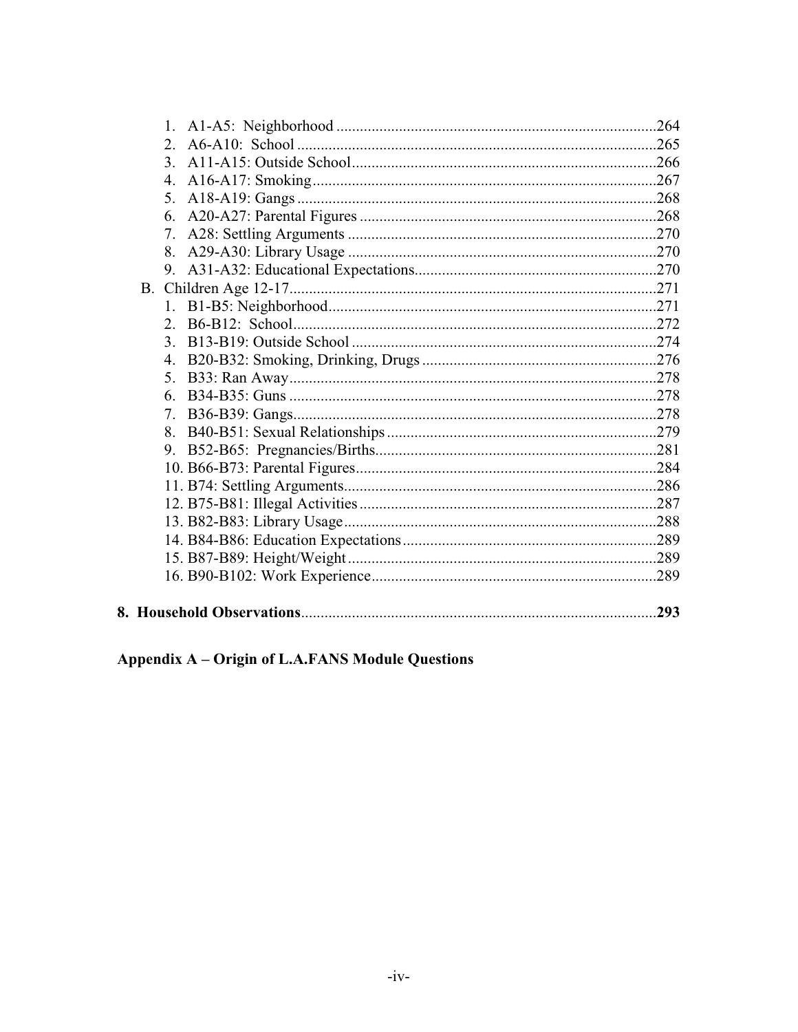1. A1-A5: Neighborhood ....................................................................................264
2. A6-A10: School ...............................................................................................265
3. A11-A15: Outside School................................................................................266
4. A16-A17: Smoking..........................................................................................267
5. A18-A19: Gangs ..............................................................................................268
6. A20-A27: Parental Figures ..............................................................................268
7. A28: Settling Arguments .................................................................................270
8. A29-A30: Library Usage .................................................................................270
9. A31-A32: Educational Expectations................................................................270

B. Children Age 12-17................................................................................................271

1. B1-B5: Neighborhood......................................................................................271
2. B6-B12: School................................................................................................272
3. B13-B19: Outside School ................................................................................274
4. B20-B32: Smoking, Drinking, Drugs ..............................................................276
5. B33: Ran Away................................................................................................278
6. B34-B35: Guns ................................................................................................278
7. B36-B39: Gangs...............................................................................................278
8. B40-B51: Sexual Relationships .......................................................................279
9. B52-B65: Pregnancies/Births..........................................................................281
10. B66-B73: Parental Figures...............................................................................284
11. B74: Settling Arguments..................................................................................286
12. B75-B81: Illegal Activities..............................................................................287
13. B82-B83: Library Usage..................................................................................288
14. B84-B86: Education Expectations...................................................................289
15. B87-B89: Height/Weight.................................................................................289
16. B90-B102: Work Experience...........................................................................289

**8. Household Observations**.............................................................................................**293**

**Appendix A – Origin of L.A.FANS Module Questions**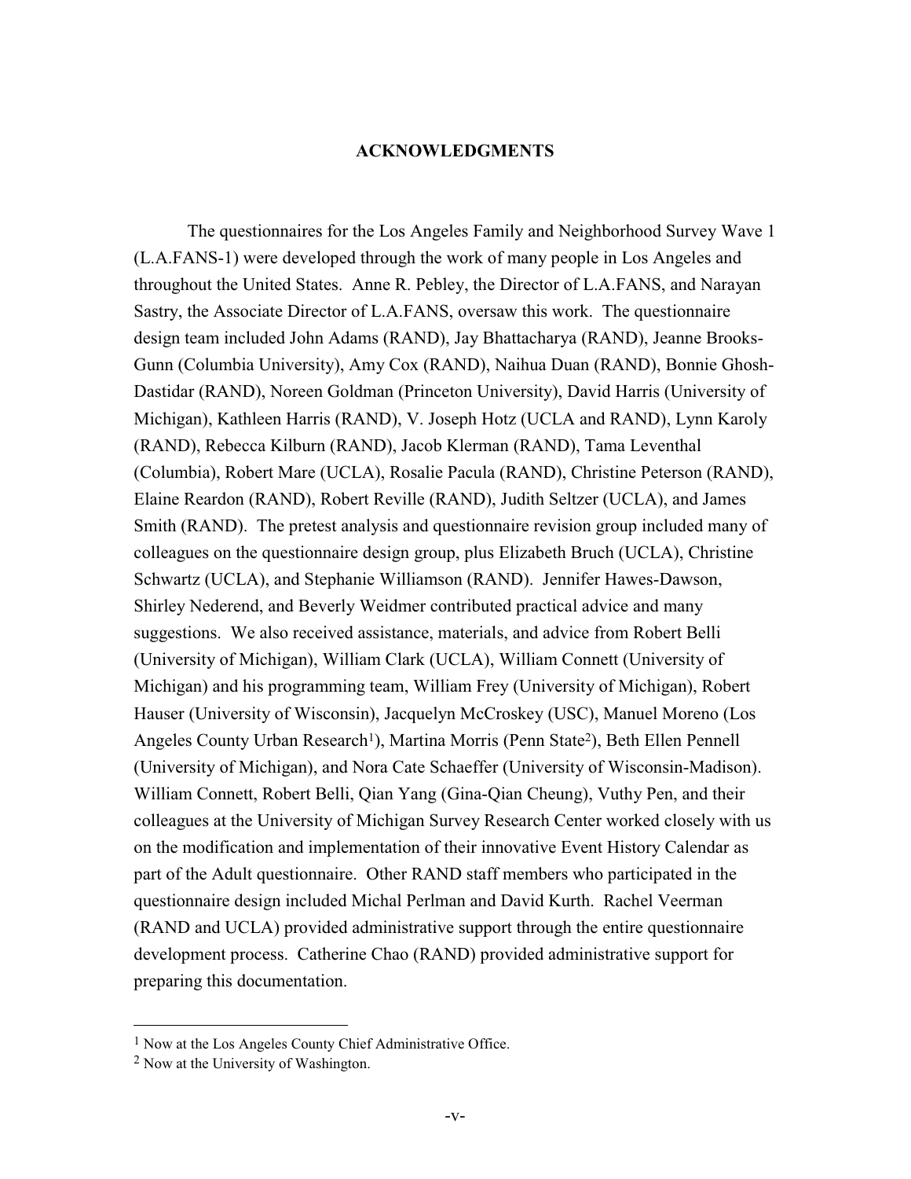# ACKNOWLEDGMENTS

The questionnaires for the Los Angeles Family and Neighborhood Survey Wave 1 (L.A.FANS-1) were developed through the work of many people in Los Angeles and throughout the United States. Anne R. Pebley, the Director of L.A.FANS, and Narayan Sastry, the Associate Director of L.A.FANS, oversaw this work. The questionnaire design team included John Adams (RAND), Jay Bhattacharya (RAND), Jeanne Brooks-Gunn (Columbia University), Amy Cox (RAND), Naihua Duan (RAND), Bonnie Ghosh-Dastidar (RAND), Noreen Goldman (Princeton University), David Harris (University of Michigan), Kathleen Harris (RAND), V. Joseph Hotz (UCLA and RAND), Lynn Karoly (RAND), Rebecca Kilburn (RAND), Jacob Klerman (RAND), Tama Leventhal (Columbia), Robert Mare (UCLA), Rosalie Pacula (RAND), Christine Peterson (RAND), Elaine Reardon (RAND), Robert Reville (RAND), Judith Seltzer (UCLA), and James Smith (RAND). The pretest analysis and questionnaire revision group included many of colleagues on the questionnaire design group, plus Elizabeth Bruch (UCLA), Christine Schwartz (UCLA), and Stephanie Williamson (RAND). Jennifer Hawes-Dawson, Shirley Nederend, and Beverly Weidmer contributed practical advice and many suggestions. We also received assistance, materials, and advice from Robert Belli (University of Michigan), William Clark (UCLA), William Connett (University of Michigan) and his programming team, William Frey (University of Michigan), Robert Hauser (University of Wisconsin), Jacquelyn McCroskey (USC), Manuel Moreno (Los Angeles County Urban Research[1]), Martina Morris (Penn State[2]), Beth Ellen Pennell (University of Michigan), and Nora Cate Schaeffer (University of Wisconsin-Madison). William Connett, Robert Belli, Qian Yang (Gina-Qian Cheung), Vuthy Pen, and their colleagues at the University of Michigan Survey Research Center worked closely with us on the modification and implementation of their innovative Event History Calendar as part of the Adult questionnaire. Other RAND staff members who participated in the questionnaire design included Michal Perlman and David Kurth. Rachel Veerman (RAND and UCLA) provided administrative support through the entire questionnaire development process. Catherine Chao (RAND) provided administrative support for preparing this documentation.

---

[1] Now at the Los Angeles County Chief Administrative Office.

[2] Now at the University of Washington.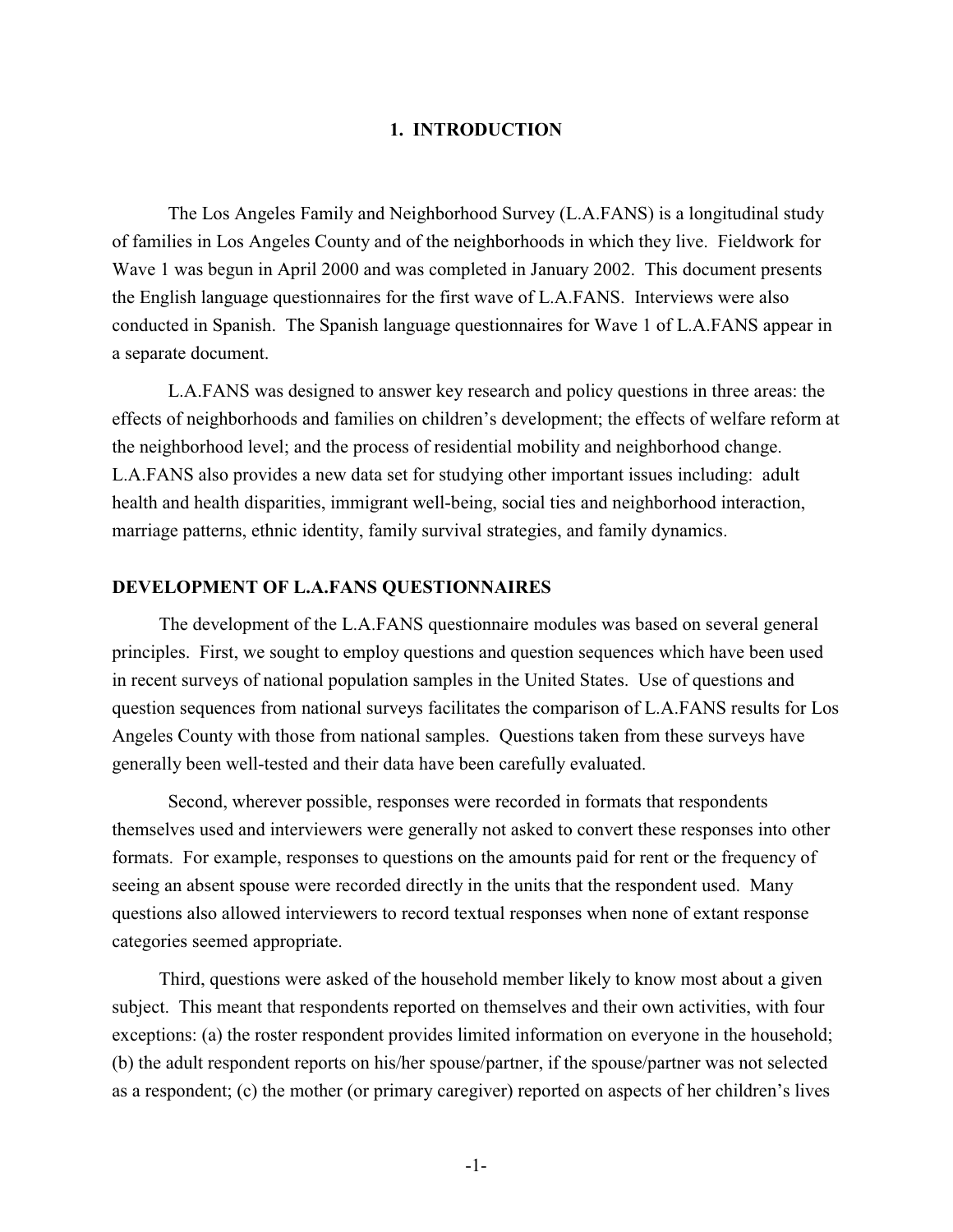# 1. INTRODUCTION

The Los Angeles Family and Neighborhood Survey (L.A.FANS) is a longitudinal study of families in Los Angeles County and of the neighborhoods in which they live. Fieldwork for Wave 1 was begun in April 2000 and was completed in January 2002. This document presents the English language questionnaires for the first wave of L.A.FANS. Interviews were also conducted in Spanish. The Spanish language questionnaires for Wave 1 of L.A.FANS appear in a separate document.

L.A.FANS was designed to answer key research and policy questions in three areas: the effects of neighborhoods and families on children's development; the effects of welfare reform at the neighborhood level; and the process of residential mobility and neighborhood change. L.A.FANS also provides a new data set for studying other important issues including: adult health and health disparities, immigrant well-being, social ties and neighborhood interaction, marriage patterns, ethnic identity, family survival strategies, and family dynamics.

## DEVELOPMENT OF L.A.FANS QUESTIONNAIRES

The development of the L.A.FANS questionnaire modules was based on several general principles. First, we sought to employ questions and question sequences which have been used in recent surveys of national population samples in the United States. Use of questions and question sequences from national surveys facilitates the comparison of L.A.FANS results for Los Angeles County with those from national samples. Questions taken from these surveys have generally been well-tested and their data have been carefully evaluated.

Second, wherever possible, responses were recorded in formats that respondents themselves used and interviewers were generally not asked to convert these responses into other formats. For example, responses to questions on the amounts paid for rent or the frequency of seeing an absent spouse were recorded directly in the units that the respondent used. Many questions also allowed interviewers to record textual responses when none of extant response categories seemed appropriate.

Third, questions were asked of the household member likely to know most about a given subject. This meant that respondents reported on themselves and their own activities, with four exceptions: (a) the roster respondent provides limited information on everyone in the household; (b) the adult respondent reports on his/her spouse/partner, if the spouse/partner was not selected as a respondent; (c) the mother (or primary caregiver) reported on aspects of her children's lives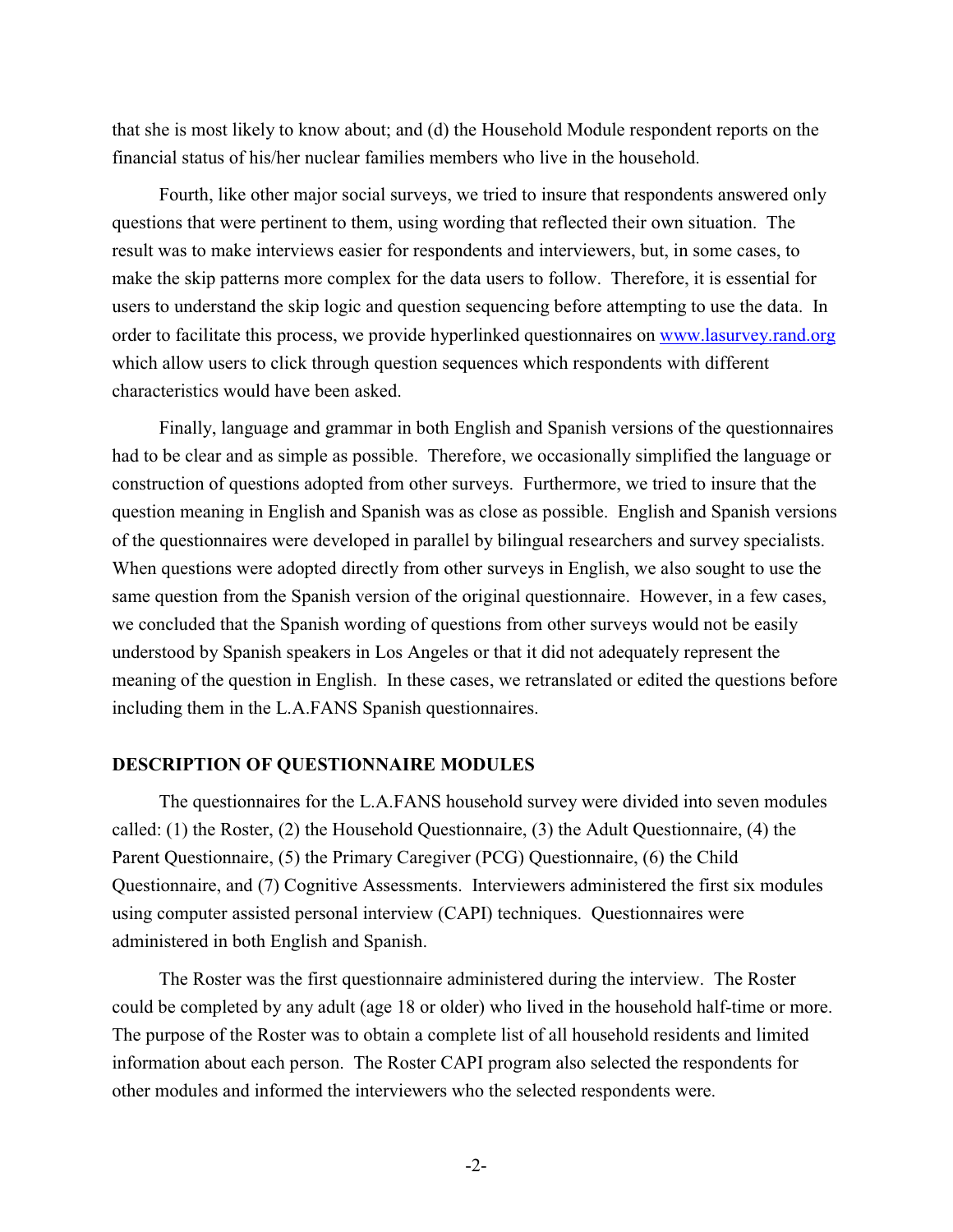that she is most likely to know about; and (d) the Household Module respondent reports on the financial status of his/her nuclear families members who live in the household.

Fourth, like other major social surveys, we tried to insure that respondents answered only questions that were pertinent to them, using wording that reflected their own situation. The result was to make interviews easier for respondents and interviewers, but, in some cases, to make the skip patterns more complex for the data users to follow. Therefore, it is essential for users to understand the skip logic and question sequencing before attempting to use the data. In order to facilitate this process, we provide hyperlinked questionnaires on www.lasurvey.rand.org which allow users to click through question sequences which respondents with different characteristics would have been asked.

Finally, language and grammar in both English and Spanish versions of the questionnaires had to be clear and as simple as possible. Therefore, we occasionally simplified the language or construction of questions adopted from other surveys. Furthermore, we tried to insure that the question meaning in English and Spanish was as close as possible. English and Spanish versions of the questionnaires were developed in parallel by bilingual researchers and survey specialists. When questions were adopted directly from other surveys in English, we also sought to use the same question from the Spanish version of the original questionnaire. However, in a few cases, we concluded that the Spanish wording of questions from other surveys would not be easily understood by Spanish speakers in Los Angeles or that it did not adequately represent the meaning of the question in English. In these cases, we retranslated or edited the questions before including them in the L.A.FANS Spanish questionnaires.

## DESCRIPTION OF QUESTIONNAIRE MODULES

The questionnaires for the L.A.FANS household survey were divided into seven modules called: (1) the Roster, (2) the Household Questionnaire, (3) the Adult Questionnaire, (4) the Parent Questionnaire, (5) the Primary Caregiver (PCG) Questionnaire, (6) the Child Questionnaire, and (7) Cognitive Assessments. Interviewers administered the first six modules using computer assisted personal interview (CAPI) techniques. Questionnaires were administered in both English and Spanish.

The Roster was the first questionnaire administered during the interview. The Roster could be completed by any adult (age 18 or older) who lived in the household half-time or more. The purpose of the Roster was to obtain a complete list of all household residents and limited information about each person. The Roster CAPI program also selected the respondents for other modules and informed the interviewers who the selected respondents were.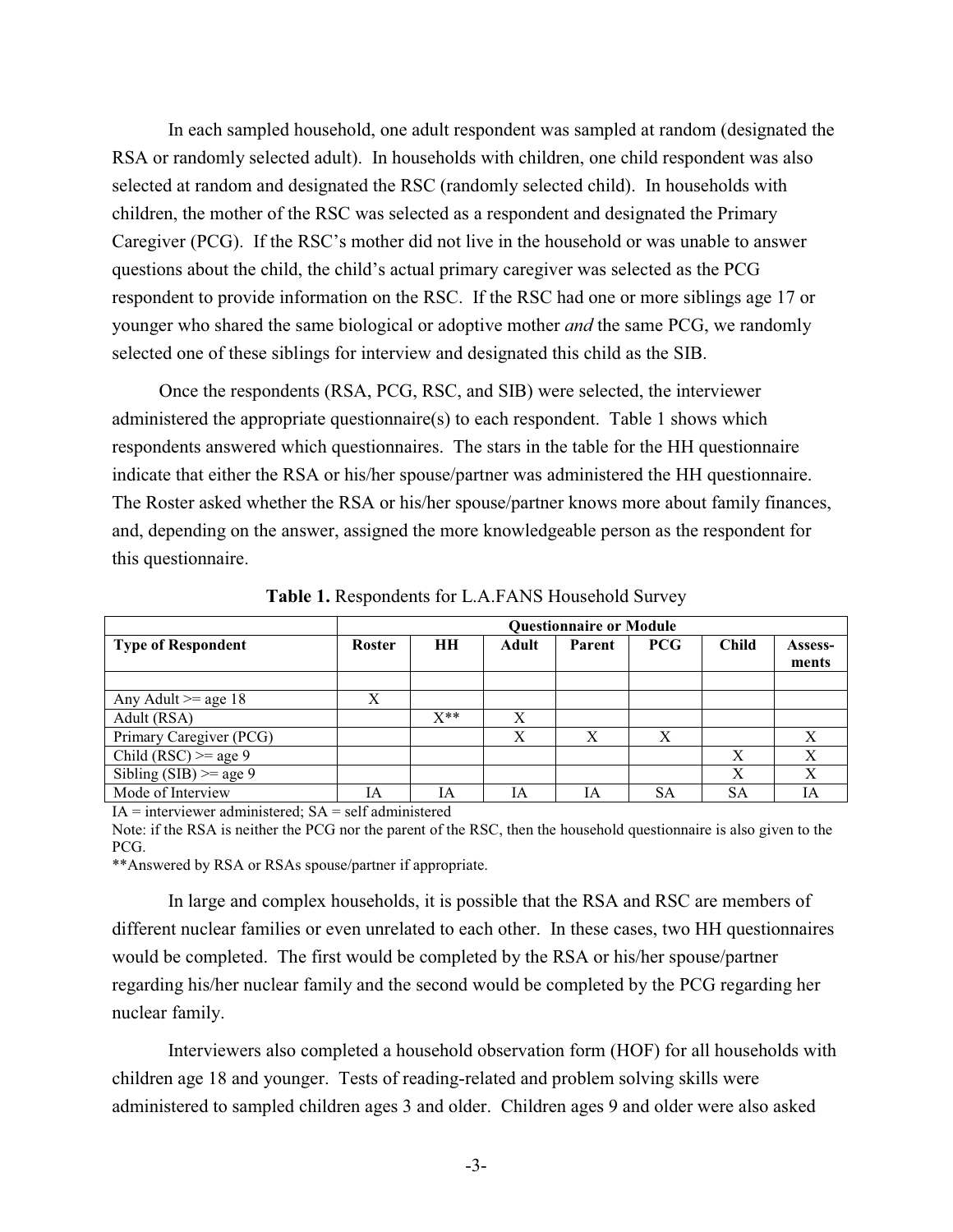In each sampled household, one adult respondent was sampled at random (designated the RSA or randomly selected adult). In households with children, one child respondent was also selected at random and designated the RSC (randomly selected child). In households with children, the mother of the RSC was selected as a respondent and designated the Primary Caregiver (PCG). If the RSC's mother did not live in the household or was unable to answer questions about the child, the child's actual primary caregiver was selected as the PCG respondent to provide information on the RSC. If the RSC had one or more siblings age 17 or younger who shared the same biological or adoptive mother *and* the same PCG, we randomly selected one of these siblings for interview and designated this child as the SIB.

Once the respondents (RSA, PCG, RSC, and SIB) were selected, the interviewer administered the appropriate questionnaire(s) to each respondent. Table 1 shows which respondents answered which questionnaires. The stars in the table for the HH questionnaire indicate that either the RSA or his/her spouse/partner was administered the HH questionnaire. The Roster asked whether the RSA or his/her spouse/partner knows more about family finances, and, depending on the answer, assigned the more knowledgeable person as the respondent for this questionnaire.

**Table 1.** Respondents for L.A.FANS Household Survey

| | Questionnaire or Module | | | | | | |
|---|---|---|---|---|---|---|---|
| **Type of Respondent** | **Roster** | **HH** | **Adult** | **Parent** | **PCG** | **Child** | **Assess-ments** |
| | | | | | | | |
| Any Adult >= age 18 | X | | | | | | |
| Adult (RSA) | | X** | X | | | | |
| Primary Caregiver (PCG) | | | X | X | X | | X |
| Child (RSC) >= age 9 | | | | | | X | X |
| Sibling (SIB) >= age 9 | | | | | | X | X |
| Mode of Interview | IA | IA | IA | IA | SA | SA | IA |

IA = interviewer administered; SA = self administered

Note: if the RSA is neither the PCG nor the parent of the RSC, then the household questionnaire is also given to the PCG.

**Answered by RSA or RSAs spouse/partner if appropriate.

In large and complex households, it is possible that the RSA and RSC are members of different nuclear families or even unrelated to each other. In these cases, two HH questionnaires would be completed. The first would be completed by the RSA or his/her spouse/partner regarding his/her nuclear family and the second would be completed by the PCG regarding her nuclear family.

Interviewers also completed a household observation form (HOF) for all households with children age 18 and younger. Tests of reading-related and problem solving skills were administered to sampled children ages 3 and older. Children ages 9 and older were also asked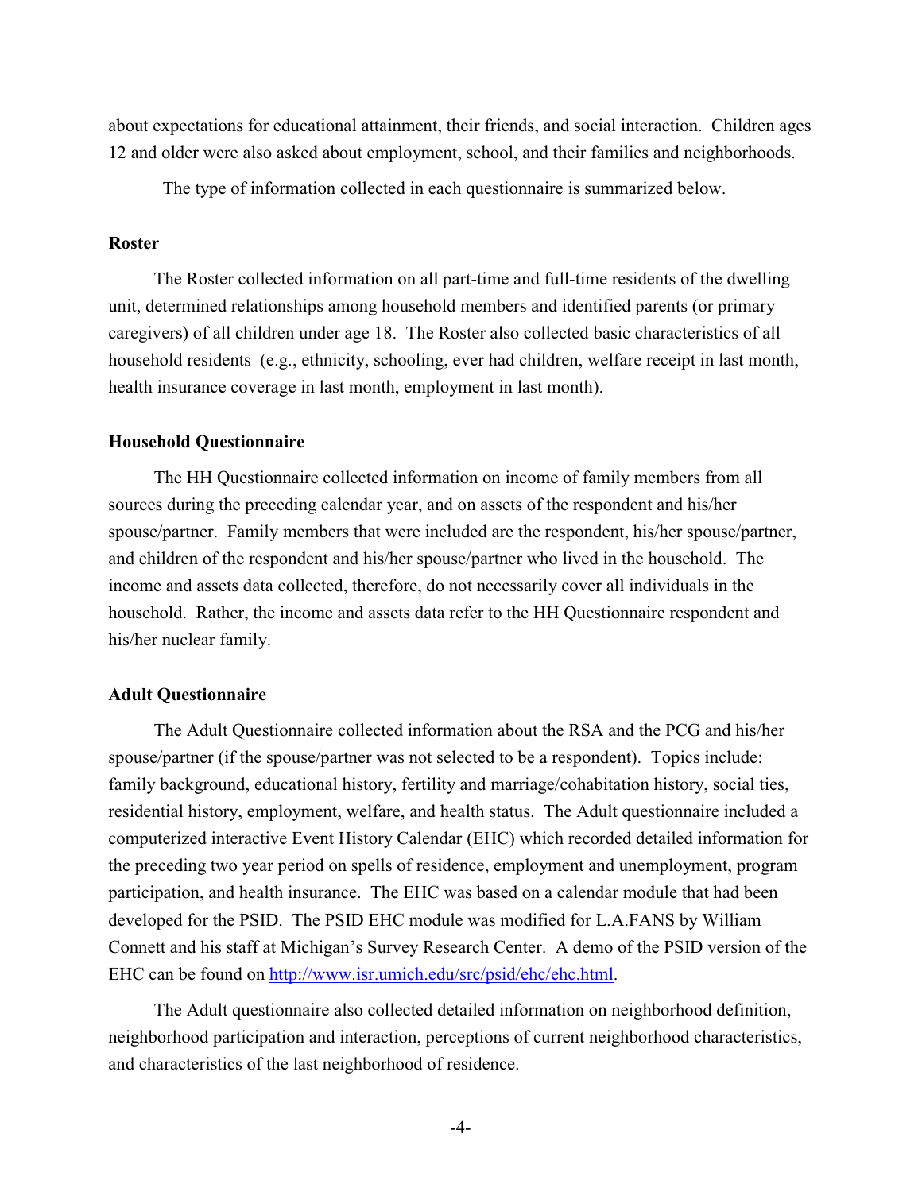about expectations for educational attainment, their friends, and social interaction. Children ages 12 and older were also asked about employment, school, and their families and neighborhoods.

The type of information collected in each questionnaire is summarized below.

**Roster**

The Roster collected information on all part-time and full-time residents of the dwelling unit, determined relationships among household members and identified parents (or primary caregivers) of all children under age 18. The Roster also collected basic characteristics of all household residents (e.g., ethnicity, schooling, ever had children, welfare receipt in last month, health insurance coverage in last month, employment in last month).

**Household Questionnaire**

The HH Questionnaire collected information on income of family members from all sources during the preceding calendar year, and on assets of the respondent and his/her spouse/partner. Family members that were included are the respondent, his/her spouse/partner, and children of the respondent and his/her spouse/partner who lived in the household. The income and assets data collected, therefore, do not necessarily cover all individuals in the household. Rather, the income and assets data refer to the HH Questionnaire respondent and his/her nuclear family.

**Adult Questionnaire**

The Adult Questionnaire collected information about the RSA and the PCG and his/her spouse/partner (if the spouse/partner was not selected to be a respondent). Topics include: family background, educational history, fertility and marriage/cohabitation history, social ties, residential history, employment, welfare, and health status. The Adult questionnaire included a computerized interactive Event History Calendar (EHC) which recorded detailed information for the preceding two year period on spells of residence, employment and unemployment, program participation, and health insurance. The EHC was based on a calendar module that had been developed for the PSID. The PSID EHC module was modified for L.A.FANS by William Connett and his staff at Michigan's Survey Research Center. A demo of the PSID version of the EHC can be found on http://www.isr.umich.edu/src/psid/ehc/ehc.html.

The Adult questionnaire also collected detailed information on neighborhood definition, neighborhood participation and interaction, perceptions of current neighborhood characteristics, and characteristics of the last neighborhood of residence.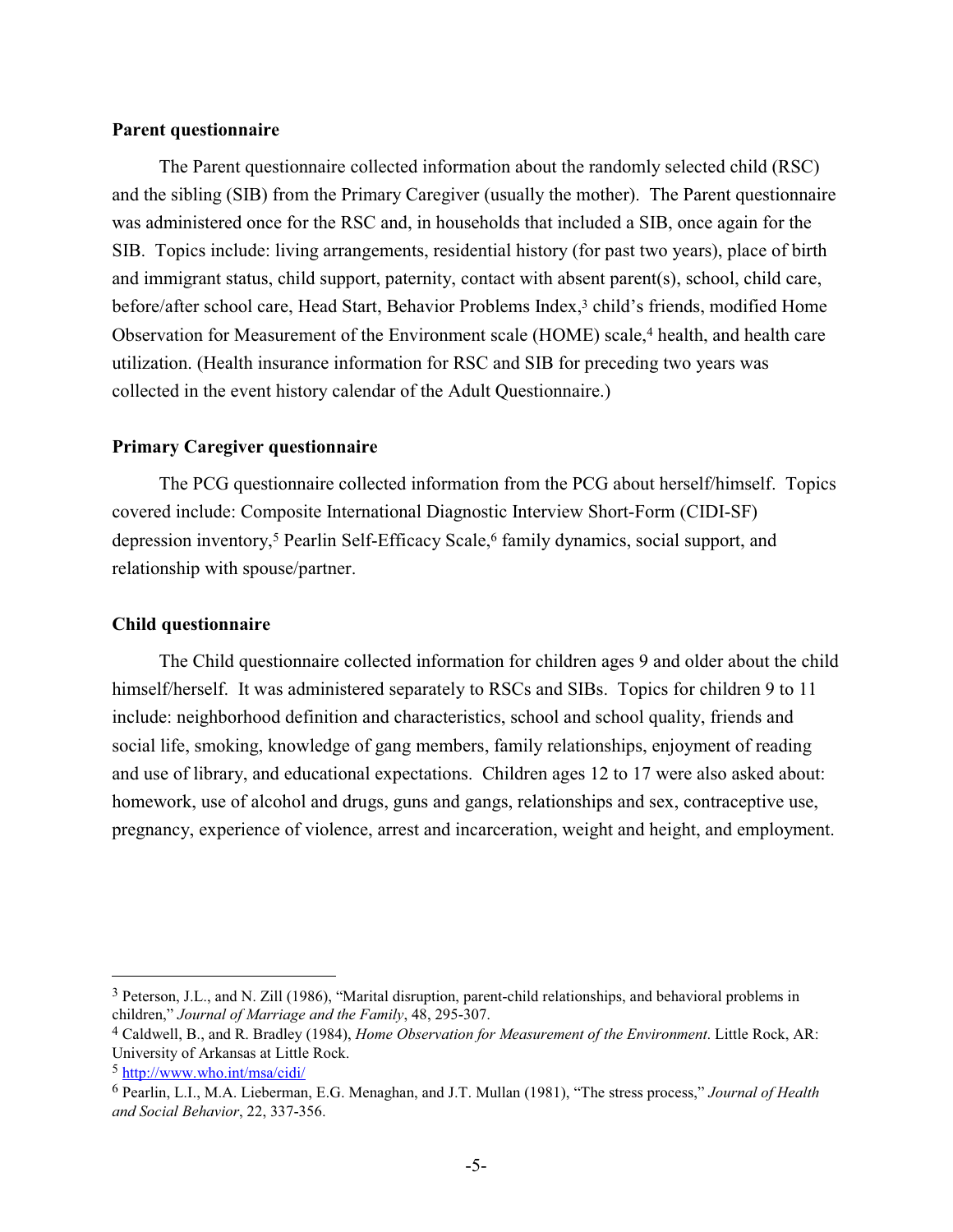**Parent questionnaire**

The Parent questionnaire collected information about the randomly selected child (RSC) and the sibling (SIB) from the Primary Caregiver (usually the mother). The Parent questionnaire was administered once for the RSC and, in households that included a SIB, once again for the SIB. Topics include: living arrangements, residential history (for past two years), place of birth and immigrant status, child support, paternity, contact with absent parent(s), school, child care, before/after school care, Head Start, Behavior Problems Index,[3] child's friends, modified Home Observation for Measurement of the Environment scale (HOME) scale,[4] health, and health care utilization. (Health insurance information for RSC and SIB for preceding two years was collected in the event history calendar of the Adult Questionnaire.)

**Primary Caregiver questionnaire**

The PCG questionnaire collected information from the PCG about herself/himself. Topics covered include: Composite International Diagnostic Interview Short-Form (CIDI-SF) depression inventory,[5] Pearlin Self-Efficacy Scale,[6] family dynamics, social support, and relationship with spouse/partner.

**Child questionnaire**

The Child questionnaire collected information for children ages 9 and older about the child himself/herself. It was administered separately to RSCs and SIBs. Topics for children 9 to 11 include: neighborhood definition and characteristics, school and school quality, friends and social life, smoking, knowledge of gang members, family relationships, enjoyment of reading and use of library, and educational expectations. Children ages 12 to 17 were also asked about: homework, use of alcohol and drugs, guns and gangs, relationships and sex, contraceptive use, pregnancy, experience of violence, arrest and incarceration, weight and height, and employment.

---

[3] Peterson, J.L., and N. Zill (1986), "Marital disruption, parent-child relationships, and behavioral problems in children," *Journal of Marriage and the Family*, 48, 295-307.

[4] Caldwell, B., and R. Bradley (1984), *Home Observation for Measurement of the Environment*. Little Rock, AR: University of Arkansas at Little Rock.

[5] http://www.who.int/msa/cidi/

[6] Pearlin, L.I., M.A. Lieberman, E.G. Menaghan, and J.T. Mullan (1981), "The stress process," *Journal of Health and Social Behavior*, 22, 337-356.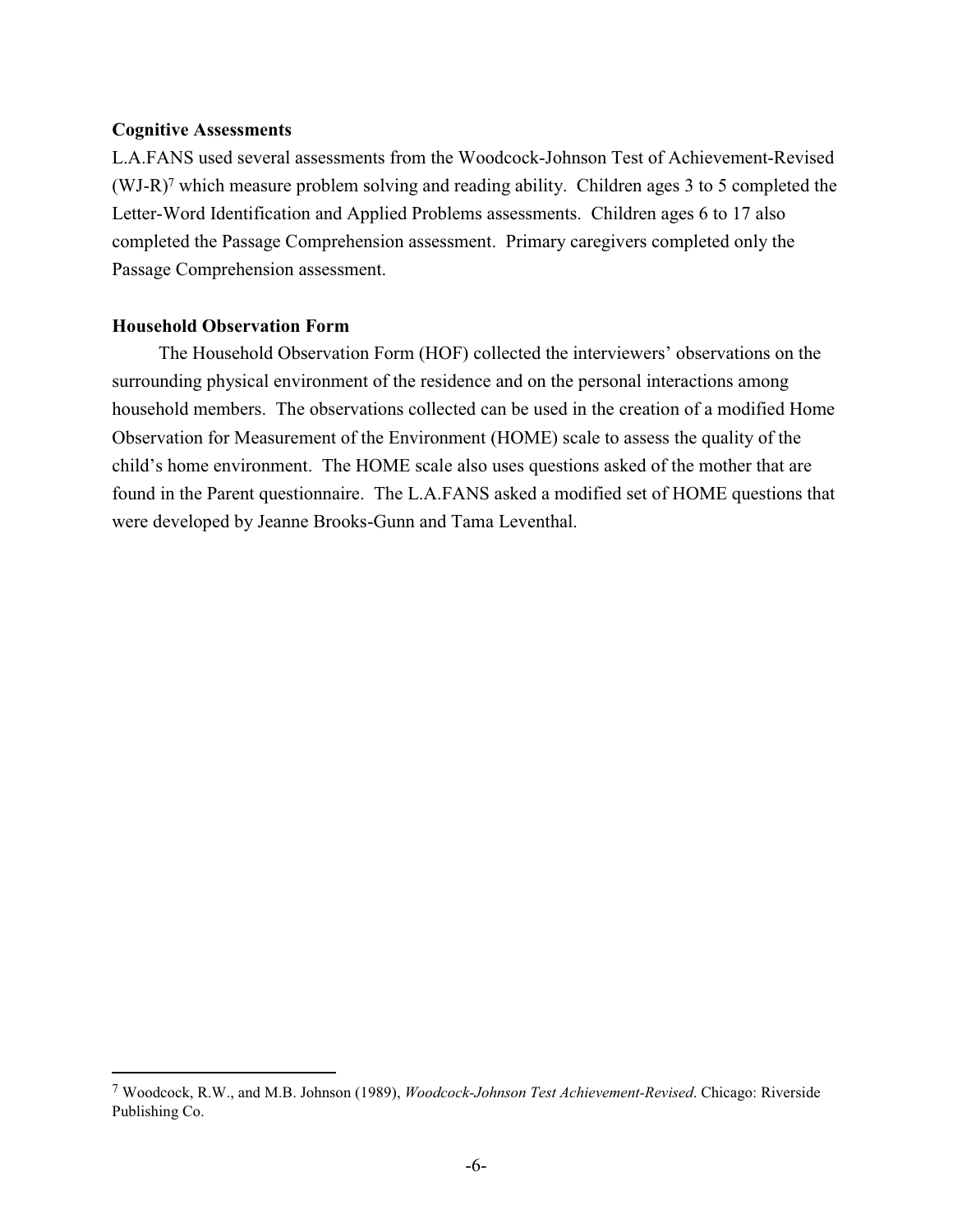**Cognitive Assessments**

L.A.FANS used several assessments from the Woodcock-Johnson Test of Achievement-Revised (WJ-R)[7] which measure problem solving and reading ability. Children ages 3 to 5 completed the Letter-Word Identification and Applied Problems assessments. Children ages 6 to 17 also completed the Passage Comprehension assessment. Primary caregivers completed only the Passage Comprehension assessment.

**Household Observation Form**

The Household Observation Form (HOF) collected the interviewers' observations on the surrounding physical environment of the residence and on the personal interactions among household members. The observations collected can be used in the creation of a modified Home Observation for Measurement of the Environment (HOME) scale to assess the quality of the child's home environment. The HOME scale also uses questions asked of the mother that are found in the Parent questionnaire. The L.A.FANS asked a modified set of HOME questions that were developed by Jeanne Brooks-Gunn and Tama Leventhal.

---

[7] Woodcock, R.W., and M.B. Johnson (1989), *Woodcock-Johnson Test Achievement-Revised*. Chicago: Riverside Publishing Co.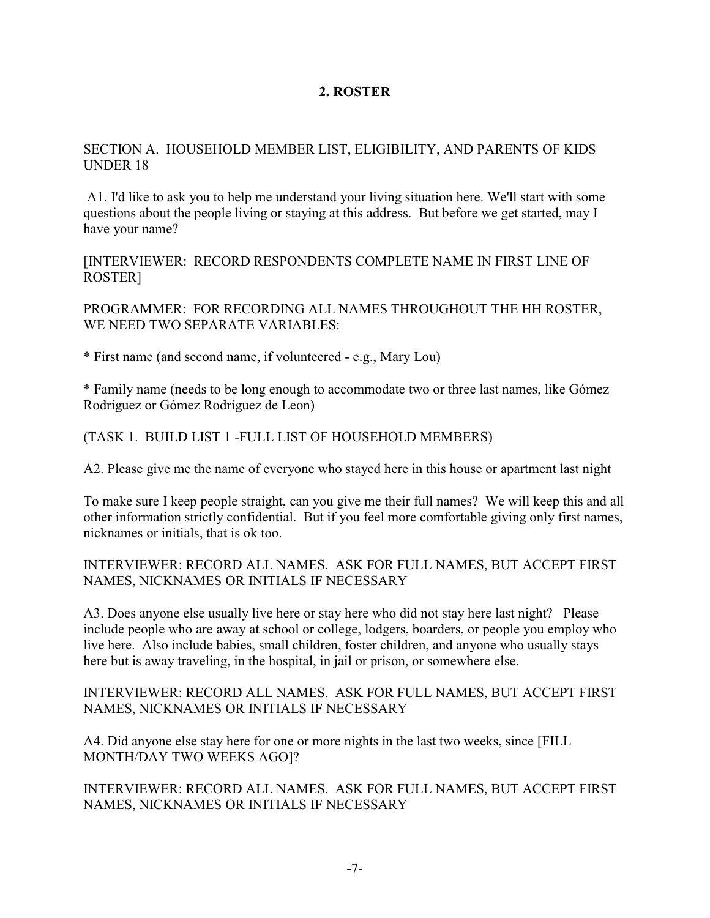## 2. ROSTER

SECTION A. HOUSEHOLD MEMBER LIST, ELIGIBILITY, AND PARENTS OF KIDS UNDER 18

A1. I'd like to ask you to help me understand your living situation here. We'll start with some questions about the people living or staying at this address. But before we get started, may I have your name?

[INTERVIEWER: RECORD RESPONDENTS COMPLETE NAME IN FIRST LINE OF ROSTER]

PROGRAMMER: FOR RECORDING ALL NAMES THROUGHOUT THE HH ROSTER, WE NEED TWO SEPARATE VARIABLES:

* First name (and second name, if volunteered - e.g., Mary Lou)

* Family name (needs to be long enough to accommodate two or three last names, like Gómez Rodríguez or Gómez Rodríguez de Leon)

(TASK 1. BUILD LIST 1 -FULL LIST OF HOUSEHOLD MEMBERS)

A2. Please give me the name of everyone who stayed here in this house or apartment last night

To make sure I keep people straight, can you give me their full names? We will keep this and all other information strictly confidential. But if you feel more comfortable giving only first names, nicknames or initials, that is ok too.

INTERVIEWER: RECORD ALL NAMES. ASK FOR FULL NAMES, BUT ACCEPT FIRST NAMES, NICKNAMES OR INITIALS IF NECESSARY

A3. Does anyone else usually live here or stay here who did not stay here last night? Please include people who are away at school or college, lodgers, boarders, or people you employ who live here. Also include babies, small children, foster children, and anyone who usually stays here but is away traveling, in the hospital, in jail or prison, or somewhere else.

INTERVIEWER: RECORD ALL NAMES. ASK FOR FULL NAMES, BUT ACCEPT FIRST NAMES, NICKNAMES OR INITIALS IF NECESSARY

A4. Did anyone else stay here for one or more nights in the last two weeks, since [FILL MONTH/DAY TWO WEEKS AGO]?

INTERVIEWER: RECORD ALL NAMES. ASK FOR FULL NAMES, BUT ACCEPT FIRST NAMES, NICKNAMES OR INITIALS IF NECESSARY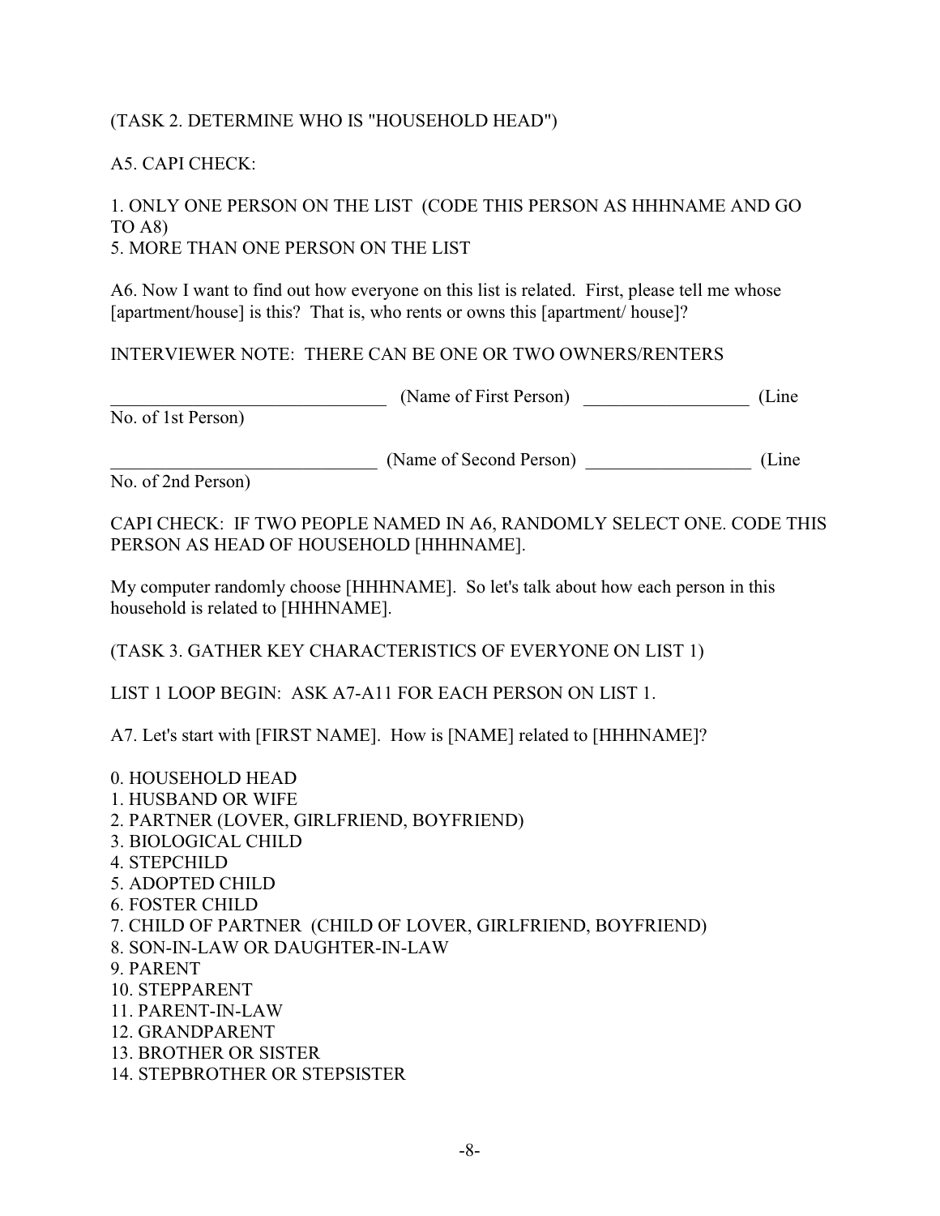(TASK 2. DETERMINE WHO IS "HOUSEHOLD HEAD")

A5. CAPI CHECK:

1. ONLY ONE PERSON ON THE LIST (CODE THIS PERSON AS HHHNAME AND GO TO A8)
5. MORE THAN ONE PERSON ON THE LIST

A6. Now I want to find out how everyone on this list is related. First, please tell me whose [apartment/house] is this? That is, who rents or owns this [apartment/ house]?

INTERVIEWER NOTE: THERE CAN BE ONE OR TWO OWNERS/RENTERS

______________________________ (Name of First Person) __________________ (Line No. of 1st Person)

_____________________________ (Name of Second Person) __________________ (Line No. of 2nd Person)

CAPI CHECK: IF TWO PEOPLE NAMED IN A6, RANDOMLY SELECT ONE. CODE THIS PERSON AS HEAD OF HOUSEHOLD [HHHNAME].

My computer randomly choose [HHHNAME]. So let's talk about how each person in this household is related to [HHHNAME].

(TASK 3. GATHER KEY CHARACTERISTICS OF EVERYONE ON LIST 1)

LIST 1 LOOP BEGIN: ASK A7-A11 FOR EACH PERSON ON LIST 1.

A7. Let's start with [FIRST NAME]. How is [NAME] related to [HHHNAME]?

0. HOUSEHOLD HEAD
1. HUSBAND OR WIFE
2. PARTNER (LOVER, GIRLFRIEND, BOYFRIEND)
3. BIOLOGICAL CHILD
4. STEPCHILD
5. ADOPTED CHILD
6. FOSTER CHILD
7. CHILD OF PARTNER (CHILD OF LOVER, GIRLFRIEND, BOYFRIEND)
8. SON-IN-LAW OR DAUGHTER-IN-LAW
9. PARENT
10. STEPPARENT
11. PARENT-IN-LAW
12. GRANDPARENT
13. BROTHER OR SISTER
14. STEPBROTHER OR STEPSISTER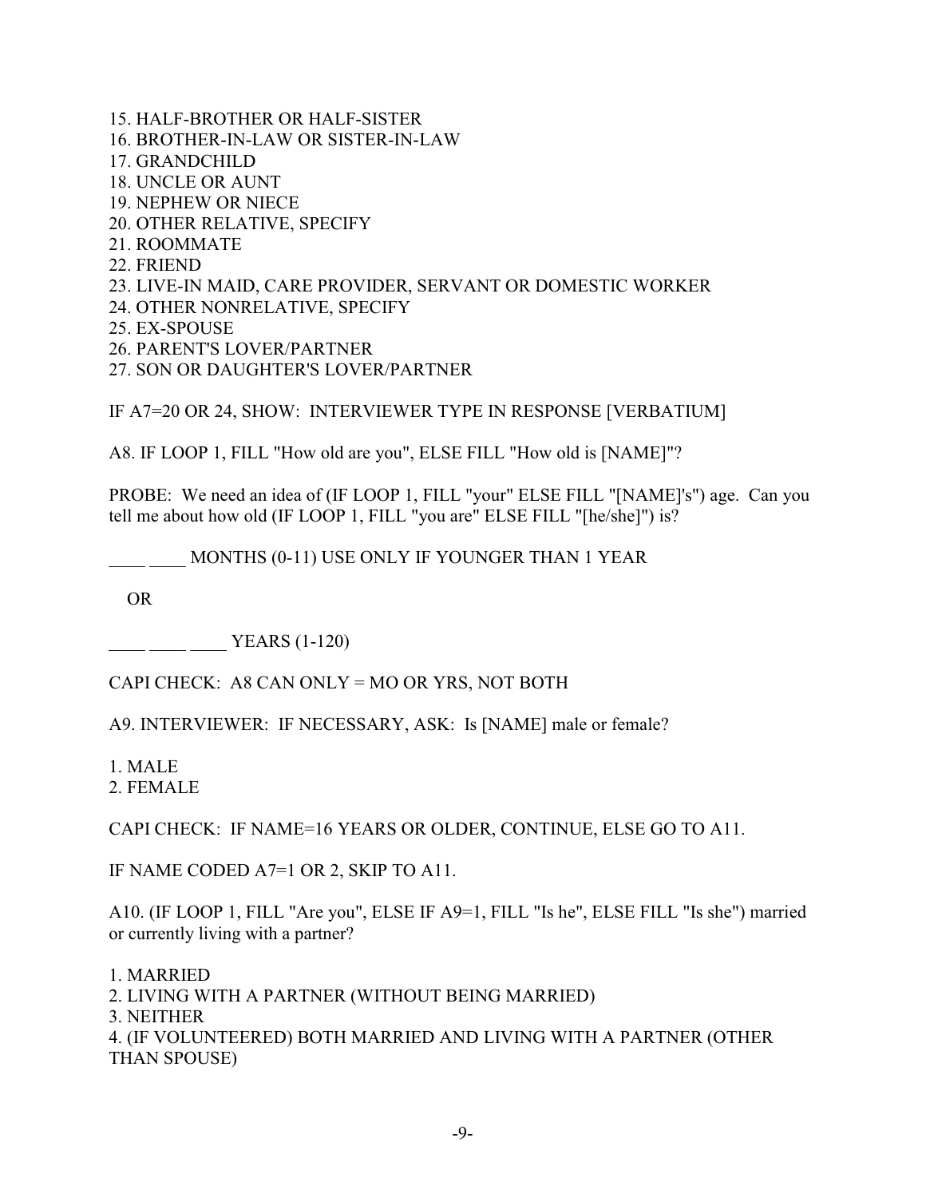15. HALF-BROTHER OR HALF-SISTER
16. BROTHER-IN-LAW OR SISTER-IN-LAW
17. GRANDCHILD
18. UNCLE OR AUNT
19. NEPHEW OR NIECE
20. OTHER RELATIVE, SPECIFY
21. ROOMMATE
22. FRIEND
23. LIVE-IN MAID, CARE PROVIDER, SERVANT OR DOMESTIC WORKER
24. OTHER NONRELATIVE, SPECIFY
25. EX-SPOUSE
26. PARENT'S LOVER/PARTNER
27. SON OR DAUGHTER'S LOVER/PARTNER

IF A7=20 OR 24, SHOW: INTERVIEWER TYPE IN RESPONSE [VERBATIUM]

A8. IF LOOP 1, FILL "How old are you", ELSE FILL "How old is [NAME]"?

PROBE: We need an idea of (IF LOOP 1, FILL "your" ELSE FILL "[NAME]'s") age. Can you tell me about how old (IF LOOP 1, FILL "you are" ELSE FILL "[he/she]") is?

____ ____ MONTHS (0-11) USE ONLY IF YOUNGER THAN 1 YEAR

OR

____ ____ ____ YEARS (1-120)

CAPI CHECK: A8 CAN ONLY = MO OR YRS, NOT BOTH

A9. INTERVIEWER: IF NECESSARY, ASK: Is [NAME] male or female?

1. MALE
2. FEMALE

CAPI CHECK: IF NAME=16 YEARS OR OLDER, CONTINUE, ELSE GO TO A11.

IF NAME CODED A7=1 OR 2, SKIP TO A11.

A10. (IF LOOP 1, FILL "Are you", ELSE IF A9=1, FILL "Is he", ELSE FILL "Is she") married or currently living with a partner?

1. MARRIED
2. LIVING WITH A PARTNER (WITHOUT BEING MARRIED)
3. NEITHER
4. (IF VOLUNTEERED) BOTH MARRIED AND LIVING WITH A PARTNER (OTHER THAN SPOUSE)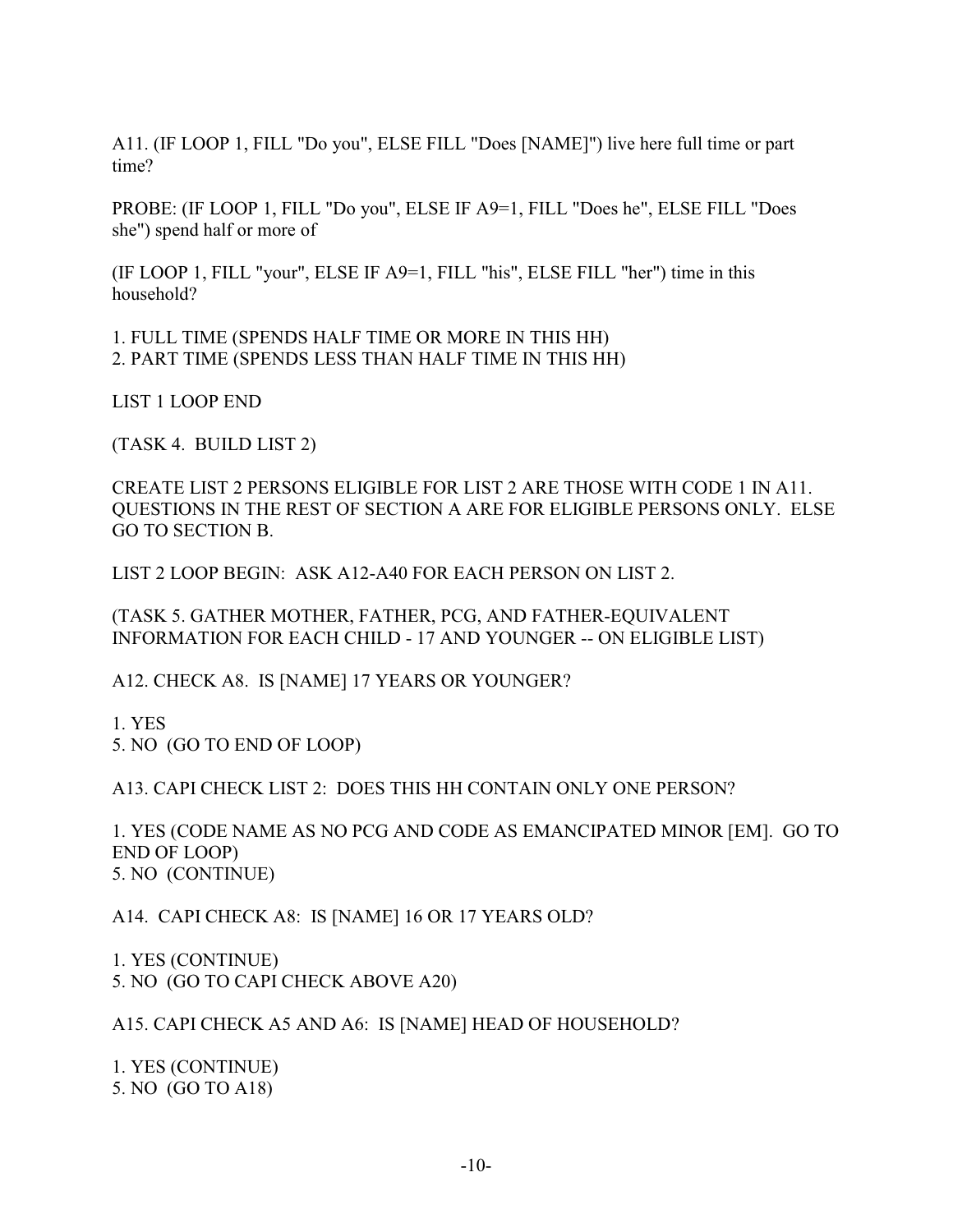A11. (IF LOOP 1, FILL "Do you", ELSE FILL "Does [NAME]") live here full time or part time?

PROBE: (IF LOOP 1, FILL "Do you", ELSE IF A9=1, FILL "Does he", ELSE FILL "Does she") spend half or more of

(IF LOOP 1, FILL "your", ELSE IF A9=1, FILL "his", ELSE FILL "her") time in this household?

1. FULL TIME (SPENDS HALF TIME OR MORE IN THIS HH)
2. PART TIME (SPENDS LESS THAN HALF TIME IN THIS HH)

LIST 1 LOOP END

(TASK 4. BUILD LIST 2)

CREATE LIST 2 PERSONS ELIGIBLE FOR LIST 2 ARE THOSE WITH CODE 1 IN A11. QUESTIONS IN THE REST OF SECTION A ARE FOR ELIGIBLE PERSONS ONLY. ELSE GO TO SECTION B.

LIST 2 LOOP BEGIN: ASK A12-A40 FOR EACH PERSON ON LIST 2.

(TASK 5. GATHER MOTHER, FATHER, PCG, AND FATHER-EQUIVALENT INFORMATION FOR EACH CHILD - 17 AND YOUNGER -- ON ELIGIBLE LIST)

A12. CHECK A8. IS [NAME] 17 YEARS OR YOUNGER?

1. YES
5. NO (GO TO END OF LOOP)

A13. CAPI CHECK LIST 2: DOES THIS HH CONTAIN ONLY ONE PERSON?

1. YES (CODE NAME AS NO PCG AND CODE AS EMANCIPATED MINOR [EM]. GO TO END OF LOOP)
5. NO (CONTINUE)

A14. CAPI CHECK A8: IS [NAME] 16 OR 17 YEARS OLD?

1. YES (CONTINUE)
5. NO (GO TO CAPI CHECK ABOVE A20)

A15. CAPI CHECK A5 AND A6: IS [NAME] HEAD OF HOUSEHOLD?

1. YES (CONTINUE)
5. NO (GO TO A18)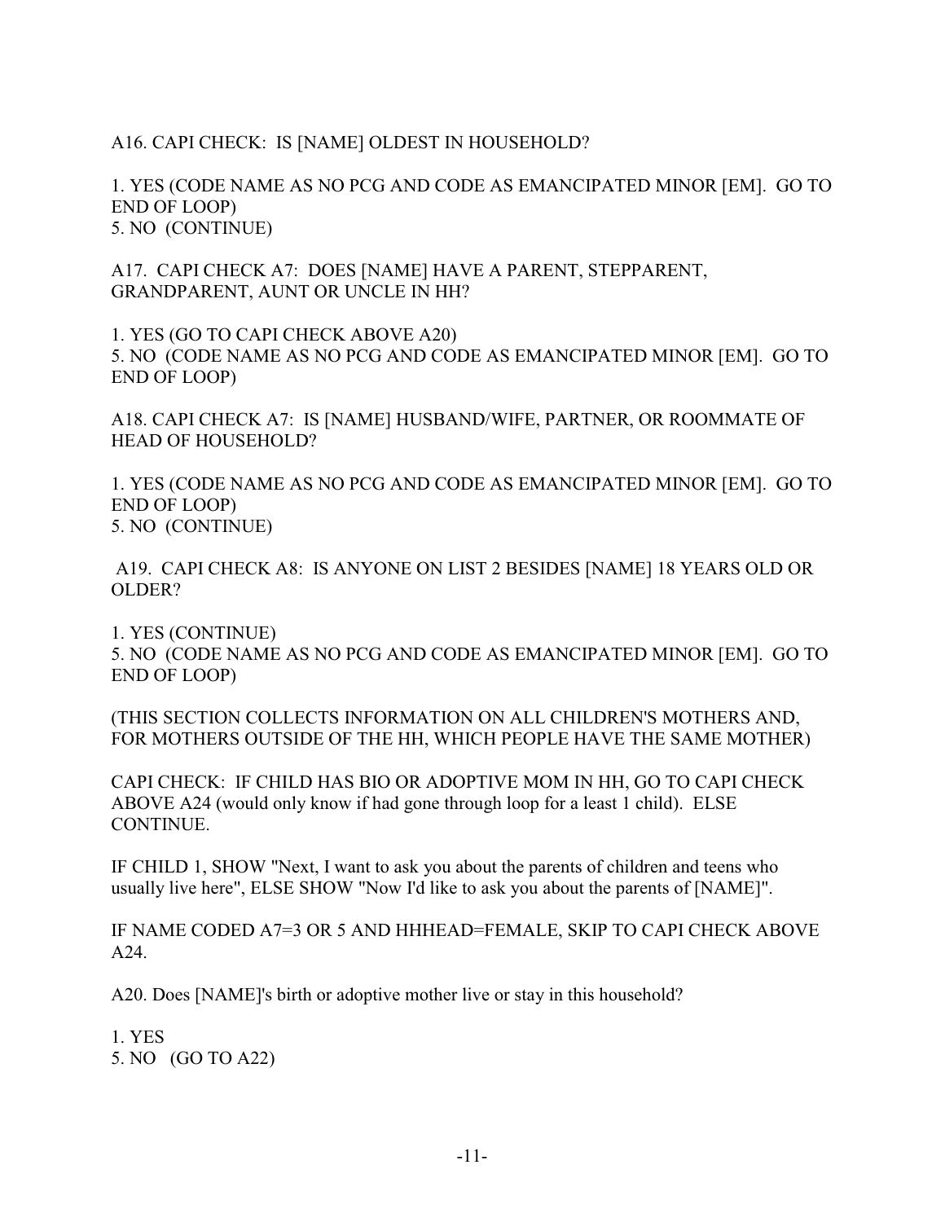A16. CAPI CHECK: IS [NAME] OLDEST IN HOUSEHOLD?

1. YES (CODE NAME AS NO PCG AND CODE AS EMANCIPATED MINOR [EM]. GO TO END OF LOOP)
5. NO (CONTINUE)

A17. CAPI CHECK A7: DOES [NAME] HAVE A PARENT, STEPPARENT, GRANDPARENT, AUNT OR UNCLE IN HH?

1. YES (GO TO CAPI CHECK ABOVE A20)
5. NO (CODE NAME AS NO PCG AND CODE AS EMANCIPATED MINOR [EM]. GO TO END OF LOOP)

A18. CAPI CHECK A7: IS [NAME] HUSBAND/WIFE, PARTNER, OR ROOMMATE OF HEAD OF HOUSEHOLD?

1. YES (CODE NAME AS NO PCG AND CODE AS EMANCIPATED MINOR [EM]. GO TO END OF LOOP)
5. NO (CONTINUE)

A19. CAPI CHECK A8: IS ANYONE ON LIST 2 BESIDES [NAME] 18 YEARS OLD OR OLDER?

1. YES (CONTINUE)
5. NO (CODE NAME AS NO PCG AND CODE AS EMANCIPATED MINOR [EM]. GO TO END OF LOOP)

(THIS SECTION COLLECTS INFORMATION ON ALL CHILDREN'S MOTHERS AND, FOR MOTHERS OUTSIDE OF THE HH, WHICH PEOPLE HAVE THE SAME MOTHER)

CAPI CHECK: IF CHILD HAS BIO OR ADOPTIVE MOM IN HH, GO TO CAPI CHECK ABOVE A24 (would only know if had gone through loop for a least 1 child). ELSE CONTINUE.

IF CHILD 1, SHOW "Next, I want to ask you about the parents of children and teens who usually live here", ELSE SHOW "Now I'd like to ask you about the parents of [NAME]".

IF NAME CODED A7=3 OR 5 AND HHHEAD=FEMALE, SKIP TO CAPI CHECK ABOVE A24.

A20. Does [NAME]'s birth or adoptive mother live or stay in this household?

1. YES
5. NO (GO TO A22)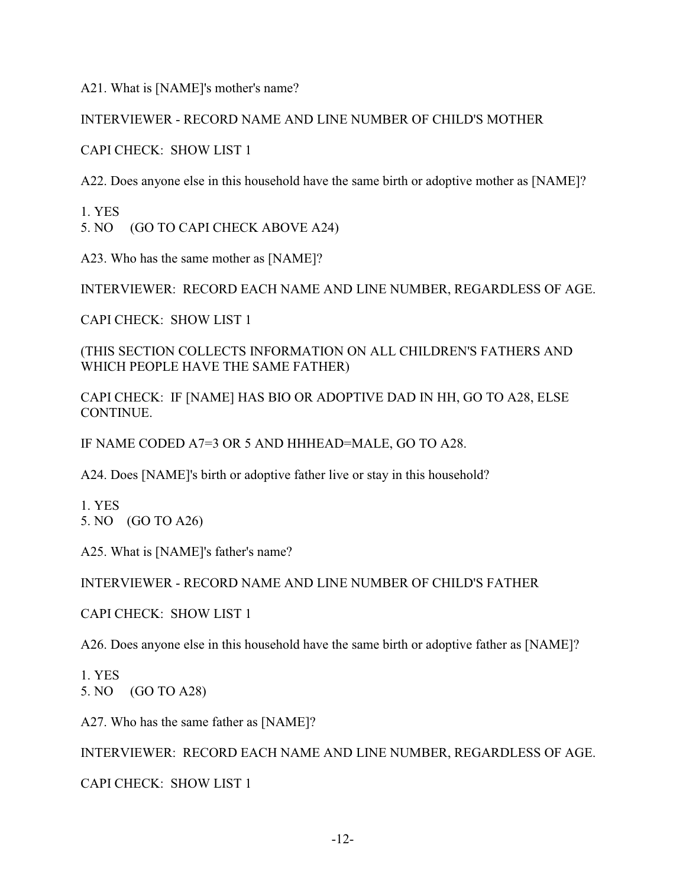A21. What is [NAME]'s mother's name?

INTERVIEWER - RECORD NAME AND LINE NUMBER OF CHILD'S MOTHER

CAPI CHECK: SHOW LIST 1

A22. Does anyone else in this household have the same birth or adoptive mother as [NAME]?

1. YES
5. NO (GO TO CAPI CHECK ABOVE A24)

A23. Who has the same mother as [NAME]?

INTERVIEWER: RECORD EACH NAME AND LINE NUMBER, REGARDLESS OF AGE.

CAPI CHECK: SHOW LIST 1

(THIS SECTION COLLECTS INFORMATION ON ALL CHILDREN'S FATHERS AND WHICH PEOPLE HAVE THE SAME FATHER)

CAPI CHECK: IF [NAME] HAS BIO OR ADOPTIVE DAD IN HH, GO TO A28, ELSE CONTINUE.

IF NAME CODED A7=3 OR 5 AND HHHEAD=MALE, GO TO A28.

A24. Does [NAME]'s birth or adoptive father live or stay in this household?

1. YES
5. NO (GO TO A26)

A25. What is [NAME]'s father's name?

INTERVIEWER - RECORD NAME AND LINE NUMBER OF CHILD'S FATHER

CAPI CHECK: SHOW LIST 1

A26. Does anyone else in this household have the same birth or adoptive father as [NAME]?

1. YES
5. NO (GO TO A28)

A27. Who has the same father as [NAME]?

INTERVIEWER: RECORD EACH NAME AND LINE NUMBER, REGARDLESS OF AGE.

CAPI CHECK: SHOW LIST 1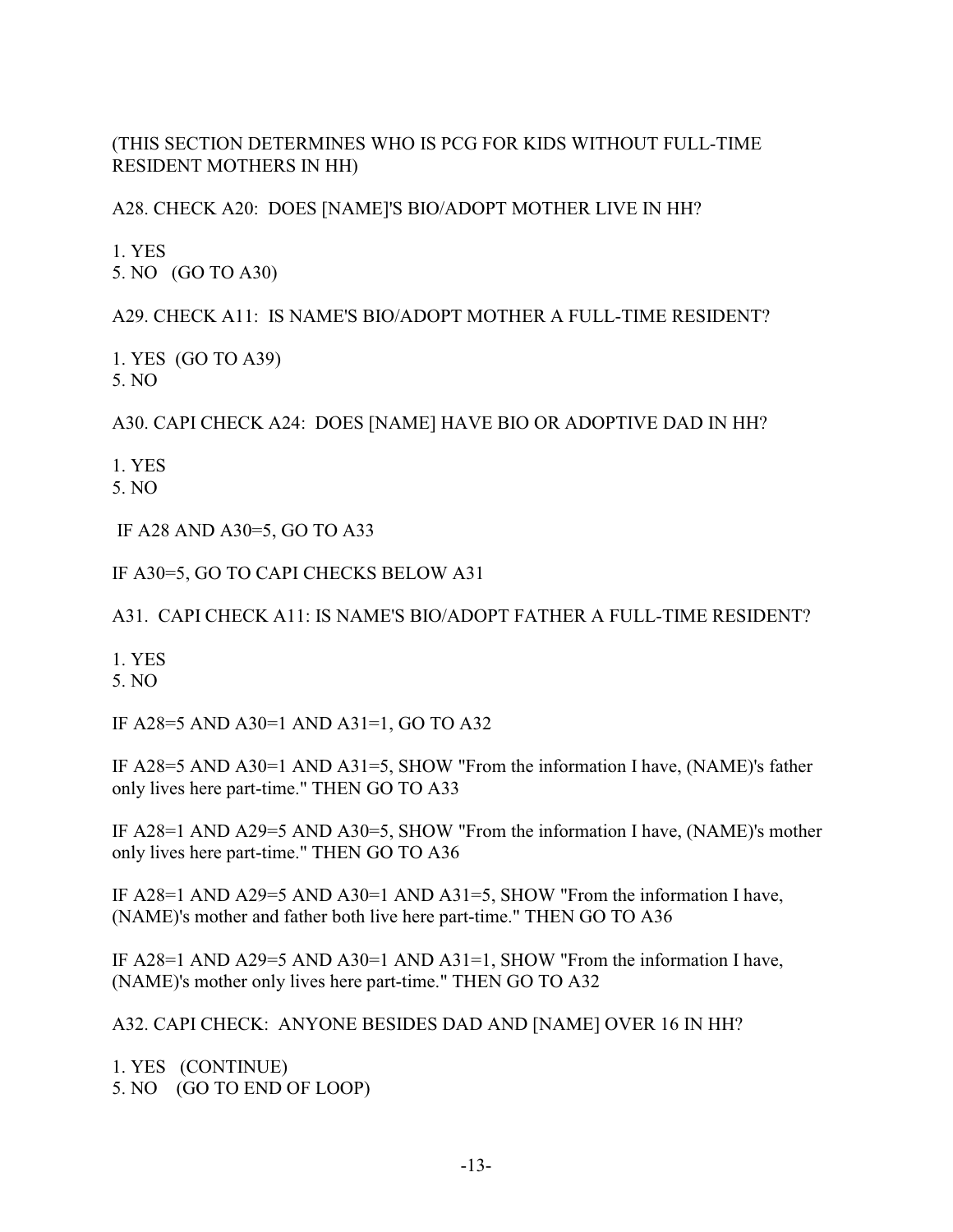(THIS SECTION DETERMINES WHO IS PCG FOR KIDS WITHOUT FULL-TIME RESIDENT MOTHERS IN HH)

A28. CHECK A20: DOES [NAME]'S BIO/ADOPT MOTHER LIVE IN HH?

1. YES
5. NO (GO TO A30)

A29. CHECK A11: IS NAME'S BIO/ADOPT MOTHER A FULL-TIME RESIDENT?

1. YES (GO TO A39)
5. NO

A30. CAPI CHECK A24: DOES [NAME] HAVE BIO OR ADOPTIVE DAD IN HH?

1. YES
5. NO

IF A28 AND A30=5, GO TO A33

IF A30=5, GO TO CAPI CHECKS BELOW A31

A31. CAPI CHECK A11: IS NAME'S BIO/ADOPT FATHER A FULL-TIME RESIDENT?

1. YES
5. NO

IF A28=5 AND A30=1 AND A31=1, GO TO A32

IF A28=5 AND A30=1 AND A31=5, SHOW "From the information I have, (NAME)'s father only lives here part-time." THEN GO TO A33

IF A28=1 AND A29=5 AND A30=5, SHOW "From the information I have, (NAME)'s mother only lives here part-time." THEN GO TO A36

IF A28=1 AND A29=5 AND A30=1 AND A31=5, SHOW "From the information I have, (NAME)'s mother and father both live here part-time." THEN GO TO A36

IF A28=1 AND A29=5 AND A30=1 AND A31=1, SHOW "From the information I have, (NAME)'s mother only lives here part-time." THEN GO TO A32

A32. CAPI CHECK: ANYONE BESIDES DAD AND [NAME] OVER 16 IN HH?

1. YES (CONTINUE)
5. NO (GO TO END OF LOOP)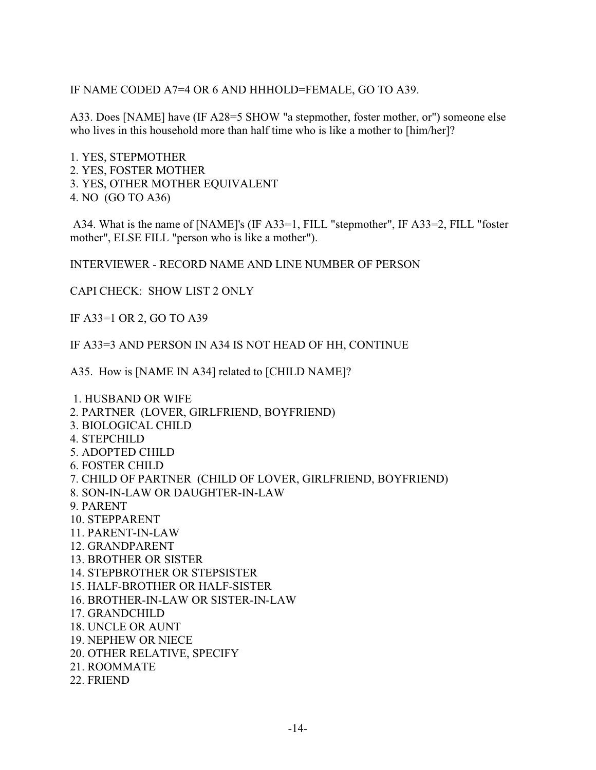IF NAME CODED A7=4 OR 6 AND HHHOLD=FEMALE, GO TO A39.

A33. Does [NAME] have (IF A28=5 SHOW "a stepmother, foster mother, or") someone else who lives in this household more than half time who is like a mother to [him/her]?

1. YES, STEPMOTHER
2. YES, FOSTER MOTHER
3. YES, OTHER MOTHER EQUIVALENT
4. NO (GO TO A36)

A34. What is the name of [NAME]'s (IF A33=1, FILL "stepmother", IF A33=2, FILL "foster mother", ELSE FILL "person who is like a mother").

INTERVIEWER - RECORD NAME AND LINE NUMBER OF PERSON

CAPI CHECK: SHOW LIST 2 ONLY

IF A33=1 OR 2, GO TO A39

IF A33=3 AND PERSON IN A34 IS NOT HEAD OF HH, CONTINUE

A35. How is [NAME IN A34] related to [CHILD NAME]?

1. HUSBAND OR WIFE
2. PARTNER (LOVER, GIRLFRIEND, BOYFRIEND)
3. BIOLOGICAL CHILD
4. STEPCHILD
5. ADOPTED CHILD
6. FOSTER CHILD
7. CHILD OF PARTNER (CHILD OF LOVER, GIRLFRIEND, BOYFRIEND)
8. SON-IN-LAW OR DAUGHTER-IN-LAW
9. PARENT
10. STEPPARENT
11. PARENT-IN-LAW
12. GRANDPARENT
13. BROTHER OR SISTER
14. STEPBROTHER OR STEPSISTER
15. HALF-BROTHER OR HALF-SISTER
16. BROTHER-IN-LAW OR SISTER-IN-LAW
17. GRANDCHILD
18. UNCLE OR AUNT
19. NEPHEW OR NIECE
20. OTHER RELATIVE, SPECIFY
21. ROOMMATE
22. FRIEND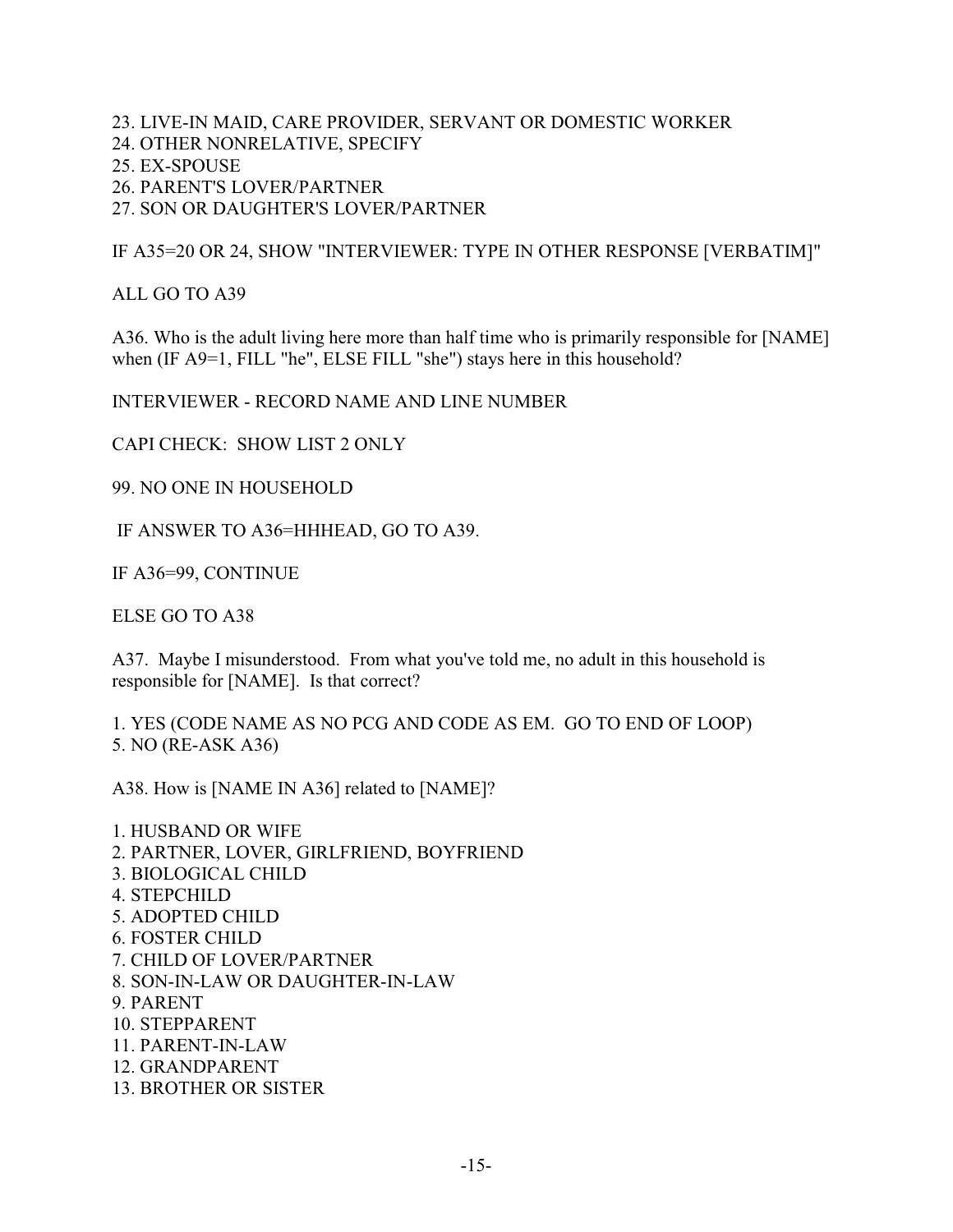23. LIVE-IN MAID, CARE PROVIDER, SERVANT OR DOMESTIC WORKER
24. OTHER NONRELATIVE, SPECIFY
25. EX-SPOUSE
26. PARENT'S LOVER/PARTNER
27. SON OR DAUGHTER'S LOVER/PARTNER

IF A35=20 OR 24, SHOW "INTERVIEWER: TYPE IN OTHER RESPONSE [VERBATIM]"

ALL GO TO A39

A36. Who is the adult living here more than half time who is primarily responsible for [NAME] when (IF A9=1, FILL "he", ELSE FILL "she") stays here in this household?

INTERVIEWER - RECORD NAME AND LINE NUMBER

CAPI CHECK: SHOW LIST 2 ONLY

99. NO ONE IN HOUSEHOLD

IF ANSWER TO A36=HHHEAD, GO TO A39.

IF A36=99, CONTINUE

ELSE GO TO A38

A37. Maybe I misunderstood. From what you've told me, no adult in this household is responsible for [NAME]. Is that correct?

1. YES (CODE NAME AS NO PCG AND CODE AS EM. GO TO END OF LOOP)
5. NO (RE-ASK A36)

A38. How is [NAME IN A36] related to [NAME]?

1. HUSBAND OR WIFE
2. PARTNER, LOVER, GIRLFRIEND, BOYFRIEND
3. BIOLOGICAL CHILD
4. STEPCHILD
5. ADOPTED CHILD
6. FOSTER CHILD
7. CHILD OF LOVER/PARTNER
8. SON-IN-LAW OR DAUGHTER-IN-LAW
9. PARENT
10. STEPPARENT
11. PARENT-IN-LAW
12. GRANDPARENT
13. BROTHER OR SISTER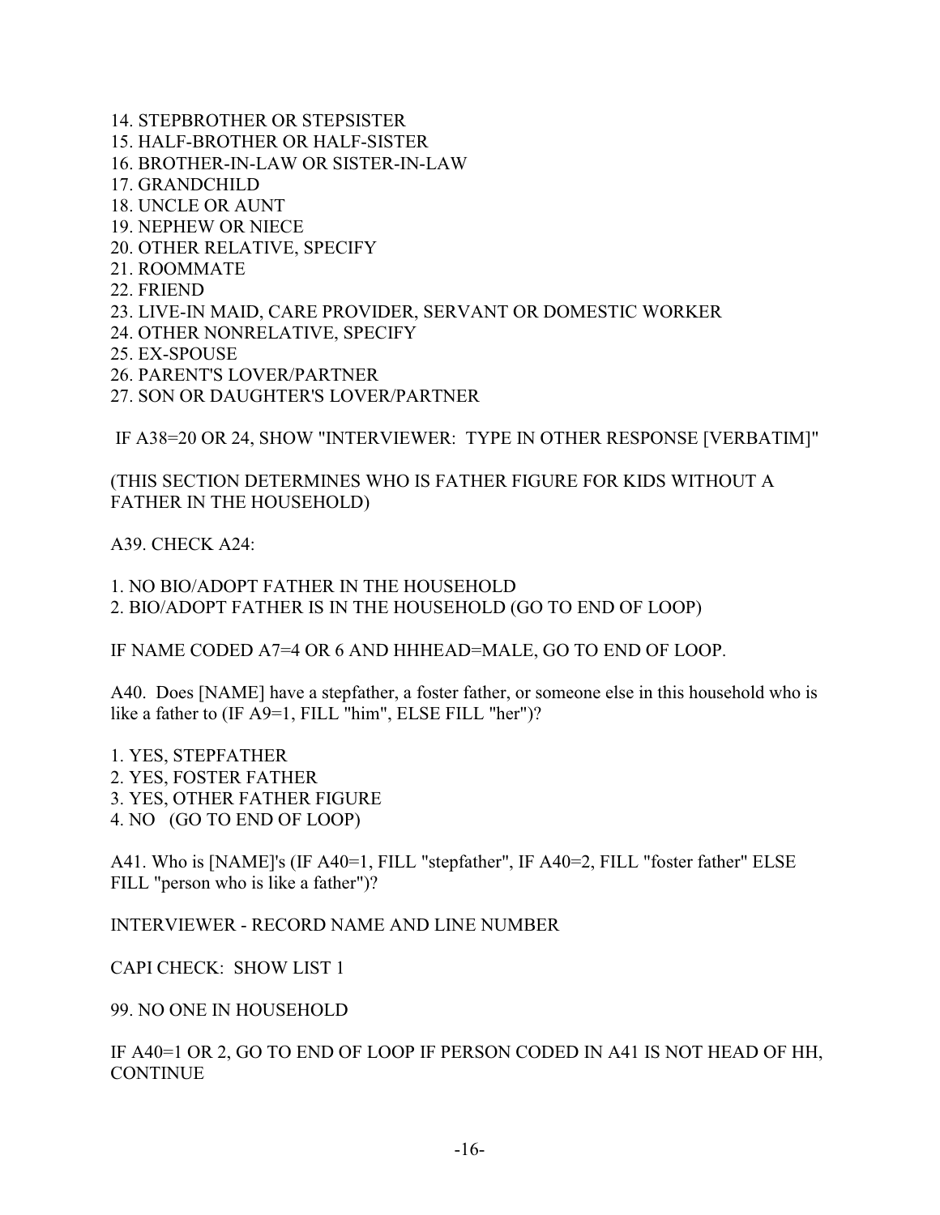14. STEPBROTHER OR STEPSISTER
15. HALF-BROTHER OR HALF-SISTER
16. BROTHER-IN-LAW OR SISTER-IN-LAW
17. GRANDCHILD
18. UNCLE OR AUNT
19. NEPHEW OR NIECE
20. OTHER RELATIVE, SPECIFY
21. ROOMMATE
22. FRIEND
23. LIVE-IN MAID, CARE PROVIDER, SERVANT OR DOMESTIC WORKER
24. OTHER NONRELATIVE, SPECIFY
25. EX-SPOUSE
26. PARENT'S LOVER/PARTNER
27. SON OR DAUGHTER'S LOVER/PARTNER

IF A38=20 OR 24, SHOW "INTERVIEWER: TYPE IN OTHER RESPONSE [VERBATIM]"

(THIS SECTION DETERMINES WHO IS FATHER FIGURE FOR KIDS WITHOUT A FATHER IN THE HOUSEHOLD)

A39. CHECK A24:

1. NO BIO/ADOPT FATHER IN THE HOUSEHOLD
2. BIO/ADOPT FATHER IS IN THE HOUSEHOLD (GO TO END OF LOOP)

IF NAME CODED A7=4 OR 6 AND HHHEAD=MALE, GO TO END OF LOOP.

A40. Does [NAME] have a stepfather, a foster father, or someone else in this household who is like a father to (IF A9=1, FILL "him", ELSE FILL "her")?

1. YES, STEPFATHER
2. YES, FOSTER FATHER
3. YES, OTHER FATHER FIGURE
4. NO (GO TO END OF LOOP)

A41. Who is [NAME]'s (IF A40=1, FILL "stepfather", IF A40=2, FILL "foster father" ELSE FILL "person who is like a father")?

INTERVIEWER - RECORD NAME AND LINE NUMBER

CAPI CHECK: SHOW LIST 1

99. NO ONE IN HOUSEHOLD

IF A40=1 OR 2, GO TO END OF LOOP IF PERSON CODED IN A41 IS NOT HEAD OF HH, CONTINUE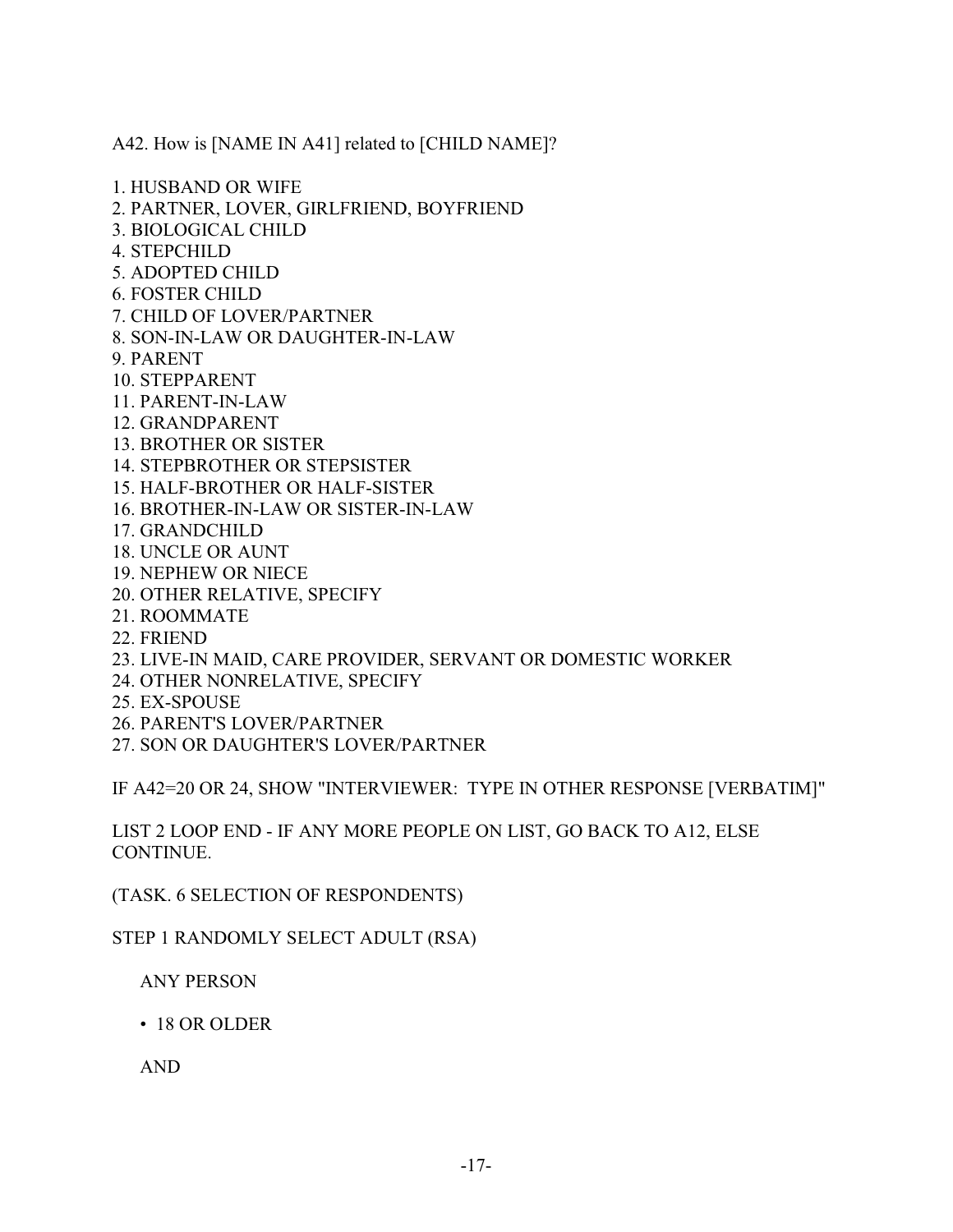A42. How is [NAME IN A41] related to [CHILD NAME]?

1. HUSBAND OR WIFE
2. PARTNER, LOVER, GIRLFRIEND, BOYFRIEND
3. BIOLOGICAL CHILD
4. STEPCHILD
5. ADOPTED CHILD
6. FOSTER CHILD
7. CHILD OF LOVER/PARTNER
8. SON-IN-LAW OR DAUGHTER-IN-LAW
9. PARENT
10. STEPPARENT
11. PARENT-IN-LAW
12. GRANDPARENT
13. BROTHER OR SISTER
14. STEPBROTHER OR STEPSISTER
15. HALF-BROTHER OR HALF-SISTER
16. BROTHER-IN-LAW OR SISTER-IN-LAW
17. GRANDCHILD
18. UNCLE OR AUNT
19. NEPHEW OR NIECE
20. OTHER RELATIVE, SPECIFY
21. ROOMMATE
22. FRIEND
23. LIVE-IN MAID, CARE PROVIDER, SERVANT OR DOMESTIC WORKER
24. OTHER NONRELATIVE, SPECIFY
25. EX-SPOUSE
26. PARENT'S LOVER/PARTNER
27. SON OR DAUGHTER'S LOVER/PARTNER

IF A42=20 OR 24, SHOW "INTERVIEWER: TYPE IN OTHER RESPONSE [VERBATIM]"

LIST 2 LOOP END - IF ANY MORE PEOPLE ON LIST, GO BACK TO A12, ELSE CONTINUE.

(TASK. 6 SELECTION OF RESPONDENTS)

STEP 1 RANDOMLY SELECT ADULT (RSA)

ANY PERSON

- 18 OR OLDER

AND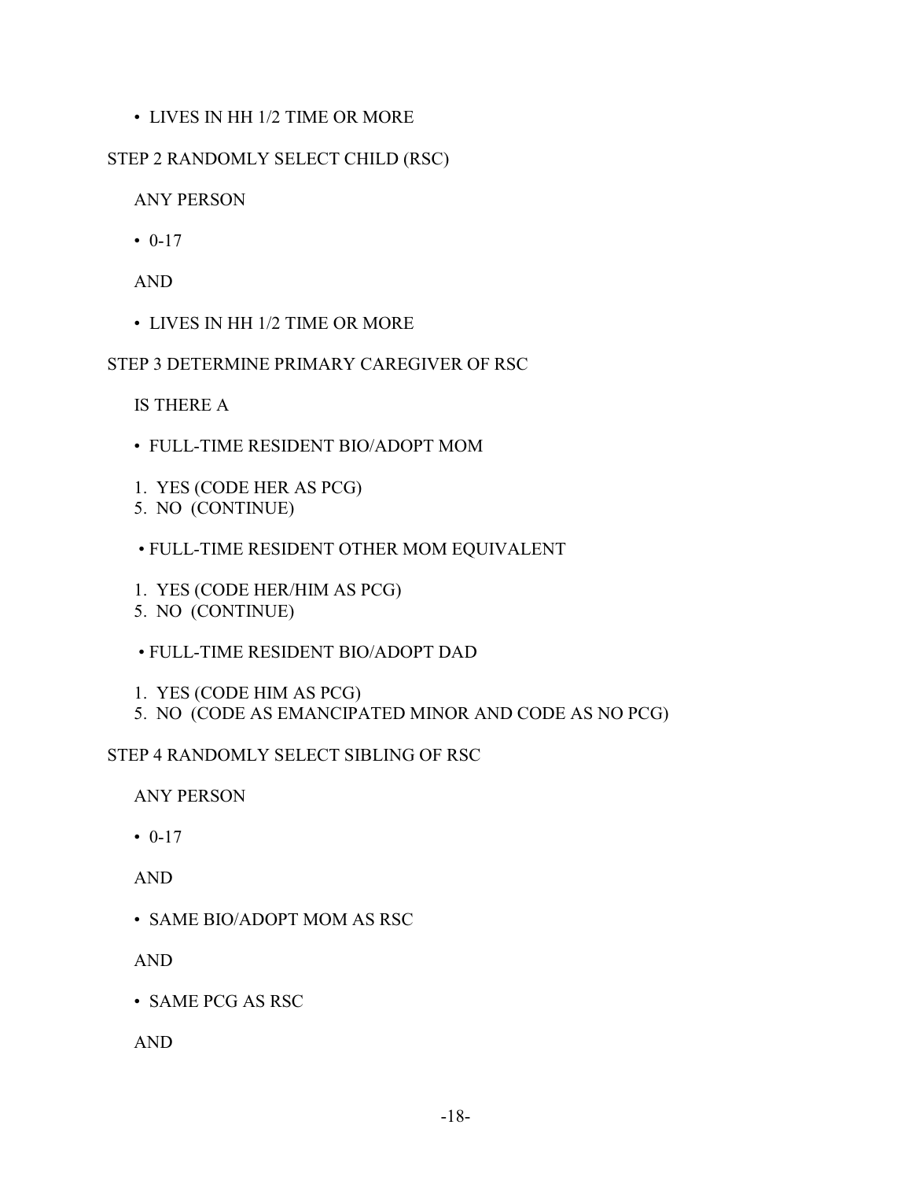- LIVES IN HH 1/2 TIME OR MORE

STEP 2 RANDOMLY SELECT CHILD (RSC)

ANY PERSON

- 0-17

AND

- LIVES IN HH 1/2 TIME OR MORE

STEP 3 DETERMINE PRIMARY CAREGIVER OF RSC

IS THERE A

- FULL-TIME RESIDENT BIO/ADOPT MOM

1. YES (CODE HER AS PCG)
5. NO (CONTINUE)

- FULL-TIME RESIDENT OTHER MOM EQUIVALENT

1. YES (CODE HER/HIM AS PCG)
5. NO (CONTINUE)

- FULL-TIME RESIDENT BIO/ADOPT DAD

1. YES (CODE HIM AS PCG)
5. NO (CODE AS EMANCIPATED MINOR AND CODE AS NO PCG)

STEP 4 RANDOMLY SELECT SIBLING OF RSC

ANY PERSON

- 0-17

AND

- SAME BIO/ADOPT MOM AS RSC

AND

- SAME PCG AS RSC

AND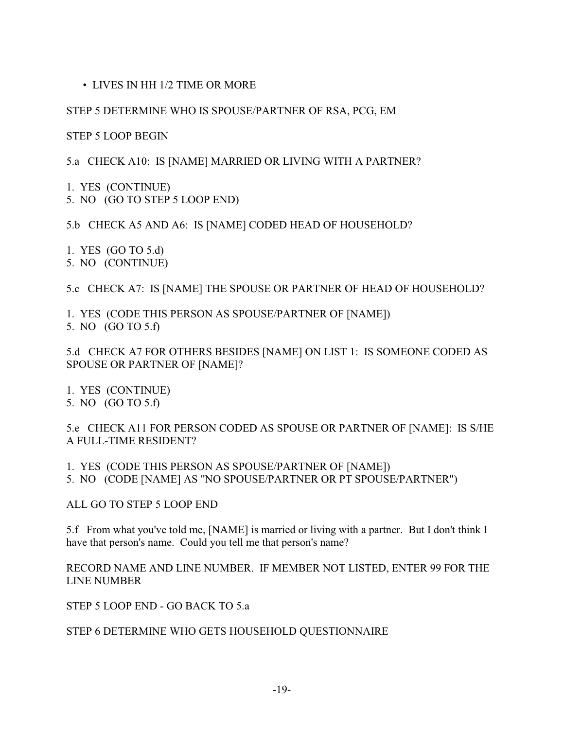- LIVES IN HH 1/2 TIME OR MORE

STEP 5 DETERMINE WHO IS SPOUSE/PARTNER OF RSA, PCG, EM

STEP 5 LOOP BEGIN

5.a CHECK A10: IS [NAME] MARRIED OR LIVING WITH A PARTNER?

1. YES (CONTINUE)
5. NO (GO TO STEP 5 LOOP END)

5.b CHECK A5 AND A6: IS [NAME] CODED HEAD OF HOUSEHOLD?

1. YES (GO TO 5.d)
5. NO (CONTINUE)

5.c CHECK A7: IS [NAME] THE SPOUSE OR PARTNER OF HEAD OF HOUSEHOLD?

1. YES (CODE THIS PERSON AS SPOUSE/PARTNER OF [NAME])
5. NO (GO TO 5.f)

5.d CHECK A7 FOR OTHERS BESIDES [NAME] ON LIST 1: IS SOMEONE CODED AS SPOUSE OR PARTNER OF [NAME]?

1. YES (CONTINUE)
5. NO (GO TO 5.f)

5.e CHECK A11 FOR PERSON CODED AS SPOUSE OR PARTNER OF [NAME]: IS S/HE A FULL-TIME RESIDENT?

1. YES (CODE THIS PERSON AS SPOUSE/PARTNER OF [NAME])
5. NO (CODE [NAME] AS "NO SPOUSE/PARTNER OR PT SPOUSE/PARTNER")

ALL GO TO STEP 5 LOOP END

5.f From what you've told me, [NAME] is married or living with a partner. But I don't think I have that person's name. Could you tell me that person's name?

RECORD NAME AND LINE NUMBER. IF MEMBER NOT LISTED, ENTER 99 FOR THE LINE NUMBER

STEP 5 LOOP END - GO BACK TO 5.a

STEP 6 DETERMINE WHO GETS HOUSEHOLD QUESTIONNAIRE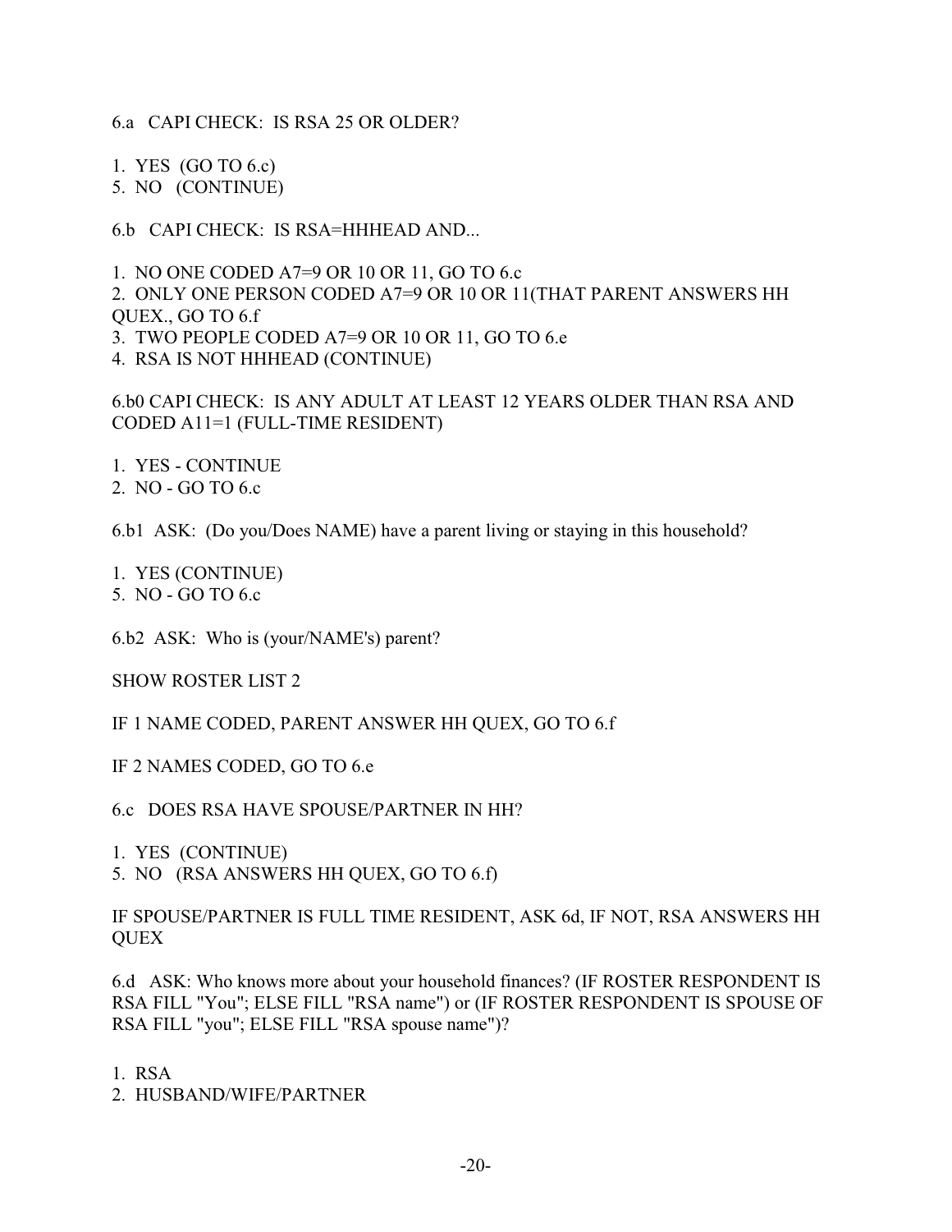6.a CAPI CHECK: IS RSA 25 OR OLDER?

1. YES (GO TO 6.c)
5. NO (CONTINUE)

6.b CAPI CHECK: IS RSA=HHHEAD AND...

1. NO ONE CODED A7=9 OR 10 OR 11, GO TO 6.c
2. ONLY ONE PERSON CODED A7=9 OR 10 OR 11(THAT PARENT ANSWERS HH QUEX., GO TO 6.f
3. TWO PEOPLE CODED A7=9 OR 10 OR 11, GO TO 6.e
4. RSA IS NOT HHHEAD (CONTINUE)

6.b0 CAPI CHECK: IS ANY ADULT AT LEAST 12 YEARS OLDER THAN RSA AND CODED A11=1 (FULL-TIME RESIDENT)

1. YES - CONTINUE
2. NO - GO TO 6.c

6.b1 ASK: (Do you/Does NAME) have a parent living or staying in this household?

1. YES (CONTINUE)
5. NO - GO TO 6.c

6.b2 ASK: Who is (your/NAME's) parent?

SHOW ROSTER LIST 2

IF 1 NAME CODED, PARENT ANSWER HH QUEX, GO TO 6.f

IF 2 NAMES CODED, GO TO 6.e

6.c DOES RSA HAVE SPOUSE/PARTNER IN HH?

1. YES (CONTINUE)
5. NO (RSA ANSWERS HH QUEX, GO TO 6.f)

IF SPOUSE/PARTNER IS FULL TIME RESIDENT, ASK 6d, IF NOT, RSA ANSWERS HH QUEX

6.d ASK: Who knows more about your household finances? (IF ROSTER RESPONDENT IS RSA FILL "You"; ELSE FILL "RSA name") or (IF ROSTER RESPONDENT IS SPOUSE OF RSA FILL "you"; ELSE FILL "RSA spouse name")?

1. RSA
2. HUSBAND/WIFE/PARTNER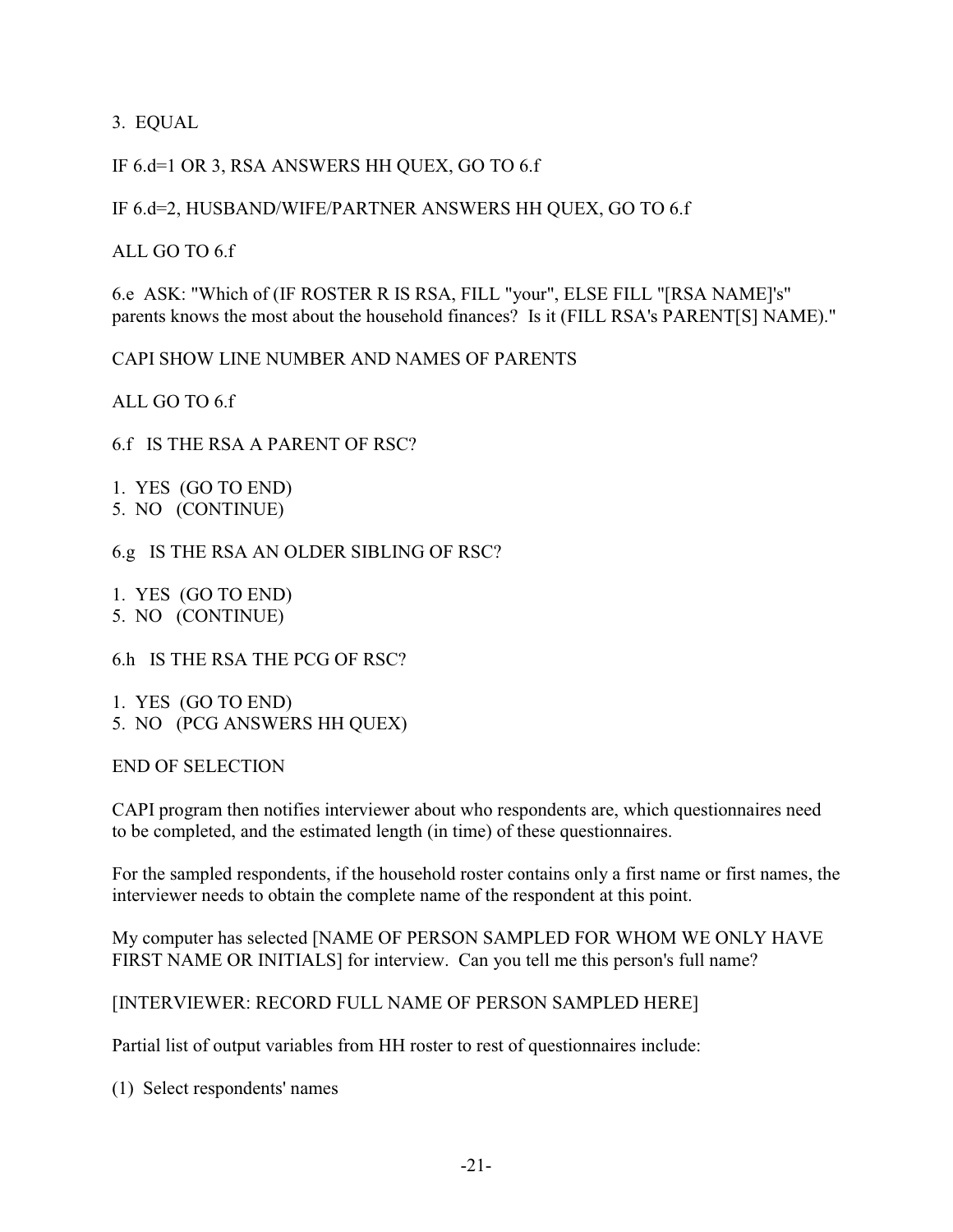3. EQUAL

IF 6.d=1 OR 3, RSA ANSWERS HH QUEX, GO TO 6.f

IF 6.d=2, HUSBAND/WIFE/PARTNER ANSWERS HH QUEX, GO TO 6.f

ALL GO TO 6.f

6.e ASK: "Which of (IF ROSTER R IS RSA, FILL "your", ELSE FILL "[RSA NAME]'s" parents knows the most about the household finances? Is it (FILL RSA's PARENT[S] NAME)."

CAPI SHOW LINE NUMBER AND NAMES OF PARENTS

ALL GO TO 6.f

6.f IS THE RSA A PARENT OF RSC?

1. YES (GO TO END)
5. NO (CONTINUE)

6.g IS THE RSA AN OLDER SIBLING OF RSC?

1. YES (GO TO END)
5. NO (CONTINUE)

6.h IS THE RSA THE PCG OF RSC?

1. YES (GO TO END)
5. NO (PCG ANSWERS HH QUEX)

END OF SELECTION

CAPI program then notifies interviewer about who respondents are, which questionnaires need to be completed, and the estimated length (in time) of these questionnaires.

For the sampled respondents, if the household roster contains only a first name or first names, the interviewer needs to obtain the complete name of the respondent at this point.

My computer has selected [NAME OF PERSON SAMPLED FOR WHOM WE ONLY HAVE FIRST NAME OR INITIALS] for interview. Can you tell me this person's full name?

[INTERVIEWER: RECORD FULL NAME OF PERSON SAMPLED HERE]

Partial list of output variables from HH roster to rest of questionnaires include:

(1) Select respondents' names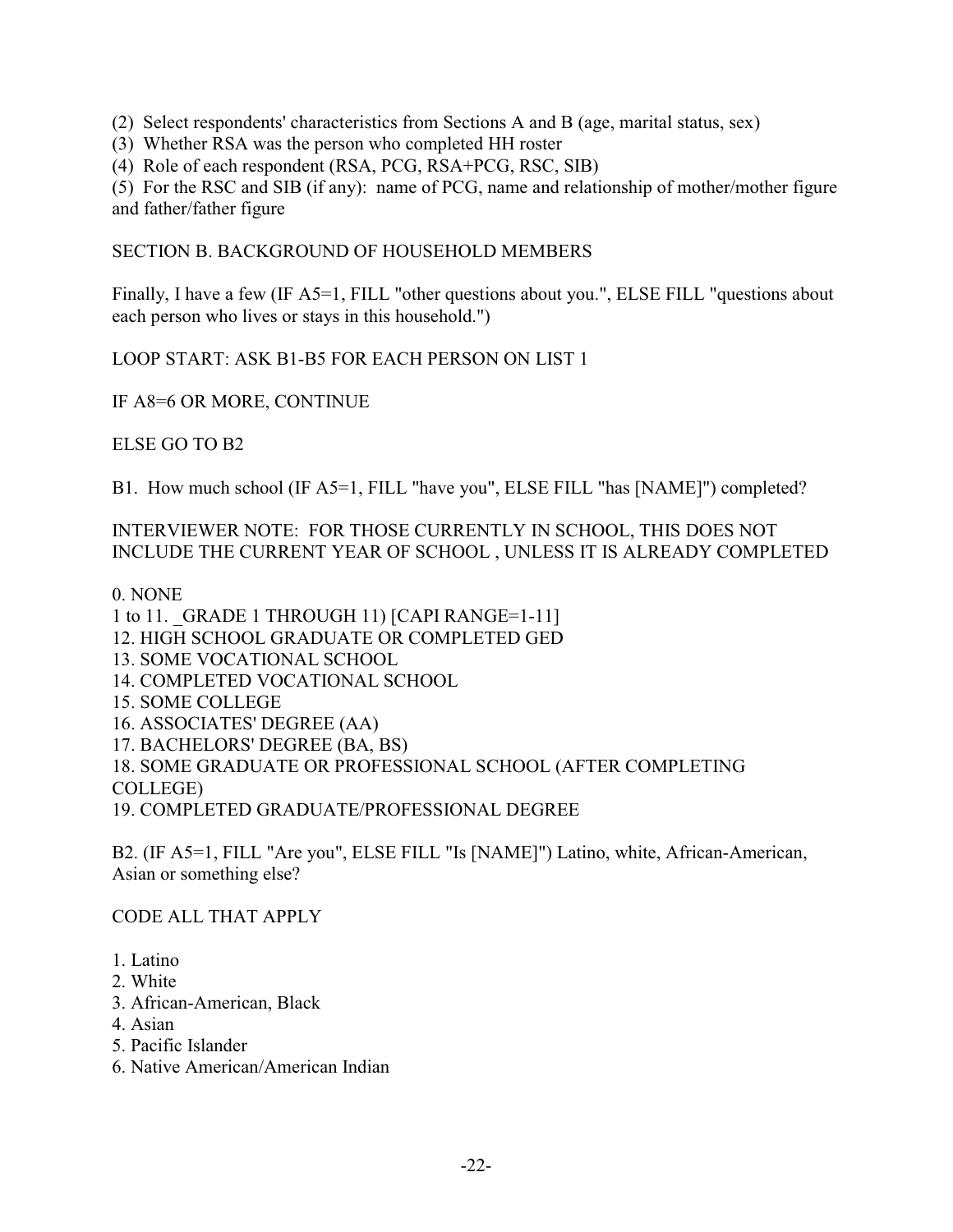(2) Select respondents' characteristics from Sections A and B (age, marital status, sex)
(3) Whether RSA was the person who completed HH roster
(4) Role of each respondent (RSA, PCG, RSA+PCG, RSC, SIB)
(5) For the RSC and SIB (if any): name of PCG, name and relationship of mother/mother figure and father/father figure

## SECTION B. BACKGROUND OF HOUSEHOLD MEMBERS

Finally, I have a few (IF A5=1, FILL "other questions about you.", ELSE FILL "questions about each person who lives or stays in this household.")

LOOP START: ASK B1-B5 FOR EACH PERSON ON LIST 1

IF A8=6 OR MORE, CONTINUE

ELSE GO TO B2

B1. How much school (IF A5=1, FILL "have you", ELSE FILL "has [NAME]") completed?

INTERVIEWER NOTE: FOR THOSE CURRENTLY IN SCHOOL, THIS DOES NOT INCLUDE THE CURRENT YEAR OF SCHOOL , UNLESS IT IS ALREADY COMPLETED

0. NONE
1 to 11. _GRADE 1 THROUGH 11) [CAPI RANGE=1-11]
12. HIGH SCHOOL GRADUATE OR COMPLETED GED
13. SOME VOCATIONAL SCHOOL
14. COMPLETED VOCATIONAL SCHOOL
15. SOME COLLEGE
16. ASSOCIATES' DEGREE (AA)
17. BACHELORS' DEGREE (BA, BS)
18. SOME GRADUATE OR PROFESSIONAL SCHOOL (AFTER COMPLETING COLLEGE)
19. COMPLETED GRADUATE/PROFESSIONAL DEGREE

B2. (IF A5=1, FILL "Are you", ELSE FILL "Is [NAME]") Latino, white, African-American, Asian or something else?

CODE ALL THAT APPLY

1. Latino
2. White
3. African-American, Black
4. Asian
5. Pacific Islander
6. Native American/American Indian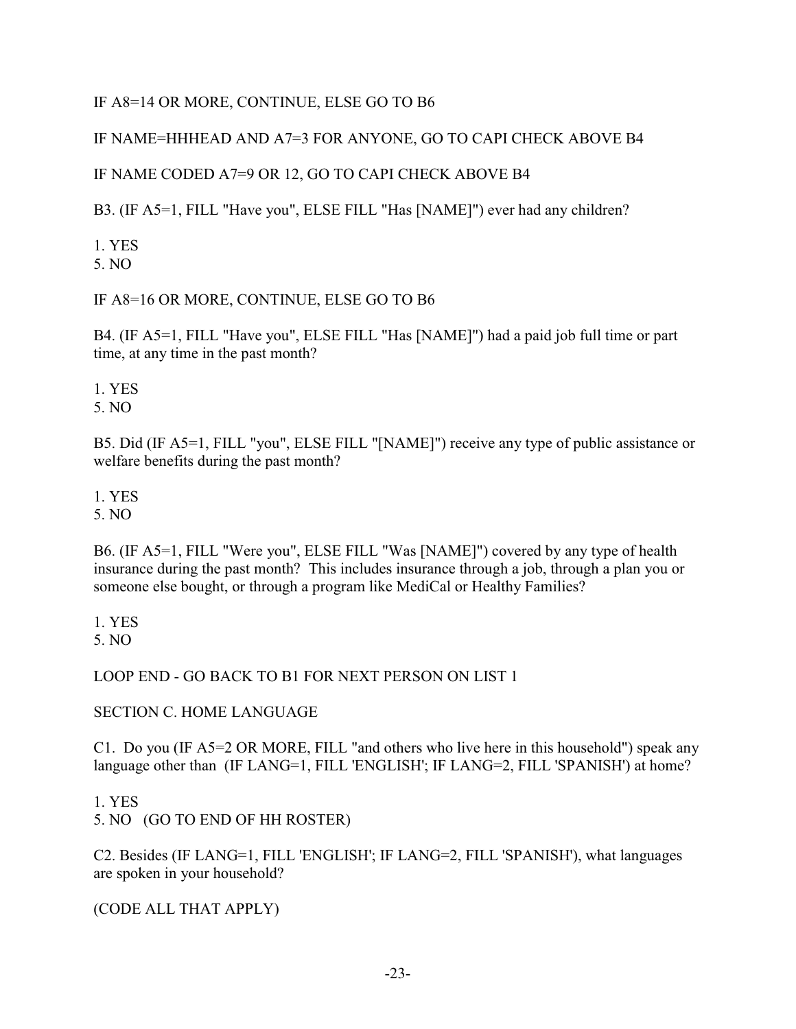IF A8=14 OR MORE, CONTINUE, ELSE GO TO B6

IF NAME=HHHEAD AND A7=3 FOR ANYONE, GO TO CAPI CHECK ABOVE B4

IF NAME CODED A7=9 OR 12, GO TO CAPI CHECK ABOVE B4

B3. (IF A5=1, FILL "Have you", ELSE FILL "Has [NAME]") ever had any children?

1. YES
5. NO

IF A8=16 OR MORE, CONTINUE, ELSE GO TO B6

B4. (IF A5=1, FILL "Have you", ELSE FILL "Has [NAME]") had a paid job full time or part time, at any time in the past month?

1. YES
5. NO

B5. Did (IF A5=1, FILL "you", ELSE FILL "[NAME]") receive any type of public assistance or welfare benefits during the past month?

1. YES
5. NO

B6. (IF A5=1, FILL "Were you", ELSE FILL "Was [NAME]") covered by any type of health insurance during the past month? This includes insurance through a job, through a plan you or someone else bought, or through a program like MediCal or Healthy Families?

1. YES
5. NO

LOOP END - GO BACK TO B1 FOR NEXT PERSON ON LIST 1

SECTION C. HOME LANGUAGE

C1. Do you (IF A5=2 OR MORE, FILL "and others who live here in this household") speak any language other than (IF LANG=1, FILL 'ENGLISH'; IF LANG=2, FILL 'SPANISH') at home?

1. YES
5. NO (GO TO END OF HH ROSTER)

C2. Besides (IF LANG=1, FILL 'ENGLISH'; IF LANG=2, FILL 'SPANISH'), what languages are spoken in your household?

(CODE ALL THAT APPLY)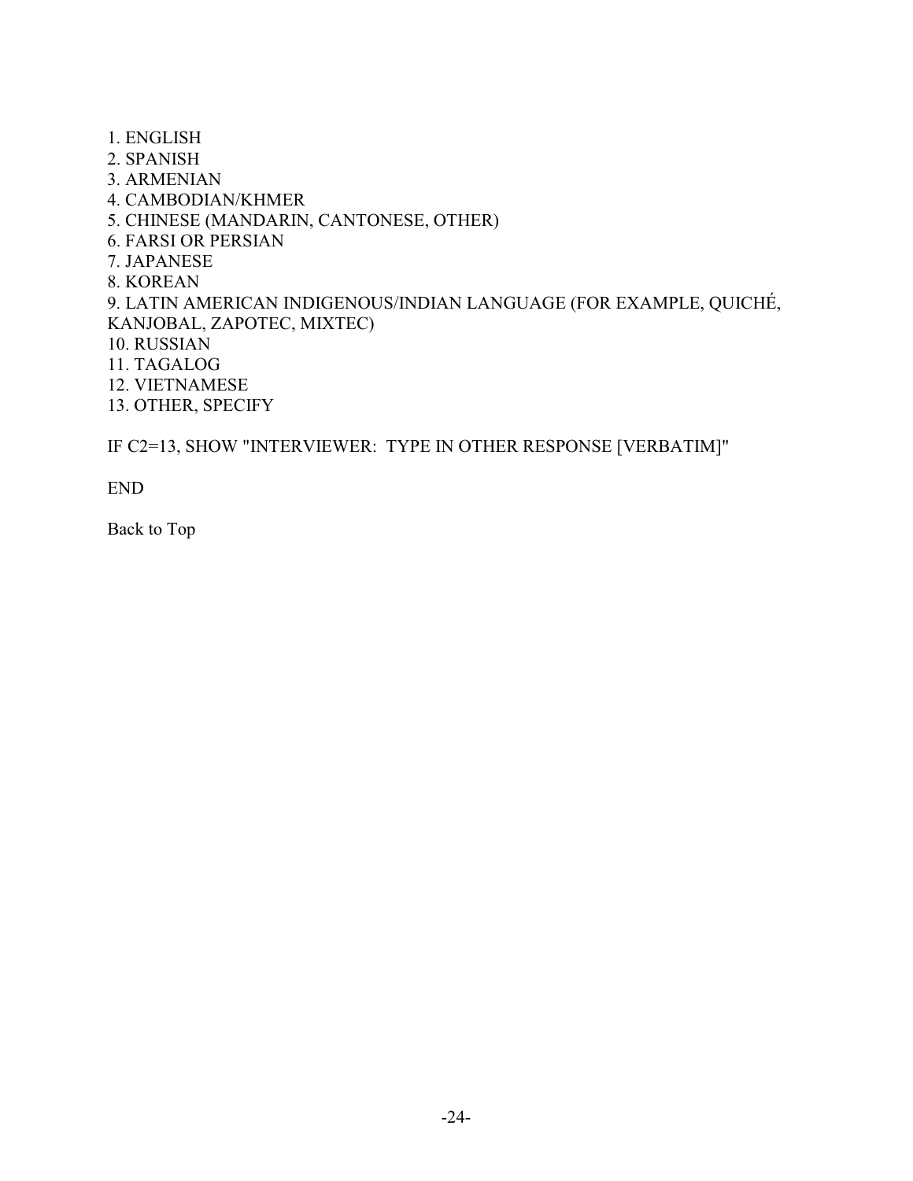1. ENGLISH
2. SPANISH
3. ARMENIAN
4. CAMBODIAN/KHMER
5. CHINESE (MANDARIN, CANTONESE, OTHER)
6. FARSI OR PERSIAN
7. JAPANESE
8. KOREAN
9. LATIN AMERICAN INDIGENOUS/INDIAN LANGUAGE (FOR EXAMPLE, QUICHÉ, KANJOBAL, ZAPOTEC, MIXTEC)
10. RUSSIAN
11. TAGALOG
12. VIETNAMESE
13. OTHER, SPECIFY

IF C2=13, SHOW "INTERVIEWER: TYPE IN OTHER RESPONSE [VERBATIM]"

END

Back to Top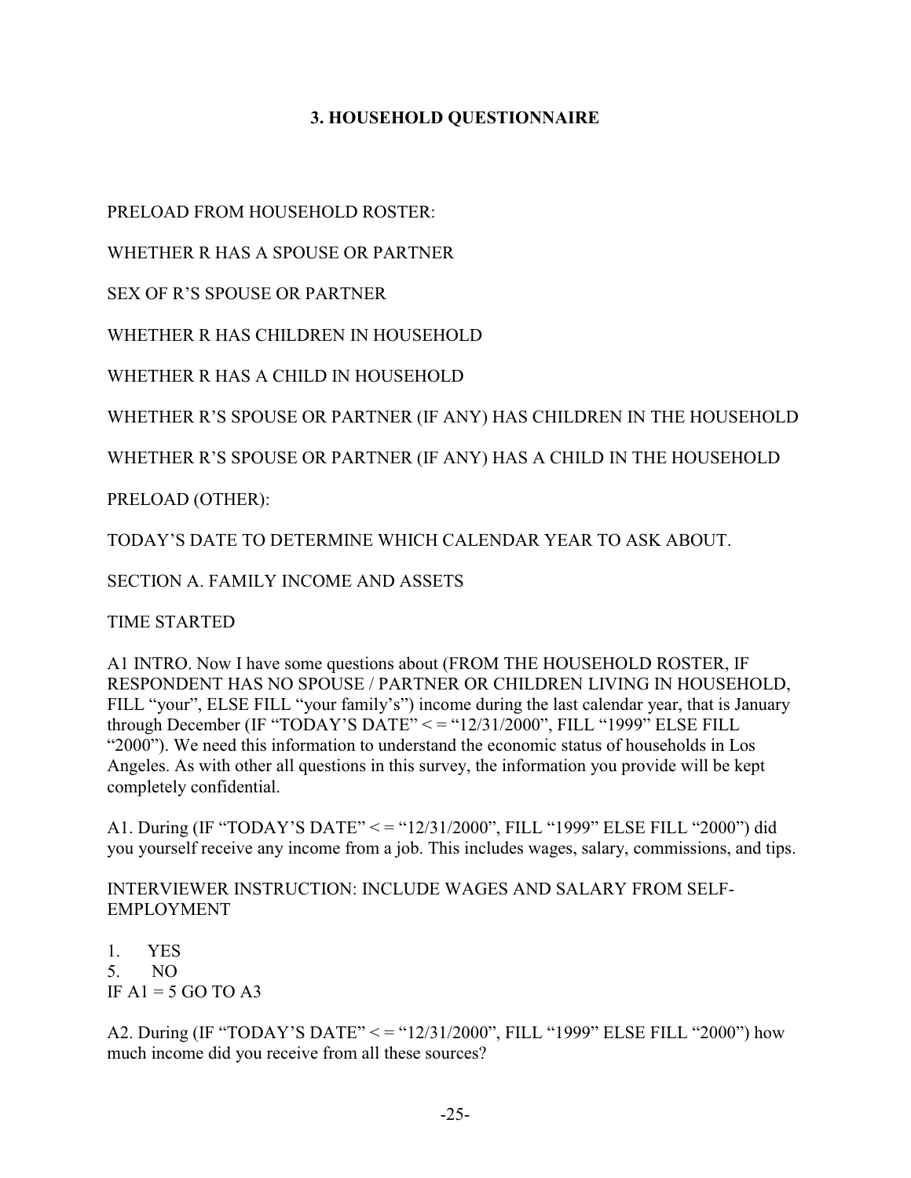## 3. HOUSEHOLD QUESTIONNAIRE

PRELOAD FROM HOUSEHOLD ROSTER:

WHETHER R HAS A SPOUSE OR PARTNER

SEX OF R'S SPOUSE OR PARTNER

WHETHER R HAS CHILDREN IN HOUSEHOLD

WHETHER R HAS A CHILD IN HOUSEHOLD

WHETHER R'S SPOUSE OR PARTNER (IF ANY) HAS CHILDREN IN THE HOUSEHOLD

WHETHER R'S SPOUSE OR PARTNER (IF ANY) HAS A CHILD IN THE HOUSEHOLD

PRELOAD (OTHER):

TODAY'S DATE TO DETERMINE WHICH CALENDAR YEAR TO ASK ABOUT.

SECTION A. FAMILY INCOME AND ASSETS

TIME STARTED

A1 INTRO. Now I have some questions about (FROM THE HOUSEHOLD ROSTER, IF RESPONDENT HAS NO SPOUSE / PARTNER OR CHILDREN LIVING IN HOUSEHOLD, FILL "your", ELSE FILL "your family's") income during the last calendar year, that is January through December (IF "TODAY'S DATE" < = "12/31/2000", FILL "1999" ELSE FILL "2000"). We need this information to understand the economic status of households in Los Angeles. As with other all questions in this survey, the information you provide will be kept completely confidential.

A1. During (IF "TODAY'S DATE" < = "12/31/2000", FILL "1999" ELSE FILL "2000") did you yourself receive any income from a job. This includes wages, salary, commissions, and tips.

INTERVIEWER INSTRUCTION: INCLUDE WAGES AND SALARY FROM SELF-EMPLOYMENT

1. YES
5. NO

IF A1 = 5 GO TO A3

A2. During (IF "TODAY'S DATE" < = "12/31/2000", FILL "1999" ELSE FILL "2000") how much income did you receive from all these sources?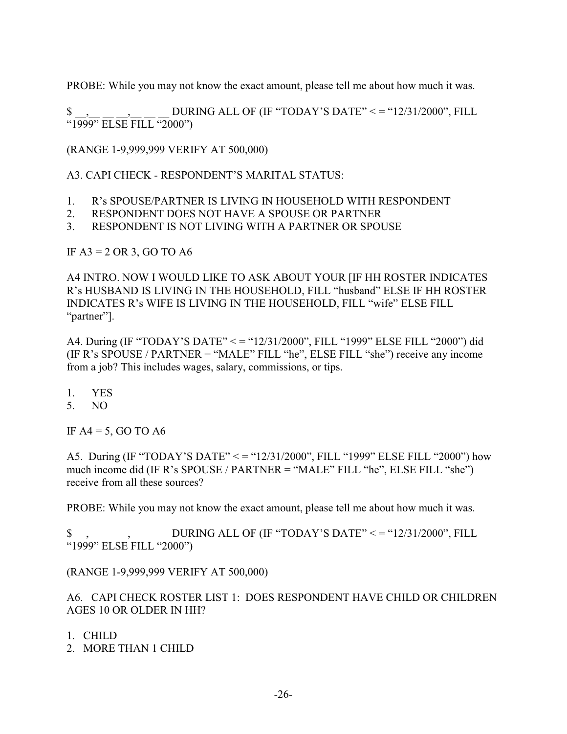PROBE: While you may not know the exact amount, please tell me about how much it was.

$ __,__ __ __,__ __ __ DURING ALL OF (IF "TODAY'S DATE" < = "12/31/2000", FILL "1999" ELSE FILL "2000")

(RANGE 1-9,999,999 VERIFY AT 500,000)

A3. CAPI CHECK - RESPONDENT'S MARITAL STATUS:

1. R's SPOUSE/PARTNER IS LIVING IN HOUSEHOLD WITH RESPONDENT
2. RESPONDENT DOES NOT HAVE A SPOUSE OR PARTNER
3. RESPONDENT IS NOT LIVING WITH A PARTNER OR SPOUSE

IF A3 = 2 OR 3, GO TO A6

A4 INTRO. NOW I WOULD LIKE TO ASK ABOUT YOUR [IF HH ROSTER INDICATES R's HUSBAND IS LIVING IN THE HOUSEHOLD, FILL "husband" ELSE IF HH ROSTER INDICATES R's WIFE IS LIVING IN THE HOUSEHOLD, FILL "wife" ELSE FILL "partner"].

A4. During (IF "TODAY'S DATE" < = "12/31/2000", FILL "1999" ELSE FILL "2000") did (IF R's SPOUSE / PARTNER = "MALE" FILL "he", ELSE FILL "she") receive any income from a job? This includes wages, salary, commissions, or tips.

1. YES
5. NO

IF A4 = 5, GO TO A6

A5. During (IF "TODAY'S DATE" < = "12/31/2000", FILL "1999" ELSE FILL "2000") how much income did (IF R's SPOUSE / PARTNER = "MALE" FILL "he", ELSE FILL "she") receive from all these sources?

PROBE: While you may not know the exact amount, please tell me about how much it was.

$ __,__ __ __,__ __ __ DURING ALL OF (IF "TODAY'S DATE" < = "12/31/2000", FILL "1999" ELSE FILL "2000")

(RANGE 1-9,999,999 VERIFY AT 500,000)

A6. CAPI CHECK ROSTER LIST 1: DOES RESPONDENT HAVE CHILD OR CHILDREN AGES 10 OR OLDER IN HH?

1. CHILD
2. MORE THAN 1 CHILD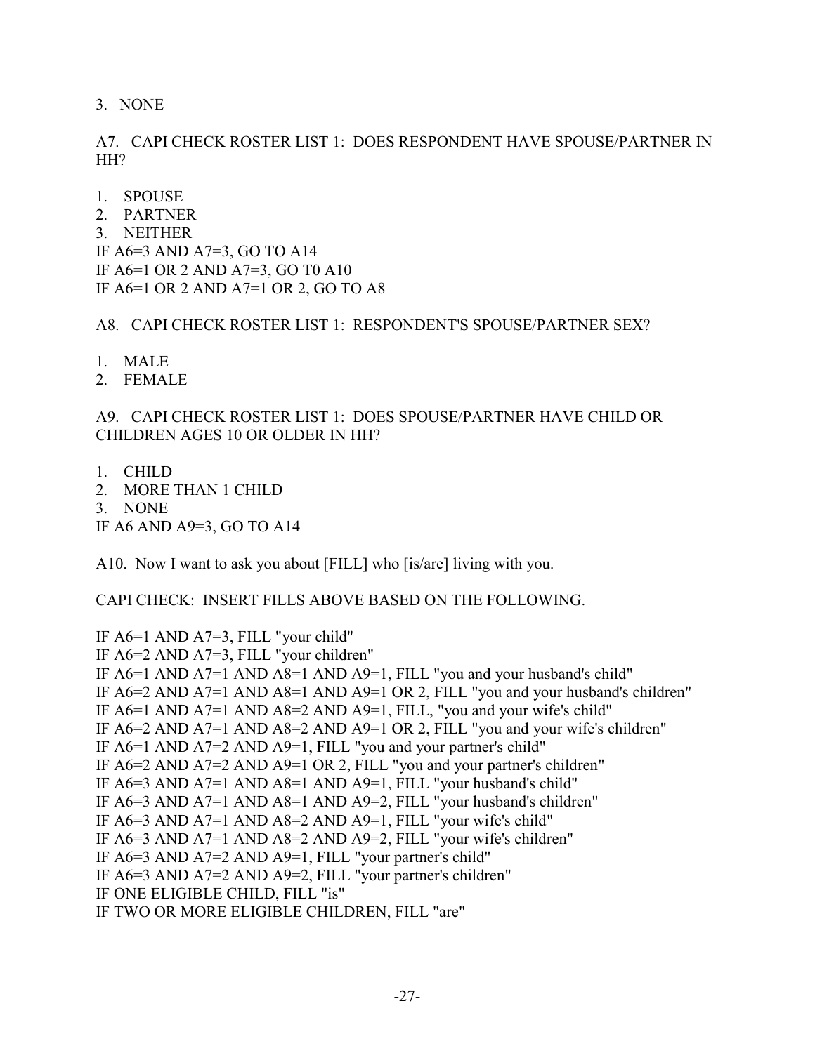3. NONE

A7. CAPI CHECK ROSTER LIST 1: DOES RESPONDENT HAVE SPOUSE/PARTNER IN HH?

1. SPOUSE
2. PARTNER
3. NEITHER

IF A6=3 AND A7=3, GO TO A14
IF A6=1 OR 2 AND A7=3, GO T0 A10
IF A6=1 OR 2 AND A7=1 OR 2, GO TO A8

A8. CAPI CHECK ROSTER LIST 1: RESPONDENT'S SPOUSE/PARTNER SEX?

1. MALE
2. FEMALE

A9. CAPI CHECK ROSTER LIST 1: DOES SPOUSE/PARTNER HAVE CHILD OR CHILDREN AGES 10 OR OLDER IN HH?

1. CHILD
2. MORE THAN 1 CHILD
3. NONE

IF A6 AND A9=3, GO TO A14

A10. Now I want to ask you about [FILL] who [is/are] living with you.

CAPI CHECK: INSERT FILLS ABOVE BASED ON THE FOLLOWING.

IF A6=1 AND A7=3, FILL "your child"
IF A6=2 AND A7=3, FILL "your children"
IF A6=1 AND A7=1 AND A8=1 AND A9=1, FILL "you and your husband's child"
IF A6=2 AND A7=1 AND A8=1 AND A9=1 OR 2, FILL "you and your husband's children"
IF A6=1 AND A7=1 AND A8=2 AND A9=1, FILL, "you and your wife's child"
IF A6=2 AND A7=1 AND A8=2 AND A9=1 OR 2, FILL "you and your wife's children"
IF A6=1 AND A7=2 AND A9=1, FILL "you and your partner's child"
IF A6=2 AND A7=2 AND A9=1 OR 2, FILL "you and your partner's children"
IF A6=3 AND A7=1 AND A8=1 AND A9=1, FILL "your husband's child"
IF A6=3 AND A7=1 AND A8=1 AND A9=2, FILL "your husband's children"
IF A6=3 AND A7=1 AND A8=2 AND A9=1, FILL "your wife's child"
IF A6=3 AND A7=1 AND A8=2 AND A9=2, FILL "your wife's children"
IF A6=3 AND A7=2 AND A9=1, FILL "your partner's child"
IF A6=3 AND A7=2 AND A9=2, FILL "your partner's children"
IF ONE ELIGIBLE CHILD, FILL "is"
IF TWO OR MORE ELIGIBLE CHILDREN, FILL "are"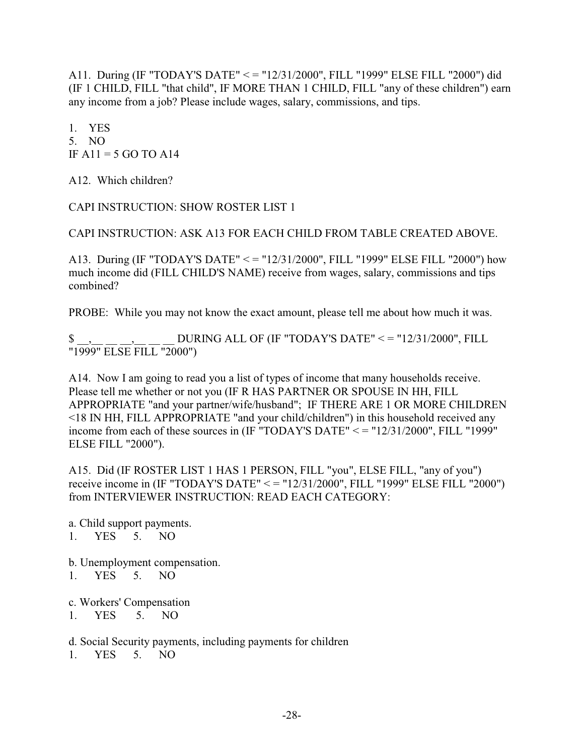A11. During (IF "TODAY'S DATE" < = "12/31/2000", FILL "1999" ELSE FILL "2000") did (IF 1 CHILD, FILL "that child", IF MORE THAN 1 CHILD, FILL "any of these children") earn any income from a job? Please include wages, salary, commissions, and tips.

1. YES
5. NO

IF A11 = 5 GO TO A14

A12. Which children?

CAPI INSTRUCTION: SHOW ROSTER LIST 1

CAPI INSTRUCTION: ASK A13 FOR EACH CHILD FROM TABLE CREATED ABOVE.

A13. During (IF "TODAY'S DATE" < = "12/31/2000", FILL "1999" ELSE FILL "2000") how much income did (FILL CHILD'S NAME) receive from wages, salary, commissions and tips combined?

PROBE: While you may not know the exact amount, please tell me about how much it was.

$ __,__ __ __,__ __ __ DURING ALL OF (IF "TODAY'S DATE" < = "12/31/2000", FILL "1999" ELSE FILL "2000")

A14. Now I am going to read you a list of types of income that many households receive. Please tell me whether or not you (IF R HAS PARTNER OR SPOUSE IN HH, FILL APPROPRIATE "and your partner/wife/husband"; IF THERE ARE 1 OR MORE CHILDREN <18 IN HH, FILL APPROPRIATE "and your child/children") in this household received any income from each of these sources in (IF "TODAY'S DATE" < = "12/31/2000", FILL "1999" ELSE FILL "2000").

A15. Did (IF ROSTER LIST 1 HAS 1 PERSON, FILL "you", ELSE FILL, "any of you") receive income in (IF "TODAY'S DATE" < = "12/31/2000", FILL "1999" ELSE FILL "2000") from INTERVIEWER INSTRUCTION: READ EACH CATEGORY:

a. Child support payments.
1. YES 5. NO

b. Unemployment compensation.
1. YES 5. NO

c. Workers' Compensation
1. YES 5. NO

d. Social Security payments, including payments for children
1. YES 5. NO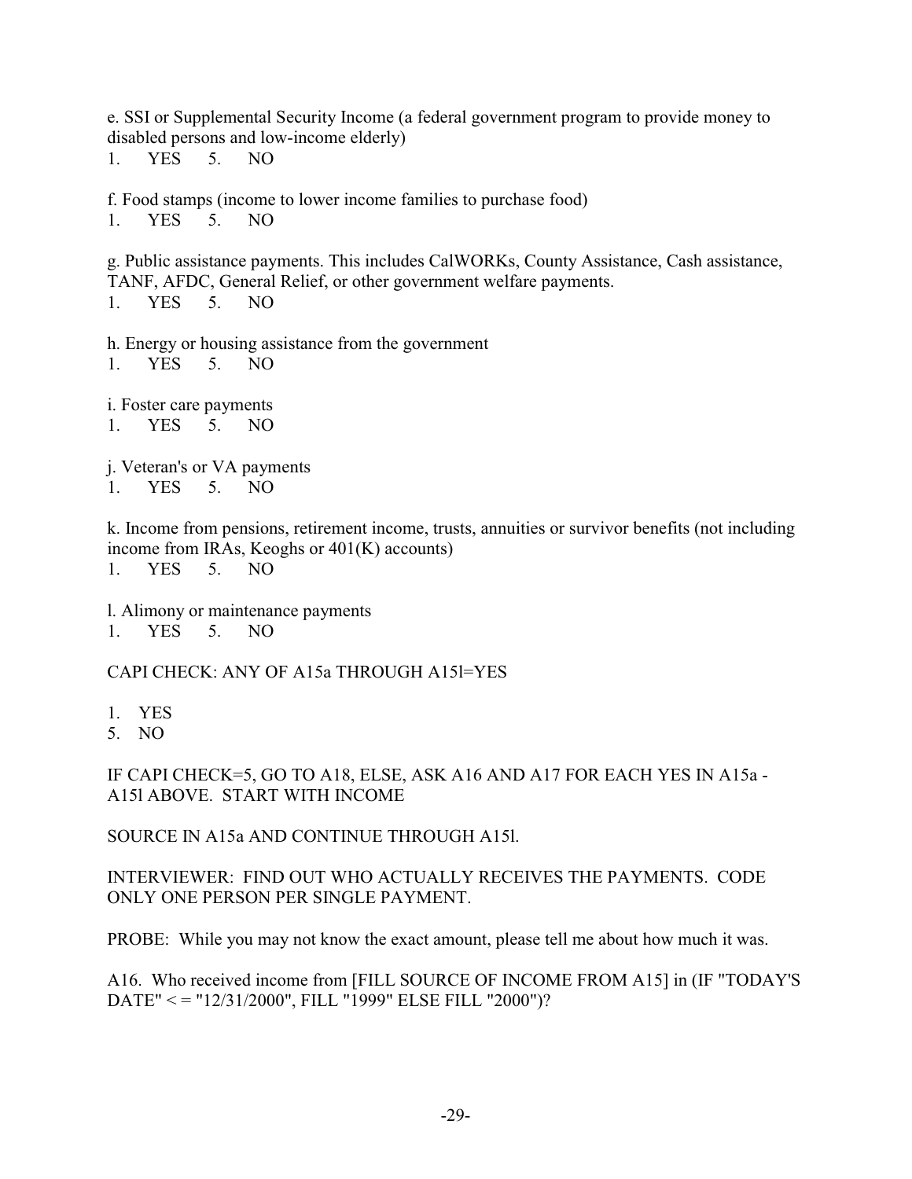e. SSI or Supplemental Security Income (a federal government program to provide money to disabled persons and low-income elderly)

1. YES 5. NO

f. Food stamps (income to lower income families to purchase food)

1. YES 5. NO

g. Public assistance payments. This includes CalWORKs, County Assistance, Cash assistance, TANF, AFDC, General Relief, or other government welfare payments.

1. YES 5. NO

h. Energy or housing assistance from the government

1. YES 5. NO

i. Foster care payments

1. YES 5. NO

j. Veteran's or VA payments

1. YES 5. NO

k. Income from pensions, retirement income, trusts, annuities or survivor benefits (not including income from IRAs, Keoghs or 401(K) accounts)

1. YES 5. NO

l. Alimony or maintenance payments

1. YES 5. NO

CAPI CHECK: ANY OF A15a THROUGH A15l=YES

1. YES
5. NO

IF CAPI CHECK=5, GO TO A18, ELSE, ASK A16 AND A17 FOR EACH YES IN A15a - A15l ABOVE. START WITH INCOME

SOURCE IN A15a AND CONTINUE THROUGH A15l.

INTERVIEWER: FIND OUT WHO ACTUALLY RECEIVES THE PAYMENTS. CODE ONLY ONE PERSON PER SINGLE PAYMENT.

PROBE: While you may not know the exact amount, please tell me about how much it was.

A16. Who received income from [FILL SOURCE OF INCOME FROM A15] in (IF "TODAY'S DATE" < = "12/31/2000", FILL "1999" ELSE FILL "2000")?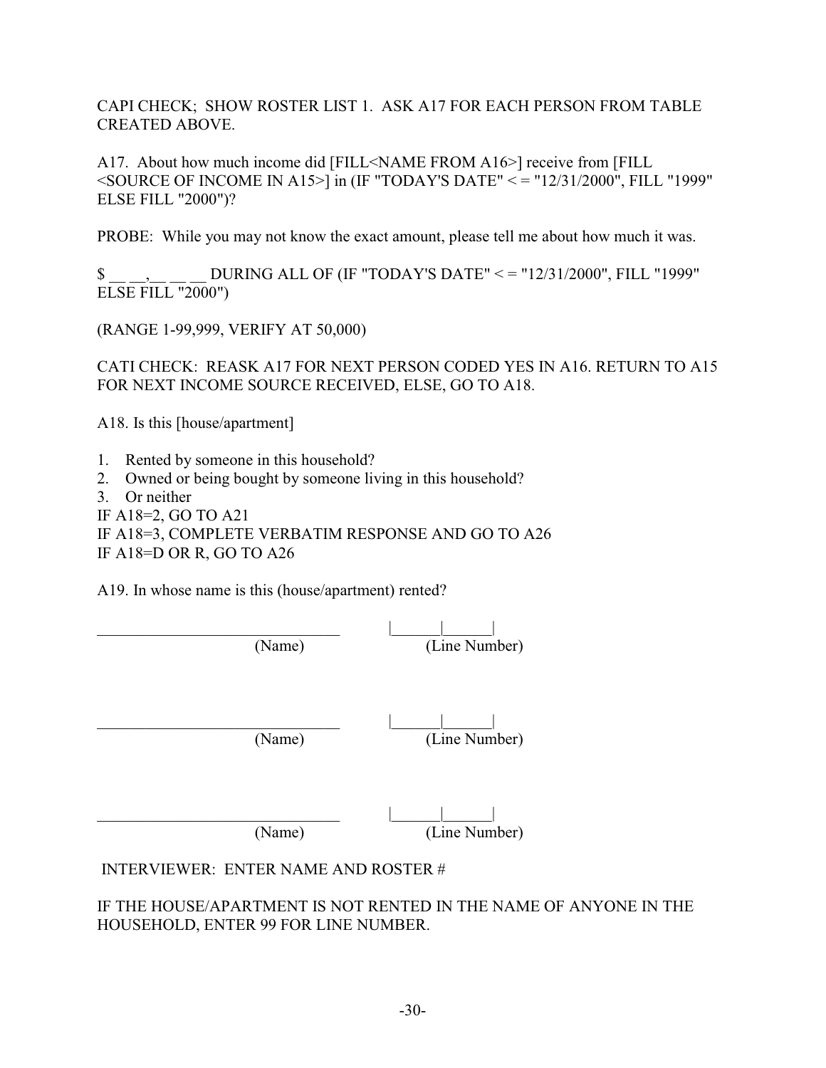CAPI CHECK; SHOW ROSTER LIST 1. ASK A17 FOR EACH PERSON FROM TABLE CREATED ABOVE.

A17. About how much income did [FILL<NAME FROM A16>] receive from [FILL <SOURCE OF INCOME IN A15>] in (IF "TODAY'S DATE" < = "12/31/2000", FILL "1999" ELSE FILL "2000")?

PROBE: While you may not know the exact amount, please tell me about how much it was.

$ __ __,__ __ __ DURING ALL OF (IF "TODAY'S DATE" < = "12/31/2000", FILL "1999" ELSE FILL "2000")

(RANGE 1-99,999, VERIFY AT 50,000)

CATI CHECK: REASK A17 FOR NEXT PERSON CODED YES IN A16. RETURN TO A15 FOR NEXT INCOME SOURCE RECEIVED, ELSE, GO TO A18.

A18. Is this [house/apartment]

1. Rented by someone in this household?
2. Owned or being bought by someone living in this household?
3. Or neither

IF A18=2, GO TO A21
IF A18=3, COMPLETE VERBATIM RESPONSE AND GO TO A26
IF A18=D OR R, GO TO A26

A19. In whose name is this (house/apartment) rented?

______________________________ |______|______|
(Name) (Line Number)

______________________________ |______|______|
(Name) (Line Number)

______________________________ |______|______|
(Name) (Line Number)

INTERVIEWER: ENTER NAME AND ROSTER #

IF THE HOUSE/APARTMENT IS NOT RENTED IN THE NAME OF ANYONE IN THE HOUSEHOLD, ENTER 99 FOR LINE NUMBER.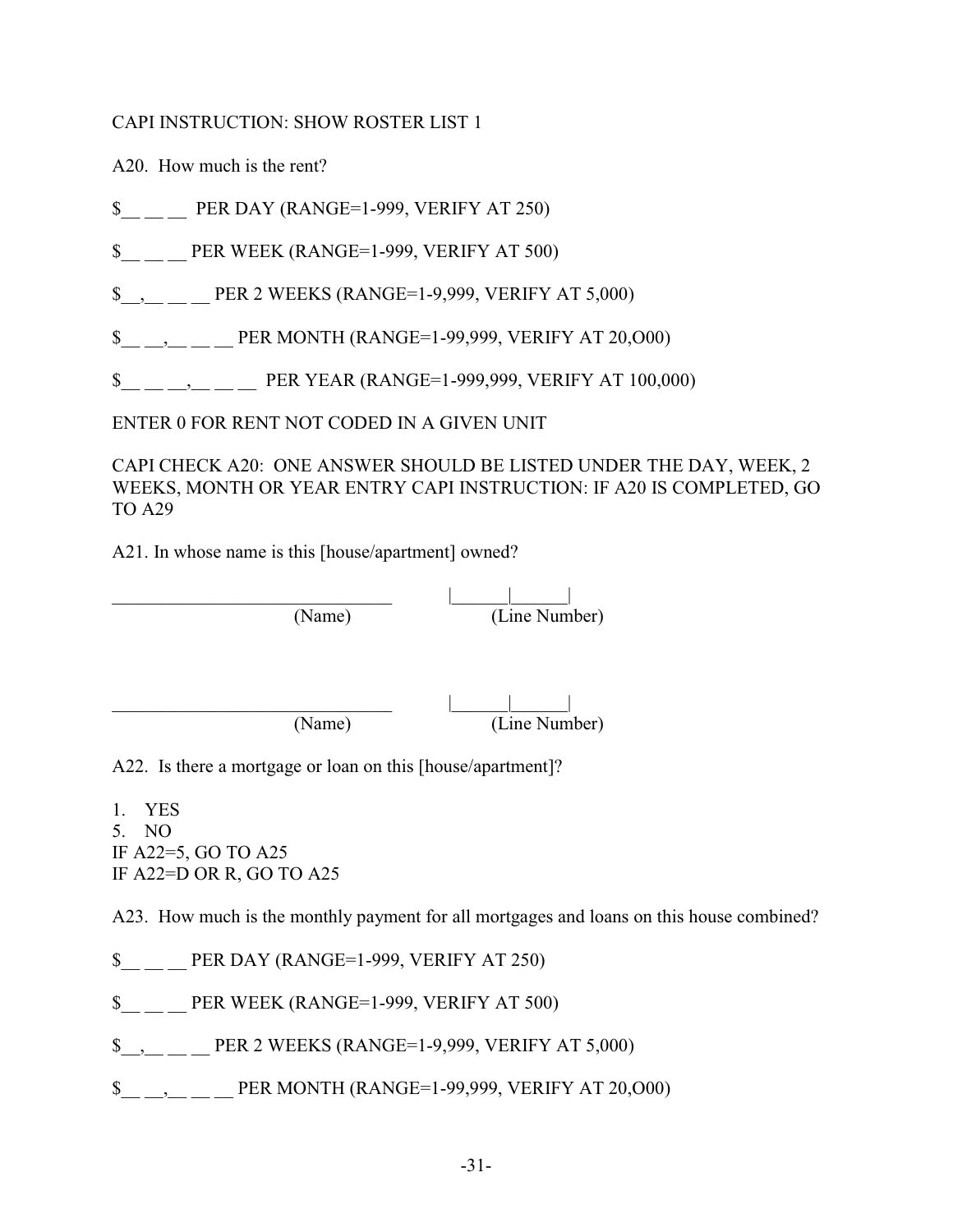CAPI INSTRUCTION: SHOW ROSTER LIST 1

A20. How much is the rent?

$__ __ __ PER DAY (RANGE=1-999, VERIFY AT 250)

$__ __ __ PER WEEK (RANGE=1-999, VERIFY AT 500)

$__,__ __ __ PER 2 WEEKS (RANGE=1-9,999, VERIFY AT 5,000)

$__ __,__ __ __ PER MONTH (RANGE=1-99,999, VERIFY AT 20,O00)

$__ __ __,__ __ __ PER YEAR (RANGE=1-999,999, VERIFY AT 100,000)

ENTER 0 FOR RENT NOT CODED IN A GIVEN UNIT

CAPI CHECK A20: ONE ANSWER SHOULD BE LISTED UNDER THE DAY, WEEK, 2 WEEKS, MONTH OR YEAR ENTRY CAPI INSTRUCTION: IF A20 IS COMPLETED, GO TO A29

A21. In whose name is this [house/apartment] owned?

______________________________ |______|______|
(Name) (Line Number)

______________________________ |______|______|
(Name) (Line Number)

A22. Is there a mortgage or loan on this [house/apartment]?

1. YES
5. NO

IF A22=5, GO TO A25
IF A22=D OR R, GO TO A25

A23. How much is the monthly payment for all mortgages and loans on this house combined?

$__ __ __ PER DAY (RANGE=1-999, VERIFY AT 250)

$__ __ __ PER WEEK (RANGE=1-999, VERIFY AT 500)

$__,__ __ __ PER 2 WEEKS (RANGE=1-9,999, VERIFY AT 5,000)

$__ __,__ __ __ PER MONTH (RANGE=1-99,999, VERIFY AT 20,O00)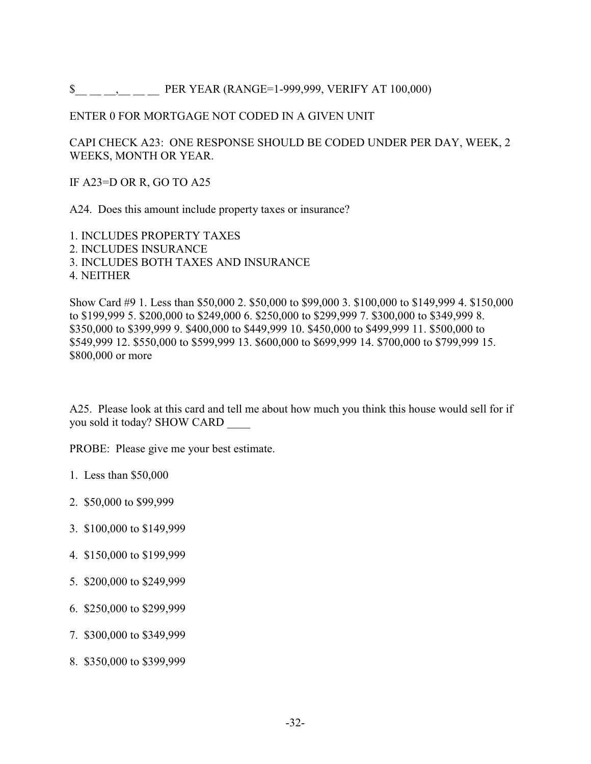$__ __ __,__ __ __ PER YEAR (RANGE=1-999,999, VERIFY AT 100,000)

ENTER 0 FOR MORTGAGE NOT CODED IN A GIVEN UNIT

CAPI CHECK A23: ONE RESPONSE SHOULD BE CODED UNDER PER DAY, WEEK, 2 WEEKS, MONTH OR YEAR.

IF A23=D OR R, GO TO A25

A24. Does this amount include property taxes or insurance?

1. INCLUDES PROPERTY TAXES
2. INCLUDES INSURANCE
3. INCLUDES BOTH TAXES AND INSURANCE
4. NEITHER

Show Card #9 1. Less than $50,000 2. $50,000 to $99,000 3. $100,000 to $149,999 4. $150,000 to $199,999 5. $200,000 to $249,000 6. $250,000 to $299,999 7. $300,000 to $349,999 8. $350,000 to $399,999 9. $400,000 to $449,999 10. $450,000 to $499,999 11. $500,000 to $549,999 12. $550,000 to $599,999 13. $600,000 to $699,999 14. $700,000 to $799,999 15. $800,000 or more

A25. Please look at this card and tell me about how much you think this house would sell for if you sold it today? SHOW CARD ____

PROBE: Please give me your best estimate.

1. Less than $50,000
2. $50,000 to $99,999
3. $100,000 to $149,999
4. $150,000 to $199,999
5. $200,000 to $249,999
6. $250,000 to $299,999
7. $300,000 to $349,999
8. $350,000 to $399,999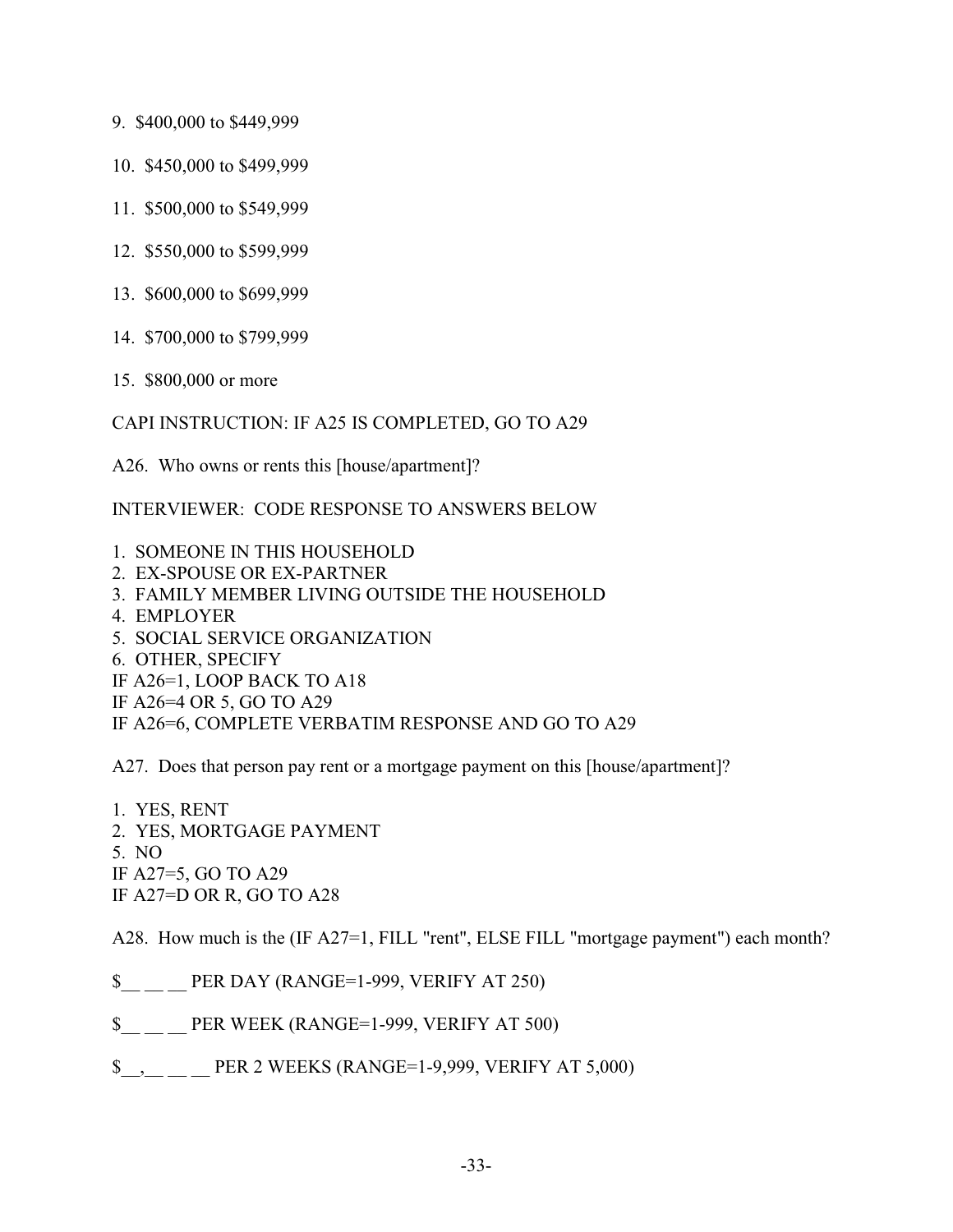9. $400,000 to $449,999

10. $450,000 to $499,999

11. $500,000 to $549,999

12. $550,000 to $599,999

13. $600,000 to $699,999

14. $700,000 to $799,999

15. $800,000 or more

CAPI INSTRUCTION: IF A25 IS COMPLETED, GO TO A29

A26. Who owns or rents this [house/apartment]?

INTERVIEWER: CODE RESPONSE TO ANSWERS BELOW

1. SOMEONE IN THIS HOUSEHOLD
2. EX-SPOUSE OR EX-PARTNER
3. FAMILY MEMBER LIVING OUTSIDE THE HOUSEHOLD
4. EMPLOYER
5. SOCIAL SERVICE ORGANIZATION
6. OTHER, SPECIFY

IF A26=1, LOOP BACK TO A18
IF A26=4 OR 5, GO TO A29
IF A26=6, COMPLETE VERBATIM RESPONSE AND GO TO A29

A27. Does that person pay rent or a mortgage payment on this [house/apartment]?

1. YES, RENT
2. YES, MORTGAGE PAYMENT
5. NO

IF A27=5, GO TO A29
IF A27=D OR R, GO TO A28

A28. How much is the (IF A27=1, FILL "rent", ELSE FILL "mortgage payment") each month?

$__ __ __ PER DAY (RANGE=1-999, VERIFY AT 250)

$__ __ __ PER WEEK (RANGE=1-999, VERIFY AT 500)

$__,__ __ __ PER 2 WEEKS (RANGE=1-9,999, VERIFY AT 5,000)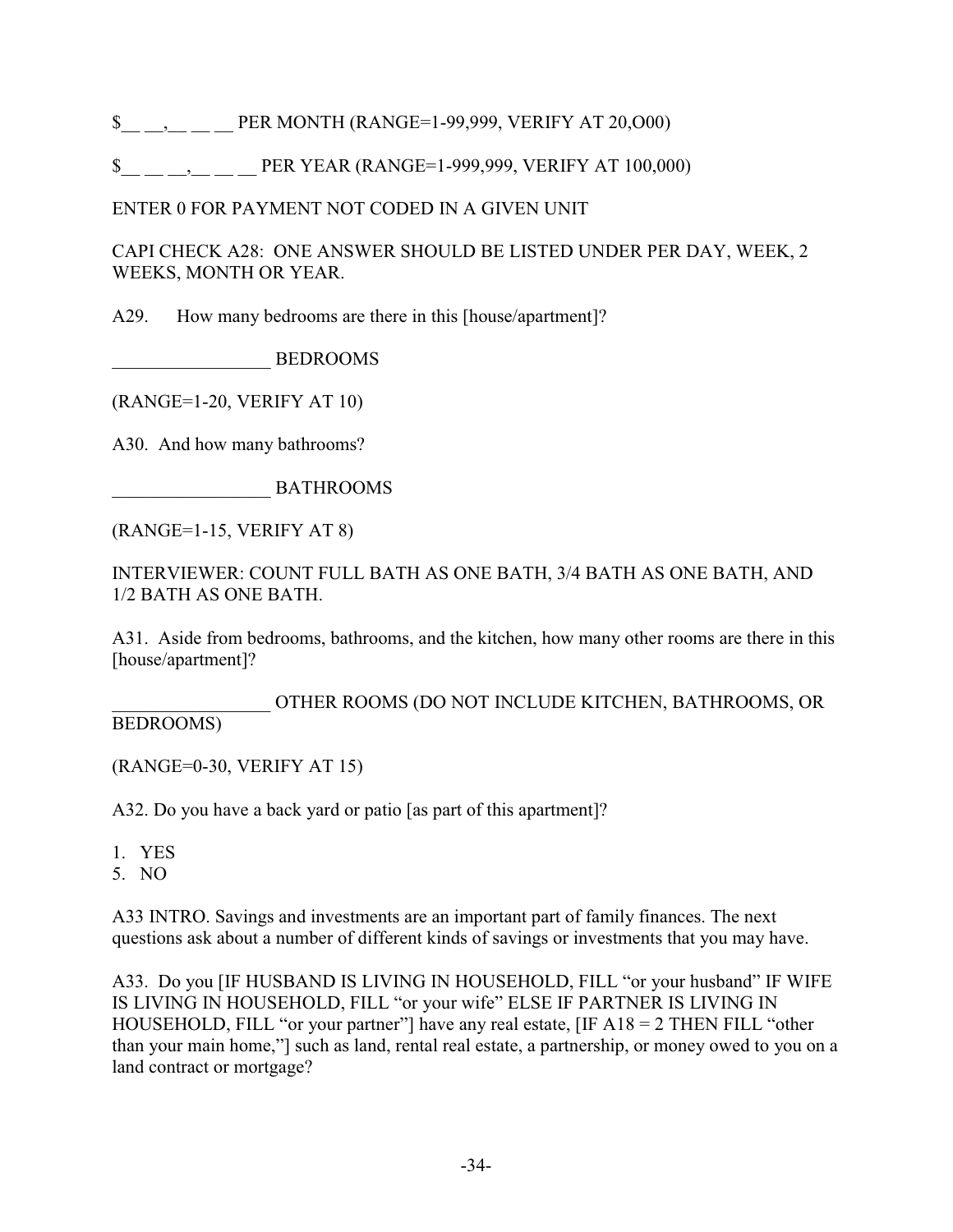$__ __,__ __ __ PER MONTH (RANGE=1-99,999, VERIFY AT 20,O00)

$__ __ __,__ __ __ PER YEAR (RANGE=1-999,999, VERIFY AT 100,000)

ENTER 0 FOR PAYMENT NOT CODED IN A GIVEN UNIT

CAPI CHECK A28: ONE ANSWER SHOULD BE LISTED UNDER PER DAY, WEEK, 2 WEEKS, MONTH OR YEAR.

A29. How many bedrooms are there in this [house/apartment]?

_________________ BEDROOMS

(RANGE=1-20, VERIFY AT 10)

A30. And how many bathrooms?

_________________ BATHROOMS

(RANGE=1-15, VERIFY AT 8)

INTERVIEWER: COUNT FULL BATH AS ONE BATH, 3/4 BATH AS ONE BATH, AND 1/2 BATH AS ONE BATH.

A31. Aside from bedrooms, bathrooms, and the kitchen, how many other rooms are there in this [house/apartment]?

_________________ OTHER ROOMS (DO NOT INCLUDE KITCHEN, BATHROOMS, OR BEDROOMS)

(RANGE=0-30, VERIFY AT 15)

A32. Do you have a back yard or patio [as part of this apartment]?

1. YES
5. NO

A33 INTRO. Savings and investments are an important part of family finances. The next questions ask about a number of different kinds of savings or investments that you may have.

A33. Do you [IF HUSBAND IS LIVING IN HOUSEHOLD, FILL "or your husband" IF WIFE IS LIVING IN HOUSEHOLD, FILL "or your wife" ELSE IF PARTNER IS LIVING IN HOUSEHOLD, FILL "or your partner"] have any real estate, [IF A18 = 2 THEN FILL "other than your main home,"] such as land, rental real estate, a partnership, or money owed to you on a land contract or mortgage?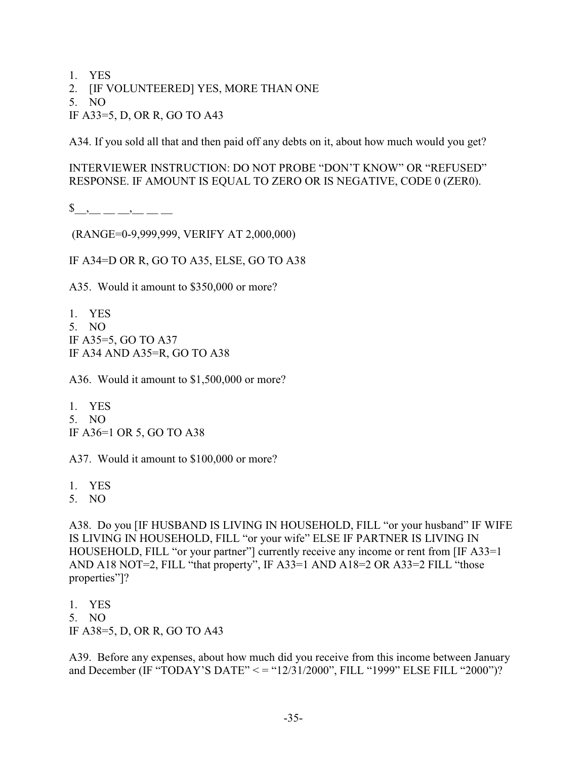1. YES
2. [IF VOLUNTEERED] YES, MORE THAN ONE
5. NO

IF A33=5, D, OR R, GO TO A43

A34. If you sold all that and then paid off any debts on it, about how much would you get?

INTERVIEWER INSTRUCTION: DO NOT PROBE "DON'T KNOW" OR "REFUSED" RESPONSE. IF AMOUNT IS EQUAL TO ZERO OR IS NEGATIVE, CODE 0 (ZER0).

$__,__ __ __,__ __ __

(RANGE=0-9,999,999, VERIFY AT 2,000,000)

IF A34=D OR R, GO TO A35, ELSE, GO TO A38

A35. Would it amount to $350,000 or more?

1. YES
5. NO

IF A35=5, GO TO A37
IF A34 AND A35=R, GO TO A38

A36. Would it amount to $1,500,000 or more?

1. YES
5. NO

IF A36=1 OR 5, GO TO A38

A37. Would it amount to $100,000 or more?

1. YES
5. NO

A38. Do you [IF HUSBAND IS LIVING IN HOUSEHOLD, FILL "or your husband" IF WIFE IS LIVING IN HOUSEHOLD, FILL "or your wife" ELSE IF PARTNER IS LIVING IN HOUSEHOLD, FILL "or your partner"] currently receive any income or rent from [IF A33=1 AND A18 NOT=2, FILL "that property", IF A33=1 AND A18=2 OR A33=2 FILL "those properties"]?

1. YES
5. NO

IF A38=5, D, OR R, GO TO A43

A39. Before any expenses, about how much did you receive from this income between January and December (IF "TODAY'S DATE" < = "12/31/2000", FILL "1999" ELSE FILL "2000")?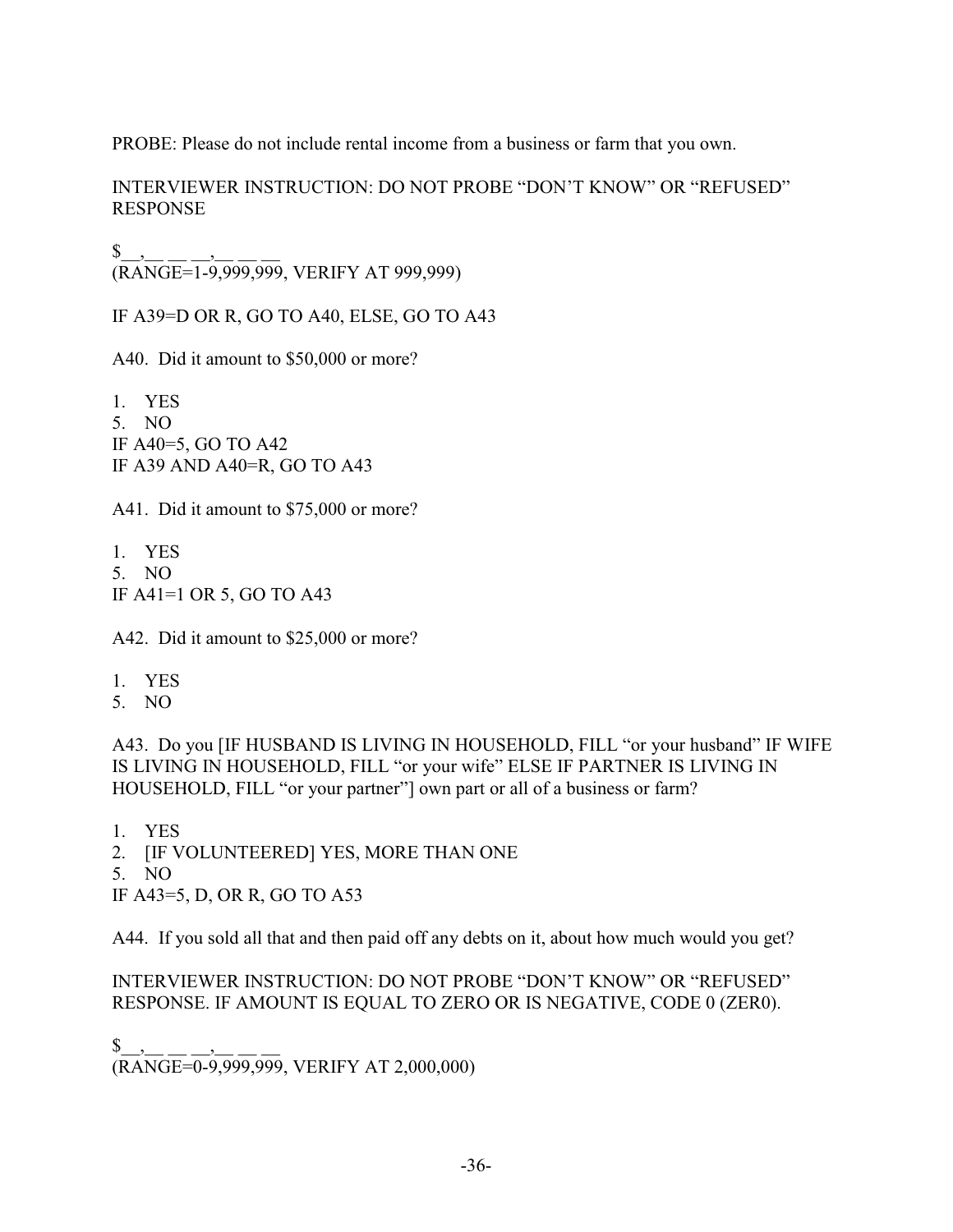PROBE: Please do not include rental income from a business or farm that you own.

INTERVIEWER INSTRUCTION: DO NOT PROBE “DON’T KNOW” OR “REFUSED” RESPONSE

$__,__ __ __,__ __ __
(RANGE=1-9,999,999, VERIFY AT 999,999)

IF A39=D OR R, GO TO A40, ELSE, GO TO A43

A40. Did it amount to $50,000 or more?

1. YES
5. NO

IF A40=5, GO TO A42
IF A39 AND A40=R, GO TO A43

A41. Did it amount to $75,000 or more?

1. YES
5. NO

IF A41=1 OR 5, GO TO A43

A42. Did it amount to $25,000 or more?

1. YES
5. NO

A43. Do you [IF HUSBAND IS LIVING IN HOUSEHOLD, FILL “or your husband” IF WIFE IS LIVING IN HOUSEHOLD, FILL “or your wife” ELSE IF PARTNER IS LIVING IN HOUSEHOLD, FILL “or your partner”] own part or all of a business or farm?

1. YES
2. [IF VOLUNTEERED] YES, MORE THAN ONE
5. NO

IF A43=5, D, OR R, GO TO A53

A44. If you sold all that and then paid off any debts on it, about how much would you get?

INTERVIEWER INSTRUCTION: DO NOT PROBE “DON’T KNOW” OR “REFUSED” RESPONSE. IF AMOUNT IS EQUAL TO ZERO OR IS NEGATIVE, CODE 0 (ZER0).

$__,__ __ __,__ __ __
(RANGE=0-9,999,999, VERIFY AT 2,000,000)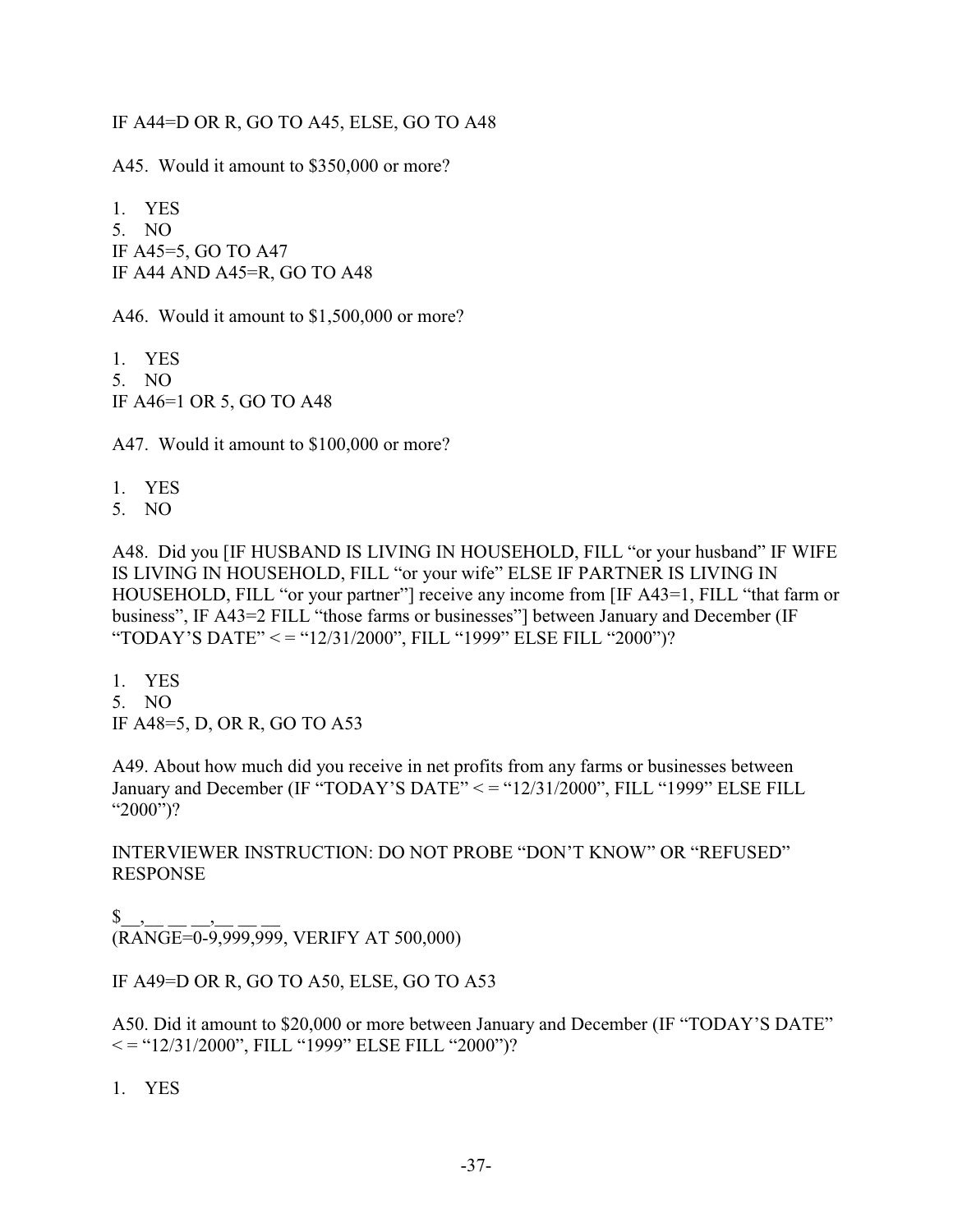IF A44=D OR R, GO TO A45, ELSE, GO TO A48

A45. Would it amount to $350,000 or more?

1. YES
5. NO

IF A45=5, GO TO A47
IF A44 AND A45=R, GO TO A48

A46. Would it amount to $1,500,000 or more?

1. YES
5. NO

IF A46=1 OR 5, GO TO A48

A47. Would it amount to $100,000 or more?

1. YES
5. NO

A48. Did you [IF HUSBAND IS LIVING IN HOUSEHOLD, FILL “or your husband” IF WIFE IS LIVING IN HOUSEHOLD, FILL “or your wife” ELSE IF PARTNER IS LIVING IN HOUSEHOLD, FILL “or your partner”] receive any income from [IF A43=1, FILL “that farm or business”, IF A43=2 FILL “those farms or businesses”] between January and December (IF “TODAY’S DATE” < = “12/31/2000”, FILL “1999” ELSE FILL “2000”)?

1. YES
5. NO

IF A48=5, D, OR R, GO TO A53

A49. About how much did you receive in net profits from any farms or businesses between January and December (IF “TODAY’S DATE” < = “12/31/2000”, FILL “1999” ELSE FILL “2000”)?

INTERVIEWER INSTRUCTION: DO NOT PROBE “DON’T KNOW” OR “REFUSED” RESPONSE

$__,__ __ __,__ __ __
(RANGE=0-9,999,999, VERIFY AT 500,000)

IF A49=D OR R, GO TO A50, ELSE, GO TO A53

A50. Did it amount to $20,000 or more between January and December (IF “TODAY’S DATE” < = “12/31/2000”, FILL “1999” ELSE FILL “2000”)?

1. YES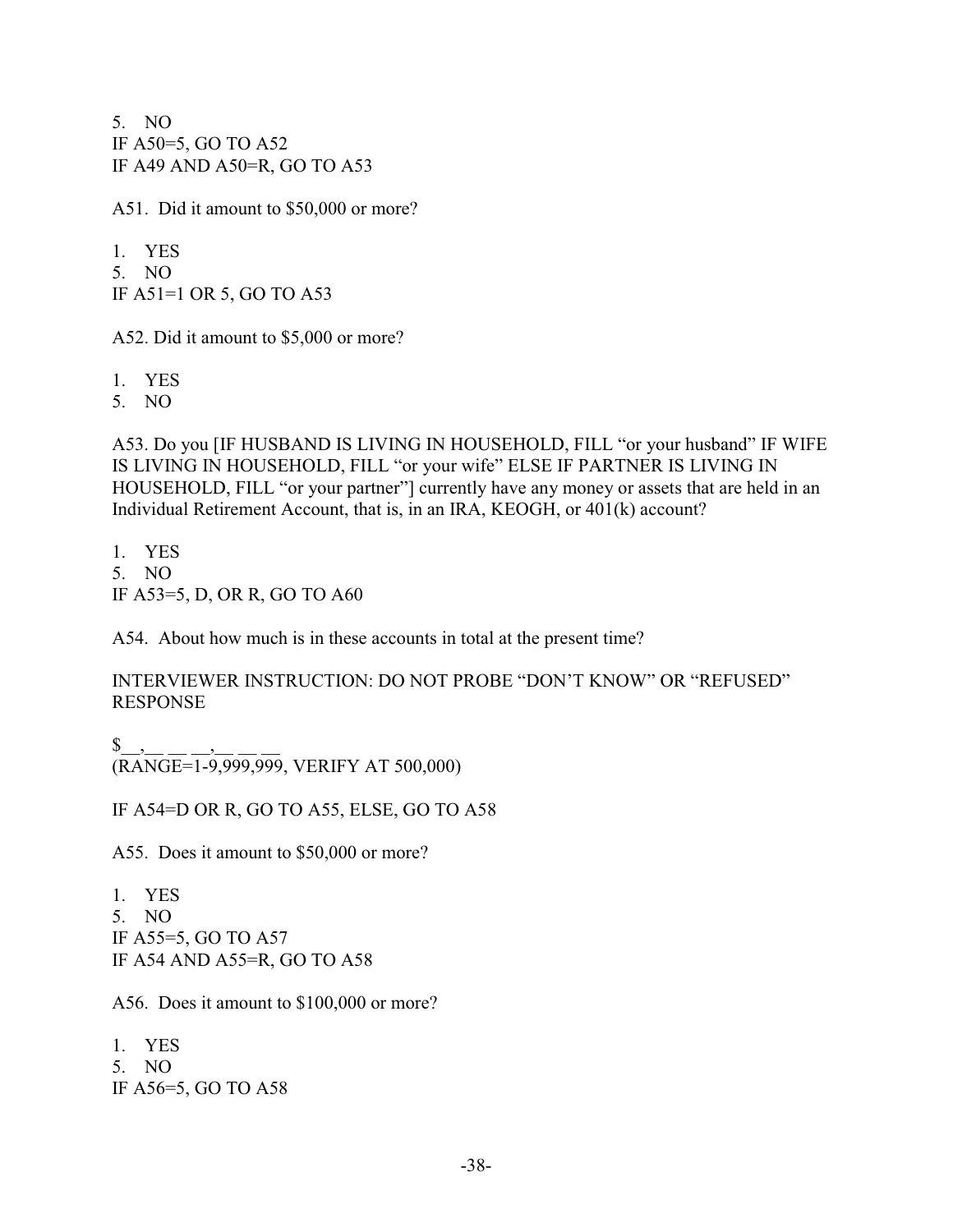5. NO

IF A50=5, GO TO A52

IF A49 AND A50=R, GO TO A53

A51. Did it amount to $50,000 or more?

1. YES
5. NO

IF A51=1 OR 5, GO TO A53

A52. Did it amount to $5,000 or more?

1. YES
5. NO

A53. Do you [IF HUSBAND IS LIVING IN HOUSEHOLD, FILL "or your husband" IF WIFE IS LIVING IN HOUSEHOLD, FILL "or your wife" ELSE IF PARTNER IS LIVING IN HOUSEHOLD, FILL "or your partner"] currently have any money or assets that are held in an Individual Retirement Account, that is, in an IRA, KEOGH, or 401(k) account?

1. YES
5. NO

IF A53=5, D, OR R, GO TO A60

A54. About how much is in these accounts in total at the present time?

INTERVIEWER INSTRUCTION: DO NOT PROBE "DON'T KNOW" OR "REFUSED" RESPONSE

$__,__ __ __,__ __ __
(RANGE=1-9,999,999, VERIFY AT 500,000)

IF A54=D OR R, GO TO A55, ELSE, GO TO A58

A55. Does it amount to $50,000 or more?

1. YES
5. NO

IF A55=5, GO TO A57

IF A54 AND A55=R, GO TO A58

A56. Does it amount to $100,000 or more?

1. YES
5. NO

IF A56=5, GO TO A58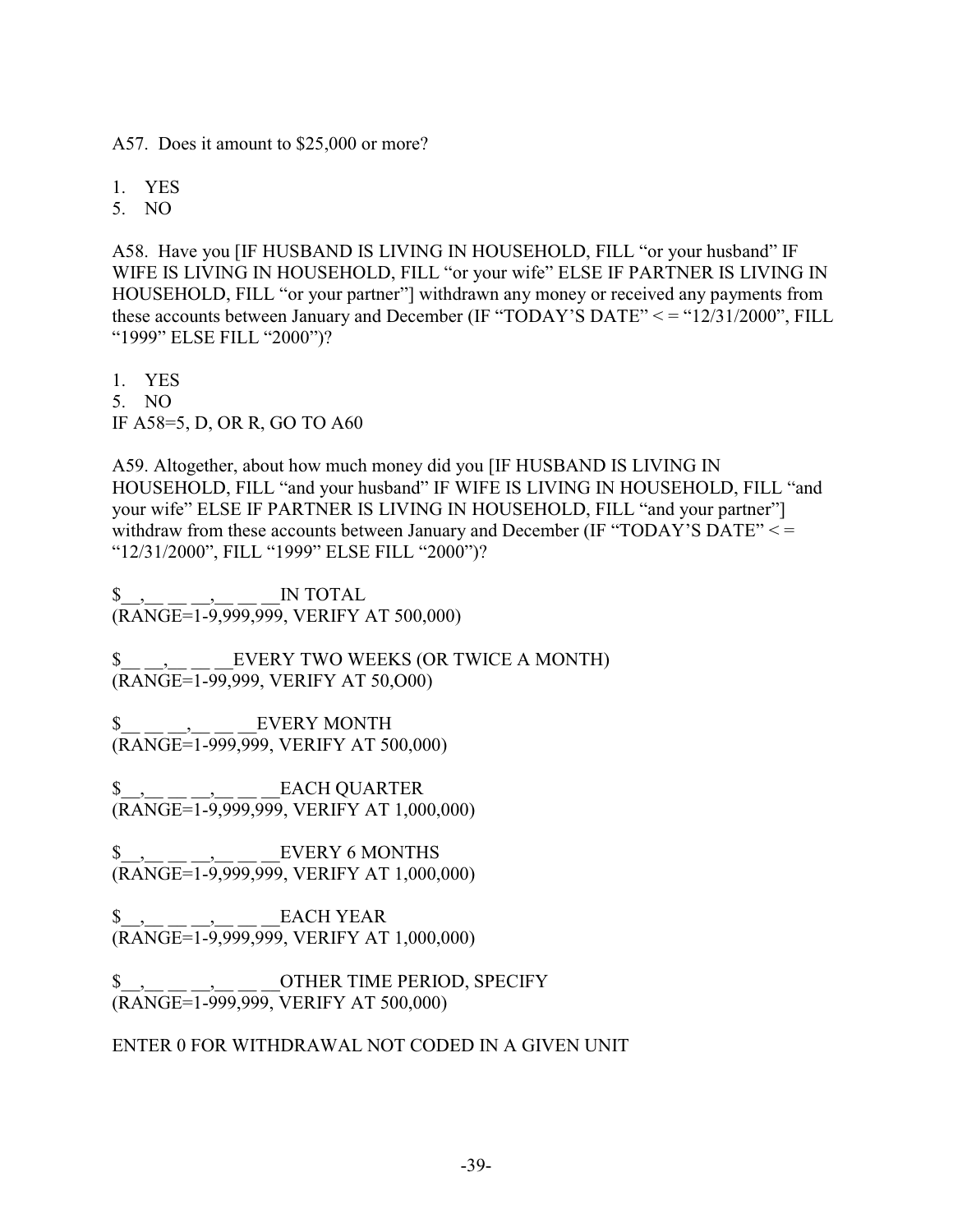A57. Does it amount to $25,000 or more?

1. YES
5. NO

A58. Have you [IF HUSBAND IS LIVING IN HOUSEHOLD, FILL "or your husband" IF WIFE IS LIVING IN HOUSEHOLD, FILL "or your wife" ELSE IF PARTNER IS LIVING IN HOUSEHOLD, FILL "or your partner"] withdrawn any money or received any payments from these accounts between January and December (IF "TODAY'S DATE" < = "12/31/2000", FILL "1999" ELSE FILL "2000")?

1. YES
5. NO

IF A58=5, D, OR R, GO TO A60

A59. Altogether, about how much money did you [IF HUSBAND IS LIVING IN HOUSEHOLD, FILL "and your husband" IF WIFE IS LIVING IN HOUSEHOLD, FILL "and your wife" ELSE IF PARTNER IS LIVING IN HOUSEHOLD, FILL "and your partner"] withdraw from these accounts between January and December (IF "TODAY'S DATE" < = "12/31/2000", FILL "1999" ELSE FILL "2000")?

$__,__ __ __,__ __ __IN TOTAL
(RANGE=1-9,999,999, VERIFY AT 500,000)

$__ __,__ __ __EVERY TWO WEEKS (OR TWICE A MONTH)
(RANGE=1-99,999, VERIFY AT 50,O00)

$__ __ __,__ __ __EVERY MONTH
(RANGE=1-999,999, VERIFY AT 500,000)

$__,__ __ __,__ __ __EACH QUARTER
(RANGE=1-9,999,999, VERIFY AT 1,000,000)

$__,__ __ __,__ __ __EVERY 6 MONTHS
(RANGE=1-9,999,999, VERIFY AT 1,000,000)

$__,__ __ __,__ __ __EACH YEAR
(RANGE=1-9,999,999, VERIFY AT 1,000,000)

$__,__ __ __,__ __ __OTHER TIME PERIOD, SPECIFY
(RANGE=1-999,999, VERIFY AT 500,000)

ENTER 0 FOR WITHDRAWAL NOT CODED IN A GIVEN UNIT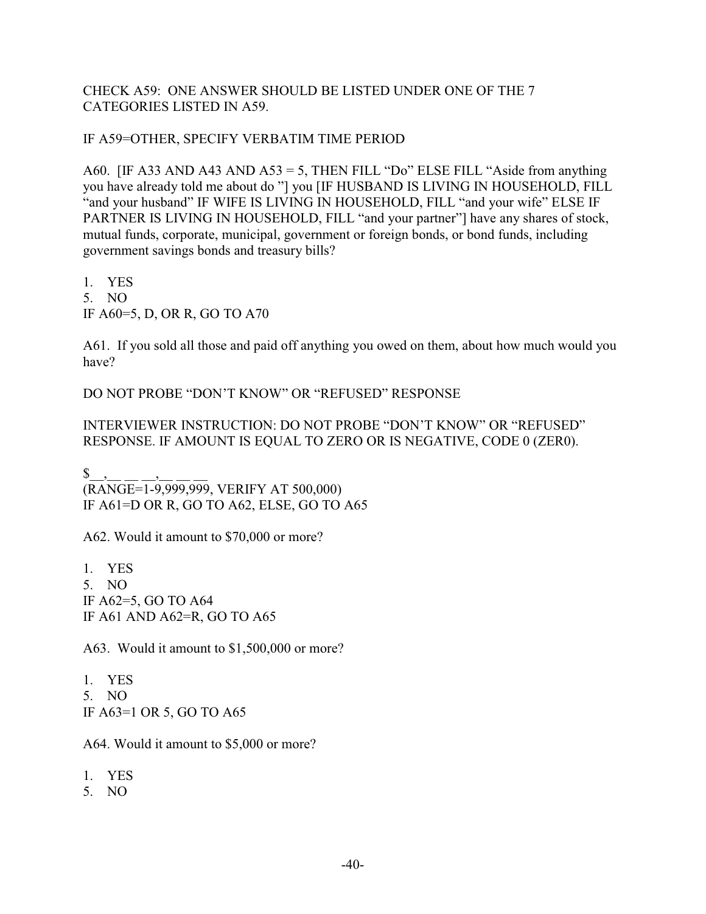CHECK A59: ONE ANSWER SHOULD BE LISTED UNDER ONE OF THE 7 CATEGORIES LISTED IN A59.

IF A59=OTHER, SPECIFY VERBATIM TIME PERIOD

A60. [IF A33 AND A43 AND A53 = 5, THEN FILL "Do" ELSE FILL "Aside from anything you have already told me about do "] you [IF HUSBAND IS LIVING IN HOUSEHOLD, FILL "and your husband" IF WIFE IS LIVING IN HOUSEHOLD, FILL "and your wife" ELSE IF PARTNER IS LIVING IN HOUSEHOLD, FILL "and your partner"] have any shares of stock, mutual funds, corporate, municipal, government or foreign bonds, or bond funds, including government savings bonds and treasury bills?

1. YES
5. NO

IF A60=5, D, OR R, GO TO A70

A61. If you sold all those and paid off anything you owed on them, about how much would you have?

DO NOT PROBE "DON'T KNOW" OR "REFUSED" RESPONSE

INTERVIEWER INSTRUCTION: DO NOT PROBE "DON'T KNOW" OR "REFUSED" RESPONSE. IF AMOUNT IS EQUAL TO ZERO OR IS NEGATIVE, CODE 0 (ZER0).

$__,__ __ __,__ __ __
(RANGE=1-9,999,999, VERIFY AT 500,000)
IF A61=D OR R, GO TO A62, ELSE, GO TO A65

A62. Would it amount to $70,000 or more?

1. YES
5. NO

IF A62=5, GO TO A64
IF A61 AND A62=R, GO TO A65

A63. Would it amount to $1,500,000 or more?

1. YES
5. NO

IF A63=1 OR 5, GO TO A65

A64. Would it amount to $5,000 or more?

1. YES
5. NO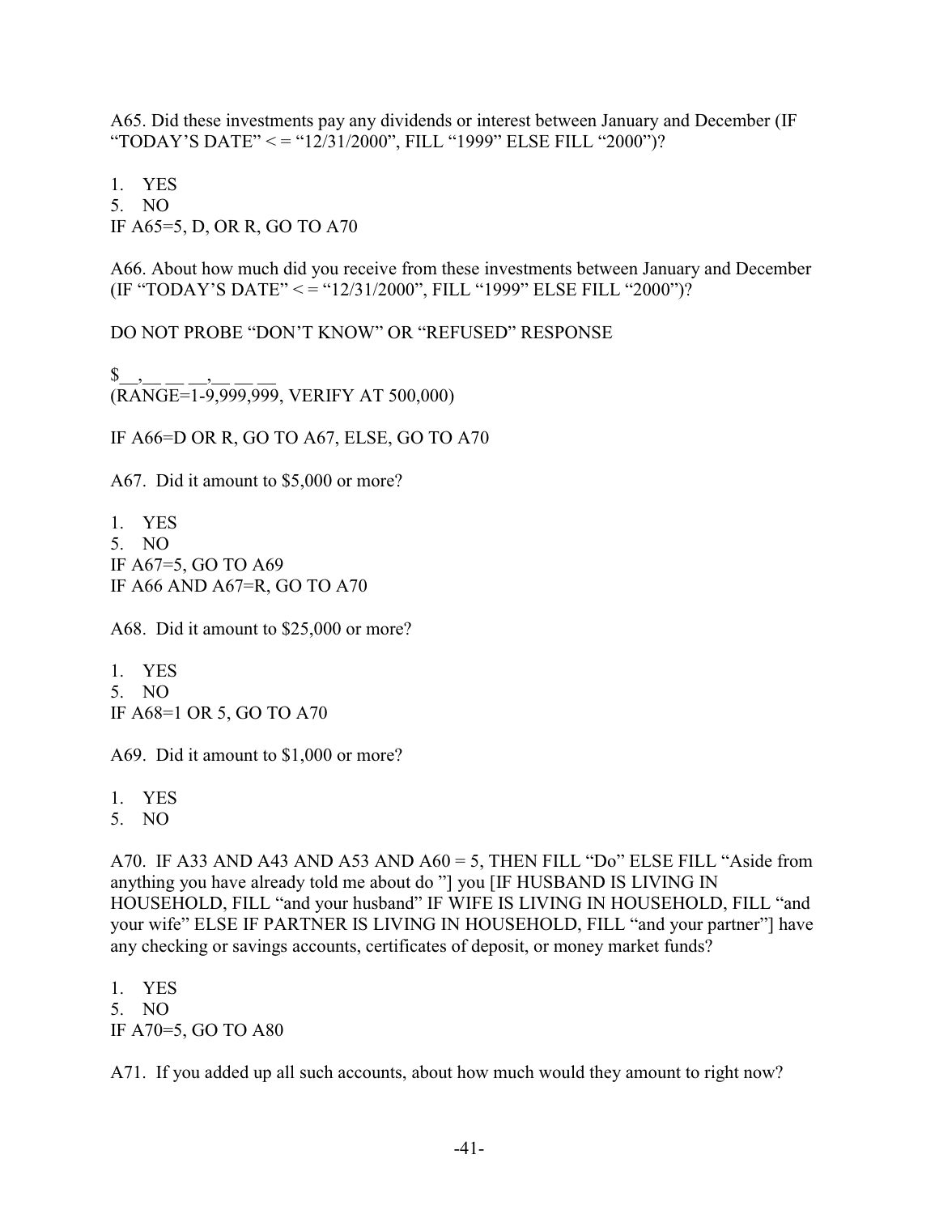A65. Did these investments pay any dividends or interest between January and December (IF "TODAY'S DATE" < = "12/31/2000", FILL "1999" ELSE FILL "2000")?

1. YES
5. NO

IF A65=5, D, OR R, GO TO A70

A66. About how much did you receive from these investments between January and December (IF "TODAY'S DATE" < = "12/31/2000", FILL "1999" ELSE FILL "2000")?

DO NOT PROBE "DON'T KNOW" OR "REFUSED" RESPONSE

$__,__ __ __,__ __ __
(RANGE=1-9,999,999, VERIFY AT 500,000)

IF A66=D OR R, GO TO A67, ELSE, GO TO A70

A67. Did it amount to $5,000 or more?

1. YES
5. NO

IF A67=5, GO TO A69
IF A66 AND A67=R, GO TO A70

A68. Did it amount to $25,000 or more?

1. YES
5. NO

IF A68=1 OR 5, GO TO A70

A69. Did it amount to $1,000 or more?

1. YES
5. NO

A70. IF A33 AND A43 AND A53 AND A60 = 5, THEN FILL "Do" ELSE FILL "Aside from anything you have already told me about do "] you [IF HUSBAND IS LIVING IN HOUSEHOLD, FILL "and your husband" IF WIFE IS LIVING IN HOUSEHOLD, FILL "and your wife" ELSE IF PARTNER IS LIVING IN HOUSEHOLD, FILL "and your partner"] have any checking or savings accounts, certificates of deposit, or money market funds?

1. YES
5. NO

IF A70=5, GO TO A80

A71. If you added up all such accounts, about how much would they amount to right now?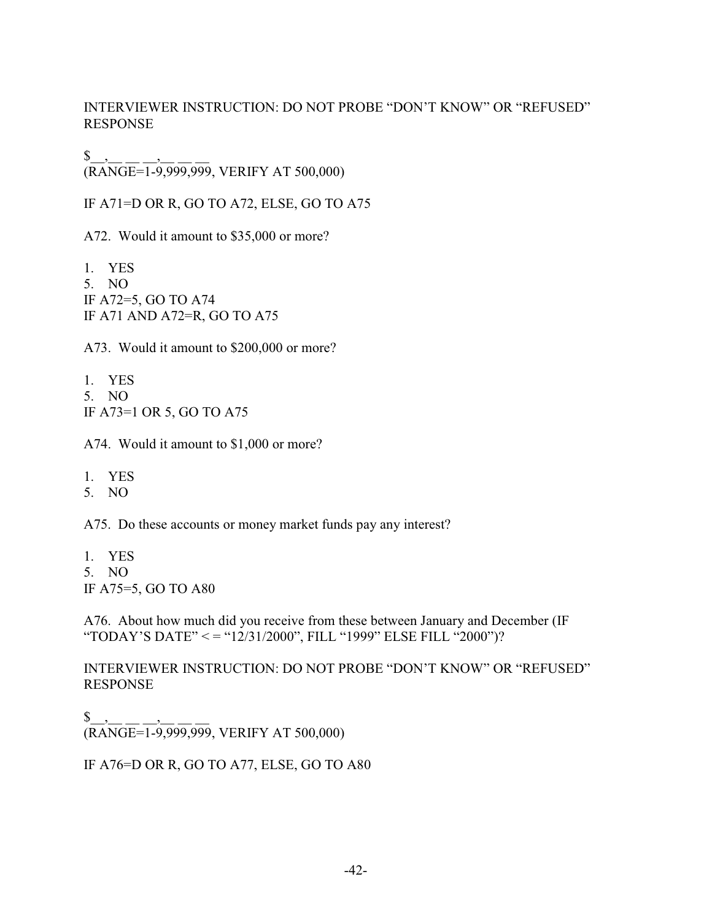INTERVIEWER INSTRUCTION: DO NOT PROBE “DON’T KNOW” OR “REFUSED” RESPONSE

$__,__ __ __,__ __ __
(RANGE=1-9,999,999, VERIFY AT 500,000)

IF A71=D OR R, GO TO A72, ELSE, GO TO A75

A72. Would it amount to $35,000 or more?

1. YES
5. NO

IF A72=5, GO TO A74
IF A71 AND A72=R, GO TO A75

A73. Would it amount to $200,000 or more?

1. YES
5. NO

IF A73=1 OR 5, GO TO A75

A74. Would it amount to $1,000 or more?

1. YES
5. NO

A75. Do these accounts or money market funds pay any interest?

1. YES
5. NO

IF A75=5, GO TO A80

A76. About how much did you receive from these between January and December (IF “TODAY’S DATE” < = “12/31/2000”, FILL “1999” ELSE FILL “2000”)?

INTERVIEWER INSTRUCTION: DO NOT PROBE “DON’T KNOW” OR “REFUSED” RESPONSE

$__,__ __ __,__ __ __
(RANGE=1-9,999,999, VERIFY AT 500,000)

IF A76=D OR R, GO TO A77, ELSE, GO TO A80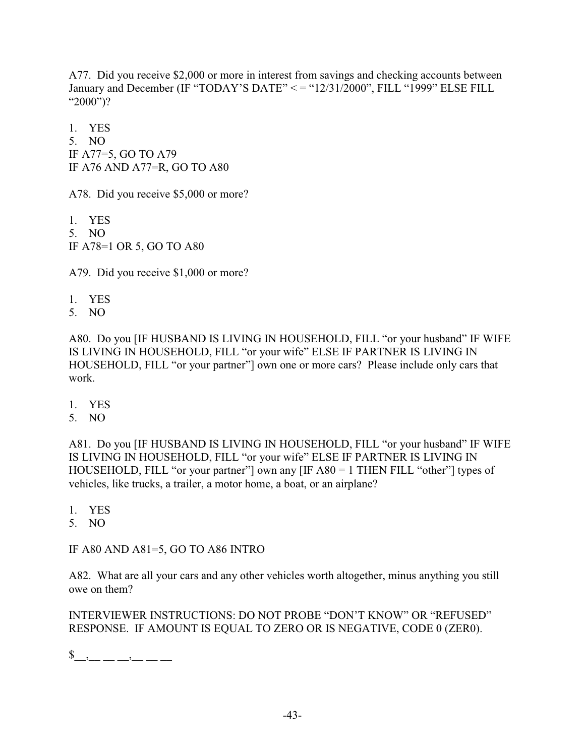A77. Did you receive $2,000 or more in interest from savings and checking accounts between January and December (IF "TODAY'S DATE" < = "12/31/2000", FILL "1999" ELSE FILL "2000")?

1. YES
5. NO

IF A77=5, GO TO A79
IF A76 AND A77=R, GO TO A80

A78. Did you receive $5,000 or more?

1. YES
5. NO

IF A78=1 OR 5, GO TO A80

A79. Did you receive $1,000 or more?

1. YES
5. NO

A80. Do you [IF HUSBAND IS LIVING IN HOUSEHOLD, FILL "or your husband" IF WIFE IS LIVING IN HOUSEHOLD, FILL "or your wife" ELSE IF PARTNER IS LIVING IN HOUSEHOLD, FILL "or your partner"] own one or more cars? Please include only cars that work.

1. YES
5. NO

A81. Do you [IF HUSBAND IS LIVING IN HOUSEHOLD, FILL "or your husband" IF WIFE IS LIVING IN HOUSEHOLD, FILL "or your wife" ELSE IF PARTNER IS LIVING IN HOUSEHOLD, FILL "or your partner"] own any [IF A80 = 1 THEN FILL "other"] types of vehicles, like trucks, a trailer, a motor home, a boat, or an airplane?

1. YES
5. NO

IF A80 AND A81=5, GO TO A86 INTRO

A82. What are all your cars and any other vehicles worth altogether, minus anything you still owe on them?

INTERVIEWER INSTRUCTIONS: DO NOT PROBE "DON'T KNOW" OR "REFUSED" RESPONSE. IF AMOUNT IS EQUAL TO ZERO OR IS NEGATIVE, CODE 0 (ZER0).

$__,__ __ __,__ __ __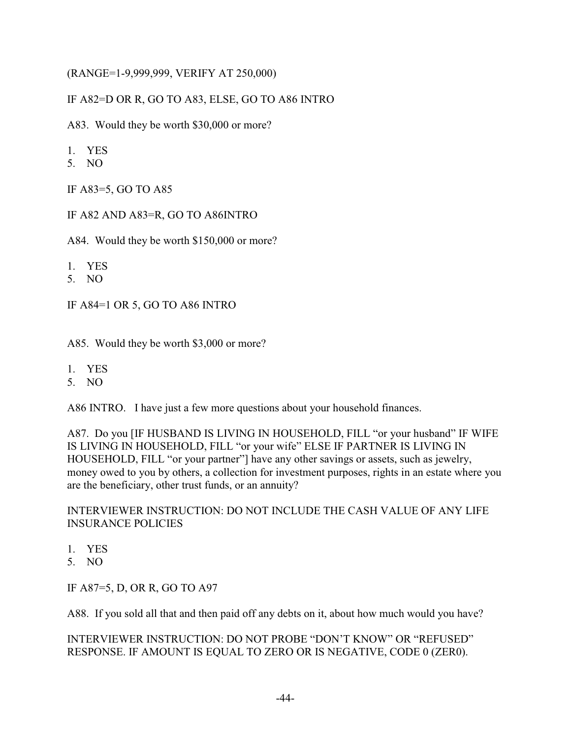(RANGE=1-9,999,999, VERIFY AT 250,000)

IF A82=D OR R, GO TO A83, ELSE, GO TO A86 INTRO

A83. Would they be worth $30,000 or more?

1. YES
5. NO

IF A83=5, GO TO A85

IF A82 AND A83=R, GO TO A86INTRO

A84. Would they be worth $150,000 or more?

1. YES
5. NO

IF A84=1 OR 5, GO TO A86 INTRO

A85. Would they be worth $3,000 or more?

1. YES
5. NO

A86 INTRO. I have just a few more questions about your household finances.

A87. Do you [IF HUSBAND IS LIVING IN HOUSEHOLD, FILL "or your husband" IF WIFE IS LIVING IN HOUSEHOLD, FILL "or your wife" ELSE IF PARTNER IS LIVING IN HOUSEHOLD, FILL "or your partner"] have any other savings or assets, such as jewelry, money owed to you by others, a collection for investment purposes, rights in an estate where you are the beneficiary, other trust funds, or an annuity?

INTERVIEWER INSTRUCTION: DO NOT INCLUDE THE CASH VALUE OF ANY LIFE INSURANCE POLICIES

1. YES
5. NO

IF A87=5, D, OR R, GO TO A97

A88. If you sold all that and then paid off any debts on it, about how much would you have?

INTERVIEWER INSTRUCTION: DO NOT PROBE "DON'T KNOW" OR "REFUSED" RESPONSE. IF AMOUNT IS EQUAL TO ZERO OR IS NEGATIVE, CODE 0 (ZER0).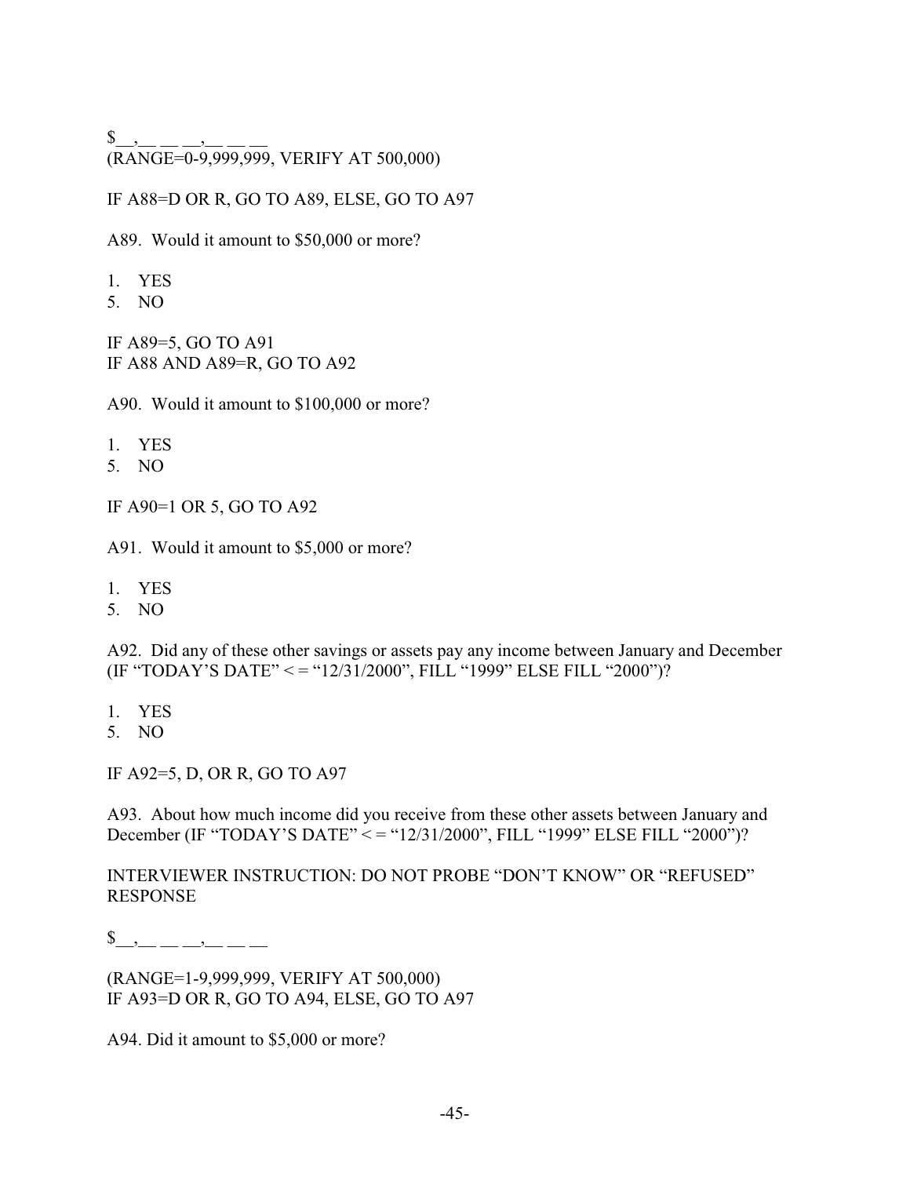$__,__ __ __,__ __ __
(RANGE=0-9,999,999, VERIFY AT 500,000)

IF A88=D OR R, GO TO A89, ELSE, GO TO A97

A89. Would it amount to $50,000 or more?

1. YES
5. NO

IF A89=5, GO TO A91
IF A88 AND A89=R, GO TO A92

A90. Would it amount to $100,000 or more?

1. YES
5. NO

IF A90=1 OR 5, GO TO A92

A91. Would it amount to $5,000 or more?

1. YES
5. NO

A92. Did any of these other savings or assets pay any income between January and December (IF “TODAY’S DATE” < = “12/31/2000”, FILL “1999” ELSE FILL “2000”)?

1. YES
5. NO

IF A92=5, D, OR R, GO TO A97

A93. About how much income did you receive from these other assets between January and December (IF “TODAY’S DATE” < = “12/31/2000”, FILL “1999” ELSE FILL “2000”)?

INTERVIEWER INSTRUCTION: DO NOT PROBE “DON’T KNOW” OR “REFUSED” RESPONSE

$__,__ __ __,__ __ __

(RANGE=1-9,999,999, VERIFY AT 500,000)
IF A93=D OR R, GO TO A94, ELSE, GO TO A97

A94. Did it amount to $5,000 or more?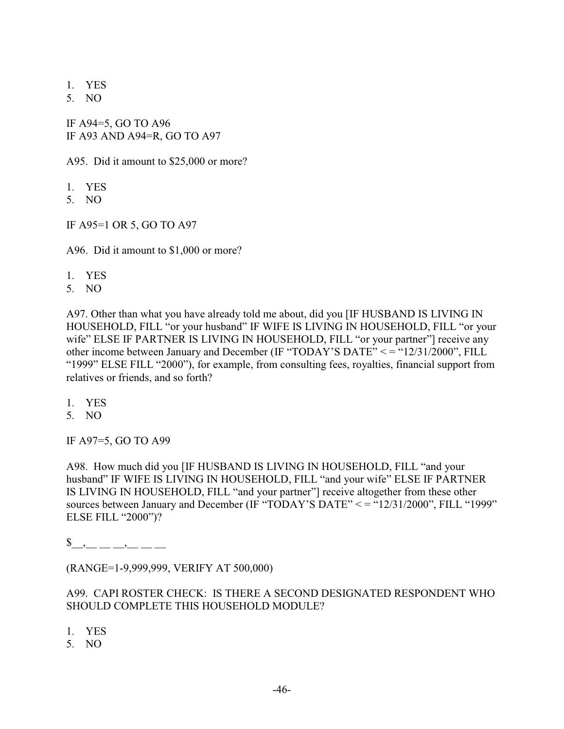1. YES
5. NO

IF A94=5, GO TO A96
IF A93 AND A94=R, GO TO A97

A95. Did it amount to $25,000 or more?

1. YES
5. NO

IF A95=1 OR 5, GO TO A97

A96. Did it amount to $1,000 or more?

1. YES
5. NO

A97. Other than what you have already told me about, did you [IF HUSBAND IS LIVING IN HOUSEHOLD, FILL "or your husband" IF WIFE IS LIVING IN HOUSEHOLD, FILL "or your wife" ELSE IF PARTNER IS LIVING IN HOUSEHOLD, FILL "or your partner"] receive any other income between January and December (IF "TODAY'S DATE" < = "12/31/2000", FILL "1999" ELSE FILL "2000"), for example, from consulting fees, royalties, financial support from relatives or friends, and so forth?

1. YES
5. NO

IF A97=5, GO TO A99

A98. How much did you [IF HUSBAND IS LIVING IN HOUSEHOLD, FILL "and your husband" IF WIFE IS LIVING IN HOUSEHOLD, FILL "and your wife" ELSE IF PARTNER IS LIVING IN HOUSEHOLD, FILL "and your partner"] receive altogether from these other sources between January and December (IF "TODAY'S DATE" < = "12/31/2000", FILL "1999" ELSE FILL "2000")?

$__,__ __ __,__ __ __

(RANGE=1-9,999,999, VERIFY AT 500,000)

A99. CAPI ROSTER CHECK: IS THERE A SECOND DESIGNATED RESPONDENT WHO SHOULD COMPLETE THIS HOUSEHOLD MODULE?

1. YES
5. NO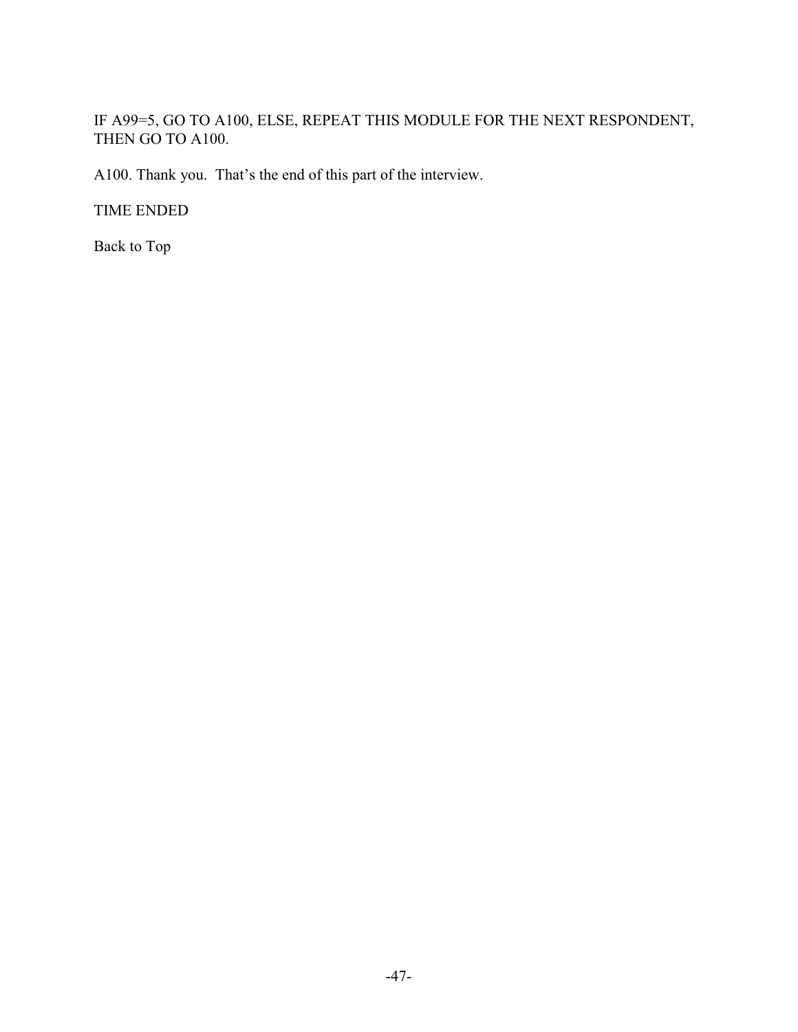IF A99=5, GO TO A100, ELSE, REPEAT THIS MODULE FOR THE NEXT RESPONDENT, THEN GO TO A100.

A100. Thank you.  That's the end of this part of the interview.

TIME ENDED

Back to Top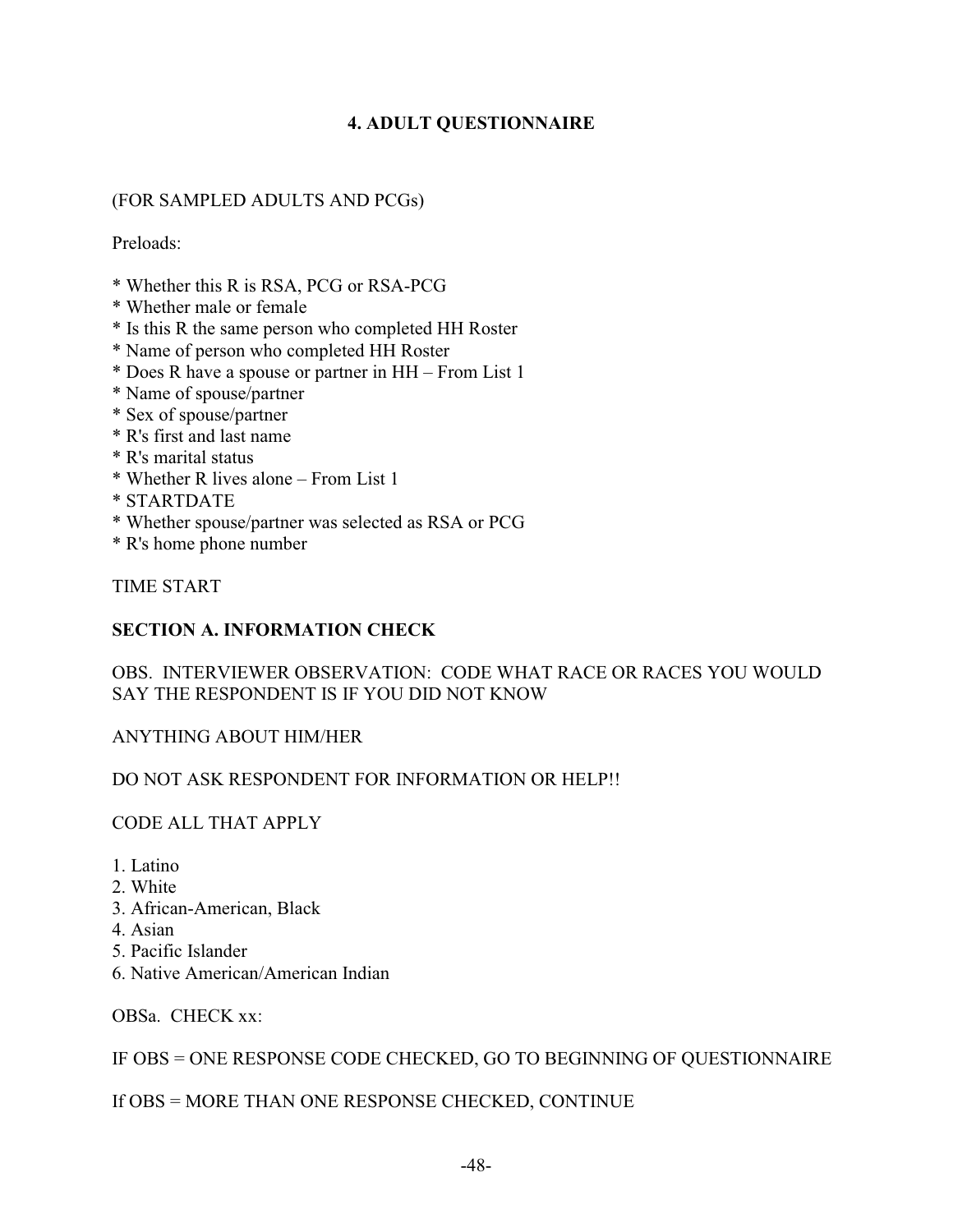# 4. ADULT QUESTIONNAIRE

(FOR SAMPLED ADULTS AND PCGs)

Preloads:

* Whether this R is RSA, PCG or RSA-PCG
* Whether male or female
* Is this R the same person who completed HH Roster
* Name of person who completed HH Roster
* Does R have a spouse or partner in HH – From List 1
* Name of spouse/partner
* Sex of spouse/partner
* R's first and last name
* R's marital status
* Whether R lives alone – From List 1
* STARTDATE
* Whether spouse/partner was selected as RSA or PCG
* R's home phone number

TIME START

**SECTION A. INFORMATION CHECK**

OBS. INTERVIEWER OBSERVATION: CODE WHAT RACE OR RACES YOU WOULD SAY THE RESPONDENT IS IF YOU DID NOT KNOW

ANYTHING ABOUT HIM/HER

DO NOT ASK RESPONDENT FOR INFORMATION OR HELP!!

CODE ALL THAT APPLY

1. Latino
2. White
3. African-American, Black
4. Asian
5. Pacific Islander
6. Native American/American Indian

OBSa. CHECK xx:

IF OBS = ONE RESPONSE CODE CHECKED, GO TO BEGINNING OF QUESTIONNAIRE

If OBS = MORE THAN ONE RESPONSE CHECKED, CONTINUE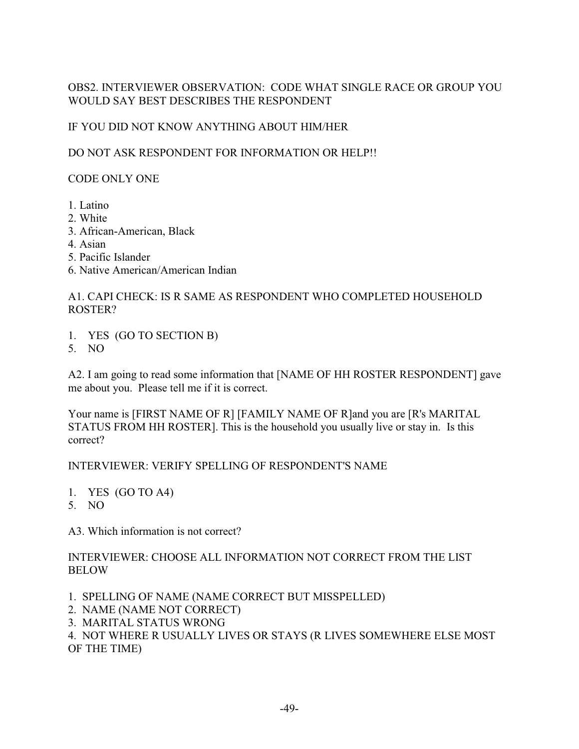OBS2. INTERVIEWER OBSERVATION: CODE WHAT SINGLE RACE OR GROUP YOU WOULD SAY BEST DESCRIBES THE RESPONDENT

IF YOU DID NOT KNOW ANYTHING ABOUT HIM/HER

DO NOT ASK RESPONDENT FOR INFORMATION OR HELP!!

CODE ONLY ONE

1. Latino
2. White
3. African-American, Black
4. Asian
5. Pacific Islander
6. Native American/American Indian

A1. CAPI CHECK: IS R SAME AS RESPONDENT WHO COMPLETED HOUSEHOLD ROSTER?

1. YES (GO TO SECTION B)
5. NO

A2. I am going to read some information that [NAME OF HH ROSTER RESPONDENT] gave me about you. Please tell me if it is correct.

Your name is [FIRST NAME OF R] [FAMILY NAME OF R]and you are [R's MARITAL STATUS FROM HH ROSTER]. This is the household you usually live or stay in. Is this correct?

INTERVIEWER: VERIFY SPELLING OF RESPONDENT'S NAME

1. YES (GO TO A4)
5. NO

A3. Which information is not correct?

INTERVIEWER: CHOOSE ALL INFORMATION NOT CORRECT FROM THE LIST BELOW

1. SPELLING OF NAME (NAME CORRECT BUT MISSPELLED)
2. NAME (NAME NOT CORRECT)
3. MARITAL STATUS WRONG
4. NOT WHERE R USUALLY LIVES OR STAYS (R LIVES SOMEWHERE ELSE MOST OF THE TIME)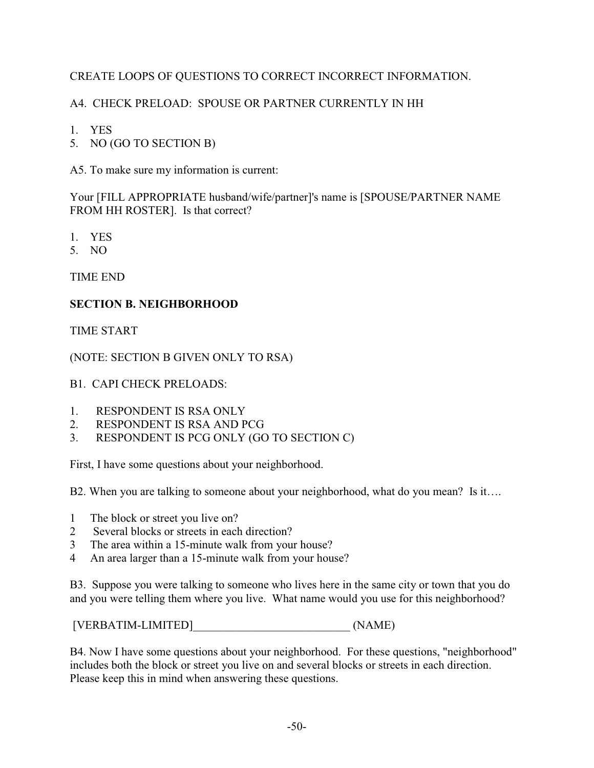CREATE LOOPS OF QUESTIONS TO CORRECT INCORRECT INFORMATION.

A4. CHECK PRELOAD: SPOUSE OR PARTNER CURRENTLY IN HH

1. YES
5. NO (GO TO SECTION B)

A5. To make sure my information is current:

Your [FILL APPROPRIATE husband/wife/partner]'s name is [SPOUSE/PARTNER NAME FROM HH ROSTER]. Is that correct?

1. YES
5. NO

TIME END

## SECTION B. NEIGHBORHOOD

TIME START

(NOTE: SECTION B GIVEN ONLY TO RSA)

B1. CAPI CHECK PRELOADS:

1. RESPONDENT IS RSA ONLY
2. RESPONDENT IS RSA AND PCG
3. RESPONDENT IS PCG ONLY (GO TO SECTION C)

First, I have some questions about your neighborhood.

B2. When you are talking to someone about your neighborhood, what do you mean? Is it….

1 The block or street you live on?
2 Several blocks or streets in each direction?
3 The area within a 15-minute walk from your house?
4 An area larger than a 15-minute walk from your house?

B3. Suppose you were talking to someone who lives here in the same city or town that you do and you were telling them where you live. What name would you use for this neighborhood?

[VERBATIM-LIMITED]___________________________ (NAME)

B4. Now I have some questions about your neighborhood. For these questions, "neighborhood" includes both the block or street you live on and several blocks or streets in each direction. Please keep this in mind when answering these questions.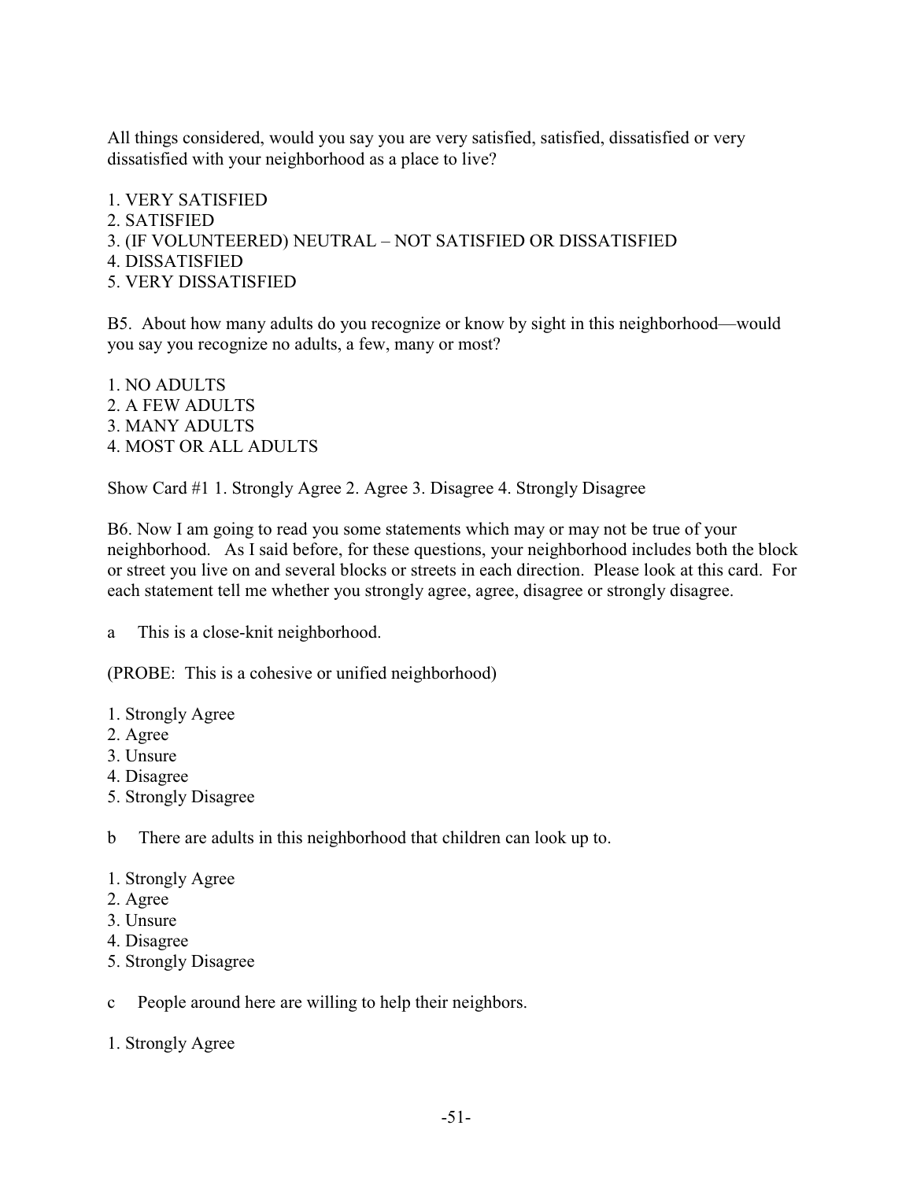All things considered, would you say you are very satisfied, satisfied, dissatisfied or very dissatisfied with your neighborhood as a place to live?

1. VERY SATISFIED
2. SATISFIED
3. (IF VOLUNTEERED) NEUTRAL – NOT SATISFIED OR DISSATISFIED
4. DISSATISFIED
5. VERY DISSATISFIED

B5. About how many adults do you recognize or know by sight in this neighborhood—would you say you recognize no adults, a few, many or most?

1. NO ADULTS
2. A FEW ADULTS
3. MANY ADULTS
4. MOST OR ALL ADULTS

Show Card #1 1. Strongly Agree 2. Agree 3. Disagree 4. Strongly Disagree

B6. Now I am going to read you some statements which may or may not be true of your neighborhood. As I said before, for these questions, your neighborhood includes both the block or street you live on and several blocks or streets in each direction. Please look at this card. For each statement tell me whether you strongly agree, agree, disagree or strongly disagree.

a This is a close-knit neighborhood.

(PROBE: This is a cohesive or unified neighborhood)

1. Strongly Agree
2. Agree
3. Unsure
4. Disagree
5. Strongly Disagree

b There are adults in this neighborhood that children can look up to.

1. Strongly Agree
2. Agree
3. Unsure
4. Disagree
5. Strongly Disagree

c People around here are willing to help their neighbors.

1. Strongly Agree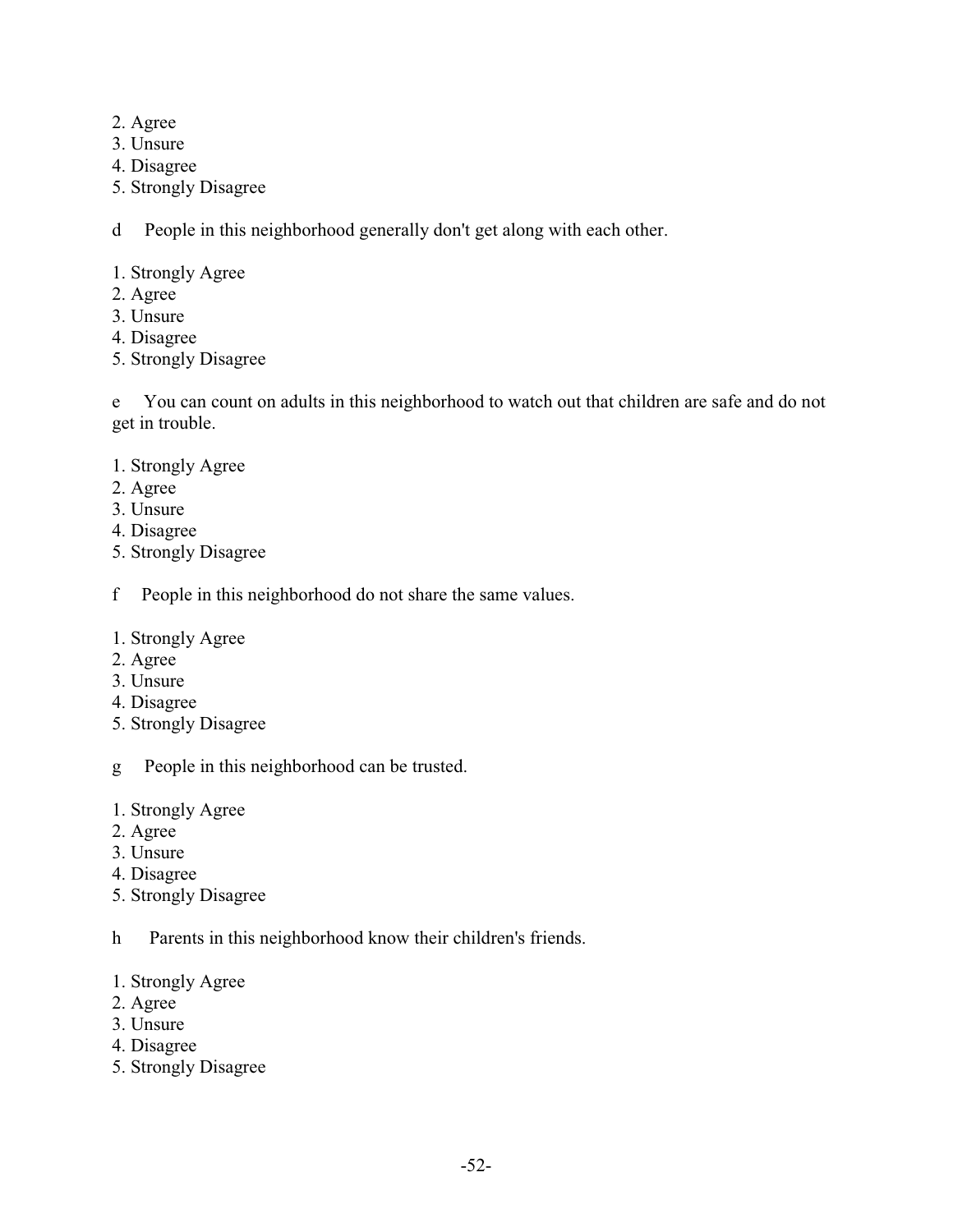2. Agree
3. Unsure
4. Disagree
5. Strongly Disagree

d People in this neighborhood generally don't get along with each other.

1. Strongly Agree
2. Agree
3. Unsure
4. Disagree
5. Strongly Disagree

e You can count on adults in this neighborhood to watch out that children are safe and do not get in trouble.

1. Strongly Agree
2. Agree
3. Unsure
4. Disagree
5. Strongly Disagree

f People in this neighborhood do not share the same values.

1. Strongly Agree
2. Agree
3. Unsure
4. Disagree
5. Strongly Disagree

g People in this neighborhood can be trusted.

1. Strongly Agree
2. Agree
3. Unsure
4. Disagree
5. Strongly Disagree

h Parents in this neighborhood know their children's friends.

1. Strongly Agree
2. Agree
3. Unsure
4. Disagree
5. Strongly Disagree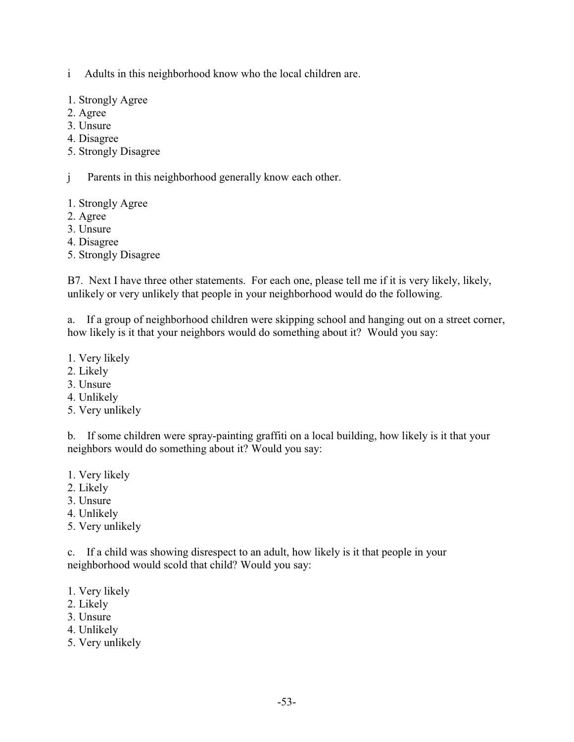i Adults in this neighborhood know who the local children are.

1. Strongly Agree
2. Agree
3. Unsure
4. Disagree
5. Strongly Disagree

j Parents in this neighborhood generally know each other.

1. Strongly Agree
2. Agree
3. Unsure
4. Disagree
5. Strongly Disagree

B7. Next I have three other statements. For each one, please tell me if it is very likely, likely, unlikely or very unlikely that people in your neighborhood would do the following.

a. If a group of neighborhood children were skipping school and hanging out on a street corner, how likely is it that your neighbors would do something about it? Would you say:

1. Very likely
2. Likely
3. Unsure
4. Unlikely
5. Very unlikely

b. If some children were spray-painting graffiti on a local building, how likely is it that your neighbors would do something about it? Would you say:

1. Very likely
2. Likely
3. Unsure
4. Unlikely
5. Very unlikely

c. If a child was showing disrespect to an adult, how likely is it that people in your neighborhood would scold that child? Would you say:

1. Very likely
2. Likely
3. Unsure
4. Unlikely
5. Very unlikely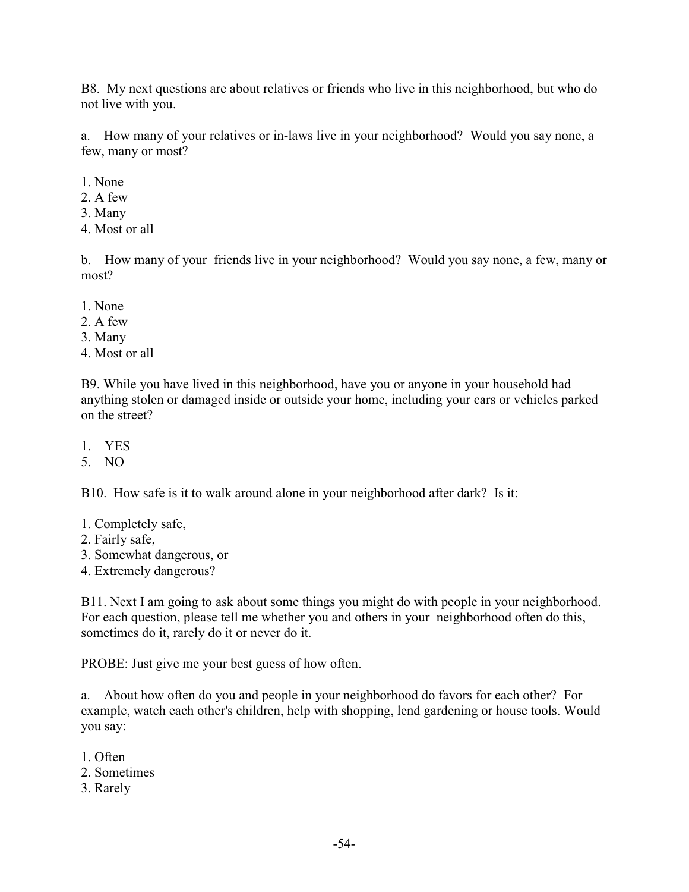B8. My next questions are about relatives or friends who live in this neighborhood, but who do not live with you.

a. How many of your relatives or in-laws live in your neighborhood? Would you say none, a few, many or most?

1. None
2. A few
3. Many
4. Most or all

b. How many of your friends live in your neighborhood? Would you say none, a few, many or most?

1. None
2. A few
3. Many
4. Most or all

B9. While you have lived in this neighborhood, have you or anyone in your household had anything stolen or damaged inside or outside your home, including your cars or vehicles parked on the street?

1. YES
5. NO

B10. How safe is it to walk around alone in your neighborhood after dark? Is it:

1. Completely safe,
2. Fairly safe,
3. Somewhat dangerous, or
4. Extremely dangerous?

B11. Next I am going to ask about some things you might do with people in your neighborhood. For each question, please tell me whether you and others in your neighborhood often do this, sometimes do it, rarely do it or never do it.

PROBE: Just give me your best guess of how often.

a. About how often do you and people in your neighborhood do favors for each other? For example, watch each other's children, help with shopping, lend gardening or house tools. Would you say:

1. Often
2. Sometimes
3. Rarely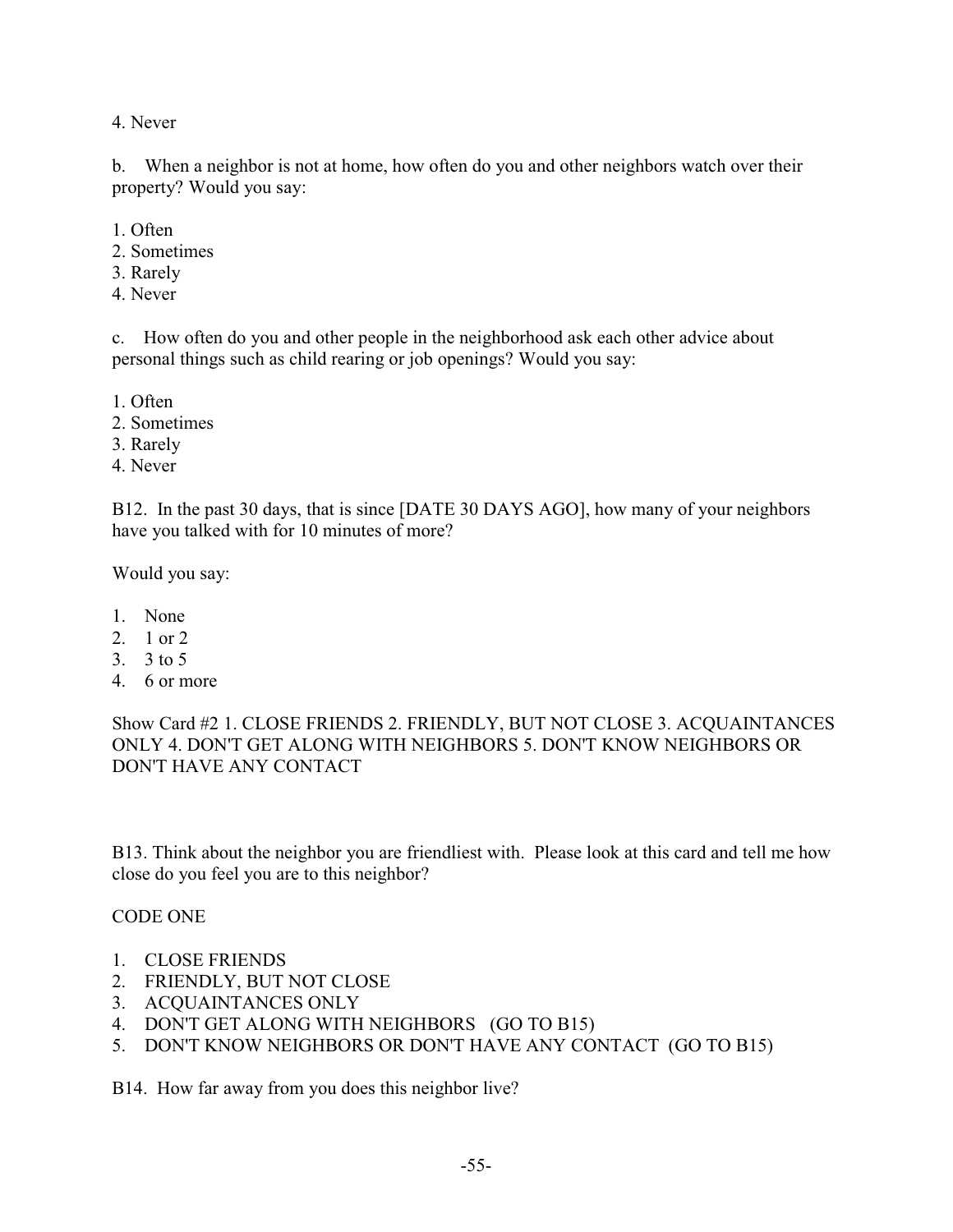4. Never

b. When a neighbor is not at home, how often do you and other neighbors watch over their property? Would you say:

1. Often
2. Sometimes
3. Rarely
4. Never

c. How often do you and other people in the neighborhood ask each other advice about personal things such as child rearing or job openings? Would you say:

1. Often
2. Sometimes
3. Rarely
4. Never

B12. In the past 30 days, that is since [DATE 30 DAYS AGO], how many of your neighbors have you talked with for 10 minutes of more?

Would you say:

1. None
2. 1 or 2
3. 3 to 5
4. 6 or more

Show Card #2 1. CLOSE FRIENDS 2. FRIENDLY, BUT NOT CLOSE 3. ACQUAINTANCES ONLY 4. DON'T GET ALONG WITH NEIGHBORS 5. DON'T KNOW NEIGHBORS OR DON'T HAVE ANY CONTACT

B13. Think about the neighbor you are friendliest with. Please look at this card and tell me how close do you feel you are to this neighbor?

CODE ONE

1. CLOSE FRIENDS
2. FRIENDLY, BUT NOT CLOSE
3. ACQUAINTANCES ONLY
4. DON'T GET ALONG WITH NEIGHBORS (GO TO B15)
5. DON'T KNOW NEIGHBORS OR DON'T HAVE ANY CONTACT (GO TO B15)

B14. How far away from you does this neighbor live?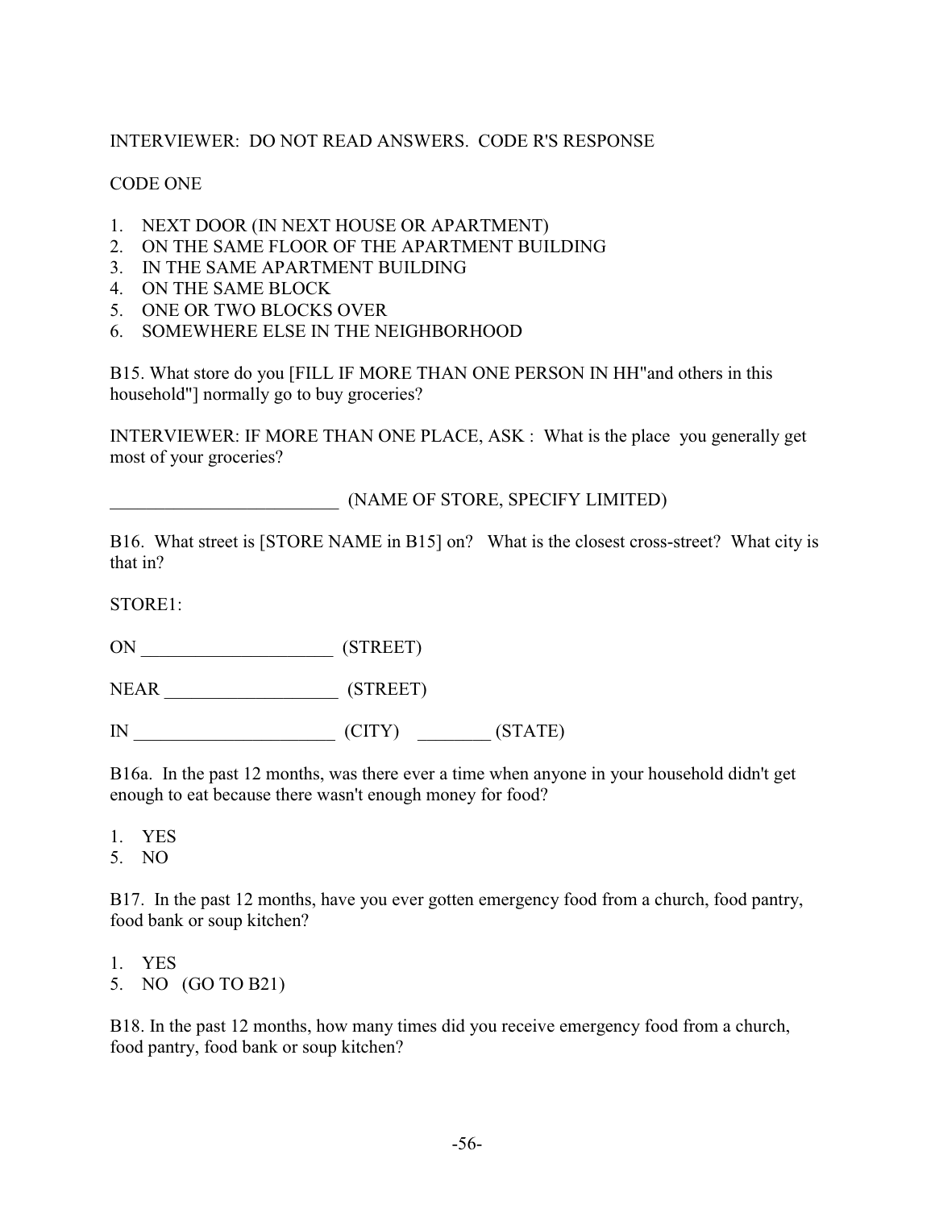INTERVIEWER: DO NOT READ ANSWERS. CODE R'S RESPONSE

CODE ONE

1. NEXT DOOR (IN NEXT HOUSE OR APARTMENT)
2. ON THE SAME FLOOR OF THE APARTMENT BUILDING
3. IN THE SAME APARTMENT BUILDING
4. ON THE SAME BLOCK
5. ONE OR TWO BLOCKS OVER
6. SOMEWHERE ELSE IN THE NEIGHBORHOOD

B15. What store do you [FILL IF MORE THAN ONE PERSON IN HH"and others in this household"] normally go to buy groceries?

INTERVIEWER: IF MORE THAN ONE PLACE, ASK : What is the place you generally get most of your groceries?

__________________________ (NAME OF STORE, SPECIFY LIMITED)

B16. What street is [STORE NAME in B15] on? What is the closest cross-street? What city is that in?

STORE1:

ON _____________________ (STREET)

NEAR ___________________ (STREET)

IN ______________________ (CITY) ________ (STATE)

B16a. In the past 12 months, was there ever a time when anyone in your household didn't get enough to eat because there wasn't enough money for food?

1. YES
5. NO

B17. In the past 12 months, have you ever gotten emergency food from a church, food pantry, food bank or soup kitchen?

1. YES
5. NO (GO TO B21)

B18. In the past 12 months, how many times did you receive emergency food from a church, food pantry, food bank or soup kitchen?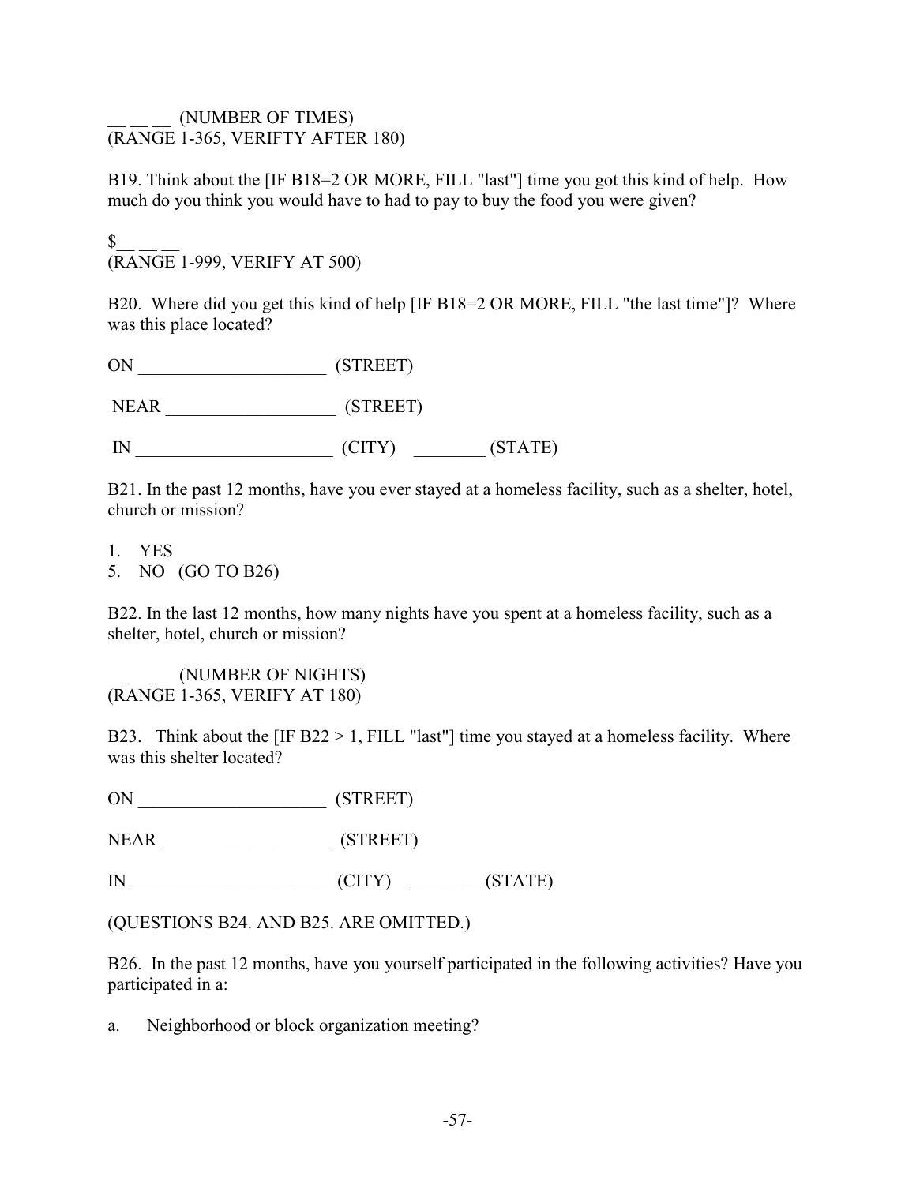\_\_ \_\_ \_\_ (NUMBER OF TIMES)
(RANGE 1-365, VERIFTY AFTER 180)

B19. Think about the [IF B18=2 OR MORE, FILL "last"] time you got this kind of help. How much do you think you would have to had to pay to buy the food you were given?

$\_\_ \_\_ \_\_
(RANGE 1-999, VERIFY AT 500)

B20. Where did you get this kind of help [IF B18=2 OR MORE, FILL "the last time"]? Where was this place located?

ON \_\_\_\_\_\_\_\_\_\_\_\_\_\_\_\_\_\_\_\_\_ (STREET)

NEAR \_\_\_\_\_\_\_\_\_\_\_\_\_\_\_\_\_\_\_ (STREET)

IN \_\_\_\_\_\_\_\_\_\_\_\_\_\_\_\_\_\_\_\_\_\_ (CITY) \_\_\_\_\_\_\_\_ (STATE)

B21. In the past 12 months, have you ever stayed at a homeless facility, such as a shelter, hotel, church or mission?

1. YES
5. NO (GO TO B26)

B22. In the last 12 months, how many nights have you spent at a homeless facility, such as a shelter, hotel, church or mission?

\_\_ \_\_ \_\_ (NUMBER OF NIGHTS)
(RANGE 1-365, VERIFY AT 180)

B23. Think about the [IF B22 > 1, FILL "last"] time you stayed at a homeless facility. Where was this shelter located?

ON \_\_\_\_\_\_\_\_\_\_\_\_\_\_\_\_\_\_\_\_\_ (STREET)

NEAR \_\_\_\_\_\_\_\_\_\_\_\_\_\_\_\_\_\_\_ (STREET)

IN \_\_\_\_\_\_\_\_\_\_\_\_\_\_\_\_\_\_\_\_\_\_ (CITY) \_\_\_\_\_\_\_\_ (STATE)

(QUESTIONS B24. AND B25. ARE OMITTED.)

B26. In the past 12 months, have you yourself participated in the following activities? Have you participated in a:

a. Neighborhood or block organization meeting?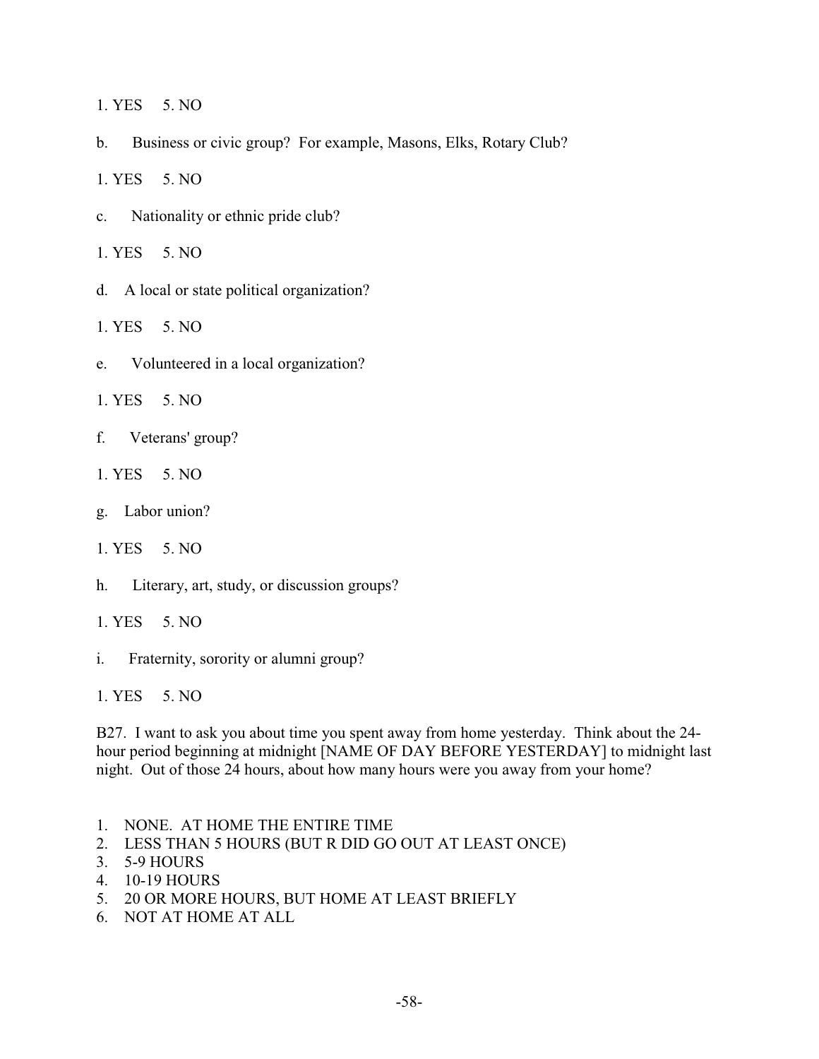1. YES 5. NO

b. Business or civic group? For example, Masons, Elks, Rotary Club?

1. YES 5. NO

c. Nationality or ethnic pride club?

1. YES 5. NO

d. A local or state political organization?

1. YES 5. NO

e. Volunteered in a local organization?

1. YES 5. NO

f. Veterans' group?

1. YES 5. NO

g. Labor union?

1. YES 5. NO

h. Literary, art, study, or discussion groups?

1. YES 5. NO

i. Fraternity, sorority or alumni group?

1. YES 5. NO

B27. I want to ask you about time you spent away from home yesterday. Think about the 24-hour period beginning at midnight [NAME OF DAY BEFORE YESTERDAY] to midnight last night. Out of those 24 hours, about how many hours were you away from your home?

1. NONE. AT HOME THE ENTIRE TIME
2. LESS THAN 5 HOURS (BUT R DID GO OUT AT LEAST ONCE)
3. 5-9 HOURS
4. 10-19 HOURS
5. 20 OR MORE HOURS, BUT HOME AT LEAST BRIEFLY
6. NOT AT HOME AT ALL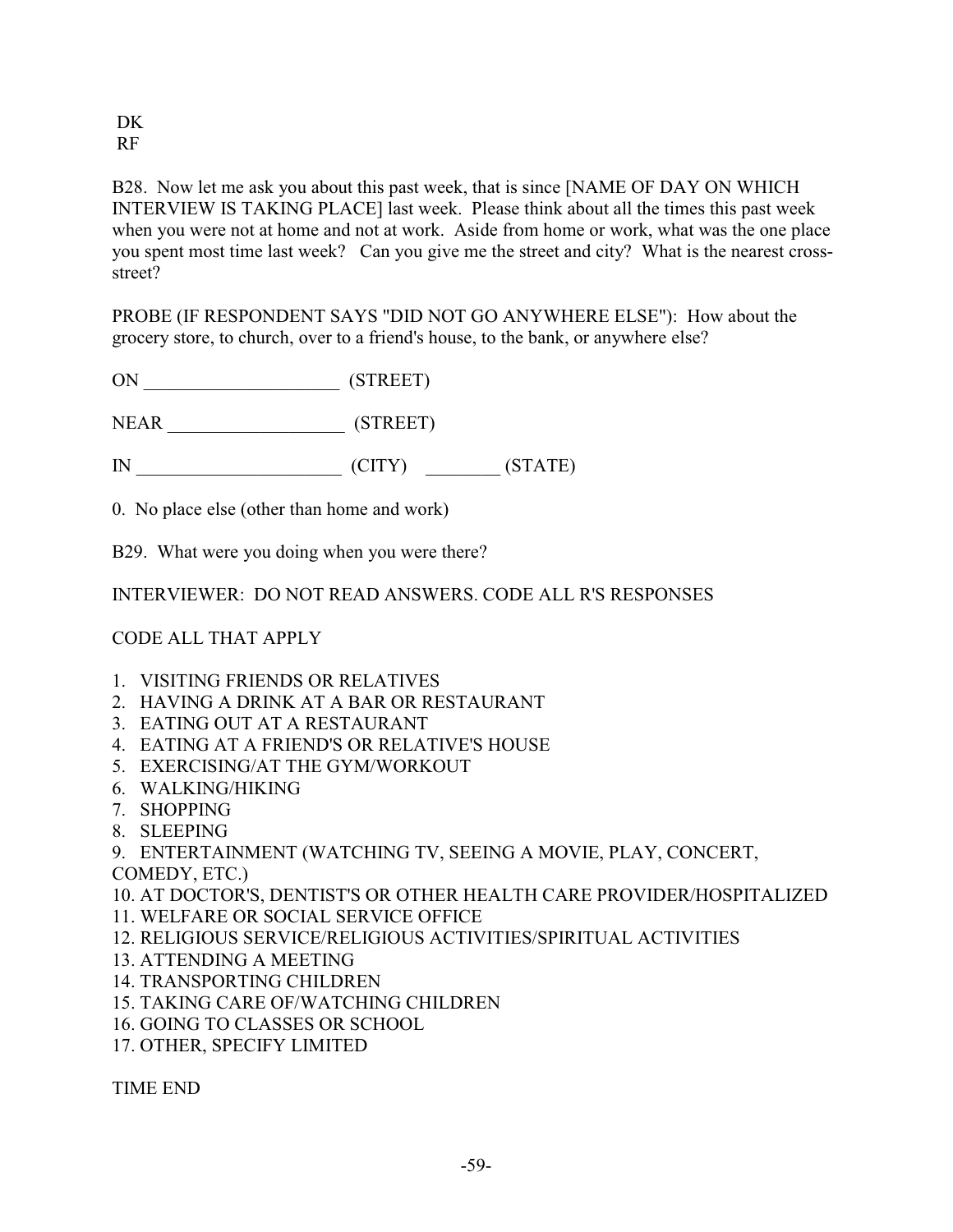DK
RF

B28. Now let me ask you about this past week, that is since [NAME OF DAY ON WHICH INTERVIEW IS TAKING PLACE] last week. Please think about all the times this past week when you were not at home and not at work. Aside from home or work, what was the one place you spent most time last week? Can you give me the street and city? What is the nearest cross-street?

PROBE (IF RESPONDENT SAYS "DID NOT GO ANYWHERE ELSE"): How about the grocery store, to church, over to a friend's house, to the bank, or anywhere else?

ON _____________________ (STREET)

NEAR ___________________ (STREET)

IN ______________________ (CITY) ________ (STATE)

0. No place else (other than home and work)

B29. What were you doing when you were there?

INTERVIEWER: DO NOT READ ANSWERS. CODE ALL R'S RESPONSES

CODE ALL THAT APPLY

1. VISITING FRIENDS OR RELATIVES
2. HAVING A DRINK AT A BAR OR RESTAURANT
3. EATING OUT AT A RESTAURANT
4. EATING AT A FRIEND'S OR RELATIVE'S HOUSE
5. EXERCISING/AT THE GYM/WORKOUT
6. WALKING/HIKING
7. SHOPPING
8. SLEEPING
9. ENTERTAINMENT (WATCHING TV, SEEING A MOVIE, PLAY, CONCERT, COMEDY, ETC.)
10. AT DOCTOR'S, DENTIST'S OR OTHER HEALTH CARE PROVIDER/HOSPITALIZED
11. WELFARE OR SOCIAL SERVICE OFFICE
12. RELIGIOUS SERVICE/RELIGIOUS ACTIVITIES/SPIRITUAL ACTIVITIES
13. ATTENDING A MEETING
14. TRANSPORTING CHILDREN
15. TAKING CARE OF/WATCHING CHILDREN
16. GOING TO CLASSES OR SCHOOL
17. OTHER, SPECIFY LIMITED

TIME END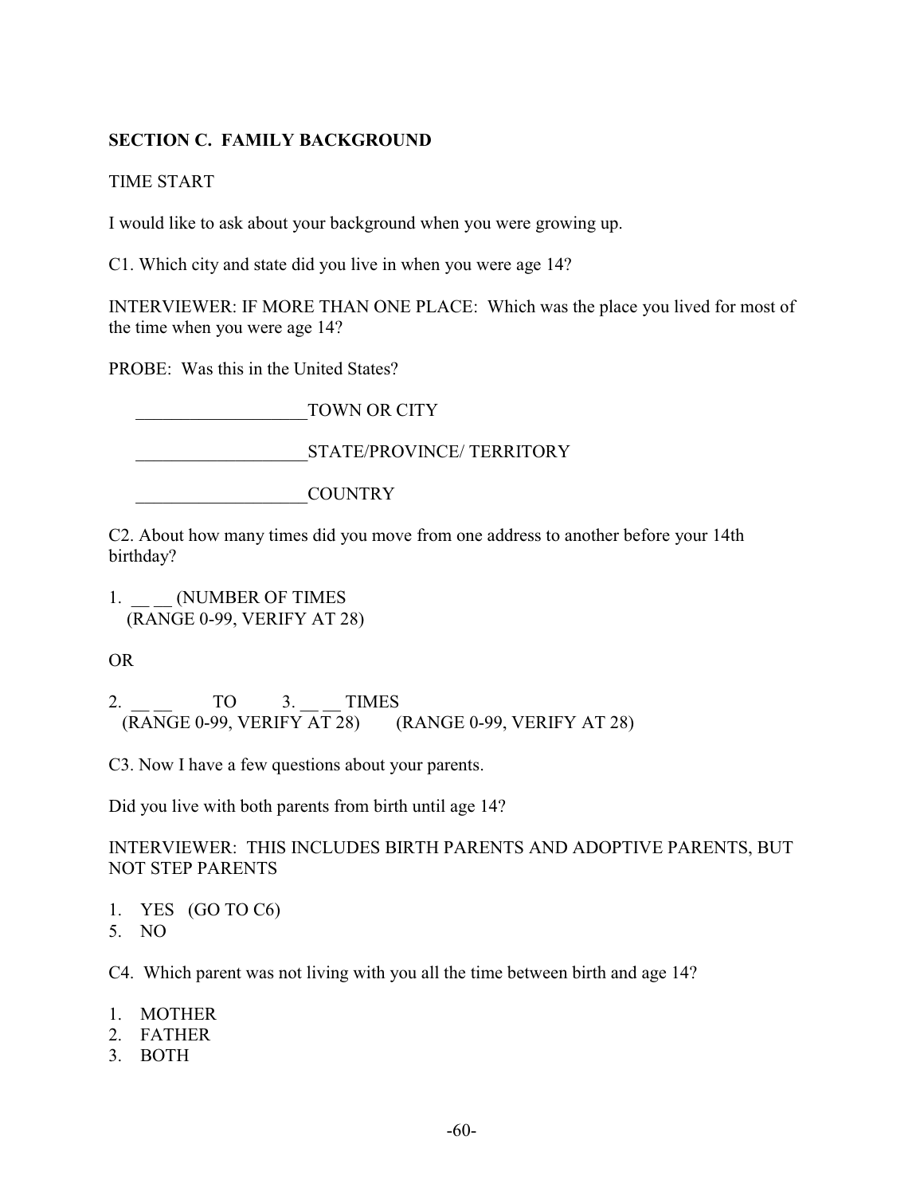## SECTION C. FAMILY BACKGROUND

TIME START

I would like to ask about your background when you were growing up.

C1. Which city and state did you live in when you were age 14?

INTERVIEWER: IF MORE THAN ONE PLACE: Which was the place you lived for most of the time when you were age 14?

PROBE: Was this in the United States?

___________________TOWN OR CITY

___________________STATE/PROVINCE/ TERRITORY

___________________COUNTRY

C2. About how many times did you move from one address to another before your 14th birthday?

1. __ __ (NUMBER OF TIMES
   (RANGE 0-99, VERIFY AT 28)

OR

2. __ __ TO 3. __ __ TIMES
   (RANGE 0-99, VERIFY AT 28) (RANGE 0-99, VERIFY AT 28)

C3. Now I have a few questions about your parents.

Did you live with both parents from birth until age 14?

INTERVIEWER: THIS INCLUDES BIRTH PARENTS AND ADOPTIVE PARENTS, BUT NOT STEP PARENTS

1. YES (GO TO C6)
5. NO

C4. Which parent was not living with you all the time between birth and age 14?

1. MOTHER
2. FATHER
3. BOTH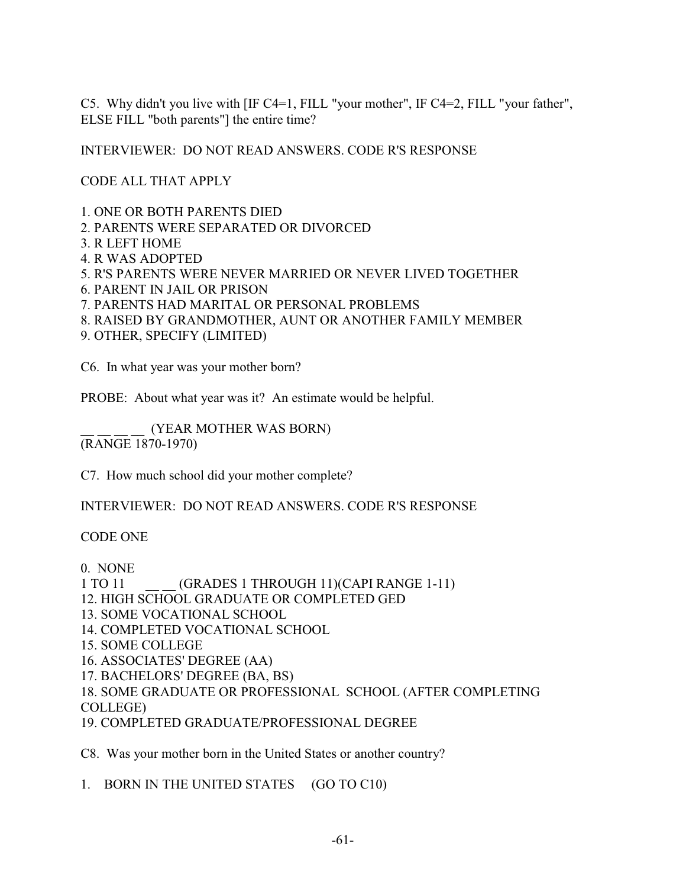C5. Why didn't you live with [IF C4=1, FILL "your mother", IF C4=2, FILL "your father", ELSE FILL "both parents"] the entire time?

INTERVIEWER: DO NOT READ ANSWERS. CODE R'S RESPONSE

CODE ALL THAT APPLY

1. ONE OR BOTH PARENTS DIED
2. PARENTS WERE SEPARATED OR DIVORCED
3. R LEFT HOME
4. R WAS ADOPTED
5. R'S PARENTS WERE NEVER MARRIED OR NEVER LIVED TOGETHER
6. PARENT IN JAIL OR PRISON
7. PARENTS HAD MARITAL OR PERSONAL PROBLEMS
8. RAISED BY GRANDMOTHER, AUNT OR ANOTHER FAMILY MEMBER
9. OTHER, SPECIFY (LIMITED)

C6. In what year was your mother born?

PROBE: About what year was it? An estimate would be helpful.

__ __ __ __ (YEAR MOTHER WAS BORN)
(RANGE 1870-1970)

C7. How much school did your mother complete?

INTERVIEWER: DO NOT READ ANSWERS. CODE R'S RESPONSE

CODE ONE

0. NONE
1 TO 11 __ __ (GRADES 1 THROUGH 11)(CAPI RANGE 1-11)
12. HIGH SCHOOL GRADUATE OR COMPLETED GED
13. SOME VOCATIONAL SCHOOL
14. COMPLETED VOCATIONAL SCHOOL
15. SOME COLLEGE
16. ASSOCIATES' DEGREE (AA)
17. BACHELORS' DEGREE (BA, BS)
18. SOME GRADUATE OR PROFESSIONAL SCHOOL (AFTER COMPLETING COLLEGE)
19. COMPLETED GRADUATE/PROFESSIONAL DEGREE

C8. Was your mother born in the United States or another country?

1. BORN IN THE UNITED STATES (GO TO C10)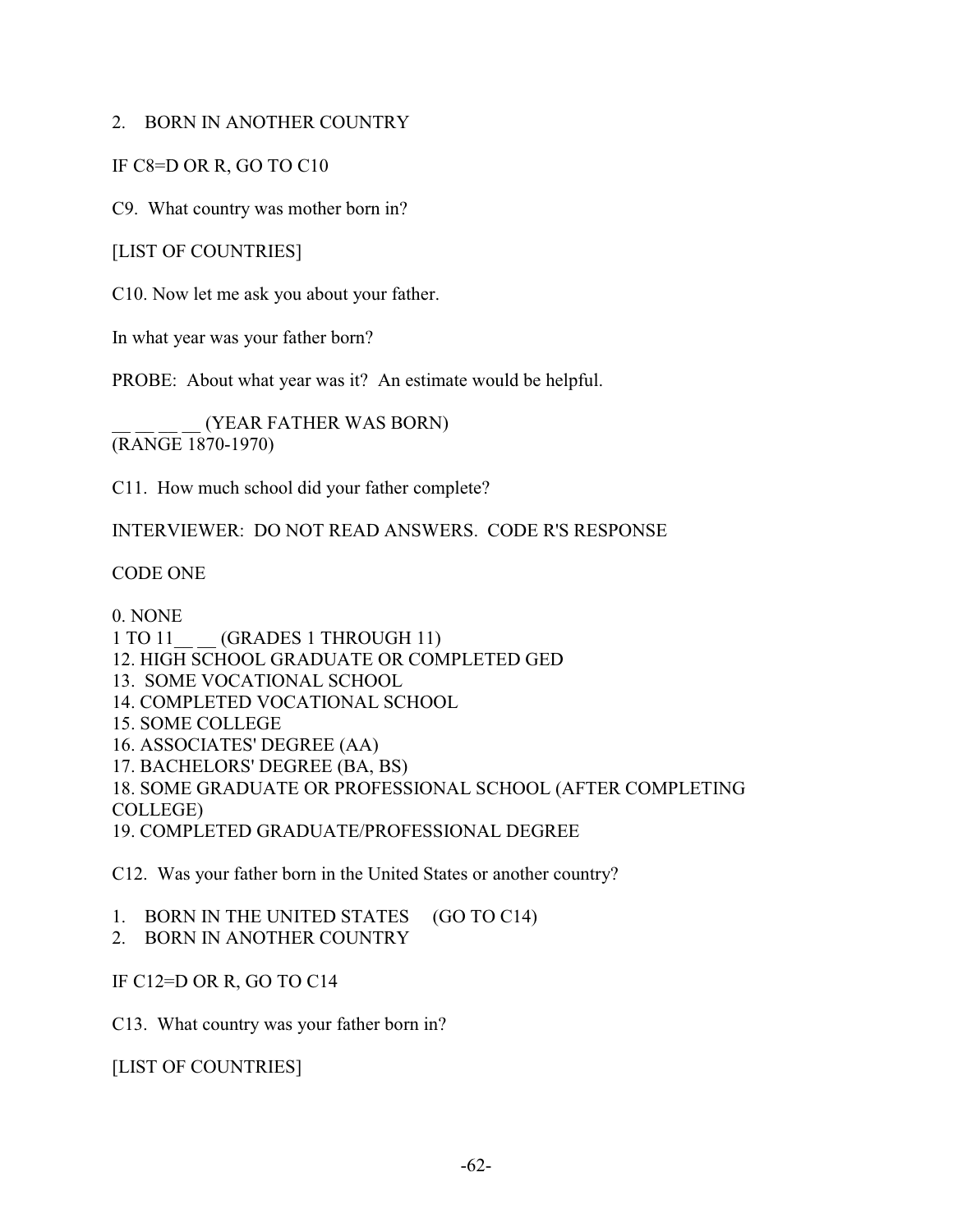2. BORN IN ANOTHER COUNTRY

IF C8=D OR R, GO TO C10

C9. What country was mother born in?

[LIST OF COUNTRIES]

C10. Now let me ask you about your father.

In what year was your father born?

PROBE: About what year was it? An estimate would be helpful.

__ __ __ __ (YEAR FATHER WAS BORN)
(RANGE 1870-1970)

C11. How much school did your father complete?

INTERVIEWER: DO NOT READ ANSWERS. CODE R'S RESPONSE

CODE ONE

0. NONE
1 TO 11__ __ (GRADES 1 THROUGH 11)
12. HIGH SCHOOL GRADUATE OR COMPLETED GED
13. SOME VOCATIONAL SCHOOL
14. COMPLETED VOCATIONAL SCHOOL
15. SOME COLLEGE
16. ASSOCIATES' DEGREE (AA)
17. BACHELORS' DEGREE (BA, BS)
18. SOME GRADUATE OR PROFESSIONAL SCHOOL (AFTER COMPLETING COLLEGE)
19. COMPLETED GRADUATE/PROFESSIONAL DEGREE

C12. Was your father born in the United States or another country?

1. BORN IN THE UNITED STATES (GO TO C14)
2. BORN IN ANOTHER COUNTRY

IF C12=D OR R, GO TO C14

C13. What country was your father born in?

[LIST OF COUNTRIES]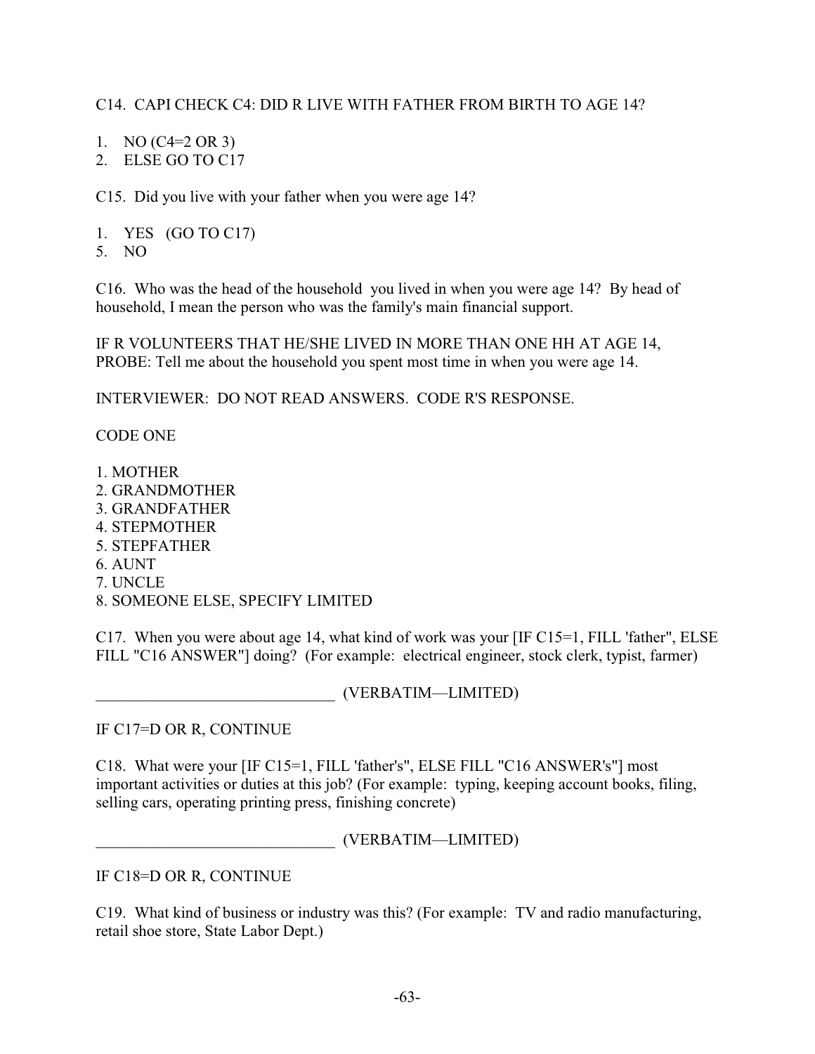C14. CAPI CHECK C4: DID R LIVE WITH FATHER FROM BIRTH TO AGE 14?

1. NO (C4=2 OR 3)
2. ELSE GO TO C17

C15. Did you live with your father when you were age 14?

1. YES (GO TO C17)
5. NO

C16. Who was the head of the household you lived in when you were age 14? By head of household, I mean the person who was the family's main financial support.

IF R VOLUNTEERS THAT HE/SHE LIVED IN MORE THAN ONE HH AT AGE 14, PROBE: Tell me about the household you spent most time in when you were age 14.

INTERVIEWER: DO NOT READ ANSWERS. CODE R'S RESPONSE.

CODE ONE

1. MOTHER
2. GRANDMOTHER
3. GRANDFATHER
4. STEPMOTHER
5. STEPFATHER
6. AUNT
7. UNCLE
8. SOMEONE ELSE, SPECIFY LIMITED

C17. When you were about age 14, what kind of work was your [IF C15=1, FILL 'father", ELSE FILL "C16 ANSWER"] doing? (For example: electrical engineer, stock clerk, typist, farmer)

_______________________________ (VERBATIM—LIMITED)

IF C17=D OR R, CONTINUE

C18. What were your [IF C15=1, FILL 'father's", ELSE FILL "C16 ANSWER's"] most important activities or duties at this job? (For example: typing, keeping account books, filing, selling cars, operating printing press, finishing concrete)

_______________________________ (VERBATIM—LIMITED)

IF C18=D OR R, CONTINUE

C19. What kind of business or industry was this? (For example: TV and radio manufacturing, retail shoe store, State Labor Dept.)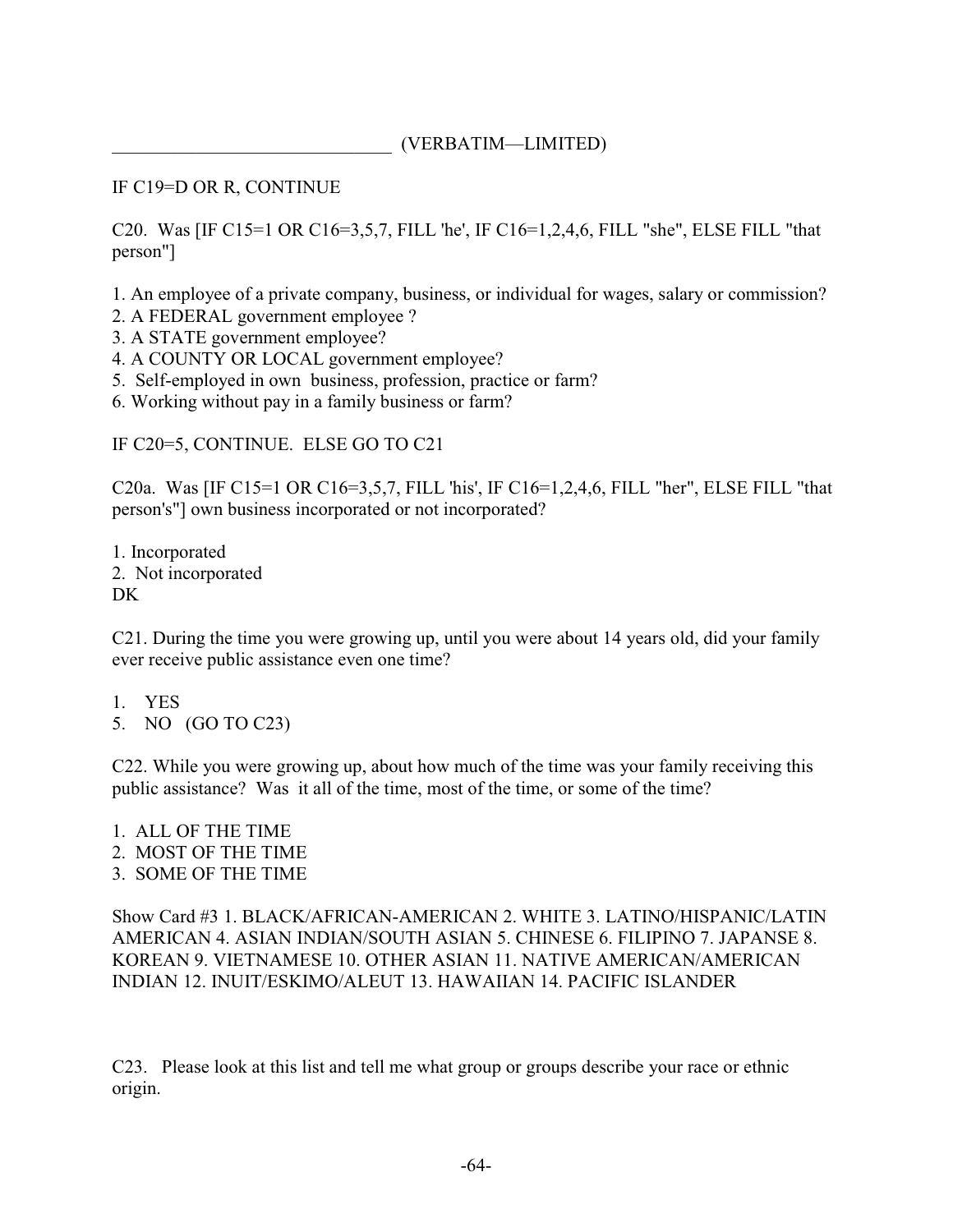_______________________________ (VERBATIM—LIMITED)

IF C19=D OR R, CONTINUE

C20. Was [IF C15=1 OR C16=3,5,7, FILL 'he', IF C16=1,2,4,6, FILL "she", ELSE FILL "that person"]

1. An employee of a private company, business, or individual for wages, salary or commission?
2. A FEDERAL government employee ?
3. A STATE government employee?
4. A COUNTY OR LOCAL government employee?
5. Self-employed in own business, profession, practice or farm?
6. Working without pay in a family business or farm?

IF C20=5, CONTINUE. ELSE GO TO C21

C20a. Was [IF C15=1 OR C16=3,5,7, FILL 'his', IF C16=1,2,4,6, FILL "her", ELSE FILL "that person's"] own business incorporated or not incorporated?

1. Incorporated
2. Not incorporated

DK

C21. During the time you were growing up, until you were about 14 years old, did your family ever receive public assistance even one time?

1. YES
5. NO (GO TO C23)

C22. While you were growing up, about how much of the time was your family receiving this public assistance? Was it all of the time, most of the time, or some of the time?

1. ALL OF THE TIME
2. MOST OF THE TIME
3. SOME OF THE TIME

Show Card #3 1. BLACK/AFRICAN-AMERICAN 2. WHITE 3. LATINO/HISPANIC/LATIN AMERICAN 4. ASIAN INDIAN/SOUTH ASIAN 5. CHINESE 6. FILIPINO 7. JAPANSE 8. KOREAN 9. VIETNAMESE 10. OTHER ASIAN 11. NATIVE AMERICAN/AMERICAN INDIAN 12. INUIT/ESKIMO/ALEUT 13. HAWAIIAN 14. PACIFIC ISLANDER

C23. Please look at this list and tell me what group or groups describe your race or ethnic origin.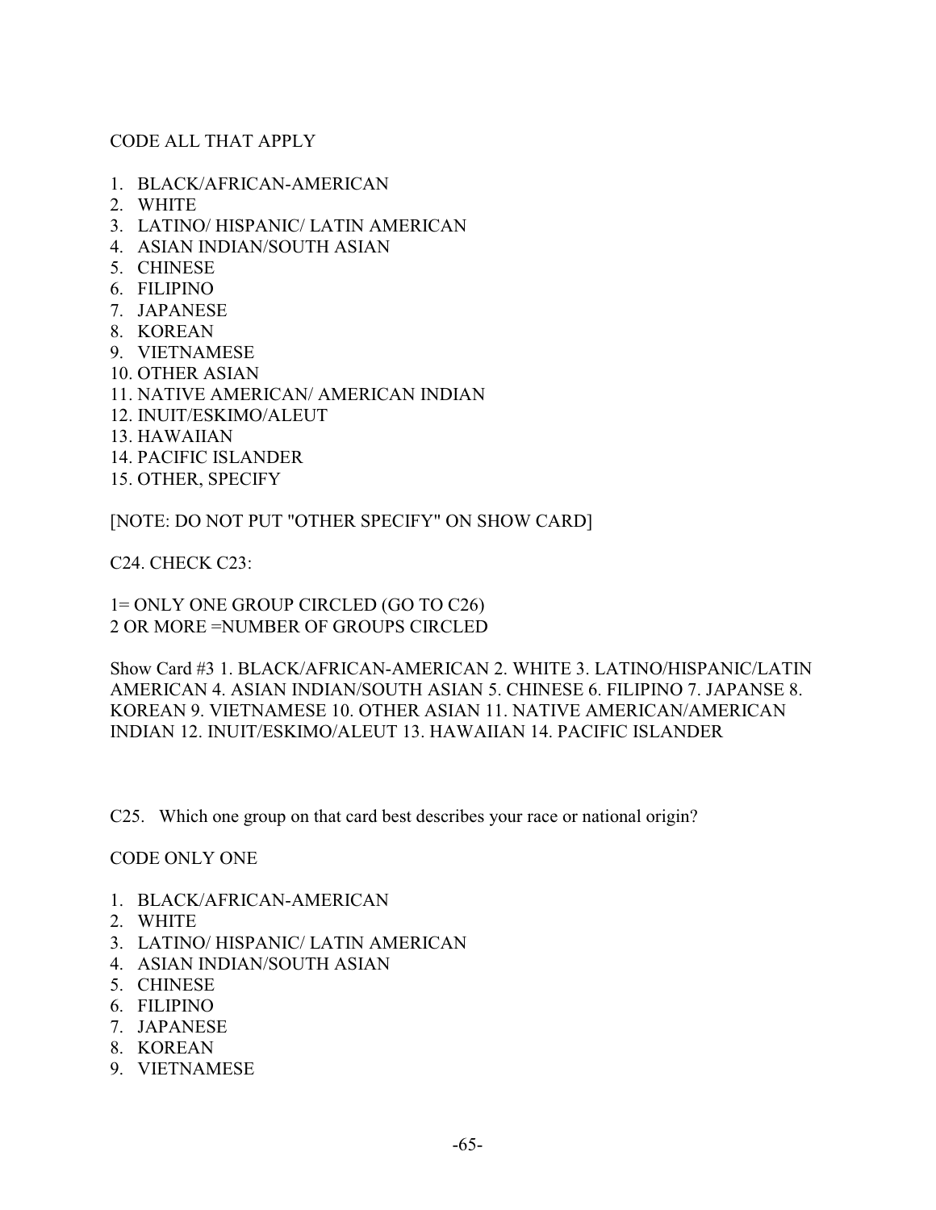CODE ALL THAT APPLY

1. BLACK/AFRICAN-AMERICAN
2. WHITE
3. LATINO/ HISPANIC/ LATIN AMERICAN
4. ASIAN INDIAN/SOUTH ASIAN
5. CHINESE
6. FILIPINO
7. JAPANESE
8. KOREAN
9. VIETNAMESE
10. OTHER ASIAN
11. NATIVE AMERICAN/ AMERICAN INDIAN
12. INUIT/ESKIMO/ALEUT
13. HAWAIIAN
14. PACIFIC ISLANDER
15. OTHER, SPECIFY

[NOTE: DO NOT PUT "OTHER SPECIFY" ON SHOW CARD]

C24. CHECK C23:

1= ONLY ONE GROUP CIRCLED (GO TO C26)
2 OR MORE =NUMBER OF GROUPS CIRCLED

Show Card #3 1. BLACK/AFRICAN-AMERICAN 2. WHITE 3. LATINO/HISPANIC/LATIN AMERICAN 4. ASIAN INDIAN/SOUTH ASIAN 5. CHINESE 6. FILIPINO 7. JAPANSE 8. KOREAN 9. VIETNAMESE 10. OTHER ASIAN 11. NATIVE AMERICAN/AMERICAN INDIAN 12. INUIT/ESKIMO/ALEUT 13. HAWAIIAN 14. PACIFIC ISLANDER

C25. Which one group on that card best describes your race or national origin?

CODE ONLY ONE

1. BLACK/AFRICAN-AMERICAN
2. WHITE
3. LATINO/ HISPANIC/ LATIN AMERICAN
4. ASIAN INDIAN/SOUTH ASIAN
5. CHINESE
6. FILIPINO
7. JAPANESE
8. KOREAN
9. VIETNAMESE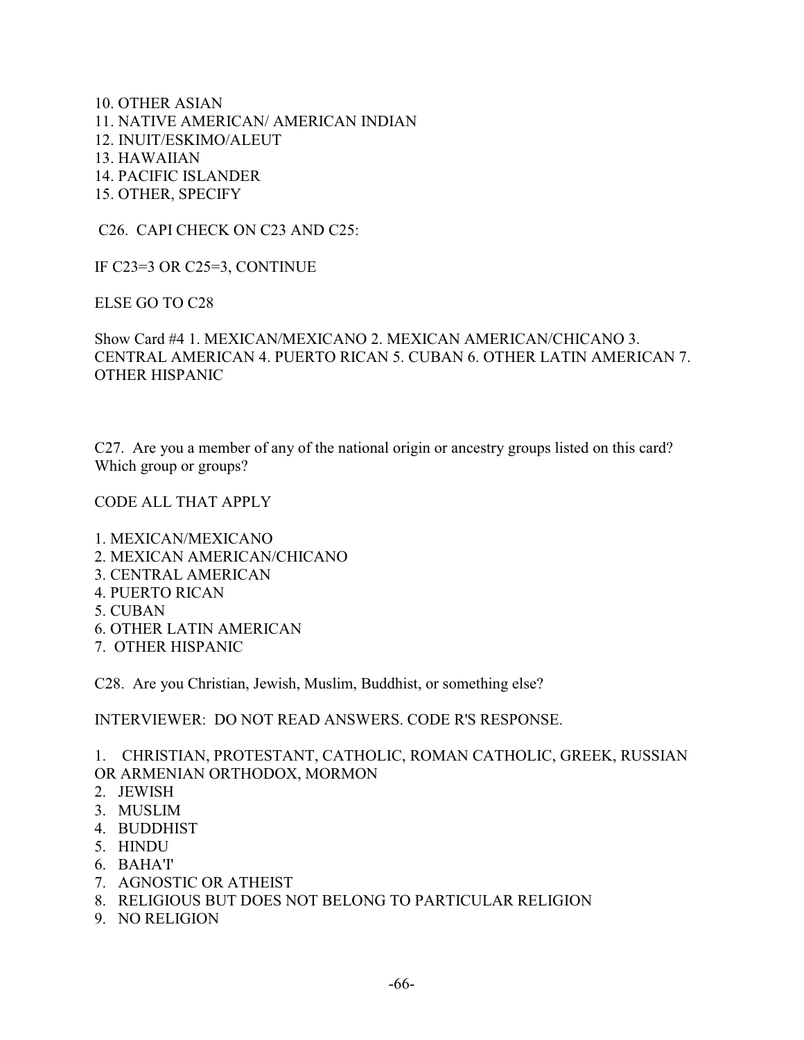10. OTHER ASIAN
11. NATIVE AMERICAN/ AMERICAN INDIAN
12. INUIT/ESKIMO/ALEUT
13. HAWAIIAN
14. PACIFIC ISLANDER
15. OTHER, SPECIFY

C26. CAPI CHECK ON C23 AND C25:

IF C23=3 OR C25=3, CONTINUE

ELSE GO TO C28

Show Card #4 1. MEXICAN/MEXICANO 2. MEXICAN AMERICAN/CHICANO 3. CENTRAL AMERICAN 4. PUERTO RICAN 5. CUBAN 6. OTHER LATIN AMERICAN 7. OTHER HISPANIC

C27. Are you a member of any of the national origin or ancestry groups listed on this card? Which group or groups?

CODE ALL THAT APPLY

1. MEXICAN/MEXICANO
2. MEXICAN AMERICAN/CHICANO
3. CENTRAL AMERICAN
4. PUERTO RICAN
5. CUBAN
6. OTHER LATIN AMERICAN
7. OTHER HISPANIC

C28. Are you Christian, Jewish, Muslim, Buddhist, or something else?

INTERVIEWER: DO NOT READ ANSWERS. CODE R'S RESPONSE.

1. CHRISTIAN, PROTESTANT, CATHOLIC, ROMAN CATHOLIC, GREEK, RUSSIAN OR ARMENIAN ORTHODOX, MORMON
2. JEWISH
3. MUSLIM
4. BUDDHIST
5. HINDU
6. BAHA'I'
7. AGNOSTIC OR ATHEIST
8. RELIGIOUS BUT DOES NOT BELONG TO PARTICULAR RELIGION
9. NO RELIGION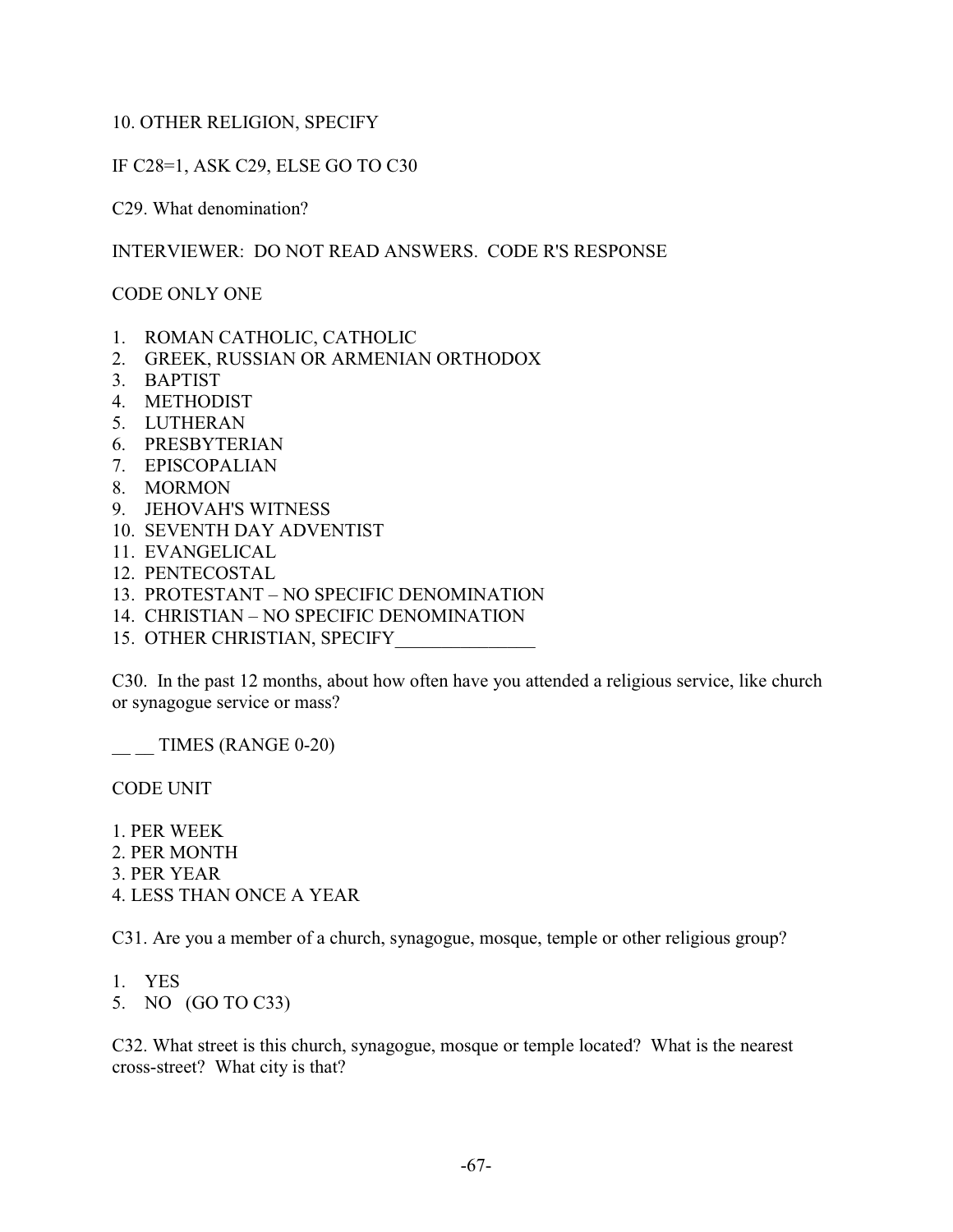10. OTHER RELIGION, SPECIFY

IF C28=1, ASK C29, ELSE GO TO C30

C29. What denomination?

INTERVIEWER: DO NOT READ ANSWERS. CODE R'S RESPONSE

CODE ONLY ONE

1. ROMAN CATHOLIC, CATHOLIC
2. GREEK, RUSSIAN OR ARMENIAN ORTHODOX
3. BAPTIST
4. METHODIST
5. LUTHERAN
6. PRESBYTERIAN
7. EPISCOPALIAN
8. MORMON
9. JEHOVAH'S WITNESS
10. SEVENTH DAY ADVENTIST
11. EVANGELICAL
12. PENTECOSTAL
13. PROTESTANT – NO SPECIFIC DENOMINATION
14. CHRISTIAN – NO SPECIFIC DENOMINATION
15. OTHER CHRISTIAN, SPECIFY_______________

C30. In the past 12 months, about how often have you attended a religious service, like church or synagogue service or mass?

__ __ TIMES (RANGE 0-20)

CODE UNIT

1. PER WEEK
2. PER MONTH
3. PER YEAR
4. LESS THAN ONCE A YEAR

C31. Are you a member of a church, synagogue, mosque, temple or other religious group?

1. YES
5. NO (GO TO C33)

C32. What street is this church, synagogue, mosque or temple located? What is the nearest cross-street? What city is that?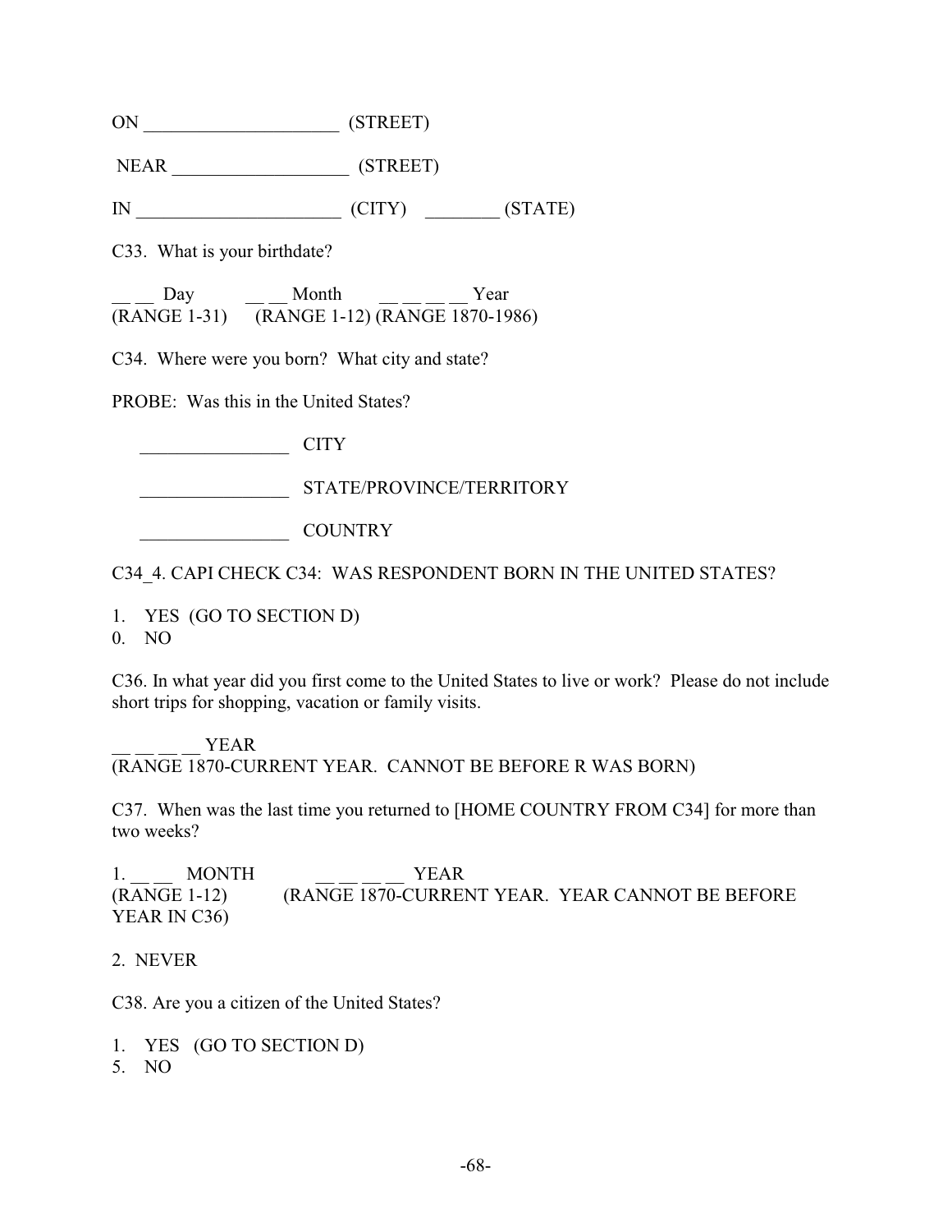ON _____________________ (STREET)

NEAR ___________________ (STREET)

IN ______________________ (CITY) ________ (STATE)

C33. What is your birthdate?

__ __ Day __ __ Month __ __ __ __ Year
(RANGE 1-31) (RANGE 1-12) (RANGE 1870-1986)

C34. Where were you born? What city and state?

PROBE: Was this in the United States?

________________ CITY

________________ STATE/PROVINCE/TERRITORY

________________ COUNTRY

C34_4. CAPI CHECK C34: WAS RESPONDENT BORN IN THE UNITED STATES?

1. YES (GO TO SECTION D)
0. NO

C36. In what year did you first come to the United States to live or work? Please do not include short trips for shopping, vacation or family visits.

__ __ __ __ YEAR
(RANGE 1870-CURRENT YEAR. CANNOT BE BEFORE R WAS BORN)

C37. When was the last time you returned to [HOME COUNTRY FROM C34] for more than two weeks?

1. __ __ MONTH __ __ __ __ YEAR
(RANGE 1-12) (RANGE 1870-CURRENT YEAR. YEAR CANNOT BE BEFORE YEAR IN C36)

2. NEVER

C38. Are you a citizen of the United States?

1. YES (GO TO SECTION D)
5. NO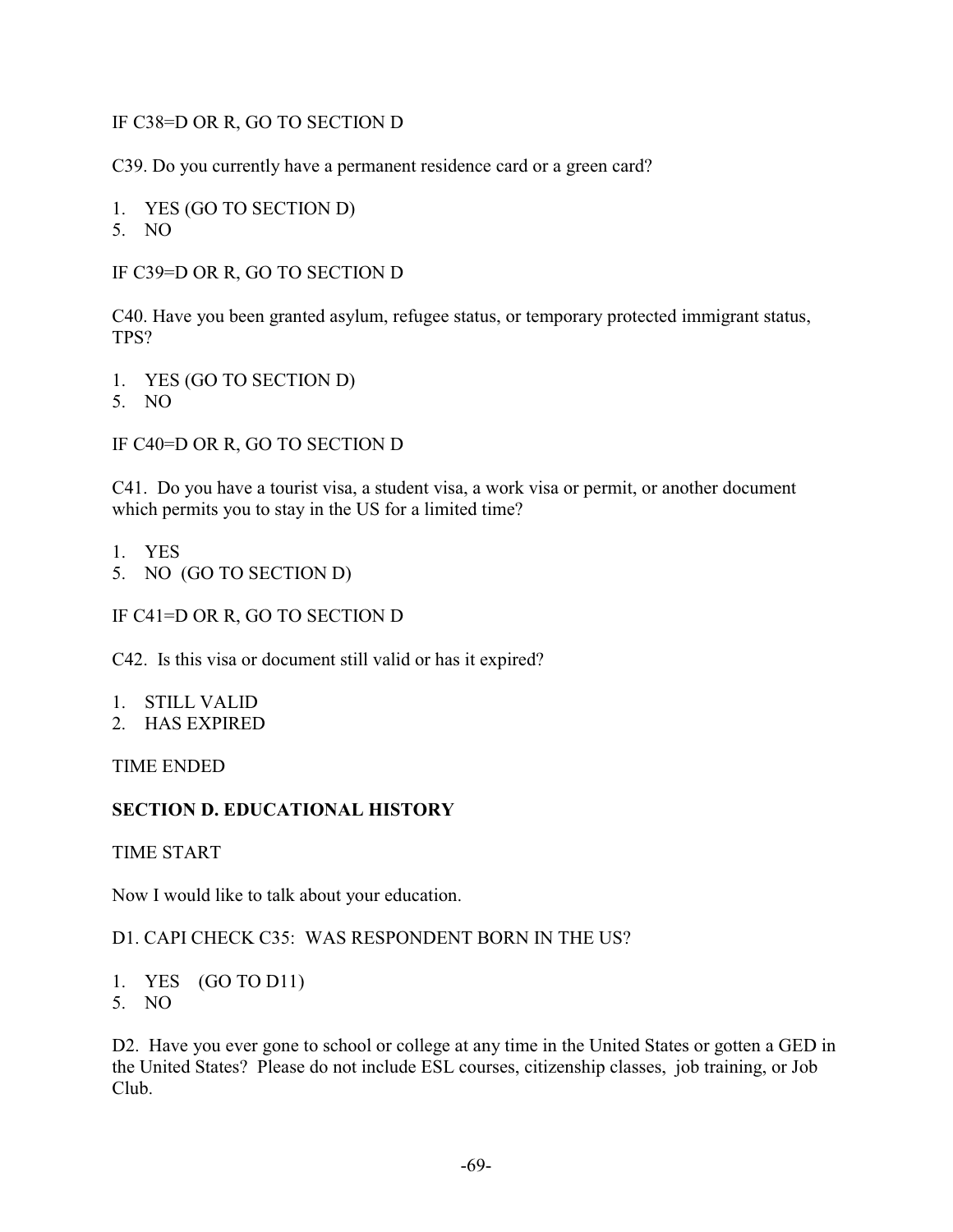IF C38=D OR R, GO TO SECTION D

C39. Do you currently have a permanent residence card or a green card?

1. YES (GO TO SECTION D)
5. NO

IF C39=D OR R, GO TO SECTION D

C40. Have you been granted asylum, refugee status, or temporary protected immigrant status, TPS?

1. YES (GO TO SECTION D)
5. NO

IF C40=D OR R, GO TO SECTION D

C41. Do you have a tourist visa, a student visa, a work visa or permit, or another document which permits you to stay in the US for a limited time?

1. YES
5. NO (GO TO SECTION D)

IF C41=D OR R, GO TO SECTION D

C42. Is this visa or document still valid or has it expired?

1. STILL VALID
2. HAS EXPIRED

TIME ENDED

## SECTION D. EDUCATIONAL HISTORY

TIME START

Now I would like to talk about your education.

D1. CAPI CHECK C35: WAS RESPONDENT BORN IN THE US?

1. YES (GO TO D11)
5. NO

D2. Have you ever gone to school or college at any time in the United States or gotten a GED in the United States? Please do not include ESL courses, citizenship classes, job training, or Job Club.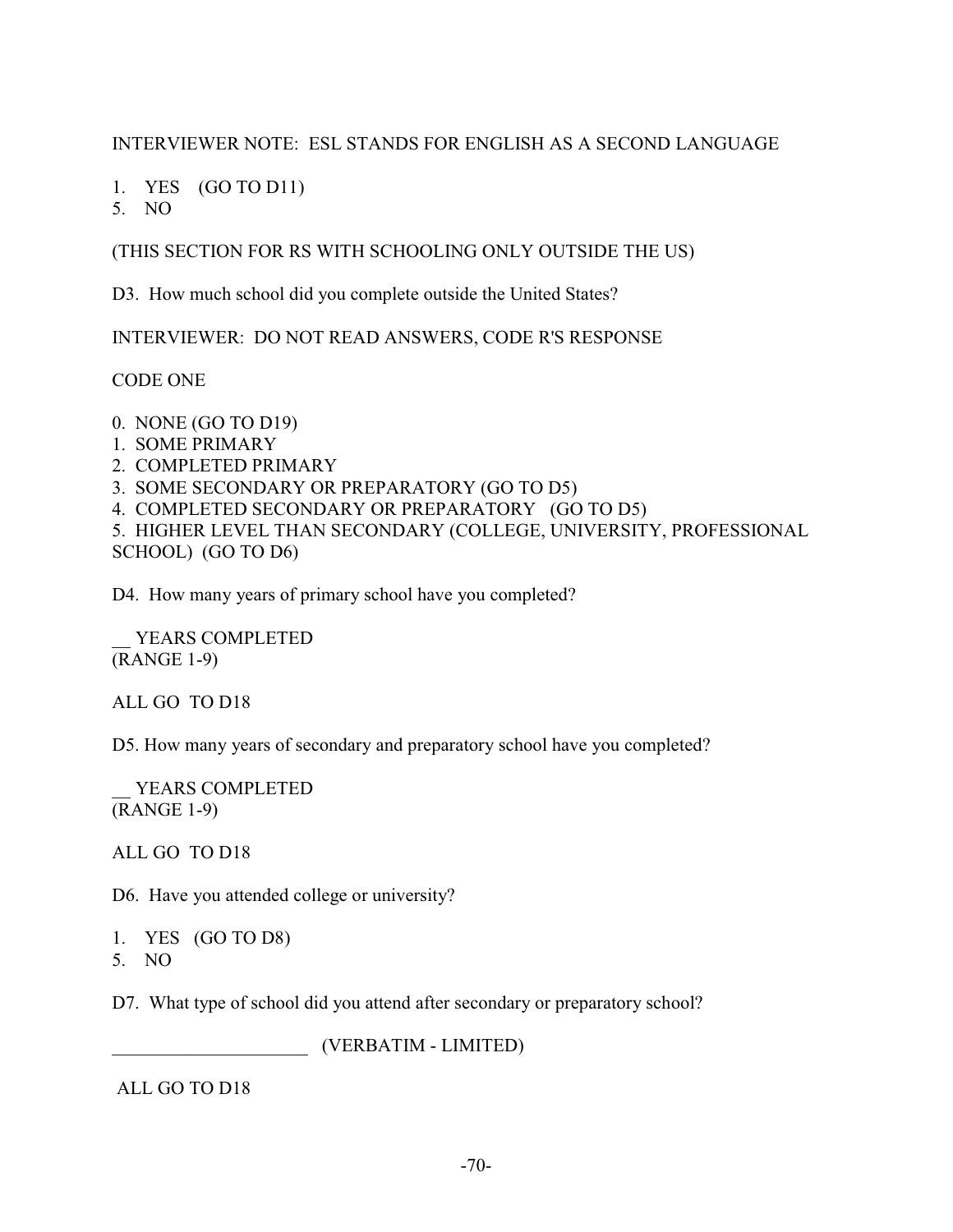INTERVIEWER NOTE: ESL STANDS FOR ENGLISH AS A SECOND LANGUAGE

1. YES (GO TO D11)
5. NO

(THIS SECTION FOR RS WITH SCHOOLING ONLY OUTSIDE THE US)

D3. How much school did you complete outside the United States?

INTERVIEWER: DO NOT READ ANSWERS, CODE R'S RESPONSE

CODE ONE

0. NONE (GO TO D19)
1. SOME PRIMARY
2. COMPLETED PRIMARY
3. SOME SECONDARY OR PREPARATORY (GO TO D5)
4. COMPLETED SECONDARY OR PREPARATORY (GO TO D5)
5. HIGHER LEVEL THAN SECONDARY (COLLEGE, UNIVERSITY, PROFESSIONAL SCHOOL) (GO TO D6)

D4. How many years of primary school have you completed?

__ YEARS COMPLETED
(RANGE 1-9)

ALL GO TO D18

D5. How many years of secondary and preparatory school have you completed?

__ YEARS COMPLETED
(RANGE 1-9)

ALL GO TO D18

D6. Have you attended college or university?

1. YES (GO TO D8)
5. NO

D7. What type of school did you attend after secondary or preparatory school?

_____________________ (VERBATIM - LIMITED)

ALL GO TO D18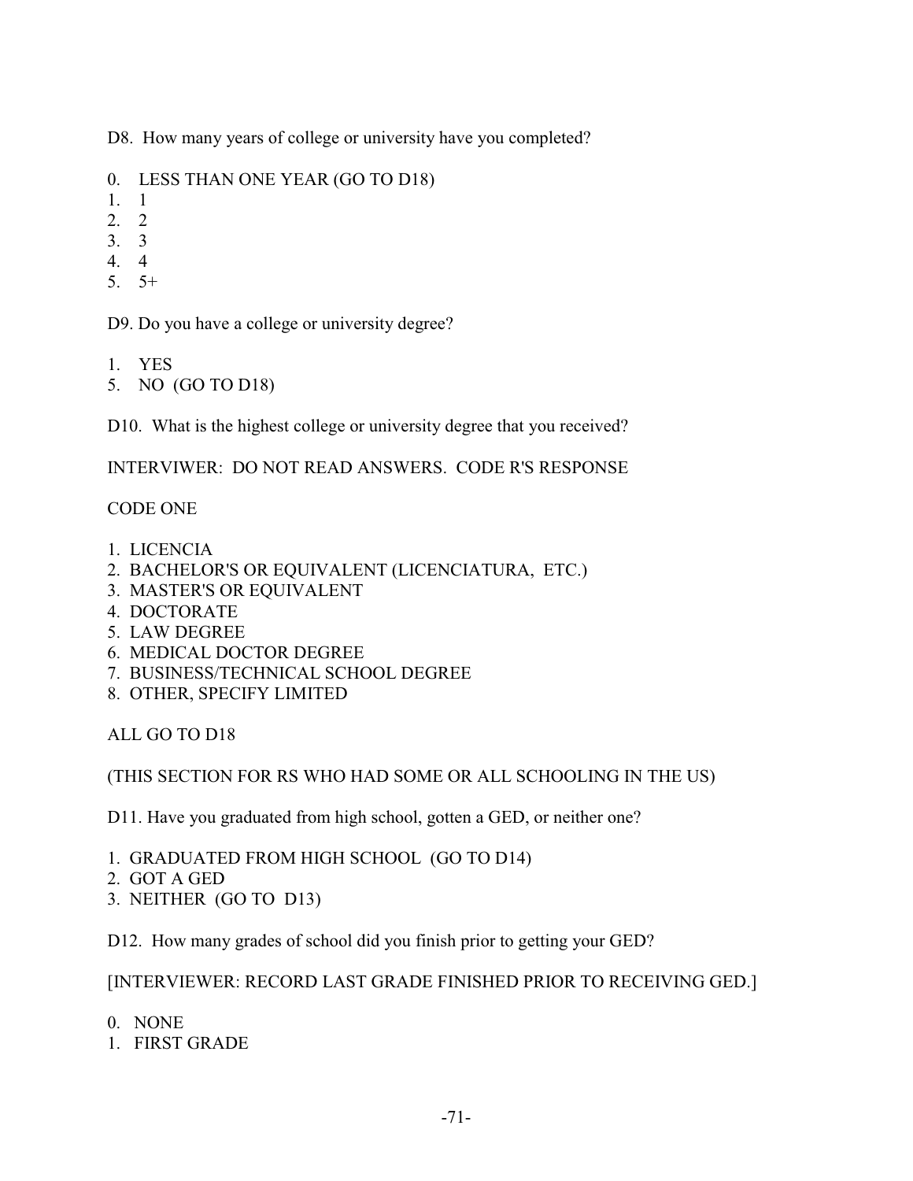D8. How many years of college or university have you completed?

0. LESS THAN ONE YEAR (GO TO D18)
1. 1
2. 2
3. 3
4. 4
5. 5+

D9. Do you have a college or university degree?

1. YES
5. NO (GO TO D18)

D10. What is the highest college or university degree that you received?

INTERVIWER: DO NOT READ ANSWERS. CODE R'S RESPONSE

CODE ONE

1. LICENCIA
2. BACHELOR'S OR EQUIVALENT (LICENCIATURA, ETC.)
3. MASTER'S OR EQUIVALENT
4. DOCTORATE
5. LAW DEGREE
6. MEDICAL DOCTOR DEGREE
7. BUSINESS/TECHNICAL SCHOOL DEGREE
8. OTHER, SPECIFY LIMITED

ALL GO TO D18

(THIS SECTION FOR RS WHO HAD SOME OR ALL SCHOOLING IN THE US)

D11. Have you graduated from high school, gotten a GED, or neither one?

1. GRADUATED FROM HIGH SCHOOL (GO TO D14)
2. GOT A GED
3. NEITHER (GO TO D13)

D12. How many grades of school did you finish prior to getting your GED?

[INTERVIEWER: RECORD LAST GRADE FINISHED PRIOR TO RECEIVING GED.]

0. NONE
1. FIRST GRADE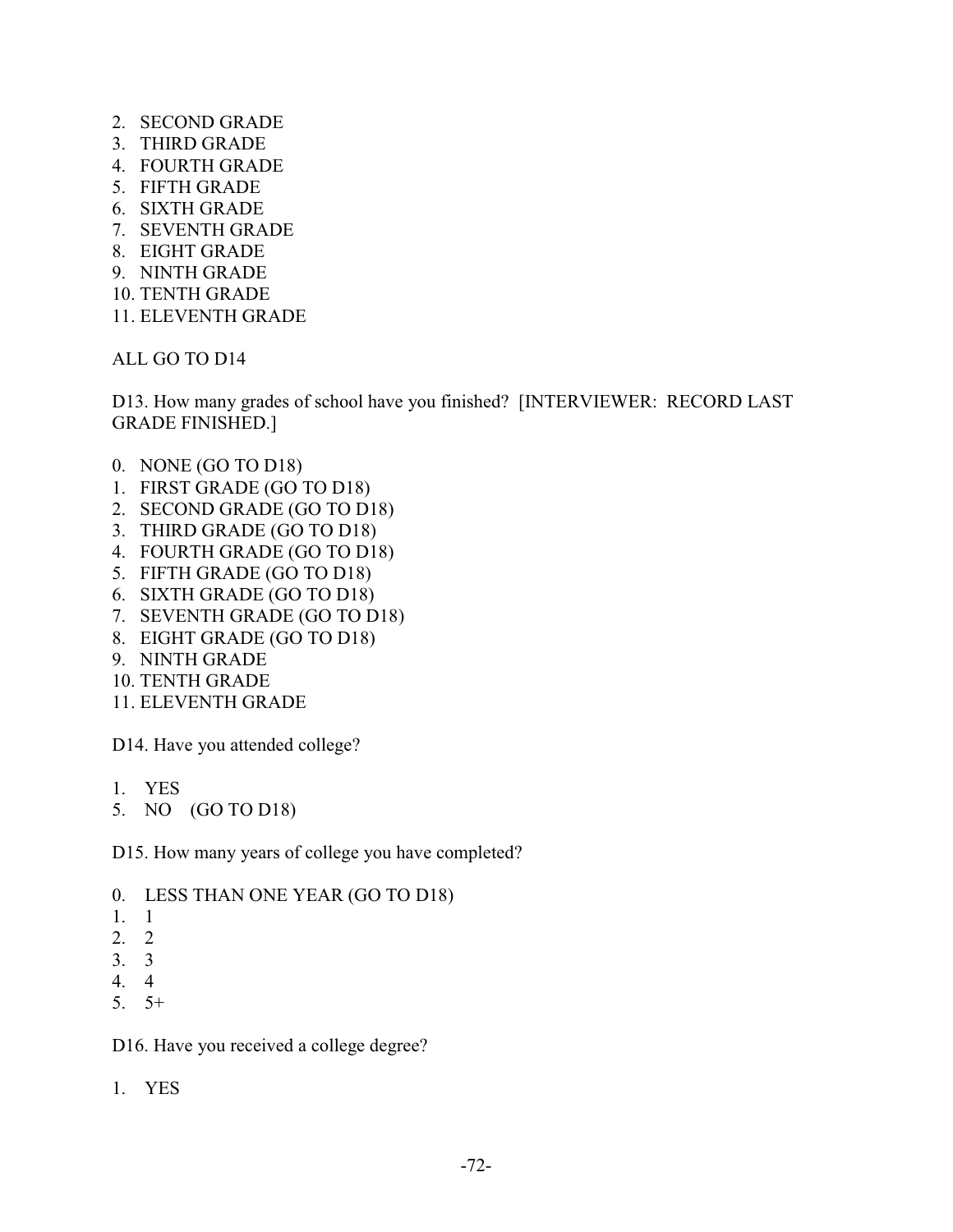2. SECOND GRADE
3. THIRD GRADE
4. FOURTH GRADE
5. FIFTH GRADE
6. SIXTH GRADE
7. SEVENTH GRADE
8. EIGHT GRADE
9. NINTH GRADE
10. TENTH GRADE
11. ELEVENTH GRADE

ALL GO TO D14

D13. How many grades of school have you finished? [INTERVIEWER: RECORD LAST GRADE FINISHED.]

0. NONE (GO TO D18)
1. FIRST GRADE (GO TO D18)
2. SECOND GRADE (GO TO D18)
3. THIRD GRADE (GO TO D18)
4. FOURTH GRADE (GO TO D18)
5. FIFTH GRADE (GO TO D18)
6. SIXTH GRADE (GO TO D18)
7. SEVENTH GRADE (GO TO D18)
8. EIGHT GRADE (GO TO D18)
9. NINTH GRADE
10. TENTH GRADE
11. ELEVENTH GRADE

D14. Have you attended college?

1. YES
5. NO (GO TO D18)

D15. How many years of college you have completed?

0. LESS THAN ONE YEAR (GO TO D18)
1. 1
2. 2
3. 3
4. 4
5. 5+

D16. Have you received a college degree?

1. YES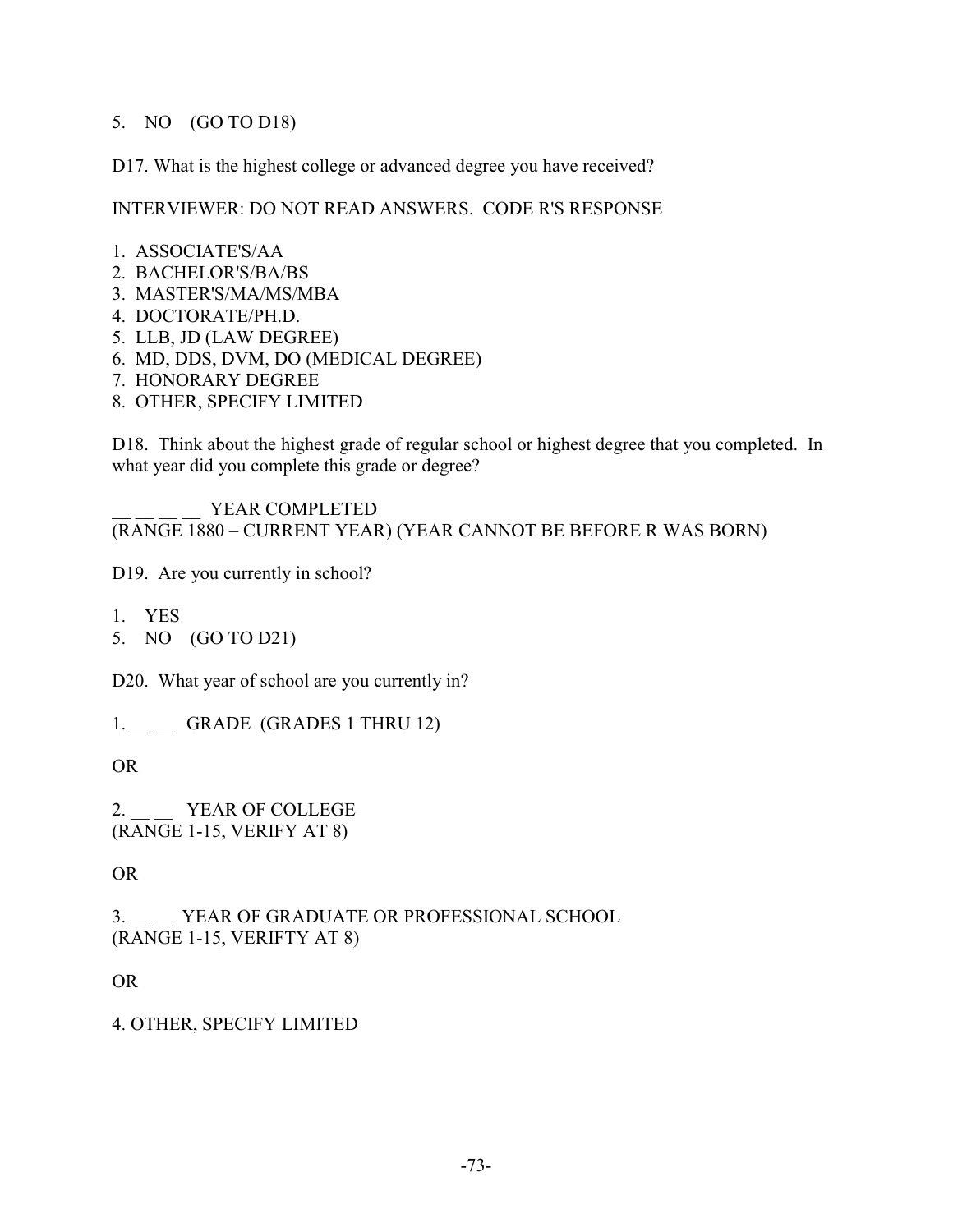5. NO (GO TO D18)

D17. What is the highest college or advanced degree you have received?

INTERVIEWER: DO NOT READ ANSWERS. CODE R'S RESPONSE

1. ASSOCIATE'S/AA
2. BACHELOR'S/BA/BS
3. MASTER'S/MA/MS/MBA
4. DOCTORATE/PH.D.
5. LLB, JD (LAW DEGREE)
6. MD, DDS, DVM, DO (MEDICAL DEGREE)
7. HONORARY DEGREE
8. OTHER, SPECIFY LIMITED

D18. Think about the highest grade of regular school or highest degree that you completed. In what year did you complete this grade or degree?

__ __ __ __ YEAR COMPLETED
(RANGE 1880 – CURRENT YEAR) (YEAR CANNOT BE BEFORE R WAS BORN)

D19. Are you currently in school?

1. YES
5. NO (GO TO D21)

D20. What year of school are you currently in?

1. __ __ GRADE (GRADES 1 THRU 12)

OR

2. __ __ YEAR OF COLLEGE
(RANGE 1-15, VERIFY AT 8)

OR

3. __ __ YEAR OF GRADUATE OR PROFESSIONAL SCHOOL
(RANGE 1-15, VERIFTY AT 8)

OR

4. OTHER, SPECIFY LIMITED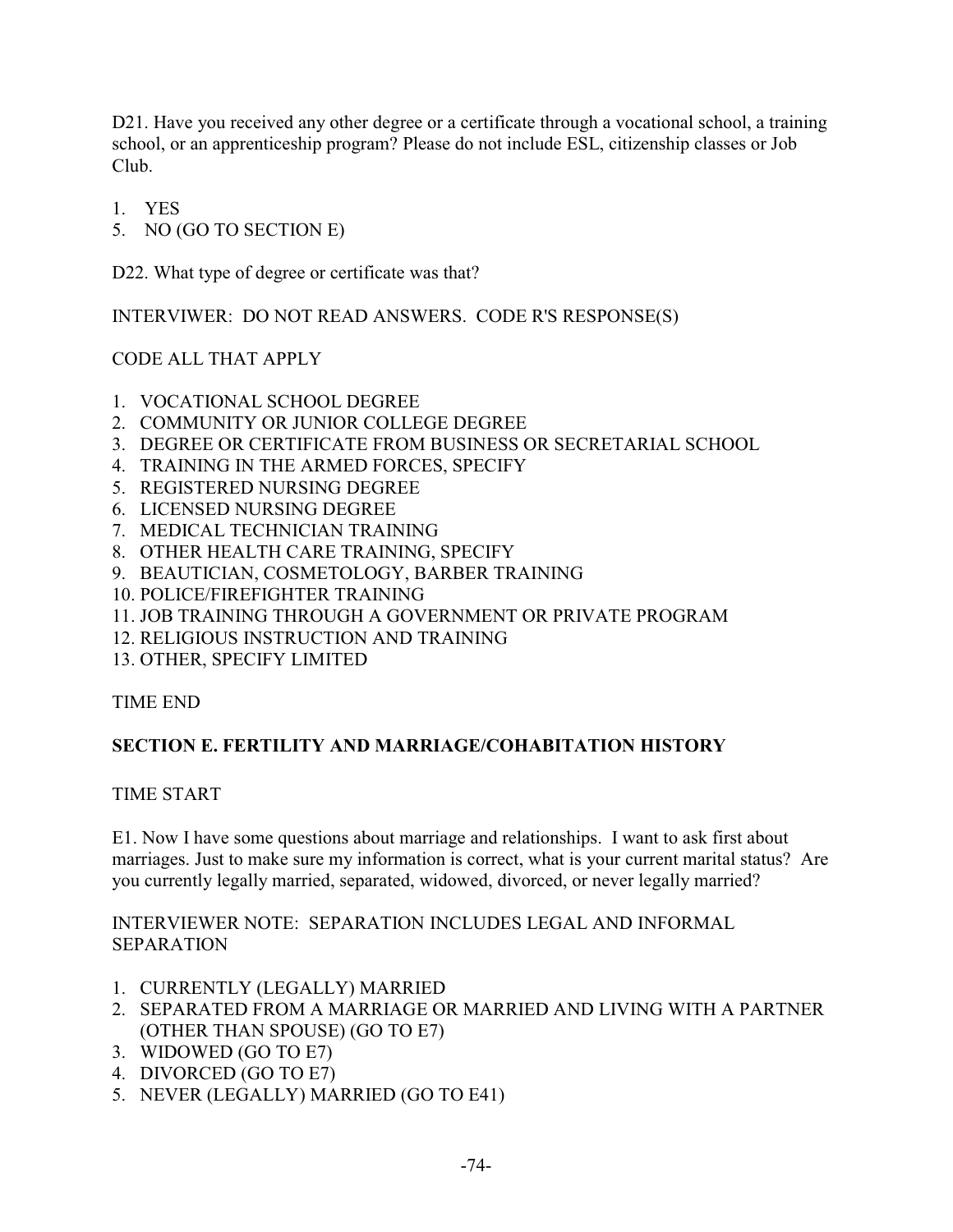D21. Have you received any other degree or a certificate through a vocational school, a training school, or an apprenticeship program? Please do not include ESL, citizenship classes or Job Club.

1. YES
5. NO (GO TO SECTION E)

D22. What type of degree or certificate was that?

INTERVIWER: DO NOT READ ANSWERS. CODE R'S RESPONSE(S)

CODE ALL THAT APPLY

1. VOCATIONAL SCHOOL DEGREE
2. COMMUNITY OR JUNIOR COLLEGE DEGREE
3. DEGREE OR CERTIFICATE FROM BUSINESS OR SECRETARIAL SCHOOL
4. TRAINING IN THE ARMED FORCES, SPECIFY
5. REGISTERED NURSING DEGREE
6. LICENSED NURSING DEGREE
7. MEDICAL TECHNICIAN TRAINING
8. OTHER HEALTH CARE TRAINING, SPECIFY
9. BEAUTICIAN, COSMETOLOGY, BARBER TRAINING
10. POLICE/FIREFIGHTER TRAINING
11. JOB TRAINING THROUGH A GOVERNMENT OR PRIVATE PROGRAM
12. RELIGIOUS INSTRUCTION AND TRAINING
13. OTHER, SPECIFY LIMITED

TIME END

## SECTION E. FERTILITY AND MARRIAGE/COHABITATION HISTORY

TIME START

E1. Now I have some questions about marriage and relationships. I want to ask first about marriages. Just to make sure my information is correct, what is your current marital status? Are you currently legally married, separated, widowed, divorced, or never legally married?

INTERVIEWER NOTE: SEPARATION INCLUDES LEGAL AND INFORMAL SEPARATION

1. CURRENTLY (LEGALLY) MARRIED
2. SEPARATED FROM A MARRIAGE OR MARRIED AND LIVING WITH A PARTNER (OTHER THAN SPOUSE) (GO TO E7)
3. WIDOWED (GO TO E7)
4. DIVORCED (GO TO E7)
5. NEVER (LEGALLY) MARRIED (GO TO E41)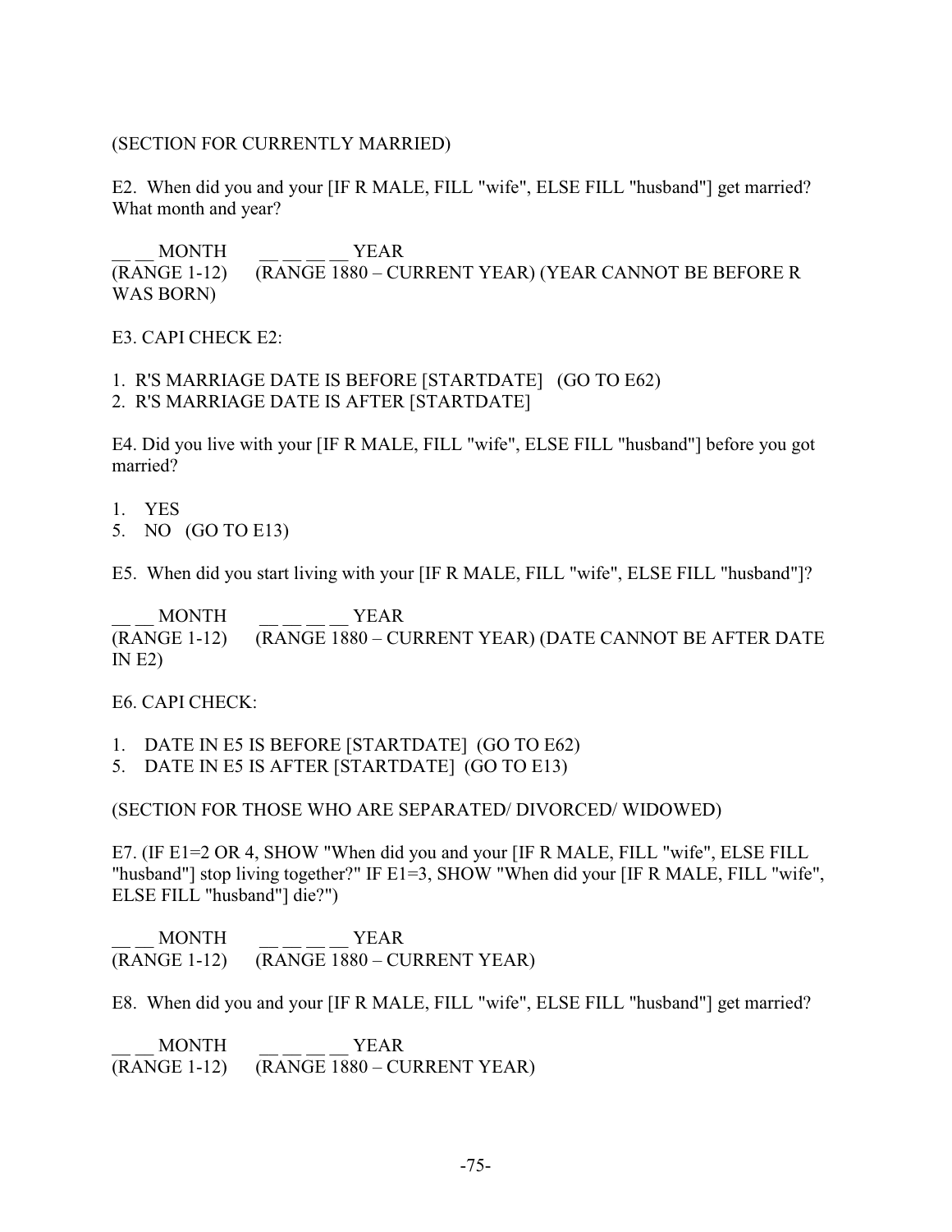(SECTION FOR CURRENTLY MARRIED)

E2. When did you and your [IF R MALE, FILL "wife", ELSE FILL "husband"] get married? What month and year?

__ __ MONTH __ __ __ __ YEAR
(RANGE 1-12) (RANGE 1880 – CURRENT YEAR) (YEAR CANNOT BE BEFORE R WAS BORN)

E3. CAPI CHECK E2:

1. R'S MARRIAGE DATE IS BEFORE [STARTDATE] (GO TO E62)
2. R'S MARRIAGE DATE IS AFTER [STARTDATE]

E4. Did you live with your [IF R MALE, FILL "wife", ELSE FILL "husband"] before you got married?

1. YES
5. NO (GO TO E13)

E5. When did you start living with your [IF R MALE, FILL "wife", ELSE FILL "husband"]?

__ __ MONTH __ __ __ __ YEAR
(RANGE 1-12) (RANGE 1880 – CURRENT YEAR) (DATE CANNOT BE AFTER DATE IN E2)

E6. CAPI CHECK:

1. DATE IN E5 IS BEFORE [STARTDATE] (GO TO E62)
5. DATE IN E5 IS AFTER [STARTDATE] (GO TO E13)

(SECTION FOR THOSE WHO ARE SEPARATED/ DIVORCED/ WIDOWED)

E7. (IF E1=2 OR 4, SHOW "When did you and your [IF R MALE, FILL "wife", ELSE FILL "husband"] stop living together?" IF E1=3, SHOW "When did your [IF R MALE, FILL "wife", ELSE FILL "husband"] die?")

__ __ MONTH __ __ __ __ YEAR
(RANGE 1-12) (RANGE 1880 – CURRENT YEAR)

E8. When did you and your [IF R MALE, FILL "wife", ELSE FILL "husband"] get married?

__ __ MONTH __ __ __ __ YEAR
(RANGE 1-12) (RANGE 1880 – CURRENT YEAR)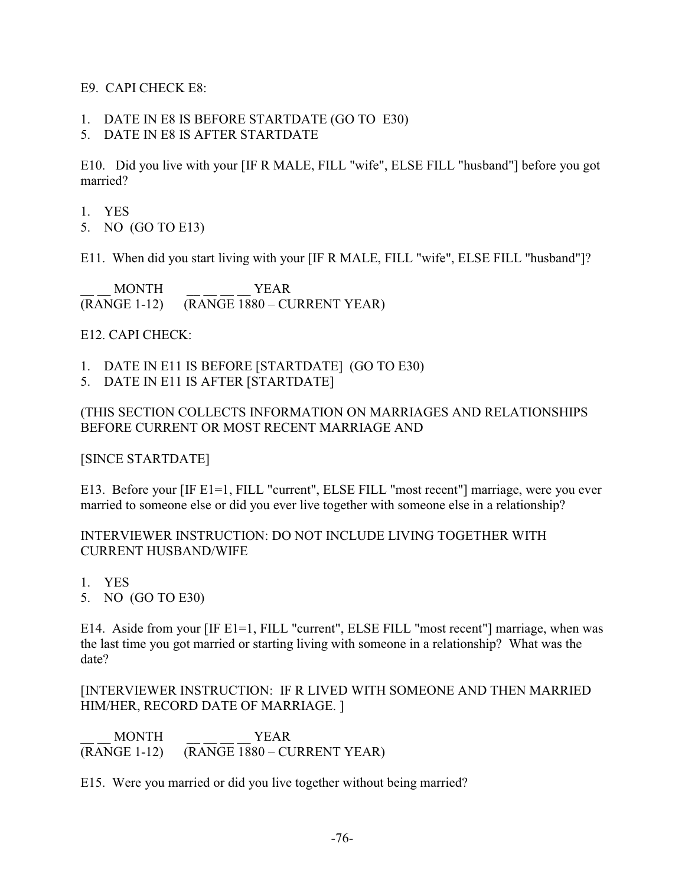E9. CAPI CHECK E8:

1. DATE IN E8 IS BEFORE STARTDATE (GO TO E30)
5. DATE IN E8 IS AFTER STARTDATE

E10. Did you live with your [IF R MALE, FILL "wife", ELSE FILL "husband"] before you got married?

1. YES
5. NO (GO TO E13)

E11. When did you start living with your [IF R MALE, FILL "wife", ELSE FILL "husband"]?

__ __ MONTH (RANGE 1-12) &nbsp;&nbsp;&nbsp; __ __ __ __ YEAR (RANGE 1880 – CURRENT YEAR)

E12. CAPI CHECK:

1. DATE IN E11 IS BEFORE [STARTDATE] (GO TO E30)
5. DATE IN E11 IS AFTER [STARTDATE]

(THIS SECTION COLLECTS INFORMATION ON MARRIAGES AND RELATIONSHIPS BEFORE CURRENT OR MOST RECENT MARRIAGE AND

[SINCE STARTDATE]

E13. Before your [IF E1=1, FILL "current", ELSE FILL "most recent"] marriage, were you ever married to someone else or did you ever live together with someone else in a relationship?

INTERVIEWER INSTRUCTION: DO NOT INCLUDE LIVING TOGETHER WITH CURRENT HUSBAND/WIFE

1. YES
5. NO (GO TO E30)

E14. Aside from your [IF E1=1, FILL "current", ELSE FILL "most recent"] marriage, when was the last time you got married or starting living with someone in a relationship? What was the date?

[INTERVIEWER INSTRUCTION: IF R LIVED WITH SOMEONE AND THEN MARRIED HIM/HER, RECORD DATE OF MARRIAGE. ]

__ __ MONTH (RANGE 1-12) &nbsp;&nbsp;&nbsp; __ __ __ __ YEAR (RANGE 1880 – CURRENT YEAR)

E15. Were you married or did you live together without being married?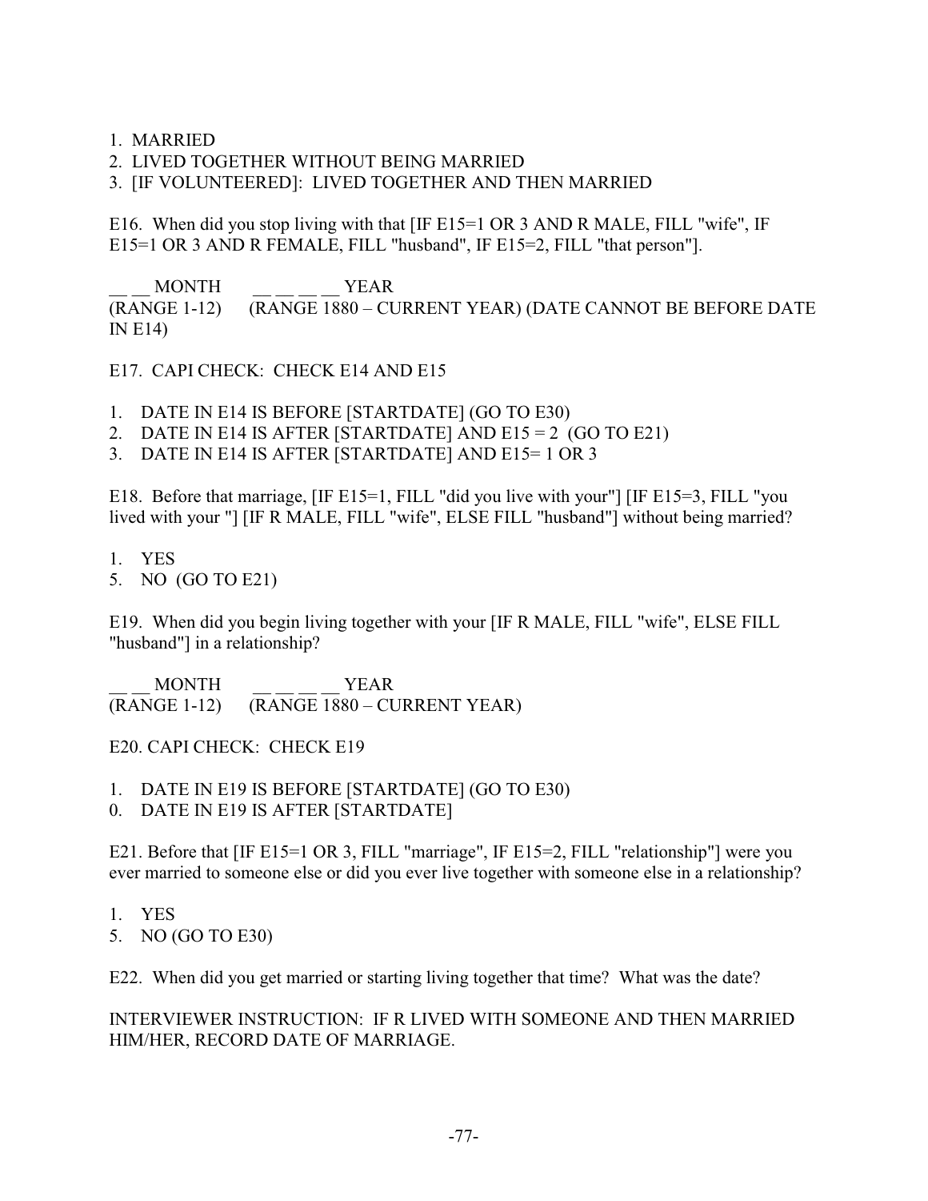1. MARRIED
2. LIVED TOGETHER WITHOUT BEING MARRIED
3. [IF VOLUNTEERED]: LIVED TOGETHER AND THEN MARRIED

E16. When did you stop living with that [IF E15=1 OR 3 AND R MALE, FILL "wife", IF E15=1 OR 3 AND R FEMALE, FILL "husband", IF E15=2, FILL "that person"].

__ __ MONTH     __ __ __ __ YEAR
(RANGE 1-12)     (RANGE 1880 – CURRENT YEAR) (DATE CANNOT BE BEFORE DATE IN E14)

E17. CAPI CHECK: CHECK E14 AND E15

1. DATE IN E14 IS BEFORE [STARTDATE] (GO TO E30)
2. DATE IN E14 IS AFTER [STARTDATE] AND E15 = 2 (GO TO E21)
3. DATE IN E14 IS AFTER [STARTDATE] AND E15= 1 OR 3

E18. Before that marriage, [IF E15=1, FILL "did you live with your"] [IF E15=3, FILL "you lived with your "] [IF R MALE, FILL "wife", ELSE FILL "husband"] without being married?

1. YES
5. NO (GO TO E21)

E19. When did you begin living together with your [IF R MALE, FILL "wife", ELSE FILL "husband"] in a relationship?

__ __ MONTH     __ __ __ __ YEAR
(RANGE 1-12)     (RANGE 1880 – CURRENT YEAR)

E20. CAPI CHECK: CHECK E19

1. DATE IN E19 IS BEFORE [STARTDATE] (GO TO E30)
0. DATE IN E19 IS AFTER [STARTDATE]

E21. Before that [IF E15=1 OR 3, FILL "marriage", IF E15=2, FILL "relationship"] were you ever married to someone else or did you ever live together with someone else in a relationship?

1. YES
5. NO (GO TO E30)

E22. When did you get married or starting living together that time? What was the date?

INTERVIEWER INSTRUCTION: IF R LIVED WITH SOMEONE AND THEN MARRIED HIM/HER, RECORD DATE OF MARRIAGE.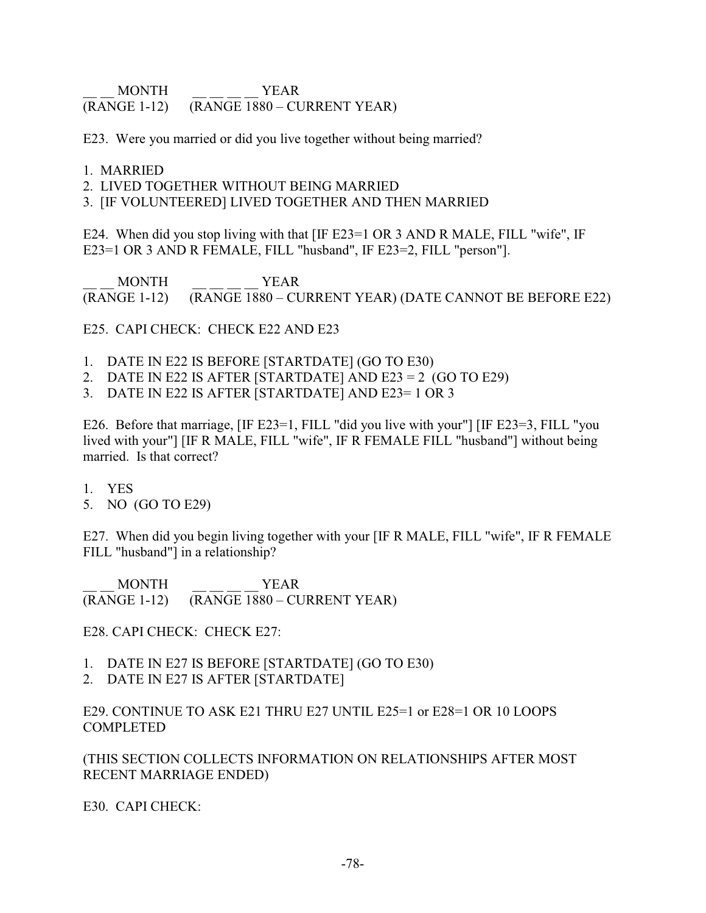\_\_ \_\_ MONTH &nbsp;&nbsp;&nbsp;&nbsp; \_\_ \_\_ \_\_ \_\_ YEAR
(RANGE 1-12) &nbsp;&nbsp;&nbsp;&nbsp; (RANGE 1880 – CURRENT YEAR)

E23. Were you married or did you live together without being married?

1. MARRIED
2. LIVED TOGETHER WITHOUT BEING MARRIED
3. [IF VOLUNTEERED] LIVED TOGETHER AND THEN MARRIED

E24. When did you stop living with that [IF E23=1 OR 3 AND R MALE, FILL "wife", IF E23=1 OR 3 AND R FEMALE, FILL "husband", IF E23=2, FILL "person"].

\_\_ \_\_ MONTH &nbsp;&nbsp;&nbsp;&nbsp; \_\_ \_\_ \_\_ \_\_ YEAR
(RANGE 1-12) &nbsp;&nbsp;&nbsp;&nbsp; (RANGE 1880 – CURRENT YEAR) (DATE CANNOT BE BEFORE E22)

E25. CAPI CHECK: CHECK E22 AND E23

1. DATE IN E22 IS BEFORE [STARTDATE] (GO TO E30)
2. DATE IN E22 IS AFTER [STARTDATE] AND E23 = 2 (GO TO E29)
3. DATE IN E22 IS AFTER [STARTDATE] AND E23= 1 OR 3

E26. Before that marriage, [IF E23=1, FILL "did you live with your"] [IF E23=3, FILL "you lived with your"] [IF R MALE, FILL "wife", IF R FEMALE FILL "husband"] without being married. Is that correct?

1. YES
5. NO (GO TO E29)

E27. When did you begin living together with your [IF R MALE, FILL "wife", IF R FEMALE FILL "husband"] in a relationship?

\_\_ \_\_ MONTH &nbsp;&nbsp;&nbsp;&nbsp; \_\_ \_\_ \_\_ \_\_ YEAR
(RANGE 1-12) &nbsp;&nbsp;&nbsp;&nbsp; (RANGE 1880 – CURRENT YEAR)

E28. CAPI CHECK: CHECK E27:

1. DATE IN E27 IS BEFORE [STARTDATE] (GO TO E30)
2. DATE IN E27 IS AFTER [STARTDATE]

E29. CONTINUE TO ASK E21 THRU E27 UNTIL E25=1 or E28=1 OR 10 LOOPS COMPLETED

(THIS SECTION COLLECTS INFORMATION ON RELATIONSHIPS AFTER MOST RECENT MARRIAGE ENDED)

E30. CAPI CHECK: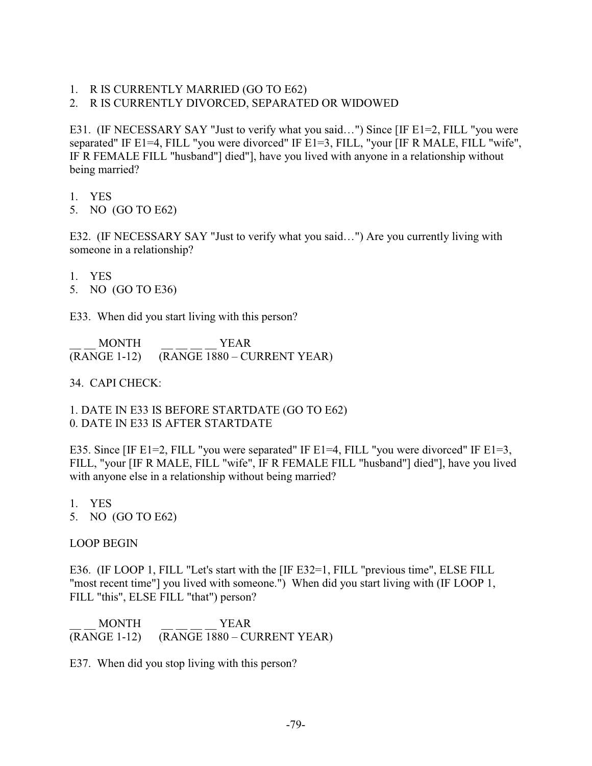1. R IS CURRENTLY MARRIED (GO TO E62)
2. R IS CURRENTLY DIVORCED, SEPARATED OR WIDOWED

E31. (IF NECESSARY SAY "Just to verify what you said…") Since [IF E1=2, FILL "you were separated" IF E1=4, FILL "you were divorced" IF E1=3, FILL, "your [IF R MALE, FILL "wife", IF R FEMALE FILL "husband"] died"], have you lived with anyone in a relationship without being married?

1. YES
5. NO (GO TO E62)

E32. (IF NECESSARY SAY "Just to verify what you said…") Are you currently living with someone in a relationship?

1. YES
5. NO (GO TO E36)

E33. When did you start living with this person?

__ __ MONTH (RANGE 1-12)     __ __ __ __ YEAR (RANGE 1880 – CURRENT YEAR)

34. CAPI CHECK:

1. DATE IN E33 IS BEFORE STARTDATE (GO TO E62)
0. DATE IN E33 IS AFTER STARTDATE

E35. Since [IF E1=2, FILL "you were separated" IF E1=4, FILL "you were divorced" IF E1=3, FILL, "your [IF R MALE, FILL "wife", IF R FEMALE FILL "husband"] died"], have you lived with anyone else in a relationship without being married?

1. YES
5. NO (GO TO E62)

LOOP BEGIN

E36. (IF LOOP 1, FILL "Let's start with the [IF E32=1, FILL "previous time", ELSE FILL "most recent time"] you lived with someone.") When did you start living with (IF LOOP 1, FILL "this", ELSE FILL "that") person?

__ __ MONTH (RANGE 1-12)     __ __ __ __ YEAR (RANGE 1880 – CURRENT YEAR)

E37. When did you stop living with this person?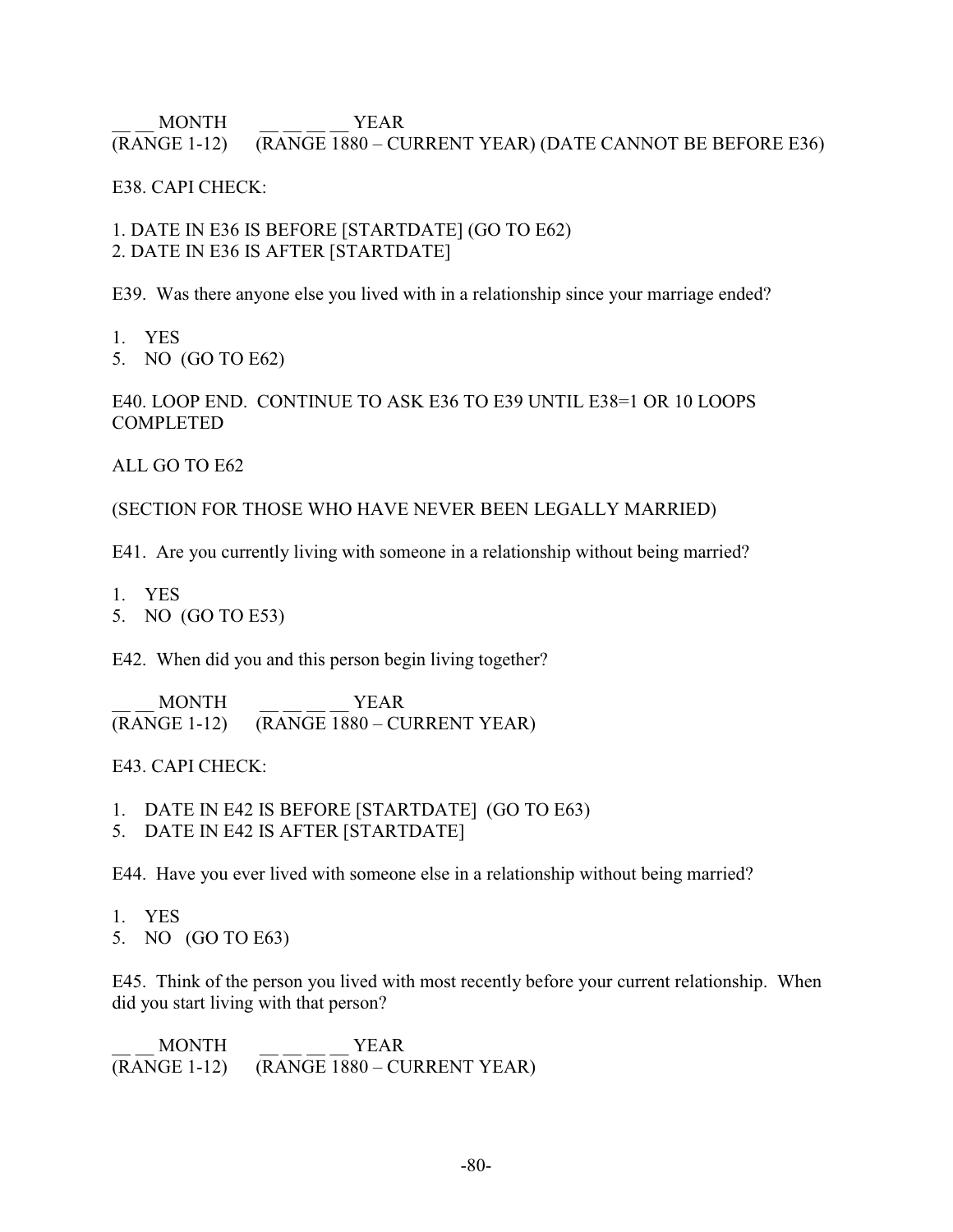\_\_ \_\_ MONTH        \_\_ \_\_ \_\_ \_\_ YEAR
(RANGE 1-12)      (RANGE 1880 – CURRENT YEAR) (DATE CANNOT BE BEFORE E36)

E38. CAPI CHECK:

1. DATE IN E36 IS BEFORE [STARTDATE] (GO TO E62)
2. DATE IN E36 IS AFTER [STARTDATE]

E39. Was there anyone else you lived with in a relationship since your marriage ended?

1. YES
5. NO (GO TO E62)

E40. LOOP END. CONTINUE TO ASK E36 TO E39 UNTIL E38=1 OR 10 LOOPS COMPLETED

ALL GO TO E62

(SECTION FOR THOSE WHO HAVE NEVER BEEN LEGALLY MARRIED)

E41. Are you currently living with someone in a relationship without being married?

1. YES
5. NO (GO TO E53)

E42. When did you and this person begin living together?

\_\_ \_\_ MONTH        \_\_ \_\_ \_\_ \_\_ YEAR
(RANGE 1-12)      (RANGE 1880 – CURRENT YEAR)

E43. CAPI CHECK:

1. DATE IN E42 IS BEFORE [STARTDATE] (GO TO E63)
5. DATE IN E42 IS AFTER [STARTDATE]

E44. Have you ever lived with someone else in a relationship without being married?

1. YES
5. NO (GO TO E63)

E45. Think of the person you lived with most recently before your current relationship. When did you start living with that person?

\_\_ \_\_ MONTH        \_\_ \_\_ \_\_ \_\_ YEAR
(RANGE 1-12)      (RANGE 1880 – CURRENT YEAR)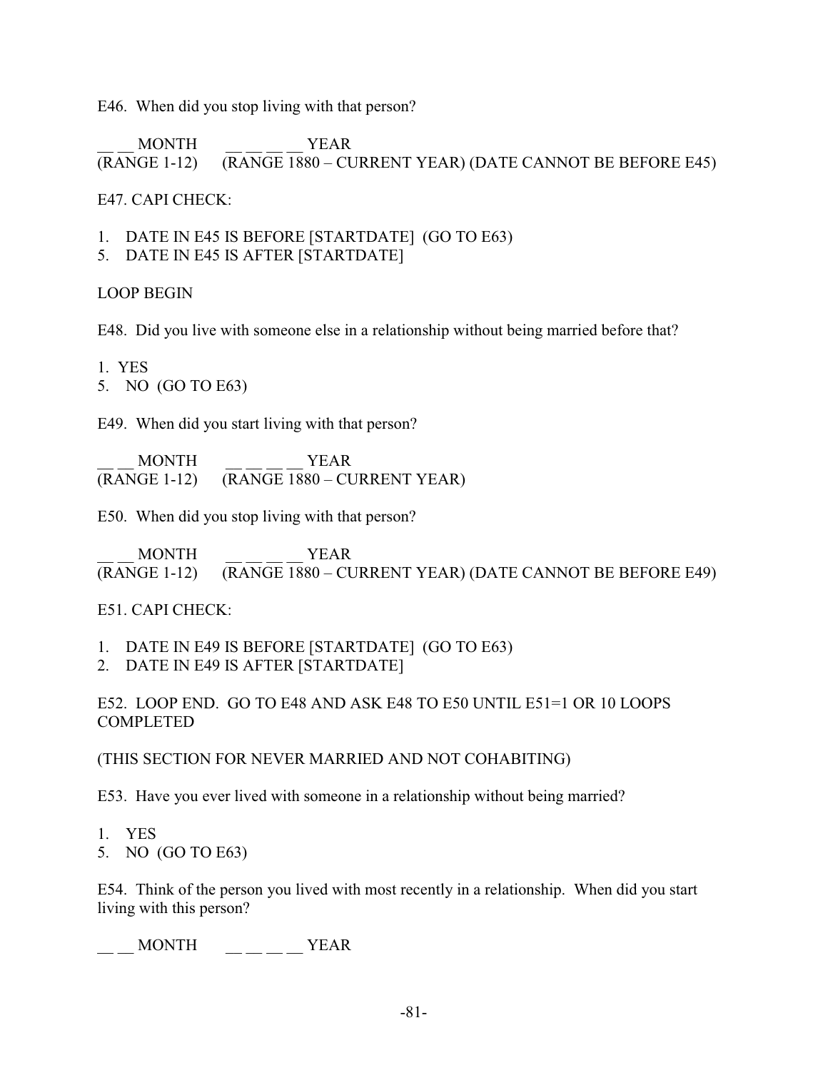E46. When did you stop living with that person?

__ __ MONTH &nbsp;&nbsp;&nbsp;&nbsp; __ __ __ __ YEAR
(RANGE 1-12) &nbsp;&nbsp; (RANGE 1880 – CURRENT YEAR) (DATE CANNOT BE BEFORE E45)

E47. CAPI CHECK:

1. DATE IN E45 IS BEFORE [STARTDATE] (GO TO E63)
5. DATE IN E45 IS AFTER [STARTDATE]

LOOP BEGIN

E48. Did you live with someone else in a relationship without being married before that?

1. YES
5. NO (GO TO E63)

E49. When did you start living with that person?

__ __ MONTH &nbsp;&nbsp;&nbsp;&nbsp; __ __ __ __ YEAR
(RANGE 1-12) &nbsp;&nbsp; (RANGE 1880 – CURRENT YEAR)

E50. When did you stop living with that person?

__ __ MONTH &nbsp;&nbsp;&nbsp;&nbsp; __ __ __ __ YEAR
(RANGE 1-12) &nbsp;&nbsp; (RANGE 1880 – CURRENT YEAR) (DATE CANNOT BE BEFORE E49)

E51. CAPI CHECK:

1. DATE IN E49 IS BEFORE [STARTDATE] (GO TO E63)
2. DATE IN E49 IS AFTER [STARTDATE]

E52. LOOP END. GO TO E48 AND ASK E48 TO E50 UNTIL E51=1 OR 10 LOOPS COMPLETED

(THIS SECTION FOR NEVER MARRIED AND NOT COHABITING)

E53. Have you ever lived with someone in a relationship without being married?

1. YES
5. NO (GO TO E63)

E54. Think of the person you lived with most recently in a relationship. When did you start living with this person?

__ __ MONTH &nbsp;&nbsp;&nbsp;&nbsp; __ __ __ __ YEAR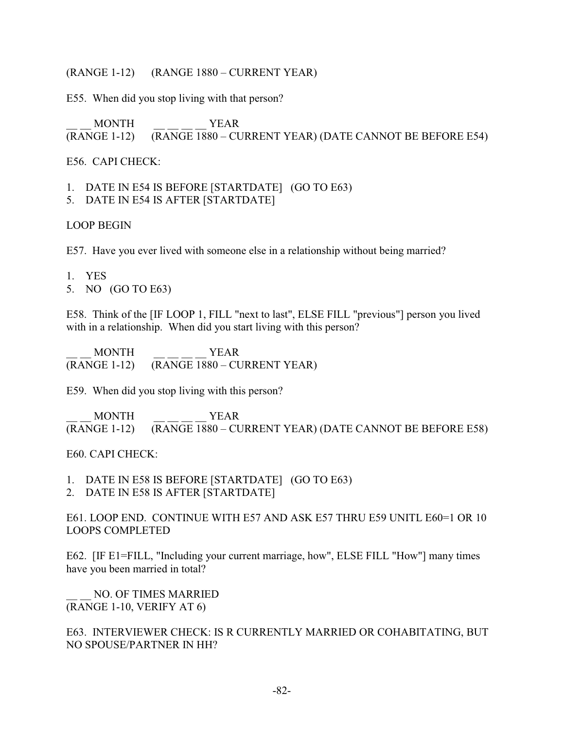(RANGE 1-12)      (RANGE 1880 – CURRENT YEAR)

E55.  When did you stop living with that person?

__ __ MONTH       __ __ __ __ YEAR
(RANGE 1-12)      (RANGE 1880 – CURRENT YEAR) (DATE CANNOT BE BEFORE E54)

E56.  CAPI CHECK:

1. DATE IN E54 IS BEFORE [STARTDATE]   (GO TO E63)
5. DATE IN E54 IS AFTER [STARTDATE]

LOOP BEGIN

E57.  Have you ever lived with someone else in a relationship without being married?

1. YES
5. NO   (GO TO E63)

E58.  Think of the [IF LOOP 1, FILL "next to last", ELSE FILL "previous"] person you lived with in a relationship.  When did you start living with this person?

__ __ MONTH       __ __ __ __ YEAR
(RANGE 1-12)      (RANGE 1880 – CURRENT YEAR)

E59.  When did you stop living with this person?

__ __ MONTH       __ __ __ __ YEAR
(RANGE 1-12)      (RANGE 1880 – CURRENT YEAR) (DATE CANNOT BE BEFORE E58)

E60. CAPI CHECK:

1. DATE IN E58 IS BEFORE [STARTDATE]   (GO TO E63)
2. DATE IN E58 IS AFTER [STARTDATE]

E61. LOOP END.  CONTINUE WITH E57 AND ASK E57 THRU E59 UNITL E60=1 OR 10 LOOPS COMPLETED

E62.  [IF E1=FILL, "Including your current marriage, how", ELSE FILL "How"] many times have you been married in total?

__ __ NO. OF TIMES MARRIED
(RANGE 1-10, VERIFY AT 6)

E63.  INTERVIEWER CHECK: IS R CURRENTLY MARRIED OR COHABITATING, BUT NO SPOUSE/PARTNER IN HH?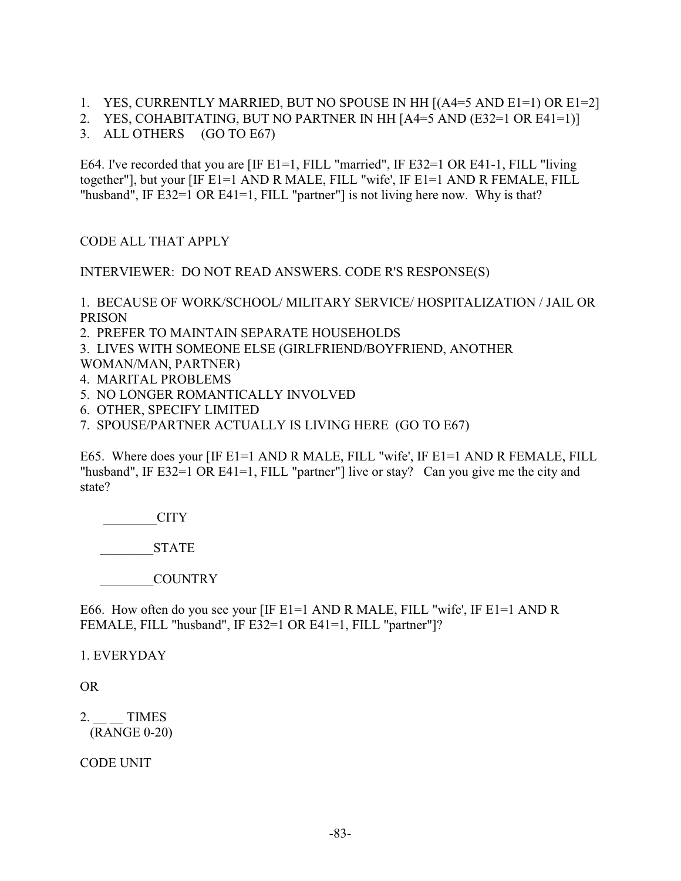1. YES, CURRENTLY MARRIED, BUT NO SPOUSE IN HH [(A4=5 AND E1=1) OR E1=2]
2. YES, COHABITATING, BUT NO PARTNER IN HH [A4=5 AND (E32=1 OR E41=1)]
3. ALL OTHERS (GO TO E67)

E64. I've recorded that you are [IF E1=1, FILL "married", IF E32=1 OR E41-1, FILL "living together"], but your [IF E1=1 AND R MALE, FILL "wife', IF E1=1 AND R FEMALE, FILL "husband", IF E32=1 OR E41=1, FILL "partner"] is not living here now. Why is that?

CODE ALL THAT APPLY

INTERVIEWER: DO NOT READ ANSWERS. CODE R'S RESPONSE(S)

1. BECAUSE OF WORK/SCHOOL/ MILITARY SERVICE/ HOSPITALIZATION / JAIL OR PRISON
2. PREFER TO MAINTAIN SEPARATE HOUSEHOLDS
3. LIVES WITH SOMEONE ELSE (GIRLFRIEND/BOYFRIEND, ANOTHER WOMAN/MAN, PARTNER)
4. MARITAL PROBLEMS
5. NO LONGER ROMANTICALLY INVOLVED
6. OTHER, SPECIFY LIMITED
7. SPOUSE/PARTNER ACTUALLY IS LIVING HERE (GO TO E67)

E65. Where does your [IF E1=1 AND R MALE, FILL "wife', IF E1=1 AND R FEMALE, FILL "husband", IF E32=1 OR E41=1, FILL "partner"] live or stay? Can you give me the city and state?

________CITY

________STATE

________COUNTRY

E66. How often do you see your [IF E1=1 AND R MALE, FILL "wife', IF E1=1 AND R FEMALE, FILL "husband", IF E32=1 OR E41=1, FILL "partner"]?

1. EVERYDAY

OR

2. __ __ TIMES
   (RANGE 0-20)

CODE UNIT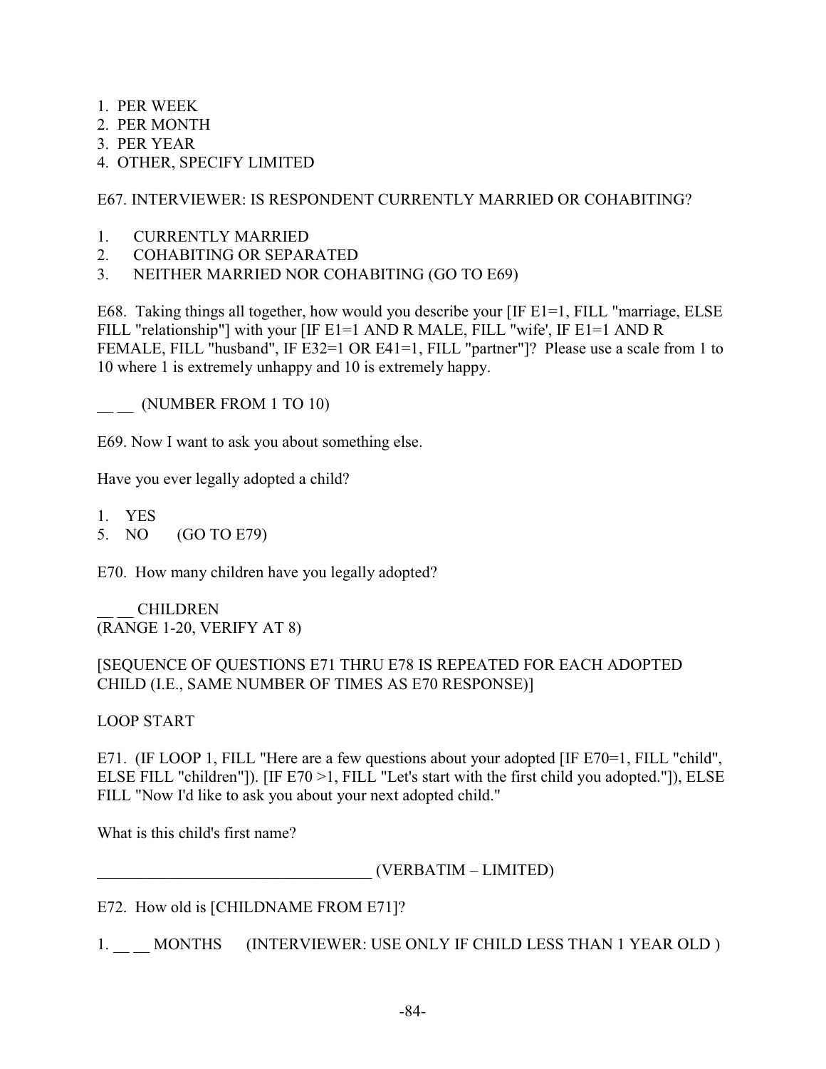1. PER WEEK
2. PER MONTH
3. PER YEAR
4. OTHER, SPECIFY LIMITED

E67. INTERVIEWER: IS RESPONDENT CURRENTLY MARRIED OR COHABITING?

1. CURRENTLY MARRIED
2. COHABITING OR SEPARATED
3. NEITHER MARRIED NOR COHABITING (GO TO E69)

E68. Taking things all together, how would you describe your [IF E1=1, FILL "marriage, ELSE FILL "relationship"] with your [IF E1=1 AND R MALE, FILL "wife', IF E1=1 AND R FEMALE, FILL "husband", IF E32=1 OR E41=1, FILL "partner"]? Please use a scale from 1 to 10 where 1 is extremely unhappy and 10 is extremely happy.

__ __ (NUMBER FROM 1 TO 10)

E69. Now I want to ask you about something else.

Have you ever legally adopted a child?

1. YES
5. NO (GO TO E79)

E70. How many children have you legally adopted?

__ __ CHILDREN
(RANGE 1-20, VERIFY AT 8)

[SEQUENCE OF QUESTIONS E71 THRU E78 IS REPEATED FOR EACH ADOPTED CHILD (I.E., SAME NUMBER OF TIMES AS E70 RESPONSE)]

LOOP START

E71. (IF LOOP 1, FILL "Here are a few questions about your adopted [IF E70=1, FILL "child", ELSE FILL "children"]). [IF E70 >1, FILL "Let's start with the first child you adopted."]), ELSE FILL "Now I'd like to ask you about your next adopted child."

What is this child's first name?

__________________________________ (VERBATIM – LIMITED)

E72. How old is [CHILDNAME FROM E71]?

1. __ __ MONTHS (INTERVIEWER: USE ONLY IF CHILD LESS THAN 1 YEAR OLD )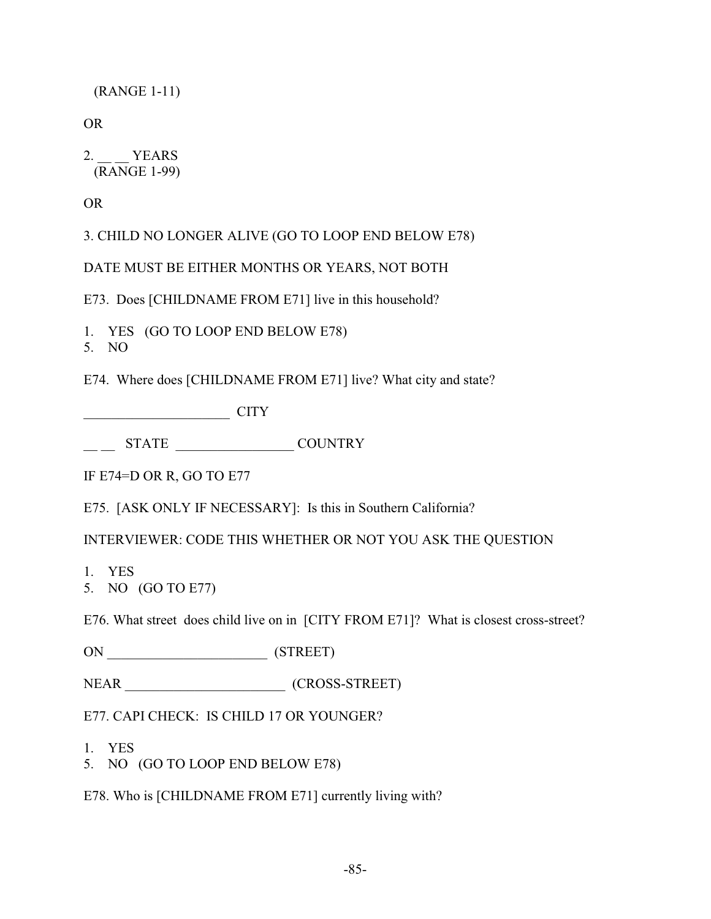(RANGE 1-11)

OR

2. __ __ YEARS
   (RANGE 1-99)

OR

3. CHILD NO LONGER ALIVE (GO TO LOOP END BELOW E78)

DATE MUST BE EITHER MONTHS OR YEARS, NOT BOTH

E73. Does [CHILDNAME FROM E71] live in this household?

1. YES (GO TO LOOP END BELOW E78)
5. NO

E74. Where does [CHILDNAME FROM E71] live? What city and state?

_____________________ CITY

__ __ STATE _________________ COUNTRY

IF E74=D OR R, GO TO E77

E75. [ASK ONLY IF NECESSARY]: Is this in Southern California?

INTERVIEWER: CODE THIS WHETHER OR NOT YOU ASK THE QUESTION

1. YES
5. NO (GO TO E77)

E76. What street does child live on in [CITY FROM E71]? What is closest cross-street?

ON _______________________ (STREET)

NEAR _______________________ (CROSS-STREET)

E77. CAPI CHECK: IS CHILD 17 OR YOUNGER?

1. YES
5. NO (GO TO LOOP END BELOW E78)

E78. Who is [CHILDNAME FROM E71] currently living with?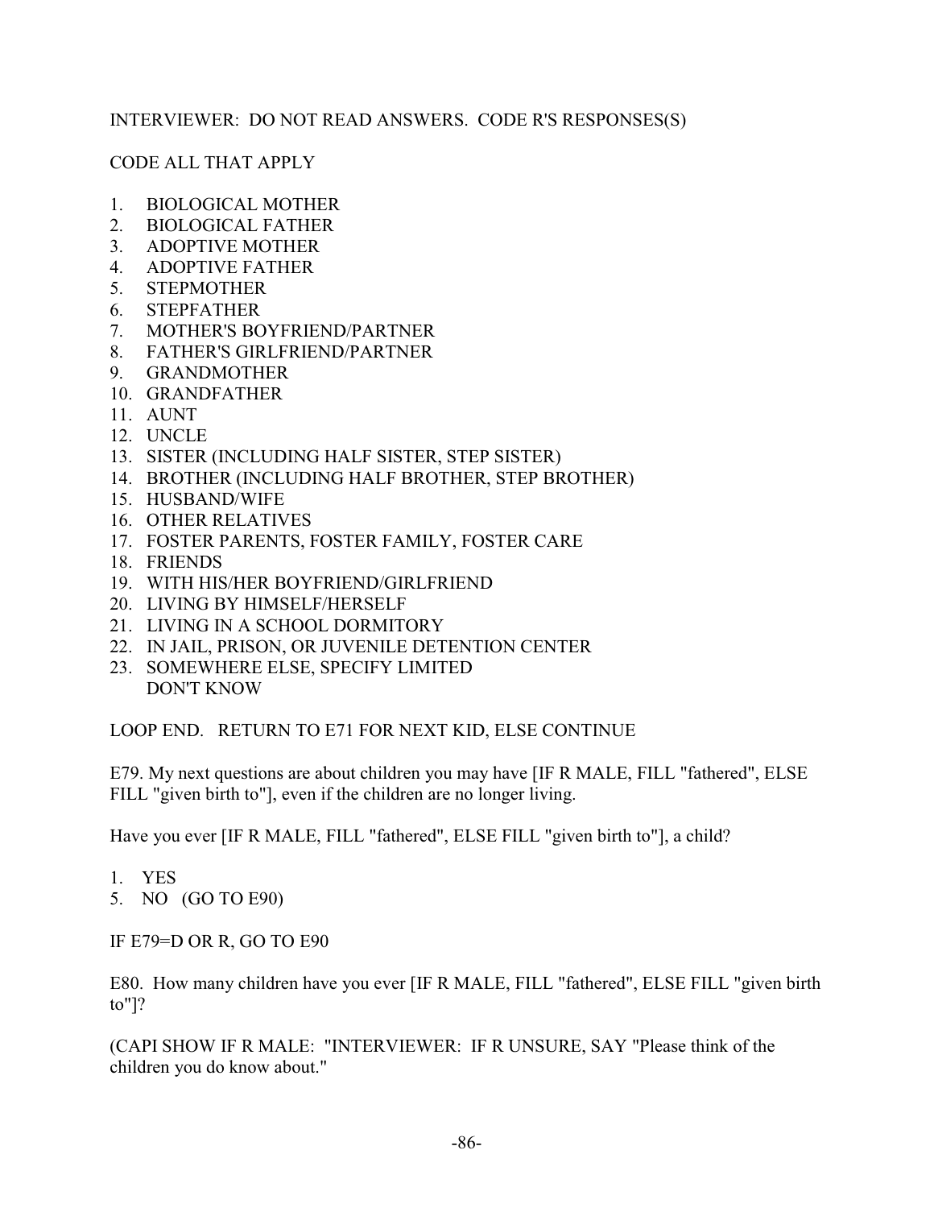INTERVIEWER: DO NOT READ ANSWERS. CODE R'S RESPONSES(S)

CODE ALL THAT APPLY

1. BIOLOGICAL MOTHER
2. BIOLOGICAL FATHER
3. ADOPTIVE MOTHER
4. ADOPTIVE FATHER
5. STEPMOTHER
6. STEPFATHER
7. MOTHER'S BOYFRIEND/PARTNER
8. FATHER'S GIRLFRIEND/PARTNER
9. GRANDMOTHER
10. GRANDFATHER
11. AUNT
12. UNCLE
13. SISTER (INCLUDING HALF SISTER, STEP SISTER)
14. BROTHER (INCLUDING HALF BROTHER, STEP BROTHER)
15. HUSBAND/WIFE
16. OTHER RELATIVES
17. FOSTER PARENTS, FOSTER FAMILY, FOSTER CARE
18. FRIENDS
19. WITH HIS/HER BOYFRIEND/GIRLFRIEND
20. LIVING BY HIMSELF/HERSELF
21. LIVING IN A SCHOOL DORMITORY
22. IN JAIL, PRISON, OR JUVENILE DETENTION CENTER
23. SOMEWHERE ELSE, SPECIFY LIMITED
    DON'T KNOW

LOOP END. RETURN TO E71 FOR NEXT KID, ELSE CONTINUE

E79. My next questions are about children you may have [IF R MALE, FILL "fathered", ELSE FILL "given birth to"], even if the children are no longer living.

Have you ever [IF R MALE, FILL "fathered", ELSE FILL "given birth to"], a child?

1. YES
5. NO (GO TO E90)

IF E79=D OR R, GO TO E90

E80. How many children have you ever [IF R MALE, FILL "fathered", ELSE FILL "given birth to"]?

(CAPI SHOW IF R MALE: "INTERVIEWER: IF R UNSURE, SAY "Please think of the children you do know about."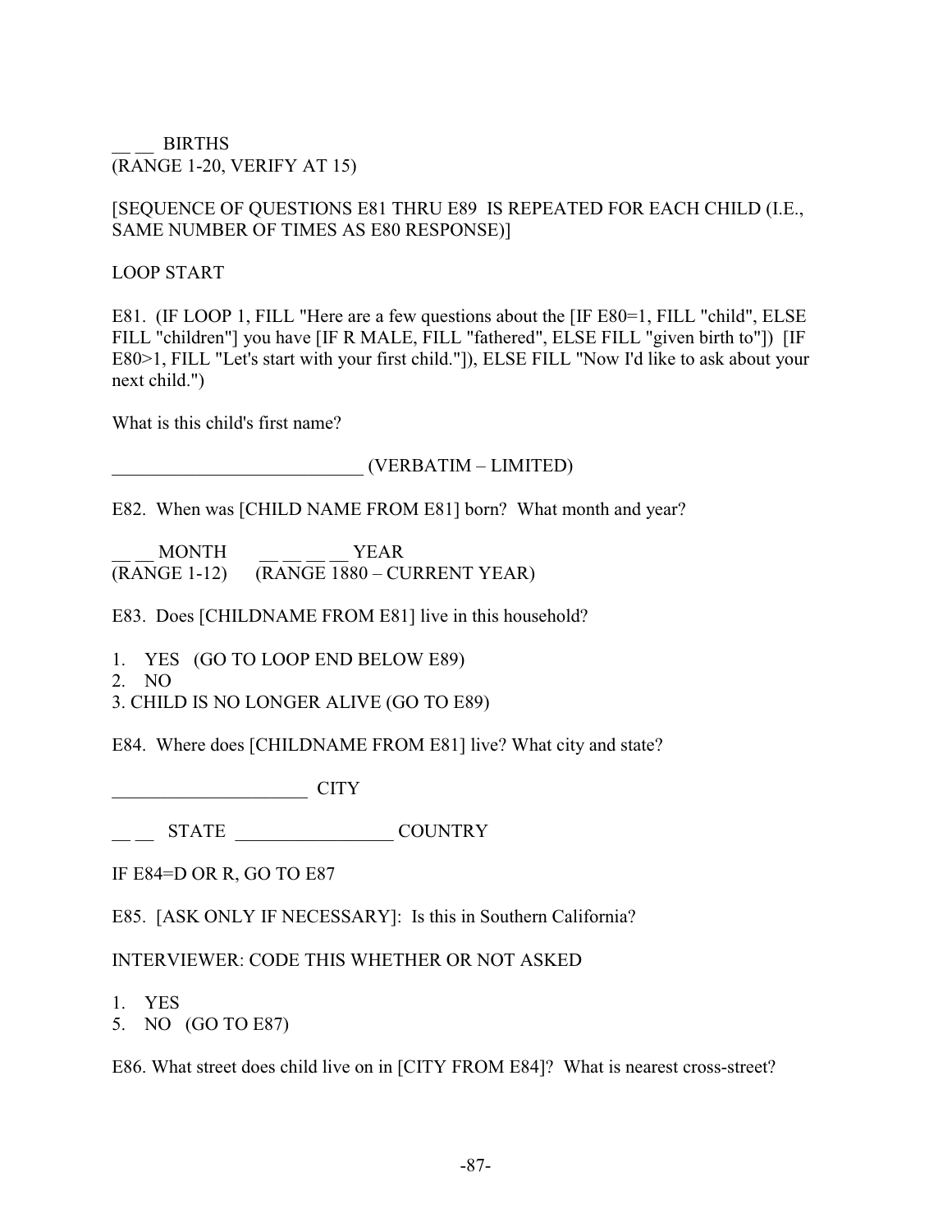__ __ BIRTHS
(RANGE 1-20, VERIFY AT 15)

[SEQUENCE OF QUESTIONS E81 THRU E89 IS REPEATED FOR EACH CHILD (I.E., SAME NUMBER OF TIMES AS E80 RESPONSE)]

LOOP START

E81. (IF LOOP 1, FILL "Here are a few questions about the [IF E80=1, FILL "child", ELSE FILL "children"] you have [IF R MALE, FILL "fathered", ELSE FILL "given birth to"]) [IF E80>1, FILL "Let's start with your first child."]), ELSE FILL "Now I'd like to ask about your next child.")

What is this child's first name?

___________________________ (VERBATIM – LIMITED)

E82. When was [CHILD NAME FROM E81] born? What month and year?

__ __ MONTH (RANGE 1-12) __ __ __ __ YEAR (RANGE 1880 – CURRENT YEAR)

E83. Does [CHILDNAME FROM E81] live in this household?

1. YES (GO TO LOOP END BELOW E89)
2. NO
3. CHILD IS NO LONGER ALIVE (GO TO E89)

E84. Where does [CHILDNAME FROM E81] live? What city and state?

_____________________ CITY

__ __ STATE _________________ COUNTRY

IF E84=D OR R, GO TO E87

E85. [ASK ONLY IF NECESSARY]: Is this in Southern California?

INTERVIEWER: CODE THIS WHETHER OR NOT ASKED

1. YES
5. NO (GO TO E87)

E86. What street does child live on in [CITY FROM E84]? What is nearest cross-street?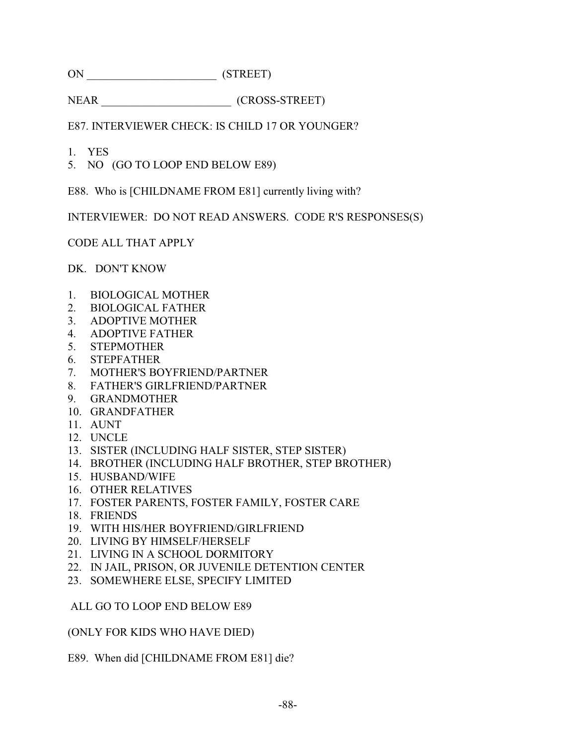ON _______________________ (STREET)

NEAR _______________________ (CROSS-STREET)

E87. INTERVIEWER CHECK: IS CHILD 17 OR YOUNGER?

1. YES
5. NO (GO TO LOOP END BELOW E89)

E88. Who is [CHILDNAME FROM E81] currently living with?

INTERVIEWER: DO NOT READ ANSWERS. CODE R'S RESPONSES(S)

CODE ALL THAT APPLY

DK. DON'T KNOW

1. BIOLOGICAL MOTHER
2. BIOLOGICAL FATHER
3. ADOPTIVE MOTHER
4. ADOPTIVE FATHER
5. STEPMOTHER
6. STEPFATHER
7. MOTHER'S BOYFRIEND/PARTNER
8. FATHER'S GIRLFRIEND/PARTNER
9. GRANDMOTHER
10. GRANDFATHER
11. AUNT
12. UNCLE
13. SISTER (INCLUDING HALF SISTER, STEP SISTER)
14. BROTHER (INCLUDING HALF BROTHER, STEP BROTHER)
15. HUSBAND/WIFE
16. OTHER RELATIVES
17. FOSTER PARENTS, FOSTER FAMILY, FOSTER CARE
18. FRIENDS
19. WITH HIS/HER BOYFRIEND/GIRLFRIEND
20. LIVING BY HIMSELF/HERSELF
21. LIVING IN A SCHOOL DORMITORY
22. IN JAIL, PRISON, OR JUVENILE DETENTION CENTER
23. SOMEWHERE ELSE, SPECIFY LIMITED

ALL GO TO LOOP END BELOW E89

(ONLY FOR KIDS WHO HAVE DIED)

E89. When did [CHILDNAME FROM E81] die?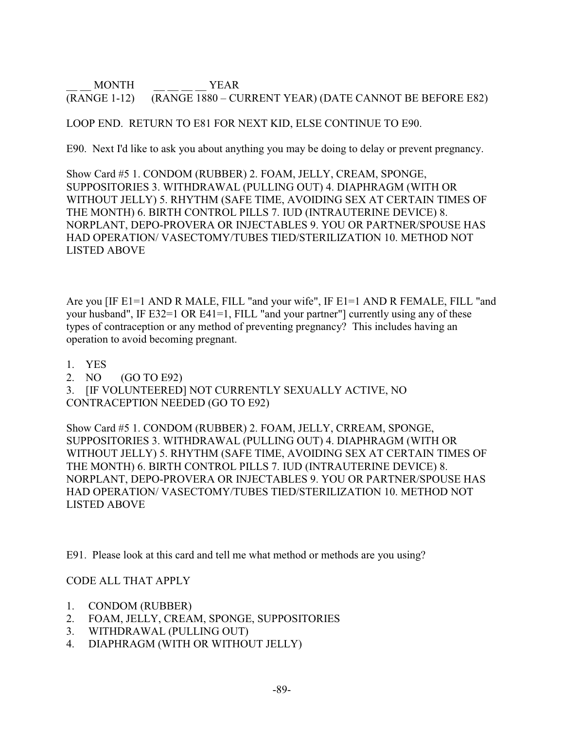__ __ MONTH __ __ __ __ YEAR
(RANGE 1-12) (RANGE 1880 – CURRENT YEAR) (DATE CANNOT BE BEFORE E82)

LOOP END. RETURN TO E81 FOR NEXT KID, ELSE CONTINUE TO E90.

E90. Next I'd like to ask you about anything you may be doing to delay or prevent pregnancy.

Show Card #5 1. CONDOM (RUBBER) 2. FOAM, JELLY, CREAM, SPONGE, SUPPOSITORIES 3. WITHDRAWAL (PULLING OUT) 4. DIAPHRAGM (WITH OR WITHOUT JELLY) 5. RHYTHM (SAFE TIME, AVOIDING SEX AT CERTAIN TIMES OF THE MONTH) 6. BIRTH CONTROL PILLS 7. IUD (INTRAUTERINE DEVICE) 8. NORPLANT, DEPO-PROVERA OR INJECTABLES 9. YOU OR PARTNER/SPOUSE HAS HAD OPERATION/ VASECTOMY/TUBES TIED/STERILIZATION 10. METHOD NOT LISTED ABOVE

Are you [IF E1=1 AND R MALE, FILL "and your wife", IF E1=1 AND R FEMALE, FILL "and your husband", IF E32=1 OR E41=1, FILL "and your partner"] currently using any of these types of contraception or any method of preventing pregnancy? This includes having an operation to avoid becoming pregnant.

1. YES
2. NO (GO TO E92)
3. [IF VOLUNTEERED] NOT CURRENTLY SEXUALLY ACTIVE, NO CONTRACEPTION NEEDED (GO TO E92)

Show Card #5 1. CONDOM (RUBBER) 2. FOAM, JELLY, CRREAM, SPONGE, SUPPOSITORIES 3. WITHDRAWAL (PULLING OUT) 4. DIAPHRAGM (WITH OR WITHOUT JELLY) 5. RHYTHM (SAFE TIME, AVOIDING SEX AT CERTAIN TIMES OF THE MONTH) 6. BIRTH CONTROL PILLS 7. IUD (INTRAUTERINE DEVICE) 8. NORPLANT, DEPO-PROVERA OR INJECTABLES 9. YOU OR PARTNER/SPOUSE HAS HAD OPERATION/ VASECTOMY/TUBES TIED/STERILIZATION 10. METHOD NOT LISTED ABOVE

E91. Please look at this card and tell me what method or methods are you using?

CODE ALL THAT APPLY

1. CONDOM (RUBBER)
2. FOAM, JELLY, CREAM, SPONGE, SUPPOSITORIES
3. WITHDRAWAL (PULLING OUT)
4. DIAPHRAGM (WITH OR WITHOUT JELLY)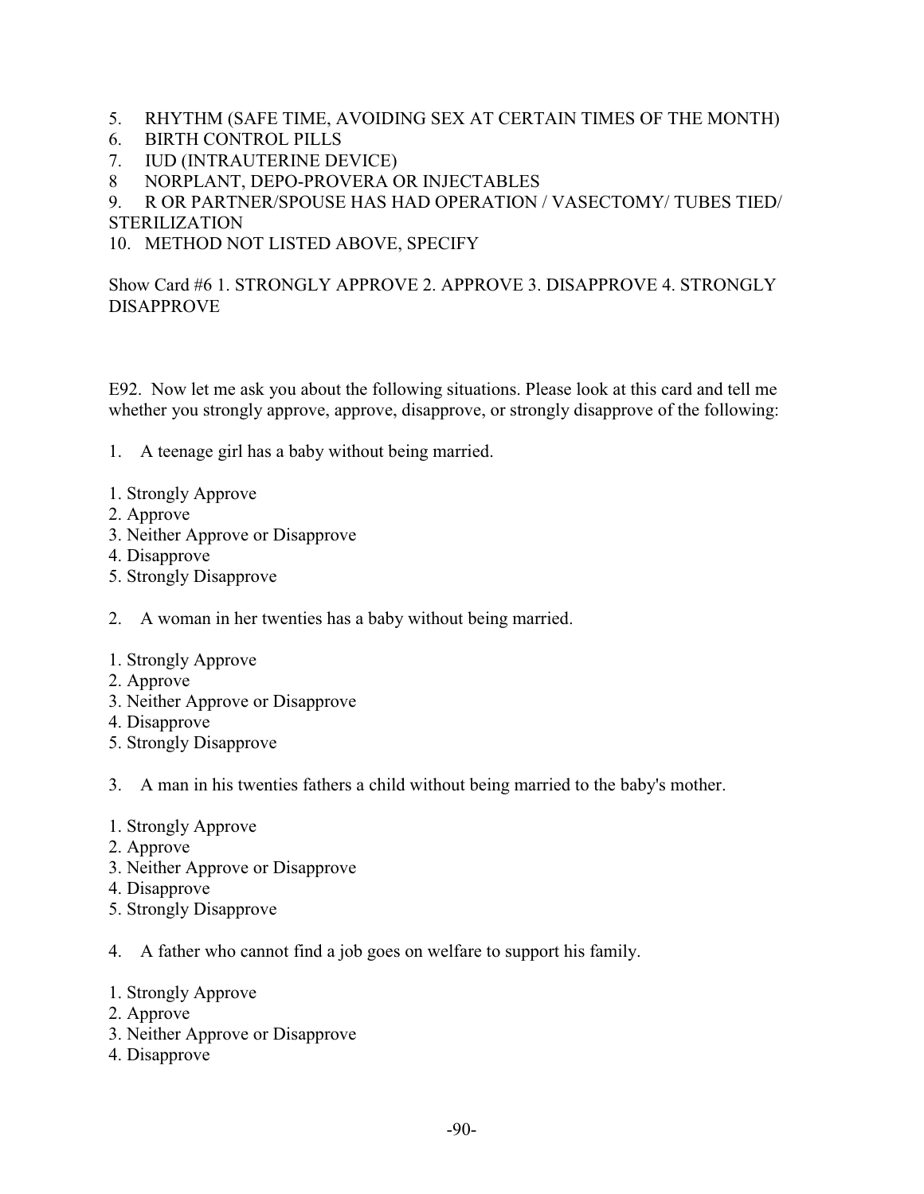5. RHYTHM (SAFE TIME, AVOIDING SEX AT CERTAIN TIMES OF THE MONTH)
6. BIRTH CONTROL PILLS
7. IUD (INTRAUTERINE DEVICE)
8 NORPLANT, DEPO-PROVERA OR INJECTABLES
9. R OR PARTNER/SPOUSE HAS HAD OPERATION / VASECTOMY/ TUBES TIED/ STERILIZATION
10. METHOD NOT LISTED ABOVE, SPECIFY

Show Card #6 1. STRONGLY APPROVE 2. APPROVE 3. DISAPPROVE 4. STRONGLY DISAPPROVE

E92. Now let me ask you about the following situations. Please look at this card and tell me whether you strongly approve, approve, disapprove, or strongly disapprove of the following:

1. A teenage girl has a baby without being married.

1. Strongly Approve
2. Approve
3. Neither Approve or Disapprove
4. Disapprove
5. Strongly Disapprove

2. A woman in her twenties has a baby without being married.

1. Strongly Approve
2. Approve
3. Neither Approve or Disapprove
4. Disapprove
5. Strongly Disapprove

3. A man in his twenties fathers a child without being married to the baby's mother.

1. Strongly Approve
2. Approve
3. Neither Approve or Disapprove
4. Disapprove
5. Strongly Disapprove

4. A father who cannot find a job goes on welfare to support his family.

1. Strongly Approve
2. Approve
3. Neither Approve or Disapprove
4. Disapprove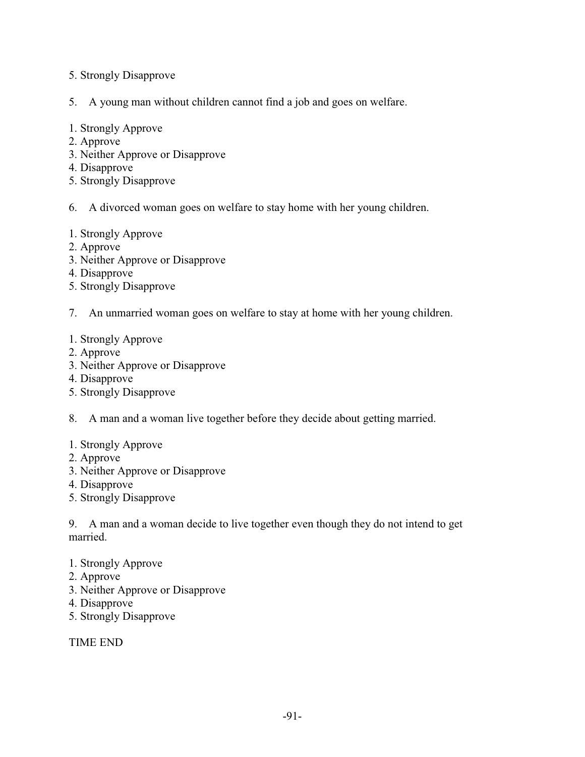5. Strongly Disapprove

5. A young man without children cannot find a job and goes on welfare.

1. Strongly Approve
2. Approve
3. Neither Approve or Disapprove
4. Disapprove
5. Strongly Disapprove

6. A divorced woman goes on welfare to stay home with her young children.

1. Strongly Approve
2. Approve
3. Neither Approve or Disapprove
4. Disapprove
5. Strongly Disapprove

7. An unmarried woman goes on welfare to stay at home with her young children.

1. Strongly Approve
2. Approve
3. Neither Approve or Disapprove
4. Disapprove
5. Strongly Disapprove

8. A man and a woman live together before they decide about getting married.

1. Strongly Approve
2. Approve
3. Neither Approve or Disapprove
4. Disapprove
5. Strongly Disapprove

9. A man and a woman decide to live together even though they do not intend to get married.

1. Strongly Approve
2. Approve
3. Neither Approve or Disapprove
4. Disapprove
5. Strongly Disapprove

TIME END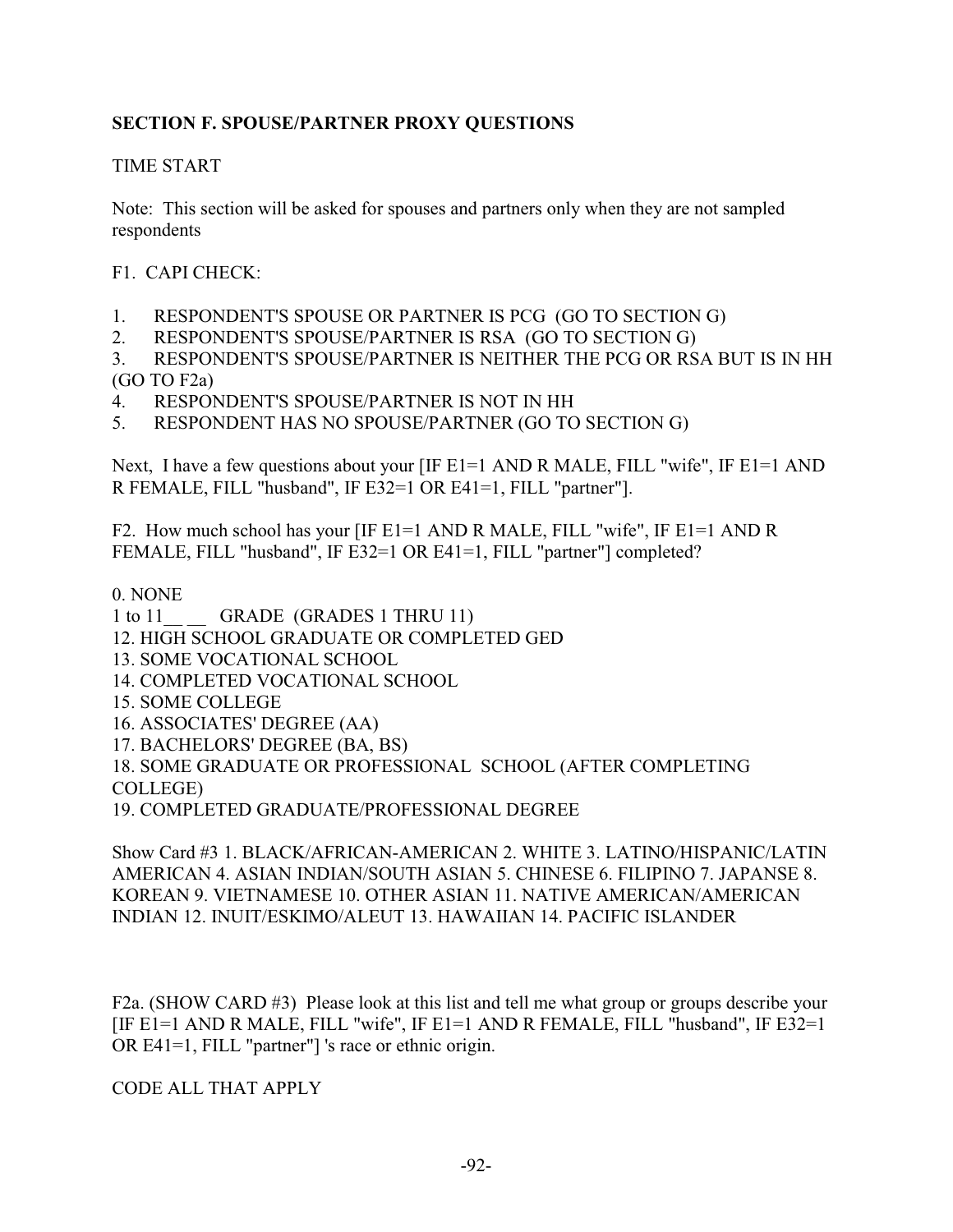**SECTION F. SPOUSE/PARTNER PROXY QUESTIONS**

TIME START

Note: This section will be asked for spouses and partners only when they are not sampled respondents

F1. CAPI CHECK:

1. RESPONDENT'S SPOUSE OR PARTNER IS PCG (GO TO SECTION G)
2. RESPONDENT'S SPOUSE/PARTNER IS RSA (GO TO SECTION G)
3. RESPONDENT'S SPOUSE/PARTNER IS NEITHER THE PCG OR RSA BUT IS IN HH (GO TO F2a)
4. RESPONDENT'S SPOUSE/PARTNER IS NOT IN HH
5. RESPONDENT HAS NO SPOUSE/PARTNER (GO TO SECTION G)

Next, I have a few questions about your [IF E1=1 AND R MALE, FILL "wife", IF E1=1 AND R FEMALE, FILL "husband", IF E32=1 OR E41=1, FILL "partner"].

F2. How much school has your [IF E1=1 AND R MALE, FILL "wife", IF E1=1 AND R FEMALE, FILL "husband", IF E32=1 OR E41=1, FILL "partner"] completed?

0. NONE
1 to 11__ __ GRADE (GRADES 1 THRU 11)
12. HIGH SCHOOL GRADUATE OR COMPLETED GED
13. SOME VOCATIONAL SCHOOL
14. COMPLETED VOCATIONAL SCHOOL
15. SOME COLLEGE
16. ASSOCIATES' DEGREE (AA)
17. BACHELORS' DEGREE (BA, BS)
18. SOME GRADUATE OR PROFESSIONAL SCHOOL (AFTER COMPLETING COLLEGE)
19. COMPLETED GRADUATE/PROFESSIONAL DEGREE

Show Card #3 1. BLACK/AFRICAN-AMERICAN 2. WHITE 3. LATINO/HISPANIC/LATIN AMERICAN 4. ASIAN INDIAN/SOUTH ASIAN 5. CHINESE 6. FILIPINO 7. JAPANSE 8. KOREAN 9. VIETNAMESE 10. OTHER ASIAN 11. NATIVE AMERICAN/AMERICAN INDIAN 12. INUIT/ESKIMO/ALEUT 13. HAWAIIAN 14. PACIFIC ISLANDER

F2a. (SHOW CARD #3) Please look at this list and tell me what group or groups describe your [IF E1=1 AND R MALE, FILL "wife", IF E1=1 AND R FEMALE, FILL "husband", IF E32=1 OR E41=1, FILL "partner"] 's race or ethnic origin.

CODE ALL THAT APPLY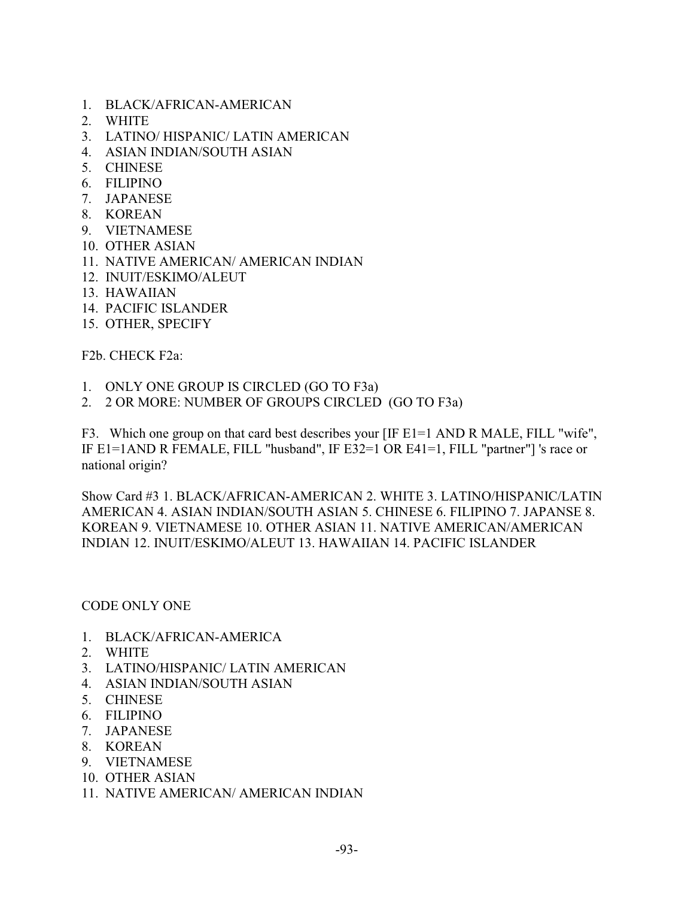1. BLACK/AFRICAN-AMERICAN
2. WHITE
3. LATINO/ HISPANIC/ LATIN AMERICAN
4. ASIAN INDIAN/SOUTH ASIAN
5. CHINESE
6. FILIPINO
7. JAPANESE
8. KOREAN
9. VIETNAMESE
10. OTHER ASIAN
11. NATIVE AMERICAN/ AMERICAN INDIAN
12. INUIT/ESKIMO/ALEUT
13. HAWAIIAN
14. PACIFIC ISLANDER
15. OTHER, SPECIFY

F2b. CHECK F2a:

1. ONLY ONE GROUP IS CIRCLED (GO TO F3a)
2. 2 OR MORE: NUMBER OF GROUPS CIRCLED (GO TO F3a)

F3. Which one group on that card best describes your [IF E1=1 AND R MALE, FILL "wife", IF E1=1AND R FEMALE, FILL "husband", IF E32=1 OR E41=1, FILL "partner"] 's race or national origin?

Show Card #3 1. BLACK/AFRICAN-AMERICAN 2. WHITE 3. LATINO/HISPANIC/LATIN AMERICAN 4. ASIAN INDIAN/SOUTH ASIAN 5. CHINESE 6. FILIPINO 7. JAPANSE 8. KOREAN 9. VIETNAMESE 10. OTHER ASIAN 11. NATIVE AMERICAN/AMERICAN INDIAN 12. INUIT/ESKIMO/ALEUT 13. HAWAIIAN 14. PACIFIC ISLANDER

CODE ONLY ONE

1. BLACK/AFRICAN-AMERICA
2. WHITE
3. LATINO/HISPANIC/ LATIN AMERICAN
4. ASIAN INDIAN/SOUTH ASIAN
5. CHINESE
6. FILIPINO
7. JAPANESE
8. KOREAN
9. VIETNAMESE
10. OTHER ASIAN
11. NATIVE AMERICAN/ AMERICAN INDIAN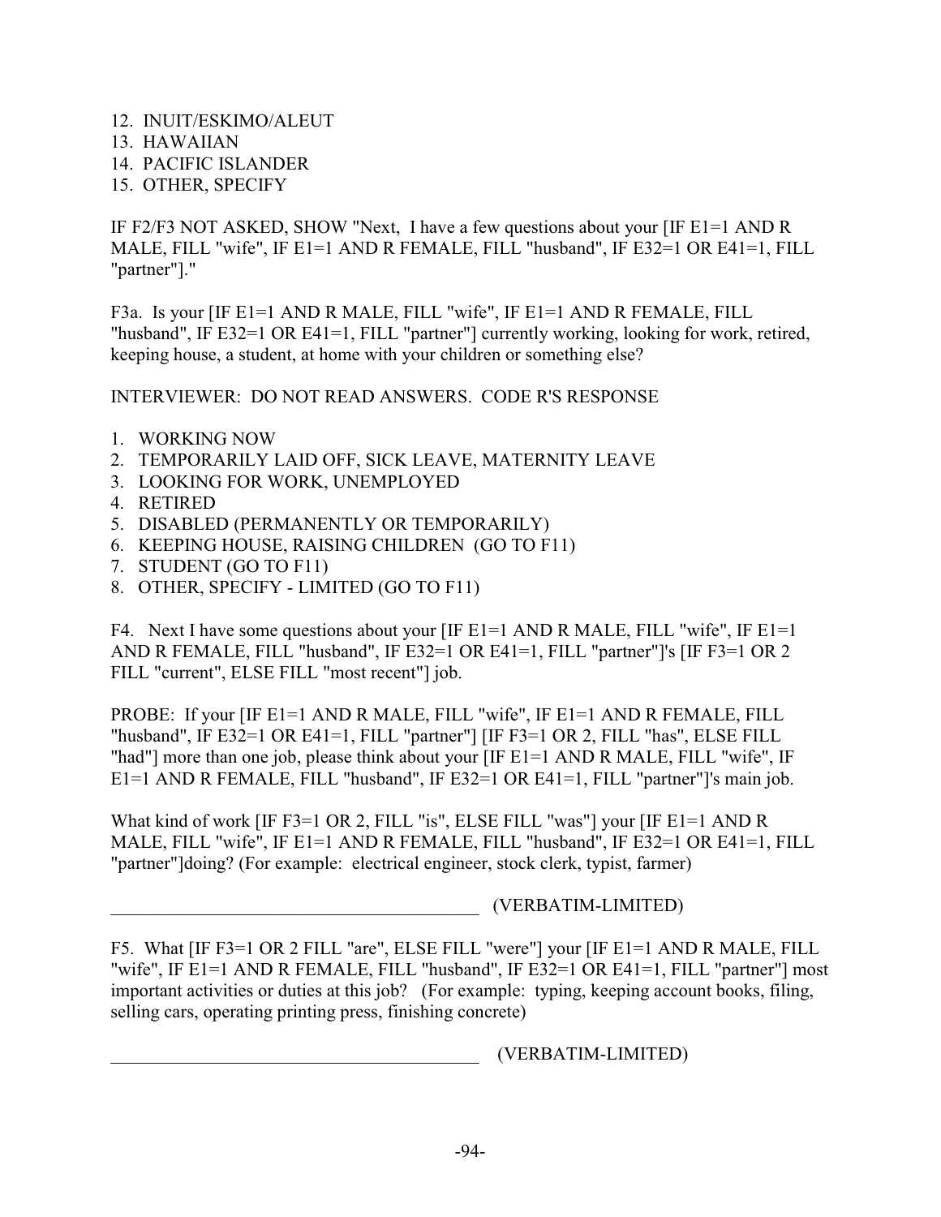12. INUIT/ESKIMO/ALEUT
13. HAWAIIAN
14. PACIFIC ISLANDER
15. OTHER, SPECIFY

IF F2/F3 NOT ASKED, SHOW "Next, I have a few questions about your [IF E1=1 AND R MALE, FILL "wife", IF E1=1 AND R FEMALE, FILL "husband", IF E32=1 OR E41=1, FILL "partner"]."

F3a. Is your [IF E1=1 AND R MALE, FILL "wife", IF E1=1 AND R FEMALE, FILL "husband", IF E32=1 OR E41=1, FILL "partner"] currently working, looking for work, retired, keeping house, a student, at home with your children or something else?

INTERVIEWER: DO NOT READ ANSWERS. CODE R'S RESPONSE

1. WORKING NOW
2. TEMPORARILY LAID OFF, SICK LEAVE, MATERNITY LEAVE
3. LOOKING FOR WORK, UNEMPLOYED
4. RETIRED
5. DISABLED (PERMANENTLY OR TEMPORARILY)
6. KEEPING HOUSE, RAISING CHILDREN (GO TO F11)
7. STUDENT (GO TO F11)
8. OTHER, SPECIFY - LIMITED (GO TO F11)

F4. Next I have some questions about your [IF E1=1 AND R MALE, FILL "wife", IF E1=1 AND R FEMALE, FILL "husband", IF E32=1 OR E41=1, FILL "partner"]'s [IF F3=1 OR 2 FILL "current", ELSE FILL "most recent"] job.

PROBE: If your [IF E1=1 AND R MALE, FILL "wife", IF E1=1 AND R FEMALE, FILL "husband", IF E32=1 OR E41=1, FILL "partner"] [IF F3=1 OR 2, FILL "has", ELSE FILL "had"] more than one job, please think about your [IF E1=1 AND R MALE, FILL "wife", IF E1=1 AND R FEMALE, FILL "husband", IF E32=1 OR E41=1, FILL "partner"]'s main job.

What kind of work [IF F3=1 OR 2, FILL "is", ELSE FILL "was"] your [IF E1=1 AND R MALE, FILL "wife", IF E1=1 AND R FEMALE, FILL "husband", IF E32=1 OR E41=1, FILL "partner"]doing? (For example: electrical engineer, stock clerk, typist, farmer)

_________________________________________ (VERBATIM-LIMITED)

F5. What [IF F3=1 OR 2 FILL "are", ELSE FILL "were"] your [IF E1=1 AND R MALE, FILL "wife", IF E1=1 AND R FEMALE, FILL "husband", IF E32=1 OR E41=1, FILL "partner"] most important activities or duties at this job? (For example: typing, keeping account books, filing, selling cars, operating printing press, finishing concrete)

_________________________________________ (VERBATIM-LIMITED)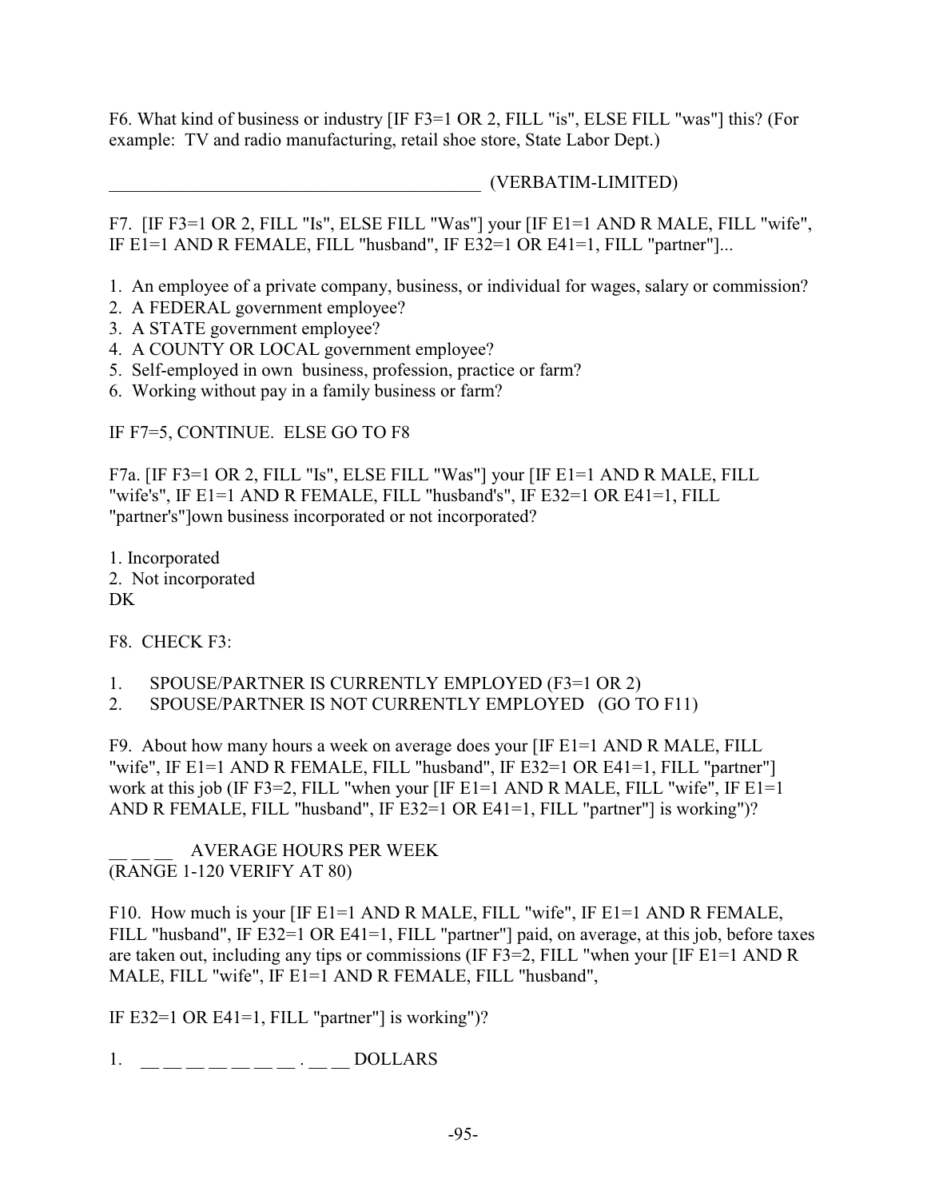F6. What kind of business or industry [IF F3=1 OR 2, FILL "is", ELSE FILL "was"] this? (For example: TV and radio manufacturing, retail shoe store, State Labor Dept.)

__________________________________________ (VERBATIM-LIMITED)

F7. [IF F3=1 OR 2, FILL "Is", ELSE FILL "Was"] your [IF E1=1 AND R MALE, FILL "wife", IF E1=1 AND R FEMALE, FILL "husband", IF E32=1 OR E41=1, FILL "partner"]...

1. An employee of a private company, business, or individual for wages, salary or commission?
2. A FEDERAL government employee?
3. A STATE government employee?
4. A COUNTY OR LOCAL government employee?
5. Self-employed in own business, profession, practice or farm?
6. Working without pay in a family business or farm?

IF F7=5, CONTINUE. ELSE GO TO F8

F7a. [IF F3=1 OR 2, FILL "Is", ELSE FILL "Was"] your [IF E1=1 AND R MALE, FILL "wife's", IF E1=1 AND R FEMALE, FILL "husband's", IF E32=1 OR E41=1, FILL "partner's"]own business incorporated or not incorporated?

1. Incorporated
2. Not incorporated
DK

F8. CHECK F3:

1. SPOUSE/PARTNER IS CURRENTLY EMPLOYED (F3=1 OR 2)
2. SPOUSE/PARTNER IS NOT CURRENTLY EMPLOYED (GO TO F11)

F9. About how many hours a week on average does your [IF E1=1 AND R MALE, FILL "wife", IF E1=1 AND R FEMALE, FILL "husband", IF E32=1 OR E41=1, FILL "partner"] work at this job (IF F3=2, FILL "when your [IF E1=1 AND R MALE, FILL "wife", IF E1=1 AND R FEMALE, FILL "husband", IF E32=1 OR E41=1, FILL "partner"] is working")?

__ __ __ AVERAGE HOURS PER WEEK
(RANGE 1-120 VERIFY AT 80)

F10. How much is your [IF E1=1 AND R MALE, FILL "wife", IF E1=1 AND R FEMALE, FILL "husband", IF E32=1 OR E41=1, FILL "partner"] paid, on average, at this job, before taxes are taken out, including any tips or commissions (IF F3=2, FILL "when your [IF E1=1 AND R MALE, FILL "wife", IF E1=1 AND R FEMALE, FILL "husband",

IF E32=1 OR E41=1, FILL "partner"] is working")?

1. __ __ __ __ __ __ __ . __ __ DOLLARS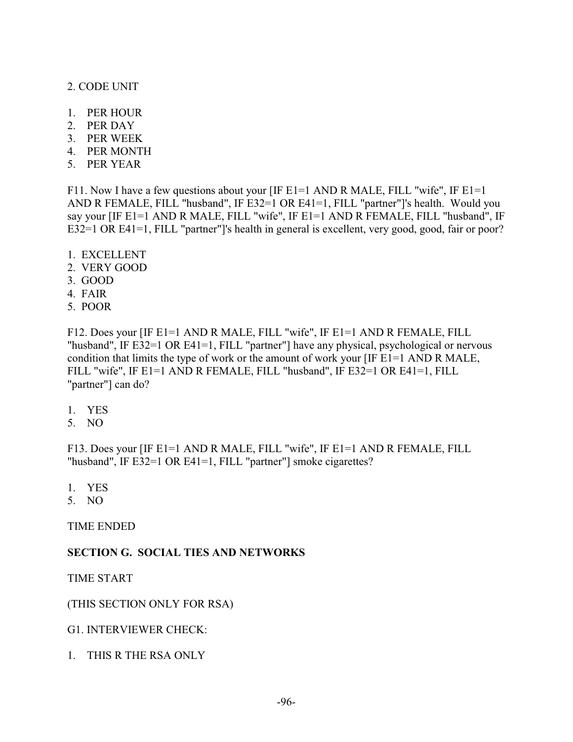2. CODE UNIT

1. PER HOUR
2. PER DAY
3. PER WEEK
4. PER MONTH
5. PER YEAR

F11. Now I have a few questions about your [IF E1=1 AND R MALE, FILL "wife", IF E1=1 AND R FEMALE, FILL "husband", IF E32=1 OR E41=1, FILL "partner"]'s health. Would you say your [IF E1=1 AND R MALE, FILL "wife", IF E1=1 AND R FEMALE, FILL "husband", IF E32=1 OR E41=1, FILL "partner"]'s health in general is excellent, very good, good, fair or poor?

1. EXCELLENT
2. VERY GOOD
3. GOOD
4. FAIR
5. POOR

F12. Does your [IF E1=1 AND R MALE, FILL "wife", IF E1=1 AND R FEMALE, FILL "husband", IF E32=1 OR E41=1, FILL "partner"] have any physical, psychological or nervous condition that limits the type of work or the amount of work your [IF E1=1 AND R MALE, FILL "wife", IF E1=1 AND R FEMALE, FILL "husband", IF E32=1 OR E41=1, FILL "partner"] can do?

1. YES
5. NO

F13. Does your [IF E1=1 AND R MALE, FILL "wife", IF E1=1 AND R FEMALE, FILL "husband", IF E32=1 OR E41=1, FILL "partner"] smoke cigarettes?

1. YES
5. NO

TIME ENDED

**SECTION G. SOCIAL TIES AND NETWORKS**

TIME START

(THIS SECTION ONLY FOR RSA)

G1. INTERVIEWER CHECK:

1. THIS R THE RSA ONLY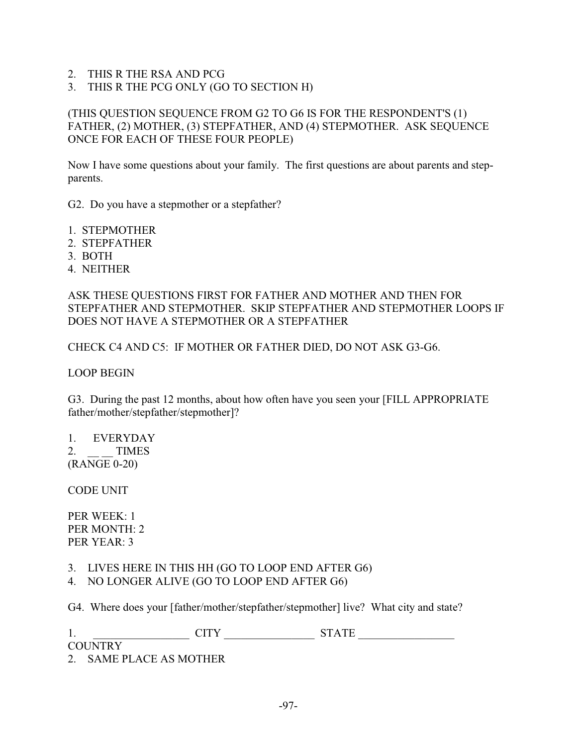2. THIS R THE RSA AND PCG
3. THIS R THE PCG ONLY (GO TO SECTION H)

(THIS QUESTION SEQUENCE FROM G2 TO G6 IS FOR THE RESPONDENT'S (1) FATHER, (2) MOTHER, (3) STEPFATHER, AND (4) STEPMOTHER. ASK SEQUENCE ONCE FOR EACH OF THESE FOUR PEOPLE)

Now I have some questions about your family. The first questions are about parents and step-parents.

G2. Do you have a stepmother or a stepfather?

1. STEPMOTHER
2. STEPFATHER
3. BOTH
4. NEITHER

ASK THESE QUESTIONS FIRST FOR FATHER AND MOTHER AND THEN FOR STEPFATHER AND STEPMOTHER. SKIP STEPFATHER AND STEPMOTHER LOOPS IF DOES NOT HAVE A STEPMOTHER OR A STEPFATHER

CHECK C4 AND C5: IF MOTHER OR FATHER DIED, DO NOT ASK G3-G6.

LOOP BEGIN

G3. During the past 12 months, about how often have you seen your [FILL APPROPRIATE father/mother/stepfather/stepmother]?

1. EVERYDAY
2. __ __ TIMES
(RANGE 0-20)

CODE UNIT

PER WEEK: 1
PER MONTH: 2
PER YEAR: 3

3. LIVES HERE IN THIS HH (GO TO LOOP END AFTER G6)
4. NO LONGER ALIVE (GO TO LOOP END AFTER G6)

G4. Where does your [father/mother/stepfather/stepmother] live? What city and state?

1. _________________ CITY ________________ STATE _________________ COUNTRY
2. SAME PLACE AS MOTHER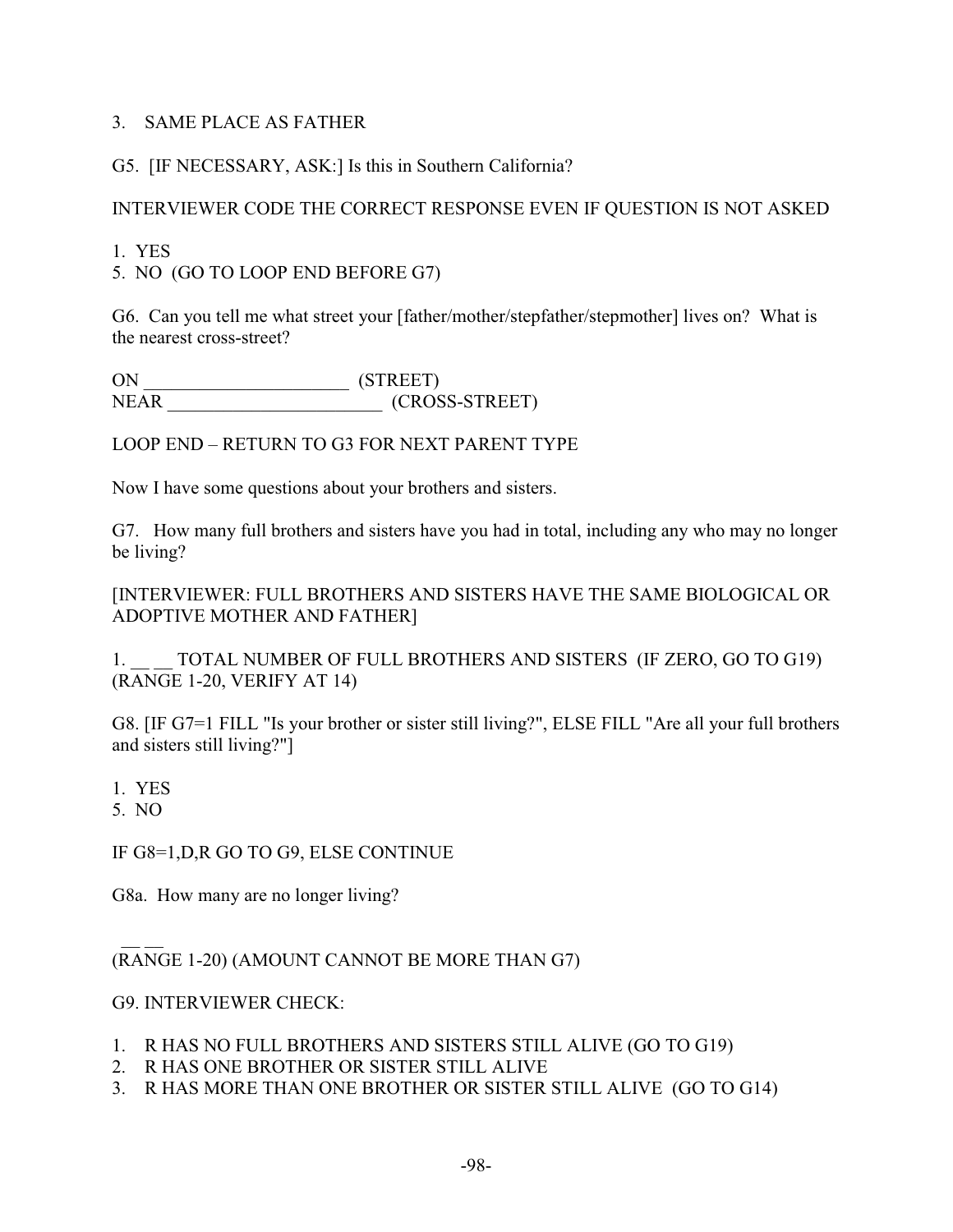3. SAME PLACE AS FATHER

G5. [IF NECESSARY, ASK:] Is this in Southern California?

INTERVIEWER CODE THE CORRECT RESPONSE EVEN IF QUESTION IS NOT ASKED

1. YES
5. NO (GO TO LOOP END BEFORE G7)

G6. Can you tell me what street your [father/mother/stepfather/stepmother] lives on? What is the nearest cross-street?

ON ______________________ (STREET)
NEAR ________________________ (CROSS-STREET)

LOOP END – RETURN TO G3 FOR NEXT PARENT TYPE

Now I have some questions about your brothers and sisters.

G7. How many full brothers and sisters have you had in total, including any who may no longer be living?

[INTERVIEWER: FULL BROTHERS AND SISTERS HAVE THE SAME BIOLOGICAL OR ADOPTIVE MOTHER AND FATHER]

1. __ __ TOTAL NUMBER OF FULL BROTHERS AND SISTERS (IF ZERO, GO TO G19) (RANGE 1-20, VERIFY AT 14)

G8. [IF G7=1 FILL "Is your brother or sister still living?", ELSE FILL "Are all your full brothers and sisters still living?"]

1. YES
5. NO

IF G8=1,D,R GO TO G9, ELSE CONTINUE

G8a. How many are no longer living?

__ __
(RANGE 1-20) (AMOUNT CANNOT BE MORE THAN G7)

G9. INTERVIEWER CHECK:

1. R HAS NO FULL BROTHERS AND SISTERS STILL ALIVE (GO TO G19)
2. R HAS ONE BROTHER OR SISTER STILL ALIVE
3. R HAS MORE THAN ONE BROTHER OR SISTER STILL ALIVE (GO TO G14)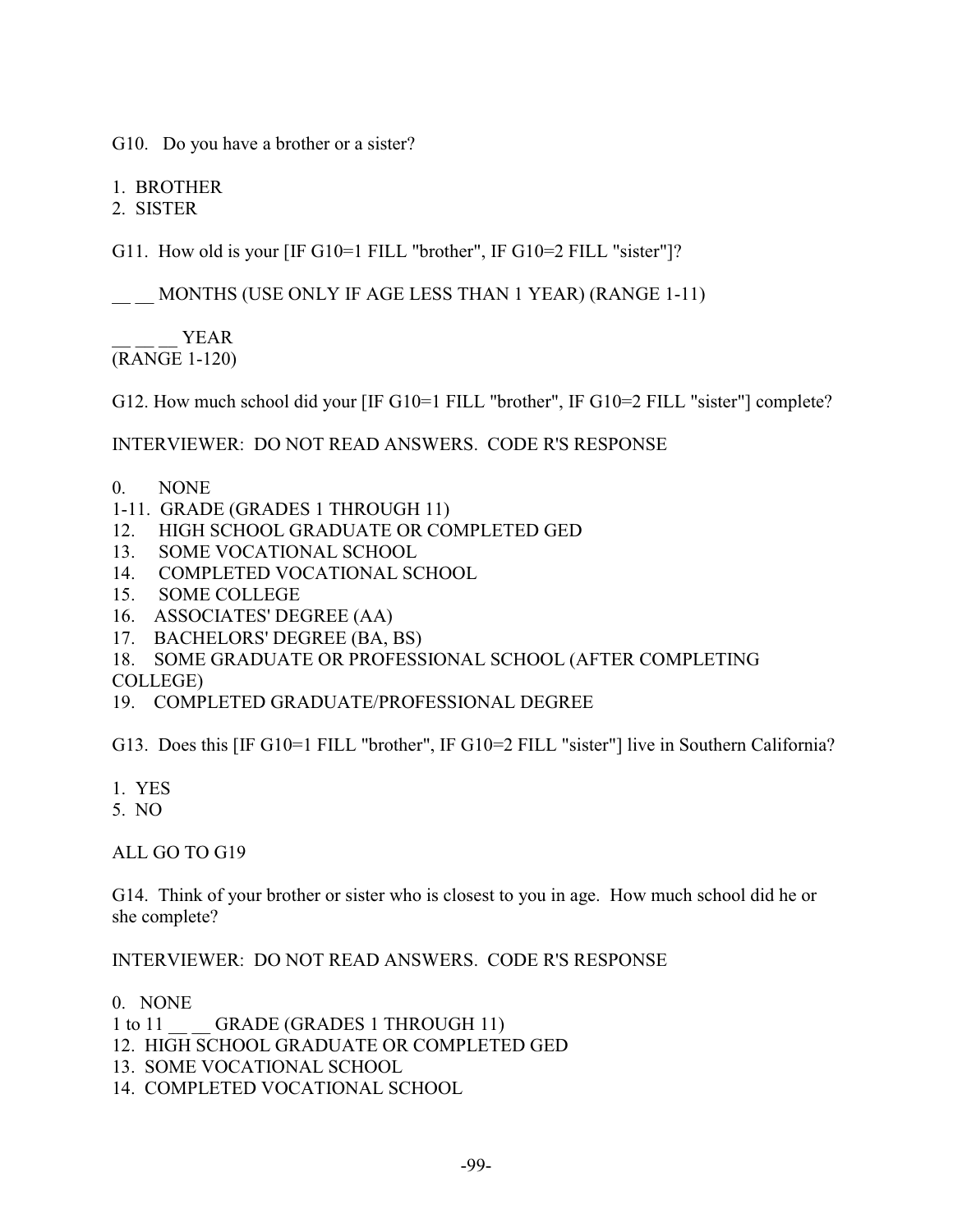G10. Do you have a brother or a sister?

1. BROTHER
2. SISTER

G11. How old is your [IF G10=1 FILL "brother", IF G10=2 FILL "sister"]?

__ __ MONTHS (USE ONLY IF AGE LESS THAN 1 YEAR) (RANGE 1-11)

__ __ __ YEAR
(RANGE 1-120)

G12. How much school did your [IF G10=1 FILL "brother", IF G10=2 FILL "sister"] complete?

INTERVIEWER: DO NOT READ ANSWERS. CODE R'S RESPONSE

0. NONE
1-11. GRADE (GRADES 1 THROUGH 11)
12. HIGH SCHOOL GRADUATE OR COMPLETED GED
13. SOME VOCATIONAL SCHOOL
14. COMPLETED VOCATIONAL SCHOOL
15. SOME COLLEGE
16. ASSOCIATES' DEGREE (AA)
17. BACHELORS' DEGREE (BA, BS)
18. SOME GRADUATE OR PROFESSIONAL SCHOOL (AFTER COMPLETING COLLEGE)
19. COMPLETED GRADUATE/PROFESSIONAL DEGREE

G13. Does this [IF G10=1 FILL "brother", IF G10=2 FILL "sister"] live in Southern California?

1. YES
5. NO

ALL GO TO G19

G14. Think of your brother or sister who is closest to you in age. How much school did he or she complete?

INTERVIEWER: DO NOT READ ANSWERS. CODE R'S RESPONSE

0. NONE
1 to 11 __ __ GRADE (GRADES 1 THROUGH 11)
12. HIGH SCHOOL GRADUATE OR COMPLETED GED
13. SOME VOCATIONAL SCHOOL
14. COMPLETED VOCATIONAL SCHOOL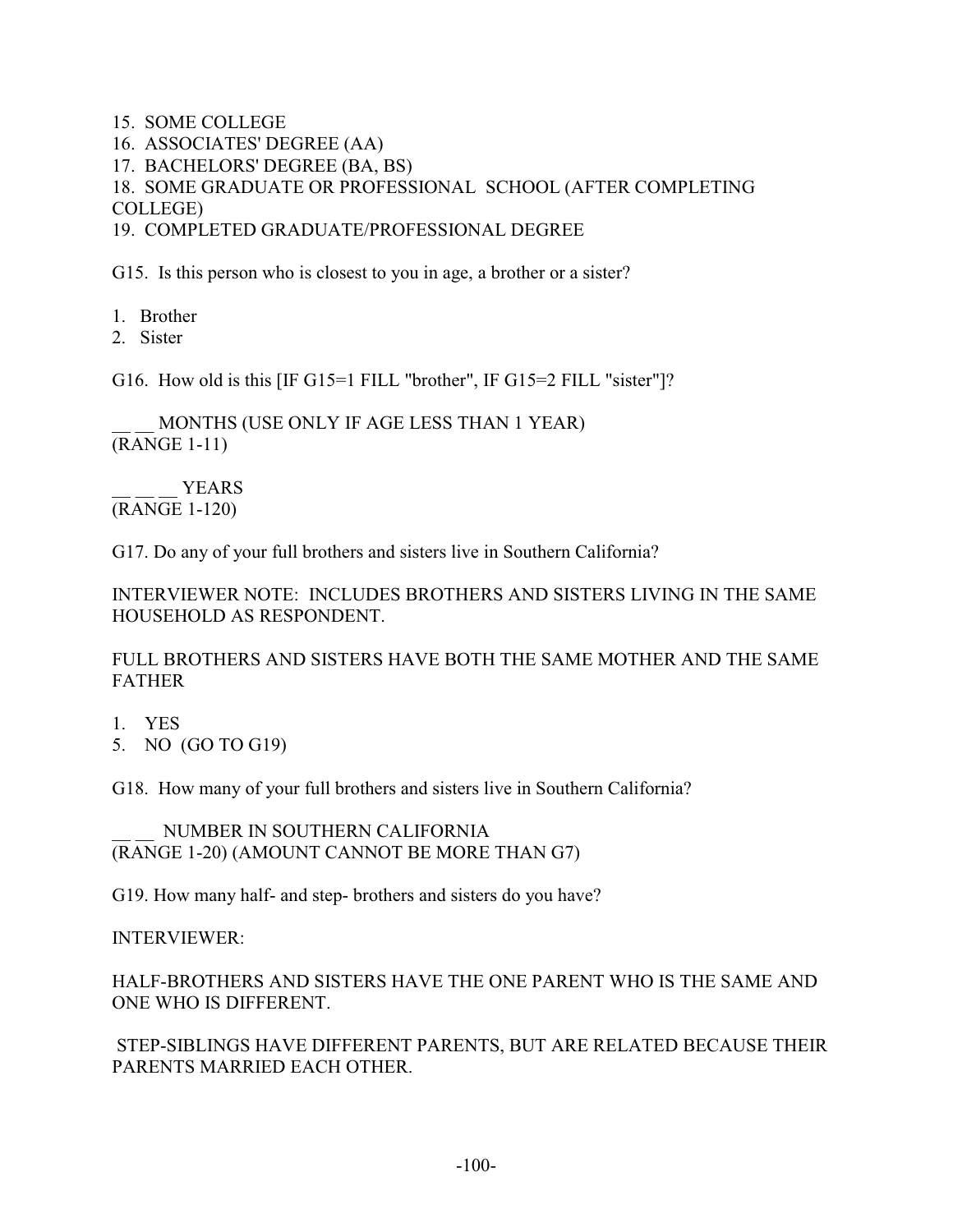15. SOME COLLEGE
16. ASSOCIATES' DEGREE (AA)
17. BACHELORS' DEGREE (BA, BS)
18. SOME GRADUATE OR PROFESSIONAL SCHOOL (AFTER COMPLETING COLLEGE)
19. COMPLETED GRADUATE/PROFESSIONAL DEGREE

G15. Is this person who is closest to you in age, a brother or a sister?

1. Brother
2. Sister

G16. How old is this [IF G15=1 FILL "brother", IF G15=2 FILL "sister"]?

__ __ MONTHS (USE ONLY IF AGE LESS THAN 1 YEAR)
(RANGE 1-11)

__ __ __ YEARS
(RANGE 1-120)

G17. Do any of your full brothers and sisters live in Southern California?

INTERVIEWER NOTE: INCLUDES BROTHERS AND SISTERS LIVING IN THE SAME HOUSEHOLD AS RESPONDENT.

FULL BROTHERS AND SISTERS HAVE BOTH THE SAME MOTHER AND THE SAME FATHER

1. YES
5. NO (GO TO G19)

G18. How many of your full brothers and sisters live in Southern California?

__ __ NUMBER IN SOUTHERN CALIFORNIA
(RANGE 1-20) (AMOUNT CANNOT BE MORE THAN G7)

G19. How many half- and step- brothers and sisters do you have?

INTERVIEWER:

HALF-BROTHERS AND SISTERS HAVE THE ONE PARENT WHO IS THE SAME AND ONE WHO IS DIFFERENT.

STEP-SIBLINGS HAVE DIFFERENT PARENTS, BUT ARE RELATED BECAUSE THEIR PARENTS MARRIED EACH OTHER.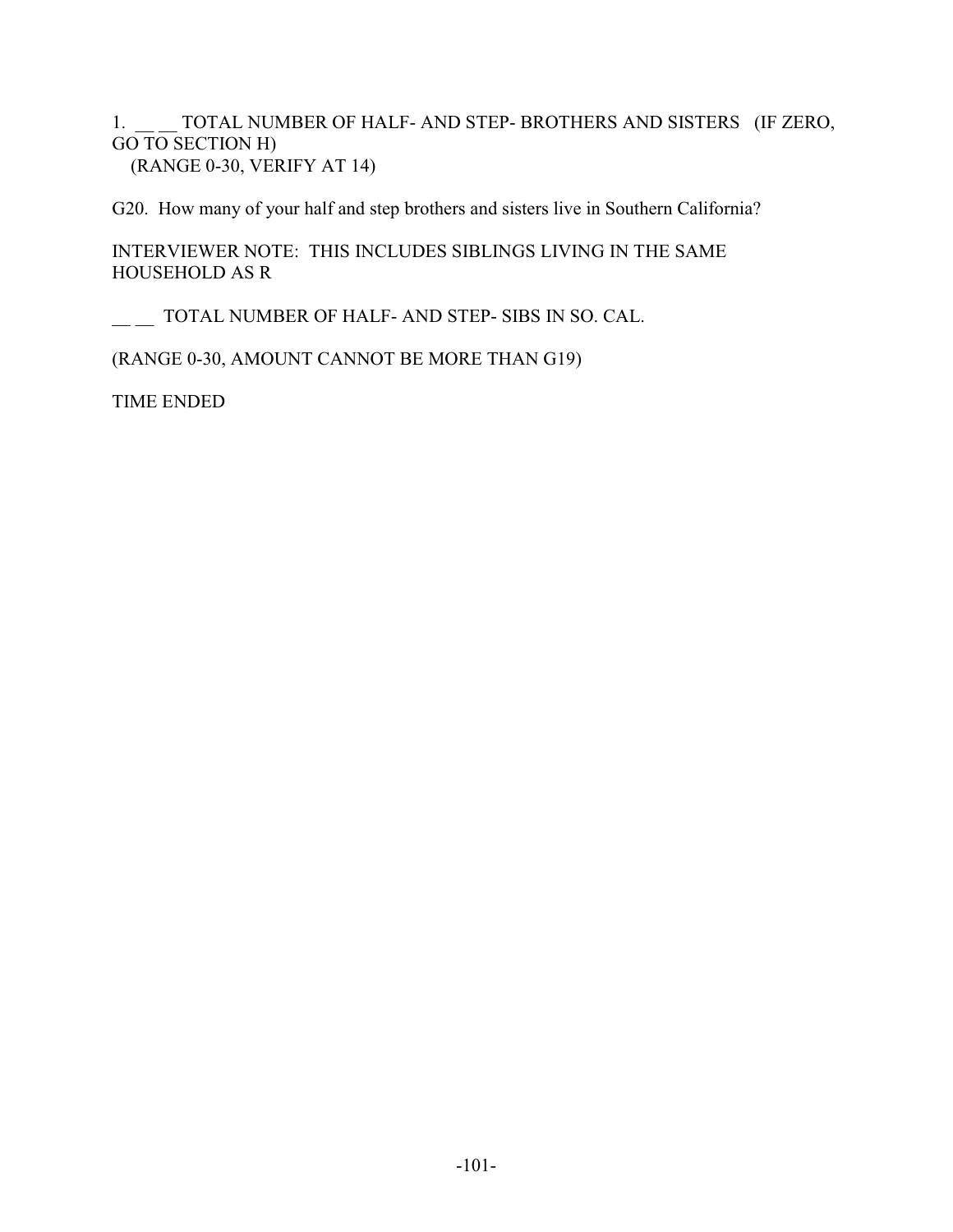1. __ __ TOTAL NUMBER OF HALF- AND STEP- BROTHERS AND SISTERS (IF ZERO, GO TO SECTION H)
   (RANGE 0-30, VERIFY AT 14)

G20. How many of your half and step brothers and sisters live in Southern California?

INTERVIEWER NOTE: THIS INCLUDES SIBLINGS LIVING IN THE SAME HOUSEHOLD AS R

__ __ TOTAL NUMBER OF HALF- AND STEP- SIBS IN SO. CAL.

(RANGE 0-30, AMOUNT CANNOT BE MORE THAN G19)

TIME ENDED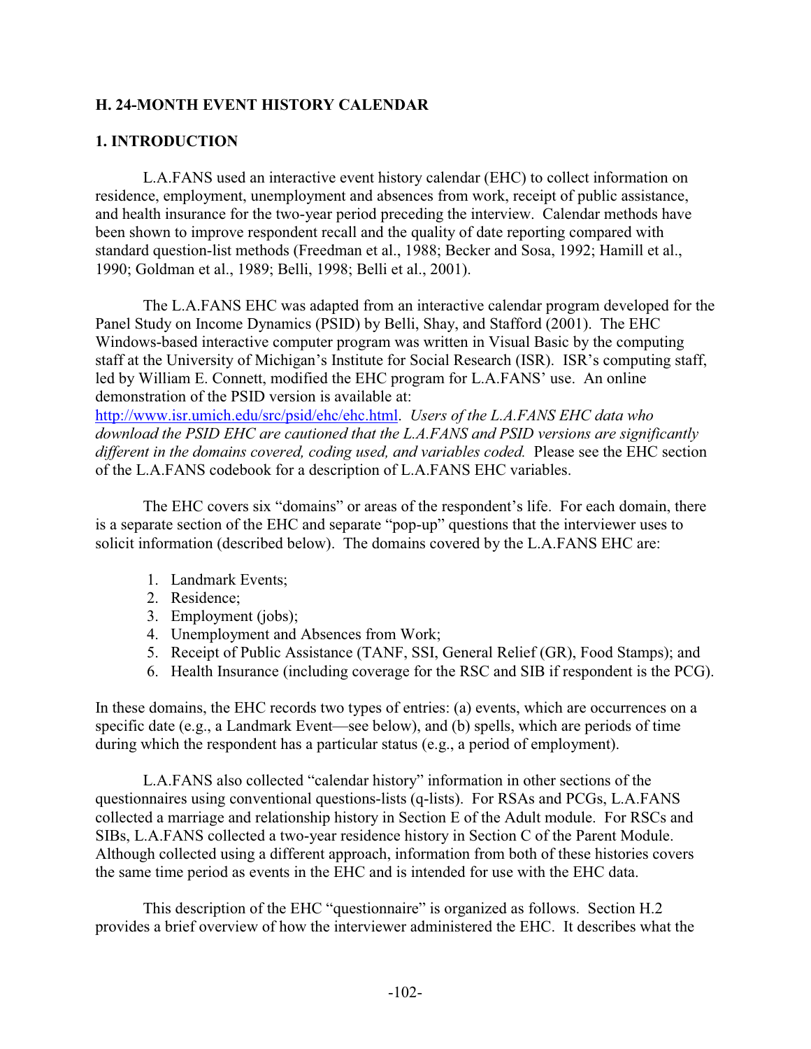## H. 24-MONTH EVENT HISTORY CALENDAR

### 1. INTRODUCTION

L.A.FANS used an interactive event history calendar (EHC) to collect information on residence, employment, unemployment and absences from work, receipt of public assistance, and health insurance for the two-year period preceding the interview. Calendar methods have been shown to improve respondent recall and the quality of date reporting compared with standard question-list methods (Freedman et al., 1988; Becker and Sosa, 1992; Hamill et al., 1990; Goldman et al., 1989; Belli, 1998; Belli et al., 2001).

The L.A.FANS EHC was adapted from an interactive calendar program developed for the Panel Study on Income Dynamics (PSID) by Belli, Shay, and Stafford (2001). The EHC Windows-based interactive computer program was written in Visual Basic by the computing staff at the University of Michigan's Institute for Social Research (ISR). ISR's computing staff, led by William E. Connett, modified the EHC program for L.A.FANS' use. An online demonstration of the PSID version is available at: http://www.isr.umich.edu/src/psid/ehc/ehc.html. *Users of the L.A.FANS EHC data who download the PSID EHC are cautioned that the L.A.FANS and PSID versions are significantly different in the domains covered, coding used, and variables coded.* Please see the EHC section of the L.A.FANS codebook for a description of L.A.FANS EHC variables.

The EHC covers six "domains" or areas of the respondent's life. For each domain, there is a separate section of the EHC and separate "pop-up" questions that the interviewer uses to solicit information (described below). The domains covered by the L.A.FANS EHC are:

1. Landmark Events;
2. Residence;
3. Employment (jobs);
4. Unemployment and Absences from Work;
5. Receipt of Public Assistance (TANF, SSI, General Relief (GR), Food Stamps); and
6. Health Insurance (including coverage for the RSC and SIB if respondent is the PCG).

In these domains, the EHC records two types of entries: (a) events, which are occurrences on a specific date (e.g., a Landmark Event—see below), and (b) spells, which are periods of time during which the respondent has a particular status (e.g., a period of employment).

L.A.FANS also collected "calendar history" information in other sections of the questionnaires using conventional questions-lists (q-lists). For RSAs and PCGs, L.A.FANS collected a marriage and relationship history in Section E of the Adult module. For RSCs and SIBs, L.A.FANS collected a two-year residence history in Section C of the Parent Module. Although collected using a different approach, information from both of these histories covers the same time period as events in the EHC and is intended for use with the EHC data.

This description of the EHC "questionnaire" is organized as follows. Section H.2 provides a brief overview of how the interviewer administered the EHC. It describes what the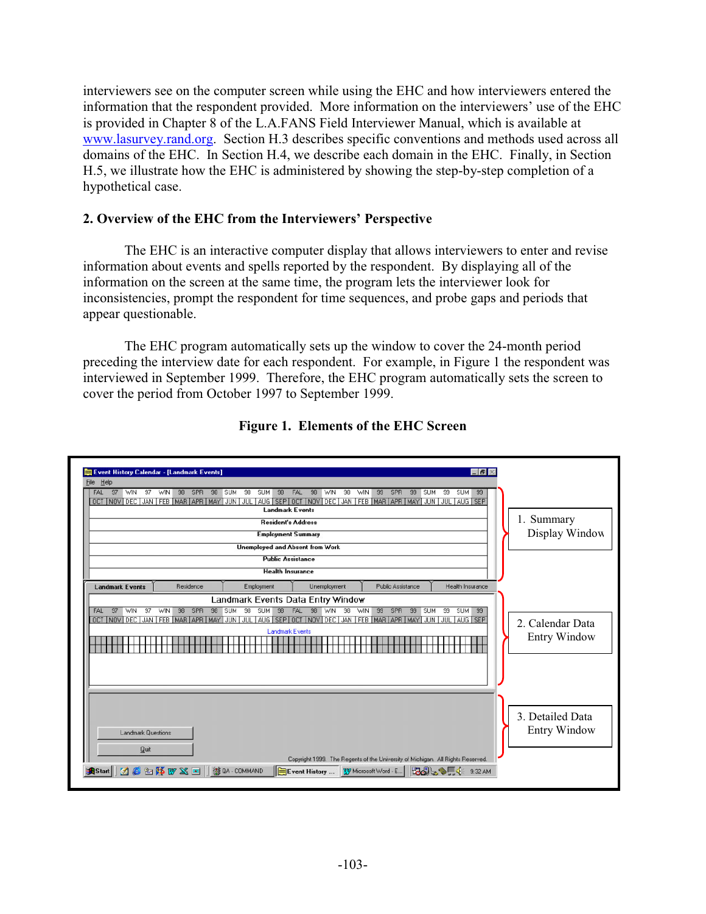interviewers see on the computer screen while using the EHC and how interviewers entered the information that the respondent provided. More information on the interviewers' use of the EHC is provided in Chapter 8 of the L.A.FANS Field Interviewer Manual, which is available at www.lasurvey.rand.org. Section H.3 describes specific conventions and methods used across all domains of the EHC. In Section H.4, we describe each domain in the EHC. Finally, in Section H.5, we illustrate how the EHC is administered by showing the step-by-step completion of a hypothetical case.

## 2. Overview of the EHC from the Interviewers' Perspective

The EHC is an interactive computer display that allows interviewers to enter and revise information about events and spells reported by the respondent. By displaying all of the information on the screen at the same time, the program lets the interviewer look for inconsistencies, prompt the respondent for time sequences, and probe gaps and periods that appear questionable.

The EHC program automatically sets up the window to cover the 24-month period preceding the interview date for each respondent. For example, in Figure 1 the respondent was interviewed in September 1999. Therefore, the EHC program automatically sets the screen to cover the period from October 1997 to September 1999.

**Figure 1. Elements of the EHC Screen**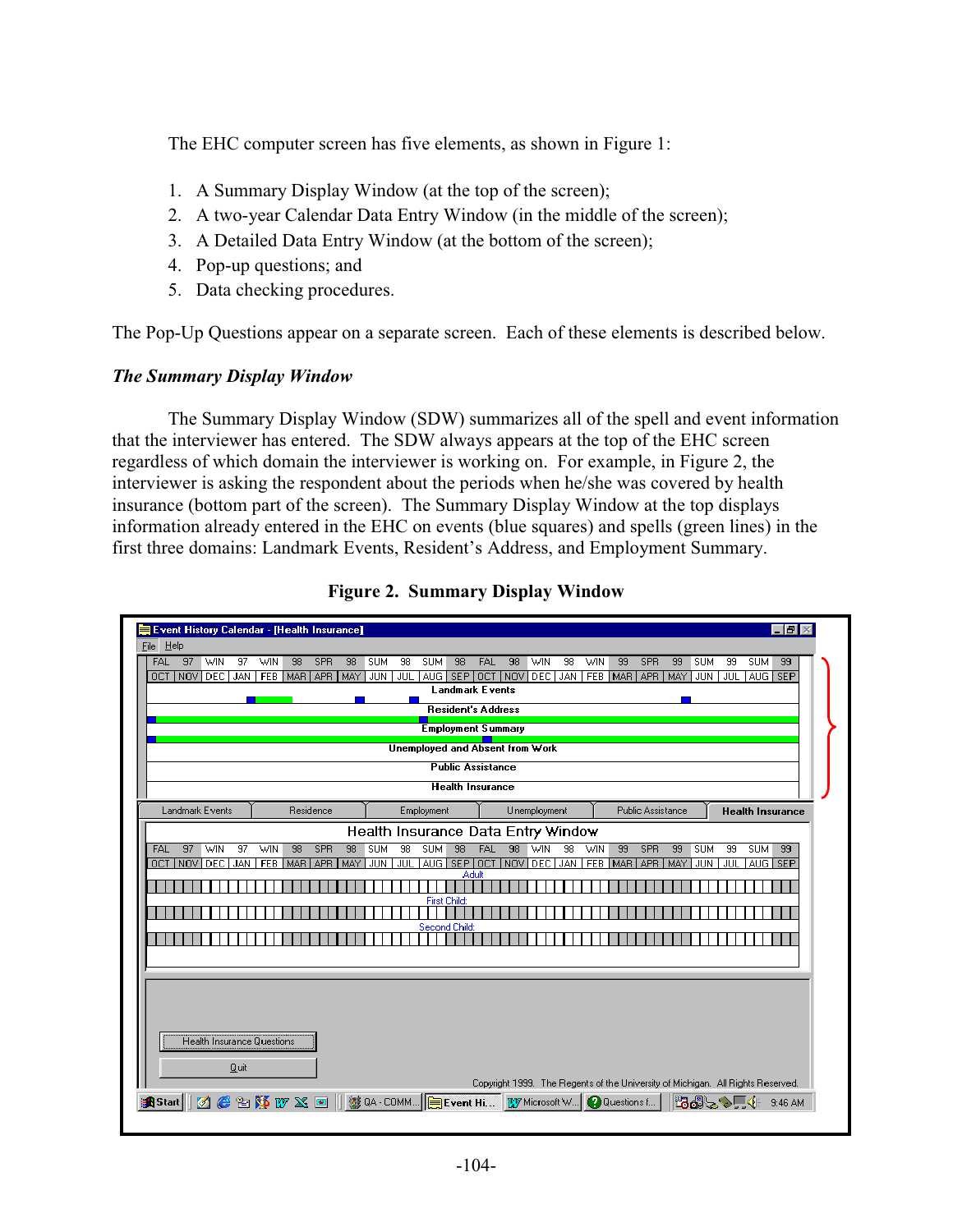The EHC computer screen has five elements, as shown in Figure 1:

1. A Summary Display Window (at the top of the screen);
2. A two-year Calendar Data Entry Window (in the middle of the screen);
3. A Detailed Data Entry Window (at the bottom of the screen);
4. Pop-up questions; and
5. Data checking procedures.

The Pop-Up Questions appear on a separate screen. Each of these elements is described below.

***The Summary Display Window***

The Summary Display Window (SDW) summarizes all of the spell and event information that the interviewer has entered. The SDW always appears at the top of the EHC screen regardless of which domain the interviewer is working on. For example, in Figure 2, the interviewer is asking the respondent about the periods when he/she was covered by health insurance (bottom part of the screen). The Summary Display Window at the top displays information already entered in the EHC on events (blue squares) and spells (green lines) in the first three domains: Landmark Events, Resident's Address, and Employment Summary.

**Figure 2. Summary Display Window**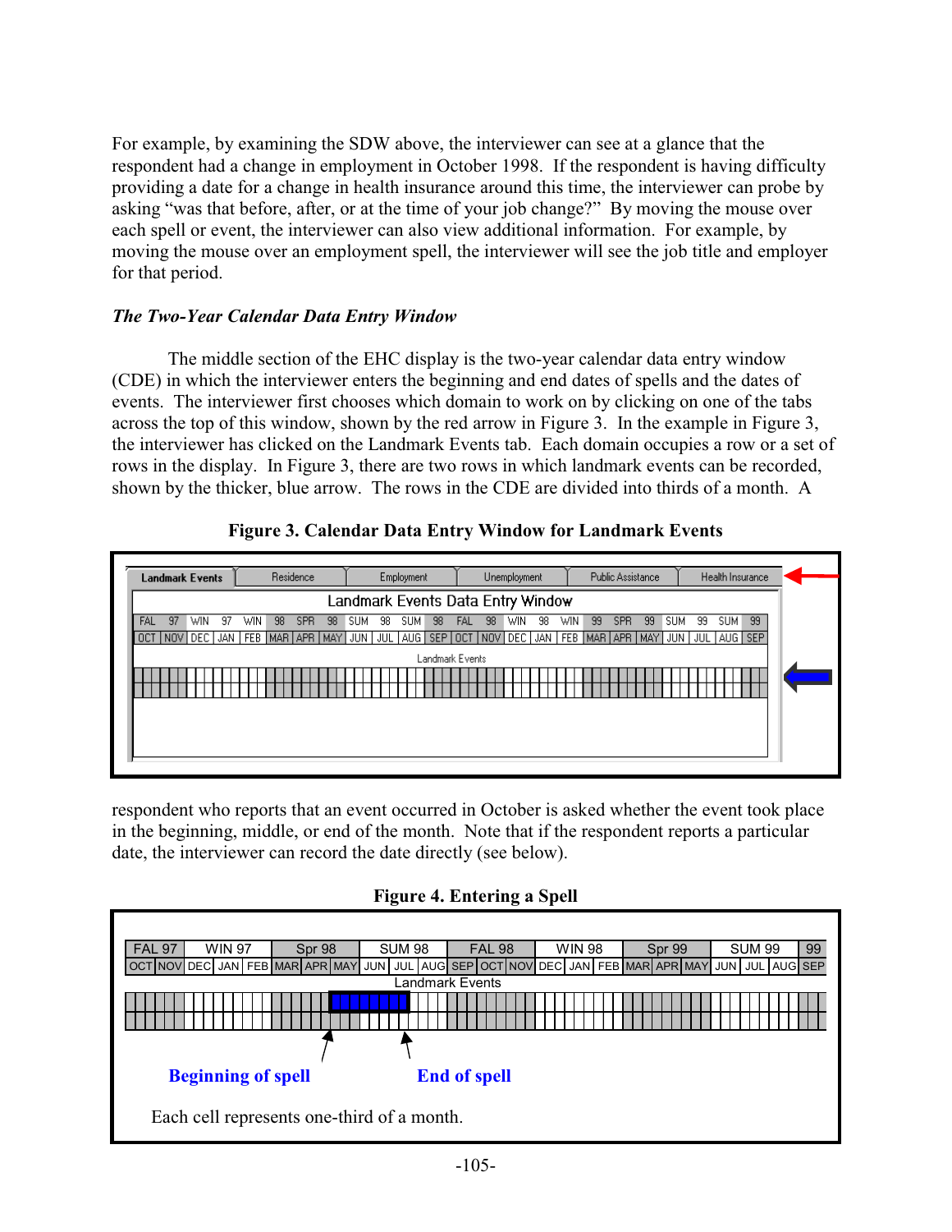For example, by examining the SDW above, the interviewer can see at a glance that the respondent had a change in employment in October 1998. If the respondent is having difficulty providing a date for a change in health insurance around this time, the interviewer can probe by asking "was that before, after, or at the time of your job change?" By moving the mouse over each spell or event, the interviewer can also view additional information. For example, by moving the mouse over an employment spell, the interviewer will see the job title and employer for that period.

### *The Two-Year Calendar Data Entry Window*

The middle section of the EHC display is the two-year calendar data entry window (CDE) in which the interviewer enters the beginning and end dates of spells and the dates of events. The interviewer first chooses which domain to work on by clicking on one of the tabs across the top of this window, shown by the red arrow in Figure 3. In the example in Figure 3, the interviewer has clicked on the Landmark Events tab. Each domain occupies a row or a set of rows in the display. In Figure 3, there are two rows in which landmark events can be recorded, shown by the thicker, blue arrow. The rows in the CDE are divided into thirds of a month. A respondent who reports that an event occurred in October is asked whether the event took place in the beginning, middle, or end of the month. Note that if the respondent reports a particular date, the interviewer can record the date directly (see below).

**Figure 3. Calendar Data Entry Window for Landmark Events**

**Figure 4. Entering a Spell**

Each cell represents one-third of a month.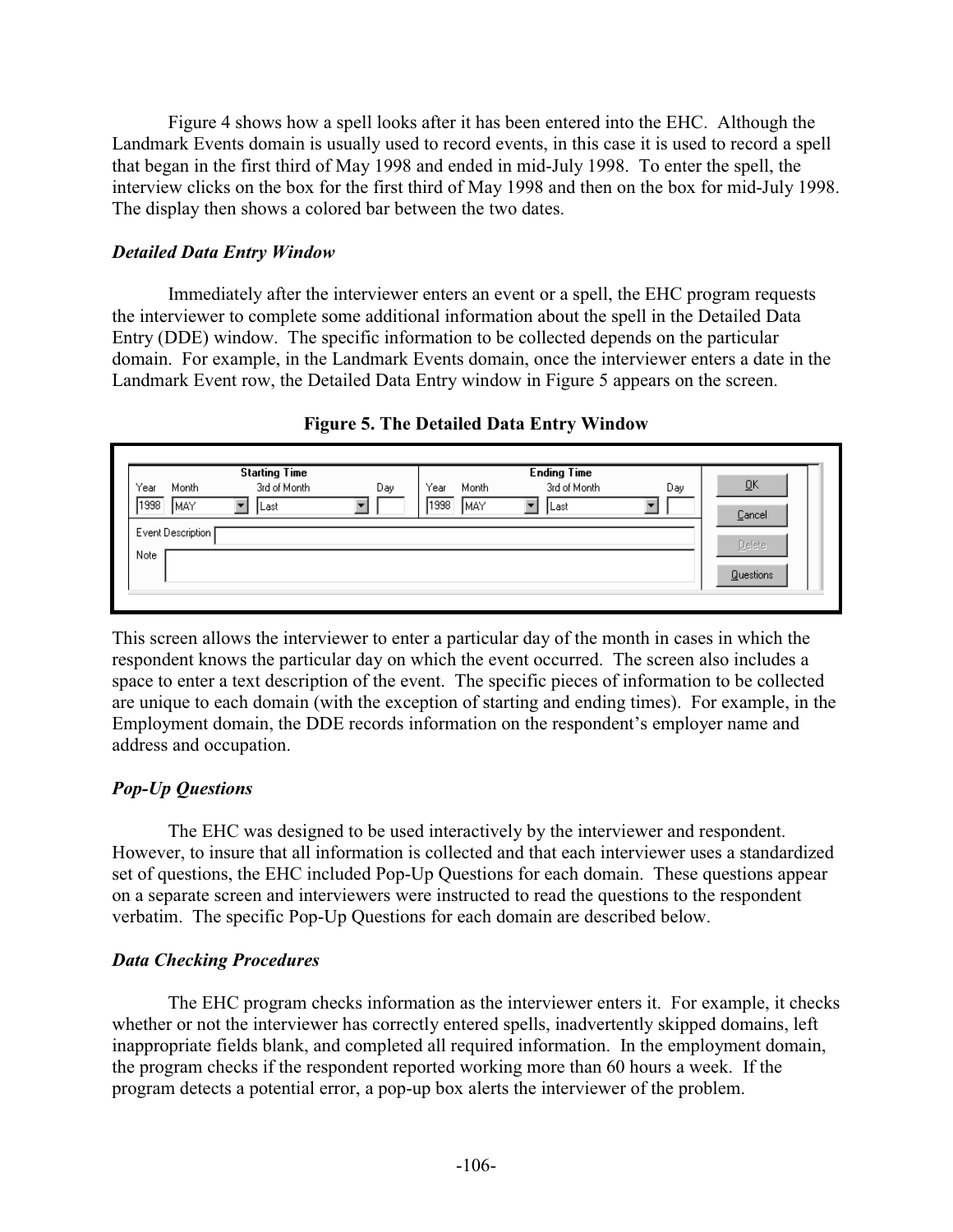Figure 4 shows how a spell looks after it has been entered into the EHC. Although the Landmark Events domain is usually used to record events, in this case it is used to record a spell that began in the first third of May 1998 and ended in mid-July 1998. To enter the spell, the interview clicks on the box for the first third of May 1998 and then on the box for mid-July 1998. The display then shows a colored bar between the two dates.

### *Detailed Data Entry Window*

Immediately after the interviewer enters an event or a spell, the EHC program requests the interviewer to complete some additional information about the spell in the Detailed Data Entry (DDE) window. The specific information to be collected depends on the particular domain. For example, in the Landmark Events domain, once the interviewer enters a date in the Landmark Event row, the Detailed Data Entry window in Figure 5 appears on the screen.

**Figure 5. The Detailed Data Entry Window**

| Starting Time | | | | Ending Time | | | | |
|---|---|---|---|---|---|---|---|---|
| Year | Month | 3rd of Month | Day | Year | Month | 3rd of Month | Day | OK |
| 1998 | MAY | Last | | 1998 | MAY | Last | | Cancel |
| Event Description | | | | | | | | Delete |
| Note | | | | | | | | Questions |

This screen allows the interviewer to enter a particular day of the month in cases in which the respondent knows the particular day on which the event occurred. The screen also includes a space to enter a text description of the event. The specific pieces of information to be collected are unique to each domain (with the exception of starting and ending times). For example, in the Employment domain, the DDE records information on the respondent's employer name and address and occupation.

### *Pop-Up Questions*

The EHC was designed to be used interactively by the interviewer and respondent. However, to insure that all information is collected and that each interviewer uses a standardized set of questions, the EHC included Pop-Up Questions for each domain. These questions appear on a separate screen and interviewers were instructed to read the questions to the respondent verbatim. The specific Pop-Up Questions for each domain are described below.

### *Data Checking Procedures*

The EHC program checks information as the interviewer enters it. For example, it checks whether or not the interviewer has correctly entered spells, inadvertently skipped domains, left inappropriate fields blank, and completed all required information. In the employment domain, the program checks if the respondent reported working more than 60 hours a week. If the program detects a potential error, a pop-up box alerts the interviewer of the problem.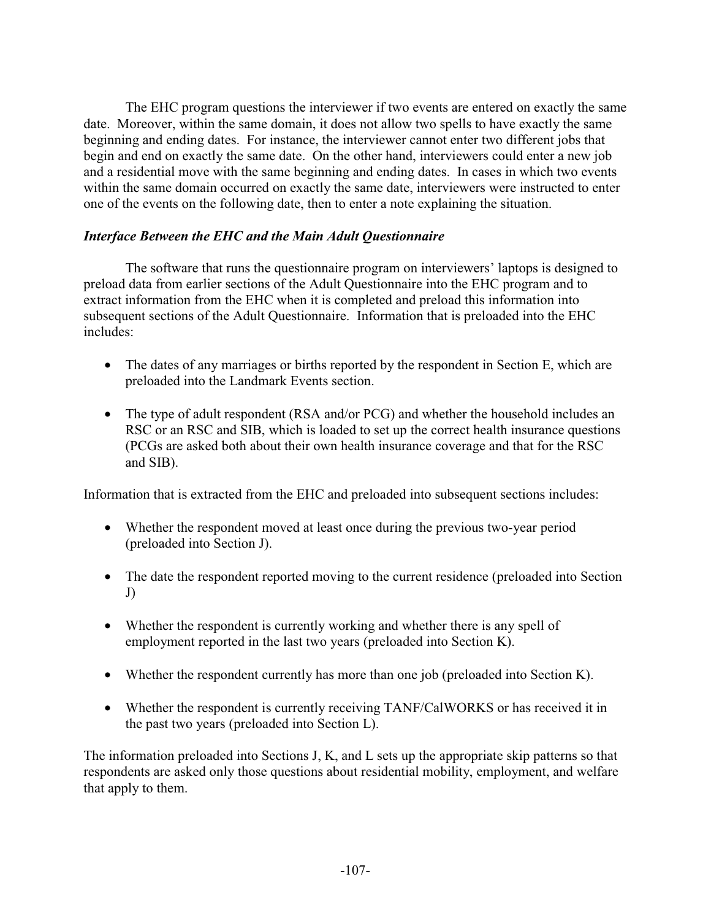The EHC program questions the interviewer if two events are entered on exactly the same date. Moreover, within the same domain, it does not allow two spells to have exactly the same beginning and ending dates. For instance, the interviewer cannot enter two different jobs that begin and end on exactly the same date. On the other hand, interviewers could enter a new job and a residential move with the same beginning and ending dates. In cases in which two events within the same domain occurred on exactly the same date, interviewers were instructed to enter one of the events on the following date, then to enter a note explaining the situation.

***Interface Between the EHC and the Main Adult Questionnaire***

The software that runs the questionnaire program on interviewers' laptops is designed to preload data from earlier sections of the Adult Questionnaire into the EHC program and to extract information from the EHC when it is completed and preload this information into subsequent sections of the Adult Questionnaire. Information that is preloaded into the EHC includes:

- The dates of any marriages or births reported by the respondent in Section E, which are preloaded into the Landmark Events section.
- The type of adult respondent (RSA and/or PCG) and whether the household includes an RSC or an RSC and SIB, which is loaded to set up the correct health insurance questions (PCGs are asked both about their own health insurance coverage and that for the RSC and SIB).

Information that is extracted from the EHC and preloaded into subsequent sections includes:

- Whether the respondent moved at least once during the previous two-year period (preloaded into Section J).
- The date the respondent reported moving to the current residence (preloaded into Section J)
- Whether the respondent is currently working and whether there is any spell of employment reported in the last two years (preloaded into Section K).
- Whether the respondent currently has more than one job (preloaded into Section K).
- Whether the respondent is currently receiving TANF/CalWORKS or has received it in the past two years (preloaded into Section L).

The information preloaded into Sections J, K, and L sets up the appropriate skip patterns so that respondents are asked only those questions about residential mobility, employment, and welfare that apply to them.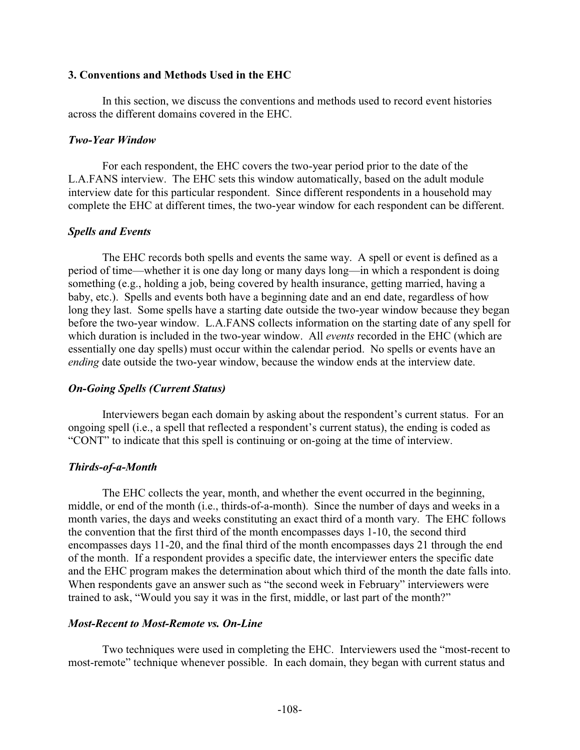## 3. Conventions and Methods Used in the EHC

In this section, we discuss the conventions and methods used to record event histories across the different domains covered in the EHC.

### *Two-Year Window*

For each respondent, the EHC covers the two-year period prior to the date of the L.A.FANS interview. The EHC sets this window automatically, based on the adult module interview date for this particular respondent. Since different respondents in a household may complete the EHC at different times, the two-year window for each respondent can be different.

### *Spells and Events*

The EHC records both spells and events the same way. A spell or event is defined as a period of time—whether it is one day long or many days long—in which a respondent is doing something (e.g., holding a job, being covered by health insurance, getting married, having a baby, etc.). Spells and events both have a beginning date and an end date, regardless of how long they last. Some spells have a starting date outside the two-year window because they began before the two-year window. L.A.FANS collects information on the starting date of any spell for which duration is included in the two-year window. All *events* recorded in the EHC (which are essentially one day spells) must occur within the calendar period. No spells or events have an *ending* date outside the two-year window, because the window ends at the interview date.

### *On-Going Spells (Current Status)*

Interviewers began each domain by asking about the respondent's current status. For an ongoing spell (i.e., a spell that reflected a respondent's current status), the ending is coded as "CONT" to indicate that this spell is continuing or on-going at the time of interview.

### *Thirds-of-a-Month*

The EHC collects the year, month, and whether the event occurred in the beginning, middle, or end of the month (i.e., thirds-of-a-month). Since the number of days and weeks in a month varies, the days and weeks constituting an exact third of a month vary. The EHC follows the convention that the first third of the month encompasses days 1-10, the second third encompasses days 11-20, and the final third of the month encompasses days 21 through the end of the month. If a respondent provides a specific date, the interviewer enters the specific date and the EHC program makes the determination about which third of the month the date falls into. When respondents gave an answer such as "the second week in February" interviewers were trained to ask, "Would you say it was in the first, middle, or last part of the month?"

### *Most-Recent to Most-Remote vs. On-Line*

Two techniques were used in completing the EHC. Interviewers used the "most-recent to most-remote" technique whenever possible. In each domain, they began with current status and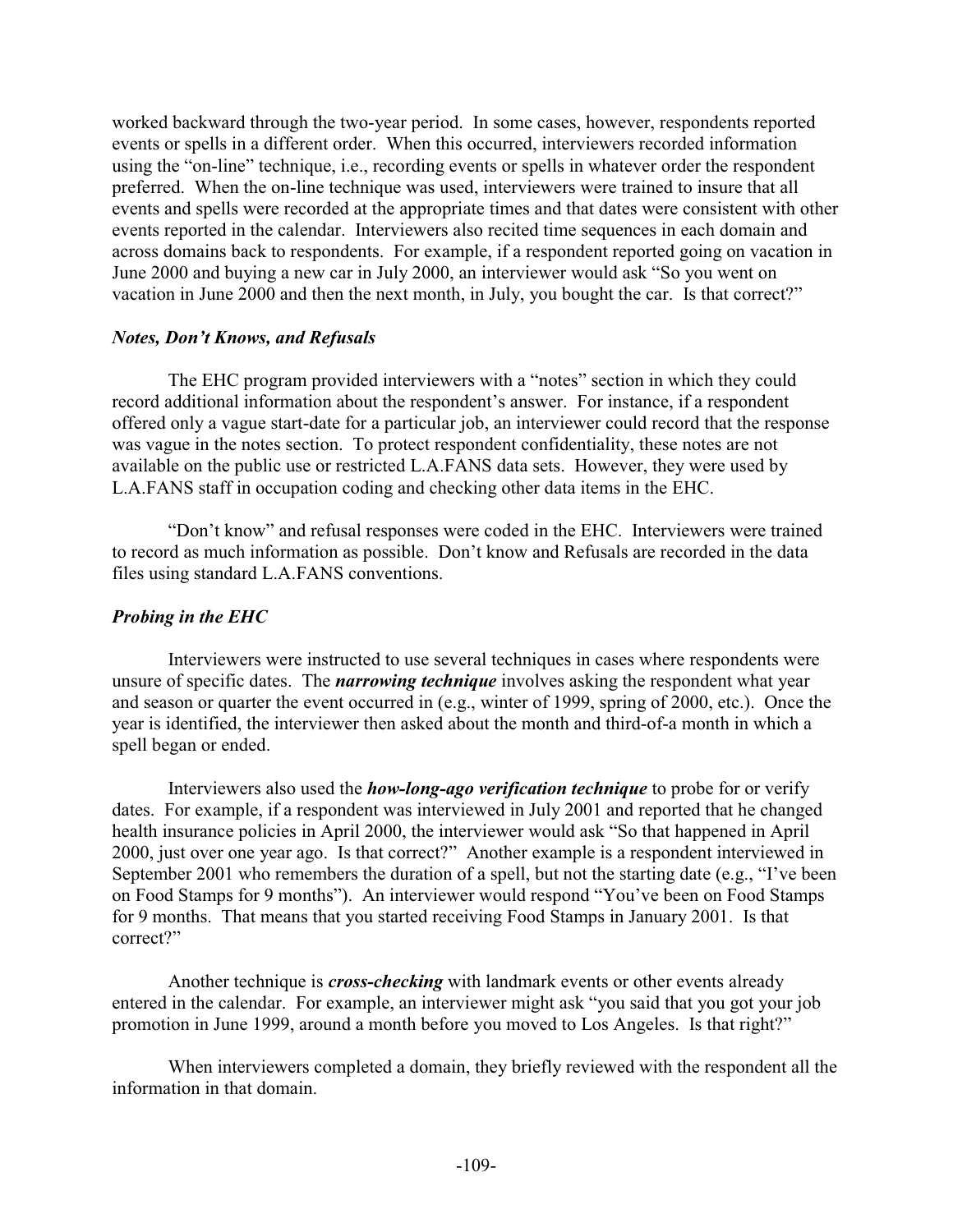worked backward through the two-year period. In some cases, however, respondents reported events or spells in a different order. When this occurred, interviewers recorded information using the "on-line" technique, i.e., recording events or spells in whatever order the respondent preferred. When the on-line technique was used, interviewers were trained to insure that all events and spells were recorded at the appropriate times and that dates were consistent with other events reported in the calendar. Interviewers also recited time sequences in each domain and across domains back to respondents. For example, if a respondent reported going on vacation in June 2000 and buying a new car in July 2000, an interviewer would ask "So you went on vacation in June 2000 and then the next month, in July, you bought the car. Is that correct?"

### *Notes, Don't Knows, and Refusals*

The EHC program provided interviewers with a "notes" section in which they could record additional information about the respondent's answer. For instance, if a respondent offered only a vague start-date for a particular job, an interviewer could record that the response was vague in the notes section. To protect respondent confidentiality, these notes are not available on the public use or restricted L.A.FANS data sets. However, they were used by L.A.FANS staff in occupation coding and checking other data items in the EHC.

"Don't know" and refusal responses were coded in the EHC. Interviewers were trained to record as much information as possible. Don't know and Refusals are recorded in the data files using standard L.A.FANS conventions.

### *Probing in the EHC*

Interviewers were instructed to use several techniques in cases where respondents were unsure of specific dates. The ***narrowing technique*** involves asking the respondent what year and season or quarter the event occurred in (e.g., winter of 1999, spring of 2000, etc.). Once the year is identified, the interviewer then asked about the month and third-of-a month in which a spell began or ended.

Interviewers also used the ***how-long-ago verification technique*** to probe for or verify dates. For example, if a respondent was interviewed in July 2001 and reported that he changed health insurance policies in April 2000, the interviewer would ask "So that happened in April 2000, just over one year ago. Is that correct?" Another example is a respondent interviewed in September 2001 who remembers the duration of a spell, but not the starting date (e.g., "I've been on Food Stamps for 9 months"). An interviewer would respond "You've been on Food Stamps for 9 months. That means that you started receiving Food Stamps in January 2001. Is that correct?"

Another technique is ***cross-checking*** with landmark events or other events already entered in the calendar. For example, an interviewer might ask "you said that you got your job promotion in June 1999, around a month before you moved to Los Angeles. Is that right?"

When interviewers completed a domain, they briefly reviewed with the respondent all the information in that domain.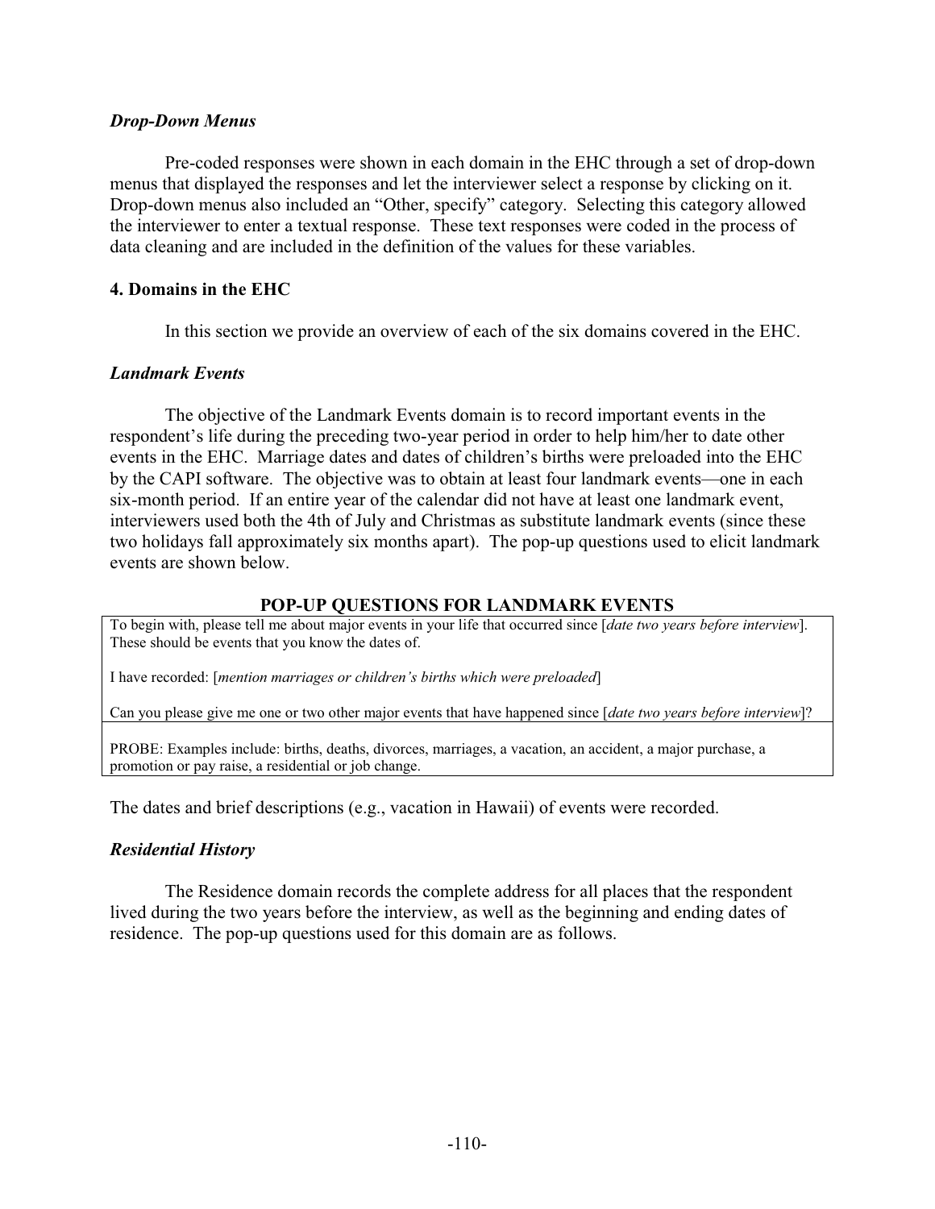### *Drop-Down Menus*

Pre-coded responses were shown in each domain in the EHC through a set of drop-down menus that displayed the responses and let the interviewer select a response by clicking on it. Drop-down menus also included an "Other, specify" category. Selecting this category allowed the interviewer to enter a textual response. These text responses were coded in the process of data cleaning and are included in the definition of the values for these variables.

## 4. Domains in the EHC

In this section we provide an overview of each of the six domains covered in the EHC.

### *Landmark Events*

The objective of the Landmark Events domain is to record important events in the respondent's life during the preceding two-year period in order to help him/her to date other events in the EHC. Marriage dates and dates of children's births were preloaded into the EHC by the CAPI software. The objective was to obtain at least four landmark events—one in each six-month period. If an entire year of the calendar did not have at least one landmark event, interviewers used both the 4th of July and Christmas as substitute landmark events (since these two holidays fall approximately six months apart). The pop-up questions used to elicit landmark events are shown below.

**POP-UP QUESTIONS FOR LANDMARK EVENTS**

| |
|---|
| To begin with, please tell me about major events in your life that occurred since [*date two years before interview*]. These should be events that you know the dates of.<br><br>I have recorded: [*mention marriages or children's births which were preloaded*]<br><br>Can you please give me one or two other major events that have happened since [*date two years before interview*]? |
| PROBE: Examples include: births, deaths, divorces, marriages, a vacation, an accident, a major purchase, a promotion or pay raise, a residential or job change. |

The dates and brief descriptions (e.g., vacation in Hawaii) of events were recorded.

### *Residential History*

The Residence domain records the complete address for all places that the respondent lived during the two years before the interview, as well as the beginning and ending dates of residence. The pop-up questions used for this domain are as follows.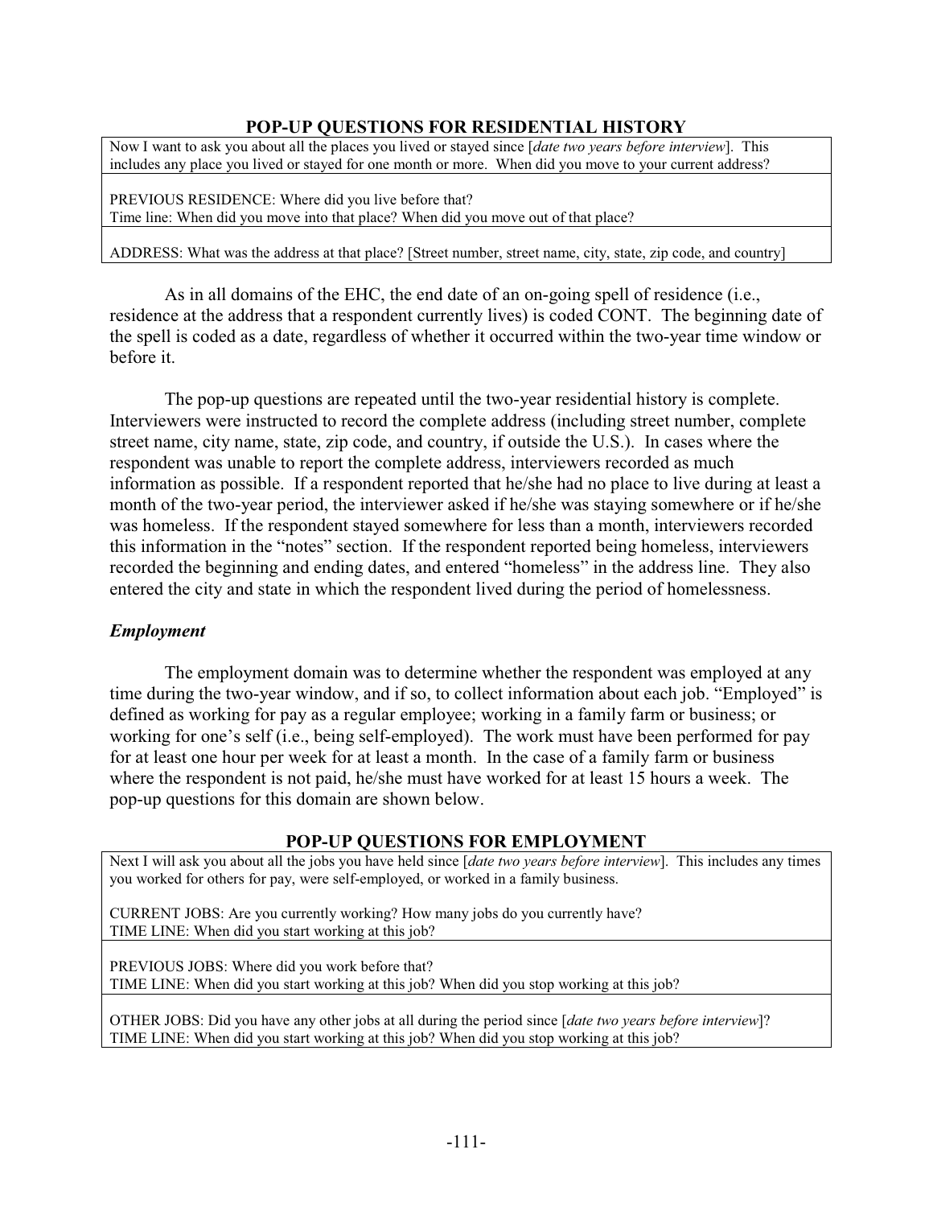### POP-UP QUESTIONS FOR RESIDENTIAL HISTORY

| Now I want to ask you about all the places you lived or stayed since [*date two years before interview*]. This includes any place you lived or stayed for one month or more. When did you move to your current address? |
|---|
| PREVIOUS RESIDENCE: Where did you live before that?<br>Time line: When did you move into that place? When did you move out of that place? |
| ADDRESS: What was the address at that place? [Street number, street name, city, state, zip code, and country] |

As in all domains of the EHC, the end date of an on-going spell of residence (i.e., residence at the address that a respondent currently lives) is coded CONT. The beginning date of the spell is coded as a date, regardless of whether it occurred within the two-year time window or before it.

The pop-up questions are repeated until the two-year residential history is complete. Interviewers were instructed to record the complete address (including street number, complete street name, city name, state, zip code, and country, if outside the U.S.). In cases where the respondent was unable to report the complete address, interviewers recorded as much information as possible. If a respondent reported that he/she had no place to live during at least a month of the two-year period, the interviewer asked if he/she was staying somewhere or if he/she was homeless. If the respondent stayed somewhere for less than a month, interviewers recorded this information in the "notes" section. If the respondent reported being homeless, interviewers recorded the beginning and ending dates, and entered "homeless" in the address line. They also entered the city and state in which the respondent lived during the period of homelessness.

### *Employment*

The employment domain was to determine whether the respondent was employed at any time during the two-year window, and if so, to collect information about each job. "Employed" is defined as working for pay as a regular employee; working in a family farm or business; or working for one's self (i.e., being self-employed). The work must have been performed for pay for at least one hour per week for at least a month. In the case of a family farm or business where the respondent is not paid, he/she must have worked for at least 15 hours a week. The pop-up questions for this domain are shown below.

### POP-UP QUESTIONS FOR EMPLOYMENT

| Next I will ask you about all the jobs you have held since [*date two years before interview*]. This includes any times you worked for others for pay, were self-employed, or worked in a family business.<br><br>CURRENT JOBS: Are you currently working? How many jobs do you currently have?<br>TIME LINE: When did you start working at this job? |
|---|
| PREVIOUS JOBS: Where did you work before that?<br>TIME LINE: When did you start working at this job? When did you stop working at this job? |
| OTHER JOBS: Did you have any other jobs at all during the period since [*date two years before interview*]?<br>TIME LINE: When did you start working at this job? When did you stop working at this job? |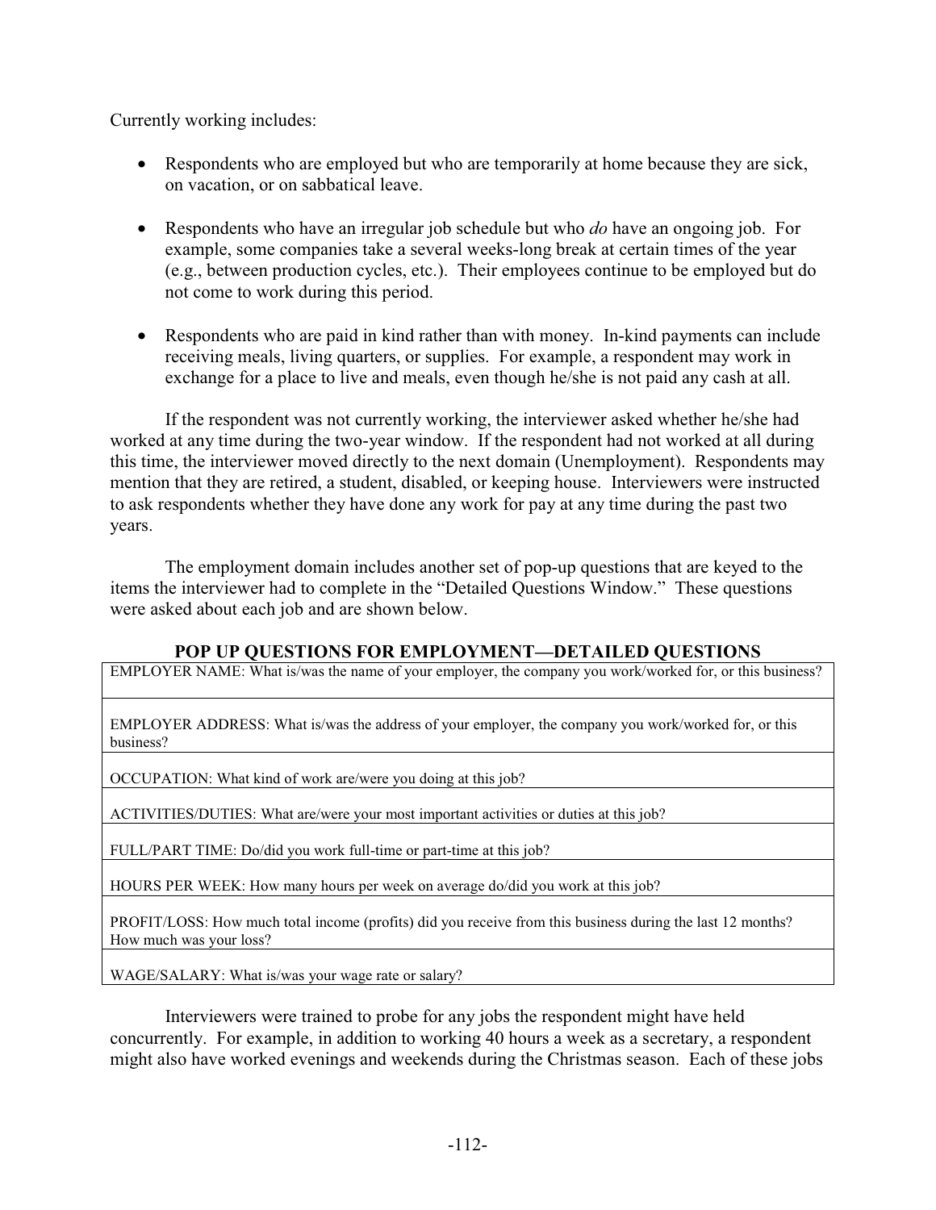Currently working includes:

- Respondents who are employed but who are temporarily at home because they are sick, on vacation, or on sabbatical leave.
- Respondents who have an irregular job schedule but who *do* have an ongoing job. For example, some companies take a several weeks-long break at certain times of the year (e.g., between production cycles, etc.). Their employees continue to be employed but do not come to work during this period.
- Respondents who are paid in kind rather than with money. In-kind payments can include receiving meals, living quarters, or supplies. For example, a respondent may work in exchange for a place to live and meals, even though he/she is not paid any cash at all.

If the respondent was not currently working, the interviewer asked whether he/she had worked at any time during the two-year window. If the respondent had not worked at all during this time, the interviewer moved directly to the next domain (Unemployment). Respondents may mention that they are retired, a student, disabled, or keeping house. Interviewers were instructed to ask respondents whether they have done any work for pay at any time during the past two years.

The employment domain includes another set of pop-up questions that are keyed to the items the interviewer had to complete in the "Detailed Questions Window." These questions were asked about each job and are shown below.

**POP UP QUESTIONS FOR EMPLOYMENT—DETAILED QUESTIONS**

| |
|---|
| EMPLOYER NAME: What is/was the name of your employer, the company you work/worked for, or this business? |
| EMPLOYER ADDRESS: What is/was the address of your employer, the company you work/worked for, or this business? |
| OCCUPATION: What kind of work are/were you doing at this job? |
| ACTIVITIES/DUTIES: What are/were your most important activities or duties at this job? |
| FULL/PART TIME: Do/did you work full-time or part-time at this job? |
| HOURS PER WEEK: How many hours per week on average do/did you work at this job? |
| PROFIT/LOSS: How much total income (profits) did you receive from this business during the last 12 months? How much was your loss? |
| WAGE/SALARY: What is/was your wage rate or salary? |

Interviewers were trained to probe for any jobs the respondent might have held concurrently. For example, in addition to working 40 hours a week as a secretary, a respondent might also have worked evenings and weekends during the Christmas season. Each of these jobs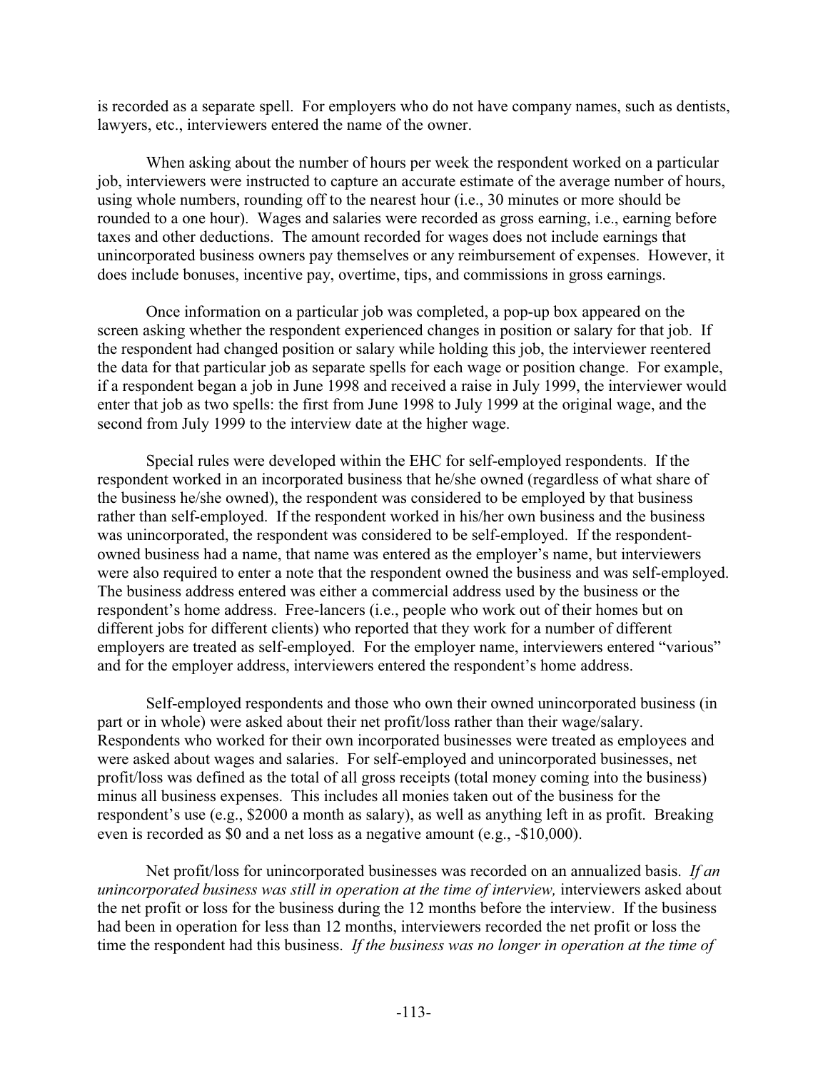is recorded as a separate spell. For employers who do not have company names, such as dentists, lawyers, etc., interviewers entered the name of the owner.

When asking about the number of hours per week the respondent worked on a particular job, interviewers were instructed to capture an accurate estimate of the average number of hours, using whole numbers, rounding off to the nearest hour (i.e., 30 minutes or more should be rounded to a one hour). Wages and salaries were recorded as gross earning, i.e., earning before taxes and other deductions. The amount recorded for wages does not include earnings that unincorporated business owners pay themselves or any reimbursement of expenses. However, it does include bonuses, incentive pay, overtime, tips, and commissions in gross earnings.

Once information on a particular job was completed, a pop-up box appeared on the screen asking whether the respondent experienced changes in position or salary for that job. If the respondent had changed position or salary while holding this job, the interviewer reentered the data for that particular job as separate spells for each wage or position change. For example, if a respondent began a job in June 1998 and received a raise in July 1999, the interviewer would enter that job as two spells: the first from June 1998 to July 1999 at the original wage, and the second from July 1999 to the interview date at the higher wage.

Special rules were developed within the EHC for self-employed respondents. If the respondent worked in an incorporated business that he/she owned (regardless of what share of the business he/she owned), the respondent was considered to be employed by that business rather than self-employed. If the respondent worked in his/her own business and the business was unincorporated, the respondent was considered to be self-employed. If the respondent-owned business had a name, that name was entered as the employer's name, but interviewers were also required to enter a note that the respondent owned the business and was self-employed. The business address entered was either a commercial address used by the business or the respondent's home address. Free-lancers (i.e., people who work out of their homes but on different jobs for different clients) who reported that they work for a number of different employers are treated as self-employed. For the employer name, interviewers entered "various" and for the employer address, interviewers entered the respondent's home address.

Self-employed respondents and those who own their owned unincorporated business (in part or in whole) were asked about their net profit/loss rather than their wage/salary. Respondents who worked for their own incorporated businesses were treated as employees and were asked about wages and salaries. For self-employed and unincorporated businesses, net profit/loss was defined as the total of all gross receipts (total money coming into the business) minus all business expenses. This includes all monies taken out of the business for the respondent's use (e.g., $2000 a month as salary), as well as anything left in as profit. Breaking even is recorded as $0 and a net loss as a negative amount (e.g., -$10,000).

Net profit/loss for unincorporated businesses was recorded on an annualized basis. *If an unincorporated business was still in operation at the time of interview,* interviewers asked about the net profit or loss for the business during the 12 months before the interview. If the business had been in operation for less than 12 months, interviewers recorded the net profit or loss the time the respondent had this business. *If the business was no longer in operation at the time of*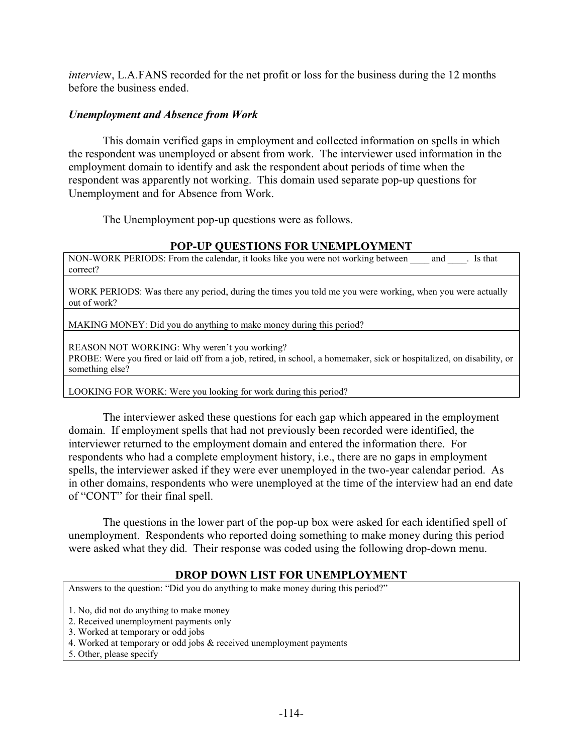*interview*, L.A.FANS recorded for the net profit or loss for the business during the 12 months before the business ended.

### *Unemployment and Absence from Work*

This domain verified gaps in employment and collected information on spells in which the respondent was unemployed or absent from work. The interviewer used information in the employment domain to identify and ask the respondent about periods of time when the respondent was apparently not working. This domain used separate pop-up questions for Unemployment and for Absence from Work.

The Unemployment pop-up questions were as follows.

**POP-UP QUESTIONS FOR UNEMPLOYMENT**

| POP-UP QUESTIONS FOR UNEMPLOYMENT |
|---|
| NON-WORK PERIODS: From the calendar, it looks like you were not working between ____ and ____. Is that correct? |
| WORK PERIODS: Was there any period, during the times you told me you were working, when you were actually out of work? |
| MAKING MONEY: Did you do anything to make money during this period? |
| REASON NOT WORKING: Why weren't you working?<br>PROBE: Were you fired or laid off from a job, retired, in school, a homemaker, sick or hospitalized, on disability, or something else? |
| LOOKING FOR WORK: Were you looking for work during this period? |

The interviewer asked these questions for each gap which appeared in the employment domain. If employment spells that had not previously been recorded were identified, the interviewer returned to the employment domain and entered the information there. For respondents who had a complete employment history, i.e., there are no gaps in employment spells, the interviewer asked if they were ever unemployed in the two-year calendar period. As in other domains, respondents who were unemployed at the time of the interview had an end date of "CONT" for their final spell.

The questions in the lower part of the pop-up box were asked for each identified spell of unemployment. Respondents who reported doing something to make money during this period were asked what they did. Their response was coded using the following drop-down menu.

**DROP DOWN LIST FOR UNEMPLOYMENT**

| DROP DOWN LIST FOR UNEMPLOYMENT |
|---|
| Answers to the question: "Did you do anything to make money during this period?"<br><br>1. No, did not do anything to make money<br>2. Received unemployment payments only<br>3. Worked at temporary or odd jobs<br>4. Worked at temporary or odd jobs & received unemployment payments<br>5. Other, please specify |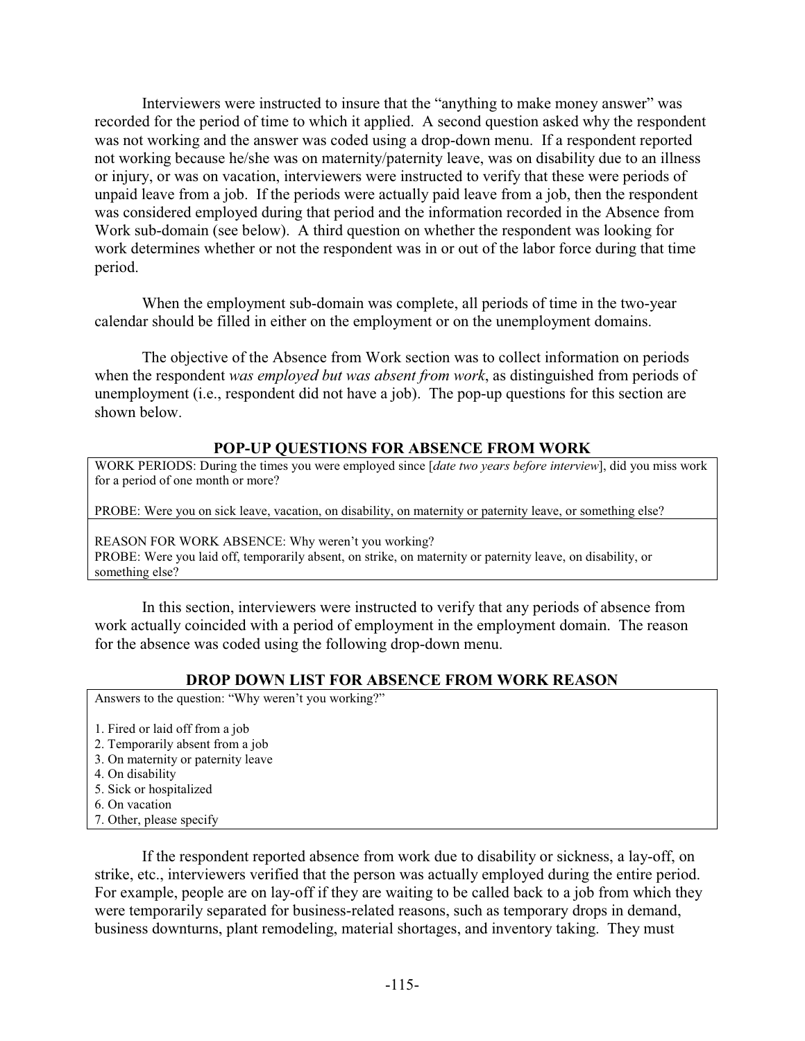Interviewers were instructed to insure that the "anything to make money answer" was recorded for the period of time to which it applied. A second question asked why the respondent was not working and the answer was coded using a drop-down menu. If a respondent reported not working because he/she was on maternity/paternity leave, was on disability due to an illness or injury, or was on vacation, interviewers were instructed to verify that these were periods of unpaid leave from a job. If the periods were actually paid leave from a job, then the respondent was considered employed during that period and the information recorded in the Absence from Work sub-domain (see below). A third question on whether the respondent was looking for work determines whether or not the respondent was in or out of the labor force during that time period.

When the employment sub-domain was complete, all periods of time in the two-year calendar should be filled in either on the employment or on the unemployment domains.

The objective of the Absence from Work section was to collect information on periods when the respondent *was employed but was absent from work*, as distinguished from periods of unemployment (i.e., respondent did not have a job). The pop-up questions for this section are shown below.

### POP-UP QUESTIONS FOR ABSENCE FROM WORK

| |
|---|
| WORK PERIODS: During the times you were employed since [*date two years before interview*], did you miss work for a period of one month or more?<br><br>PROBE: Were you on sick leave, vacation, on disability, on maternity or paternity leave, or something else? |
| REASON FOR WORK ABSENCE: Why weren't you working?<br>PROBE: Were you laid off, temporarily absent, on strike, on maternity or paternity leave, on disability, or something else? |

In this section, interviewers were instructed to verify that any periods of absence from work actually coincided with a period of employment in the employment domain. The reason for the absence was coded using the following drop-down menu.

### DROP DOWN LIST FOR ABSENCE FROM WORK REASON

| |
|---|
| Answers to the question: "Why weren't you working?"<br><br>1. Fired or laid off from a job<br>2. Temporarily absent from a job<br>3. On maternity or paternity leave<br>4. On disability<br>5. Sick or hospitalized<br>6. On vacation<br>7. Other, please specify |

If the respondent reported absence from work due to disability or sickness, a lay-off, on strike, etc., interviewers verified that the person was actually employed during the entire period. For example, people are on lay-off if they are waiting to be called back to a job from which they were temporarily separated for business-related reasons, such as temporary drops in demand, business downturns, plant remodeling, material shortages, and inventory taking. They must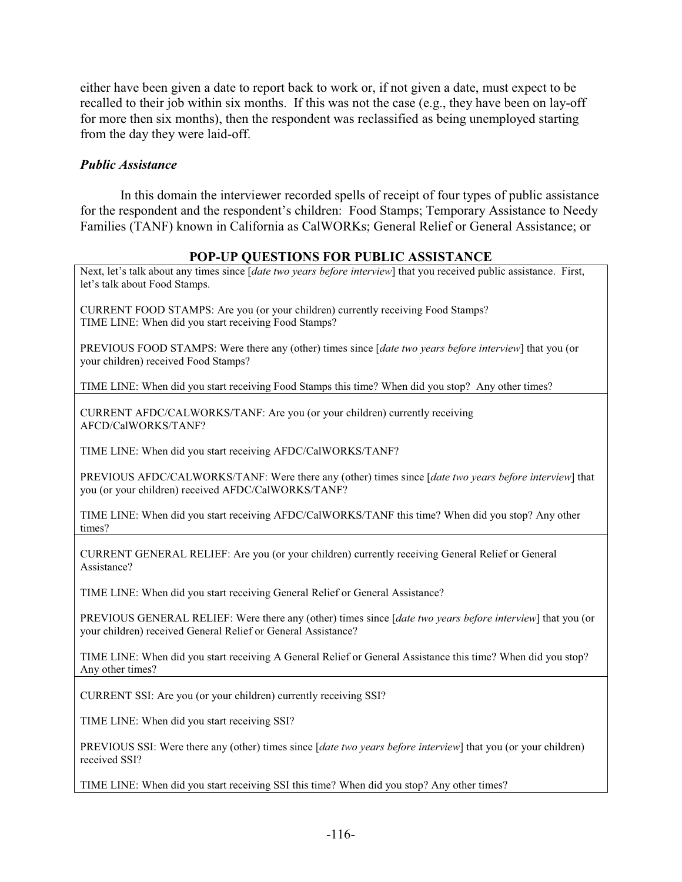either have been given a date to report back to work or, if not given a date, must expect to be recalled to their job within six months. If this was not the case (e.g., they have been on lay-off for more then six months), then the respondent was reclassified as being unemployed starting from the day they were laid-off.

### *Public Assistance*

In this domain the interviewer recorded spells of receipt of four types of public assistance for the respondent and the respondent's children: Food Stamps; Temporary Assistance to Needy Families (TANF) known in California as CalWORKs; General Relief or General Assistance; or

**POP-UP QUESTIONS FOR PUBLIC ASSISTANCE**

Next, let's talk about any times since [*date two years before interview*] that you received public assistance. First, let's talk about Food Stamps.

CURRENT FOOD STAMPS: Are you (or your children) currently receiving Food Stamps?
TIME LINE: When did you start receiving Food Stamps?

PREVIOUS FOOD STAMPS: Were there any (other) times since [*date two years before interview*] that you (or your children) received Food Stamps?

TIME LINE: When did you start receiving Food Stamps this time? When did you stop? Any other times?

---

CURRENT AFDC/CALWORKS/TANF: Are you (or your children) currently receiving AFCD/CalWORKS/TANF?

TIME LINE: When did you start receiving AFDC/CalWORKS/TANF?

PREVIOUS AFDC/CALWORKS/TANF: Were there any (other) times since [*date two years before interview*] that you (or your children) received AFDC/CalWORKS/TANF?

TIME LINE: When did you start receiving AFDC/CalWORKS/TANF this time? When did you stop? Any other times?

---

CURRENT GENERAL RELIEF: Are you (or your children) currently receiving General Relief or General Assistance?

TIME LINE: When did you start receiving General Relief or General Assistance?

PREVIOUS GENERAL RELIEF: Were there any (other) times since [*date two years before interview*] that you (or your children) received General Relief or General Assistance?

TIME LINE: When did you start receiving A General Relief or General Assistance this time? When did you stop? Any other times?

---

CURRENT SSI: Are you (or your children) currently receiving SSI?

TIME LINE: When did you start receiving SSI?

PREVIOUS SSI: Were there any (other) times since [*date two years before interview*] that you (or your children) received SSI?

TIME LINE: When did you start receiving SSI this time? When did you stop? Any other times?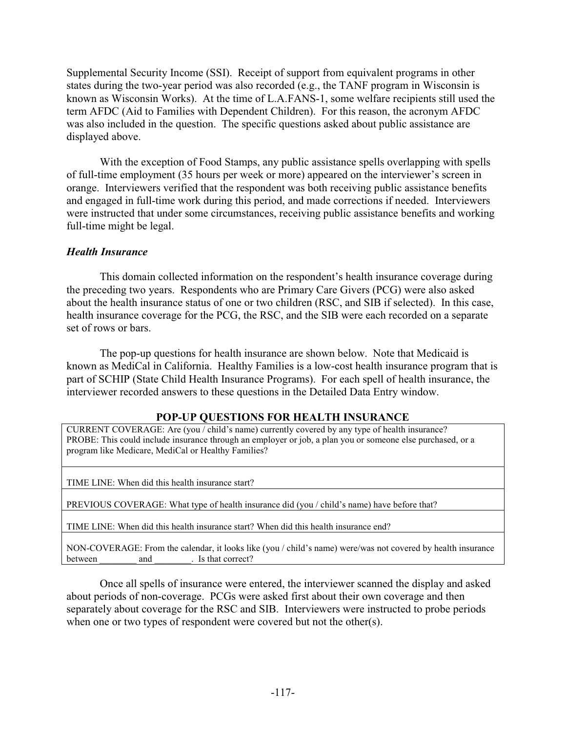Supplemental Security Income (SSI). Receipt of support from equivalent programs in other states during the two-year period was also recorded (e.g., the TANF program in Wisconsin is known as Wisconsin Works). At the time of L.A.FANS-1, some welfare recipients still used the term AFDC (Aid to Families with Dependent Children). For this reason, the acronym AFDC was also included in the question. The specific questions asked about public assistance are displayed above.

With the exception of Food Stamps, any public assistance spells overlapping with spells of full-time employment (35 hours per week or more) appeared on the interviewer's screen in orange. Interviewers verified that the respondent was both receiving public assistance benefits and engaged in full-time work during this period, and made corrections if needed. Interviewers were instructed that under some circumstances, receiving public assistance benefits and working full-time might be legal.

### *Health Insurance*

This domain collected information on the respondent's health insurance coverage during the preceding two years. Respondents who are Primary Care Givers (PCG) were also asked about the health insurance status of one or two children (RSC, and SIB if selected). In this case, health insurance coverage for the PCG, the RSC, and the SIB were each recorded on a separate set of rows or bars.

The pop-up questions for health insurance are shown below. Note that Medicaid is known as MediCal in California. Healthy Families is a low-cost health insurance program that is part of SCHIP (State Child Health Insurance Programs). For each spell of health insurance, the interviewer recorded answers to these questions in the Detailed Data Entry window.

**POP-UP QUESTIONS FOR HEALTH INSURANCE**

| |
|---|
| CURRENT COVERAGE: Are (you / child's name) currently covered by any type of health insurance? PROBE: This could include insurance through an employer or job, a plan you or someone else purchased, or a program like Medicare, MediCal or Healthy Families? |
| TIME LINE: When did this health insurance start? |
| PREVIOUS COVERAGE: What type of health insurance did (you / child's name) have before that? |
| TIME LINE: When did this health insurance start? When did this health insurance end? |
| NON-COVERAGE: From the calendar, it looks like (you / child's name) were/was not covered by health insurance between ________ and ________. Is that correct? |

Once all spells of insurance were entered, the interviewer scanned the display and asked about periods of non-coverage. PCGs were asked first about their own coverage and then separately about coverage for the RSC and SIB. Interviewers were instructed to probe periods when one or two types of respondent were covered but not the other(s).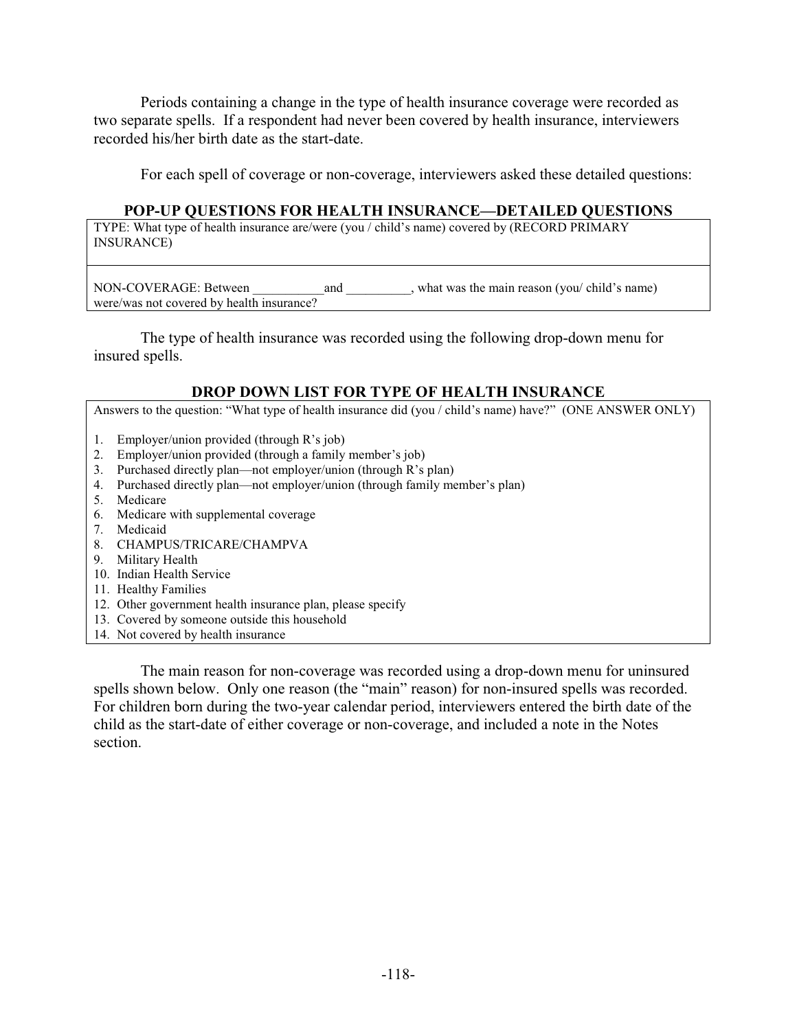Periods containing a change in the type of health insurance coverage were recorded as two separate spells. If a respondent had never been covered by health insurance, interviewers recorded his/her birth date as the start-date.

For each spell of coverage or non-coverage, interviewers asked these detailed questions:

### POP-UP QUESTIONS FOR HEALTH INSURANCE—DETAILED QUESTIONS

| |
|---|
| TYPE: What type of health insurance are/were (you / child's name) covered by (RECORD PRIMARY INSURANCE) |
| NON-COVERAGE: Between \_\_\_\_\_\_\_\_\_\_\_and \_\_\_\_\_\_\_\_\_\_, what was the main reason (you/ child's name) were/was not covered by health insurance? |

The type of health insurance was recorded using the following drop-down menu for insured spells.

### DROP DOWN LIST FOR TYPE OF HEALTH INSURANCE

Answers to the question: "What type of health insurance did (you / child's name) have?" (ONE ANSWER ONLY)

1. Employer/union provided (through R's job)
2. Employer/union provided (through a family member's job)
3. Purchased directly plan—not employer/union (through R's plan)
4. Purchased directly plan—not employer/union (through family member's plan)
5. Medicare
6. Medicare with supplemental coverage
7. Medicaid
8. CHAMPUS/TRICARE/CHAMPVA
9. Military Health
10. Indian Health Service
11. Healthy Families
12. Other government health insurance plan, please specify
13. Covered by someone outside this household
14. Not covered by health insurance

The main reason for non-coverage was recorded using a drop-down menu for uninsured spells shown below. Only one reason (the "main" reason) for non-insured spells was recorded. For children born during the two-year calendar period, interviewers entered the birth date of the child as the start-date of either coverage or non-coverage, and included a note in the Notes section.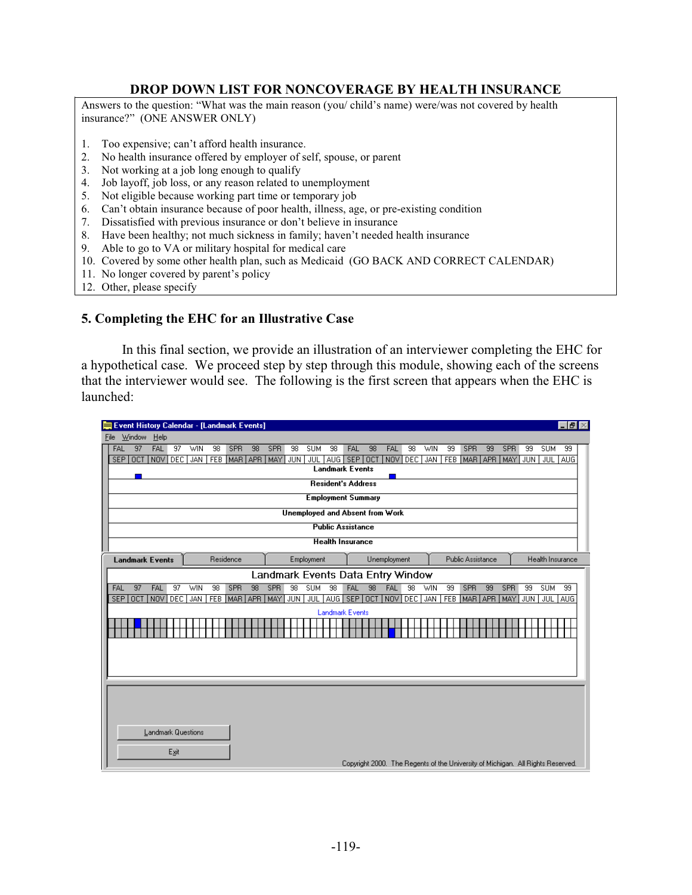## DROP DOWN LIST FOR NONCOVERAGE BY HEALTH INSURANCE

Answers to the question: "What was the main reason (you/ child's name) were/was not covered by health insurance?" (ONE ANSWER ONLY)

1. Too expensive; can't afford health insurance.
2. No health insurance offered by employer of self, spouse, or parent
3. Not working at a job long enough to qualify
4. Job layoff, job loss, or any reason related to unemployment
5. Not eligible because working part time or temporary job
6. Can't obtain insurance because of poor health, illness, age, or pre-existing condition
7. Dissatisfied with previous insurance or don't believe in insurance
8. Have been healthy; not much sickness in family; haven't needed health insurance
9. Able to go to VA or military hospital for medical care
10. Covered by some other health plan, such as Medicaid (GO BACK AND CORRECT CALENDAR)
11. No longer covered by parent's policy
12. Other, please specify

### 5. Completing the EHC for an Illustrative Case

In this final section, we provide an illustration of an interviewer completing the EHC for a hypothetical case. We proceed step by step through this module, showing each of the screens that the interviewer would see. The following is the first screen that appears when the EHC is launched: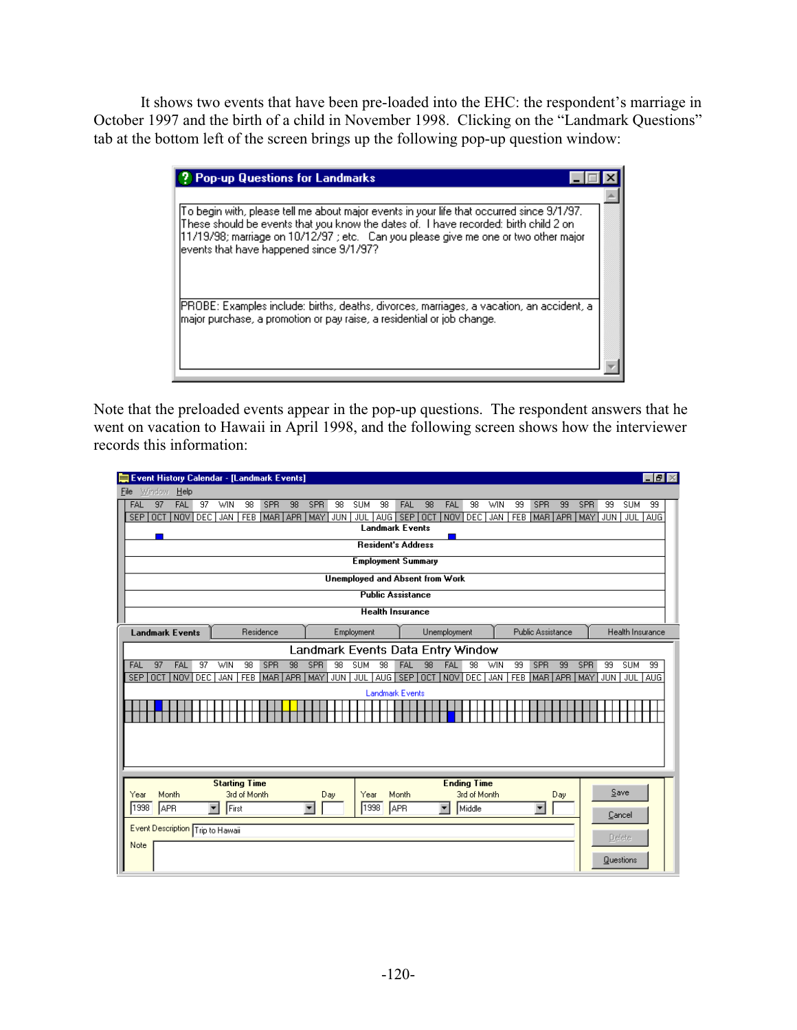It shows two events that have been pre-loaded into the EHC: the respondent's marriage in October 1997 and the birth of a child in November 1998. Clicking on the "Landmark Questions" tab at the bottom left of the screen brings up the following pop-up question window:

**Pop-up Questions for Landmarks**

To begin with, please tell me about major events in your life that occurred since 9/1/97. These should be events that you know the dates of. I have recorded: birth child 2 on 11/19/98; marriage on 10/12/97 ; etc. Can you please give me one or two other major events that have happened since 9/1/97?

PROBE: Examples include: births, deaths, divorces, marriages, a vacation, an accident, a major purchase, a promotion or pay raise, a residential or job change.

Note that the preloaded events appear in the pop-up questions. The respondent answers that he went on vacation to Hawaii in April 1998, and the following screen shows how the interviewer records this information:

**Event History Calendar - [Landmark Events]**

File Window Help

| FAL | 97 | FAL | 97 | WIN | 98 | SPR | 98 | SPR | 98 | SUM | 98 | FAL | 98 | FAL | 98 | WIN | 99 | SPR | 99 | SPR | 99 | SUM | 99 |
|---|---|---|---|---|---|---|---|---|---|---|---|---|---|---|---|---|---|---|---|---|---|---|---|
| SEP | OCT | NOV | DEC | JAN | FEB | MAR | APR | MAY | JUN | JUL | AUG | SEP | OCT | NOV | DEC | JAN | FEB | MAR | APR | MAY | JUN | JUL | AUG |

Landmark Events
Resident's Address
Employment Summary
Unemployed and Absent from Work
Public Assistance
Health Insurance

Tabs: Landmark Events | Residence | Employment | Unemployment | Public Assistance | Health Insurance

**Landmark Events Data Entry Window**

| FAL | 97 | FAL | 97 | WIN | 98 | SPR | 98 | SPR | 98 | SUM | 98 | FAL | 98 | FAL | 98 | WIN | 99 | SPR | 99 | SPR | 99 | SUM | 99 |
|---|---|---|---|---|---|---|---|---|---|---|---|---|---|---|---|---|---|---|---|---|---|---|---|
| SEP | OCT | NOV | DEC | JAN | FEB | MAR | APR | MAY | JUN | JUL | AUG | SEP | OCT | NOV | DEC | JAN | FEB | MAR | APR | MAY | JUN | JUL | AUG |

Landmark Events

| | Starting Time | | | Ending Time | | |
|---|---|---|---|---|---|---|
| Year | Month | 3rd of Month | Day | Year | Month | 3rd of Month | Day |
| 1998 | APR | First | | 1998 | APR | Middle | |

Event Description: Trip to Hawaii

Note:

Save | Cancel | Delete | Questions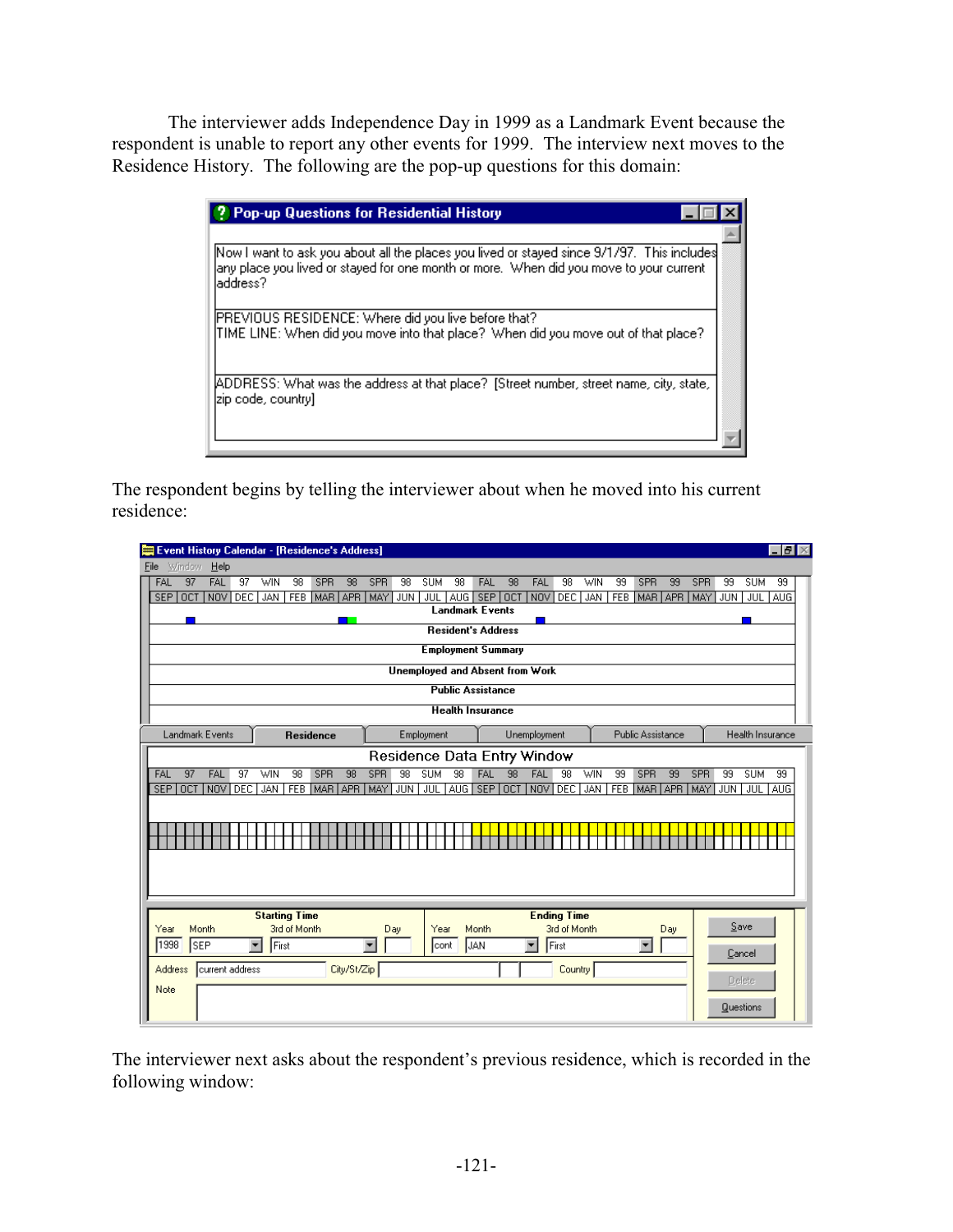The interviewer adds Independence Day in 1999 as a Landmark Event because the respondent is unable to report any other events for 1999. The interview next moves to the Residence History. The following are the pop-up questions for this domain:

**Pop-up Questions for Residential History**

Now I want to ask you about all the places you lived or stayed since 9/1/97. This includes any place you lived or stayed for one month or more. When did you move to your current address?

PREVIOUS RESIDENCE: Where did you live before that?
TIME LINE: When did you move into that place? When did you move out of that place?

ADDRESS: What was the address at that place? [Street number, street name, city, state, zip code, country]

The respondent begins by telling the interviewer about when he moved into his current residence:

**Event History Calendar - [Residence's Address]**

File Window Help

| FAL | 97 | FAL | 97 | WIN | 98 | SPR | 98 | SPR | 98 | SUM | 98 | FAL | 98 | FAL | 98 | WIN | 99 | SPR | 99 | SPR | 99 | SUM | 99 |
|---|---|---|---|---|---|---|---|---|---|---|---|---|---|---|---|---|---|---|---|---|---|---|---|
| SEP | OCT | NOV | DEC | JAN | FEB | MAR | APR | MAY | JUN | JUL | AUG | SEP | OCT | NOV | DEC | JAN | FEB | MAR | APR | MAY | JUN | JUL | AUG |

Landmark Events
Resident's Address
Employment Summary
Unemployed and Absent from Work
Public Assistance
Health Insurance

Landmark Events | Residence | Employment | Unemployment | Public Assistance | Health Insurance

**Residence Data Entry Window**

| FAL | 97 | FAL | 97 | WIN | 98 | SPR | 98 | SPR | 98 | SUM | 98 | FAL | 98 | FAL | 98 | WIN | 99 | SPR | 99 | SPR | 99 | SUM | 99 |
|---|---|---|---|---|---|---|---|---|---|---|---|---|---|---|---|---|---|---|---|---|---|---|---|
| SEP | OCT | NOV | DEC | JAN | FEB | MAR | APR | MAY | JUN | JUL | AUG | SEP | OCT | NOV | DEC | JAN | FEB | MAR | APR | MAY | JUN | JUL | AUG |

| Starting Time | | | | Ending Time | | | |
|---|---|---|---|---|---|---|---|
| Year | Month | 3rd of Month | Day | Year | Month | 3rd of Month | Day |
| 1998 | SEP | First | | cont | JAN | First | |

Address: current address &nbsp; City/St/Zip &nbsp; Country

Note

Save | Cancel | Delete | Questions

The interviewer next asks about the respondent's previous residence, which is recorded in the following window: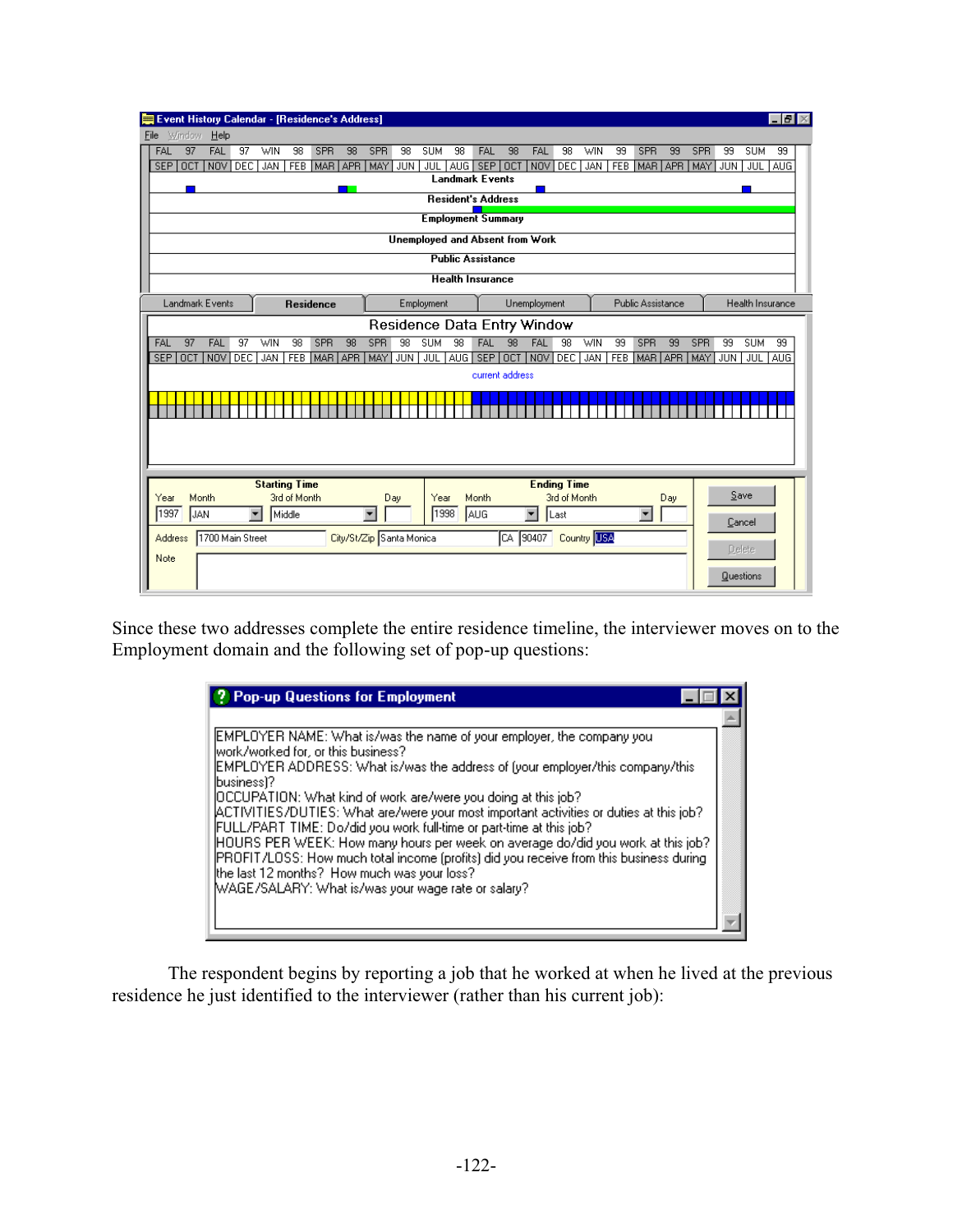Since these two addresses complete the entire residence timeline, the interviewer moves on to the Employment domain and the following set of pop-up questions:

The respondent begins by reporting a job that he worked at when he lived at the previous residence he just identified to the interviewer (rather than his current job):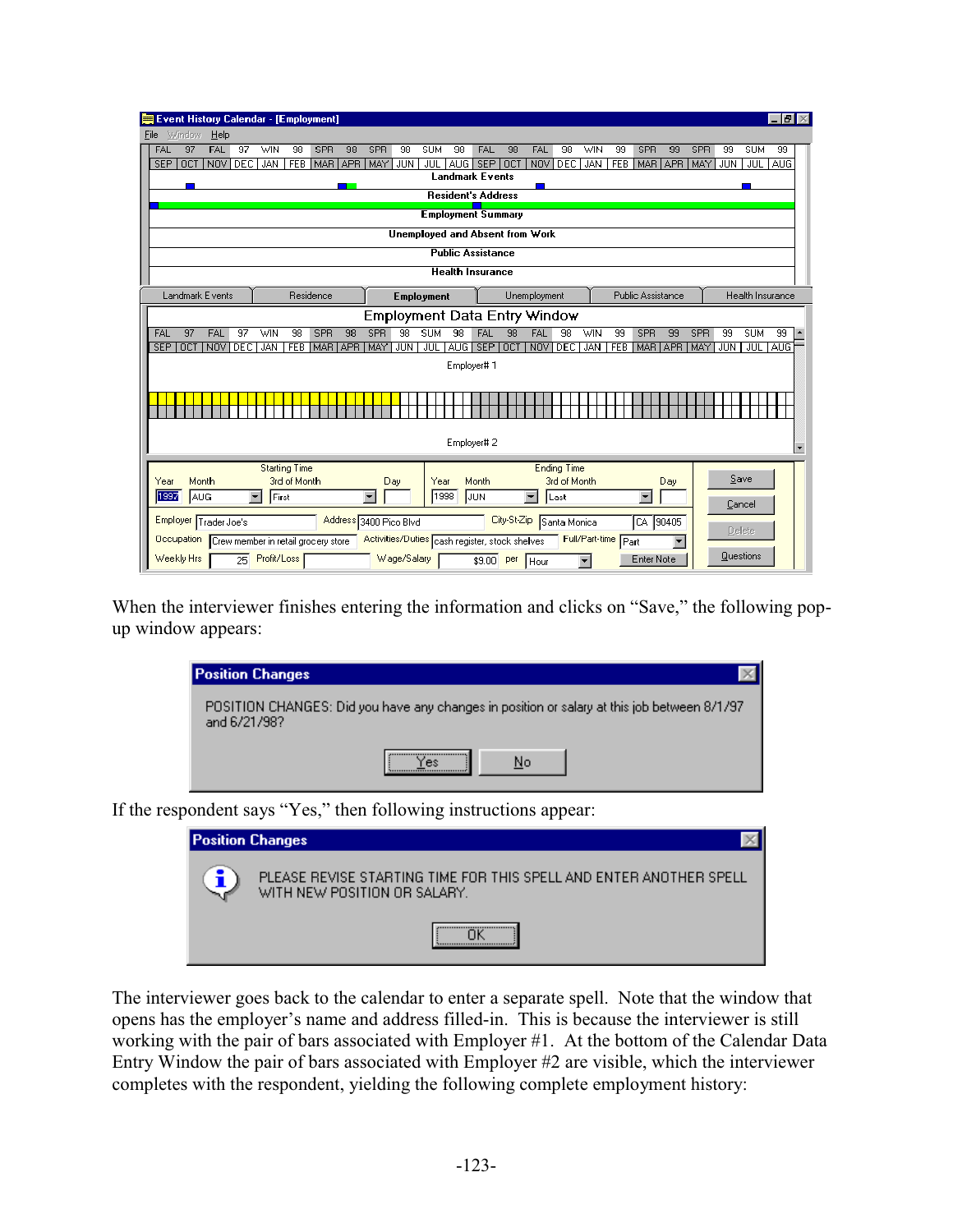When the interviewer finishes entering the information and clicks on "Save," the following pop-up window appears:

If the respondent says "Yes," then following instructions appear:

The interviewer goes back to the calendar to enter a separate spell. Note that the window that opens has the employer's name and address filled-in. This is because the interviewer is still working with the pair of bars associated with Employer #1. At the bottom of the Calendar Data Entry Window the pair of bars associated with Employer #2 are visible, which the interviewer completes with the respondent, yielding the following complete employment history: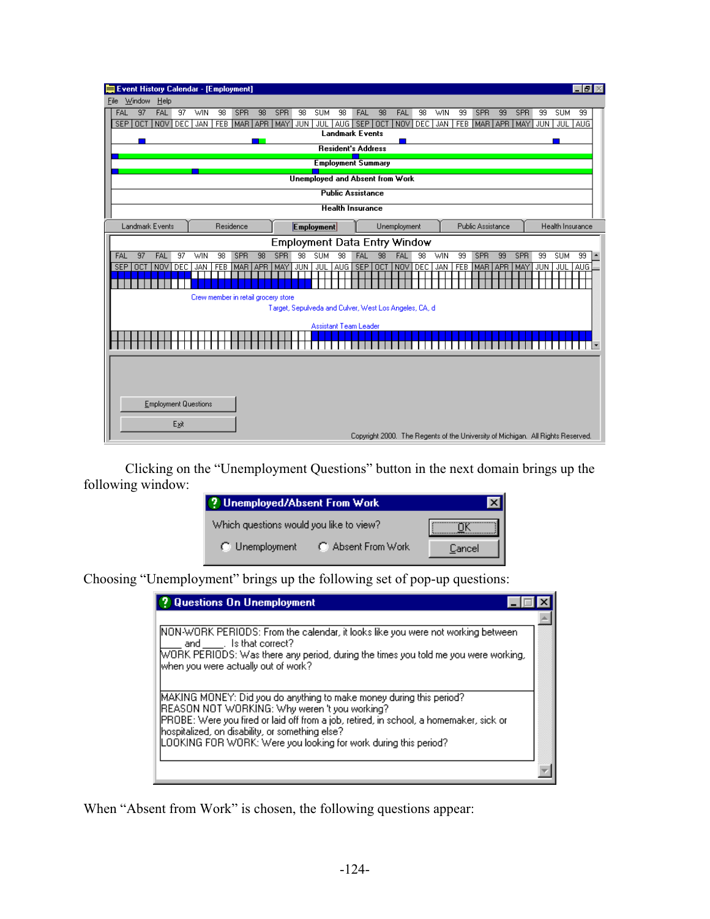Clicking on the "Unemployment Questions" button in the next domain brings up the following window:

**Unemployed/Absent From Work**

Which questions would you like to view?

- Unemployment
- Absent From Work

OK | Cancel

Choosing "Unemployment" brings up the following set of pop-up questions:

**Questions On Unemployment**

NON-WORK PERIODS: From the calendar, it looks like you were not working between ____ and ____. Is that correct?
WORK PERIODS: Was there any period, during the times you told me you were working, when you were actually out of work?

MAKING MONEY: Did you do anything to make money during this period?
REASON NOT WORKING: Why weren 't you working?
PROBE: Were you fired or laid off from a job, retired, in school, a homemaker, sick or hospitalized, on disability, or something else?
LOOKING FOR WORK: Were you looking for work during this period?

When "Absent from Work" is chosen, the following questions appear: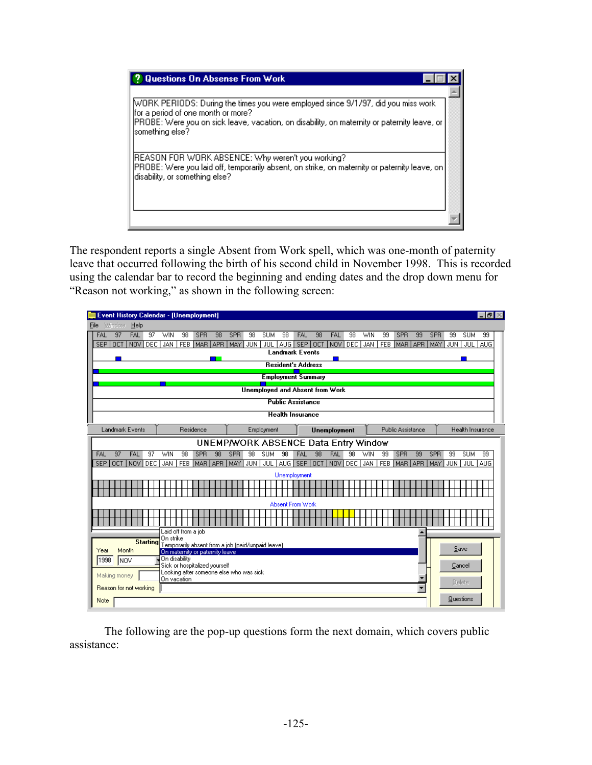**Questions On Absense From Work**

WORK PERIODS: During the times you were employed since 9/1/97, did you miss work for a period of one month or more?
PROBE: Were you on sick leave, vacation, on disability, on maternity or paternity leave, or something else?

REASON FOR WORK ABSENCE: Why weren't you working?
PROBE: Were you laid off, temporarily absent, on strike, on maternity or paternity leave, on disability, or something else?

The respondent reports a single Absent from Work spell, which was one-month of paternity leave that occurred following the birth of his second child in November 1998. This is recorded using the calendar bar to record the beginning and ending dates and the drop down menu for "Reason not working," as shown in the following screen:

**Event History Calendar - [Unemployment]**

UNEMP/WORK ABSENCE Data Entry Window

Reason for not working options:
- Laid off from a job
- On strike
- Temporarily absent from a job (paid/unpaid leave)
- On maternity or paternity leave
- On disability
- Sick or hospitalized yourself
- Looking after someone else who was sick
- On vacation

Starting — Year: 1998, Month: NOV

The following are the pop-up questions form the next domain, which covers public assistance: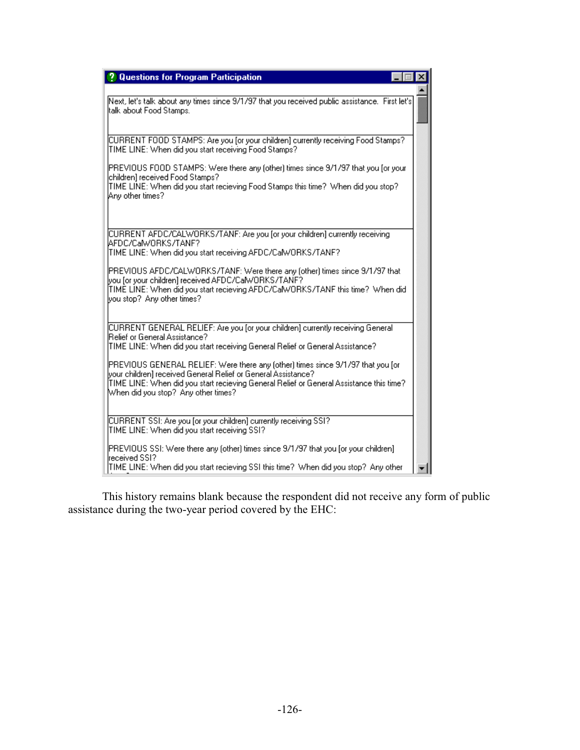**Questions for Program Participation**

Next, let's talk about any times since 9/1/97 that you received public assistance. First let's talk about Food Stamps.

CURRENT FOOD STAMPS: Are you [or your children] currently receiving Food Stamps?
TIME LINE: When did you start receiving Food Stamps?

PREVIOUS FOOD STAMPS: Were there any (other) times since 9/1/97 that you [or your children] received Food Stamps?
TIME LINE: When did you start recieving Food Stamps this time? When did you stop? Any other times?

CURRENT AFDC/CALWORKS/TANF: Are you [or your children] currently receiving AFDC/CalWORKS/TANF?
TIME LINE: When did you start receiving AFDC/CalWORKS/TANF?

PREVIOUS AFDC/CALWORKS/TANF: Were there any (other) times since 9/1/97 that you [or your children] received AFDC/CalWORKS/TANF?
TIME LINE: When did you start recieving AFDC/CalWORKS/TANF this time? When did you stop? Any other times?

CURRENT GENERAL RELIEF: Are you [or your children] currently receiving General Relief or General Assistance?
TIME LINE: When did you start receiving General Relief or General Assistance?

PREVIOUS GENERAL RELIEF: Were there any (other) times since 9/1/97 that you [or your children] received General Relief or General Assistance?
TIME LINE: When did you start recieving General Relief or General Assistance this time? When did you stop? Any other times?

CURRENT SSI: Are you [or your children] currently receiving SSI?
TIME LINE: When did you start receiving SSI?

PREVIOUS SSI: Were there any (other) times since 9/1/97 that you [or your children] received SSI?
TIME LINE: When did you start recieving SSI this time? When did you stop? Any other

This history remains blank because the respondent did not receive any form of public assistance during the two-year period covered by the EHC: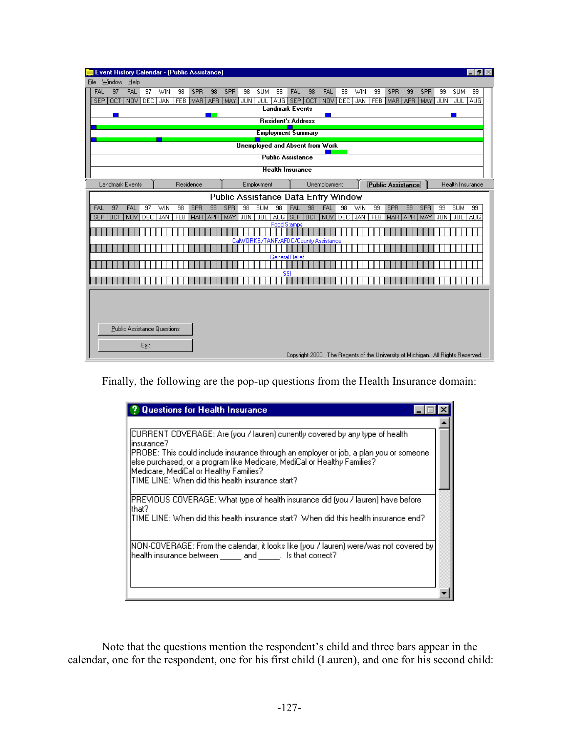Finally, the following are the pop-up questions from the Health Insurance domain:

Note that the questions mention the respondent's child and three bars appear in the calendar, one for the respondent, one for his first child (Lauren), and one for his second child: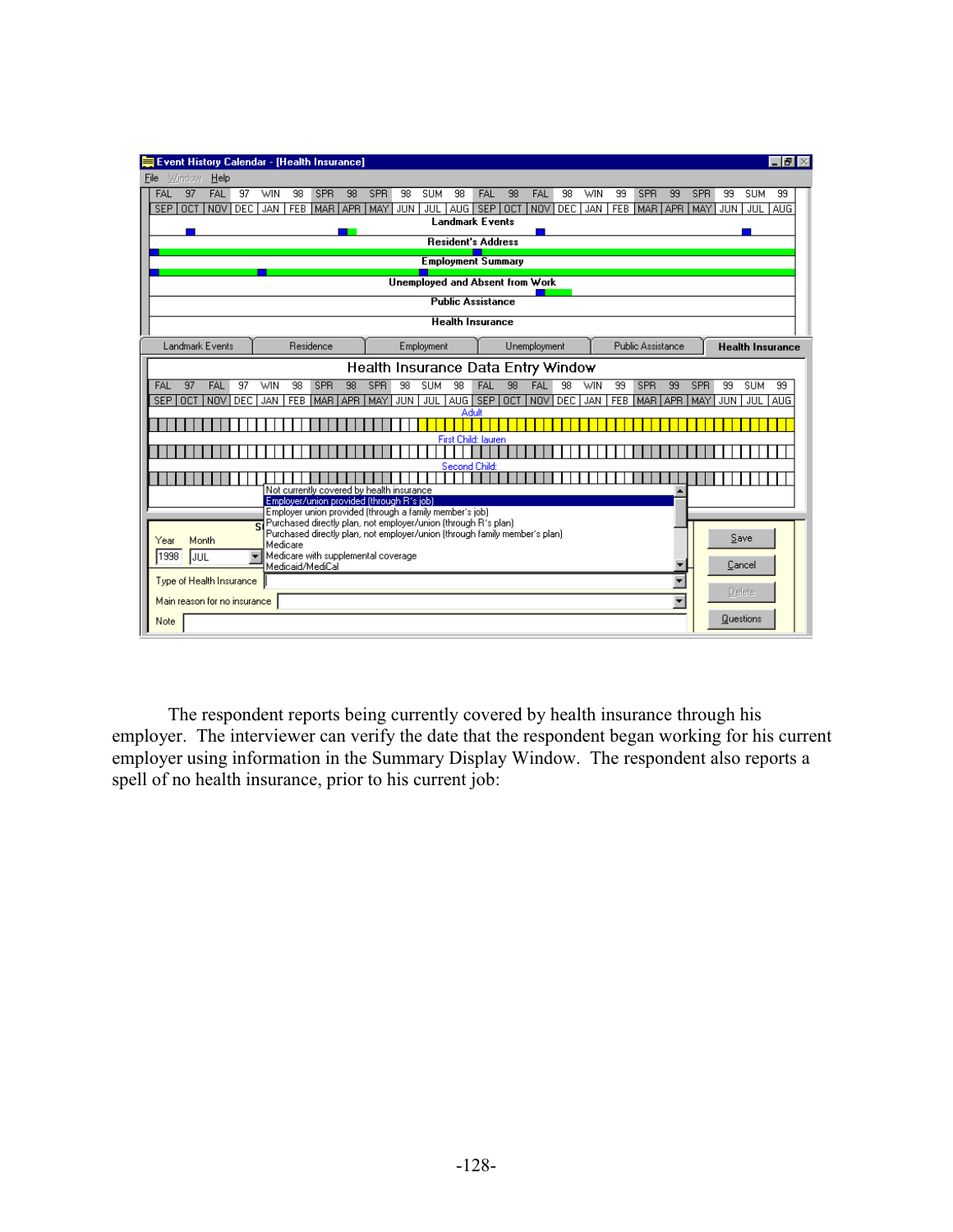The respondent reports being currently covered by health insurance through his employer. The interviewer can verify the date that the respondent began working for his current employer using information in the Summary Display Window. The respondent also reports a spell of no health insurance, prior to his current job: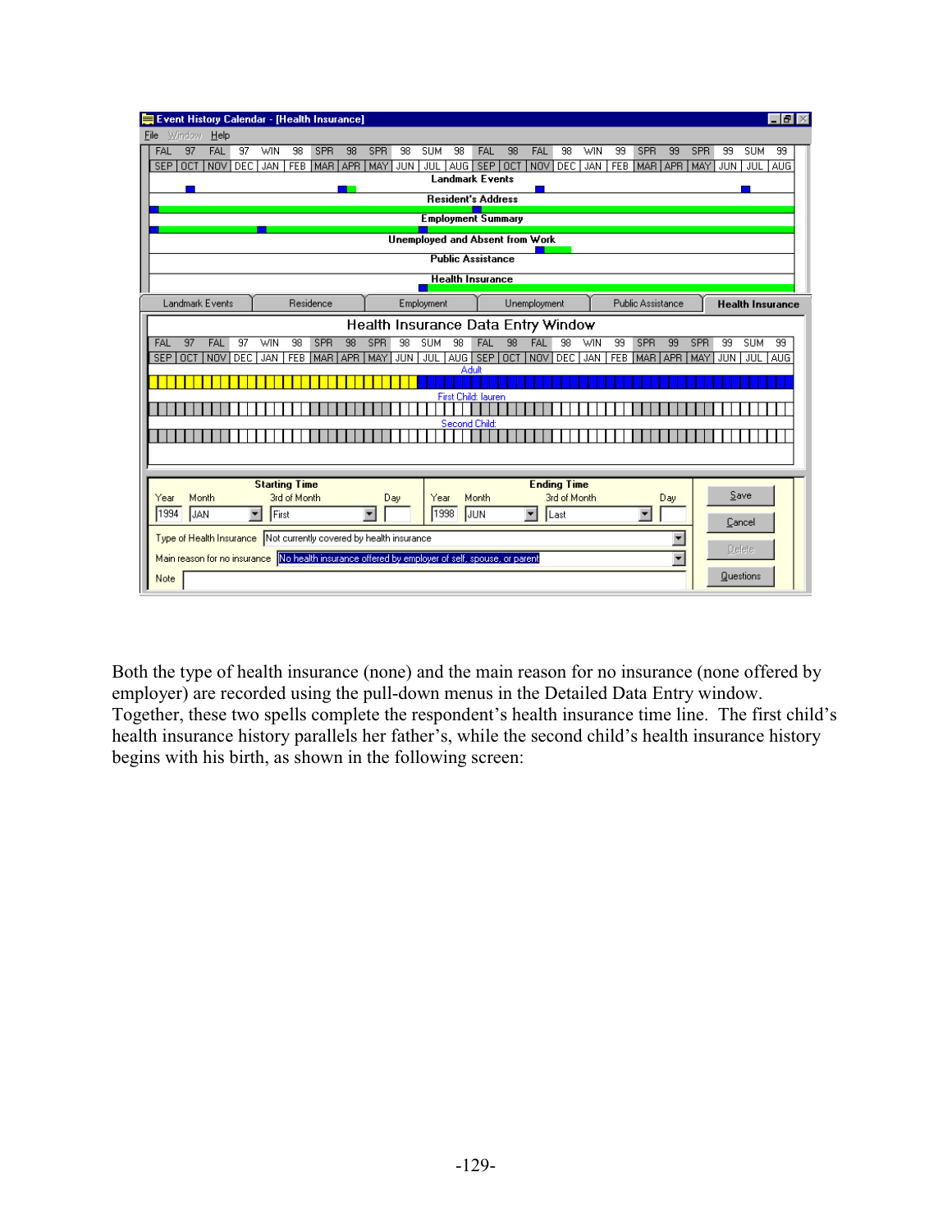Both the type of health insurance (none) and the main reason for no insurance (none offered by employer) are recorded using the pull-down menus in the Detailed Data Entry window. Together, these two spells complete the respondent's health insurance time line. The first child's health insurance history parallels her father's, while the second child's health insurance history begins with his birth, as shown in the following screen: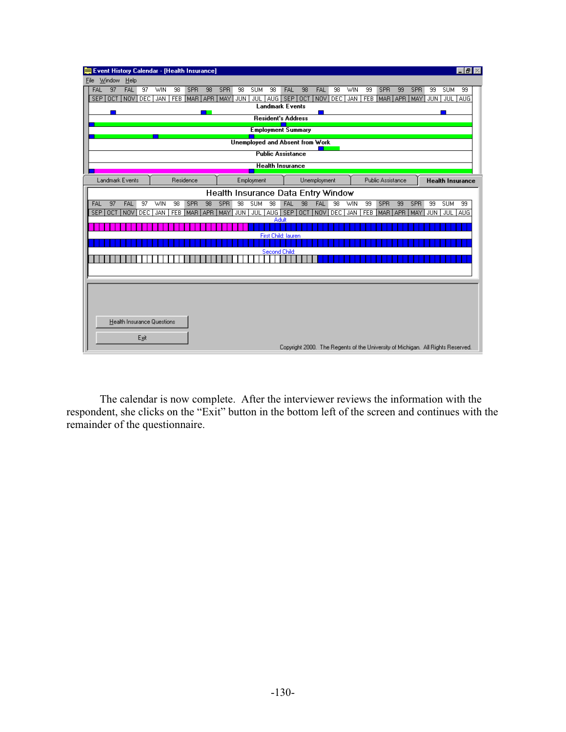The calendar is now complete. After the interviewer reviews the information with the respondent, she clicks on the "Exit" button in the bottom left of the screen and continues with the remainder of the questionnaire.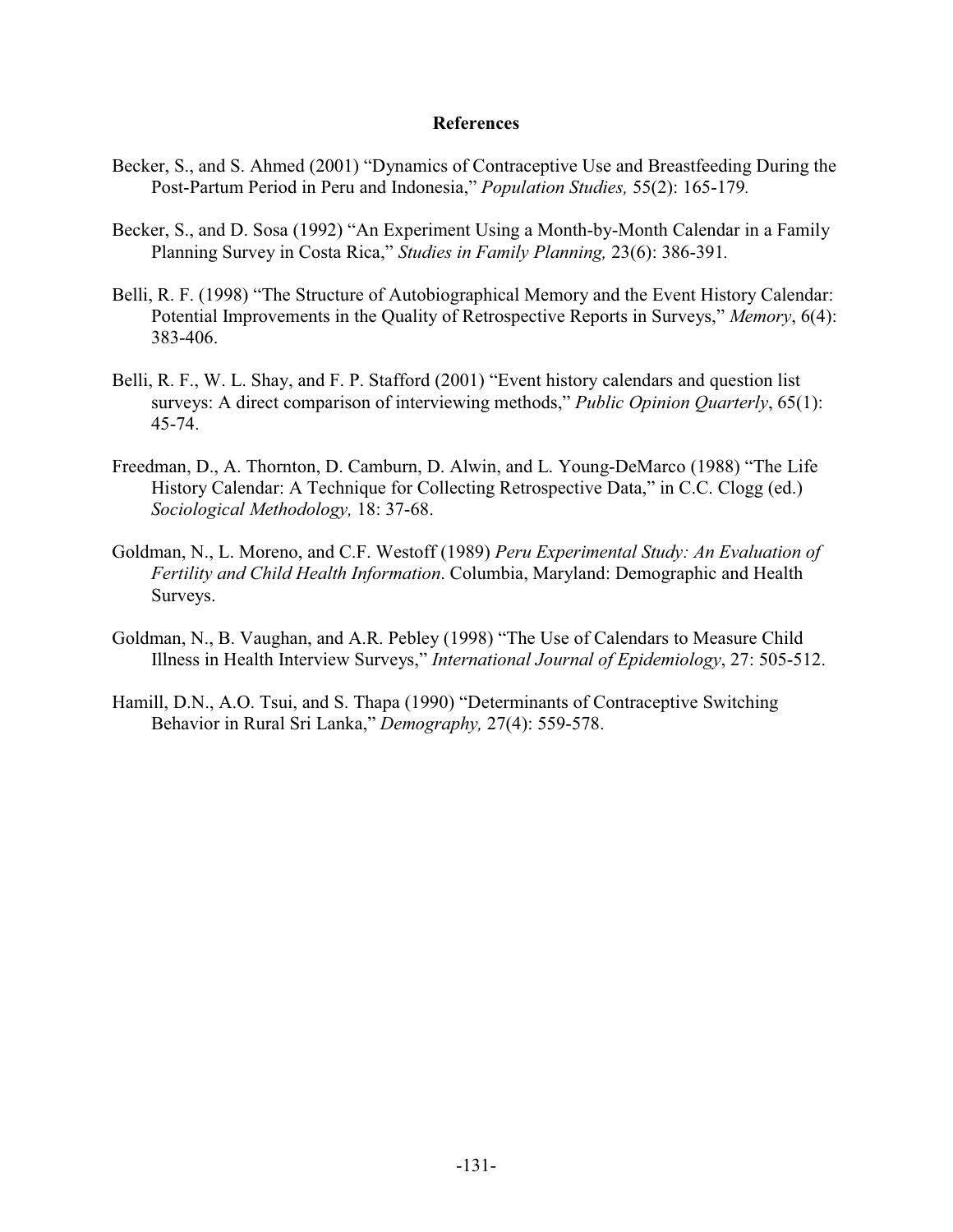## References

Becker, S., and S. Ahmed (2001) "Dynamics of Contraceptive Use and Breastfeeding During the Post-Partum Period in Peru and Indonesia," *Population Studies,* 55(2): 165-179.

Becker, S., and D. Sosa (1992) "An Experiment Using a Month-by-Month Calendar in a Family Planning Survey in Costa Rica," *Studies in Family Planning,* 23(6): 386-391.

Belli, R. F. (1998) "The Structure of Autobiographical Memory and the Event History Calendar: Potential Improvements in the Quality of Retrospective Reports in Surveys," *Memory*, 6(4): 383-406.

Belli, R. F., W. L. Shay, and F. P. Stafford (2001) "Event history calendars and question list surveys: A direct comparison of interviewing methods," *Public Opinion Quarterly*, 65(1): 45-74.

Freedman, D., A. Thornton, D. Camburn, D. Alwin, and L. Young-DeMarco (1988) "The Life History Calendar: A Technique for Collecting Retrospective Data," in C.C. Clogg (ed.) *Sociological Methodology,* 18: 37-68.

Goldman, N., L. Moreno, and C.F. Westoff (1989) *Peru Experimental Study: An Evaluation of Fertility and Child Health Information*. Columbia, Maryland: Demographic and Health Surveys.

Goldman, N., B. Vaughan, and A.R. Pebley (1998) "The Use of Calendars to Measure Child Illness in Health Interview Surveys," *International Journal of Epidemiology*, 27: 505-512.

Hamill, D.N., A.O. Tsui, and S. Thapa (1990) "Determinants of Contraceptive Switching Behavior in Rural Sri Lanka," *Demography,* 27(4): 559-578.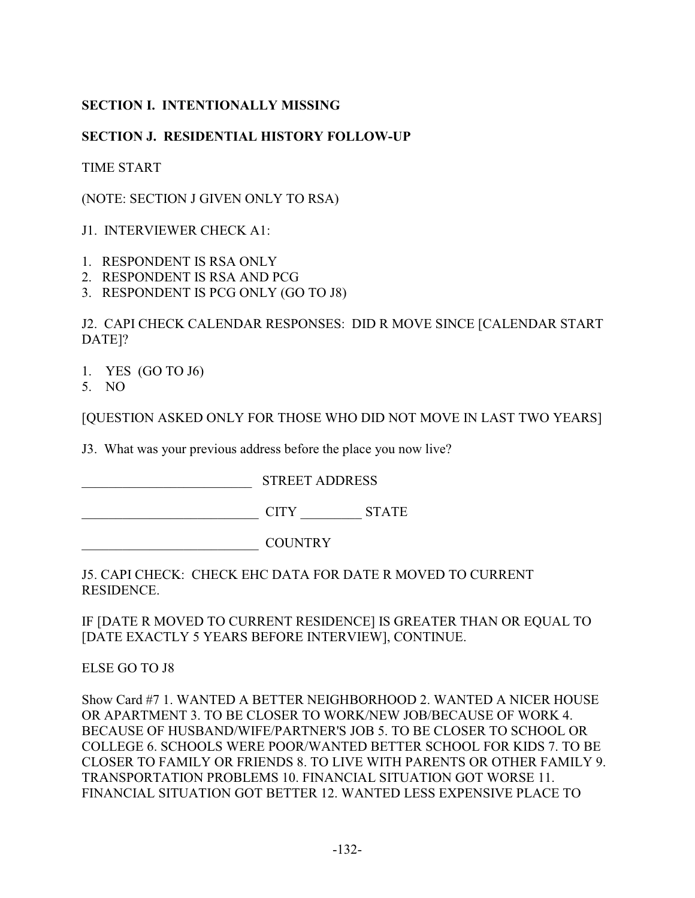**SECTION I. INTENTIONALLY MISSING**

**SECTION J. RESIDENTIAL HISTORY FOLLOW-UP**

TIME START

(NOTE: SECTION J GIVEN ONLY TO RSA)

J1. INTERVIEWER CHECK A1:

1. RESPONDENT IS RSA ONLY
2. RESPONDENT IS RSA AND PCG
3. RESPONDENT IS PCG ONLY (GO TO J8)

J2. CAPI CHECK CALENDAR RESPONSES: DID R MOVE SINCE [CALENDAR START DATE]?

1. YES (GO TO J6)
5. NO

[QUESTION ASKED ONLY FOR THOSE WHO DID NOT MOVE IN LAST TWO YEARS]

J3. What was your previous address before the place you now live?

_________________________ STREET ADDRESS

__________________________ CITY _________ STATE

__________________________ COUNTRY

J5. CAPI CHECK: CHECK EHC DATA FOR DATE R MOVED TO CURRENT RESIDENCE.

IF [DATE R MOVED TO CURRENT RESIDENCE] IS GREATER THAN OR EQUAL TO [DATE EXACTLY 5 YEARS BEFORE INTERVIEW], CONTINUE.

ELSE GO TO J8

Show Card #7 1. WANTED A BETTER NEIGHBORHOOD 2. WANTED A NICER HOUSE OR APARTMENT 3. TO BE CLOSER TO WORK/NEW JOB/BECAUSE OF WORK 4. BECAUSE OF HUSBAND/WIFE/PARTNER'S JOB 5. TO BE CLOSER TO SCHOOL OR COLLEGE 6. SCHOOLS WERE POOR/WANTED BETTER SCHOOL FOR KIDS 7. TO BE CLOSER TO FAMILY OR FRIENDS 8. TO LIVE WITH PARENTS OR OTHER FAMILY 9. TRANSPORTATION PROBLEMS 10. FINANCIAL SITUATION GOT WORSE 11. FINANCIAL SITUATION GOT BETTER 12. WANTED LESS EXPENSIVE PLACE TO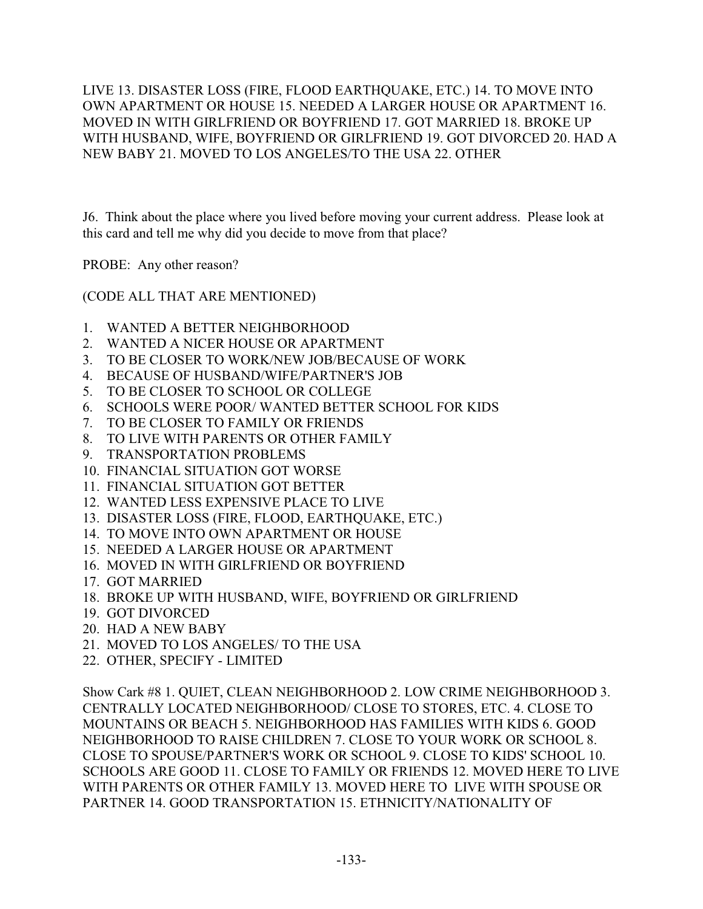LIVE 13. DISASTER LOSS (FIRE, FLOOD EARTHQUAKE, ETC.) 14. TO MOVE INTO OWN APARTMENT OR HOUSE 15. NEEDED A LARGER HOUSE OR APARTMENT 16. MOVED IN WITH GIRLFRIEND OR BOYFRIEND 17. GOT MARRIED 18. BROKE UP WITH HUSBAND, WIFE, BOYFRIEND OR GIRLFRIEND 19. GOT DIVORCED 20. HAD A NEW BABY 21. MOVED TO LOS ANGELES/TO THE USA 22. OTHER

J6. Think about the place where you lived before moving your current address. Please look at this card and tell me why did you decide to move from that place?

PROBE: Any other reason?

(CODE ALL THAT ARE MENTIONED)

1. WANTED A BETTER NEIGHBORHOOD
2. WANTED A NICER HOUSE OR APARTMENT
3. TO BE CLOSER TO WORK/NEW JOB/BECAUSE OF WORK
4. BECAUSE OF HUSBAND/WIFE/PARTNER'S JOB
5. TO BE CLOSER TO SCHOOL OR COLLEGE
6. SCHOOLS WERE POOR/ WANTED BETTER SCHOOL FOR KIDS
7. TO BE CLOSER TO FAMILY OR FRIENDS
8. TO LIVE WITH PARENTS OR OTHER FAMILY
9. TRANSPORTATION PROBLEMS
10. FINANCIAL SITUATION GOT WORSE
11. FINANCIAL SITUATION GOT BETTER
12. WANTED LESS EXPENSIVE PLACE TO LIVE
13. DISASTER LOSS (FIRE, FLOOD, EARTHQUAKE, ETC.)
14. TO MOVE INTO OWN APARTMENT OR HOUSE
15. NEEDED A LARGER HOUSE OR APARTMENT
16. MOVED IN WITH GIRLFRIEND OR BOYFRIEND
17. GOT MARRIED
18. BROKE UP WITH HUSBAND, WIFE, BOYFRIEND OR GIRLFRIEND
19. GOT DIVORCED
20. HAD A NEW BABY
21. MOVED TO LOS ANGELES/ TO THE USA
22. OTHER, SPECIFY - LIMITED

Show Cark #8 1. QUIET, CLEAN NEIGHBORHOOD 2. LOW CRIME NEIGHBORHOOD 3. CENTRALLY LOCATED NEIGHBORHOOD/ CLOSE TO STORES, ETC. 4. CLOSE TO MOUNTAINS OR BEACH 5. NEIGHBORHOOD HAS FAMILIES WITH KIDS 6. GOOD NEIGHBORHOOD TO RAISE CHILDREN 7. CLOSE TO YOUR WORK OR SCHOOL 8. CLOSE TO SPOUSE/PARTNER'S WORK OR SCHOOL 9. CLOSE TO KIDS' SCHOOL 10. SCHOOLS ARE GOOD 11. CLOSE TO FAMILY OR FRIENDS 12. MOVED HERE TO LIVE WITH PARENTS OR OTHER FAMILY 13. MOVED HERE TO LIVE WITH SPOUSE OR PARTNER 14. GOOD TRANSPORTATION 15. ETHNICITY/NATIONALITY OF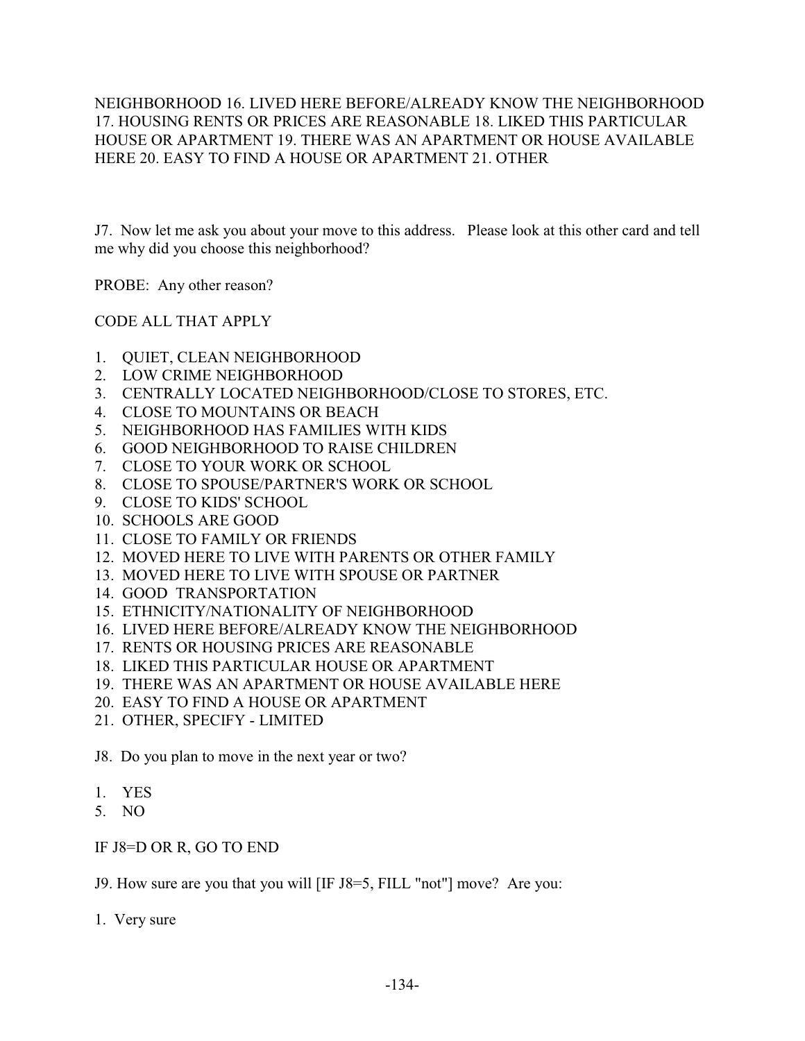NEIGHBORHOOD 16. LIVED HERE BEFORE/ALREADY KNOW THE NEIGHBORHOOD 17. HOUSING RENTS OR PRICES ARE REASONABLE 18. LIKED THIS PARTICULAR HOUSE OR APARTMENT 19. THERE WAS AN APARTMENT OR HOUSE AVAILABLE HERE 20. EASY TO FIND A HOUSE OR APARTMENT 21. OTHER

J7. Now let me ask you about your move to this address. Please look at this other card and tell me why did you choose this neighborhood?

PROBE: Any other reason?

CODE ALL THAT APPLY

1. QUIET, CLEAN NEIGHBORHOOD
2. LOW CRIME NEIGHBORHOOD
3. CENTRALLY LOCATED NEIGHBORHOOD/CLOSE TO STORES, ETC.
4. CLOSE TO MOUNTAINS OR BEACH
5. NEIGHBORHOOD HAS FAMILIES WITH KIDS
6. GOOD NEIGHBORHOOD TO RAISE CHILDREN
7. CLOSE TO YOUR WORK OR SCHOOL
8. CLOSE TO SPOUSE/PARTNER'S WORK OR SCHOOL
9. CLOSE TO KIDS' SCHOOL
10. SCHOOLS ARE GOOD
11. CLOSE TO FAMILY OR FRIENDS
12. MOVED HERE TO LIVE WITH PARENTS OR OTHER FAMILY
13. MOVED HERE TO LIVE WITH SPOUSE OR PARTNER
14. GOOD TRANSPORTATION
15. ETHNICITY/NATIONALITY OF NEIGHBORHOOD
16. LIVED HERE BEFORE/ALREADY KNOW THE NEIGHBORHOOD
17. RENTS OR HOUSING PRICES ARE REASONABLE
18. LIKED THIS PARTICULAR HOUSE OR APARTMENT
19. THERE WAS AN APARTMENT OR HOUSE AVAILABLE HERE
20. EASY TO FIND A HOUSE OR APARTMENT
21. OTHER, SPECIFY - LIMITED

J8. Do you plan to move in the next year or two?

1. YES
5. NO

IF J8=D OR R, GO TO END

J9. How sure are you that you will [IF J8=5, FILL "not"] move? Are you:

1. Very sure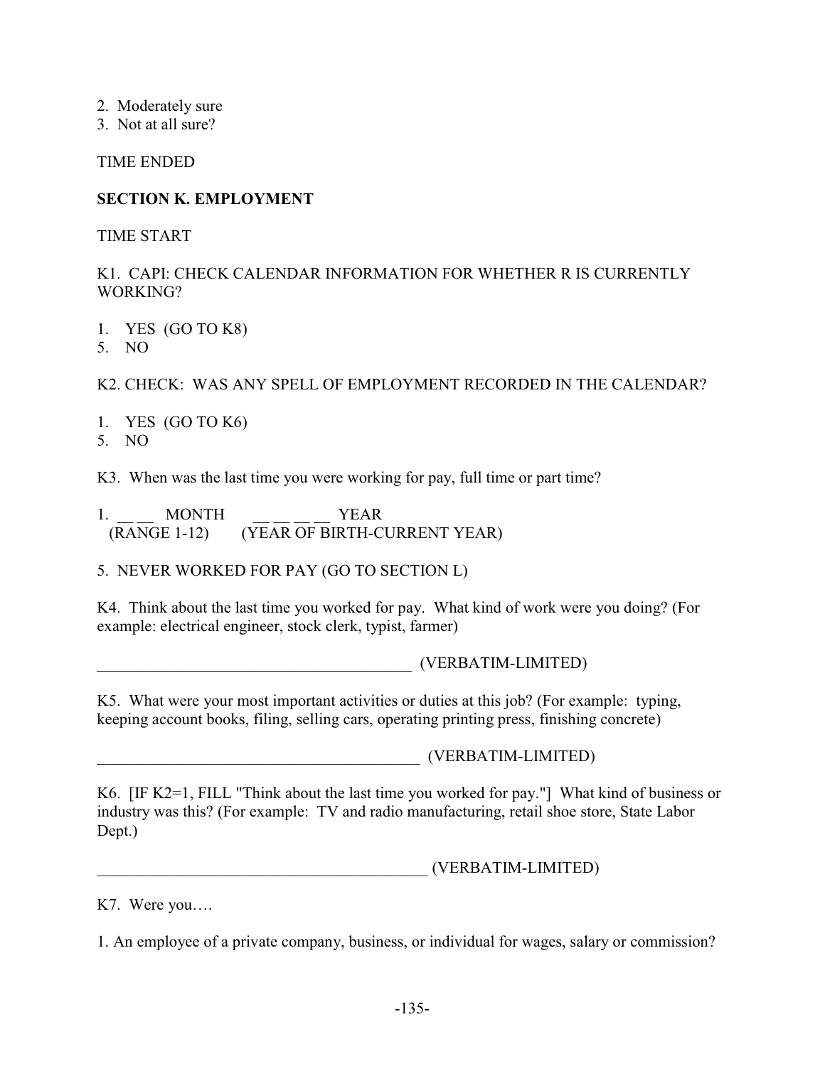2. Moderately sure
3. Not at all sure?

TIME ENDED

**SECTION K. EMPLOYMENT**

TIME START

K1. CAPI: CHECK CALENDAR INFORMATION FOR WHETHER R IS CURRENTLY WORKING?

1. YES (GO TO K8)
5. NO

K2. CHECK: WAS ANY SPELL OF EMPLOYMENT RECORDED IN THE CALENDAR?

1. YES (GO TO K6)
5. NO

K3. When was the last time you were working for pay, full time or part time?

1. __ __ MONTH __ __ __ __ YEAR
(RANGE 1-12) (YEAR OF BIRTH-CURRENT YEAR)

5. NEVER WORKED FOR PAY (GO TO SECTION L)

K4. Think about the last time you worked for pay. What kind of work were you doing? (For example: electrical engineer, stock clerk, typist, farmer)

________________________________________ (VERBATIM-LIMITED)

K5. What were your most important activities or duties at this job? (For example: typing, keeping account books, filing, selling cars, operating printing press, finishing concrete)

________________________________________ (VERBATIM-LIMITED)

K6. [IF K2=1, FILL "Think about the last time you worked for pay."] What kind of business or industry was this? (For example: TV and radio manufacturing, retail shoe store, State Labor Dept.)

________________________________________ (VERBATIM-LIMITED)

K7. Were you….

1. An employee of a private company, business, or individual for wages, salary or commission?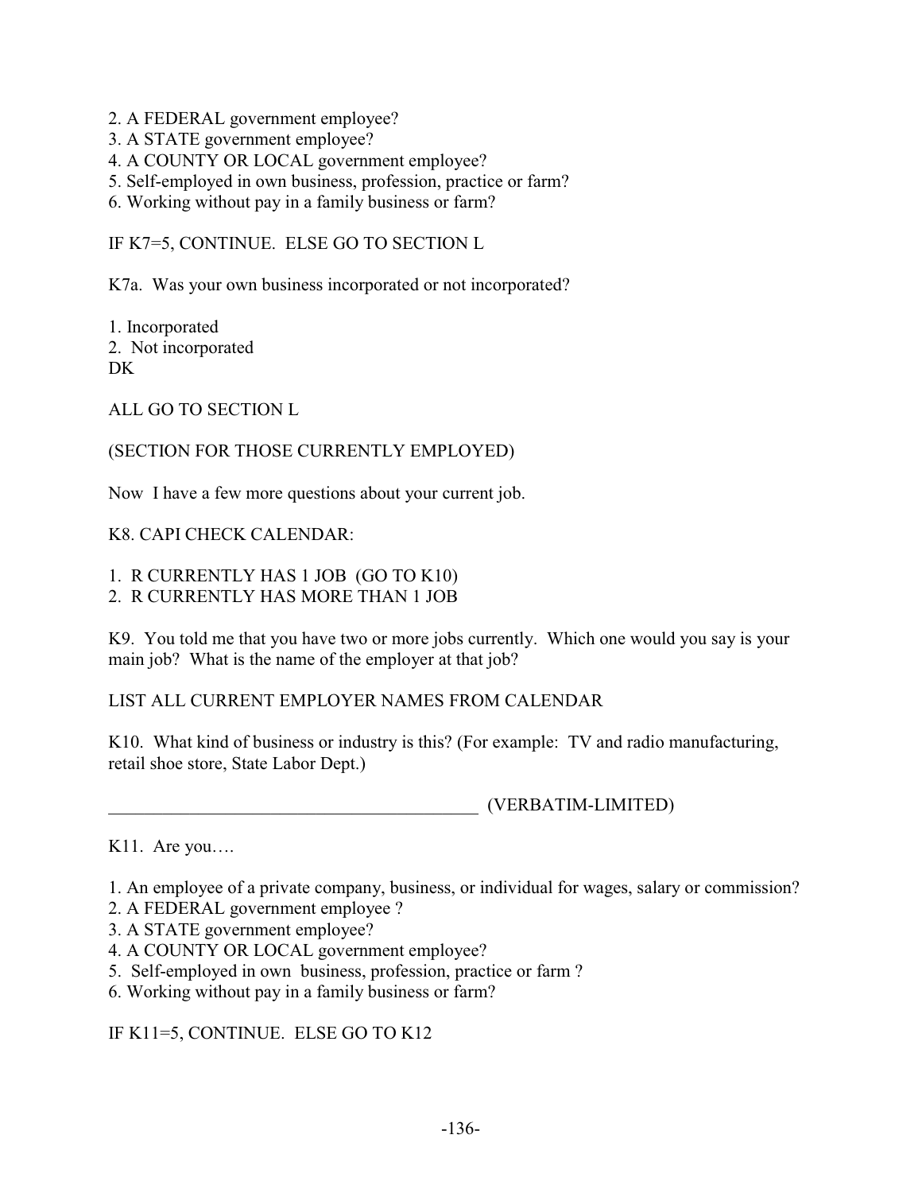2. A FEDERAL government employee?
3. A STATE government employee?
4. A COUNTY OR LOCAL government employee?
5. Self-employed in own business, profession, practice or farm?
6. Working without pay in a family business or farm?

IF K7=5, CONTINUE. ELSE GO TO SECTION L

K7a. Was your own business incorporated or not incorporated?

1. Incorporated
2. Not incorporated

DK

ALL GO TO SECTION L

(SECTION FOR THOSE CURRENTLY EMPLOYED)

Now I have a few more questions about your current job.

K8. CAPI CHECK CALENDAR:

1. R CURRENTLY HAS 1 JOB (GO TO K10)
2. R CURRENTLY HAS MORE THAN 1 JOB

K9. You told me that you have two or more jobs currently. Which one would you say is your main job? What is the name of the employer at that job?

LIST ALL CURRENT EMPLOYER NAMES FROM CALENDAR

K10. What kind of business or industry is this? (For example: TV and radio manufacturing, retail shoe store, State Labor Dept.)

_________________________________________ (VERBATIM-LIMITED)

K11. Are you….

1. An employee of a private company, business, or individual for wages, salary or commission?
2. A FEDERAL government employee ?
3. A STATE government employee?
4. A COUNTY OR LOCAL government employee?
5. Self-employed in own business, profession, practice or farm ?
6. Working without pay in a family business or farm?

IF K11=5, CONTINUE. ELSE GO TO K12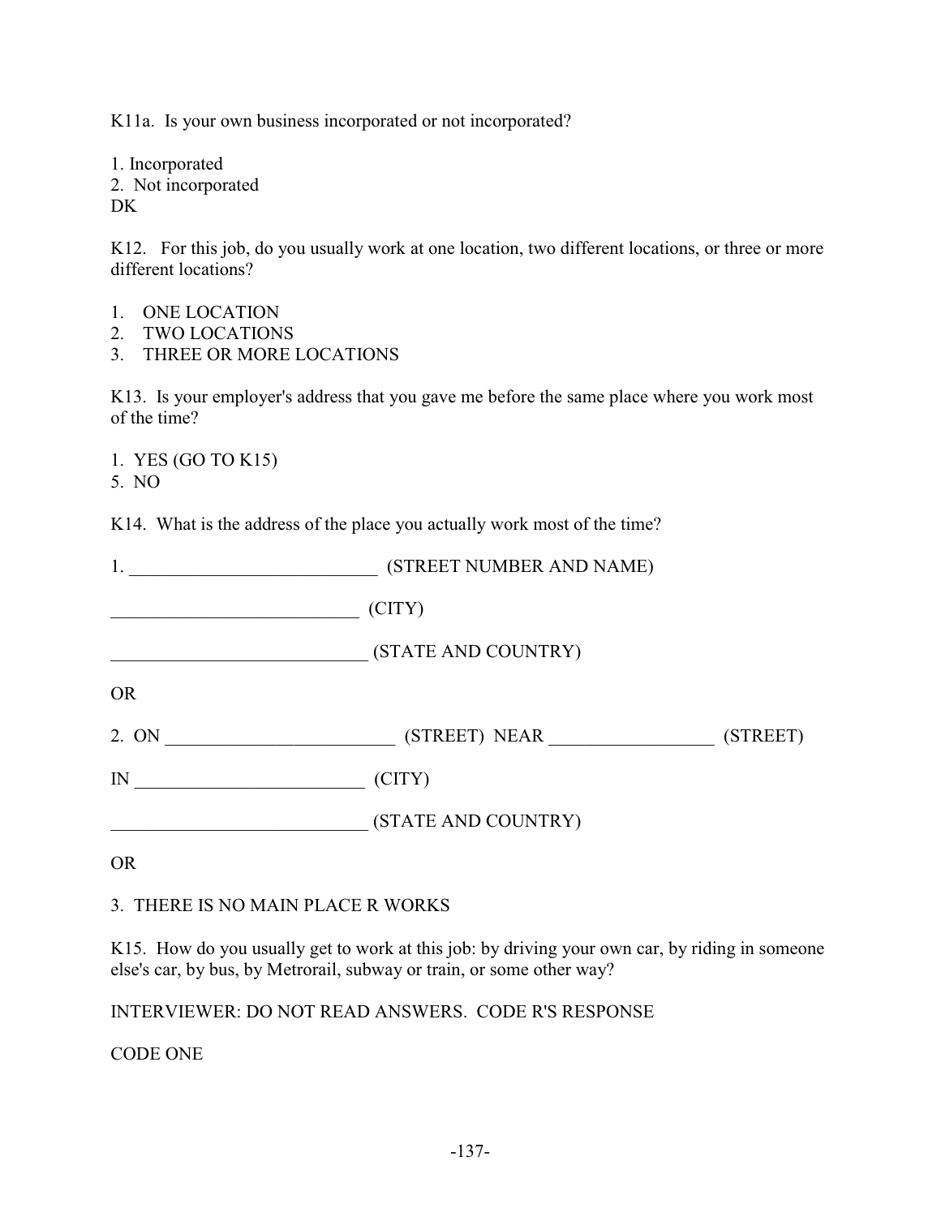K11a. Is your own business incorporated or not incorporated?

1. Incorporated
2. Not incorporated
DK

K12. For this job, do you usually work at one location, two different locations, or three or more different locations?

1. ONE LOCATION
2. TWO LOCATIONS
3. THREE OR MORE LOCATIONS

K13. Is your employer's address that you gave me before the same place where you work most of the time?

1. YES (GO TO K15)
5. NO

K14. What is the address of the place you actually work most of the time?

1. ___________________________ (STREET NUMBER AND NAME)

___________________________ (CITY)

____________________________ (STATE AND COUNTRY)

OR

2. ON _________________________ (STREET) NEAR __________________ (STREET)

IN _________________________ (CITY)

____________________________ (STATE AND COUNTRY)

OR

3. THERE IS NO MAIN PLACE R WORKS

K15. How do you usually get to work at this job: by driving your own car, by riding in someone else's car, by bus, by Metrorail, subway or train, or some other way?

INTERVIEWER: DO NOT READ ANSWERS. CODE R'S RESPONSE

CODE ONE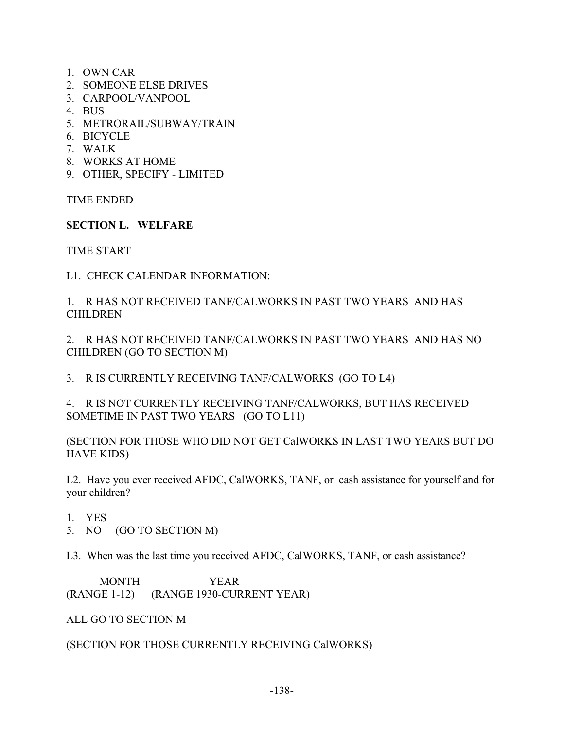1. OWN CAR
2. SOMEONE ELSE DRIVES
3. CARPOOL/VANPOOL
4. BUS
5. METRORAIL/SUBWAY/TRAIN
6. BICYCLE
7. WALK
8. WORKS AT HOME
9. OTHER, SPECIFY - LIMITED

TIME ENDED

**SECTION L. WELFARE**

TIME START

L1. CHECK CALENDAR INFORMATION:

1. R HAS NOT RECEIVED TANF/CALWORKS IN PAST TWO YEARS AND HAS CHILDREN

2. R HAS NOT RECEIVED TANF/CALWORKS IN PAST TWO YEARS AND HAS NO CHILDREN (GO TO SECTION M)

3. R IS CURRENTLY RECEIVING TANF/CALWORKS (GO TO L4)

4. R IS NOT CURRENTLY RECEIVING TANF/CALWORKS, BUT HAS RECEIVED SOMETIME IN PAST TWO YEARS (GO TO L11)

(SECTION FOR THOSE WHO DID NOT GET CalWORKS IN LAST TWO YEARS BUT DO HAVE KIDS)

L2. Have you ever received AFDC, CalWORKS, TANF, or cash assistance for yourself and for your children?

1. YES
5. NO (GO TO SECTION M)

L3. When was the last time you received AFDC, CalWORKS, TANF, or cash assistance?

__ __ MONTH (RANGE 1-12) __ __ __ __ YEAR (RANGE 1930-CURRENT YEAR)

ALL GO TO SECTION M

(SECTION FOR THOSE CURRENTLY RECEIVING CalWORKS)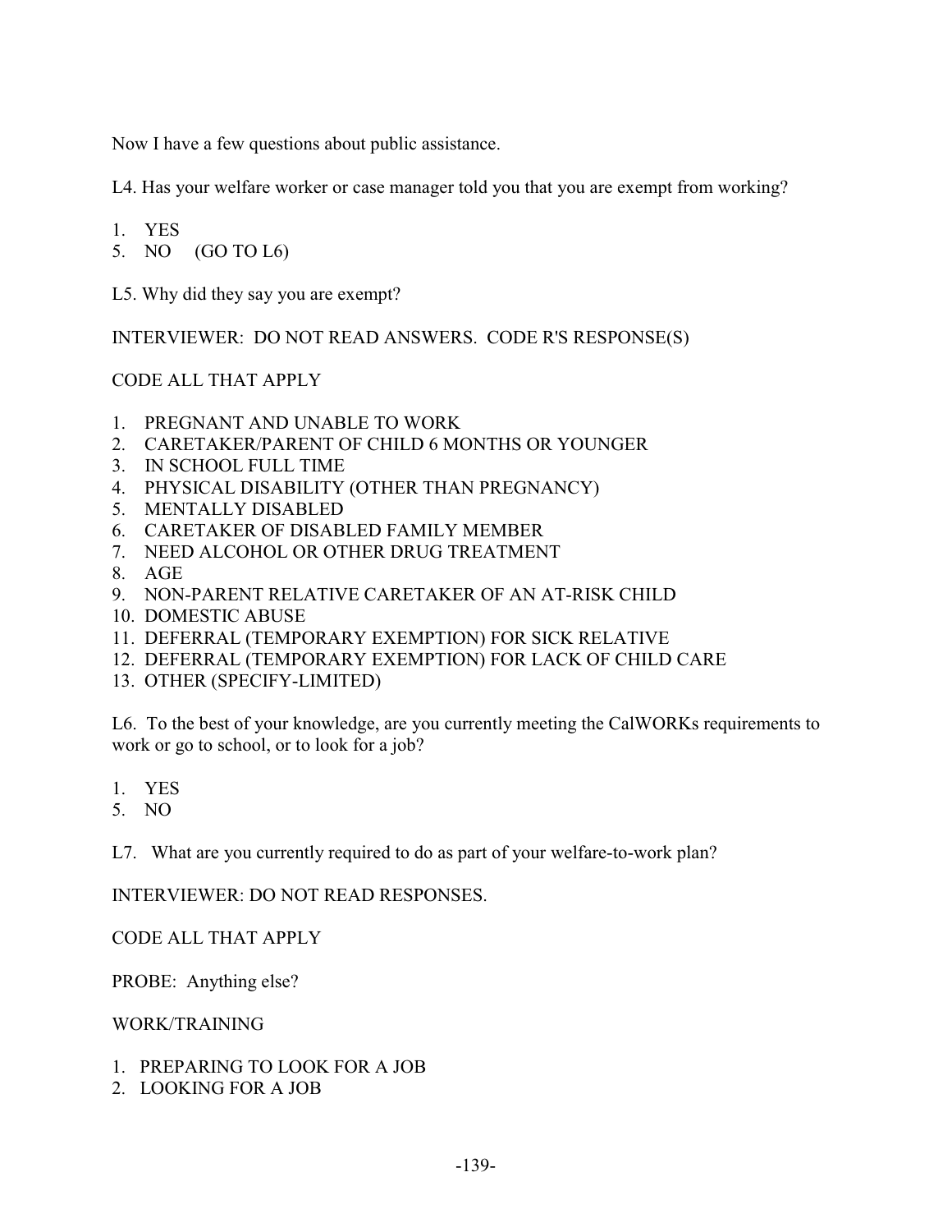Now I have a few questions about public assistance.

L4. Has your welfare worker or case manager told you that you are exempt from working?

1. YES
5. NO (GO TO L6)

L5. Why did they say you are exempt?

INTERVIEWER: DO NOT READ ANSWERS. CODE R'S RESPONSE(S)

CODE ALL THAT APPLY

1. PREGNANT AND UNABLE TO WORK
2. CARETAKER/PARENT OF CHILD 6 MONTHS OR YOUNGER
3. IN SCHOOL FULL TIME
4. PHYSICAL DISABILITY (OTHER THAN PREGNANCY)
5. MENTALLY DISABLED
6. CARETAKER OF DISABLED FAMILY MEMBER
7. NEED ALCOHOL OR OTHER DRUG TREATMENT
8. AGE
9. NON-PARENT RELATIVE CARETAKER OF AN AT-RISK CHILD
10. DOMESTIC ABUSE
11. DEFERRAL (TEMPORARY EXEMPTION) FOR SICK RELATIVE
12. DEFERRAL (TEMPORARY EXEMPTION) FOR LACK OF CHILD CARE
13. OTHER (SPECIFY-LIMITED)

L6. To the best of your knowledge, are you currently meeting the CalWORKs requirements to work or go to school, or to look for a job?

1. YES
5. NO

L7. What are you currently required to do as part of your welfare-to-work plan?

INTERVIEWER: DO NOT READ RESPONSES.

CODE ALL THAT APPLY

PROBE: Anything else?

WORK/TRAINING

1. PREPARING TO LOOK FOR A JOB
2. LOOKING FOR A JOB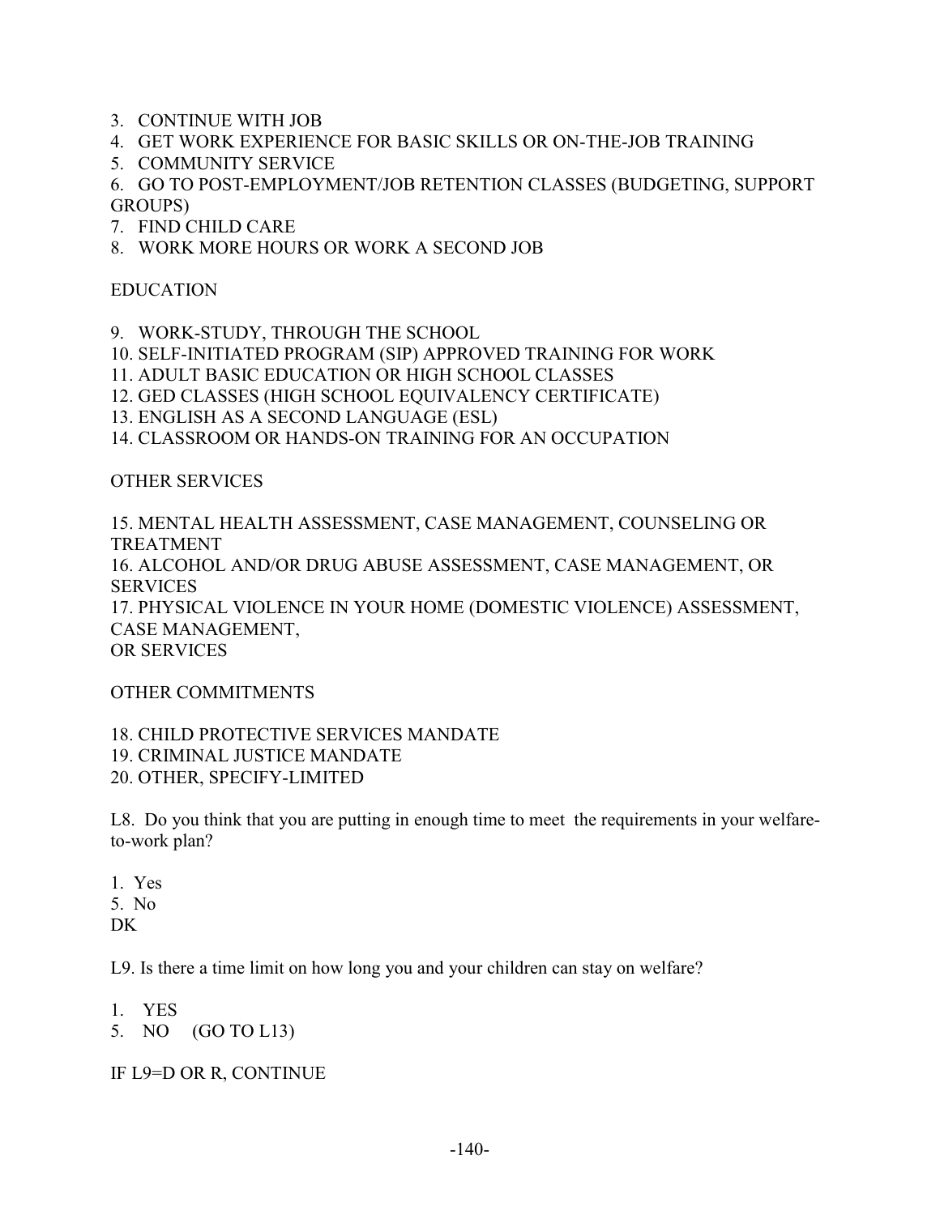3. CONTINUE WITH JOB
4. GET WORK EXPERIENCE FOR BASIC SKILLS OR ON-THE-JOB TRAINING
5. COMMUNITY SERVICE
6. GO TO POST-EMPLOYMENT/JOB RETENTION CLASSES (BUDGETING, SUPPORT GROUPS)
7. FIND CHILD CARE
8. WORK MORE HOURS OR WORK A SECOND JOB

EDUCATION

9. WORK-STUDY, THROUGH THE SCHOOL
10. SELF-INITIATED PROGRAM (SIP) APPROVED TRAINING FOR WORK
11. ADULT BASIC EDUCATION OR HIGH SCHOOL CLASSES
12. GED CLASSES (HIGH SCHOOL EQUIVALENCY CERTIFICATE)
13. ENGLISH AS A SECOND LANGUAGE (ESL)
14. CLASSROOM OR HANDS-ON TRAINING FOR AN OCCUPATION

OTHER SERVICES

15. MENTAL HEALTH ASSESSMENT, CASE MANAGEMENT, COUNSELING OR TREATMENT
16. ALCOHOL AND/OR DRUG ABUSE ASSESSMENT, CASE MANAGEMENT, OR SERVICES
17. PHYSICAL VIOLENCE IN YOUR HOME (DOMESTIC VIOLENCE) ASSESSMENT, CASE MANAGEMENT,
OR SERVICES

OTHER COMMITMENTS

18. CHILD PROTECTIVE SERVICES MANDATE
19. CRIMINAL JUSTICE MANDATE
20. OTHER, SPECIFY-LIMITED

L8. Do you think that you are putting in enough time to meet the requirements in your welfare-to-work plan?

1. Yes
5. No
DK

L9. Is there a time limit on how long you and your children can stay on welfare?

1. YES
5. NO (GO TO L13)

IF L9=D OR R, CONTINUE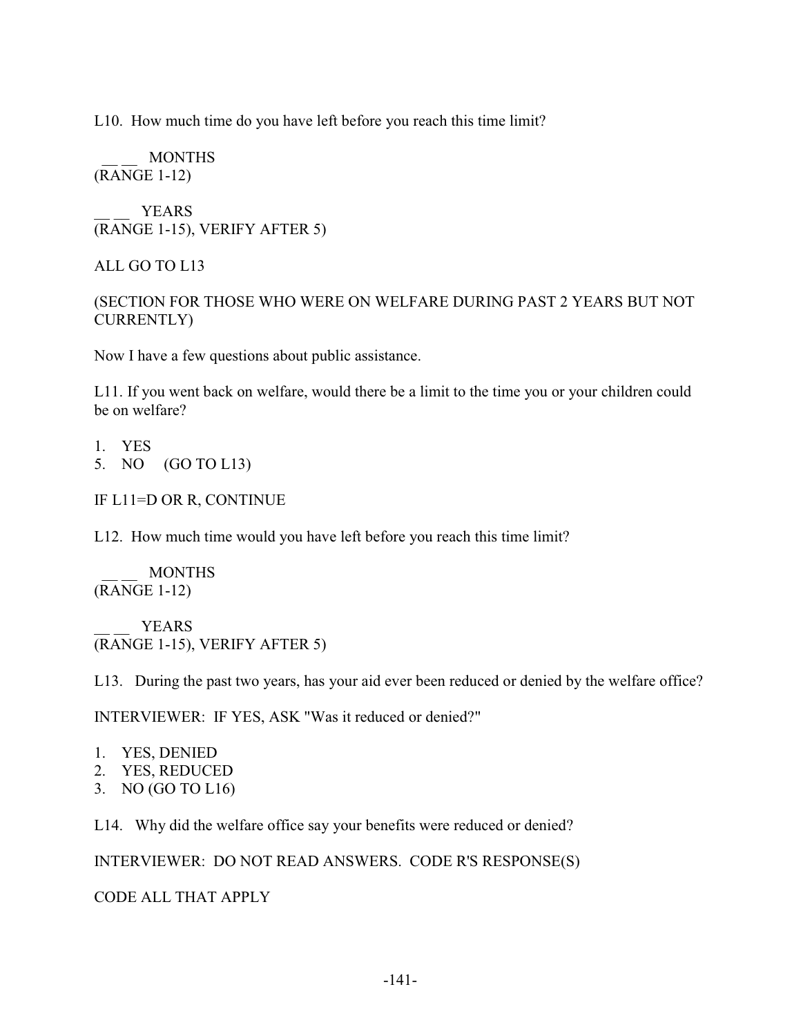L10. How much time do you have left before you reach this time limit?

__ __ MONTHS
(RANGE 1-12)

__ __ YEARS
(RANGE 1-15), VERIFY AFTER 5)

ALL GO TO L13

(SECTION FOR THOSE WHO WERE ON WELFARE DURING PAST 2 YEARS BUT NOT CURRENTLY)

Now I have a few questions about public assistance.

L11. If you went back on welfare, would there be a limit to the time you or your children could be on welfare?

1. YES
5. NO (GO TO L13)

IF L11=D OR R, CONTINUE

L12. How much time would you have left before you reach this time limit?

__ __ MONTHS
(RANGE 1-12)

__ __ YEARS
(RANGE 1-15), VERIFY AFTER 5)

L13. During the past two years, has your aid ever been reduced or denied by the welfare office?

INTERVIEWER: IF YES, ASK "Was it reduced or denied?"

1. YES, DENIED
2. YES, REDUCED
3. NO (GO TO L16)

L14. Why did the welfare office say your benefits were reduced or denied?

INTERVIEWER: DO NOT READ ANSWERS. CODE R'S RESPONSE(S)

CODE ALL THAT APPLY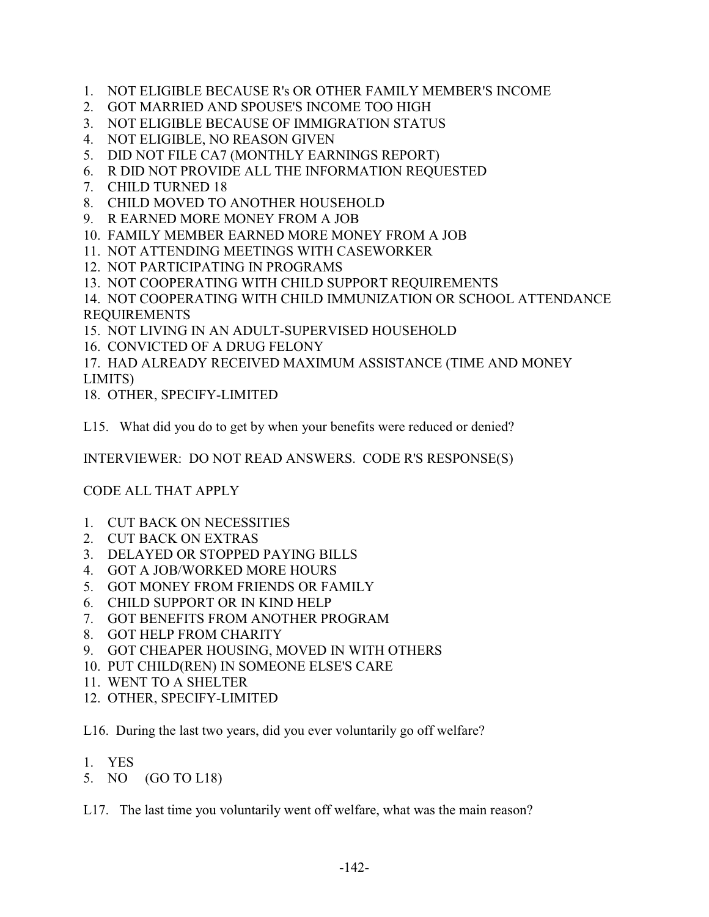1. NOT ELIGIBLE BECAUSE R's OR OTHER FAMILY MEMBER'S INCOME
2. GOT MARRIED AND SPOUSE'S INCOME TOO HIGH
3. NOT ELIGIBLE BECAUSE OF IMMIGRATION STATUS
4. NOT ELIGIBLE, NO REASON GIVEN
5. DID NOT FILE CA7 (MONTHLY EARNINGS REPORT)
6. R DID NOT PROVIDE ALL THE INFORMATION REQUESTED
7. CHILD TURNED 18
8. CHILD MOVED TO ANOTHER HOUSEHOLD
9. R EARNED MORE MONEY FROM A JOB
10. FAMILY MEMBER EARNED MORE MONEY FROM A JOB
11. NOT ATTENDING MEETINGS WITH CASEWORKER
12. NOT PARTICIPATING IN PROGRAMS
13. NOT COOPERATING WITH CHILD SUPPORT REQUIREMENTS
14. NOT COOPERATING WITH CHILD IMMUNIZATION OR SCHOOL ATTENDANCE REQUIREMENTS
15. NOT LIVING IN AN ADULT-SUPERVISED HOUSEHOLD
16. CONVICTED OF A DRUG FELONY
17. HAD ALREADY RECEIVED MAXIMUM ASSISTANCE (TIME AND MONEY LIMITS)
18. OTHER, SPECIFY-LIMITED

L15. What did you do to get by when your benefits were reduced or denied?

INTERVIEWER: DO NOT READ ANSWERS. CODE R'S RESPONSE(S)

CODE ALL THAT APPLY

1. CUT BACK ON NECESSITIES
2. CUT BACK ON EXTRAS
3. DELAYED OR STOPPED PAYING BILLS
4. GOT A JOB/WORKED MORE HOURS
5. GOT MONEY FROM FRIENDS OR FAMILY
6. CHILD SUPPORT OR IN KIND HELP
7. GOT BENEFITS FROM ANOTHER PROGRAM
8. GOT HELP FROM CHARITY
9. GOT CHEAPER HOUSING, MOVED IN WITH OTHERS
10. PUT CHILD(REN) IN SOMEONE ELSE'S CARE
11. WENT TO A SHELTER
12. OTHER, SPECIFY-LIMITED

L16. During the last two years, did you ever voluntarily go off welfare?

1. YES
5. NO (GO TO L18)

L17. The last time you voluntarily went off welfare, what was the main reason?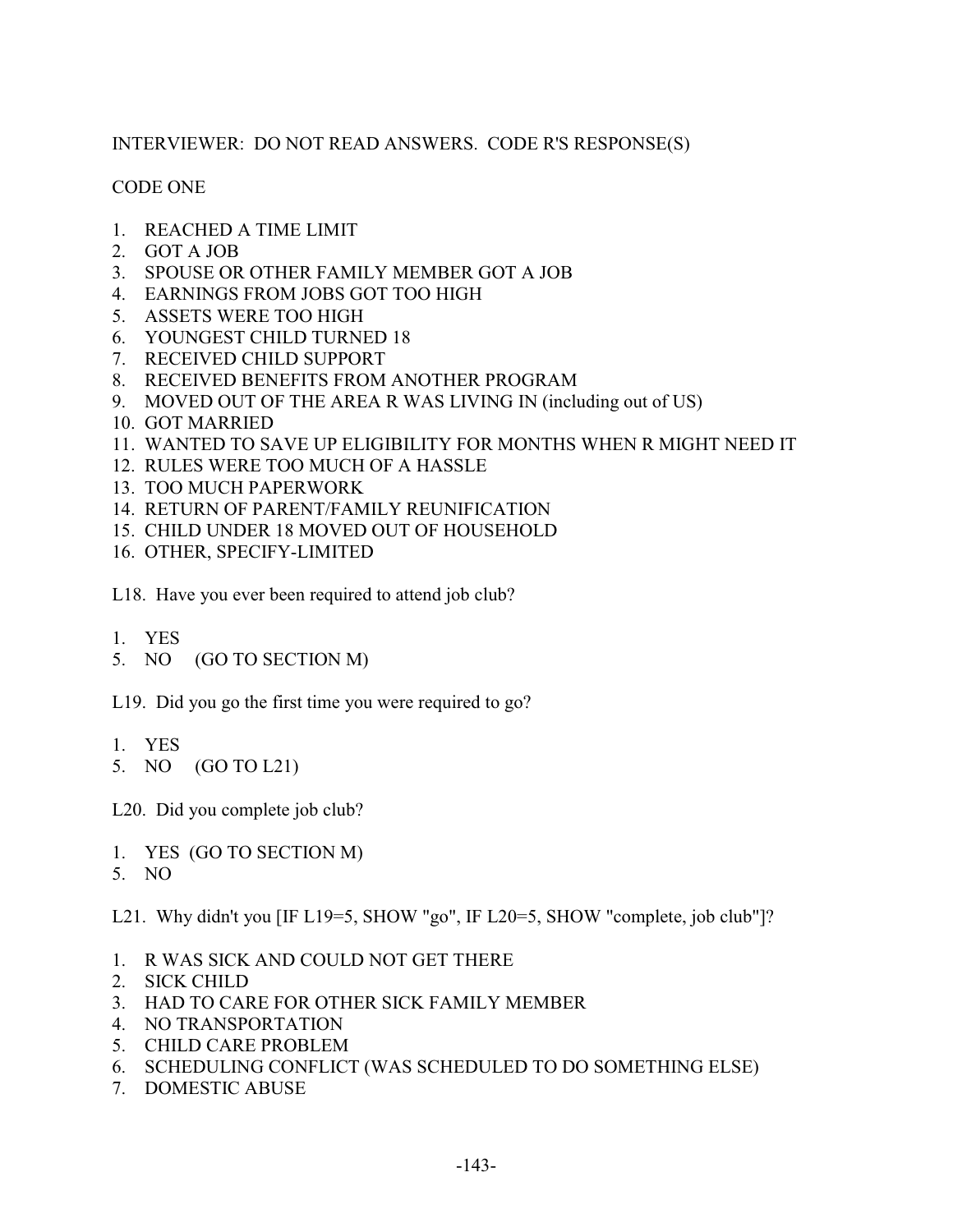INTERVIEWER: DO NOT READ ANSWERS. CODE R'S RESPONSE(S)

CODE ONE

1. REACHED A TIME LIMIT
2. GOT A JOB
3. SPOUSE OR OTHER FAMILY MEMBER GOT A JOB
4. EARNINGS FROM JOBS GOT TOO HIGH
5. ASSETS WERE TOO HIGH
6. YOUNGEST CHILD TURNED 18
7. RECEIVED CHILD SUPPORT
8. RECEIVED BENEFITS FROM ANOTHER PROGRAM
9. MOVED OUT OF THE AREA R WAS LIVING IN (including out of US)
10. GOT MARRIED
11. WANTED TO SAVE UP ELIGIBILITY FOR MONTHS WHEN R MIGHT NEED IT
12. RULES WERE TOO MUCH OF A HASSLE
13. TOO MUCH PAPERWORK
14. RETURN OF PARENT/FAMILY REUNIFICATION
15. CHILD UNDER 18 MOVED OUT OF HOUSEHOLD
16. OTHER, SPECIFY-LIMITED

L18. Have you ever been required to attend job club?

1. YES
5. NO (GO TO SECTION M)

L19. Did you go the first time you were required to go?

1. YES
5. NO (GO TO L21)

L20. Did you complete job club?

1. YES (GO TO SECTION M)
5. NO

L21. Why didn't you [IF L19=5, SHOW "go", IF L20=5, SHOW "complete, job club"]?

1. R WAS SICK AND COULD NOT GET THERE
2. SICK CHILD
3. HAD TO CARE FOR OTHER SICK FAMILY MEMBER
4. NO TRANSPORTATION
5. CHILD CARE PROBLEM
6. SCHEDULING CONFLICT (WAS SCHEDULED TO DO SOMETHING ELSE)
7. DOMESTIC ABUSE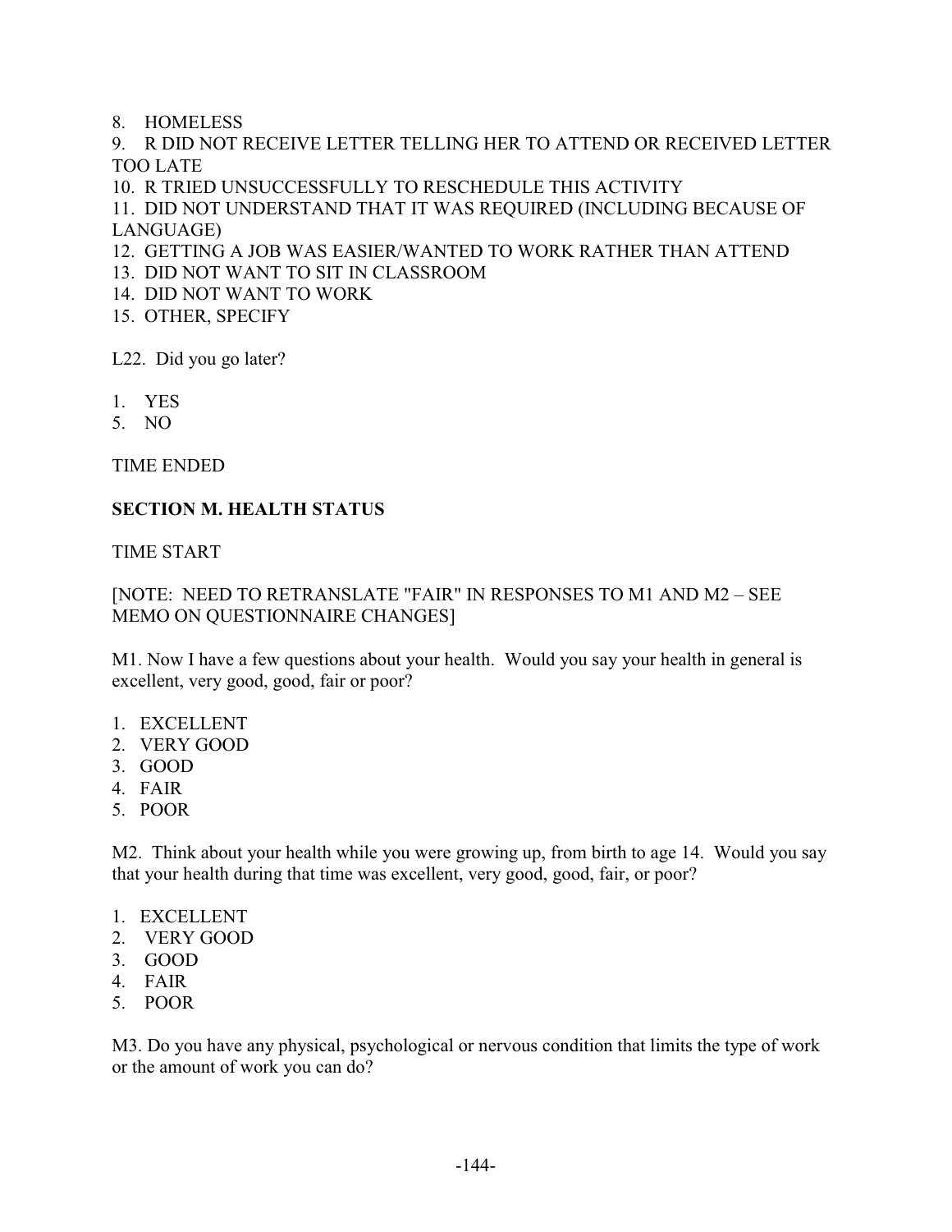8. HOMELESS
9. R DID NOT RECEIVE LETTER TELLING HER TO ATTEND OR RECEIVED LETTER TOO LATE
10. R TRIED UNSUCCESSFULLY TO RESCHEDULE THIS ACTIVITY
11. DID NOT UNDERSTAND THAT IT WAS REQUIRED (INCLUDING BECAUSE OF LANGUAGE)
12. GETTING A JOB WAS EASIER/WANTED TO WORK RATHER THAN ATTEND
13. DID NOT WANT TO SIT IN CLASSROOM
14. DID NOT WANT TO WORK
15. OTHER, SPECIFY

L22. Did you go later?

1. YES
5. NO

TIME ENDED

**SECTION M. HEALTH STATUS**

TIME START

[NOTE: NEED TO RETRANSLATE "FAIR" IN RESPONSES TO M1 AND M2 – SEE MEMO ON QUESTIONNAIRE CHANGES]

M1. Now I have a few questions about your health. Would you say your health in general is excellent, very good, good, fair or poor?

1. EXCELLENT
2. VERY GOOD
3. GOOD
4. FAIR
5. POOR

M2. Think about your health while you were growing up, from birth to age 14. Would you say that your health during that time was excellent, very good, good, fair, or poor?

1. EXCELLENT
2. VERY GOOD
3. GOOD
4. FAIR
5. POOR

M3. Do you have any physical, psychological or nervous condition that limits the type of work or the amount of work you can do?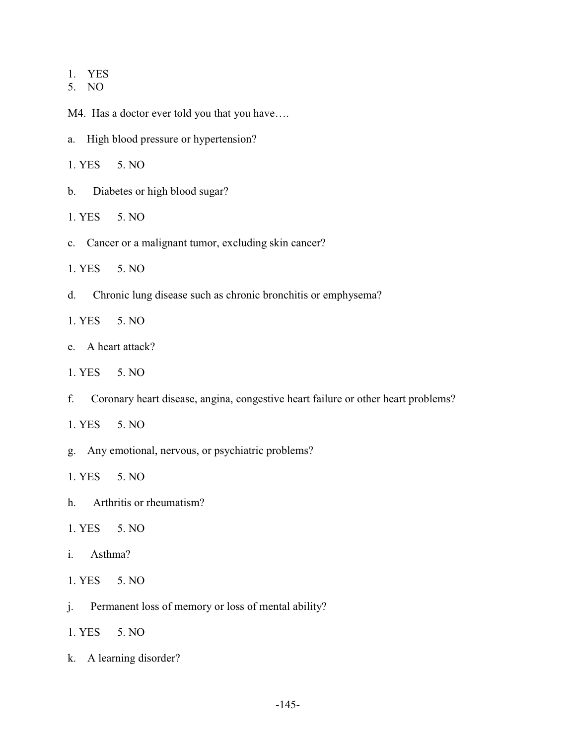1. YES
5. NO

M4. Has a doctor ever told you that you have….

a. High blood pressure or hypertension?

1. YES 5. NO

b. Diabetes or high blood sugar?

1. YES 5. NO

c. Cancer or a malignant tumor, excluding skin cancer?

1. YES 5. NO

d. Chronic lung disease such as chronic bronchitis or emphysema?

1. YES 5. NO

e. A heart attack?

1. YES 5. NO

f. Coronary heart disease, angina, congestive heart failure or other heart problems?

1. YES 5. NO

g. Any emotional, nervous, or psychiatric problems?

1. YES 5. NO

h. Arthritis or rheumatism?

1. YES 5. NO

i. Asthma?

1. YES 5. NO

j. Permanent loss of memory or loss of mental ability?

1. YES 5. NO

k. A learning disorder?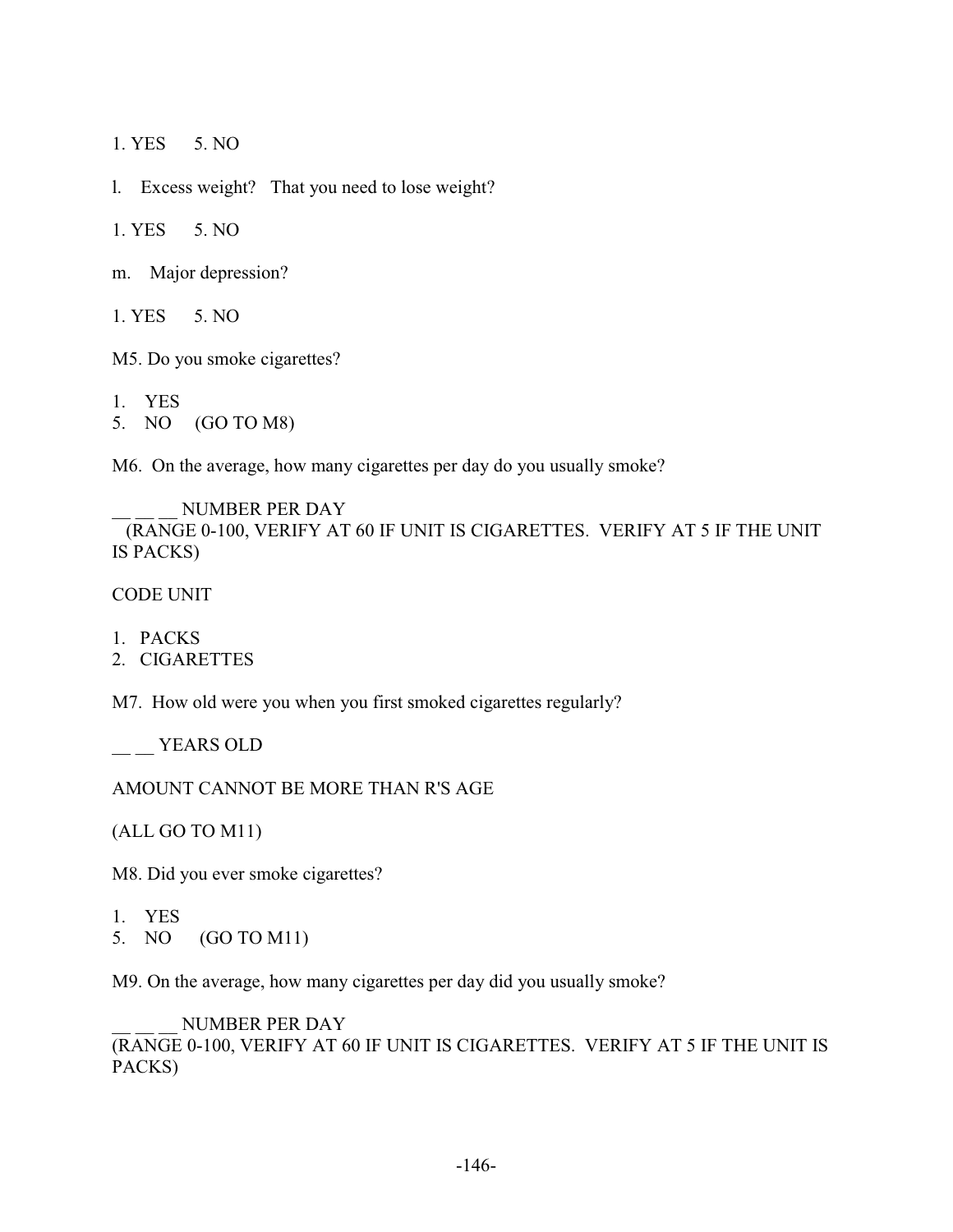1. YES 5. NO

l. Excess weight? That you need to lose weight?

1. YES 5. NO

m. Major depression?

1. YES 5. NO

M5. Do you smoke cigarettes?

1. YES
5. NO (GO TO M8)

M6. On the average, how many cigarettes per day do you usually smoke?

__ __ __ NUMBER PER DAY
(RANGE 0-100, VERIFY AT 60 IF UNIT IS CIGARETTES. VERIFY AT 5 IF THE UNIT IS PACKS)

CODE UNIT

1. PACKS
2. CIGARETTES

M7. How old were you when you first smoked cigarettes regularly?

__ __ YEARS OLD

AMOUNT CANNOT BE MORE THAN R'S AGE

(ALL GO TO M11)

M8. Did you ever smoke cigarettes?

1. YES
5. NO (GO TO M11)

M9. On the average, how many cigarettes per day did you usually smoke?

__ __ __ NUMBER PER DAY
(RANGE 0-100, VERIFY AT 60 IF UNIT IS CIGARETTES. VERIFY AT 5 IF THE UNIT IS PACKS)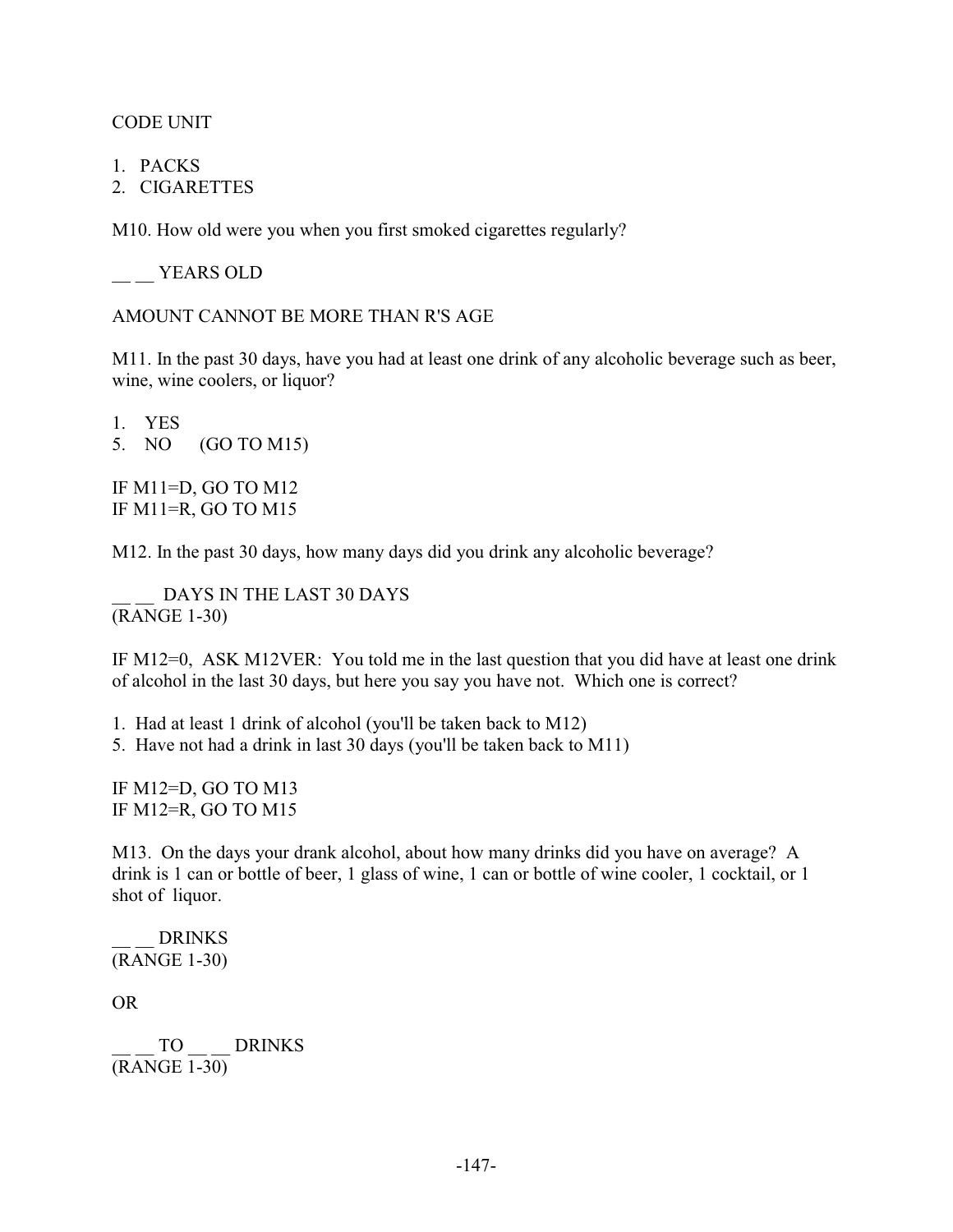CODE UNIT

1. PACKS
2. CIGARETTES

M10. How old were you when you first smoked cigarettes regularly?

__ __ YEARS OLD

AMOUNT CANNOT BE MORE THAN R'S AGE

M11. In the past 30 days, have you had at least one drink of any alcoholic beverage such as beer, wine, wine coolers, or liquor?

1. YES
5. NO (GO TO M15)

IF M11=D, GO TO M12
IF M11=R, GO TO M15

M12. In the past 30 days, how many days did you drink any alcoholic beverage?

__ __ DAYS IN THE LAST 30 DAYS
(RANGE 1-30)

IF M12=0, ASK M12VER: You told me in the last question that you did have at least one drink of alcohol in the last 30 days, but here you say you have not. Which one is correct?

1. Had at least 1 drink of alcohol (you'll be taken back to M12)
5. Have not had a drink in last 30 days (you'll be taken back to M11)

IF M12=D, GO TO M13
IF M12=R, GO TO M15

M13. On the days your drank alcohol, about how many drinks did you have on average? A drink is 1 can or bottle of beer, 1 glass of wine, 1 can or bottle of wine cooler, 1 cocktail, or 1 shot of liquor.

__ __ DRINKS
(RANGE 1-30)

OR

__ __ TO __ __ DRINKS
(RANGE 1-30)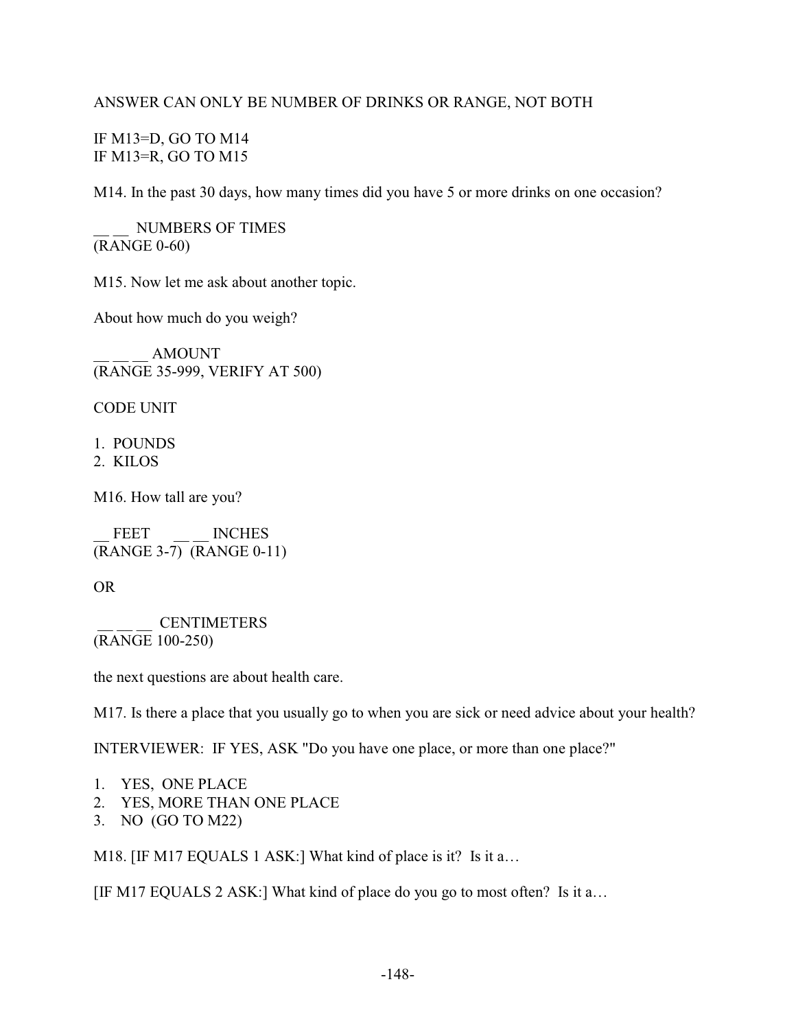ANSWER CAN ONLY BE NUMBER OF DRINKS OR RANGE, NOT BOTH

IF M13=D, GO TO M14
IF M13=R, GO TO M15

M14. In the past 30 days, how many times did you have 5 or more drinks on one occasion?

__ __ NUMBERS OF TIMES
(RANGE 0-60)

M15. Now let me ask about another topic.

About how much do you weigh?

__ __ __ AMOUNT
(RANGE 35-999, VERIFY AT 500)

CODE UNIT

1. POUNDS
2. KILOS

M16. How tall are you?

__ FEET        __ __ INCHES
(RANGE 3-7)  (RANGE 0-11)

OR

__ __ __ CENTIMETERS
(RANGE 100-250)

the next questions are about health care.

M17. Is there a place that you usually go to when you are sick or need advice about your health?

INTERVIEWER: IF YES, ASK "Do you have one place, or more than one place?"

1. YES, ONE PLACE
2. YES, MORE THAN ONE PLACE
3. NO (GO TO M22)

M18. [IF M17 EQUALS 1 ASK:] What kind of place is it? Is it a…

[IF M17 EQUALS 2 ASK:] What kind of place do you go to most often? Is it a…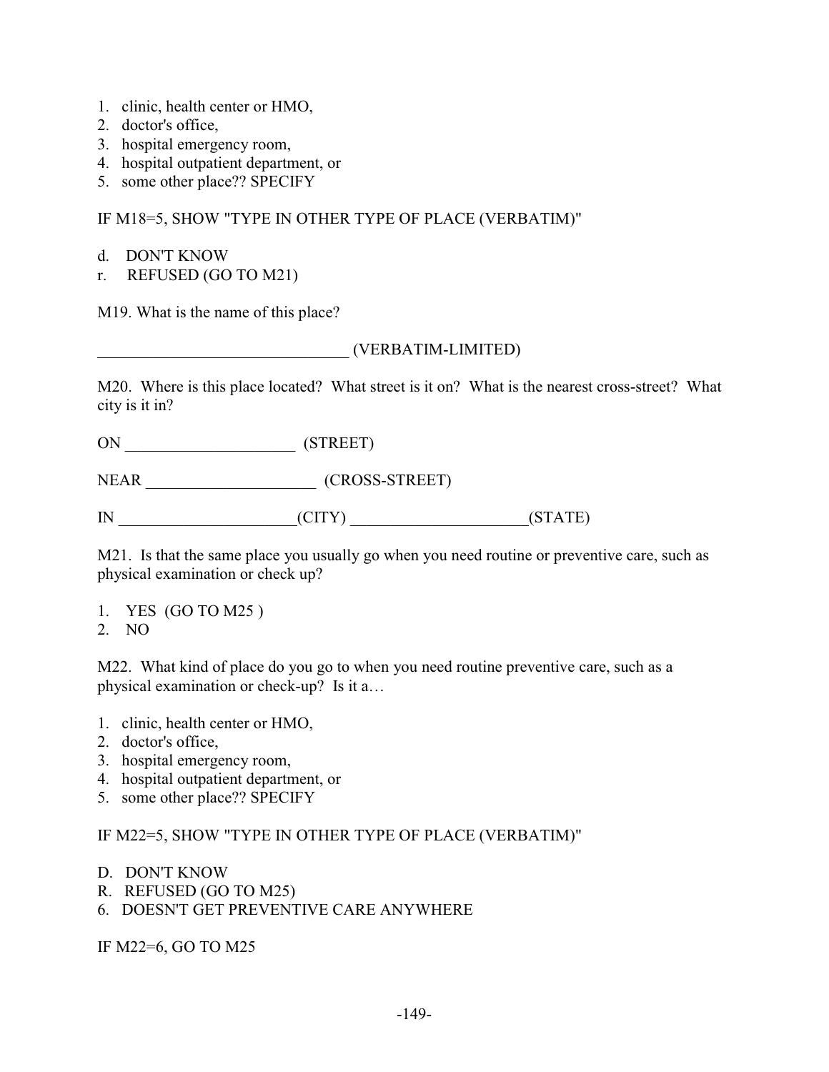1. clinic, health center or HMO,
2. doctor's office,
3. hospital emergency room,
4. hospital outpatient department, or
5. some other place?? SPECIFY

IF M18=5, SHOW "TYPE IN OTHER TYPE OF PLACE (VERBATIM)"

d. DON'T KNOW
r. REFUSED (GO TO M21)

M19. What is the name of this place?

_______________________________ (VERBATIM-LIMITED)

M20. Where is this place located? What street is it on? What is the nearest cross-street? What city is it in?

ON _____________________ (STREET)

NEAR _____________________ (CROSS-STREET)

IN ______________________(CITY) ______________________(STATE)

M21. Is that the same place you usually go when you need routine or preventive care, such as physical examination or check up?

1. YES (GO TO M25 )
2. NO

M22. What kind of place do you go to when you need routine preventive care, such as a physical examination or check-up? Is it a…

1. clinic, health center or HMO,
2. doctor's office,
3. hospital emergency room,
4. hospital outpatient department, or
5. some other place?? SPECIFY

IF M22=5, SHOW "TYPE IN OTHER TYPE OF PLACE (VERBATIM)"

D. DON'T KNOW
R. REFUSED (GO TO M25)
6. DOESN'T GET PREVENTIVE CARE ANYWHERE

IF M22=6, GO TO M25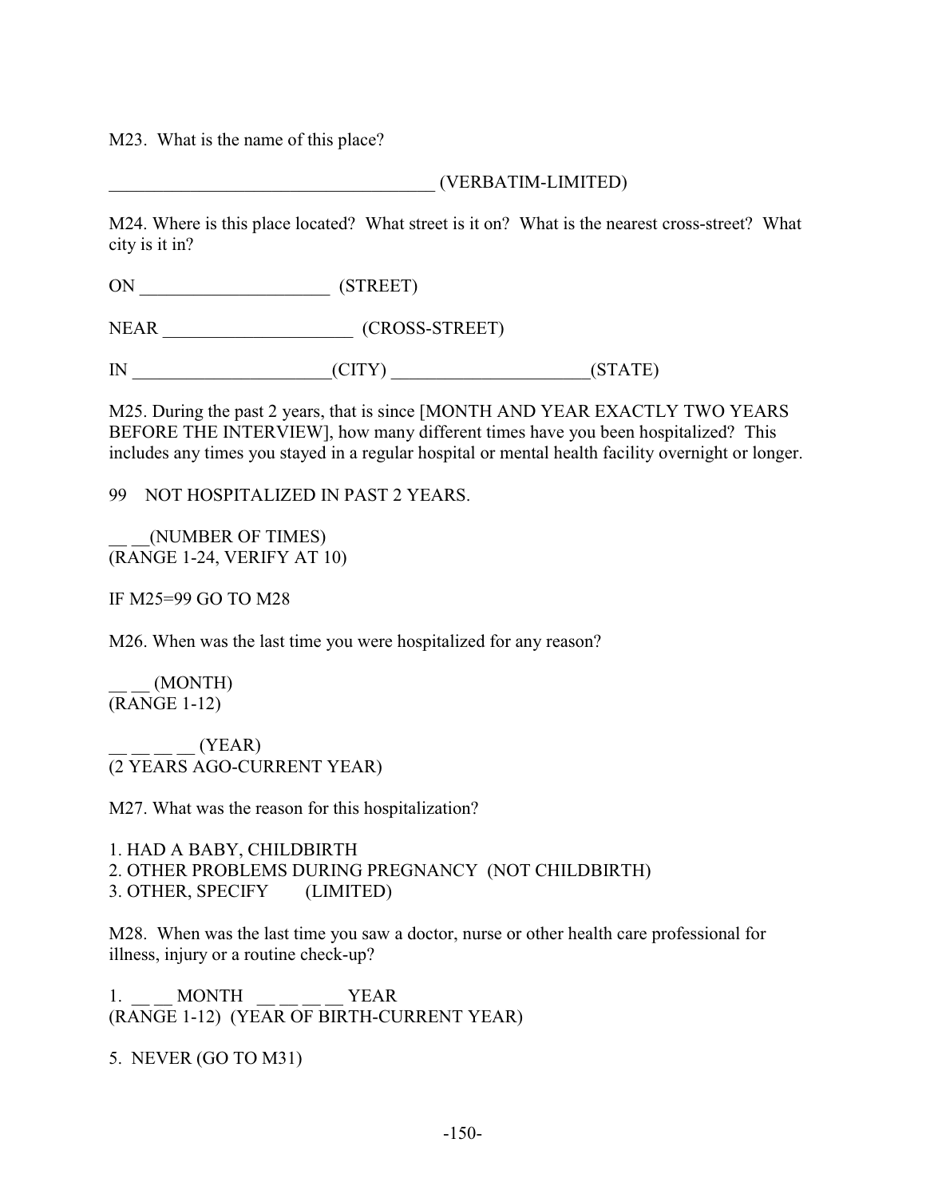M23. What is the name of this place?

_____________________________________ (VERBATIM-LIMITED)

M24. Where is this place located? What street is it on? What is the nearest cross-street? What city is it in?

ON _____________________ (STREET)

NEAR _____________________ (CROSS-STREET)

IN ______________________(CITY) ______________________(STATE)

M25. During the past 2 years, that is since [MONTH AND YEAR EXACTLY TWO YEARS BEFORE THE INTERVIEW], how many different times have you been hospitalized? This includes any times you stayed in a regular hospital or mental health facility overnight or longer.

99 NOT HOSPITALIZED IN PAST 2 YEARS.

__ __(NUMBER OF TIMES)
(RANGE 1-24, VERIFY AT 10)

IF M25=99 GO TO M28

M26. When was the last time you were hospitalized for any reason?

__ __ (MONTH)
(RANGE 1-12)

__ __ __ __ (YEAR)
(2 YEARS AGO-CURRENT YEAR)

M27. What was the reason for this hospitalization?

1. HAD A BABY, CHILDBIRTH
2. OTHER PROBLEMS DURING PREGNANCY (NOT CHILDBIRTH)
3. OTHER, SPECIFY (LIMITED)

M28. When was the last time you saw a doctor, nurse or other health care professional for illness, injury or a routine check-up?

1. __ __ MONTH __ __ __ __ YEAR
(RANGE 1-12) (YEAR OF BIRTH-CURRENT YEAR)

5. NEVER (GO TO M31)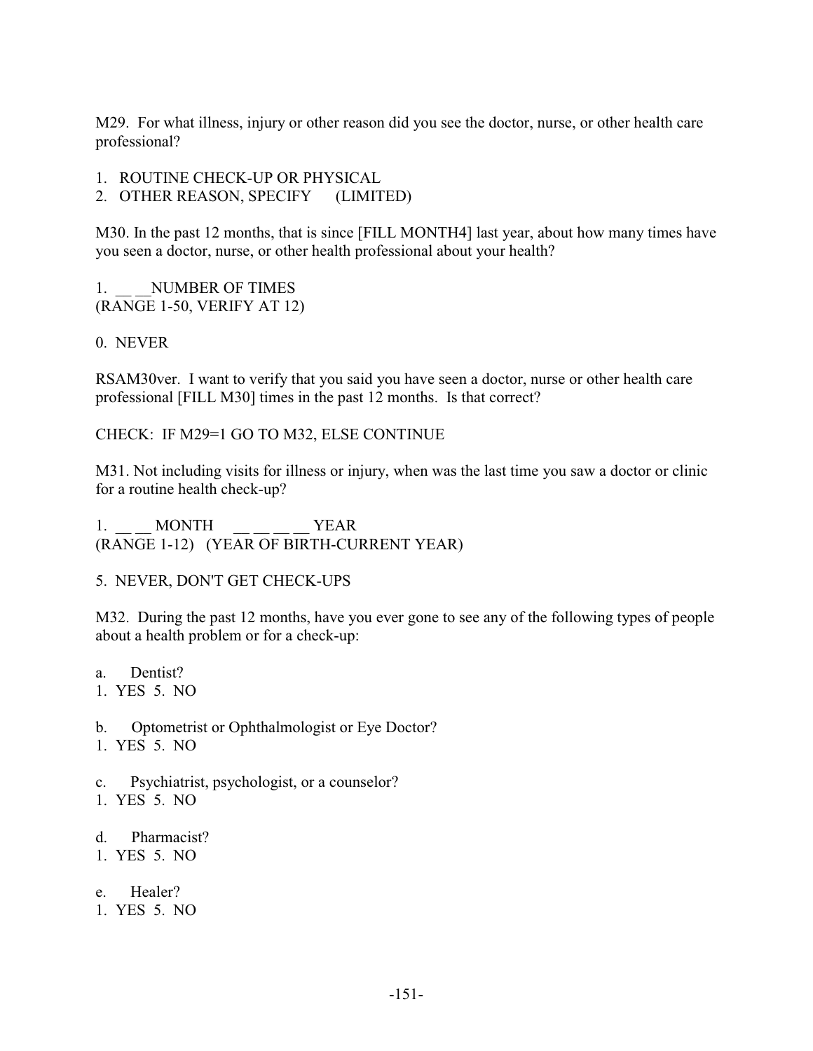M29. For what illness, injury or other reason did you see the doctor, nurse, or other health care professional?

1. ROUTINE CHECK-UP OR PHYSICAL
2. OTHER REASON, SPECIFY (LIMITED)

M30. In the past 12 months, that is since [FILL MONTH4] last year, about how many times have you seen a doctor, nurse, or other health professional about your health?

1. __ __NUMBER OF TIMES
(RANGE 1-50, VERIFY AT 12)

0. NEVER

RSAM30ver. I want to verify that you said you have seen a doctor, nurse or other health care professional [FILL M30] times in the past 12 months. Is that correct?

CHECK: IF M29=1 GO TO M32, ELSE CONTINUE

M31. Not including visits for illness or injury, when was the last time you saw a doctor or clinic for a routine health check-up?

1. __ __ MONTH __ __ __ __ YEAR
(RANGE 1-12) (YEAR OF BIRTH-CURRENT YEAR)

5. NEVER, DON'T GET CHECK-UPS

M32. During the past 12 months, have you ever gone to see any of the following types of people about a health problem or for a check-up:

a. Dentist?
1. YES 5. NO

b. Optometrist or Ophthalmologist or Eye Doctor?
1. YES 5. NO

c. Psychiatrist, psychologist, or a counselor?
1. YES 5. NO

d. Pharmacist?
1. YES 5. NO

e. Healer?
1. YES 5. NO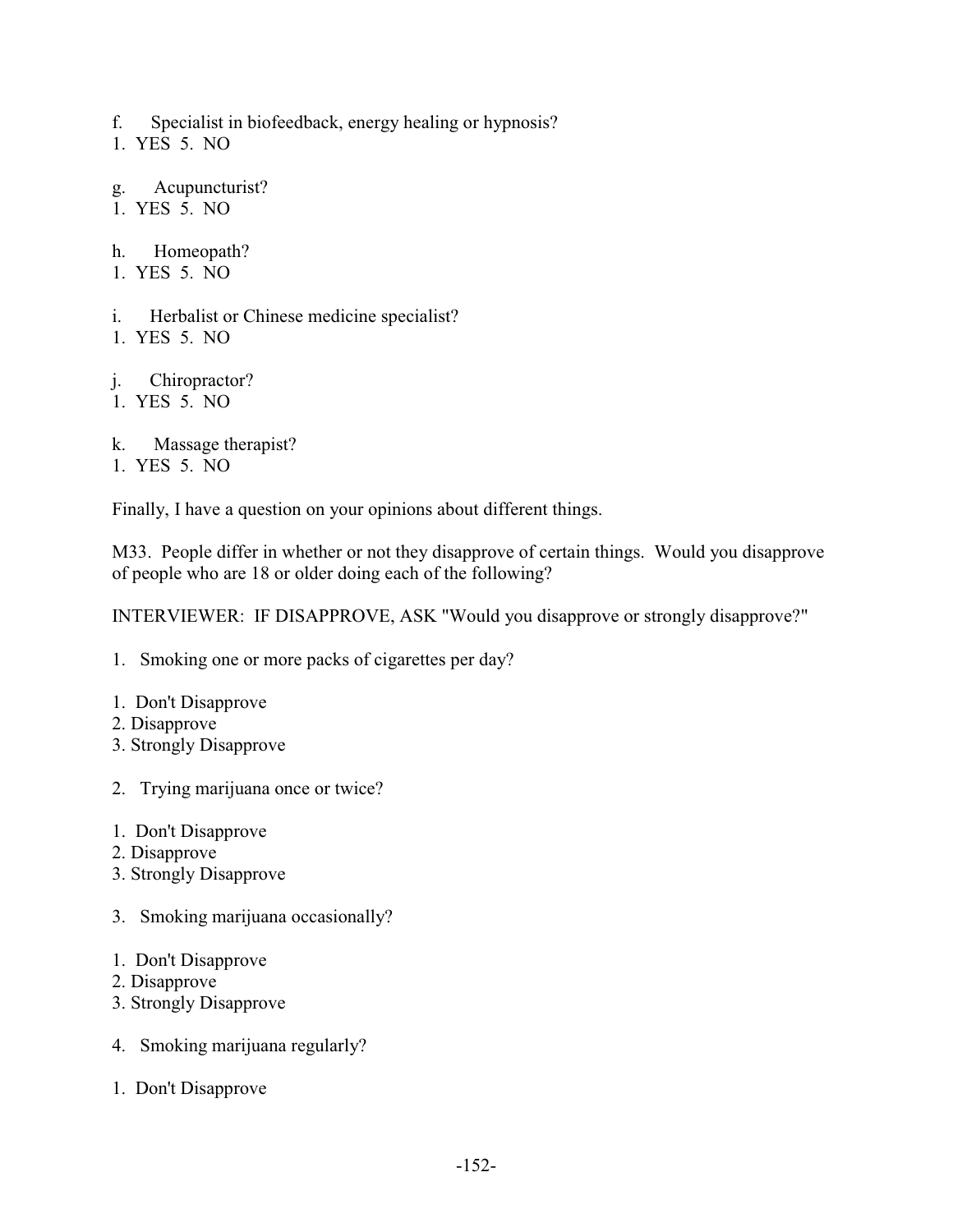f. Specialist in biofeedback, energy healing or hypnosis?
1. YES 5. NO

g. Acupuncturist?
1. YES 5. NO

h. Homeopath?
1. YES 5. NO

i. Herbalist or Chinese medicine specialist?
1. YES 5. NO

j. Chiropractor?
1. YES 5. NO

k. Massage therapist?
1. YES 5. NO

Finally, I have a question on your opinions about different things.

M33. People differ in whether or not they disapprove of certain things. Would you disapprove of people who are 18 or older doing each of the following?

INTERVIEWER: IF DISAPPROVE, ASK "Would you disapprove or strongly disapprove?"

1. Smoking one or more packs of cigarettes per day?

1. Don't Disapprove
2. Disapprove
3. Strongly Disapprove

2. Trying marijuana once or twice?

1. Don't Disapprove
2. Disapprove
3. Strongly Disapprove

3. Smoking marijuana occasionally?

1. Don't Disapprove
2. Disapprove
3. Strongly Disapprove

4. Smoking marijuana regularly?

1. Don't Disapprove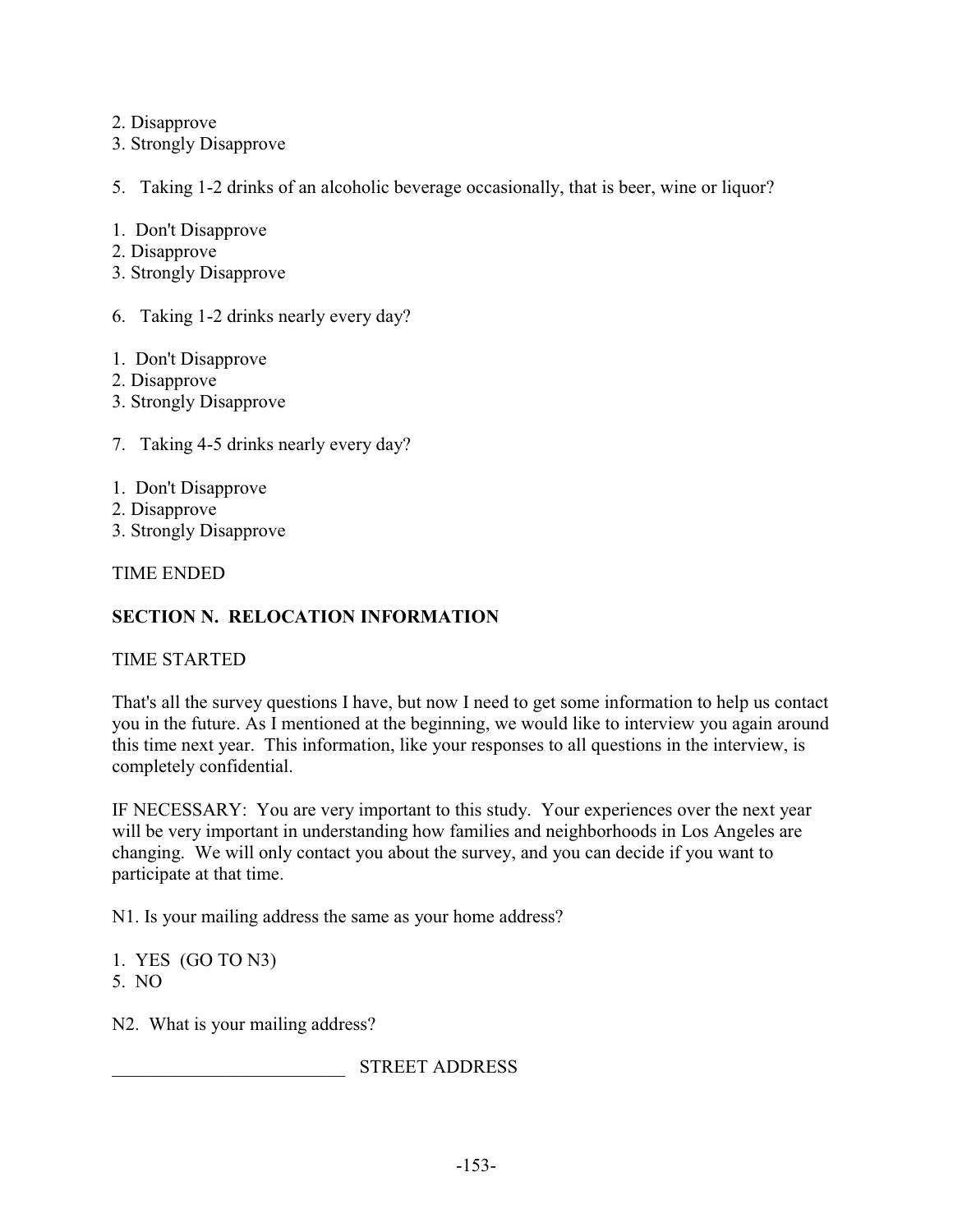2. Disapprove
3. Strongly Disapprove

5. Taking 1-2 drinks of an alcoholic beverage occasionally, that is beer, wine or liquor?

1. Don't Disapprove
2. Disapprove
3. Strongly Disapprove

6. Taking 1-2 drinks nearly every day?

1. Don't Disapprove
2. Disapprove
3. Strongly Disapprove

7. Taking 4-5 drinks nearly every day?

1. Don't Disapprove
2. Disapprove
3. Strongly Disapprove

TIME ENDED

## SECTION N. RELOCATION INFORMATION

TIME STARTED

That's all the survey questions I have, but now I need to get some information to help us contact you in the future. As I mentioned at the beginning, we would like to interview you again around this time next year. This information, like your responses to all questions in the interview, is completely confidential.

IF NECESSARY: You are very important to this study. Your experiences over the next year will be very important in understanding how families and neighborhoods in Los Angeles are changing. We will only contact you about the survey, and you can decide if you want to participate at that time.

N1. Is your mailing address the same as your home address?

1. YES (GO TO N3)
5. NO

N2. What is your mailing address?

_________________________ STREET ADDRESS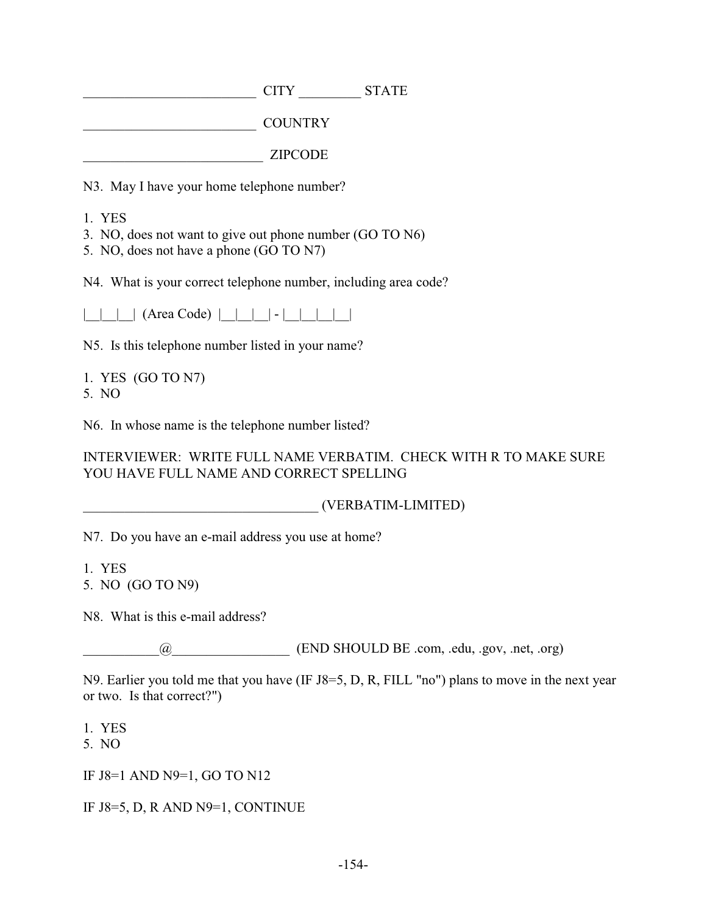_________________________ CITY _________ STATE

_________________________ COUNTRY

__________________________ ZIPCODE

N3. May I have your home telephone number?

1. YES
3. NO, does not want to give out phone number (GO TO N6)
5. NO, does not have a phone (GO TO N7)

N4. What is your correct telephone number, including area code?

|__|__|__| (Area Code) |__|__|__| - |__|__|__|__|

N5. Is this telephone number listed in your name?

1. YES (GO TO N7)
5. NO

N6. In whose name is the telephone number listed?

INTERVIEWER: WRITE FULL NAME VERBATIM. CHECK WITH R TO MAKE SURE YOU HAVE FULL NAME AND CORRECT SPELLING

__________________________________ (VERBATIM-LIMITED)

N7. Do you have an e-mail address you use at home?

1. YES
5. NO (GO TO N9)

N8. What is this e-mail address?

___________@_________________ (END SHOULD BE .com, .edu, .gov, .net, .org)

N9. Earlier you told me that you have (IF J8=5, D, R, FILL "no") plans to move in the next year or two. Is that correct?")

1. YES
5. NO

IF J8=1 AND N9=1, GO TO N12

IF J8=5, D, R AND N9=1, CONTINUE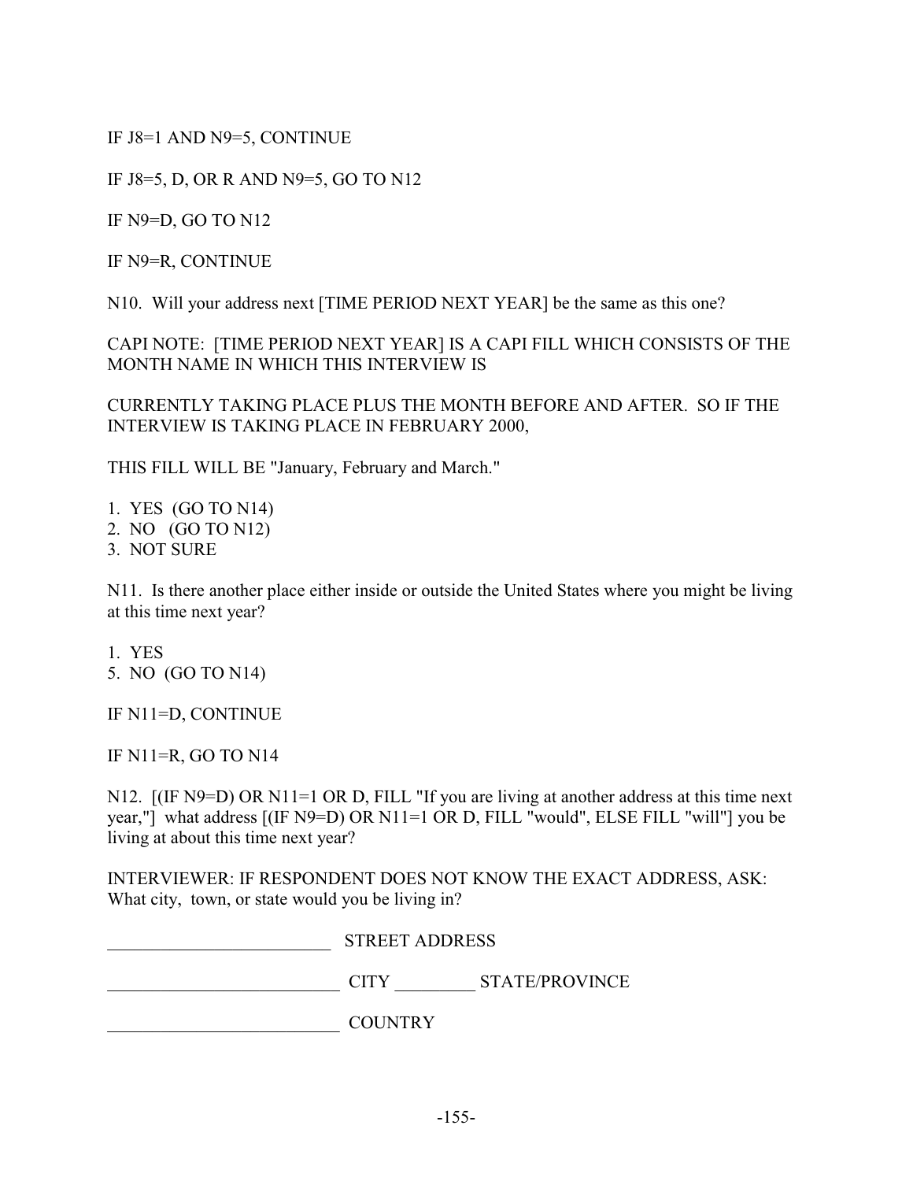IF J8=1 AND N9=5, CONTINUE

IF J8=5, D, OR R AND N9=5, GO TO N12

IF N9=D, GO TO N12

IF N9=R, CONTINUE

N10. Will your address next [TIME PERIOD NEXT YEAR] be the same as this one?

CAPI NOTE: [TIME PERIOD NEXT YEAR] IS A CAPI FILL WHICH CONSISTS OF THE MONTH NAME IN WHICH THIS INTERVIEW IS

CURRENTLY TAKING PLACE PLUS THE MONTH BEFORE AND AFTER. SO IF THE INTERVIEW IS TAKING PLACE IN FEBRUARY 2000,

THIS FILL WILL BE "January, February and March."

1. YES (GO TO N14)
2. NO (GO TO N12)
3. NOT SURE

N11. Is there another place either inside or outside the United States where you might be living at this time next year?

1. YES
5. NO (GO TO N14)

IF N11=D, CONTINUE

IF N11=R, GO TO N14

N12. [(IF N9=D) OR N11=1 OR D, FILL "If you are living at another address at this time next year,"] what address [(IF N9=D) OR N11=1 OR D, FILL "would", ELSE FILL "will"] you be living at about this time next year?

INTERVIEWER: IF RESPONDENT DOES NOT KNOW THE EXACT ADDRESS, ASK: What city, town, or state would you be living in?

__________________________ STREET ADDRESS

__________________________ CITY _________ STATE/PROVINCE

__________________________ COUNTRY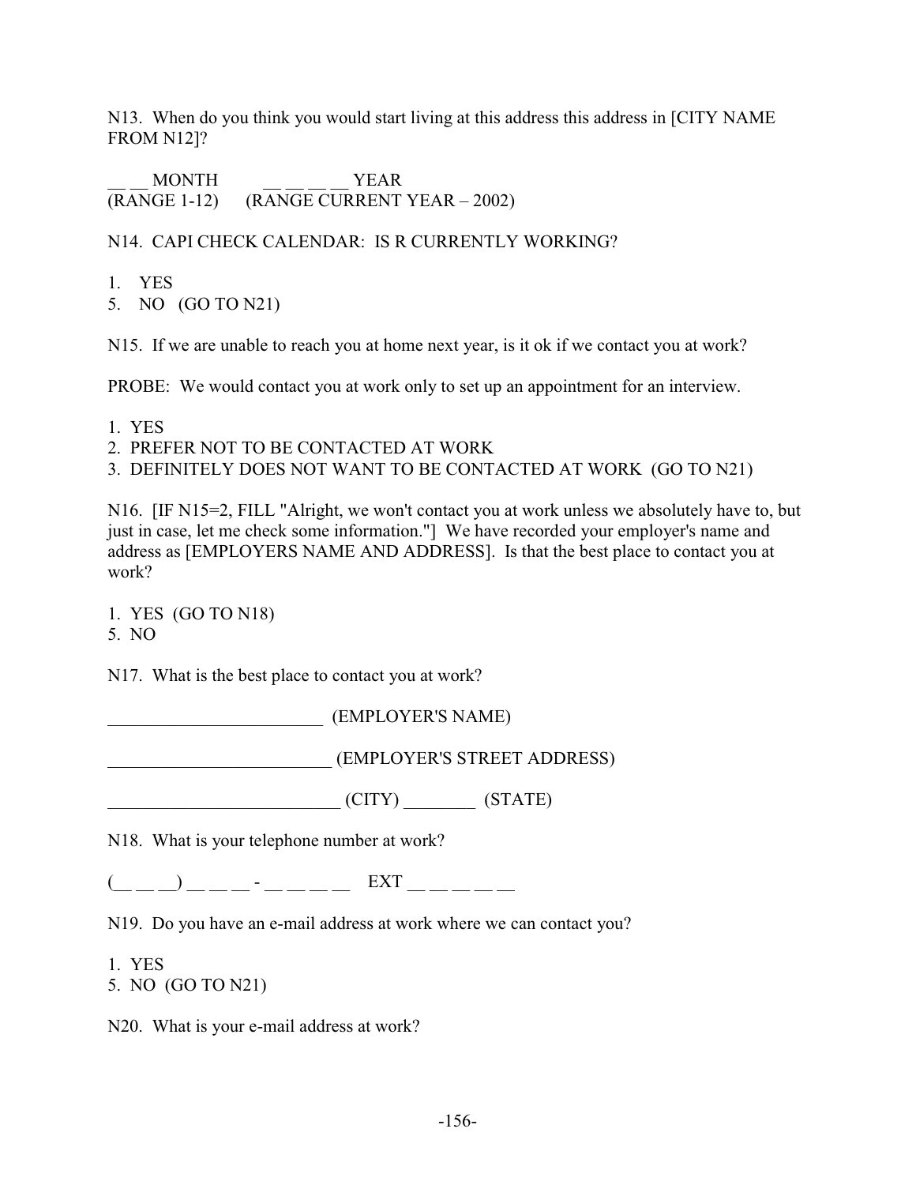N13. When do you think you would start living at this address this address in [CITY NAME FROM N12]?

__ __ MONTH &nbsp;&nbsp;&nbsp;&nbsp;&nbsp;&nbsp;&nbsp; __ __ __ __ YEAR
(RANGE 1-12) &nbsp;&nbsp;&nbsp; (RANGE CURRENT YEAR – 2002)

N14. CAPI CHECK CALENDAR: IS R CURRENTLY WORKING?

1. YES
5. NO (GO TO N21)

N15. If we are unable to reach you at home next year, is it ok if we contact you at work?

PROBE: We would contact you at work only to set up an appointment for an interview.

1. YES
2. PREFER NOT TO BE CONTACTED AT WORK
3. DEFINITELY DOES NOT WANT TO BE CONTACTED AT WORK (GO TO N21)

N16. [IF N15=2, FILL "Alright, we won't contact you at work unless we absolutely have to, but just in case, let me check some information."] We have recorded your employer's name and address as [EMPLOYERS NAME AND ADDRESS]. Is that the best place to contact you at work?

1. YES (GO TO N18)
5. NO

N17. What is the best place to contact you at work?

________________________ (EMPLOYER'S NAME)

________________________ (EMPLOYER'S STREET ADDRESS)

_________________________ (CITY) ________ (STATE)

N18. What is your telephone number at work?

(__ __ __) __ __ __ - __ __ __ __ &nbsp;&nbsp; EXT __ __ __ __ __

N19. Do you have an e-mail address at work where we can contact you?

1. YES
5. NO (GO TO N21)

N20. What is your e-mail address at work?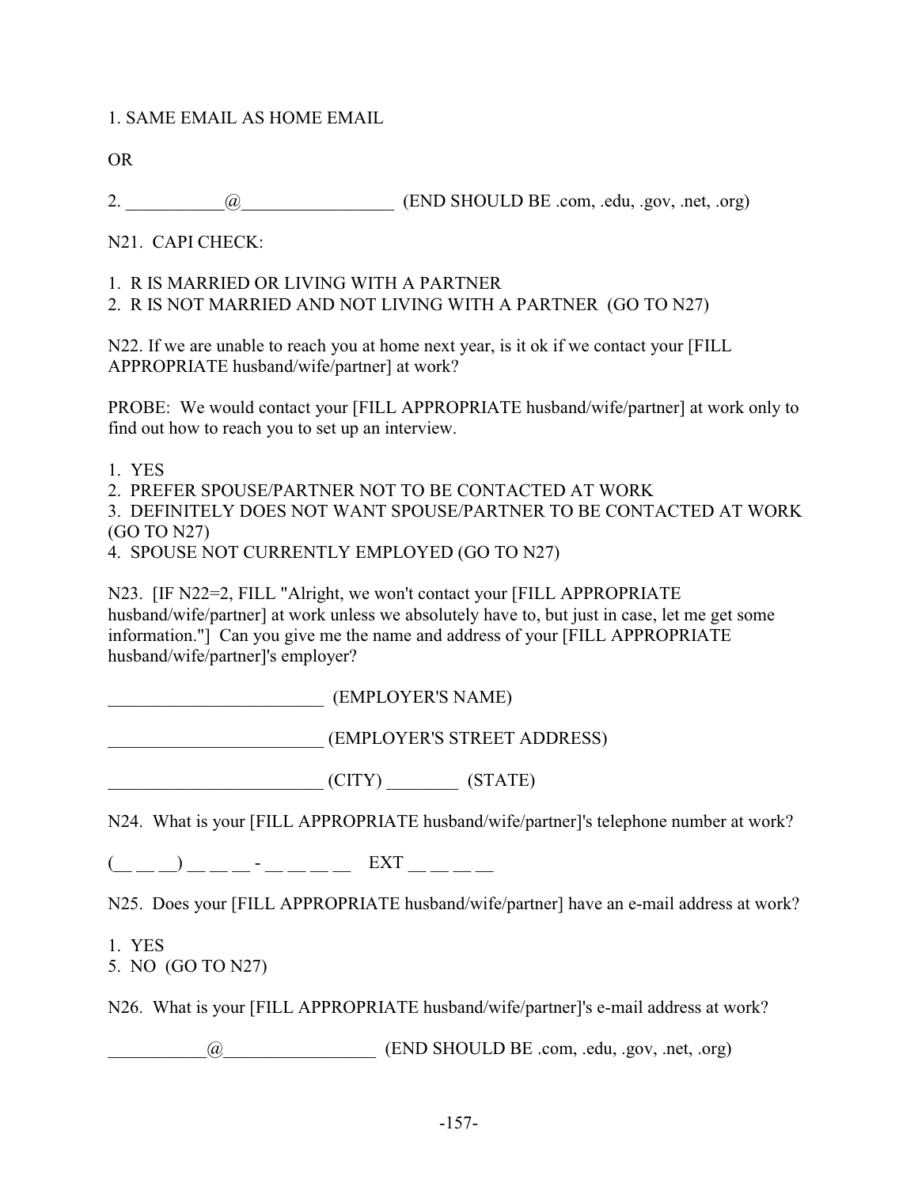1. SAME EMAIL AS HOME EMAIL

OR

2. ___________@_________________ (END SHOULD BE .com, .edu, .gov, .net, .org)

N21. CAPI CHECK:

1. R IS MARRIED OR LIVING WITH A PARTNER
2. R IS NOT MARRIED AND NOT LIVING WITH A PARTNER (GO TO N27)

N22. If we are unable to reach you at home next year, is it ok if we contact your [FILL APPROPRIATE husband/wife/partner] at work?

PROBE: We would contact your [FILL APPROPRIATE husband/wife/partner] at work only to find out how to reach you to set up an interview.

1. YES
2. PREFER SPOUSE/PARTNER NOT TO BE CONTACTED AT WORK
3. DEFINITELY DOES NOT WANT SPOUSE/PARTNER TO BE CONTACTED AT WORK (GO TO N27)
4. SPOUSE NOT CURRENTLY EMPLOYED (GO TO N27)

N23. [IF N22=2, FILL "Alright, we won't contact your [FILL APPROPRIATE husband/wife/partner] at work unless we absolutely have to, but just in case, let me get some information."] Can you give me the name and address of your [FILL APPROPRIATE husband/wife/partner]'s employer?

________________________ (EMPLOYER'S NAME)

________________________ (EMPLOYER'S STREET ADDRESS)

________________________ (CITY) ________ (STATE)

N24. What is your [FILL APPROPRIATE husband/wife/partner]'s telephone number at work?

(__ __ __) __ __ __ - __ __ __ __ EXT __ __ __ __

N25. Does your [FILL APPROPRIATE husband/wife/partner] have an e-mail address at work?

1. YES
5. NO (GO TO N27)

N26. What is your [FILL APPROPRIATE husband/wife/partner]'s e-mail address at work?

___________@_________________ (END SHOULD BE .com, .edu, .gov, .net, .org)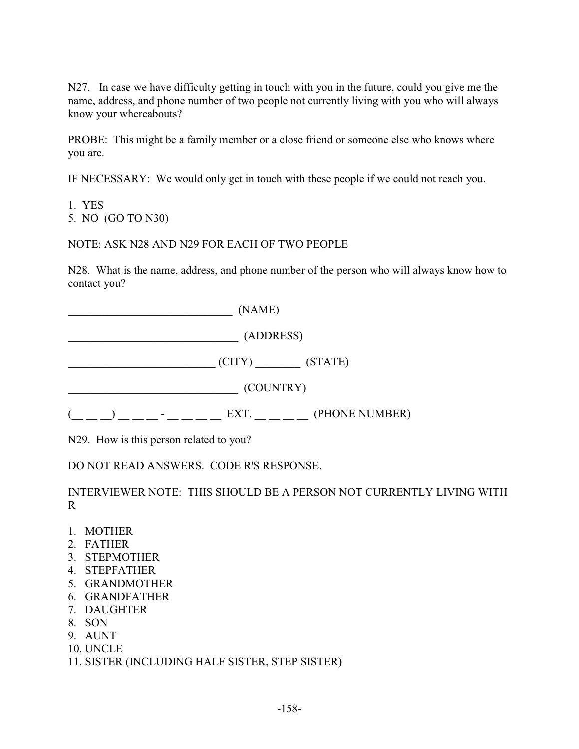N27. In case we have difficulty getting in touch with you in the future, could you give me the name, address, and phone number of two people not currently living with you who will always know your whereabouts?

PROBE: This might be a family member or a close friend or someone else who knows where you are.

IF NECESSARY: We would only get in touch with these people if we could not reach you.

1. YES
5. NO (GO TO N30)

NOTE: ASK N28 AND N29 FOR EACH OF TWO PEOPLE

N28. What is the name, address, and phone number of the person who will always know how to contact you?

______________________________ (NAME)

______________________________ (ADDRESS)

__________________________ (CITY) ________ (STATE)

______________________________ (COUNTRY)

(__ __ __) __ __ __ - __ __ __ __ EXT. __ __ __ __ (PHONE NUMBER)

N29. How is this person related to you?

DO NOT READ ANSWERS. CODE R'S RESPONSE.

INTERVIEWER NOTE: THIS SHOULD BE A PERSON NOT CURRENTLY LIVING WITH R

1. MOTHER
2. FATHER
3. STEPMOTHER
4. STEPFATHER
5. GRANDMOTHER
6. GRANDFATHER
7. DAUGHTER
8. SON
9. AUNT
10. UNCLE
11. SISTER (INCLUDING HALF SISTER, STEP SISTER)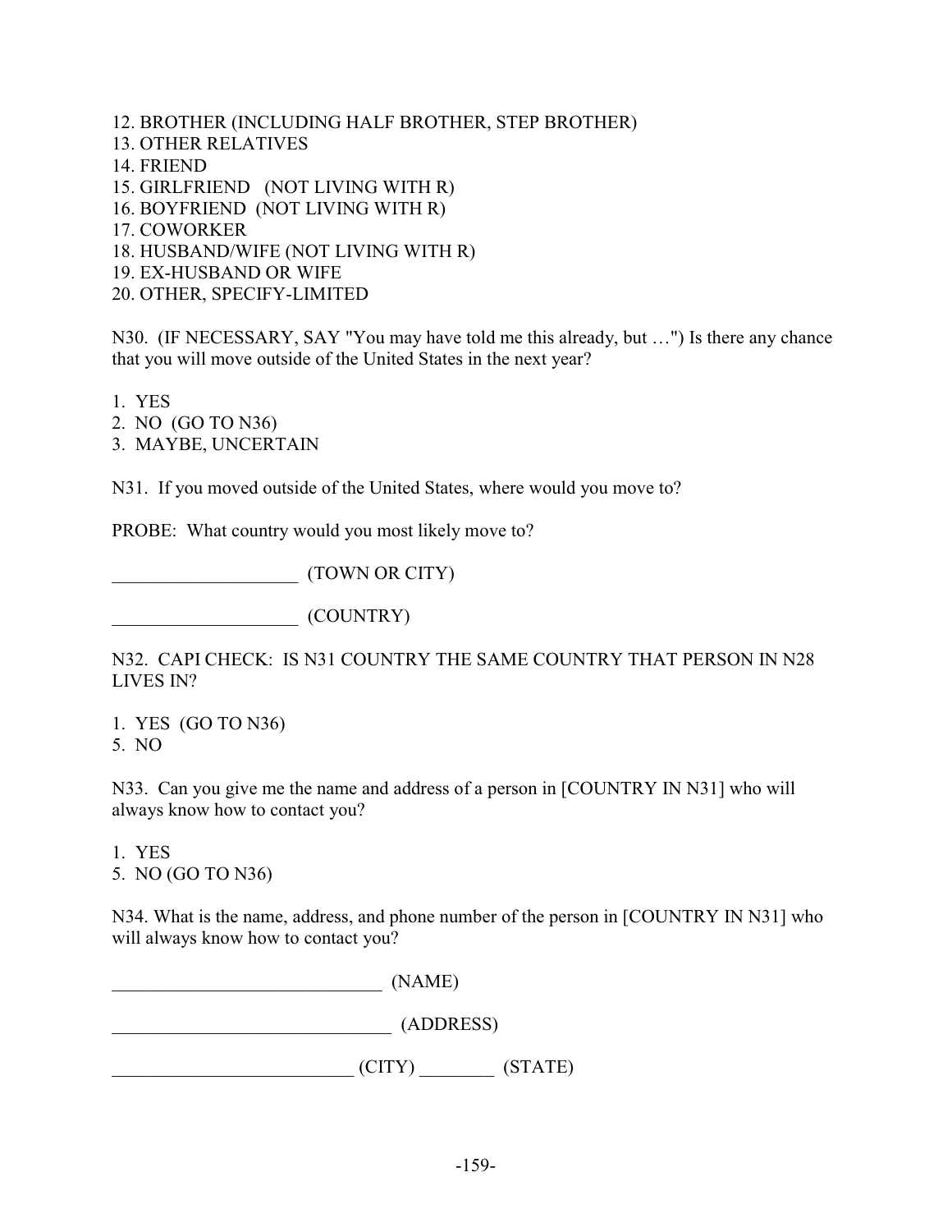12. BROTHER (INCLUDING HALF BROTHER, STEP BROTHER)
13. OTHER RELATIVES
14. FRIEND
15. GIRLFRIEND (NOT LIVING WITH R)
16. BOYFRIEND (NOT LIVING WITH R)
17. COWORKER
18. HUSBAND/WIFE (NOT LIVING WITH R)
19. EX-HUSBAND OR WIFE
20. OTHER, SPECIFY-LIMITED

N30. (IF NECESSARY, SAY "You may have told me this already, but …") Is there any chance that you will move outside of the United States in the next year?

1. YES
2. NO (GO TO N36)
3. MAYBE, UNCERTAIN

N31. If you moved outside of the United States, where would you move to?

PROBE: What country would you most likely move to?

____________________ (TOWN OR CITY)

____________________ (COUNTRY)

N32. CAPI CHECK: IS N31 COUNTRY THE SAME COUNTRY THAT PERSON IN N28 LIVES IN?

1. YES (GO TO N36)
5. NO

N33. Can you give me the name and address of a person in [COUNTRY IN N31] who will always know how to contact you?

1. YES
5. NO (GO TO N36)

N34. What is the name, address, and phone number of the person in [COUNTRY IN N31] who will always know how to contact you?

_____________________________ (NAME)

______________________________ (ADDRESS)

__________________________ (CITY) ________ (STATE)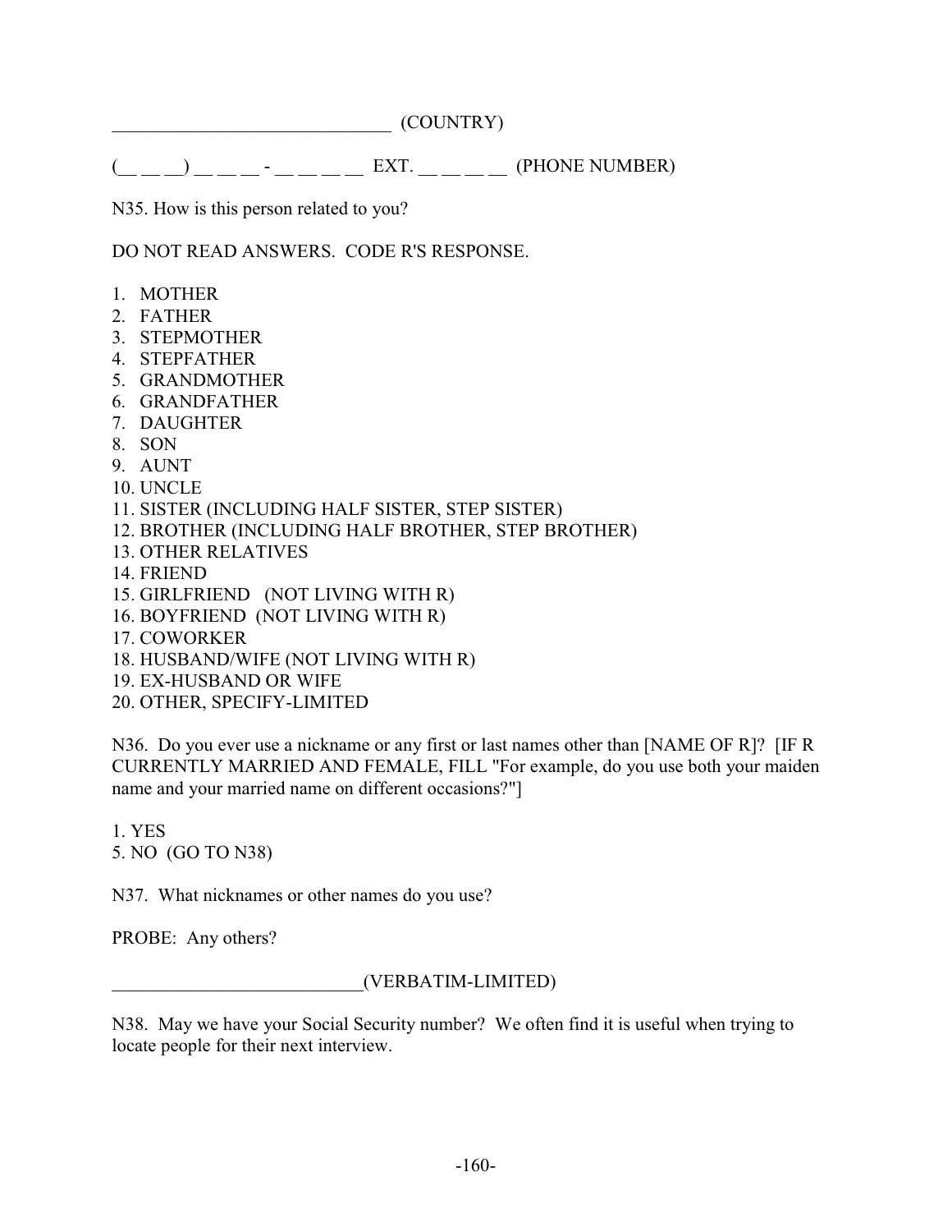______________________________ (COUNTRY)

(__ __ __) __ __ __ - __ __ __ __ EXT. __ __ __ __ (PHONE NUMBER)

N35. How is this person related to you?

DO NOT READ ANSWERS. CODE R'S RESPONSE.

1. MOTHER
2. FATHER
3. STEPMOTHER
4. STEPFATHER
5. GRANDMOTHER
6. GRANDFATHER
7. DAUGHTER
8. SON
9. AUNT
10. UNCLE
11. SISTER (INCLUDING HALF SISTER, STEP SISTER)
12. BROTHER (INCLUDING HALF BROTHER, STEP BROTHER)
13. OTHER RELATIVES
14. FRIEND
15. GIRLFRIEND (NOT LIVING WITH R)
16. BOYFRIEND (NOT LIVING WITH R)
17. COWORKER
18. HUSBAND/WIFE (NOT LIVING WITH R)
19. EX-HUSBAND OR WIFE
20. OTHER, SPECIFY-LIMITED

N36. Do you ever use a nickname or any first or last names other than [NAME OF R]? [IF R CURRENTLY MARRIED AND FEMALE, FILL "For example, do you use both your maiden name and your married name on different occasions?"]

1. YES
5. NO (GO TO N38)

N37. What nicknames or other names do you use?

PROBE: Any others?

___________________________(VERBATIM-LIMITED)

N38. May we have your Social Security number? We often find it is useful when trying to locate people for their next interview.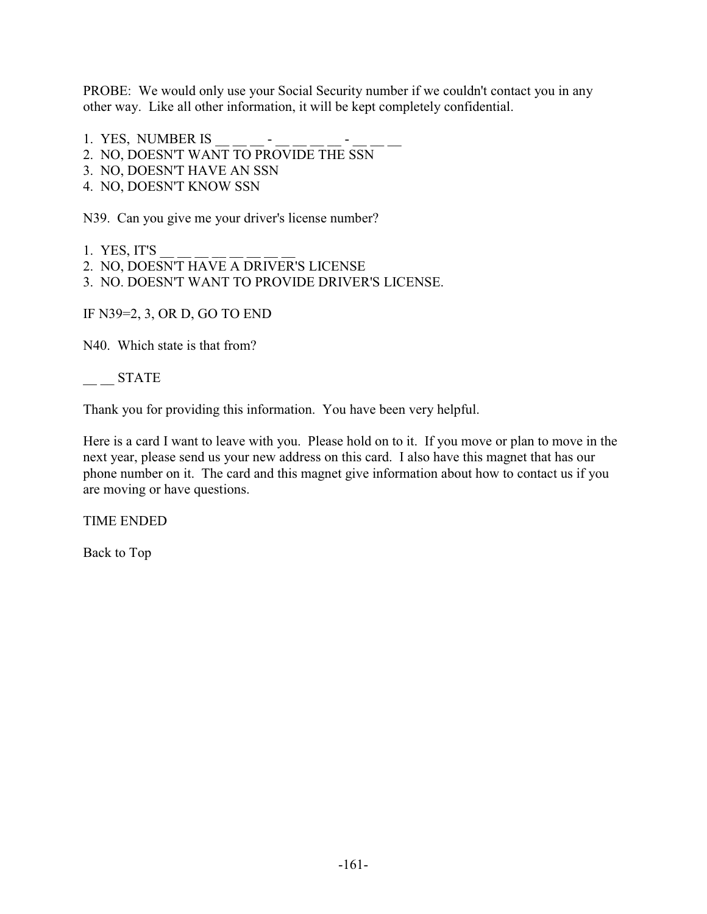PROBE: We would only use your Social Security number if we couldn't contact you in any other way. Like all other information, it will be kept completely confidential.

1. YES, NUMBER IS __ __ __ - __ __ __ __ - __ __ __
2. NO, DOESN'T WANT TO PROVIDE THE SSN
3. NO, DOESN'T HAVE AN SSN
4. NO, DOESN'T KNOW SSN

N39. Can you give me your driver's license number?

1. YES, IT'S __ __ __ __ __ __ __ __
2. NO, DOESN'T HAVE A DRIVER'S LICENSE
3. NO. DOESN'T WANT TO PROVIDE DRIVER'S LICENSE.

IF N39=2, 3, OR D, GO TO END

N40. Which state is that from?

__ __ STATE

Thank you for providing this information. You have been very helpful.

Here is a card I want to leave with you. Please hold on to it. If you move or plan to move in the next year, please send us your new address on this card. I also have this magnet that has our phone number on it. The card and this magnet give information about how to contact us if you are moving or have questions.

TIME ENDED

Back to Top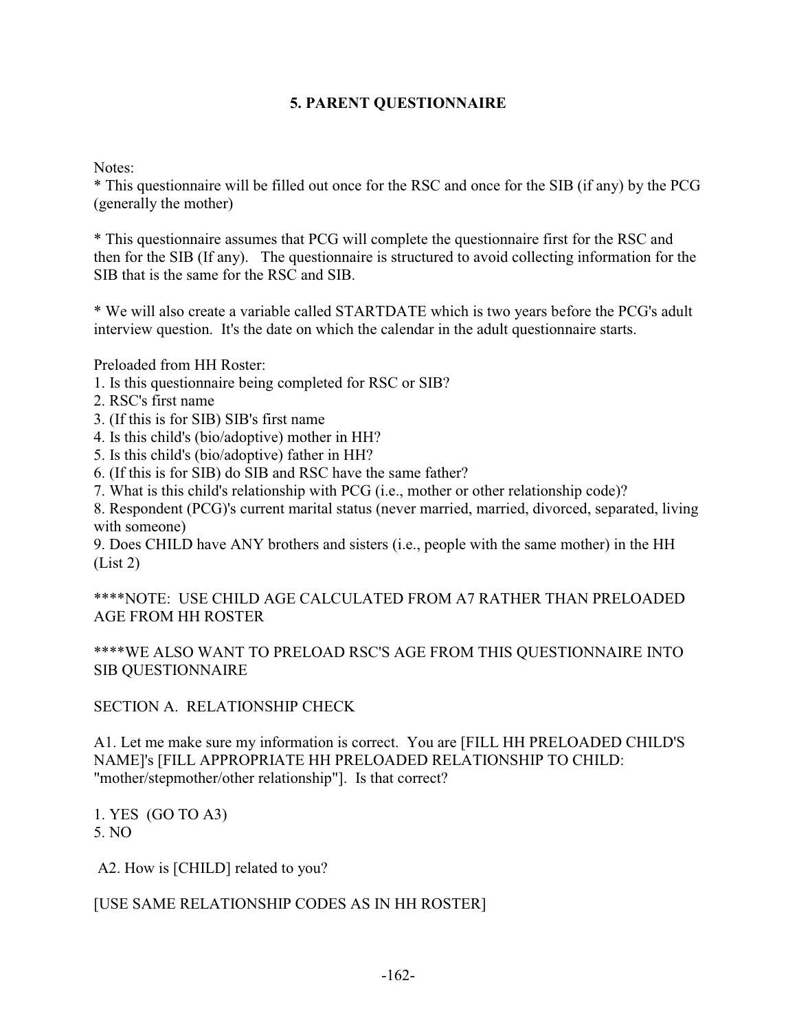# 5. PARENT QUESTIONNAIRE

Notes:
* This questionnaire will be filled out once for the RSC and once for the SIB (if any) by the PCG (generally the mother)

* This questionnaire assumes that PCG will complete the questionnaire first for the RSC and then for the SIB (If any). The questionnaire is structured to avoid collecting information for the SIB that is the same for the RSC and SIB.

* We will also create a variable called STARTDATE which is two years before the PCG's adult interview question. It's the date on which the calendar in the adult questionnaire starts.

Preloaded from HH Roster:
1. Is this questionnaire being completed for RSC or SIB?
2. RSC's first name
3. (If this is for SIB) SIB's first name
4. Is this child's (bio/adoptive) mother in HH?
5. Is this child's (bio/adoptive) father in HH?
6. (If this is for SIB) do SIB and RSC have the same father?
7. What is this child's relationship with PCG (i.e., mother or other relationship code)?
8. Respondent (PCG)'s current marital status (never married, married, divorced, separated, living with someone)
9. Does CHILD have ANY brothers and sisters (i.e., people with the same mother) in the HH (List 2)

****NOTE: USE CHILD AGE CALCULATED FROM A7 RATHER THAN PRELOADED AGE FROM HH ROSTER

****WE ALSO WANT TO PRELOAD RSC'S AGE FROM THIS QUESTIONNAIRE INTO SIB QUESTIONNAIRE

SECTION A. RELATIONSHIP CHECK

A1. Let me make sure my information is correct. You are [FILL HH PRELOADED CHILD'S NAME]'s [FILL APPROPRIATE HH PRELOADED RELATIONSHIP TO CHILD: "mother/stepmother/other relationship"]. Is that correct?

1. YES (GO TO A3)
5. NO

A2. How is [CHILD] related to you?

[USE SAME RELATIONSHIP CODES AS IN HH ROSTER]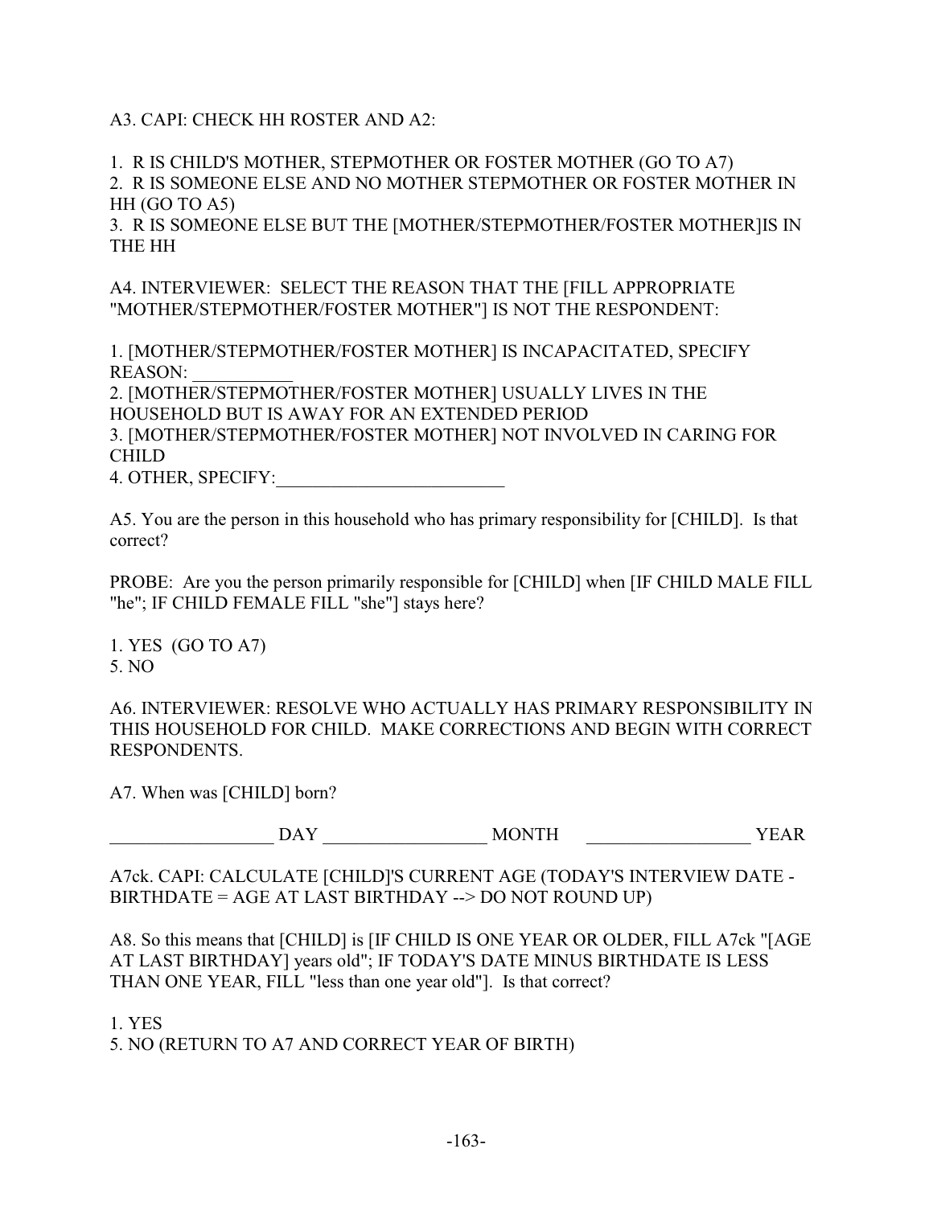A3. CAPI: CHECK HH ROSTER AND A2:

1. R IS CHILD'S MOTHER, STEPMOTHER OR FOSTER MOTHER (GO TO A7)
2. R IS SOMEONE ELSE AND NO MOTHER STEPMOTHER OR FOSTER MOTHER IN HH (GO TO A5)
3. R IS SOMEONE ELSE BUT THE [MOTHER/STEPMOTHER/FOSTER MOTHER]IS IN THE HH

A4. INTERVIEWER: SELECT THE REASON THAT THE [FILL APPROPRIATE "MOTHER/STEPMOTHER/FOSTER MOTHER"] IS NOT THE RESPONDENT:

1. [MOTHER/STEPMOTHER/FOSTER MOTHER] IS INCAPACITATED, SPECIFY REASON: ___________
2. [MOTHER/STEPMOTHER/FOSTER MOTHER] USUALLY LIVES IN THE HOUSEHOLD BUT IS AWAY FOR AN EXTENDED PERIOD
3. [MOTHER/STEPMOTHER/FOSTER MOTHER] NOT INVOLVED IN CARING FOR CHILD
4. OTHER, SPECIFY:_________________________

A5. You are the person in this household who has primary responsibility for [CHILD]. Is that correct?

PROBE: Are you the person primarily responsible for [CHILD] when [IF CHILD MALE FILL "he"; IF CHILD FEMALE FILL "she"] stays here?

1. YES (GO TO A7)
5. NO

A6. INTERVIEWER: RESOLVE WHO ACTUALLY HAS PRIMARY RESPONSIBILITY IN THIS HOUSEHOLD FOR CHILD. MAKE CORRECTIONS AND BEGIN WITH CORRECT RESPONDENTS.

A7. When was [CHILD] born?

__________________ DAY __________________ MONTH __________________ YEAR

A7ck. CAPI: CALCULATE [CHILD]'S CURRENT AGE (TODAY'S INTERVIEW DATE - BIRTHDATE = AGE AT LAST BIRTHDAY --> DO NOT ROUND UP)

A8. So this means that [CHILD] is [IF CHILD IS ONE YEAR OR OLDER, FILL A7ck "[AGE AT LAST BIRTHDAY] years old"; IF TODAY'S DATE MINUS BIRTHDATE IS LESS THAN ONE YEAR, FILL "less than one year old"]. Is that correct?

1. YES
5. NO (RETURN TO A7 AND CORRECT YEAR OF BIRTH)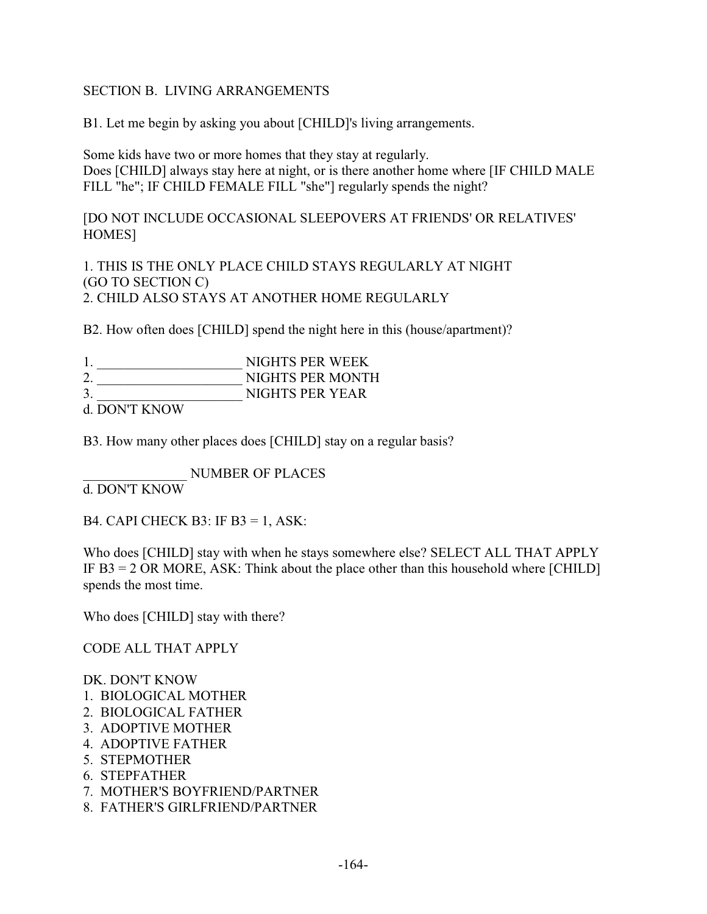## SECTION B. LIVING ARRANGEMENTS

B1. Let me begin by asking you about [CHILD]'s living arrangements.

Some kids have two or more homes that they stay at regularly.
Does [CHILD] always stay here at night, or is there another home where [IF CHILD MALE FILL "he"; IF CHILD FEMALE FILL "she"] regularly spends the night?

[DO NOT INCLUDE OCCASIONAL SLEEPOVERS AT FRIENDS' OR RELATIVES' HOMES]

1. THIS IS THE ONLY PLACE CHILD STAYS REGULARLY AT NIGHT (GO TO SECTION C)
2. CHILD ALSO STAYS AT ANOTHER HOME REGULARLY

B2. How often does [CHILD] spend the night here in this (house/apartment)?

1. _____________________ NIGHTS PER WEEK
2. _____________________ NIGHTS PER MONTH
3. _____________________ NIGHTS PER YEAR

d. DON'T KNOW

B3. How many other places does [CHILD] stay on a regular basis?

_______________ NUMBER OF PLACES

d. DON'T KNOW

B4. CAPI CHECK B3: IF B3 = 1, ASK:

Who does [CHILD] stay with when he stays somewhere else? SELECT ALL THAT APPLY
IF B3 = 2 OR MORE, ASK: Think about the place other than this household where [CHILD] spends the most time.

Who does [CHILD] stay with there?

CODE ALL THAT APPLY

DK. DON'T KNOW
1. BIOLOGICAL MOTHER
2. BIOLOGICAL FATHER
3. ADOPTIVE MOTHER
4. ADOPTIVE FATHER
5. STEPMOTHER
6. STEPFATHER
7. MOTHER'S BOYFRIEND/PARTNER
8. FATHER'S GIRLFRIEND/PARTNER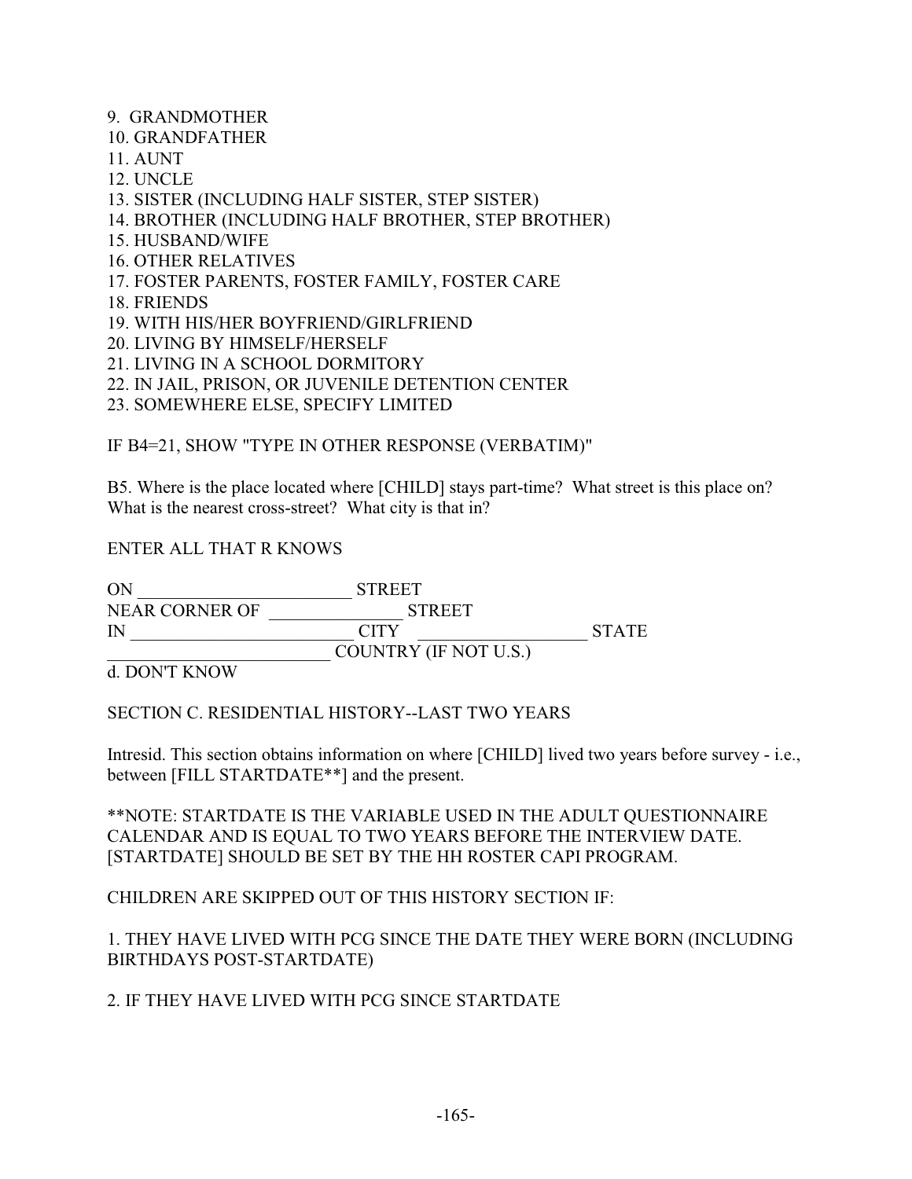9. GRANDMOTHER
10. GRANDFATHER
11. AUNT
12. UNCLE
13. SISTER (INCLUDING HALF SISTER, STEP SISTER)
14. BROTHER (INCLUDING HALF BROTHER, STEP BROTHER)
15. HUSBAND/WIFE
16. OTHER RELATIVES
17. FOSTER PARENTS, FOSTER FAMILY, FOSTER CARE
18. FRIENDS
19. WITH HIS/HER BOYFRIEND/GIRLFRIEND
20. LIVING BY HIMSELF/HERSELF
21. LIVING IN A SCHOOL DORMITORY
22. IN JAIL, PRISON, OR JUVENILE DETENTION CENTER
23. SOMEWHERE ELSE, SPECIFY LIMITED

IF B4=21, SHOW "TYPE IN OTHER RESPONSE (VERBATIM)"

B5. Where is the place located where [CHILD] stays part-time? What street is this place on? What is the nearest cross-street? What city is that in?

ENTER ALL THAT R KNOWS

ON ________________________ STREET
NEAR CORNER OF ______________ STREET
IN ________________________ CITY __________________ STATE
________________________ COUNTRY (IF NOT U.S.)
d. DON'T KNOW

SECTION C. RESIDENTIAL HISTORY--LAST TWO YEARS

Intresid. This section obtains information on where [CHILD] lived two years before survey - i.e., between [FILL STARTDATE**] and the present.

**NOTE: STARTDATE IS THE VARIABLE USED IN THE ADULT QUESTIONNAIRE CALENDAR AND IS EQUAL TO TWO YEARS BEFORE THE INTERVIEW DATE. [STARTDATE] SHOULD BE SET BY THE HH ROSTER CAPI PROGRAM.

CHILDREN ARE SKIPPED OUT OF THIS HISTORY SECTION IF:

1. THEY HAVE LIVED WITH PCG SINCE THE DATE THEY WERE BORN (INCLUDING BIRTHDAYS POST-STARTDATE)

2. IF THEY HAVE LIVED WITH PCG SINCE STARTDATE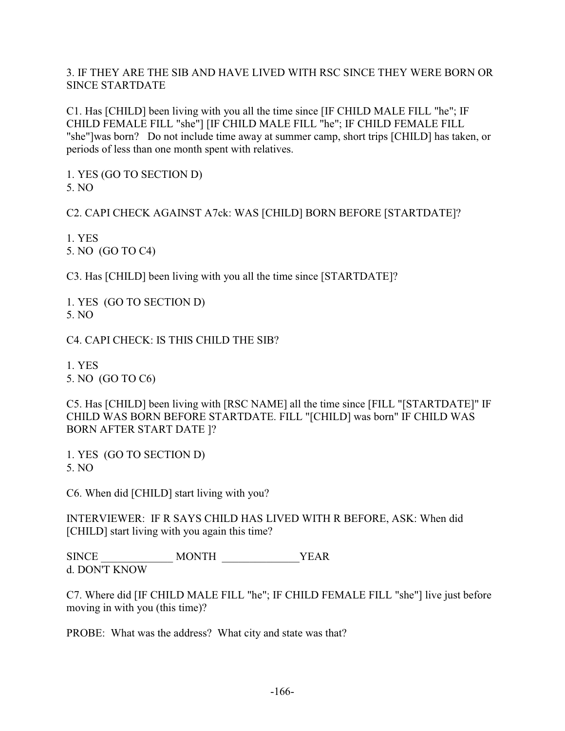3. IF THEY ARE THE SIB AND HAVE LIVED WITH RSC SINCE THEY WERE BORN OR SINCE STARTDATE

C1. Has [CHILD] been living with you all the time since [IF CHILD MALE FILL "he"; IF CHILD FEMALE FILL "she"] [IF CHILD MALE FILL "he"; IF CHILD FEMALE FILL "she"]was born? Do not include time away at summer camp, short trips [CHILD] has taken, or periods of less than one month spent with relatives.

1. YES (GO TO SECTION D)
5. NO

C2. CAPI CHECK AGAINST A7ck: WAS [CHILD] BORN BEFORE [STARTDATE]?

1. YES
5. NO (GO TO C4)

C3. Has [CHILD] been living with you all the time since [STARTDATE]?

1. YES (GO TO SECTION D)
5. NO

C4. CAPI CHECK: IS THIS CHILD THE SIB?

1. YES
5. NO (GO TO C6)

C5. Has [CHILD] been living with [RSC NAME] all the time since [FILL "[STARTDATE]" IF CHILD WAS BORN BEFORE STARTDATE. FILL "[CHILD] was born" IF CHILD WAS BORN AFTER START DATE ]?

1. YES (GO TO SECTION D)
5. NO

C6. When did [CHILD] start living with you?

INTERVIEWER: IF R SAYS CHILD HAS LIVED WITH R BEFORE, ASK: When did [CHILD] start living with you again this time?

SINCE _____________ MONTH ______________YEAR
d. DON'T KNOW

C7. Where did [IF CHILD MALE FILL "he"; IF CHILD FEMALE FILL "she"] live just before moving in with you (this time)?

PROBE: What was the address? What city and state was that?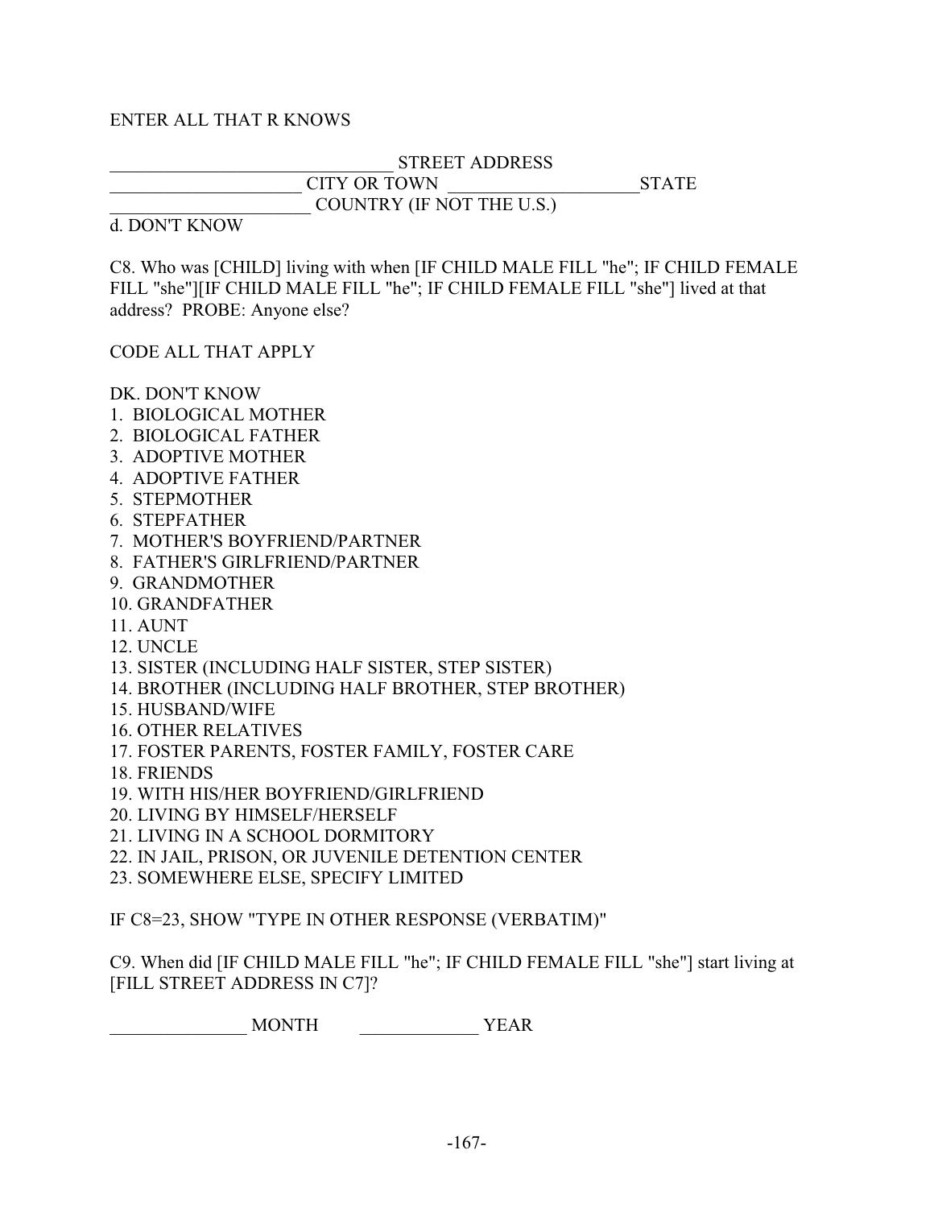ENTER ALL THAT R KNOWS

_______________________________ STREET ADDRESS
_____________________ CITY OR TOWN _____________________STATE
_____________________ COUNTRY (IF NOT THE U.S.)
d. DON'T KNOW

C8. Who was [CHILD] living with when [IF CHILD MALE FILL "he"; IF CHILD FEMALE FILL "she"][IF CHILD MALE FILL "he"; IF CHILD FEMALE FILL "she"] lived at that address? PROBE: Anyone else?

CODE ALL THAT APPLY

DK. DON'T KNOW
1. BIOLOGICAL MOTHER
2. BIOLOGICAL FATHER
3. ADOPTIVE MOTHER
4. ADOPTIVE FATHER
5. STEPMOTHER
6. STEPFATHER
7. MOTHER'S BOYFRIEND/PARTNER
8. FATHER'S GIRLFRIEND/PARTNER
9. GRANDMOTHER
10. GRANDFATHER
11. AUNT
12. UNCLE
13. SISTER (INCLUDING HALF SISTER, STEP SISTER)
14. BROTHER (INCLUDING HALF BROTHER, STEP BROTHER)
15. HUSBAND/WIFE
16. OTHER RELATIVES
17. FOSTER PARENTS, FOSTER FAMILY, FOSTER CARE
18. FRIENDS
19. WITH HIS/HER BOYFRIEND/GIRLFRIEND
20. LIVING BY HIMSELF/HERSELF
21. LIVING IN A SCHOOL DORMITORY
22. IN JAIL, PRISON, OR JUVENILE DETENTION CENTER
23. SOMEWHERE ELSE, SPECIFY LIMITED

IF C8=23, SHOW "TYPE IN OTHER RESPONSE (VERBATIM)"

C9. When did [IF CHILD MALE FILL "he"; IF CHILD FEMALE FILL "she"] start living at [FILL STREET ADDRESS IN C7]?

_______________ MONTH _____________ YEAR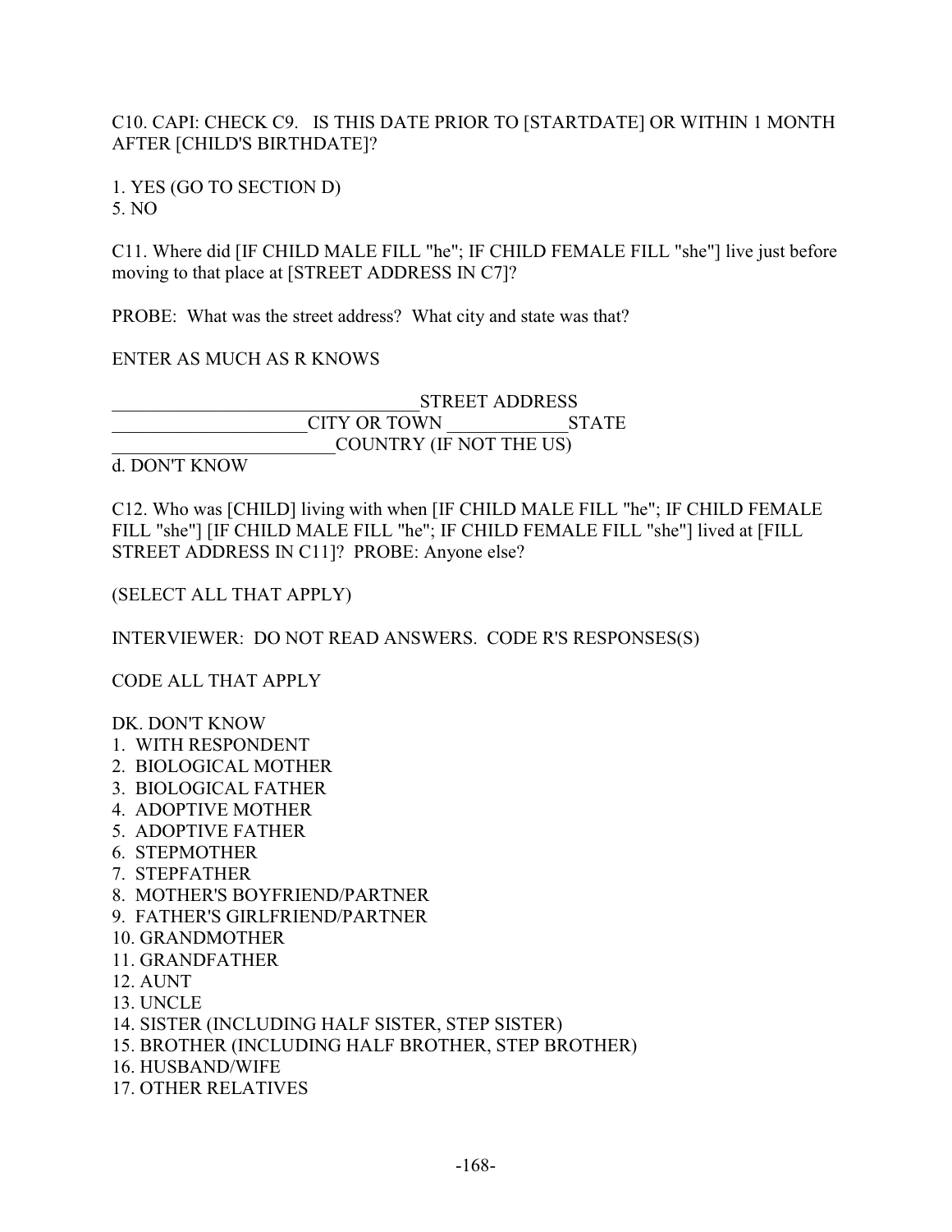C10. CAPI: CHECK C9. IS THIS DATE PRIOR TO [STARTDATE] OR WITHIN 1 MONTH AFTER [CHILD'S BIRTHDATE]?

1. YES (GO TO SECTION D)
5. NO

C11. Where did [IF CHILD MALE FILL "he"; IF CHILD FEMALE FILL "she"] live just before moving to that place at [STREET ADDRESS IN C7]?

PROBE: What was the street address? What city and state was that?

ENTER AS MUCH AS R KNOWS

_________________________________STREET ADDRESS
_____________________CITY OR TOWN _____________STATE
________________________COUNTRY (IF NOT THE US)
d. DON'T KNOW

C12. Who was [CHILD] living with when [IF CHILD MALE FILL "he"; IF CHILD FEMALE FILL "she"] [IF CHILD MALE FILL "he"; IF CHILD FEMALE FILL "she"] lived at [FILL STREET ADDRESS IN C11]? PROBE: Anyone else?

(SELECT ALL THAT APPLY)

INTERVIEWER: DO NOT READ ANSWERS. CODE R'S RESPONSES(S)

CODE ALL THAT APPLY

DK. DON'T KNOW
1. WITH RESPONDENT
2. BIOLOGICAL MOTHER
3. BIOLOGICAL FATHER
4. ADOPTIVE MOTHER
5. ADOPTIVE FATHER
6. STEPMOTHER
7. STEPFATHER
8. MOTHER'S BOYFRIEND/PARTNER
9. FATHER'S GIRLFRIEND/PARTNER
10. GRANDMOTHER
11. GRANDFATHER
12. AUNT
13. UNCLE
14. SISTER (INCLUDING HALF SISTER, STEP SISTER)
15. BROTHER (INCLUDING HALF BROTHER, STEP BROTHER)
16. HUSBAND/WIFE
17. OTHER RELATIVES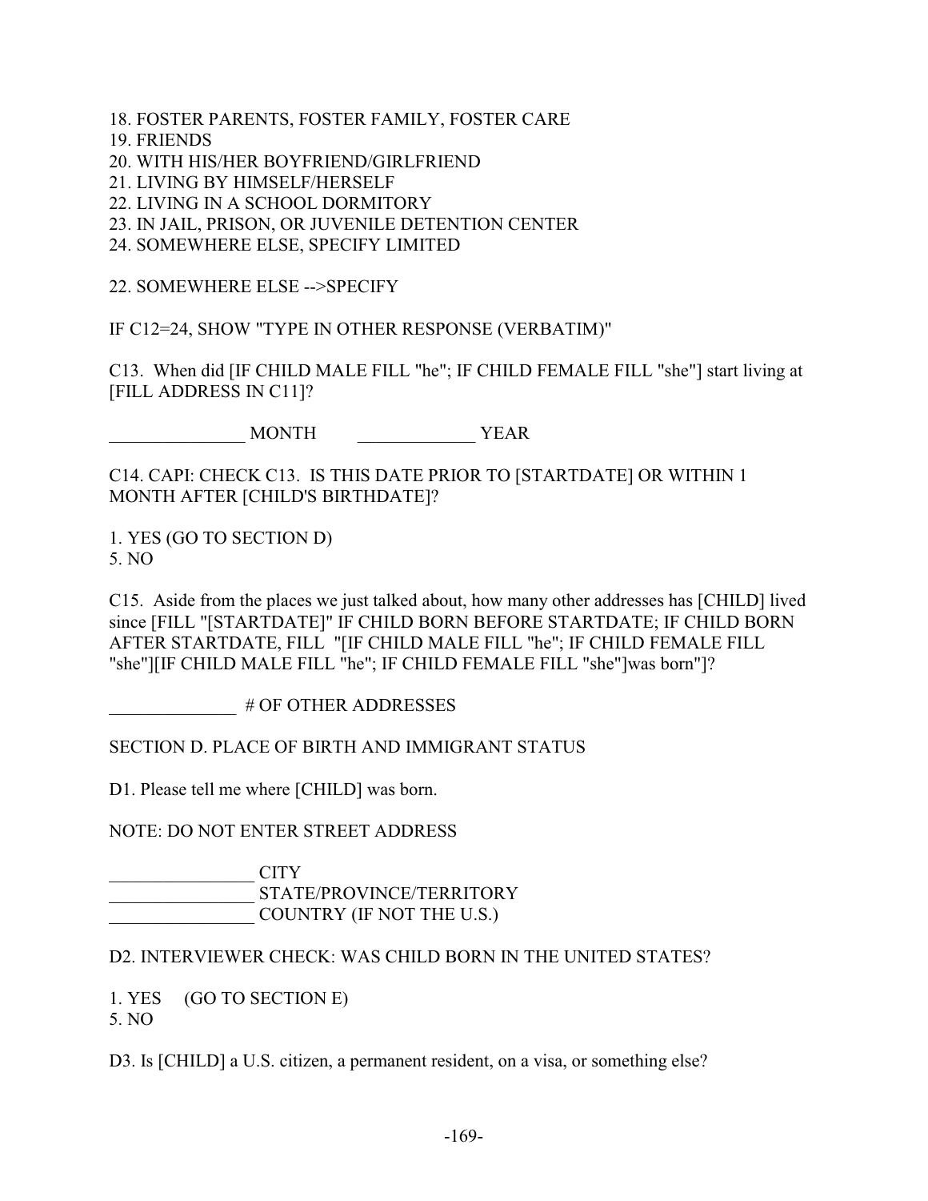18. FOSTER PARENTS, FOSTER FAMILY, FOSTER CARE
19. FRIENDS
20. WITH HIS/HER BOYFRIEND/GIRLFRIEND
21. LIVING BY HIMSELF/HERSELF
22. LIVING IN A SCHOOL DORMITORY
23. IN JAIL, PRISON, OR JUVENILE DETENTION CENTER
24. SOMEWHERE ELSE, SPECIFY LIMITED

22. SOMEWHERE ELSE -->SPECIFY

IF C12=24, SHOW "TYPE IN OTHER RESPONSE (VERBATIM)"

C13. When did [IF CHILD MALE FILL "he"; IF CHILD FEMALE FILL "she"] start living at [FILL ADDRESS IN C11]?

_______________ MONTH     _____________ YEAR

C14. CAPI: CHECK C13. IS THIS DATE PRIOR TO [STARTDATE] OR WITHIN 1 MONTH AFTER [CHILD'S BIRTHDATE]?

1. YES (GO TO SECTION D)
5. NO

C15. Aside from the places we just talked about, how many other addresses has [CHILD] lived since [FILL "[STARTDATE]" IF CHILD BORN BEFORE STARTDATE; IF CHILD BORN AFTER STARTDATE, FILL "[IF CHILD MALE FILL "he"; IF CHILD FEMALE FILL "she"][IF CHILD MALE FILL "he"; IF CHILD FEMALE FILL "she"]was born"]?

______________ # OF OTHER ADDRESSES

SECTION D. PLACE OF BIRTH AND IMMIGRANT STATUS

D1. Please tell me where [CHILD] was born.

NOTE: DO NOT ENTER STREET ADDRESS

________________ CITY
________________ STATE/PROVINCE/TERRITORY
________________ COUNTRY (IF NOT THE U.S.)

D2. INTERVIEWER CHECK: WAS CHILD BORN IN THE UNITED STATES?

1. YES (GO TO SECTION E)
5. NO

D3. Is [CHILD] a U.S. citizen, a permanent resident, on a visa, or something else?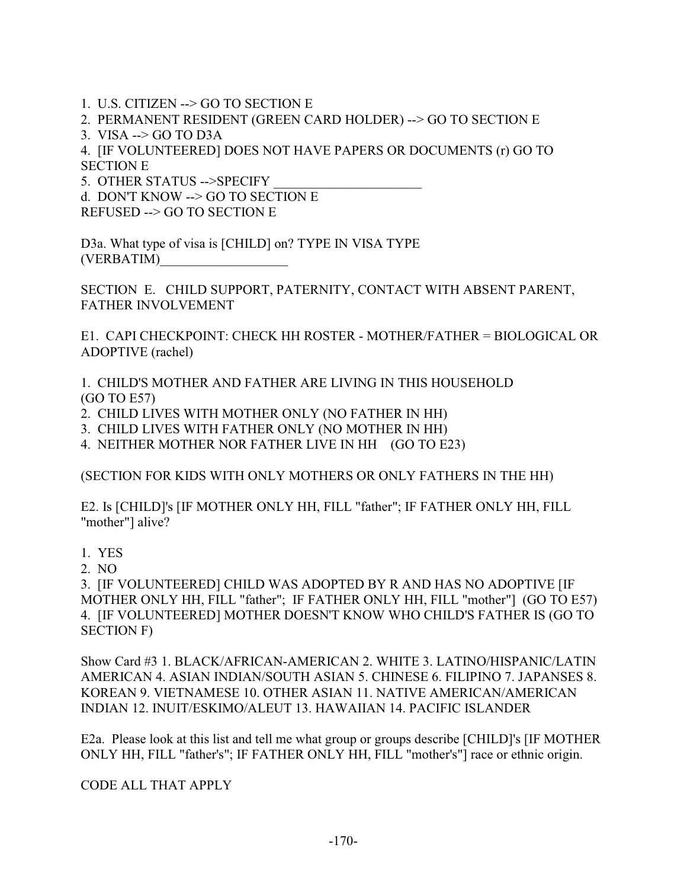1. U.S. CITIZEN --> GO TO SECTION E
2. PERMANENT RESIDENT (GREEN CARD HOLDER) --> GO TO SECTION E
3. VISA --> GO TO D3A
4. [IF VOLUNTEERED] DOES NOT HAVE PAPERS OR DOCUMENTS (r) GO TO SECTION E
5. OTHER STATUS -->SPECIFY ______________________
d. DON'T KNOW --> GO TO SECTION E
REFUSED --> GO TO SECTION E

D3a. What type of visa is [CHILD] on? TYPE IN VISA TYPE (VERBATIM)___________________

SECTION E. CHILD SUPPORT, PATERNITY, CONTACT WITH ABSENT PARENT, FATHER INVOLVEMENT

E1. CAPI CHECKPOINT: CHECK HH ROSTER - MOTHER/FATHER = BIOLOGICAL OR ADOPTIVE (rachel)

1. CHILD'S MOTHER AND FATHER ARE LIVING IN THIS HOUSEHOLD (GO TO E57)
2. CHILD LIVES WITH MOTHER ONLY (NO FATHER IN HH)
3. CHILD LIVES WITH FATHER ONLY (NO MOTHER IN HH)
4. NEITHER MOTHER NOR FATHER LIVE IN HH (GO TO E23)

(SECTION FOR KIDS WITH ONLY MOTHERS OR ONLY FATHERS IN THE HH)

E2. Is [CHILD]'s [IF MOTHER ONLY HH, FILL "father"; IF FATHER ONLY HH, FILL "mother"] alive?

1. YES
2. NO
3. [IF VOLUNTEERED] CHILD WAS ADOPTED BY R AND HAS NO ADOPTIVE [IF MOTHER ONLY HH, FILL "father"; IF FATHER ONLY HH, FILL "mother"] (GO TO E57)
4. [IF VOLUNTEERED] MOTHER DOESN'T KNOW WHO CHILD'S FATHER IS (GO TO SECTION F)

Show Card #3 1. BLACK/AFRICAN-AMERICAN 2. WHITE 3. LATINO/HISPANIC/LATIN AMERICAN 4. ASIAN INDIAN/SOUTH ASIAN 5. CHINESE 6. FILIPINO 7. JAPANSES 8. KOREAN 9. VIETNAMESE 10. OTHER ASIAN 11. NATIVE AMERICAN/AMERICAN INDIAN 12. INUIT/ESKIMO/ALEUT 13. HAWAIIAN 14. PACIFIC ISLANDER

E2a. Please look at this list and tell me what group or groups describe [CHILD]'s [IF MOTHER ONLY HH, FILL "father's"; IF FATHER ONLY HH, FILL "mother's"] race or ethnic origin.

CODE ALL THAT APPLY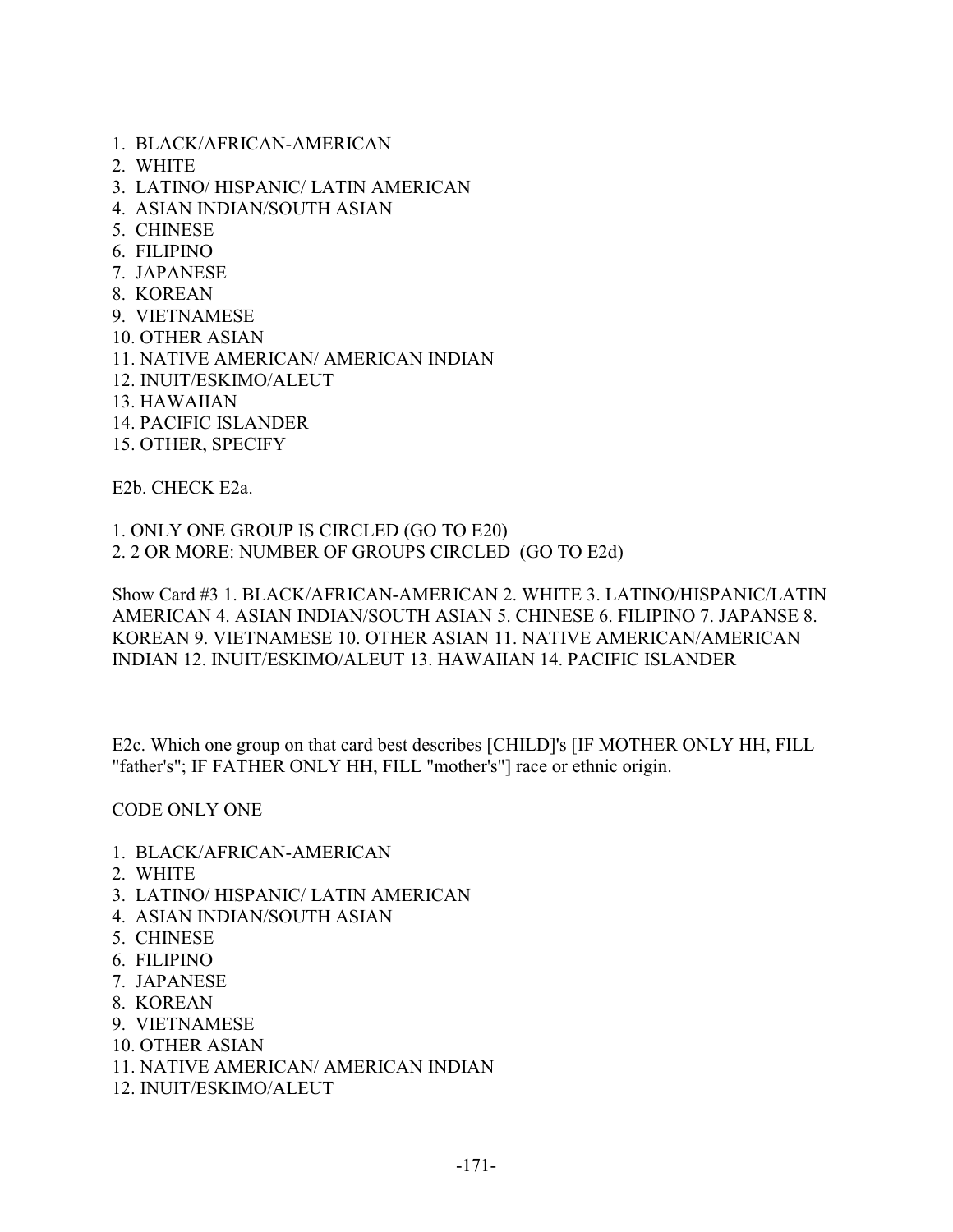1. BLACK/AFRICAN-AMERICAN
2. WHITE
3. LATINO/ HISPANIC/ LATIN AMERICAN
4. ASIAN INDIAN/SOUTH ASIAN
5. CHINESE
6. FILIPINO
7. JAPANESE
8. KOREAN
9. VIETNAMESE
10. OTHER ASIAN
11. NATIVE AMERICAN/ AMERICAN INDIAN
12. INUIT/ESKIMO/ALEUT
13. HAWAIIAN
14. PACIFIC ISLANDER
15. OTHER, SPECIFY

E2b. CHECK E2a.

1. ONLY ONE GROUP IS CIRCLED (GO TO E20)
2. 2 OR MORE: NUMBER OF GROUPS CIRCLED (GO TO E2d)

Show Card #3 1. BLACK/AFRICAN-AMERICAN 2. WHITE 3. LATINO/HISPANIC/LATIN AMERICAN 4. ASIAN INDIAN/SOUTH ASIAN 5. CHINESE 6. FILIPINO 7. JAPANSE 8. KOREAN 9. VIETNAMESE 10. OTHER ASIAN 11. NATIVE AMERICAN/AMERICAN INDIAN 12. INUIT/ESKIMO/ALEUT 13. HAWAIIAN 14. PACIFIC ISLANDER

E2c. Which one group on that card best describes [CHILD]'s [IF MOTHER ONLY HH, FILL "father's"; IF FATHER ONLY HH, FILL "mother's"] race or ethnic origin.

CODE ONLY ONE

1. BLACK/AFRICAN-AMERICAN
2. WHITE
3. LATINO/ HISPANIC/ LATIN AMERICAN
4. ASIAN INDIAN/SOUTH ASIAN
5. CHINESE
6. FILIPINO
7. JAPANESE
8. KOREAN
9. VIETNAMESE
10. OTHER ASIAN
11. NATIVE AMERICAN/ AMERICAN INDIAN
12. INUIT/ESKIMO/ALEUT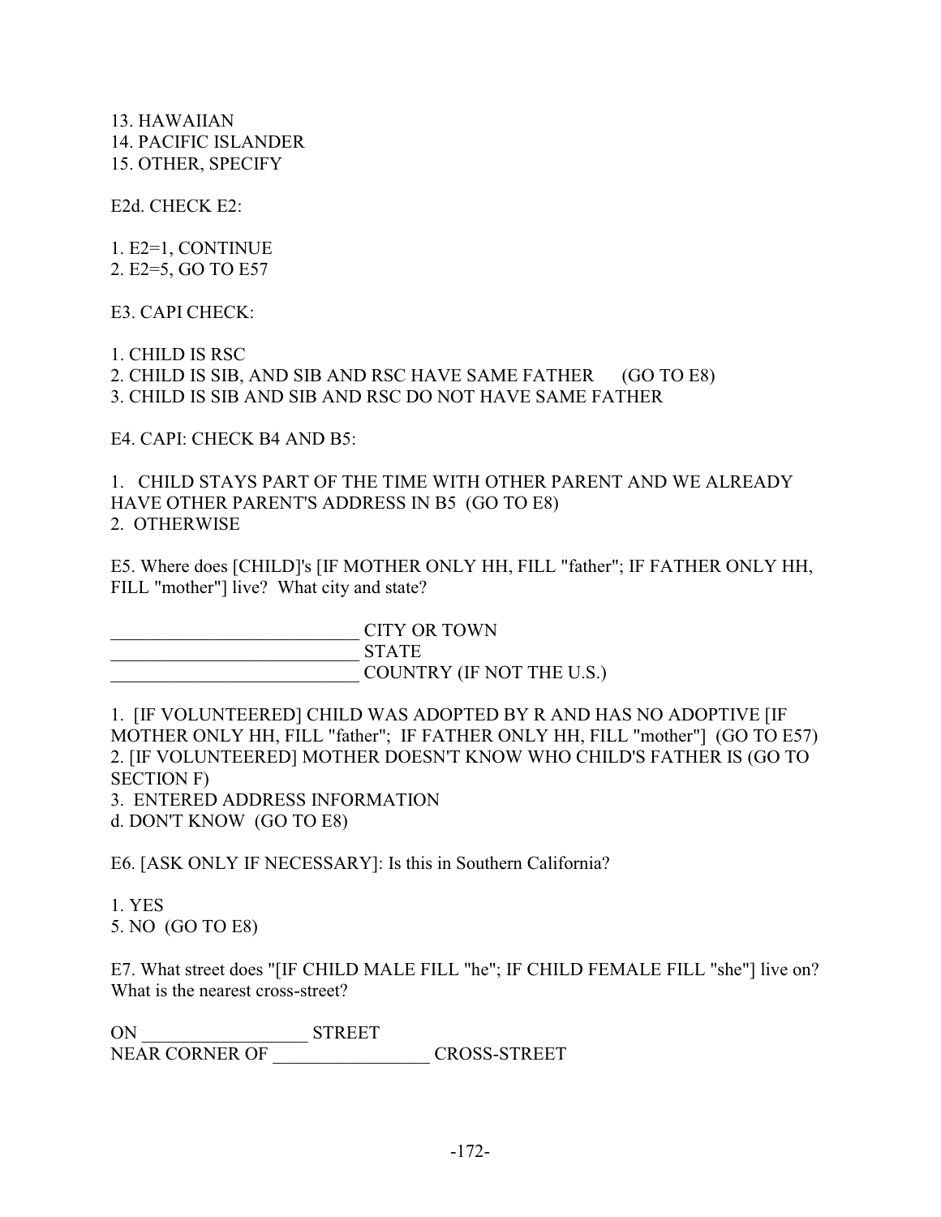13. HAWAIIAN
14. PACIFIC ISLANDER
15. OTHER, SPECIFY

E2d. CHECK E2:

1. E2=1, CONTINUE
2. E2=5, GO TO E57

E3. CAPI CHECK:

1. CHILD IS RSC
2. CHILD IS SIB, AND SIB AND RSC HAVE SAME FATHER (GO TO E8)
3. CHILD IS SIB AND SIB AND RSC DO NOT HAVE SAME FATHER

E4. CAPI: CHECK B4 AND B5:

1. CHILD STAYS PART OF THE TIME WITH OTHER PARENT AND WE ALREADY HAVE OTHER PARENT'S ADDRESS IN B5 (GO TO E8)
2. OTHERWISE

E5. Where does [CHILD]'s [IF MOTHER ONLY HH, FILL "father"; IF FATHER ONLY HH, FILL "mother"] live? What city and state?

___________________________ CITY OR TOWN
___________________________ STATE
___________________________ COUNTRY (IF NOT THE U.S.)

1. [IF VOLUNTEERED] CHILD WAS ADOPTED BY R AND HAS NO ADOPTIVE [IF MOTHER ONLY HH, FILL "father"; IF FATHER ONLY HH, FILL "mother"] (GO TO E57)
2. [IF VOLUNTEERED] MOTHER DOESN'T KNOW WHO CHILD'S FATHER IS (GO TO SECTION F)
3. ENTERED ADDRESS INFORMATION
d. DON'T KNOW (GO TO E8)

E6. [ASK ONLY IF NECESSARY]: Is this in Southern California?

1. YES
5. NO (GO TO E8)

E7. What street does "[IF CHILD MALE FILL "he"; IF CHILD FEMALE FILL "she"] live on? What is the nearest cross-street?

ON __________________ STREET
NEAR CORNER OF _________________ CROSS-STREET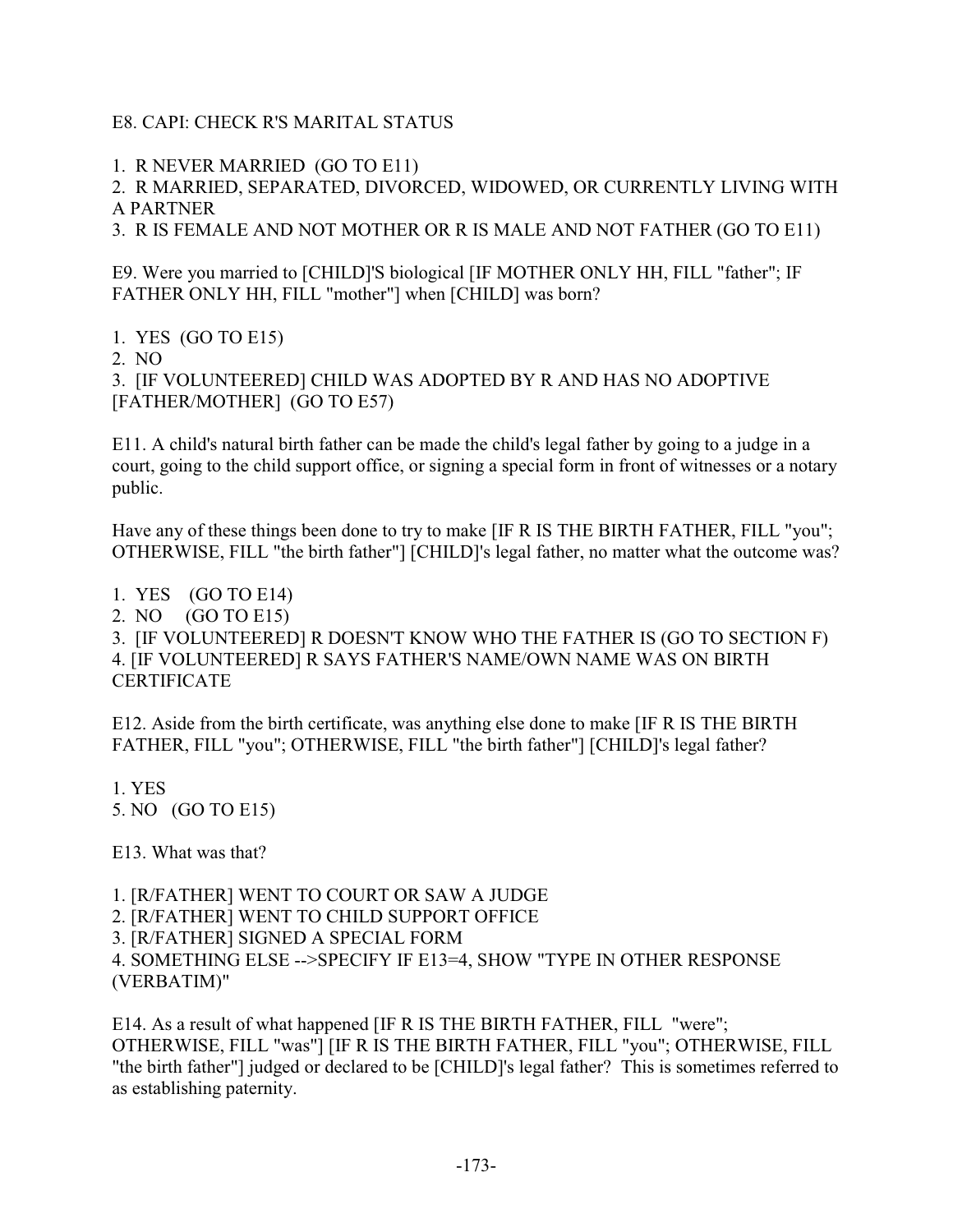E8. CAPI: CHECK R'S MARITAL STATUS

1. R NEVER MARRIED (GO TO E11)
2. R MARRIED, SEPARATED, DIVORCED, WIDOWED, OR CURRENTLY LIVING WITH A PARTNER
3. R IS FEMALE AND NOT MOTHER OR R IS MALE AND NOT FATHER (GO TO E11)

E9. Were you married to [CHILD]'S biological [IF MOTHER ONLY HH, FILL "father"; IF FATHER ONLY HH, FILL "mother"] when [CHILD] was born?

1. YES (GO TO E15)
2. NO
3. [IF VOLUNTEERED] CHILD WAS ADOPTED BY R AND HAS NO ADOPTIVE [FATHER/MOTHER] (GO TO E57)

E11. A child's natural birth father can be made the child's legal father by going to a judge in a court, going to the child support office, or signing a special form in front of witnesses or a notary public.

Have any of these things been done to try to make [IF R IS THE BIRTH FATHER, FILL "you"; OTHERWISE, FILL "the birth father"] [CHILD]'s legal father, no matter what the outcome was?

1. YES (GO TO E14)
2. NO (GO TO E15)
3. [IF VOLUNTEERED] R DOESN'T KNOW WHO THE FATHER IS (GO TO SECTION F)
4. [IF VOLUNTEERED] R SAYS FATHER'S NAME/OWN NAME WAS ON BIRTH CERTIFICATE

E12. Aside from the birth certificate, was anything else done to make [IF R IS THE BIRTH FATHER, FILL "you"; OTHERWISE, FILL "the birth father"] [CHILD]'s legal father?

1. YES
5. NO (GO TO E15)

E13. What was that?

1. [R/FATHER] WENT TO COURT OR SAW A JUDGE
2. [R/FATHER] WENT TO CHILD SUPPORT OFFICE
3. [R/FATHER] SIGNED A SPECIAL FORM
4. SOMETHING ELSE -->SPECIFY IF E13=4, SHOW "TYPE IN OTHER RESPONSE (VERBATIM)"

E14. As a result of what happened [IF R IS THE BIRTH FATHER, FILL "were"; OTHERWISE, FILL "was"] [IF R IS THE BIRTH FATHER, FILL "you"; OTHERWISE, FILL "the birth father"] judged or declared to be [CHILD]'s legal father? This is sometimes referred to as establishing paternity.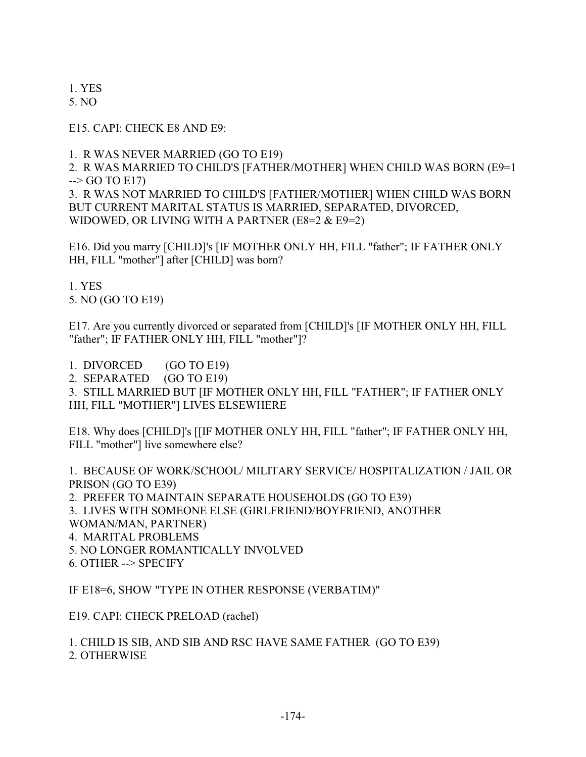1. YES
5. NO

E15. CAPI: CHECK E8 AND E9:

1. R WAS NEVER MARRIED (GO TO E19)
2. R WAS MARRIED TO CHILD'S [FATHER/MOTHER] WHEN CHILD WAS BORN (E9=1 --> GO TO E17)
3. R WAS NOT MARRIED TO CHILD'S [FATHER/MOTHER] WHEN CHILD WAS BORN BUT CURRENT MARITAL STATUS IS MARRIED, SEPARATED, DIVORCED, WIDOWED, OR LIVING WITH A PARTNER (E8=2 & E9=2)

E16. Did you marry [CHILD]'s [IF MOTHER ONLY HH, FILL "father"; IF FATHER ONLY HH, FILL "mother"] after [CHILD] was born?

1. YES
5. NO (GO TO E19)

E17. Are you currently divorced or separated from [CHILD]'s [IF MOTHER ONLY HH, FILL "father"; IF FATHER ONLY HH, FILL "mother"]?

1. DIVORCED (GO TO E19)
2. SEPARATED (GO TO E19)
3. STILL MARRIED BUT [IF MOTHER ONLY HH, FILL "FATHER"; IF FATHER ONLY HH, FILL "MOTHER"] LIVES ELSEWHERE

E18. Why does [CHILD]'s [[IF MOTHER ONLY HH, FILL "father"; IF FATHER ONLY HH, FILL "mother"] live somewhere else?

1. BECAUSE OF WORK/SCHOOL/ MILITARY SERVICE/ HOSPITALIZATION / JAIL OR PRISON (GO TO E39)
2. PREFER TO MAINTAIN SEPARATE HOUSEHOLDS (GO TO E39)
3. LIVES WITH SOMEONE ELSE (GIRLFRIEND/BOYFRIEND, ANOTHER WOMAN/MAN, PARTNER)
4. MARITAL PROBLEMS
5. NO LONGER ROMANTICALLY INVOLVED
6. OTHER --> SPECIFY

IF E18=6, SHOW "TYPE IN OTHER RESPONSE (VERBATIM)"

E19. CAPI: CHECK PRELOAD (rachel)

1. CHILD IS SIB, AND SIB AND RSC HAVE SAME FATHER (GO TO E39)
2. OTHERWISE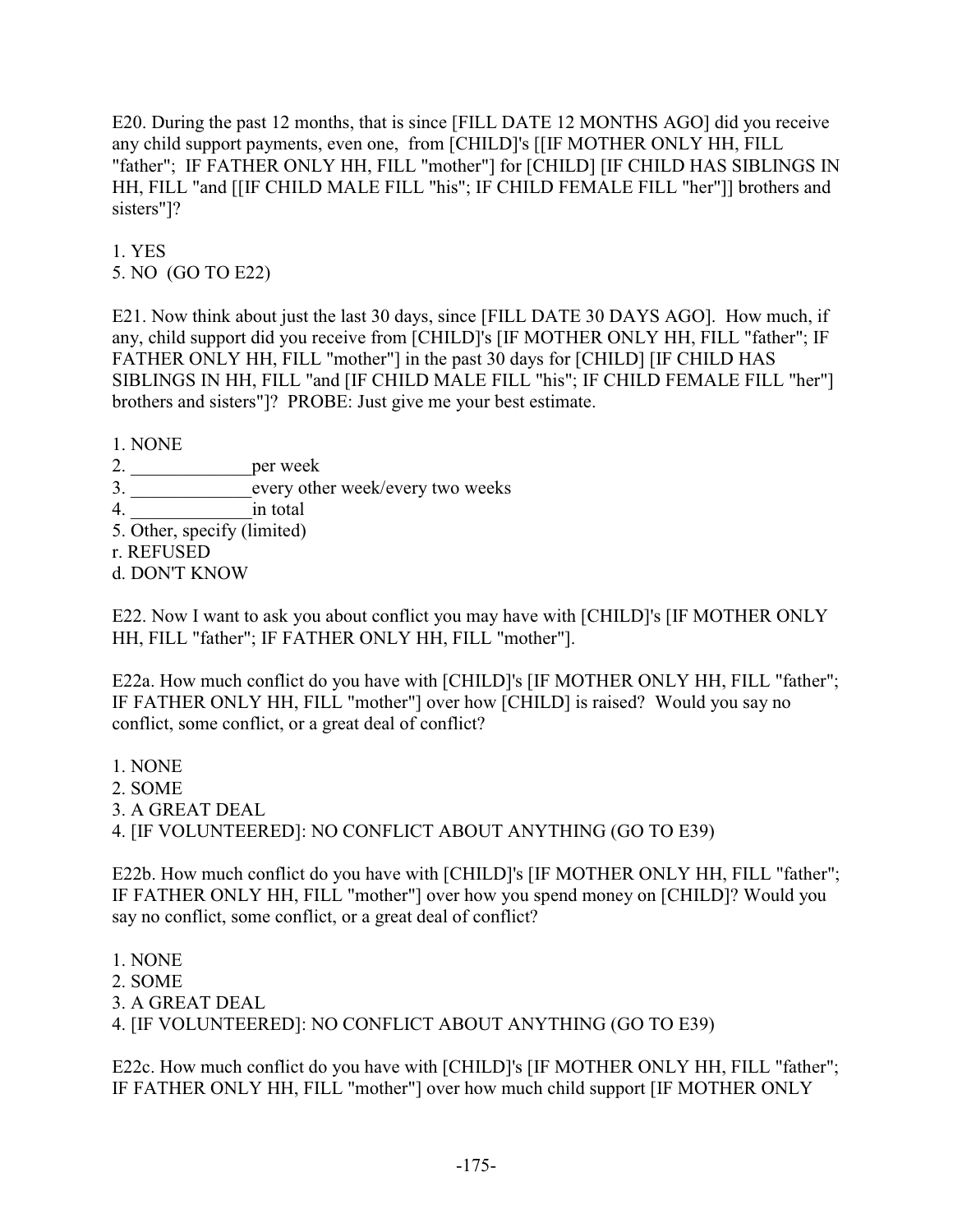E20. During the past 12 months, that is since [FILL DATE 12 MONTHS AGO] did you receive any child support payments, even one, from [CHILD]'s [[IF MOTHER ONLY HH, FILL "father"; IF FATHER ONLY HH, FILL "mother"] for [CHILD] [IF CHILD HAS SIBLINGS IN HH, FILL "and [[IF CHILD MALE FILL "his"; IF CHILD FEMALE FILL "her"]] brothers and sisters"]?

1. YES
5. NO (GO TO E22)

E21. Now think about just the last 30 days, since [FILL DATE 30 DAYS AGO]. How much, if any, child support did you receive from [CHILD]'s [IF MOTHER ONLY HH, FILL "father"; IF FATHER ONLY HH, FILL "mother"] in the past 30 days for [CHILD] [IF CHILD HAS SIBLINGS IN HH, FILL "and [IF CHILD MALE FILL "his"; IF CHILD FEMALE FILL "her"] brothers and sisters"]? PROBE: Just give me your best estimate.

1. NONE
2. _____________per week
3. _____________every other week/every two weeks
4. _____________in total
5. Other, specify (limited)
r. REFUSED
d. DON'T KNOW

E22. Now I want to ask you about conflict you may have with [CHILD]'s [IF MOTHER ONLY HH, FILL "father"; IF FATHER ONLY HH, FILL "mother"].

E22a. How much conflict do you have with [CHILD]'s [IF MOTHER ONLY HH, FILL "father"; IF FATHER ONLY HH, FILL "mother"] over how [CHILD] is raised? Would you say no conflict, some conflict, or a great deal of conflict?

1. NONE
2. SOME
3. A GREAT DEAL
4. [IF VOLUNTEERED]: NO CONFLICT ABOUT ANYTHING (GO TO E39)

E22b. How much conflict do you have with [CHILD]'s [IF MOTHER ONLY HH, FILL "father"; IF FATHER ONLY HH, FILL "mother"] over how you spend money on [CHILD]? Would you say no conflict, some conflict, or a great deal of conflict?

1. NONE
2. SOME
3. A GREAT DEAL
4. [IF VOLUNTEERED]: NO CONFLICT ABOUT ANYTHING (GO TO E39)

E22c. How much conflict do you have with [CHILD]'s [IF MOTHER ONLY HH, FILL "father"; IF FATHER ONLY HH, FILL "mother"] over how much child support [IF MOTHER ONLY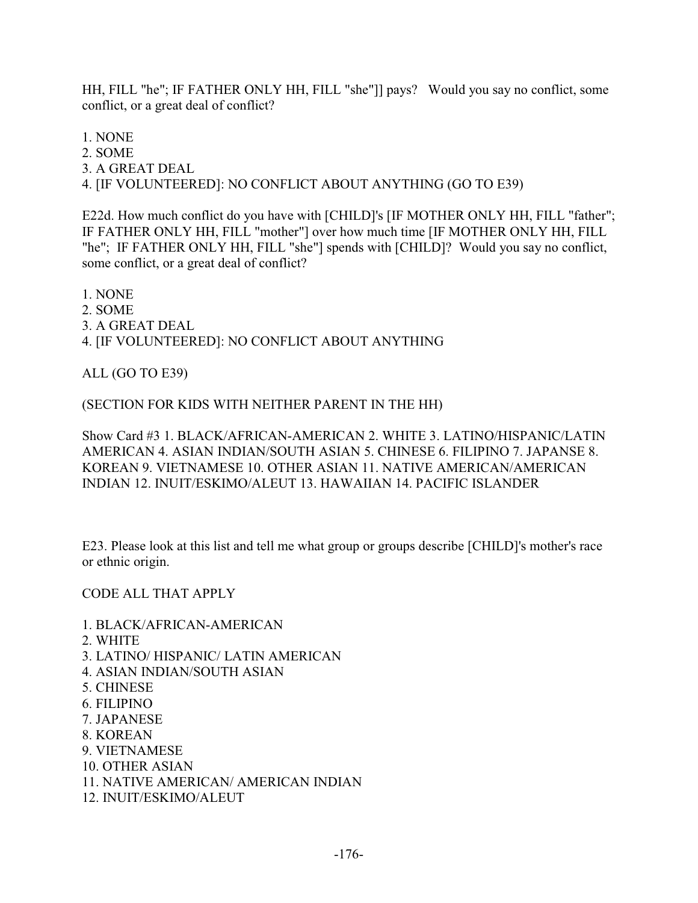HH, FILL "he"; IF FATHER ONLY HH, FILL "she"]] pays? Would you say no conflict, some conflict, or a great deal of conflict?

1. NONE
2. SOME
3. A GREAT DEAL
4. [IF VOLUNTEERED]: NO CONFLICT ABOUT ANYTHING (GO TO E39)

E22d. How much conflict do you have with [CHILD]'s [IF MOTHER ONLY HH, FILL "father"; IF FATHER ONLY HH, FILL "mother"] over how much time [IF MOTHER ONLY HH, FILL "he"; IF FATHER ONLY HH, FILL "she"] spends with [CHILD]? Would you say no conflict, some conflict, or a great deal of conflict?

1. NONE
2. SOME
3. A GREAT DEAL
4. [IF VOLUNTEERED]: NO CONFLICT ABOUT ANYTHING

ALL (GO TO E39)

(SECTION FOR KIDS WITH NEITHER PARENT IN THE HH)

Show Card #3 1. BLACK/AFRICAN-AMERICAN 2. WHITE 3. LATINO/HISPANIC/LATIN AMERICAN 4. ASIAN INDIAN/SOUTH ASIAN 5. CHINESE 6. FILIPINO 7. JAPANSE 8. KOREAN 9. VIETNAMESE 10. OTHER ASIAN 11. NATIVE AMERICAN/AMERICAN INDIAN 12. INUIT/ESKIMO/ALEUT 13. HAWAIIAN 14. PACIFIC ISLANDER

E23. Please look at this list and tell me what group or groups describe [CHILD]'s mother's race or ethnic origin.

CODE ALL THAT APPLY

1. BLACK/AFRICAN-AMERICAN
2. WHITE
3. LATINO/ HISPANIC/ LATIN AMERICAN
4. ASIAN INDIAN/SOUTH ASIAN
5. CHINESE
6. FILIPINO
7. JAPANESE
8. KOREAN
9. VIETNAMESE
10. OTHER ASIAN
11. NATIVE AMERICAN/ AMERICAN INDIAN
12. INUIT/ESKIMO/ALEUT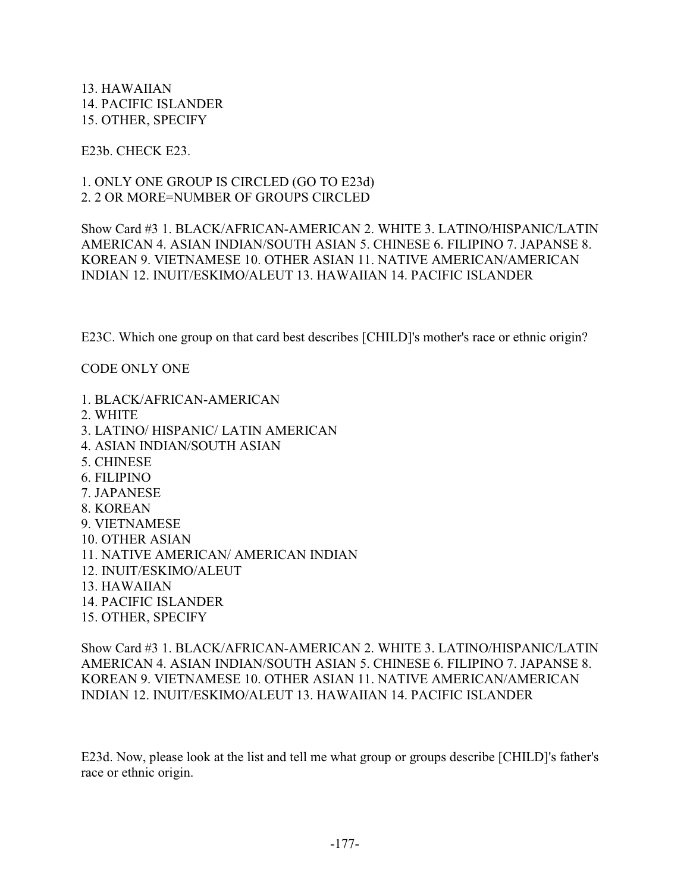13. HAWAIIAN
14. PACIFIC ISLANDER
15. OTHER, SPECIFY

E23b. CHECK E23.

1. ONLY ONE GROUP IS CIRCLED (GO TO E23d)
2. 2 OR MORE=NUMBER OF GROUPS CIRCLED

Show Card #3 1. BLACK/AFRICAN-AMERICAN 2. WHITE 3. LATINO/HISPANIC/LATIN AMERICAN 4. ASIAN INDIAN/SOUTH ASIAN 5. CHINESE 6. FILIPINO 7. JAPANSE 8. KOREAN 9. VIETNAMESE 10. OTHER ASIAN 11. NATIVE AMERICAN/AMERICAN INDIAN 12. INUIT/ESKIMO/ALEUT 13. HAWAIIAN 14. PACIFIC ISLANDER

E23C. Which one group on that card best describes [CHILD]'s mother's race or ethnic origin?

CODE ONLY ONE

1. BLACK/AFRICAN-AMERICAN
2. WHITE
3. LATINO/ HISPANIC/ LATIN AMERICAN
4. ASIAN INDIAN/SOUTH ASIAN
5. CHINESE
6. FILIPINO
7. JAPANESE
8. KOREAN
9. VIETNAMESE
10. OTHER ASIAN
11. NATIVE AMERICAN/ AMERICAN INDIAN
12. INUIT/ESKIMO/ALEUT
13. HAWAIIAN
14. PACIFIC ISLANDER
15. OTHER, SPECIFY

Show Card #3 1. BLACK/AFRICAN-AMERICAN 2. WHITE 3. LATINO/HISPANIC/LATIN AMERICAN 4. ASIAN INDIAN/SOUTH ASIAN 5. CHINESE 6. FILIPINO 7. JAPANSE 8. KOREAN 9. VIETNAMESE 10. OTHER ASIAN 11. NATIVE AMERICAN/AMERICAN INDIAN 12. INUIT/ESKIMO/ALEUT 13. HAWAIIAN 14. PACIFIC ISLANDER

E23d. Now, please look at the list and tell me what group or groups describe [CHILD]'s father's race or ethnic origin.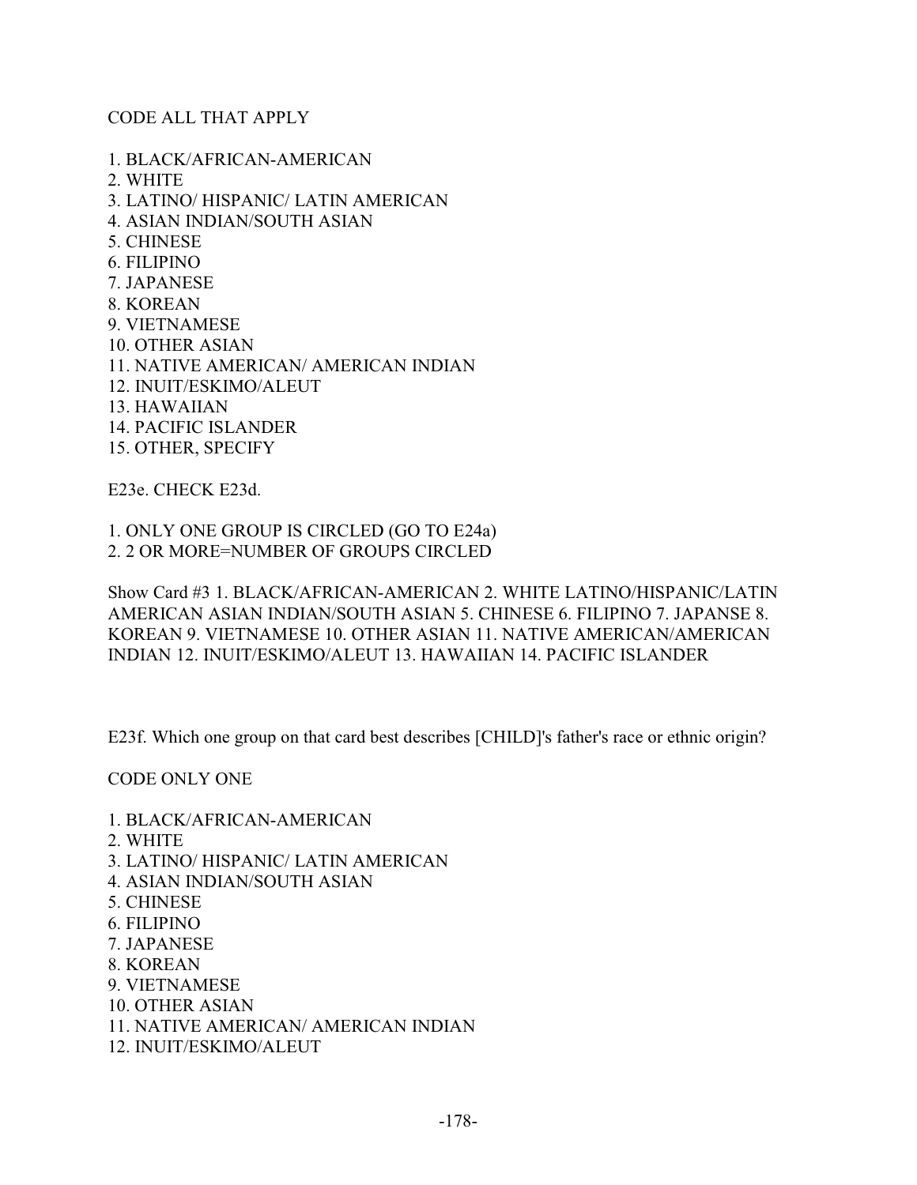CODE ALL THAT APPLY

1. BLACK/AFRICAN-AMERICAN
2. WHITE
3. LATINO/ HISPANIC/ LATIN AMERICAN
4. ASIAN INDIAN/SOUTH ASIAN
5. CHINESE
6. FILIPINO
7. JAPANESE
8. KOREAN
9. VIETNAMESE
10. OTHER ASIAN
11. NATIVE AMERICAN/ AMERICAN INDIAN
12. INUIT/ESKIMO/ALEUT
13. HAWAIIAN
14. PACIFIC ISLANDER
15. OTHER, SPECIFY

E23e. CHECK E23d.

1. ONLY ONE GROUP IS CIRCLED (GO TO E24a)
2. 2 OR MORE=NUMBER OF GROUPS CIRCLED

Show Card #3 1. BLACK/AFRICAN-AMERICAN 2. WHITE LATINO/HISPANIC/LATIN AMERICAN ASIAN INDIAN/SOUTH ASIAN 5. CHINESE 6. FILIPINO 7. JAPANSE 8. KOREAN 9. VIETNAMESE 10. OTHER ASIAN 11. NATIVE AMERICAN/AMERICAN INDIAN 12. INUIT/ESKIMO/ALEUT 13. HAWAIIAN 14. PACIFIC ISLANDER

E23f. Which one group on that card best describes [CHILD]'s father's race or ethnic origin?

CODE ONLY ONE

1. BLACK/AFRICAN-AMERICAN
2. WHITE
3. LATINO/ HISPANIC/ LATIN AMERICAN
4. ASIAN INDIAN/SOUTH ASIAN
5. CHINESE
6. FILIPINO
7. JAPANESE
8. KOREAN
9. VIETNAMESE
10. OTHER ASIAN
11. NATIVE AMERICAN/ AMERICAN INDIAN
12. INUIT/ESKIMO/ALEUT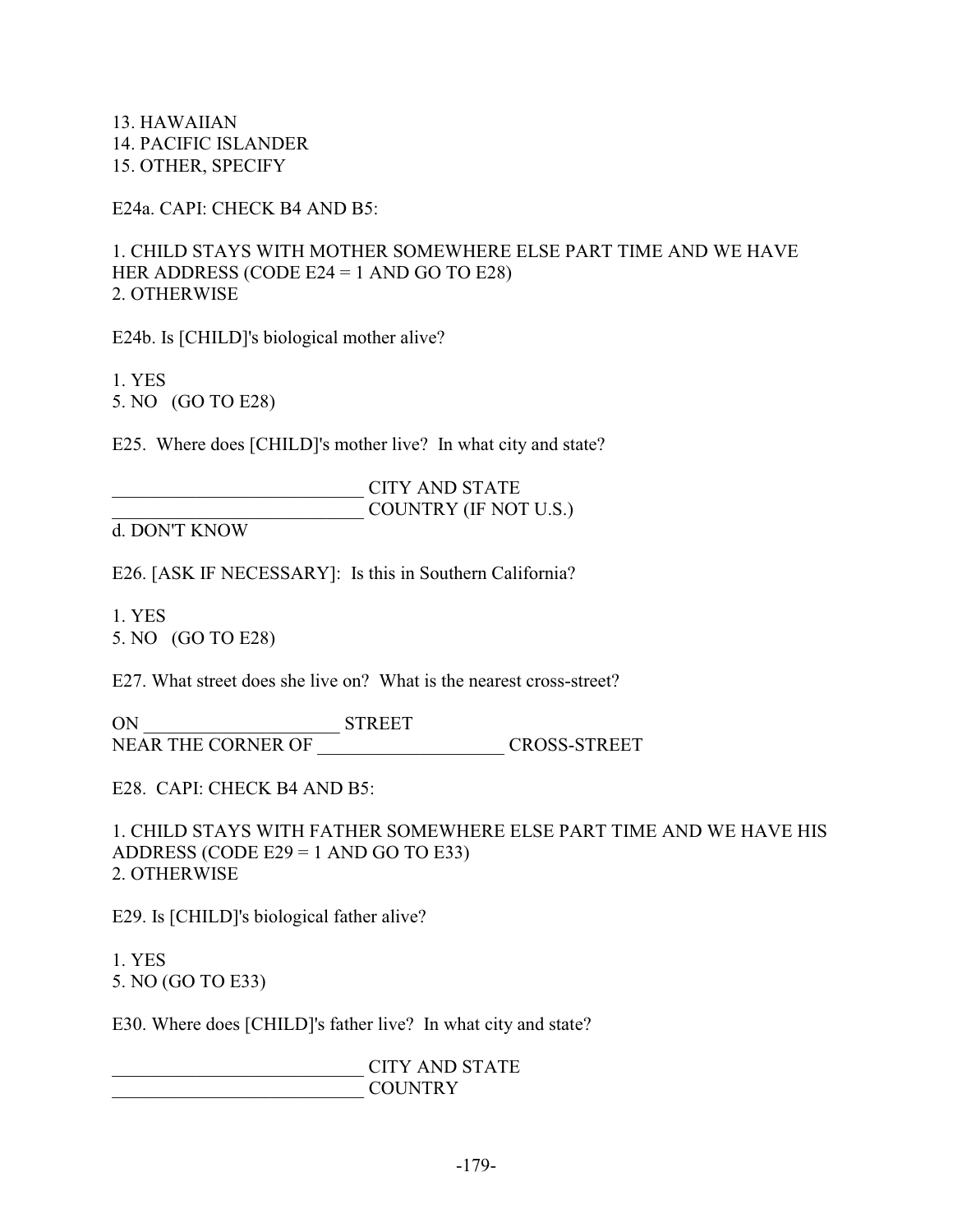13. HAWAIIAN
14. PACIFIC ISLANDER
15. OTHER, SPECIFY

E24a. CAPI: CHECK B4 AND B5:

1. CHILD STAYS WITH MOTHER SOMEWHERE ELSE PART TIME AND WE HAVE HER ADDRESS (CODE E24 = 1 AND GO TO E28)
2. OTHERWISE

E24b. Is [CHILD]'s biological mother alive?

1. YES
5. NO (GO TO E28)

E25. Where does [CHILD]'s mother live? In what city and state?

___________________________ CITY AND STATE
___________________________ COUNTRY (IF NOT U.S.)
d. DON'T KNOW

E26. [ASK IF NECESSARY]: Is this in Southern California?

1. YES
5. NO (GO TO E28)

E27. What street does she live on? What is the nearest cross-street?

ON _____________________ STREET
NEAR THE CORNER OF ____________________ CROSS-STREET

E28. CAPI: CHECK B4 AND B5:

1. CHILD STAYS WITH FATHER SOMEWHERE ELSE PART TIME AND WE HAVE HIS ADDRESS (CODE E29 = 1 AND GO TO E33)
2. OTHERWISE

E29. Is [CHILD]'s biological father alive?

1. YES
5. NO (GO TO E33)

E30. Where does [CHILD]'s father live? In what city and state?

___________________________ CITY AND STATE
___________________________ COUNTRY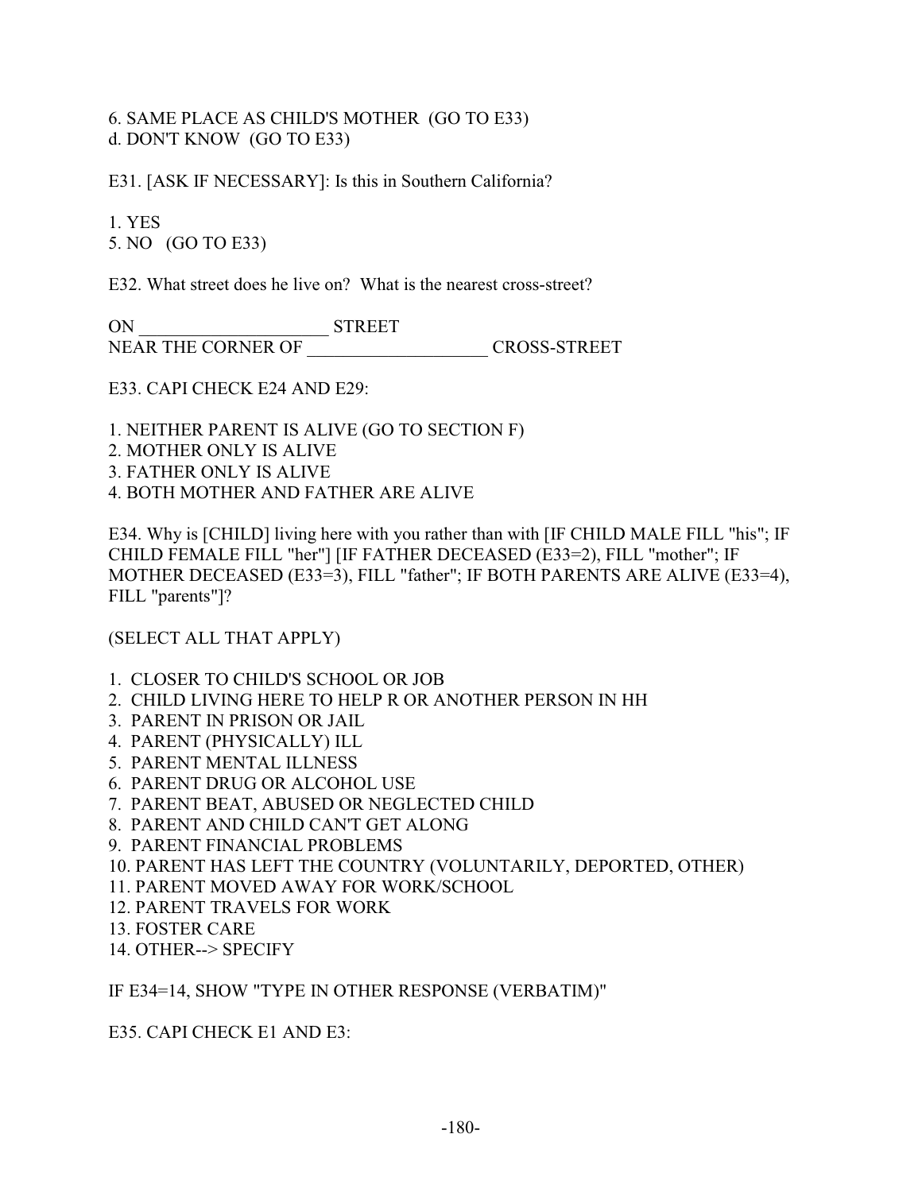6. SAME PLACE AS CHILD'S MOTHER (GO TO E33)
d. DON'T KNOW (GO TO E33)

E31. [ASK IF NECESSARY]: Is this in Southern California?

1. YES
5. NO (GO TO E33)

E32. What street does he live on? What is the nearest cross-street?

ON _____________________ STREET
NEAR THE CORNER OF ____________________ CROSS-STREET

E33. CAPI CHECK E24 AND E29:

1. NEITHER PARENT IS ALIVE (GO TO SECTION F)
2. MOTHER ONLY IS ALIVE
3. FATHER ONLY IS ALIVE
4. BOTH MOTHER AND FATHER ARE ALIVE

E34. Why is [CHILD] living here with you rather than with [IF CHILD MALE FILL "his"; IF CHILD FEMALE FILL "her"] [IF FATHER DECEASED (E33=2), FILL "mother"; IF MOTHER DECEASED (E33=3), FILL "father"; IF BOTH PARENTS ARE ALIVE (E33=4), FILL "parents"]?

(SELECT ALL THAT APPLY)

1. CLOSER TO CHILD'S SCHOOL OR JOB
2. CHILD LIVING HERE TO HELP R OR ANOTHER PERSON IN HH
3. PARENT IN PRISON OR JAIL
4. PARENT (PHYSICALLY) ILL
5. PARENT MENTAL ILLNESS
6. PARENT DRUG OR ALCOHOL USE
7. PARENT BEAT, ABUSED OR NEGLECTED CHILD
8. PARENT AND CHILD CAN'T GET ALONG
9. PARENT FINANCIAL PROBLEMS
10. PARENT HAS LEFT THE COUNTRY (VOLUNTARILY, DEPORTED, OTHER)
11. PARENT MOVED AWAY FOR WORK/SCHOOL
12. PARENT TRAVELS FOR WORK
13. FOSTER CARE
14. OTHER--> SPECIFY

IF E34=14, SHOW "TYPE IN OTHER RESPONSE (VERBATIM)"

E35. CAPI CHECK E1 AND E3: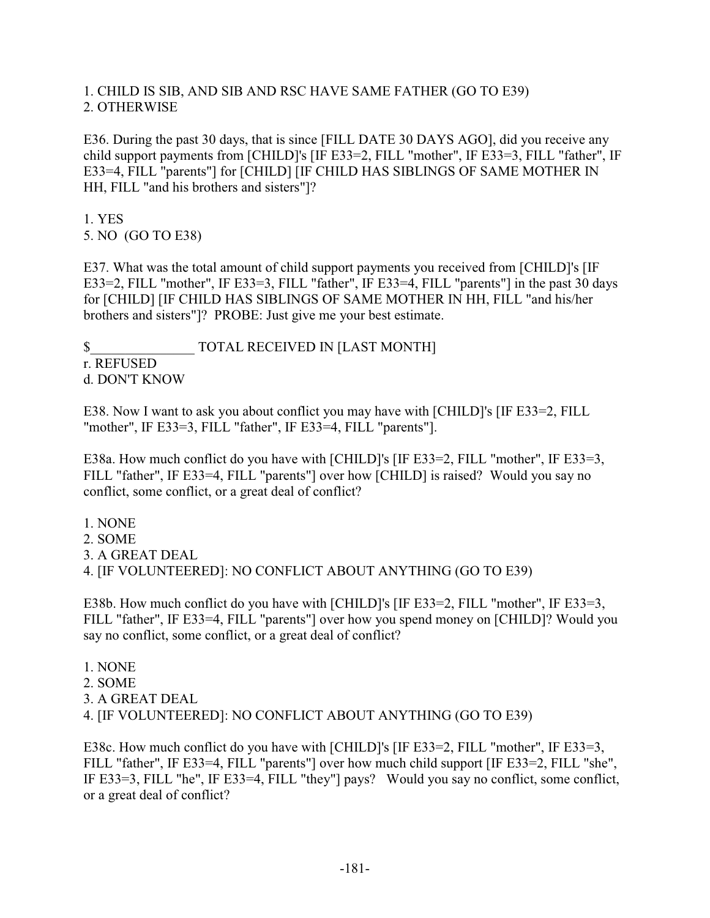1. CHILD IS SIB, AND SIB AND RSC HAVE SAME FATHER (GO TO E39)
2. OTHERWISE

E36. During the past 30 days, that is since [FILL DATE 30 DAYS AGO], did you receive any child support payments from [CHILD]'s [IF E33=2, FILL "mother", IF E33=3, FILL "father", IF E33=4, FILL "parents"] for [CHILD] [IF CHILD HAS SIBLINGS OF SAME MOTHER IN HH, FILL "and his brothers and sisters"]?

1. YES
5. NO (GO TO E38)

E37. What was the total amount of child support payments you received from [CHILD]'s [IF E33=2, FILL "mother", IF E33=3, FILL "father", IF E33=4, FILL "parents"] in the past 30 days for [CHILD] [IF CHILD HAS SIBLINGS OF SAME MOTHER IN HH, FILL "and his/her brothers and sisters"]? PROBE: Just give me your best estimate.

$_______________ TOTAL RECEIVED IN [LAST MONTH]
r. REFUSED
d. DON'T KNOW

E38. Now I want to ask you about conflict you may have with [CHILD]'s [IF E33=2, FILL "mother", IF E33=3, FILL "father", IF E33=4, FILL "parents"].

E38a. How much conflict do you have with [CHILD]'s [IF E33=2, FILL "mother", IF E33=3, FILL "father", IF E33=4, FILL "parents"] over how [CHILD] is raised? Would you say no conflict, some conflict, or a great deal of conflict?

1. NONE
2. SOME
3. A GREAT DEAL
4. [IF VOLUNTEERED]: NO CONFLICT ABOUT ANYTHING (GO TO E39)

E38b. How much conflict do you have with [CHILD]'s [IF E33=2, FILL "mother", IF E33=3, FILL "father", IF E33=4, FILL "parents"] over how you spend money on [CHILD]? Would you say no conflict, some conflict, or a great deal of conflict?

1. NONE
2. SOME
3. A GREAT DEAL
4. [IF VOLUNTEERED]: NO CONFLICT ABOUT ANYTHING (GO TO E39)

E38c. How much conflict do you have with [CHILD]'s [IF E33=2, FILL "mother", IF E33=3, FILL "father", IF E33=4, FILL "parents"] over how much child support [IF E33=2, FILL "she", IF E33=3, FILL "he", IF E33=4, FILL "they"] pays? Would you say no conflict, some conflict, or a great deal of conflict?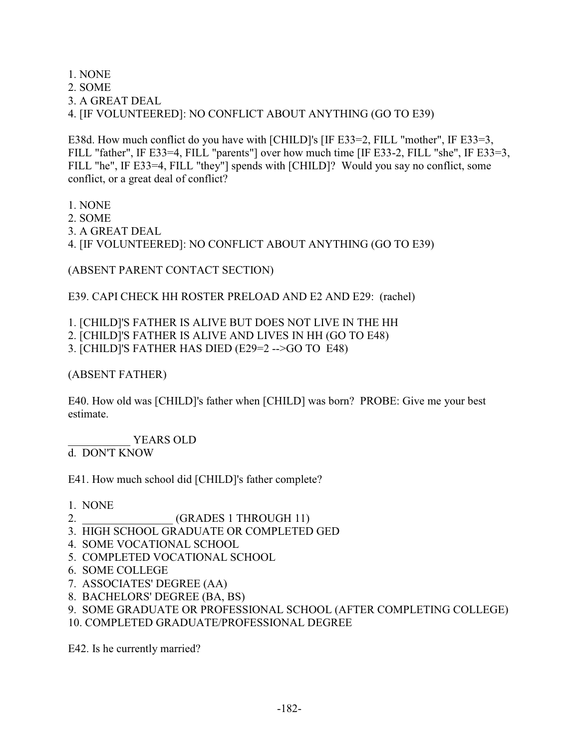1. NONE
2. SOME
3. A GREAT DEAL
4. [IF VOLUNTEERED]: NO CONFLICT ABOUT ANYTHING (GO TO E39)

E38d. How much conflict do you have with [CHILD]'s [IF E33=2, FILL "mother", IF E33=3, FILL "father", IF E33=4, FILL "parents"] over how much time [IF E33-2, FILL "she", IF E33=3, FILL "he", IF E33=4, FILL "they"] spends with [CHILD]? Would you say no conflict, some conflict, or a great deal of conflict?

1. NONE
2. SOME
3. A GREAT DEAL
4. [IF VOLUNTEERED]: NO CONFLICT ABOUT ANYTHING (GO TO E39)

(ABSENT PARENT CONTACT SECTION)

E39. CAPI CHECK HH ROSTER PRELOAD AND E2 AND E29: (rachel)

1. [CHILD]'S FATHER IS ALIVE BUT DOES NOT LIVE IN THE HH
2. [CHILD]'S FATHER IS ALIVE AND LIVES IN HH (GO TO E48)
3. [CHILD]'S FATHER HAS DIED (E29=2 -->GO TO E48)

(ABSENT FATHER)

E40. How old was [CHILD]'s father when [CHILD] was born? PROBE: Give me your best estimate.

___________ YEARS OLD
d. DON'T KNOW

E41. How much school did [CHILD]'s father complete?

1. NONE
2. ________________ (GRADES 1 THROUGH 11)
3. HIGH SCHOOL GRADUATE OR COMPLETED GED
4. SOME VOCATIONAL SCHOOL
5. COMPLETED VOCATIONAL SCHOOL
6. SOME COLLEGE
7. ASSOCIATES' DEGREE (AA)
8. BACHELORS' DEGREE (BA, BS)
9. SOME GRADUATE OR PROFESSIONAL SCHOOL (AFTER COMPLETING COLLEGE)
10. COMPLETED GRADUATE/PROFESSIONAL DEGREE

E42. Is he currently married?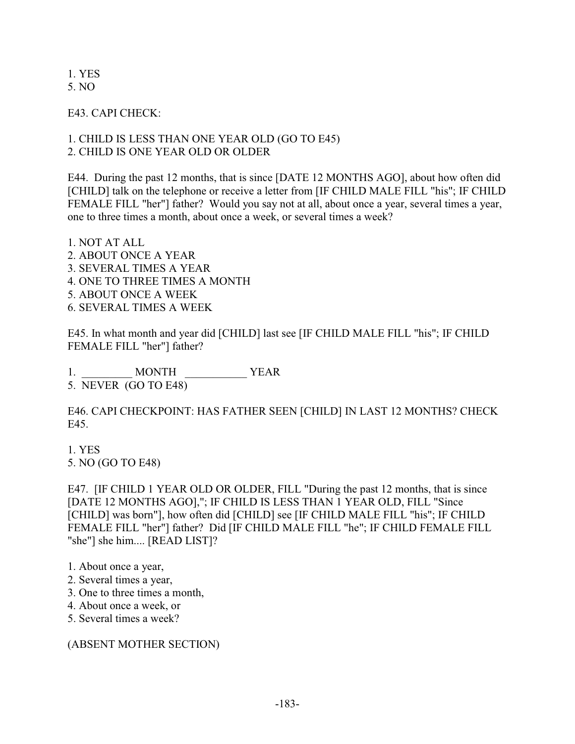1. YES
5. NO

E43. CAPI CHECK:

1. CHILD IS LESS THAN ONE YEAR OLD (GO TO E45)
2. CHILD IS ONE YEAR OLD OR OLDER

E44. During the past 12 months, that is since [DATE 12 MONTHS AGO], about how often did [CHILD] talk on the telephone or receive a letter from [IF CHILD MALE FILL "his"; IF CHILD FEMALE FILL "her"] father? Would you say not at all, about once a year, several times a year, one to three times a month, about once a week, or several times a week?

1. NOT AT ALL
2. ABOUT ONCE A YEAR
3. SEVERAL TIMES A YEAR
4. ONE TO THREE TIMES A MONTH
5. ABOUT ONCE A WEEK
6. SEVERAL TIMES A WEEK

E45. In what month and year did [CHILD] last see [IF CHILD MALE FILL "his"; IF CHILD FEMALE FILL "her"] father?

1. _________ MONTH ___________ YEAR
5. NEVER (GO TO E48)

E46. CAPI CHECKPOINT: HAS FATHER SEEN [CHILD] IN LAST 12 MONTHS? CHECK E45.

1. YES
5. NO (GO TO E48)

E47. [IF CHILD 1 YEAR OLD OR OLDER, FILL "During the past 12 months, that is since [DATE 12 MONTHS AGO],"; IF CHILD IS LESS THAN 1 YEAR OLD, FILL "Since [CHILD] was born"], how often did [CHILD] see [IF CHILD MALE FILL "his"; IF CHILD FEMALE FILL "her"] father? Did [IF CHILD MALE FILL "he"; IF CHILD FEMALE FILL "she"] she him.... [READ LIST]?

1. About once a year,
2. Several times a year,
3. One to three times a month,
4. About once a week, or
5. Several times a week?

(ABSENT MOTHER SECTION)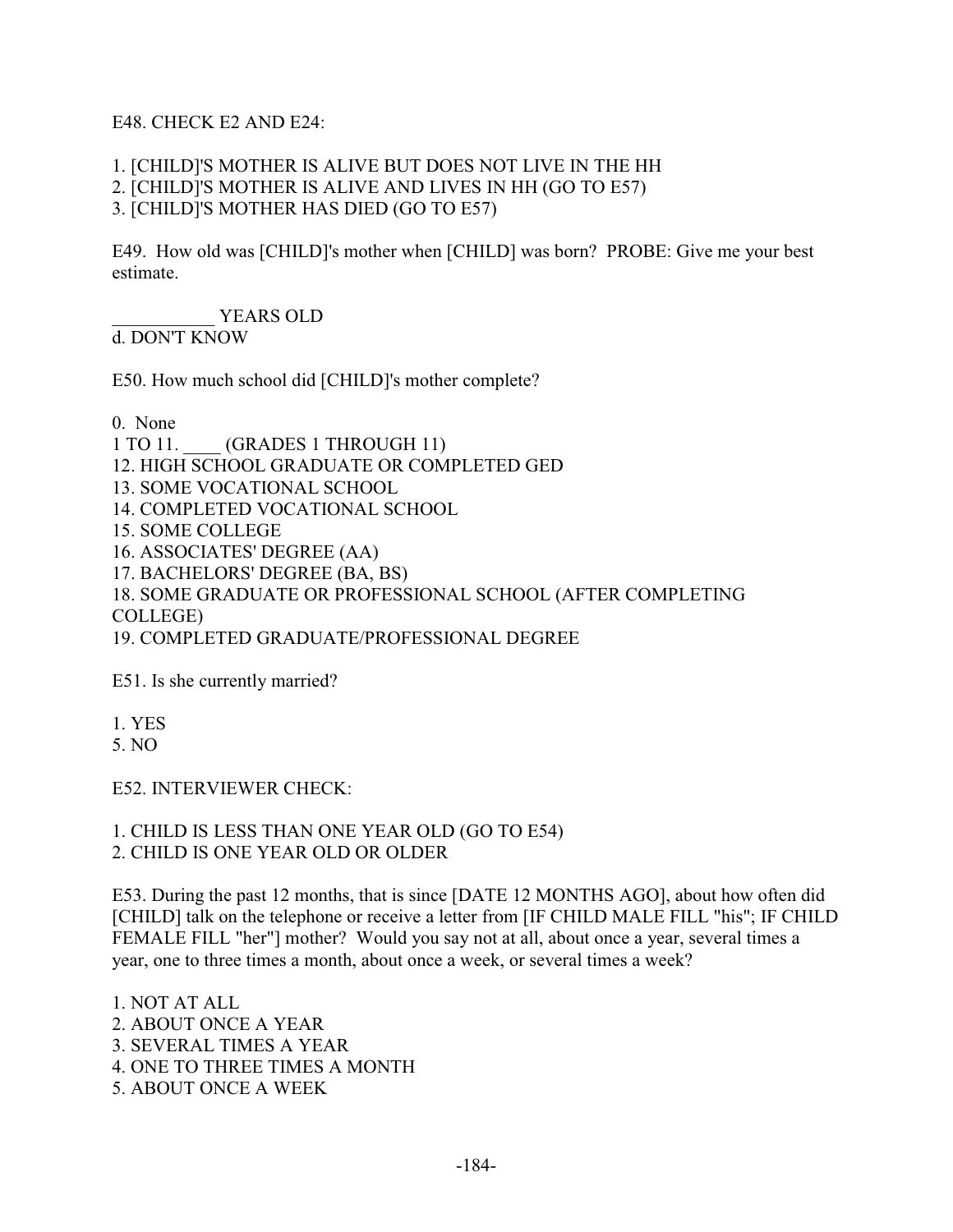E48. CHECK E2 AND E24:

1. [CHILD]'S MOTHER IS ALIVE BUT DOES NOT LIVE IN THE HH
2. [CHILD]'S MOTHER IS ALIVE AND LIVES IN HH (GO TO E57)
3. [CHILD]'S MOTHER HAS DIED (GO TO E57)

E49. How old was [CHILD]'s mother when [CHILD] was born? PROBE: Give me your best estimate.

___________ YEARS OLD
d. DON'T KNOW

E50. How much school did [CHILD]'s mother complete?

0. None
1 TO 11. ____ (GRADES 1 THROUGH 11)
12. HIGH SCHOOL GRADUATE OR COMPLETED GED
13. SOME VOCATIONAL SCHOOL
14. COMPLETED VOCATIONAL SCHOOL
15. SOME COLLEGE
16. ASSOCIATES' DEGREE (AA)
17. BACHELORS' DEGREE (BA, BS)
18. SOME GRADUATE OR PROFESSIONAL SCHOOL (AFTER COMPLETING COLLEGE)
19. COMPLETED GRADUATE/PROFESSIONAL DEGREE

E51. Is she currently married?

1. YES
5. NO

E52. INTERVIEWER CHECK:

1. CHILD IS LESS THAN ONE YEAR OLD (GO TO E54)
2. CHILD IS ONE YEAR OLD OR OLDER

E53. During the past 12 months, that is since [DATE 12 MONTHS AGO], about how often did [CHILD] talk on the telephone or receive a letter from [IF CHILD MALE FILL "his"; IF CHILD FEMALE FILL "her"] mother? Would you say not at all, about once a year, several times a year, one to three times a month, about once a week, or several times a week?

1. NOT AT ALL
2. ABOUT ONCE A YEAR
3. SEVERAL TIMES A YEAR
4. ONE TO THREE TIMES A MONTH
5. ABOUT ONCE A WEEK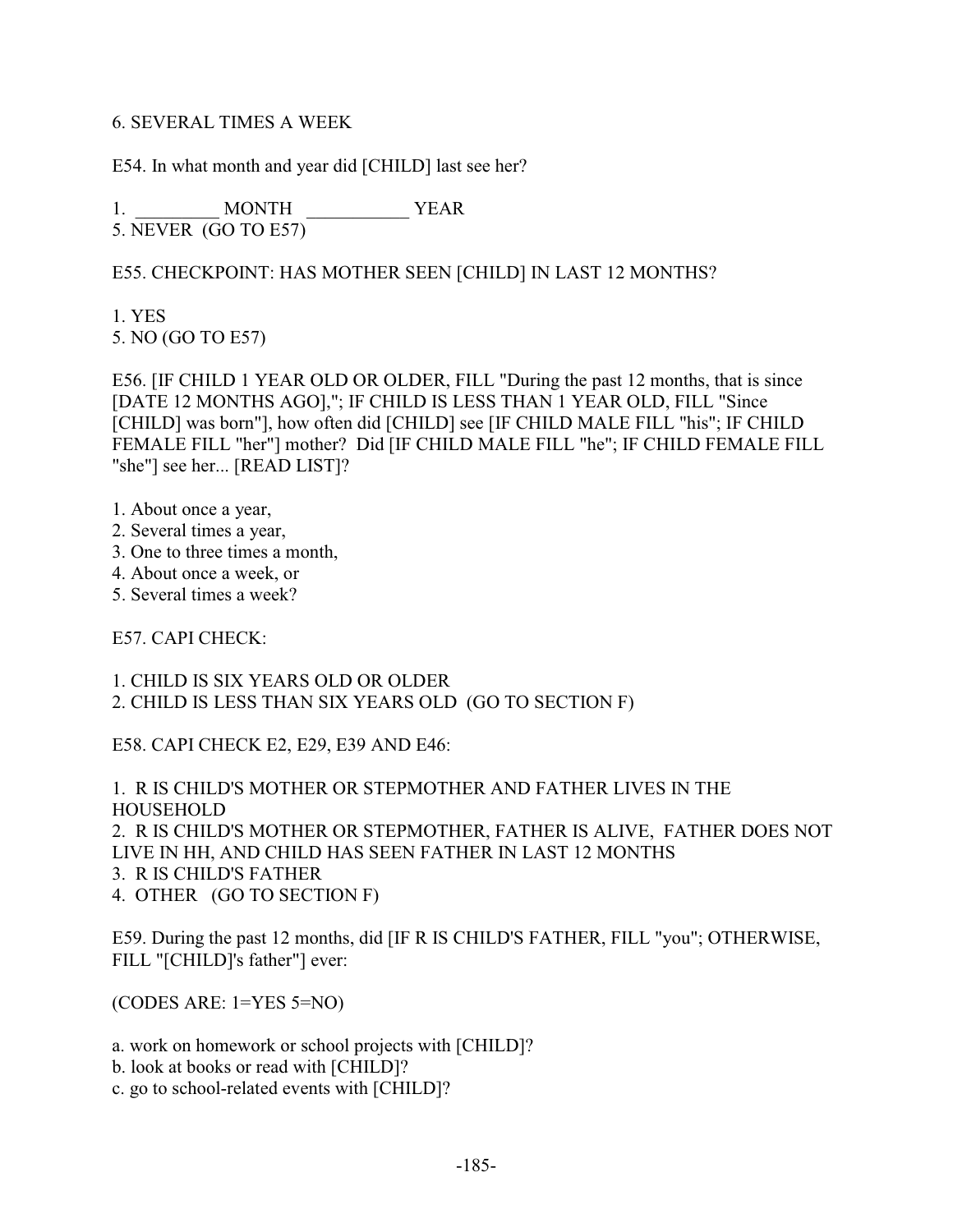6. SEVERAL TIMES A WEEK

E54. In what month and year did [CHILD] last see her?

1. _________ MONTH ___________ YEAR
5. NEVER (GO TO E57)

E55. CHECKPOINT: HAS MOTHER SEEN [CHILD] IN LAST 12 MONTHS?

1. YES
5. NO (GO TO E57)

E56. [IF CHILD 1 YEAR OLD OR OLDER, FILL "During the past 12 months, that is since [DATE 12 MONTHS AGO],"; IF CHILD IS LESS THAN 1 YEAR OLD, FILL "Since [CHILD] was born"], how often did [CHILD] see [IF CHILD MALE FILL "his"; IF CHILD FEMALE FILL "her"] mother? Did [IF CHILD MALE FILL "he"; IF CHILD FEMALE FILL "she"] see her... [READ LIST]?

1. About once a year,
2. Several times a year,
3. One to three times a month,
4. About once a week, or
5. Several times a week?

E57. CAPI CHECK:

1. CHILD IS SIX YEARS OLD OR OLDER
2. CHILD IS LESS THAN SIX YEARS OLD (GO TO SECTION F)

E58. CAPI CHECK E2, E29, E39 AND E46:

1. R IS CHILD'S MOTHER OR STEPMOTHER AND FATHER LIVES IN THE HOUSEHOLD
2. R IS CHILD'S MOTHER OR STEPMOTHER, FATHER IS ALIVE, FATHER DOES NOT LIVE IN HH, AND CHILD HAS SEEN FATHER IN LAST 12 MONTHS
3. R IS CHILD'S FATHER
4. OTHER (GO TO SECTION F)

E59. During the past 12 months, did [IF R IS CHILD'S FATHER, FILL "you"; OTHERWISE, FILL "[CHILD]'s father"] ever:

(CODES ARE: 1=YES 5=NO)

a. work on homework or school projects with [CHILD]?
b. look at books or read with [CHILD]?
c. go to school-related events with [CHILD]?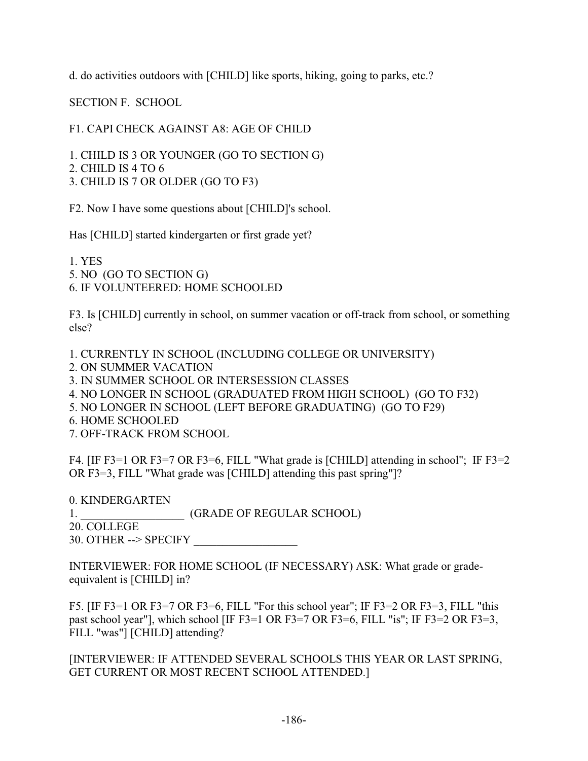d. do activities outdoors with [CHILD] like sports, hiking, going to parks, etc.?

## SECTION F. SCHOOL

F1. CAPI CHECK AGAINST A8: AGE OF CHILD

1. CHILD IS 3 OR YOUNGER (GO TO SECTION G)
2. CHILD IS 4 TO 6
3. CHILD IS 7 OR OLDER (GO TO F3)

F2. Now I have some questions about [CHILD]'s school.

Has [CHILD] started kindergarten or first grade yet?

1. YES
5. NO (GO TO SECTION G)
6. IF VOLUNTEERED: HOME SCHOOLED

F3. Is [CHILD] currently in school, on summer vacation or off-track from school, or something else?

1. CURRENTLY IN SCHOOL (INCLUDING COLLEGE OR UNIVERSITY)
2. ON SUMMER VACATION
3. IN SUMMER SCHOOL OR INTERSESSION CLASSES
4. NO LONGER IN SCHOOL (GRADUATED FROM HIGH SCHOOL) (GO TO F32)
5. NO LONGER IN SCHOOL (LEFT BEFORE GRADUATING) (GO TO F29)
6. HOME SCHOOLED
7. OFF-TRACK FROM SCHOOL

F4. [IF F3=1 OR F3=7 OR F3=6, FILL "What grade is [CHILD] attending in school"; IF F3=2 OR F3=3, FILL "What grade was [CHILD] attending this past spring"]?

0. KINDERGARTEN
1. __________________ (GRADE OF REGULAR SCHOOL)
20. COLLEGE
30. OTHER --> SPECIFY __________________

INTERVIEWER: FOR HOME SCHOOL (IF NECESSARY) ASK: What grade or grade-equivalent is [CHILD] in?

F5. [IF F3=1 OR F3=7 OR F3=6, FILL "For this school year"; IF F3=2 OR F3=3, FILL "this past school year"], which school [IF F3=1 OR F3=7 OR F3=6, FILL "is"; IF F3=2 OR F3=3, FILL "was"] [CHILD] attending?

[INTERVIEWER: IF ATTENDED SEVERAL SCHOOLS THIS YEAR OR LAST SPRING, GET CURRENT OR MOST RECENT SCHOOL ATTENDED.]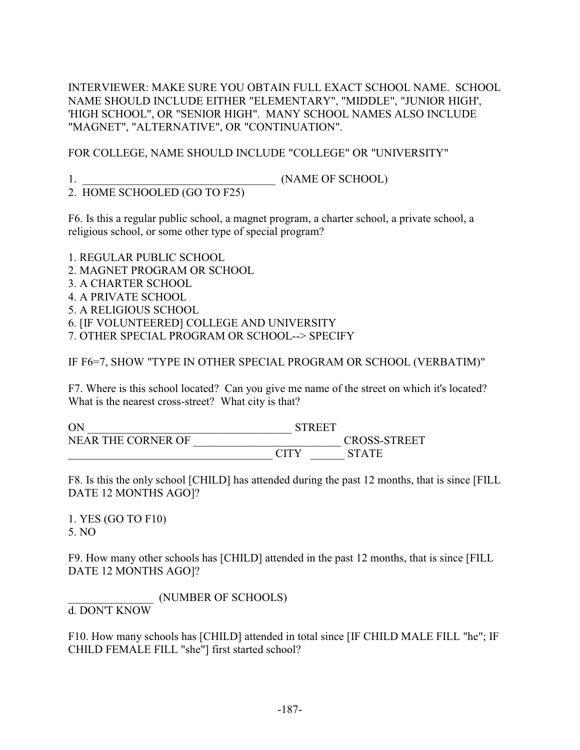INTERVIEWER: MAKE SURE YOU OBTAIN FULL EXACT SCHOOL NAME. SCHOOL NAME SHOULD INCLUDE EITHER "ELEMENTARY", "MIDDLE", "JUNIOR HIGH', 'HIGH SCHOOL", OR "SENIOR HIGH". MANY SCHOOL NAMES ALSO INCLUDE "MAGNET", "ALTERNATIVE", OR "CONTINUATION".

FOR COLLEGE, NAME SHOULD INCLUDE "COLLEGE" OR "UNIVERSITY"

1. ___________________________________ (NAME OF SCHOOL)
2. HOME SCHOOLED (GO TO F25)

F6. Is this a regular public school, a magnet program, a charter school, a private school, a religious school, or some other type of special program?

1. REGULAR PUBLIC SCHOOL
2. MAGNET PROGRAM OR SCHOOL
3. A CHARTER SCHOOL
4. A PRIVATE SCHOOL
5. A RELIGIOUS SCHOOL
6. [IF VOLUNTEERED] COLLEGE AND UNIVERSITY
7. OTHER SPECIAL PROGRAM OR SCHOOL--> SPECIFY

IF F6=7, SHOW "TYPE IN OTHER SPECIAL PROGRAM OR SCHOOL (VERBATIM)"

F7. Where is this school located? Can you give me name of the street on which it's located? What is the nearest cross-street? What city is that?

ON _____________________________________ STREET
NEAR THE CORNER OF __________________________ CROSS-STREET
_____________________________________ CITY ______ STATE

F8. Is this the only school [CHILD] has attended during the past 12 months, that is since [FILL DATE 12 MONTHS AGO]?

1. YES (GO TO F10)
5. NO

F9. How many other schools has [CHILD] attended in the past 12 months, that is since [FILL DATE 12 MONTHS AGO]?

_______________ (NUMBER OF SCHOOLS)
d. DON'T KNOW

F10. How many schools has [CHILD] attended in total since [IF CHILD MALE FILL "he"; IF CHILD FEMALE FILL "she"] first started school?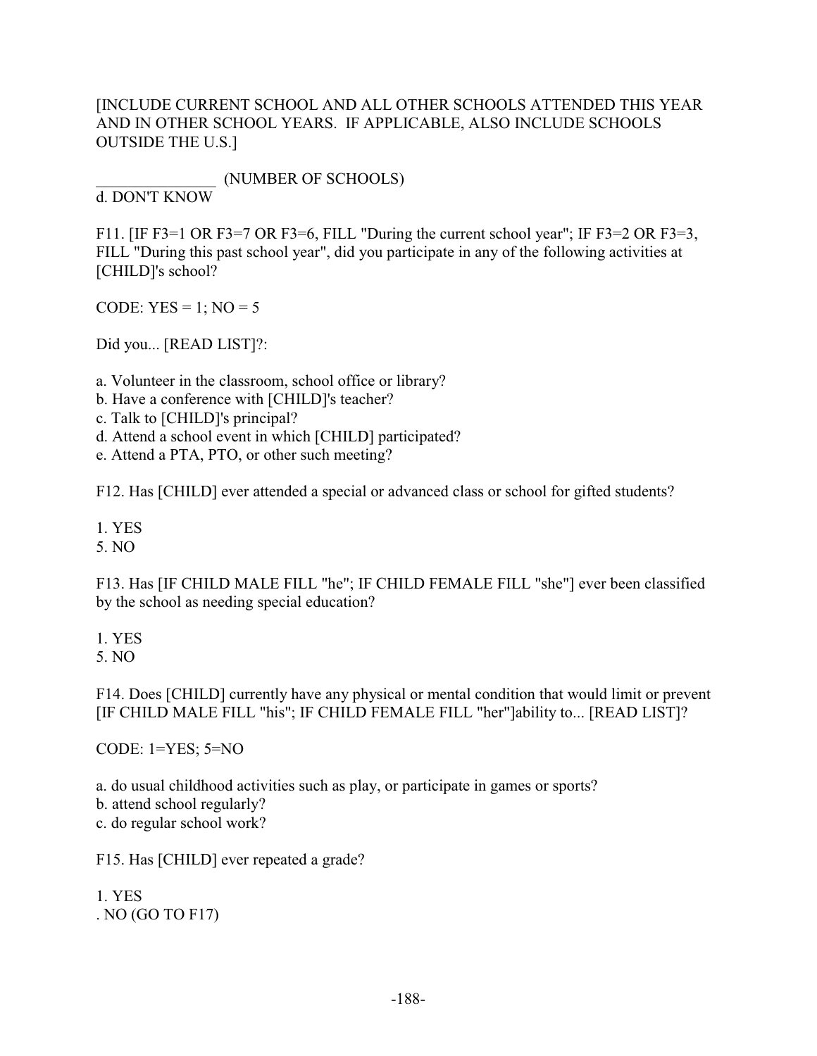[INCLUDE CURRENT SCHOOL AND ALL OTHER SCHOOLS ATTENDED THIS YEAR AND IN OTHER SCHOOL YEARS. IF APPLICABLE, ALSO INCLUDE SCHOOLS OUTSIDE THE U.S.]

_______________ (NUMBER OF SCHOOLS)
d. DON'T KNOW

F11. [IF F3=1 OR F3=7 OR F3=6, FILL "During the current school year"; IF F3=2 OR F3=3, FILL "During this past school year", did you participate in any of the following activities at [CHILD]'s school?

CODE: YES = 1; NO = 5

Did you... [READ LIST]?:

a. Volunteer in the classroom, school office or library?
b. Have a conference with [CHILD]'s teacher?
c. Talk to [CHILD]'s principal?
d. Attend a school event in which [CHILD] participated?
e. Attend a PTA, PTO, or other such meeting?

F12. Has [CHILD] ever attended a special or advanced class or school for gifted students?

1. YES
5. NO

F13. Has [IF CHILD MALE FILL "he"; IF CHILD FEMALE FILL "she"] ever been classified by the school as needing special education?

1. YES
5. NO

F14. Does [CHILD] currently have any physical or mental condition that would limit or prevent [IF CHILD MALE FILL "his"; IF CHILD FEMALE FILL "her"]ability to... [READ LIST]?

CODE: 1=YES; 5=NO

a. do usual childhood activities such as play, or participate in games or sports?
b. attend school regularly?
c. do regular school work?

F15. Has [CHILD] ever repeated a grade?

1. YES
. NO (GO TO F17)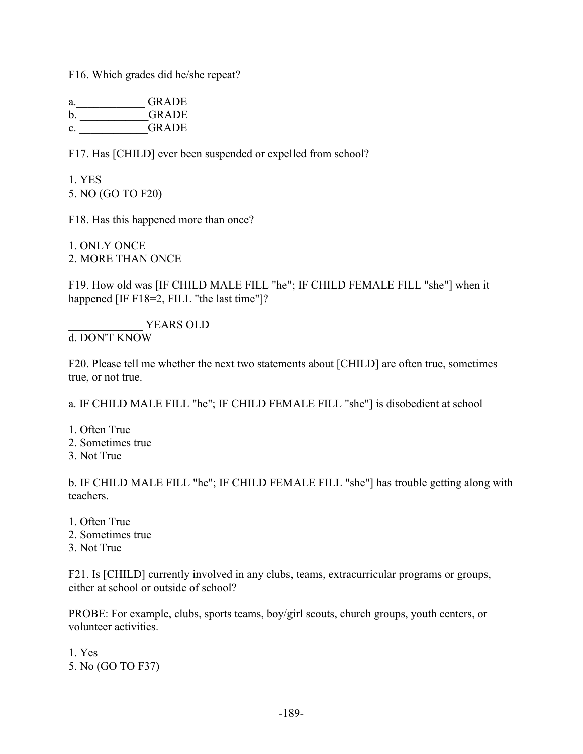F16. Which grades did he/she repeat?

a.____________ GRADE  
b. ____________GRADE  
c. ____________GRADE

F17. Has [CHILD] ever been suspended or expelled from school?

1. YES
5. NO (GO TO F20)

F18. Has this happened more than once?

1. ONLY ONCE
2. MORE THAN ONCE

F19. How old was [IF CHILD MALE FILL "he"; IF CHILD FEMALE FILL "she"] when it happened [IF F18=2, FILL "the last time"]?

_____________ YEARS OLD  
d. DON'T KNOW

F20. Please tell me whether the next two statements about [CHILD] are often true, sometimes true, or not true.

a. IF CHILD MALE FILL "he"; IF CHILD FEMALE FILL "she"] is disobedient at school

1. Often True
2. Sometimes true
3. Not True

b. IF CHILD MALE FILL "he"; IF CHILD FEMALE FILL "she"] has trouble getting along with teachers.

1. Often True
2. Sometimes true
3. Not True

F21. Is [CHILD] currently involved in any clubs, teams, extracurricular programs or groups, either at school or outside of school?

PROBE: For example, clubs, sports teams, boy/girl scouts, church groups, youth centers, or volunteer activities.

1. Yes
5. No (GO TO F37)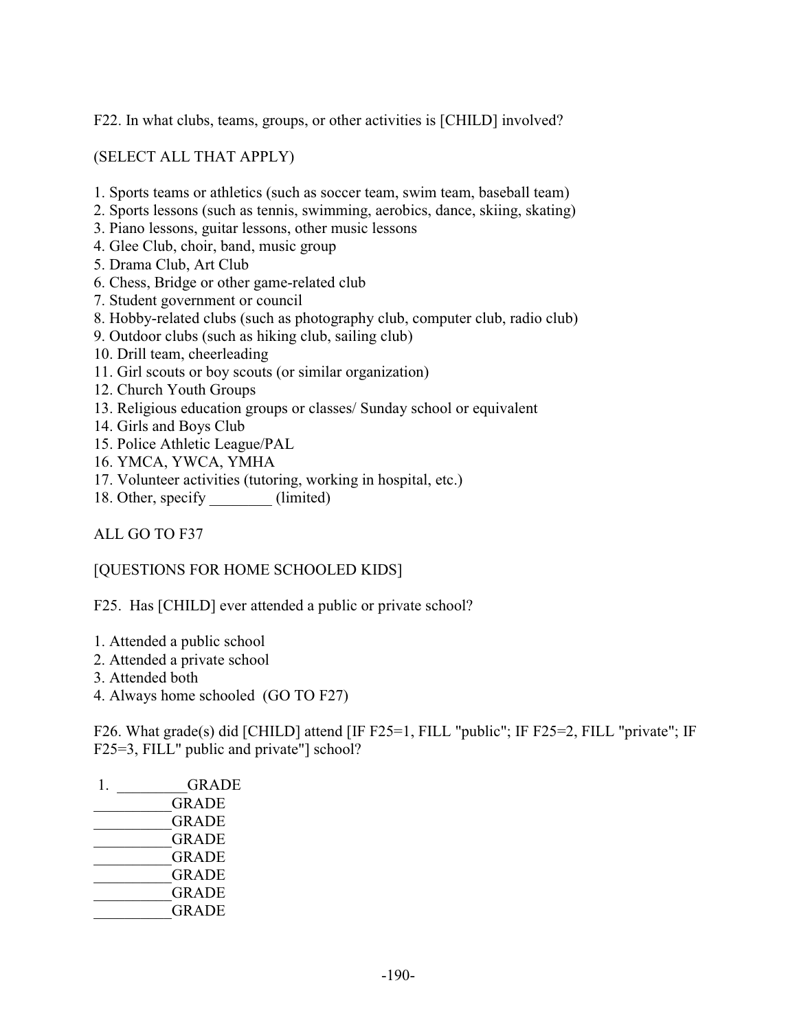F22. In what clubs, teams, groups, or other activities is [CHILD] involved?

(SELECT ALL THAT APPLY)

1. Sports teams or athletics (such as soccer team, swim team, baseball team)
2. Sports lessons (such as tennis, swimming, aerobics, dance, skiing, skating)
3. Piano lessons, guitar lessons, other music lessons
4. Glee Club, choir, band, music group
5. Drama Club, Art Club
6. Chess, Bridge or other game-related club
7. Student government or council
8. Hobby-related clubs (such as photography club, computer club, radio club)
9. Outdoor clubs (such as hiking club, sailing club)
10. Drill team, cheerleading
11. Girl scouts or boy scouts (or similar organization)
12. Church Youth Groups
13. Religious education groups or classes/ Sunday school or equivalent
14. Girls and Boys Club
15. Police Athletic League/PAL
16. YMCA, YWCA, YMHA
17. Volunteer activities (tutoring, working in hospital, etc.)
18. Other, specify ________ (limited)

ALL GO TO F37

[QUESTIONS FOR HOME SCHOOLED KIDS]

F25. Has [CHILD] ever attended a public or private school?

1. Attended a public school
2. Attended a private school
3. Attended both
4. Always home schooled (GO TO F27)

F26. What grade(s) did [CHILD] attend [IF F25=1, FILL "public"; IF F25=2, FILL "private"; IF F25=3, FILL" public and private"] school?

1. _________GRADE

__________GRADE

__________GRADE

__________GRADE

__________GRADE

__________GRADE

__________GRADE

__________GRADE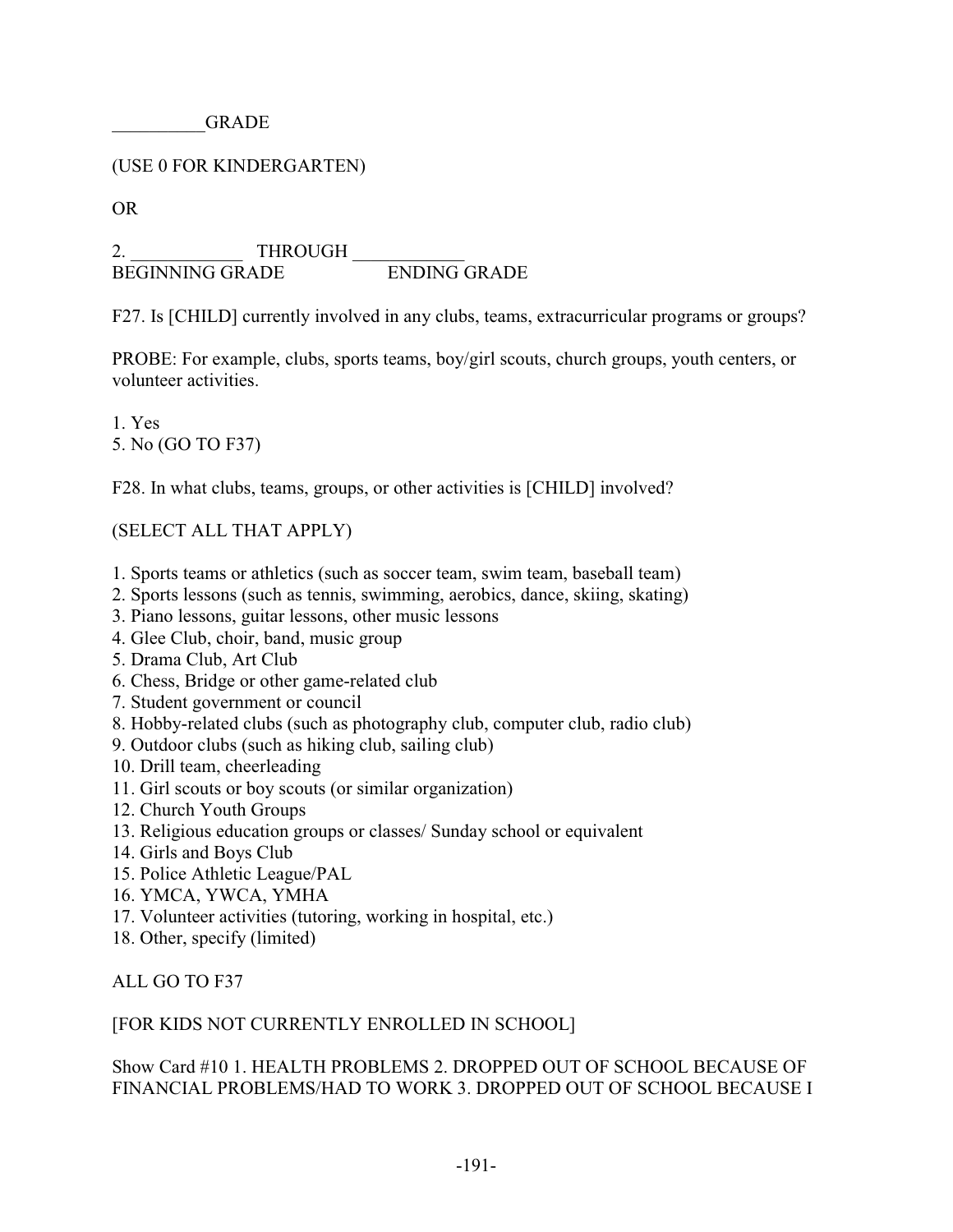__________GRADE

(USE 0 FOR KINDERGARTEN)

OR

2. ____________ THROUGH ____________
BEGINNING GRADE ENDING GRADE

F27. Is [CHILD] currently involved in any clubs, teams, extracurricular programs or groups?

PROBE: For example, clubs, sports teams, boy/girl scouts, church groups, youth centers, or volunteer activities.

1. Yes
5. No (GO TO F37)

F28. In what clubs, teams, groups, or other activities is [CHILD] involved?

(SELECT ALL THAT APPLY)

1. Sports teams or athletics (such as soccer team, swim team, baseball team)
2. Sports lessons (such as tennis, swimming, aerobics, dance, skiing, skating)
3. Piano lessons, guitar lessons, other music lessons
4. Glee Club, choir, band, music group
5. Drama Club, Art Club
6. Chess, Bridge or other game-related club
7. Student government or council
8. Hobby-related clubs (such as photography club, computer club, radio club)
9. Outdoor clubs (such as hiking club, sailing club)
10. Drill team, cheerleading
11. Girl scouts or boy scouts (or similar organization)
12. Church Youth Groups
13. Religious education groups or classes/ Sunday school or equivalent
14. Girls and Boys Club
15. Police Athletic League/PAL
16. YMCA, YWCA, YMHA
17. Volunteer activities (tutoring, working in hospital, etc.)
18. Other, specify (limited)

ALL GO TO F37

[FOR KIDS NOT CURRENTLY ENROLLED IN SCHOOL]

Show Card #10 1. HEALTH PROBLEMS 2. DROPPED OUT OF SCHOOL BECAUSE OF FINANCIAL PROBLEMS/HAD TO WORK 3. DROPPED OUT OF SCHOOL BECAUSE I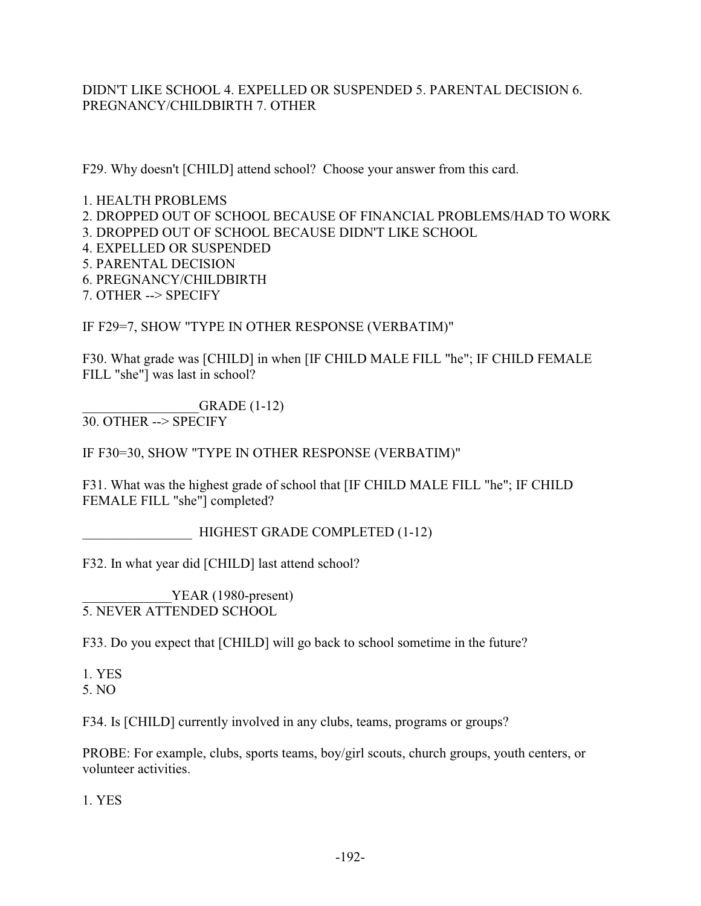DIDN'T LIKE SCHOOL 4. EXPELLED OR SUSPENDED 5. PARENTAL DECISION 6. PREGNANCY/CHILDBIRTH 7. OTHER

F29. Why doesn't [CHILD] attend school? Choose your answer from this card.

1. HEALTH PROBLEMS
2. DROPPED OUT OF SCHOOL BECAUSE OF FINANCIAL PROBLEMS/HAD TO WORK
3. DROPPED OUT OF SCHOOL BECAUSE DIDN'T LIKE SCHOOL
4. EXPELLED OR SUSPENDED
5. PARENTAL DECISION
6. PREGNANCY/CHILDBIRTH
7. OTHER --> SPECIFY

IF F29=7, SHOW "TYPE IN OTHER RESPONSE (VERBATIM)"

F30. What grade was [CHILD] in when [IF CHILD MALE FILL "he"; IF CHILD FEMALE FILL "she"] was last in school?

_________________GRADE (1-12)
30. OTHER --> SPECIFY

IF F30=30, SHOW "TYPE IN OTHER RESPONSE (VERBATIM)"

F31. What was the highest grade of school that [IF CHILD MALE FILL "he"; IF CHILD FEMALE FILL "she"] completed?

________________ HIGHEST GRADE COMPLETED (1-12)

F32. In what year did [CHILD] last attend school?

_____________YEAR (1980-present)
5. NEVER ATTENDED SCHOOL

F33. Do you expect that [CHILD] will go back to school sometime in the future?

1. YES
5. NO

F34. Is [CHILD] currently involved in any clubs, teams, programs or groups?

PROBE: For example, clubs, sports teams, boy/girl scouts, church groups, youth centers, or volunteer activities.

1. YES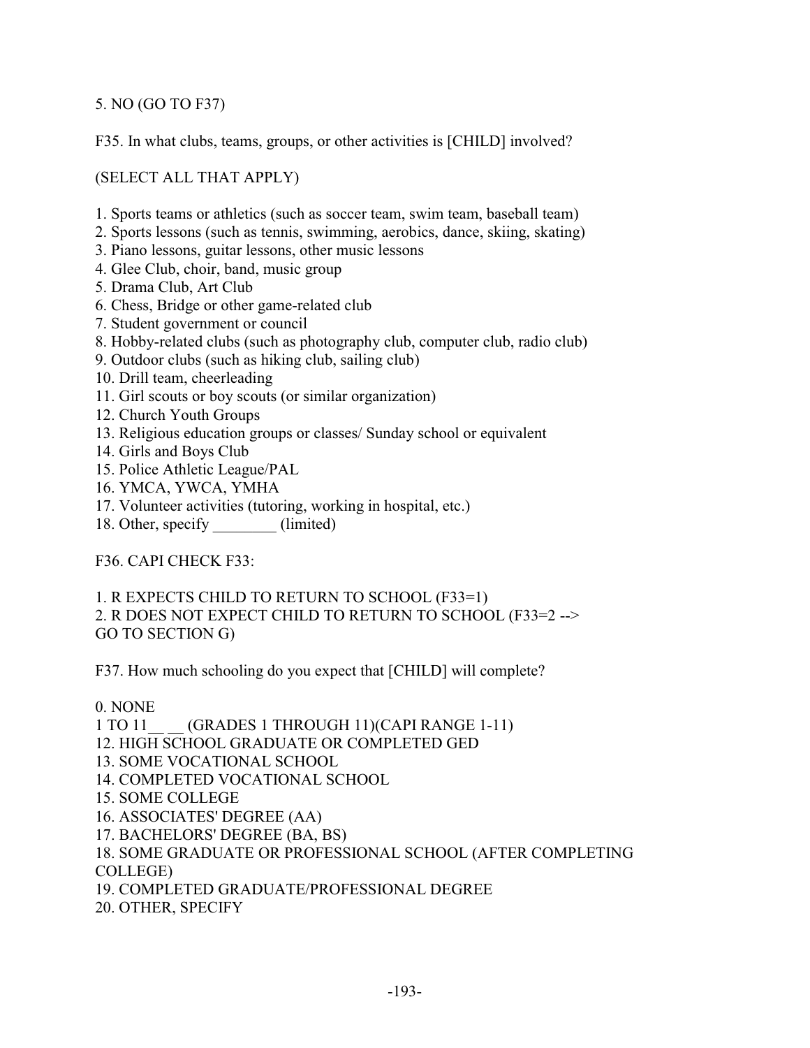5. NO (GO TO F37)

F35. In what clubs, teams, groups, or other activities is [CHILD] involved?

(SELECT ALL THAT APPLY)

1. Sports teams or athletics (such as soccer team, swim team, baseball team)
2. Sports lessons (such as tennis, swimming, aerobics, dance, skiing, skating)
3. Piano lessons, guitar lessons, other music lessons
4. Glee Club, choir, band, music group
5. Drama Club, Art Club
6. Chess, Bridge or other game-related club
7. Student government or council
8. Hobby-related clubs (such as photography club, computer club, radio club)
9. Outdoor clubs (such as hiking club, sailing club)
10. Drill team, cheerleading
11. Girl scouts or boy scouts (or similar organization)
12. Church Youth Groups
13. Religious education groups or classes/ Sunday school or equivalent
14. Girls and Boys Club
15. Police Athletic League/PAL
16. YMCA, YWCA, YMHA
17. Volunteer activities (tutoring, working in hospital, etc.)
18. Other, specify ________ (limited)

F36. CAPI CHECK F33:

1. R EXPECTS CHILD TO RETURN TO SCHOOL (F33=1)
2. R DOES NOT EXPECT CHILD TO RETURN TO SCHOOL (F33=2 --> GO TO SECTION G)

F37. How much schooling do you expect that [CHILD] will complete?

0. NONE
1 TO 11__ __ (GRADES 1 THROUGH 11)(CAPI RANGE 1-11)
12. HIGH SCHOOL GRADUATE OR COMPLETED GED
13. SOME VOCATIONAL SCHOOL
14. COMPLETED VOCATIONAL SCHOOL
15. SOME COLLEGE
16. ASSOCIATES' DEGREE (AA)
17. BACHELORS' DEGREE (BA, BS)
18. SOME GRADUATE OR PROFESSIONAL SCHOOL (AFTER COMPLETING COLLEGE)
19. COMPLETED GRADUATE/PROFESSIONAL DEGREE
20. OTHER, SPECIFY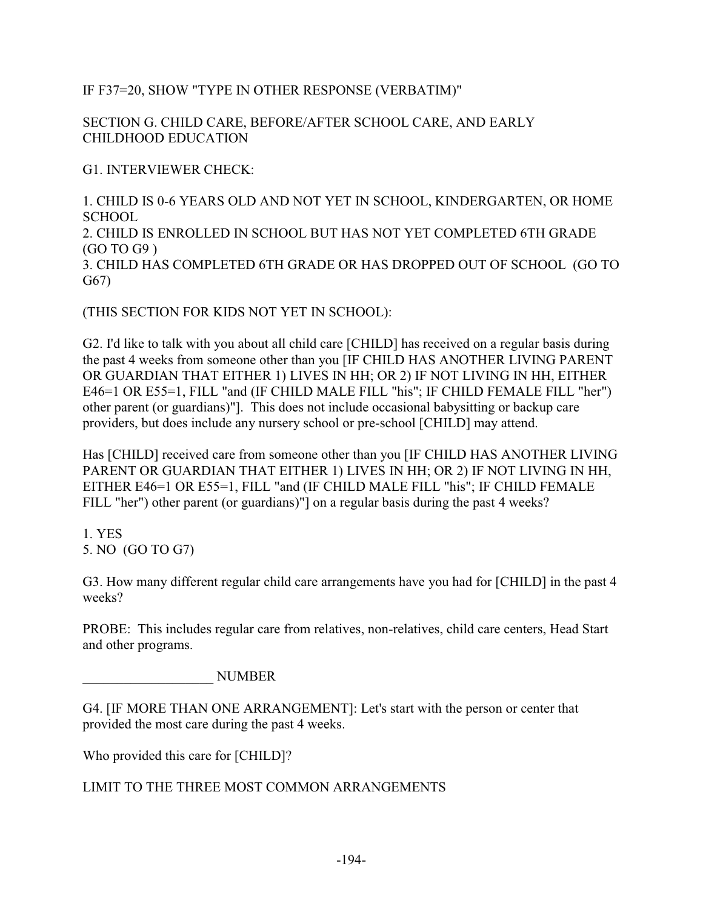IF F37=20, SHOW "TYPE IN OTHER RESPONSE (VERBATIM)"

SECTION G. CHILD CARE, BEFORE/AFTER SCHOOL CARE, AND EARLY CHILDHOOD EDUCATION

G1. INTERVIEWER CHECK:

1. CHILD IS 0-6 YEARS OLD AND NOT YET IN SCHOOL, KINDERGARTEN, OR HOME SCHOOL
2. CHILD IS ENROLLED IN SCHOOL BUT HAS NOT YET COMPLETED 6TH GRADE (GO TO G9 )
3. CHILD HAS COMPLETED 6TH GRADE OR HAS DROPPED OUT OF SCHOOL (GO TO G67)

(THIS SECTION FOR KIDS NOT YET IN SCHOOL):

G2. I'd like to talk with you about all child care [CHILD] has received on a regular basis during the past 4 weeks from someone other than you [IF CHILD HAS ANOTHER LIVING PARENT OR GUARDIAN THAT EITHER 1) LIVES IN HH; OR 2) IF NOT LIVING IN HH, EITHER E46=1 OR E55=1, FILL "and (IF CHILD MALE FILL "his"; IF CHILD FEMALE FILL "her") other parent (or guardians)"]. This does not include occasional babysitting or backup care providers, but does include any nursery school or pre-school [CHILD] may attend.

Has [CHILD] received care from someone other than you [IF CHILD HAS ANOTHER LIVING PARENT OR GUARDIAN THAT EITHER 1) LIVES IN HH; OR 2) IF NOT LIVING IN HH, EITHER E46=1 OR E55=1, FILL "and (IF CHILD MALE FILL "his"; IF CHILD FEMALE FILL "her") other parent (or guardians)"] on a regular basis during the past 4 weeks?

1. YES
5. NO (GO TO G7)

G3. How many different regular child care arrangements have you had for [CHILD] in the past 4 weeks?

PROBE: This includes regular care from relatives, non-relatives, child care centers, Head Start and other programs.

___________________ NUMBER

G4. [IF MORE THAN ONE ARRANGEMENT]: Let's start with the person or center that provided the most care during the past 4 weeks.

Who provided this care for [CHILD]?

LIMIT TO THE THREE MOST COMMON ARRANGEMENTS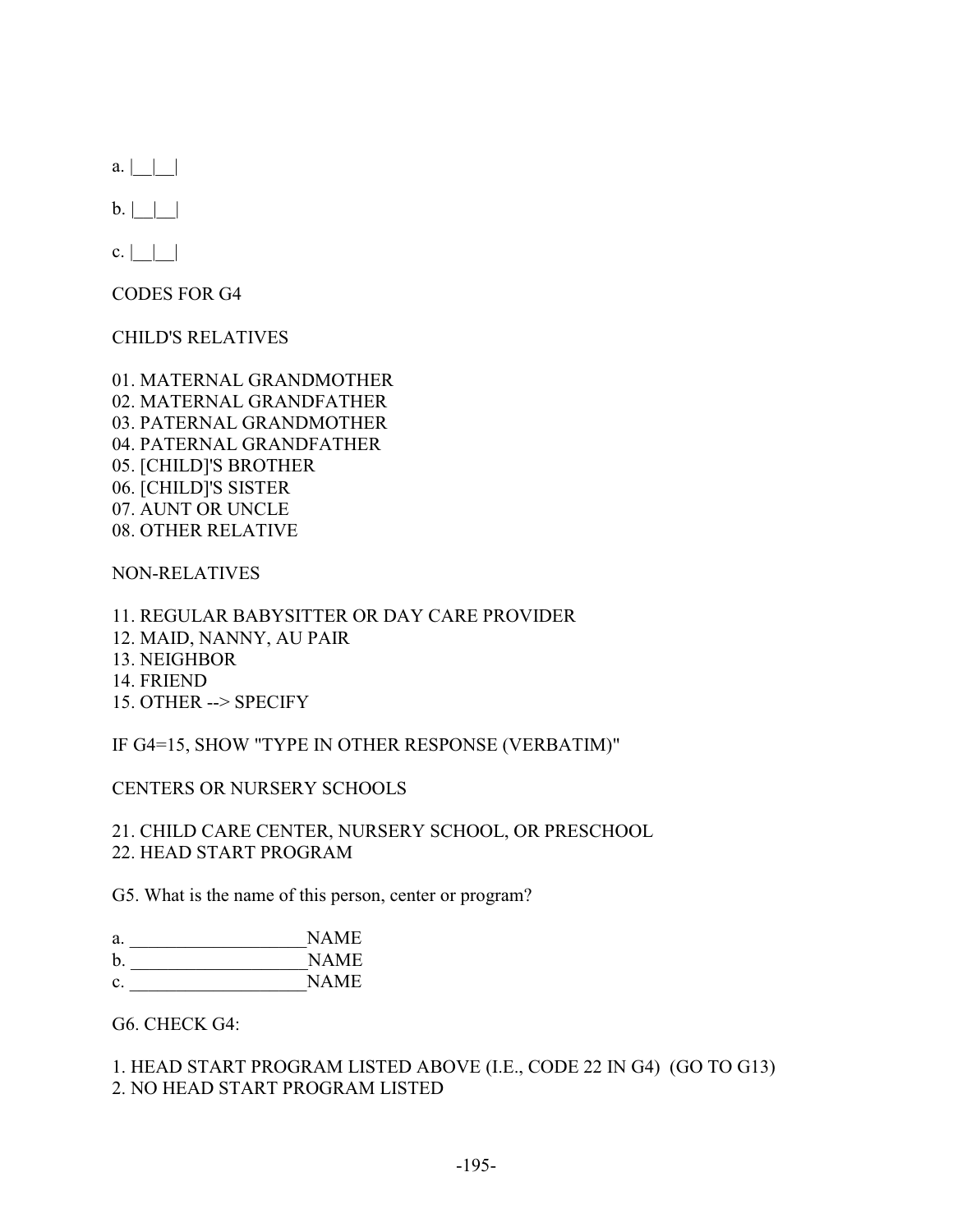a. |__|__|

b. |__|__|

c. |__|__|

CODES FOR G4

CHILD'S RELATIVES

01. MATERNAL GRANDMOTHER
02. MATERNAL GRANDFATHER
03. PATERNAL GRANDMOTHER
04. PATERNAL GRANDFATHER
05. [CHILD]'S BROTHER
06. [CHILD]'S SISTER
07. AUNT OR UNCLE
08. OTHER RELATIVE

NON-RELATIVES

11. REGULAR BABYSITTER OR DAY CARE PROVIDER
12. MAID, NANNY, AU PAIR
13. NEIGHBOR
14. FRIEND
15. OTHER --> SPECIFY

IF G4=15, SHOW "TYPE IN OTHER RESPONSE (VERBATIM)"

CENTERS OR NURSERY SCHOOLS

21. CHILD CARE CENTER, NURSERY SCHOOL, OR PRESCHOOL
22. HEAD START PROGRAM

G5. What is the name of this person, center or program?

a. ___________________NAME
b. ___________________NAME
c. ___________________NAME

G6. CHECK G4:

1. HEAD START PROGRAM LISTED ABOVE (I.E., CODE 22 IN G4) (GO TO G13)
2. NO HEAD START PROGRAM LISTED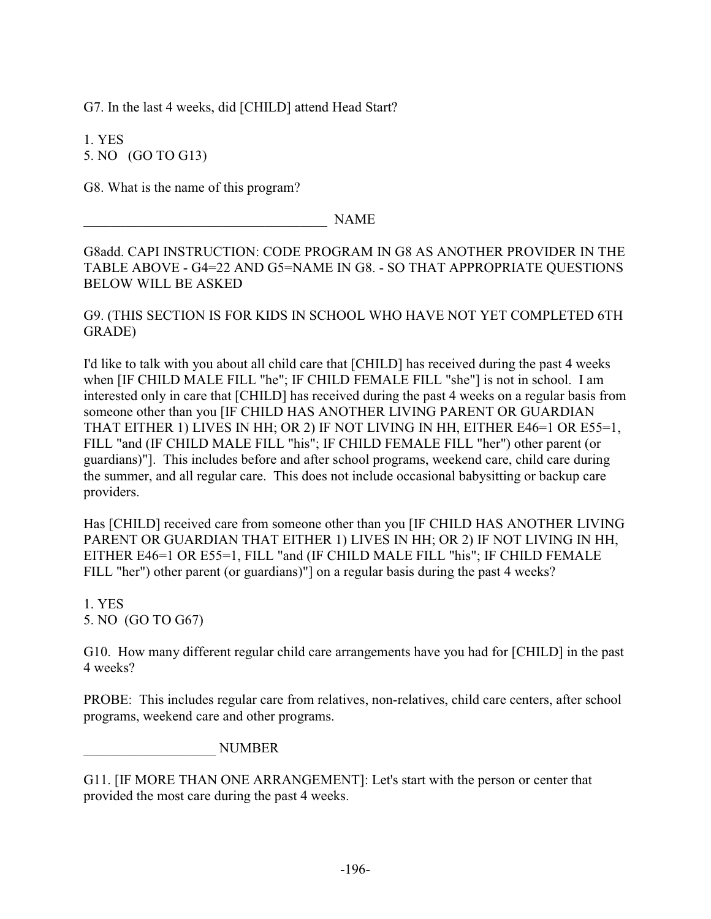G7. In the last 4 weeks, did [CHILD] attend Head Start?

1. YES
5. NO (GO TO G13)

G8. What is the name of this program?

____________________________________ NAME

G8add. CAPI INSTRUCTION: CODE PROGRAM IN G8 AS ANOTHER PROVIDER IN THE TABLE ABOVE - G4=22 AND G5=NAME IN G8. - SO THAT APPROPRIATE QUESTIONS BELOW WILL BE ASKED

G9. (THIS SECTION IS FOR KIDS IN SCHOOL WHO HAVE NOT YET COMPLETED 6TH GRADE)

I'd like to talk with you about all child care that [CHILD] has received during the past 4 weeks when [IF CHILD MALE FILL "he"; IF CHILD FEMALE FILL "she"] is not in school. I am interested only in care that [CHILD] has received during the past 4 weeks on a regular basis from someone other than you [IF CHILD HAS ANOTHER LIVING PARENT OR GUARDIAN THAT EITHER 1) LIVES IN HH; OR 2) IF NOT LIVING IN HH, EITHER E46=1 OR E55=1, FILL "and (IF CHILD MALE FILL "his"; IF CHILD FEMALE FILL "her") other parent (or guardians)"]. This includes before and after school programs, weekend care, child care during the summer, and all regular care. This does not include occasional babysitting or backup care providers.

Has [CHILD] received care from someone other than you [IF CHILD HAS ANOTHER LIVING PARENT OR GUARDIAN THAT EITHER 1) LIVES IN HH; OR 2) IF NOT LIVING IN HH, EITHER E46=1 OR E55=1, FILL "and (IF CHILD MALE FILL "his"; IF CHILD FEMALE FILL "her") other parent (or guardians)"] on a regular basis during the past 4 weeks?

1. YES
5. NO (GO TO G67)

G10. How many different regular child care arrangements have you had for [CHILD] in the past 4 weeks?

PROBE: This includes regular care from relatives, non-relatives, child care centers, after school programs, weekend care and other programs.

____________________ NUMBER

G11. [IF MORE THAN ONE ARRANGEMENT]: Let's start with the person or center that provided the most care during the past 4 weeks.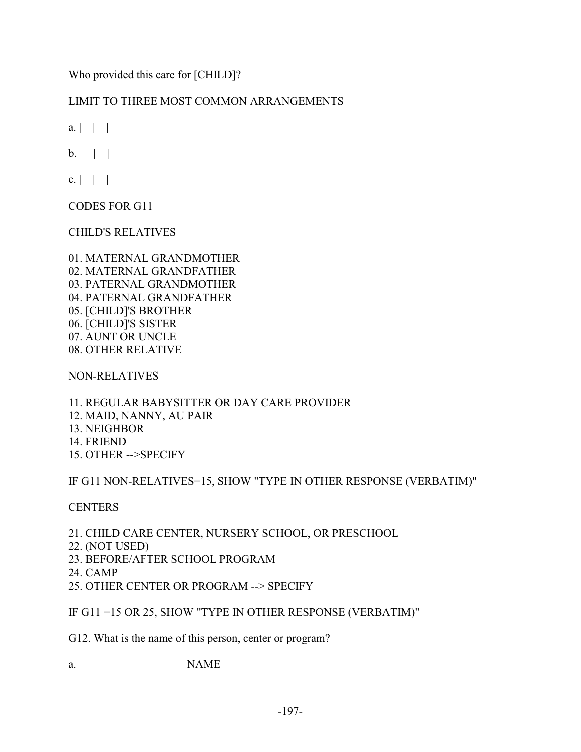Who provided this care for [CHILD]?

LIMIT TO THREE MOST COMMON ARRANGEMENTS

a. |__|__|

b. |__|__|

c. |__|__|

CODES FOR G11

CHILD'S RELATIVES

01. MATERNAL GRANDMOTHER
02. MATERNAL GRANDFATHER
03. PATERNAL GRANDMOTHER
04. PATERNAL GRANDFATHER
05. [CHILD]'S BROTHER
06. [CHILD]'S SISTER
07. AUNT OR UNCLE
08. OTHER RELATIVE

NON-RELATIVES

11. REGULAR BABYSITTER OR DAY CARE PROVIDER
12. MAID, NANNY, AU PAIR
13. NEIGHBOR
14. FRIEND
15. OTHER -->SPECIFY

IF G11 NON-RELATIVES=15, SHOW "TYPE IN OTHER RESPONSE (VERBATIM)"

CENTERS

21. CHILD CARE CENTER, NURSERY SCHOOL, OR PRESCHOOL
22. (NOT USED)
23. BEFORE/AFTER SCHOOL PROGRAM
24. CAMP
25. OTHER CENTER OR PROGRAM --> SPECIFY

IF G11 =15 OR 25, SHOW "TYPE IN OTHER RESPONSE (VERBATIM)"

G12. What is the name of this person, center or program?

a. ___________________NAME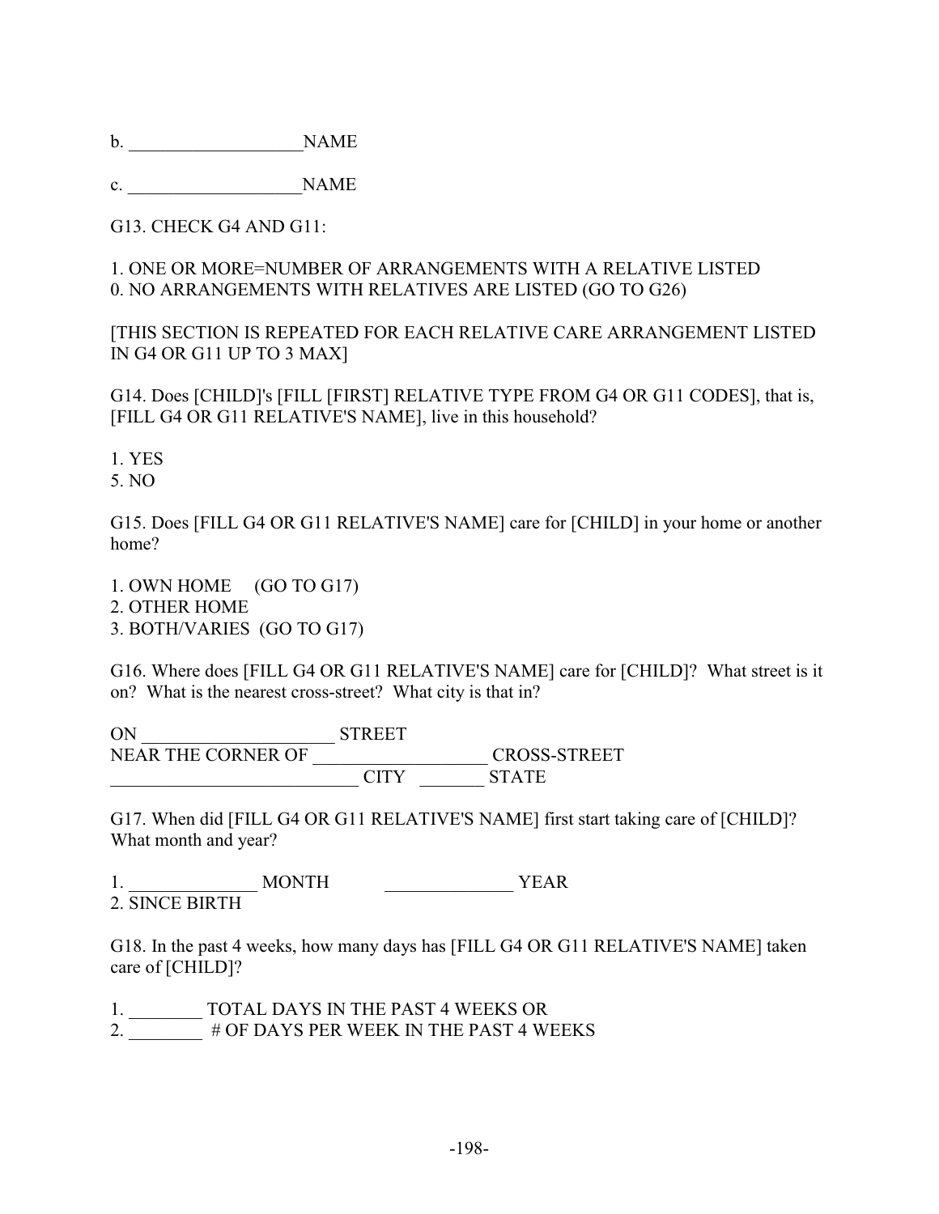b. ___________________NAME

c. ___________________NAME

G13. CHECK G4 AND G11:

1. ONE OR MORE=NUMBER OF ARRANGEMENTS WITH A RELATIVE LISTED
0. NO ARRANGEMENTS WITH RELATIVES ARE LISTED (GO TO G26)

[THIS SECTION IS REPEATED FOR EACH RELATIVE CARE ARRANGEMENT LISTED IN G4 OR G11 UP TO 3 MAX]

G14. Does [CHILD]'s [FILL [FIRST] RELATIVE TYPE FROM G4 OR G11 CODES], that is, [FILL G4 OR G11 RELATIVE'S NAME], live in this household?

1. YES
5. NO

G15. Does [FILL G4 OR G11 RELATIVE'S NAME] care for [CHILD] in your home or another home?

1. OWN HOME (GO TO G17)
2. OTHER HOME
3. BOTH/VARIES (GO TO G17)

G16. Where does [FILL G4 OR G11 RELATIVE'S NAME] care for [CHILD]? What street is it on? What is the nearest cross-street? What city is that in?

ON _____________________ STREET
NEAR THE CORNER OF ___________________ CROSS-STREET
___________________________ CITY _______ STATE

G17. When did [FILL G4 OR G11 RELATIVE'S NAME] first start taking care of [CHILD]? What month and year?

1. ______________ MONTH ______________ YEAR
2. SINCE BIRTH

G18. In the past 4 weeks, how many days has [FILL G4 OR G11 RELATIVE'S NAME] taken care of [CHILD]?

1. ________ TOTAL DAYS IN THE PAST 4 WEEKS OR
2. ________ # OF DAYS PER WEEK IN THE PAST 4 WEEKS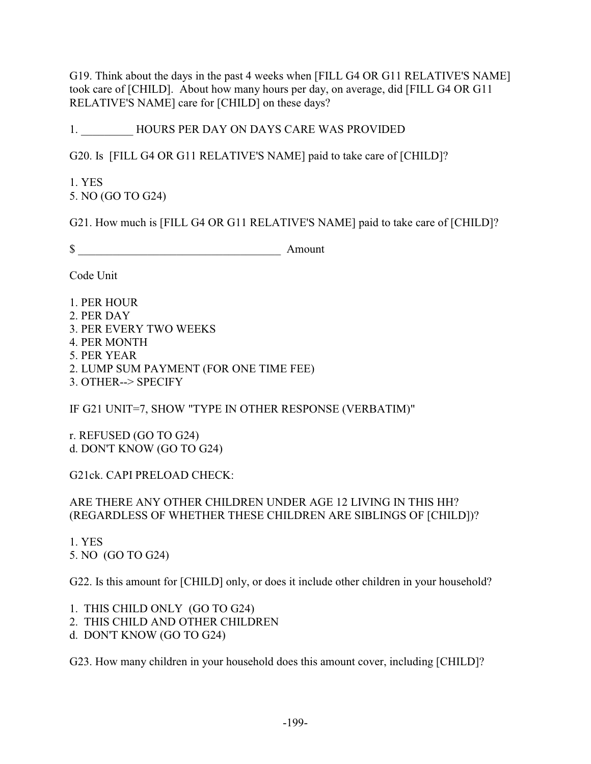G19. Think about the days in the past 4 weeks when [FILL G4 OR G11 RELATIVE'S NAME] took care of [CHILD]. About how many hours per day, on average, did [FILL G4 OR G11 RELATIVE'S NAME] care for [CHILD] on these days?

1. _________ HOURS PER DAY ON DAYS CARE WAS PROVIDED

G20. Is [FILL G4 OR G11 RELATIVE'S NAME] paid to take care of [CHILD]?

1. YES
5. NO (GO TO G24)

G21. How much is [FILL G4 OR G11 RELATIVE'S NAME] paid to take care of [CHILD]?

$ ___________________________________ Amount

Code Unit

1. PER HOUR
2. PER DAY
3. PER EVERY TWO WEEKS
4. PER MONTH
5. PER YEAR
2. LUMP SUM PAYMENT (FOR ONE TIME FEE)
3. OTHER--> SPECIFY

IF G21 UNIT=7, SHOW "TYPE IN OTHER RESPONSE (VERBATIM)"

r. REFUSED (GO TO G24)
d. DON'T KNOW (GO TO G24)

G21ck. CAPI PRELOAD CHECK:

ARE THERE ANY OTHER CHILDREN UNDER AGE 12 LIVING IN THIS HH? (REGARDLESS OF WHETHER THESE CHILDREN ARE SIBLINGS OF [CHILD])?

1. YES
5. NO (GO TO G24)

G22. Is this amount for [CHILD] only, or does it include other children in your household?

1. THIS CHILD ONLY (GO TO G24)
2. THIS CHILD AND OTHER CHILDREN
d. DON'T KNOW (GO TO G24)

G23. How many children in your household does this amount cover, including [CHILD]?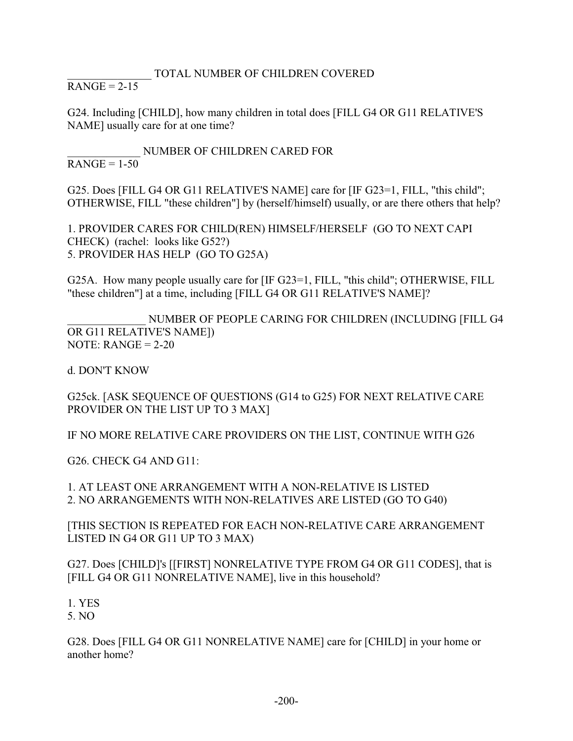_______________ TOTAL NUMBER OF CHILDREN COVERED
RANGE = 2-15

G24. Including [CHILD], how many children in total does [FILL G4 OR G11 RELATIVE'S NAME] usually care for at one time?

_____________ NUMBER OF CHILDREN CARED FOR
RANGE = 1-50

G25. Does [FILL G4 OR G11 RELATIVE'S NAME] care for [IF G23=1, FILL, "this child"; OTHERWISE, FILL "these children"] by (herself/himself) usually, or are there others that help?

1. PROVIDER CARES FOR CHILD(REN) HIMSELF/HERSELF (GO TO NEXT CAPI CHECK) (rachel: looks like G52?)
5. PROVIDER HAS HELP (GO TO G25A)

G25A. How many people usually care for [IF G23=1, FILL, "this child"; OTHERWISE, FILL "these children"] at a time, including [FILL G4 OR G11 RELATIVE'S NAME]?

______________ NUMBER OF PEOPLE CARING FOR CHILDREN (INCLUDING [FILL G4 OR G11 RELATIVE'S NAME])
NOTE: RANGE = 2-20

d. DON'T KNOW

G25ck. [ASK SEQUENCE OF QUESTIONS (G14 to G25) FOR NEXT RELATIVE CARE PROVIDER ON THE LIST UP TO 3 MAX]

IF NO MORE RELATIVE CARE PROVIDERS ON THE LIST, CONTINUE WITH G26

G26. CHECK G4 AND G11:

1. AT LEAST ONE ARRANGEMENT WITH A NON-RELATIVE IS LISTED
2. NO ARRANGEMENTS WITH NON-RELATIVES ARE LISTED (GO TO G40)

[THIS SECTION IS REPEATED FOR EACH NON-RELATIVE CARE ARRANGEMENT LISTED IN G4 OR G11 UP TO 3 MAX)

G27. Does [CHILD]'s [[FIRST] NONRELATIVE TYPE FROM G4 OR G11 CODES], that is [FILL G4 OR G11 NONRELATIVE NAME], live in this household?

1. YES
5. NO

G28. Does [FILL G4 OR G11 NONRELATIVE NAME] care for [CHILD] in your home or another home?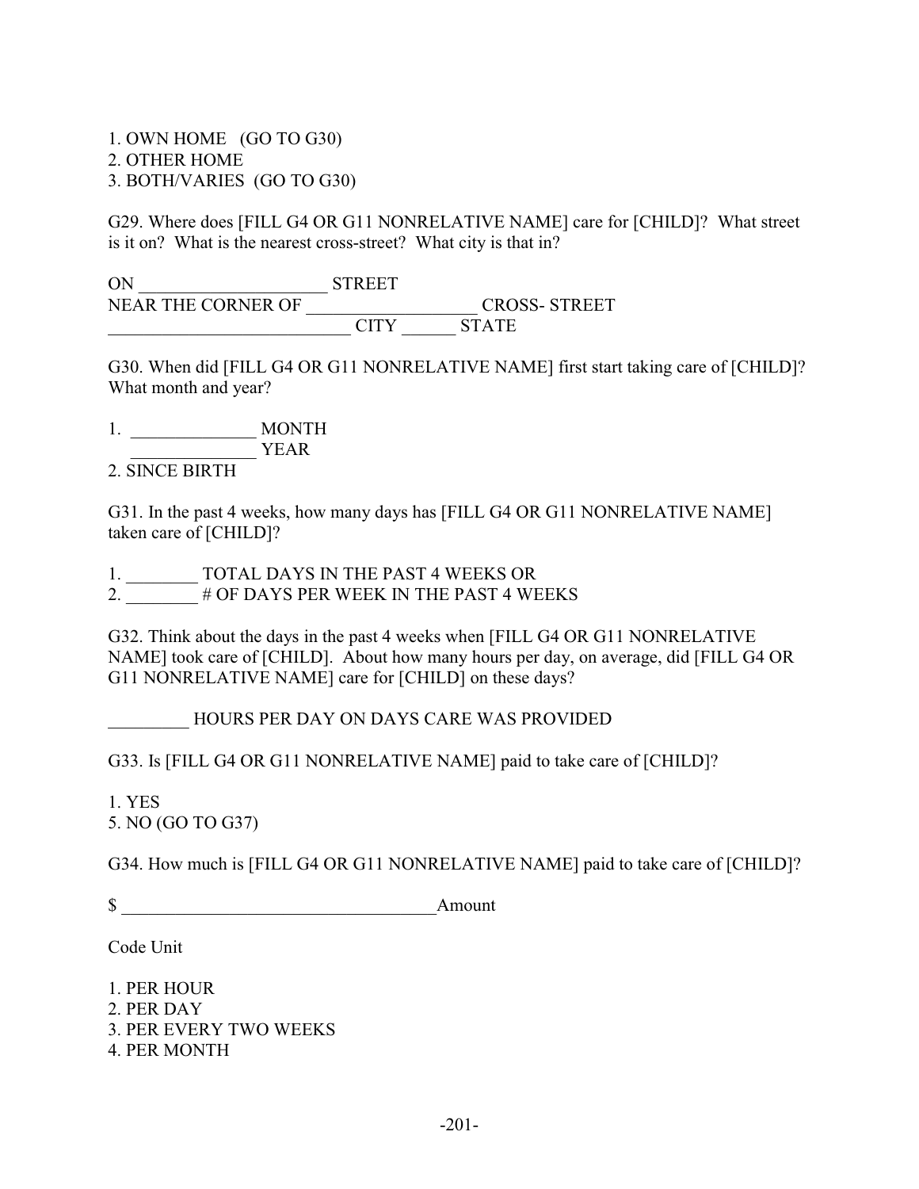1. OWN HOME (GO TO G30)
2. OTHER HOME
3. BOTH/VARIES (GO TO G30)

G29. Where does [FILL G4 OR G11 NONRELATIVE NAME] care for [CHILD]? What street is it on? What is the nearest cross-street? What city is that in?

ON _____________________ STREET
NEAR THE CORNER OF ___________________ CROSS- STREET
___________________________ CITY ______ STATE

G30. When did [FILL G4 OR G11 NONRELATIVE NAME] first start taking care of [CHILD]? What month and year?

1. ______________ MONTH
   ______________ YEAR
2. SINCE BIRTH

G31. In the past 4 weeks, how many days has [FILL G4 OR G11 NONRELATIVE NAME] taken care of [CHILD]?

1. ________ TOTAL DAYS IN THE PAST 4 WEEKS OR
2. ________ # OF DAYS PER WEEK IN THE PAST 4 WEEKS

G32. Think about the days in the past 4 weeks when [FILL G4 OR G11 NONRELATIVE NAME] took care of [CHILD]. About how many hours per day, on average, did [FILL G4 OR G11 NONRELATIVE NAME] care for [CHILD] on these days?

_________ HOURS PER DAY ON DAYS CARE WAS PROVIDED

G33. Is [FILL G4 OR G11 NONRELATIVE NAME] paid to take care of [CHILD]?

1. YES
5. NO (GO TO G37)

G34. How much is [FILL G4 OR G11 NONRELATIVE NAME] paid to take care of [CHILD]?

$ ___________________________________Amount

Code Unit

1. PER HOUR
2. PER DAY
3. PER EVERY TWO WEEKS
4. PER MONTH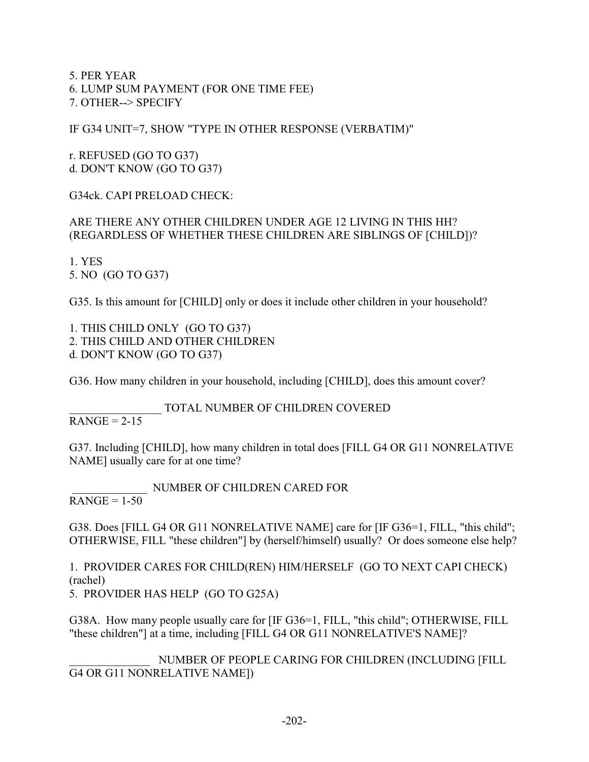5. PER YEAR
6. LUMP SUM PAYMENT (FOR ONE TIME FEE)
7. OTHER--> SPECIFY

IF G34 UNIT=7, SHOW "TYPE IN OTHER RESPONSE (VERBATIM)"

r. REFUSED (GO TO G37)
d. DON'T KNOW (GO TO G37)

G34ck. CAPI PRELOAD CHECK:

ARE THERE ANY OTHER CHILDREN UNDER AGE 12 LIVING IN THIS HH? (REGARDLESS OF WHETHER THESE CHILDREN ARE SIBLINGS OF [CHILD])?

1. YES
5. NO (GO TO G37)

G35. Is this amount for [CHILD] only or does it include other children in your household?

1. THIS CHILD ONLY (GO TO G37)
2. THIS CHILD AND OTHER CHILDREN
d. DON'T KNOW (GO TO G37)

G36. How many children in your household, including [CHILD], does this amount cover?

________________ TOTAL NUMBER OF CHILDREN COVERED
RANGE = 2-15

G37. Including [CHILD], how many children in total does [FILL G4 OR G11 NONRELATIVE NAME] usually care for at one time?

_____________ NUMBER OF CHILDREN CARED FOR
RANGE = 1-50

G38. Does [FILL G4 OR G11 NONRELATIVE NAME] care for [IF G36=1, FILL, "this child"; OTHERWISE, FILL "these children"] by (herself/himself) usually? Or does someone else help?

1. PROVIDER CARES FOR CHILD(REN) HIM/HERSELF (GO TO NEXT CAPI CHECK) (rachel)
5. PROVIDER HAS HELP (GO TO G25A)

G38A. How many people usually care for [IF G36=1, FILL, "this child"; OTHERWISE, FILL "these children"] at a time, including [FILL G4 OR G11 NONRELATIVE'S NAME]?

______________ NUMBER OF PEOPLE CARING FOR CHILDREN (INCLUDING [FILL G4 OR G11 NONRELATIVE NAME])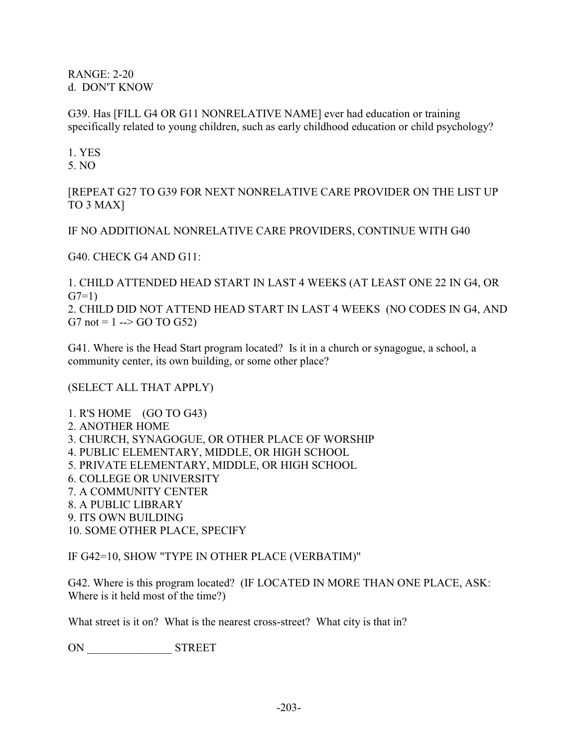RANGE: 2-20
d. DON'T KNOW

G39. Has [FILL G4 OR G11 NONRELATIVE NAME] ever had education or training specifically related to young children, such as early childhood education or child psychology?

1. YES
5. NO

[REPEAT G27 TO G39 FOR NEXT NONRELATIVE CARE PROVIDER ON THE LIST UP TO 3 MAX]

IF NO ADDITIONAL NONRELATIVE CARE PROVIDERS, CONTINUE WITH G40

G40. CHECK G4 AND G11:

1. CHILD ATTENDED HEAD START IN LAST 4 WEEKS (AT LEAST ONE 22 IN G4, OR G7=1)
2. CHILD DID NOT ATTEND HEAD START IN LAST 4 WEEKS (NO CODES IN G4, AND G7 not = 1 --> GO TO G52)

G41. Where is the Head Start program located? Is it in a church or synagogue, a school, a community center, its own building, or some other place?

(SELECT ALL THAT APPLY)

1. R'S HOME (GO TO G43)
2. ANOTHER HOME
3. CHURCH, SYNAGOGUE, OR OTHER PLACE OF WORSHIP
4. PUBLIC ELEMENTARY, MIDDLE, OR HIGH SCHOOL
5. PRIVATE ELEMENTARY, MIDDLE, OR HIGH SCHOOL
6. COLLEGE OR UNIVERSITY
7. A COMMUNITY CENTER
8. A PUBLIC LIBRARY
9. ITS OWN BUILDING
10. SOME OTHER PLACE, SPECIFY

IF G42=10, SHOW "TYPE IN OTHER PLACE (VERBATIM)"

G42. Where is this program located? (IF LOCATED IN MORE THAN ONE PLACE, ASK: Where is it held most of the time?)

What street is it on? What is the nearest cross-street? What city is that in?

ON _______________ STREET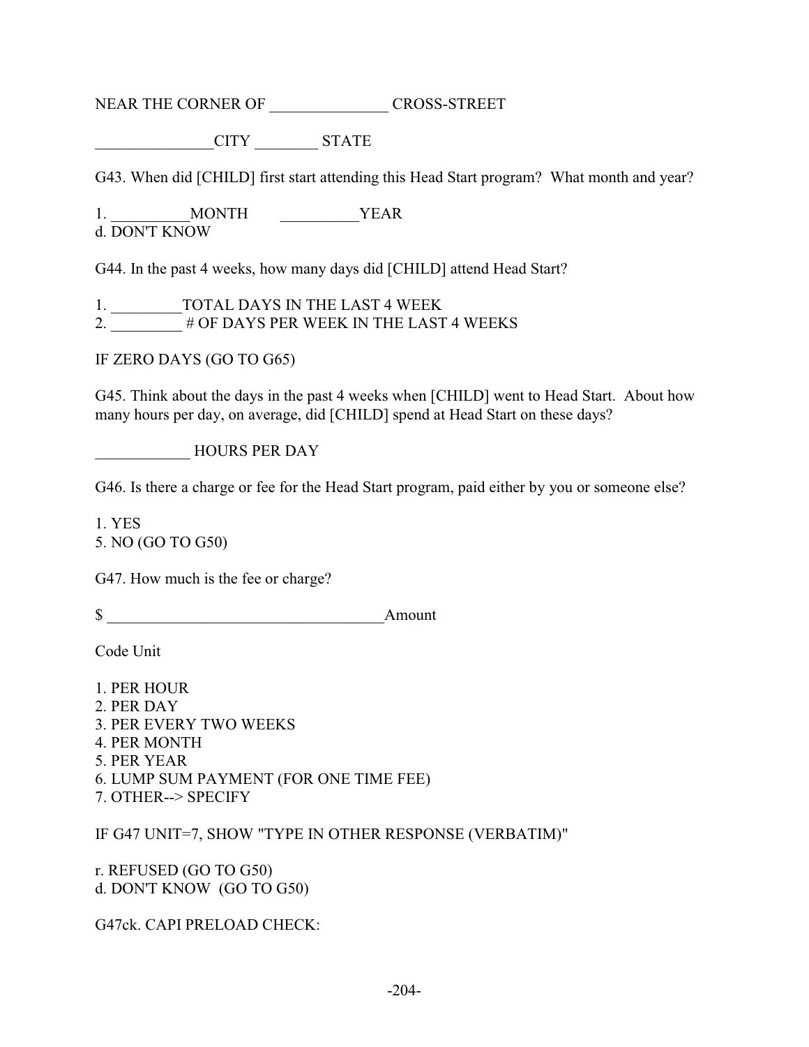NEAR THE CORNER OF _______________ CROSS-STREET

_______________CITY ________ STATE

G43. When did [CHILD] first start attending this Head Start program? What month and year?

1. __________MONTH __________YEAR
d. DON'T KNOW

G44. In the past 4 weeks, how many days did [CHILD] attend Head Start?

1. _________TOTAL DAYS IN THE LAST 4 WEEK
2. _________ # OF DAYS PER WEEK IN THE LAST 4 WEEKS

IF ZERO DAYS (GO TO G65)

G45. Think about the days in the past 4 weeks when [CHILD] went to Head Start. About how many hours per day, on average, did [CHILD] spend at Head Start on these days?

____________ HOURS PER DAY

G46. Is there a charge or fee for the Head Start program, paid either by you or someone else?

1. YES
5. NO (GO TO G50)

G47. How much is the fee or charge?

$ ___________________________________Amount

Code Unit

1. PER HOUR
2. PER DAY
3. PER EVERY TWO WEEKS
4. PER MONTH
5. PER YEAR
6. LUMP SUM PAYMENT (FOR ONE TIME FEE)
7. OTHER--> SPECIFY

IF G47 UNIT=7, SHOW "TYPE IN OTHER RESPONSE (VERBATIM)"

r. REFUSED (GO TO G50)
d. DON'T KNOW (GO TO G50)

G47ck. CAPI PRELOAD CHECK: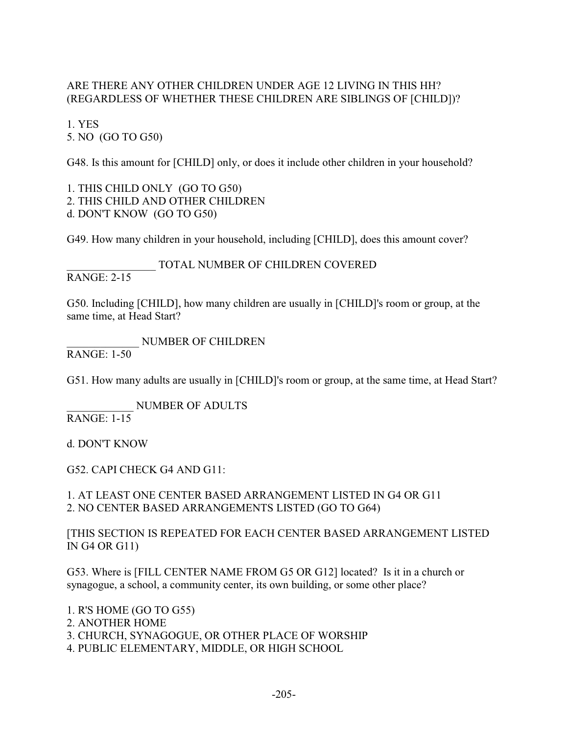ARE THERE ANY OTHER CHILDREN UNDER AGE 12 LIVING IN THIS HH? (REGARDLESS OF WHETHER THESE CHILDREN ARE SIBLINGS OF [CHILD])?

1. YES
5. NO (GO TO G50)

G48. Is this amount for [CHILD] only, or does it include other children in your household?

1. THIS CHILD ONLY (GO TO G50)
2. THIS CHILD AND OTHER CHILDREN
d. DON'T KNOW (GO TO G50)

G49. How many children in your household, including [CHILD], does this amount cover?

________________ TOTAL NUMBER OF CHILDREN COVERED
RANGE: 2-15

G50. Including [CHILD], how many children are usually in [CHILD]'s room or group, at the same time, at Head Start?

_____________ NUMBER OF CHILDREN
RANGE: 1-50

G51. How many adults are usually in [CHILD]'s room or group, at the same time, at Head Start?

____________ NUMBER OF ADULTS
RANGE: 1-15

d. DON'T KNOW

G52. CAPI CHECK G4 AND G11:

1. AT LEAST ONE CENTER BASED ARRANGEMENT LISTED IN G4 OR G11
2. NO CENTER BASED ARRANGEMENTS LISTED (GO TO G64)

[THIS SECTION IS REPEATED FOR EACH CENTER BASED ARRANGEMENT LISTED IN G4 OR G11)

G53. Where is [FILL CENTER NAME FROM G5 OR G12] located? Is it in a church or synagogue, a school, a community center, its own building, or some other place?

1. R'S HOME (GO TO G55)
2. ANOTHER HOME
3. CHURCH, SYNAGOGUE, OR OTHER PLACE OF WORSHIP
4. PUBLIC ELEMENTARY, MIDDLE, OR HIGH SCHOOL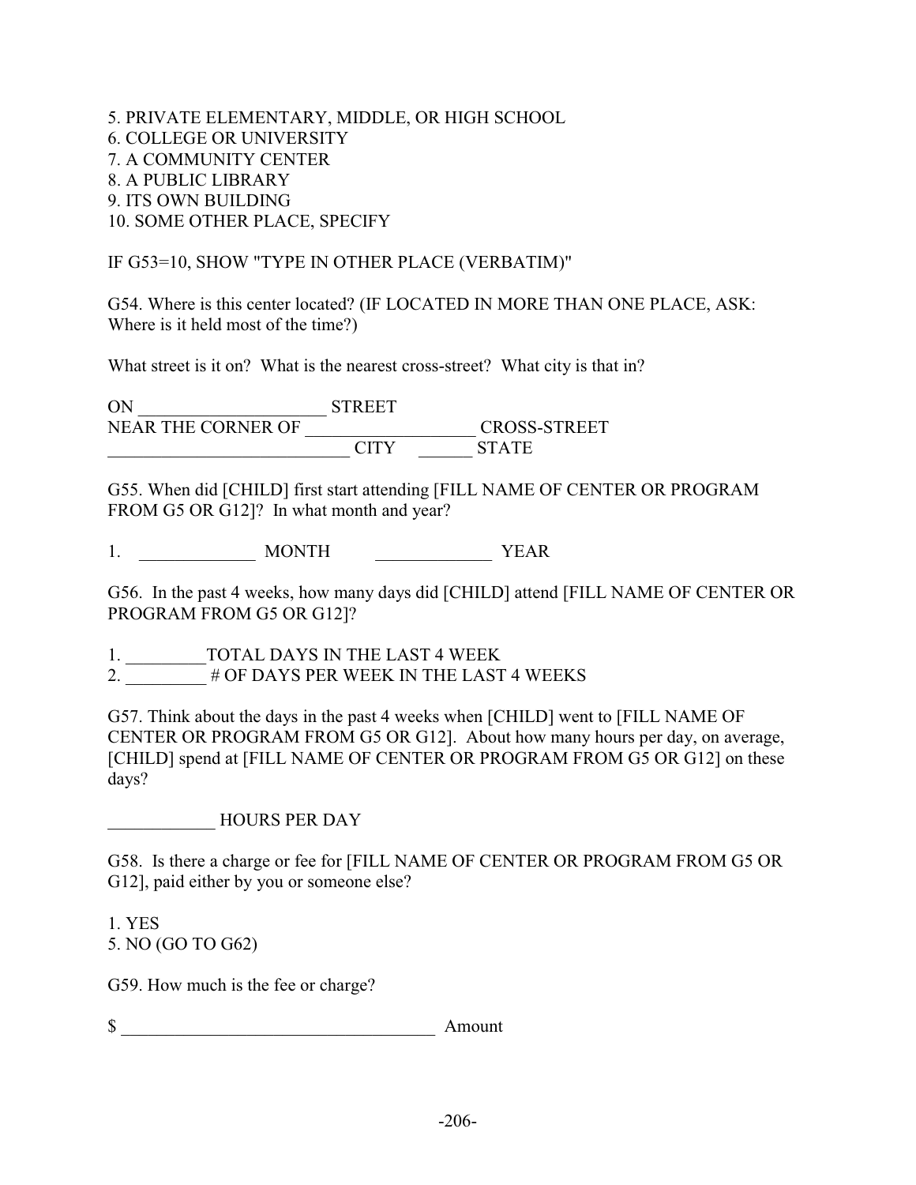5. PRIVATE ELEMENTARY, MIDDLE, OR HIGH SCHOOL
6. COLLEGE OR UNIVERSITY
7. A COMMUNITY CENTER
8. A PUBLIC LIBRARY
9. ITS OWN BUILDING
10. SOME OTHER PLACE, SPECIFY

IF G53=10, SHOW "TYPE IN OTHER PLACE (VERBATIM)"

G54. Where is this center located? (IF LOCATED IN MORE THAN ONE PLACE, ASK: Where is it held most of the time?)

What street is it on? What is the nearest cross-street? What city is that in?

ON _____________________ STREET
NEAR THE CORNER OF ___________________ CROSS-STREET
___________________________ CITY ______ STATE

G55. When did [CHILD] first start attending [FILL NAME OF CENTER OR PROGRAM FROM G5 OR G12]? In what month and year?

1. _____________ MONTH _____________ YEAR

G56. In the past 4 weeks, how many days did [CHILD] attend [FILL NAME OF CENTER OR PROGRAM FROM G5 OR G12]?

1. _________TOTAL DAYS IN THE LAST 4 WEEK
2. _________ # OF DAYS PER WEEK IN THE LAST 4 WEEKS

G57. Think about the days in the past 4 weeks when [CHILD] went to [FILL NAME OF CENTER OR PROGRAM FROM G5 OR G12]. About how many hours per day, on average, [CHILD] spend at [FILL NAME OF CENTER OR PROGRAM FROM G5 OR G12] on these days?

____________ HOURS PER DAY

G58. Is there a charge or fee for [FILL NAME OF CENTER OR PROGRAM FROM G5 OR G12], paid either by you or someone else?

1. YES
5. NO (GO TO G62)

G59. How much is the fee or charge?

$ ___________________________________ Amount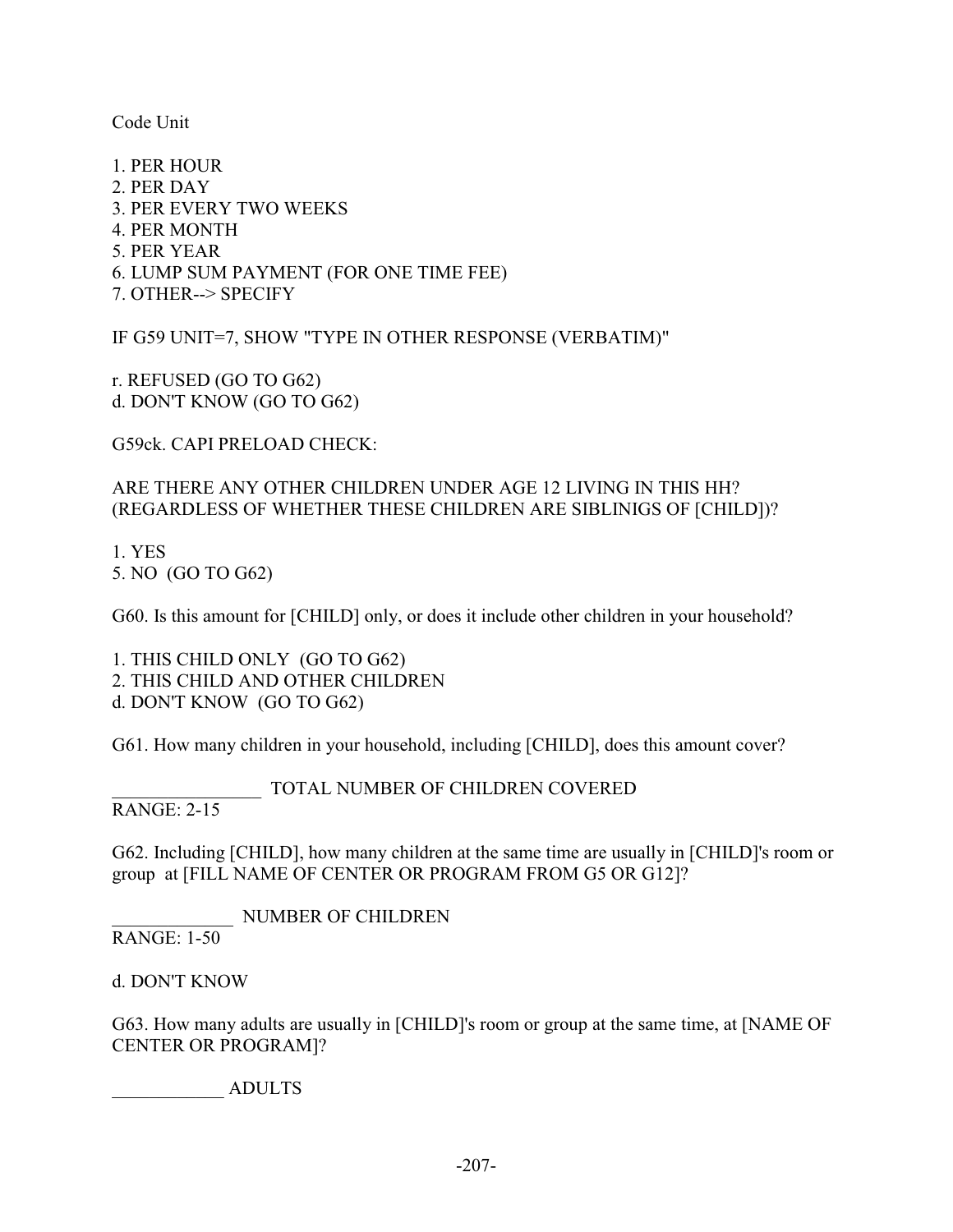Code Unit

1. PER HOUR
2. PER DAY
3. PER EVERY TWO WEEKS
4. PER MONTH
5. PER YEAR
6. LUMP SUM PAYMENT (FOR ONE TIME FEE)
7. OTHER--> SPECIFY

IF G59 UNIT=7, SHOW "TYPE IN OTHER RESPONSE (VERBATIM)"

r. REFUSED (GO TO G62)
d. DON'T KNOW (GO TO G62)

G59ck. CAPI PRELOAD CHECK:

ARE THERE ANY OTHER CHILDREN UNDER AGE 12 LIVING IN THIS HH? (REGARDLESS OF WHETHER THESE CHILDREN ARE SIBLINIGS OF [CHILD])?

1. YES
5. NO (GO TO G62)

G60. Is this amount for [CHILD] only, or does it include other children in your household?

1. THIS CHILD ONLY (GO TO G62)
2. THIS CHILD AND OTHER CHILDREN
d. DON'T KNOW (GO TO G62)

G61. How many children in your household, including [CHILD], does this amount cover?

________________ TOTAL NUMBER OF CHILDREN COVERED
RANGE: 2-15

G62. Including [CHILD], how many children at the same time are usually in [CHILD]'s room or group at [FILL NAME OF CENTER OR PROGRAM FROM G5 OR G12]?

_____________ NUMBER OF CHILDREN
RANGE: 1-50

d. DON'T KNOW

G63. How many adults are usually in [CHILD]'s room or group at the same time, at [NAME OF CENTER OR PROGRAM]?

____________ ADULTS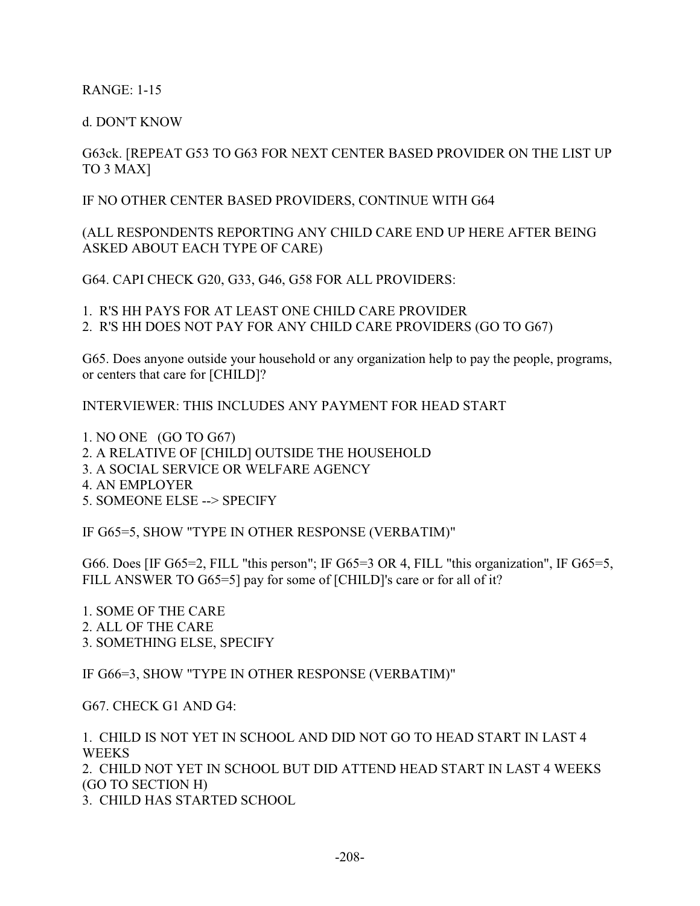RANGE: 1-15

d. DON'T KNOW

G63ck. [REPEAT G53 TO G63 FOR NEXT CENTER BASED PROVIDER ON THE LIST UP TO 3 MAX]

IF NO OTHER CENTER BASED PROVIDERS, CONTINUE WITH G64

(ALL RESPONDENTS REPORTING ANY CHILD CARE END UP HERE AFTER BEING ASKED ABOUT EACH TYPE OF CARE)

G64. CAPI CHECK G20, G33, G46, G58 FOR ALL PROVIDERS:

1. R'S HH PAYS FOR AT LEAST ONE CHILD CARE PROVIDER
2. R'S HH DOES NOT PAY FOR ANY CHILD CARE PROVIDERS (GO TO G67)

G65. Does anyone outside your household or any organization help to pay the people, programs, or centers that care for [CHILD]?

INTERVIEWER: THIS INCLUDES ANY PAYMENT FOR HEAD START

1. NO ONE (GO TO G67)
2. A RELATIVE OF [CHILD] OUTSIDE THE HOUSEHOLD
3. A SOCIAL SERVICE OR WELFARE AGENCY
4. AN EMPLOYER
5. SOMEONE ELSE --> SPECIFY

IF G65=5, SHOW "TYPE IN OTHER RESPONSE (VERBATIM)"

G66. Does [IF G65=2, FILL "this person"; IF G65=3 OR 4, FILL "this organization", IF G65=5, FILL ANSWER TO G65=5] pay for some of [CHILD]'s care or for all of it?

1. SOME OF THE CARE
2. ALL OF THE CARE
3. SOMETHING ELSE, SPECIFY

IF G66=3, SHOW "TYPE IN OTHER RESPONSE (VERBATIM)"

G67. CHECK G1 AND G4:

1. CHILD IS NOT YET IN SCHOOL AND DID NOT GO TO HEAD START IN LAST 4 WEEKS
2. CHILD NOT YET IN SCHOOL BUT DID ATTEND HEAD START IN LAST 4 WEEKS (GO TO SECTION H)
3. CHILD HAS STARTED SCHOOL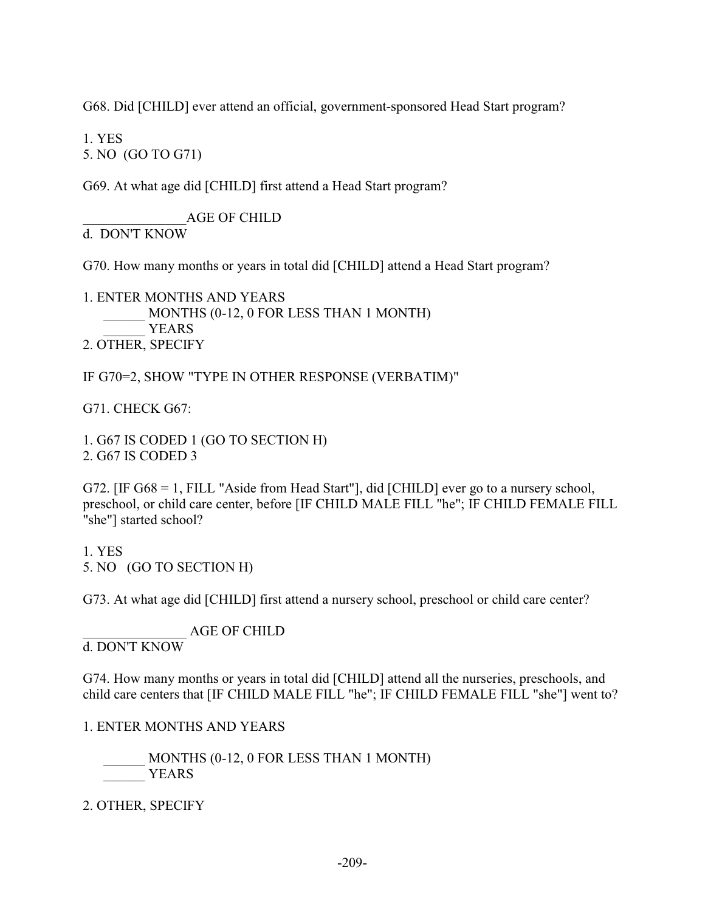G68. Did [CHILD] ever attend an official, government-sponsored Head Start program?

1. YES
5. NO (GO TO G71)

G69. At what age did [CHILD] first attend a Head Start program?

_______________AGE OF CHILD
d. DON'T KNOW

G70. How many months or years in total did [CHILD] attend a Head Start program?

1. ENTER MONTHS AND YEARS
   ______ MONTHS (0-12, 0 FOR LESS THAN 1 MONTH)
   ______ YEARS
2. OTHER, SPECIFY

IF G70=2, SHOW "TYPE IN OTHER RESPONSE (VERBATIM)"

G71. CHECK G67:

1. G67 IS CODED 1 (GO TO SECTION H)
2. G67 IS CODED 3

G72. [IF G68 = 1, FILL "Aside from Head Start"], did [CHILD] ever go to a nursery school, preschool, or child care center, before [IF CHILD MALE FILL "he"; IF CHILD FEMALE FILL "she"] started school?

1. YES
5. NO (GO TO SECTION H)

G73. At what age did [CHILD] first attend a nursery school, preschool or child care center?

_______________ AGE OF CHILD
d. DON'T KNOW

G74. How many months or years in total did [CHILD] attend all the nurseries, preschools, and child care centers that [IF CHILD MALE FILL "he"; IF CHILD FEMALE FILL "she"] went to?

1. ENTER MONTHS AND YEARS

   ______ MONTHS (0-12, 0 FOR LESS THAN 1 MONTH)
   ______ YEARS

2. OTHER, SPECIFY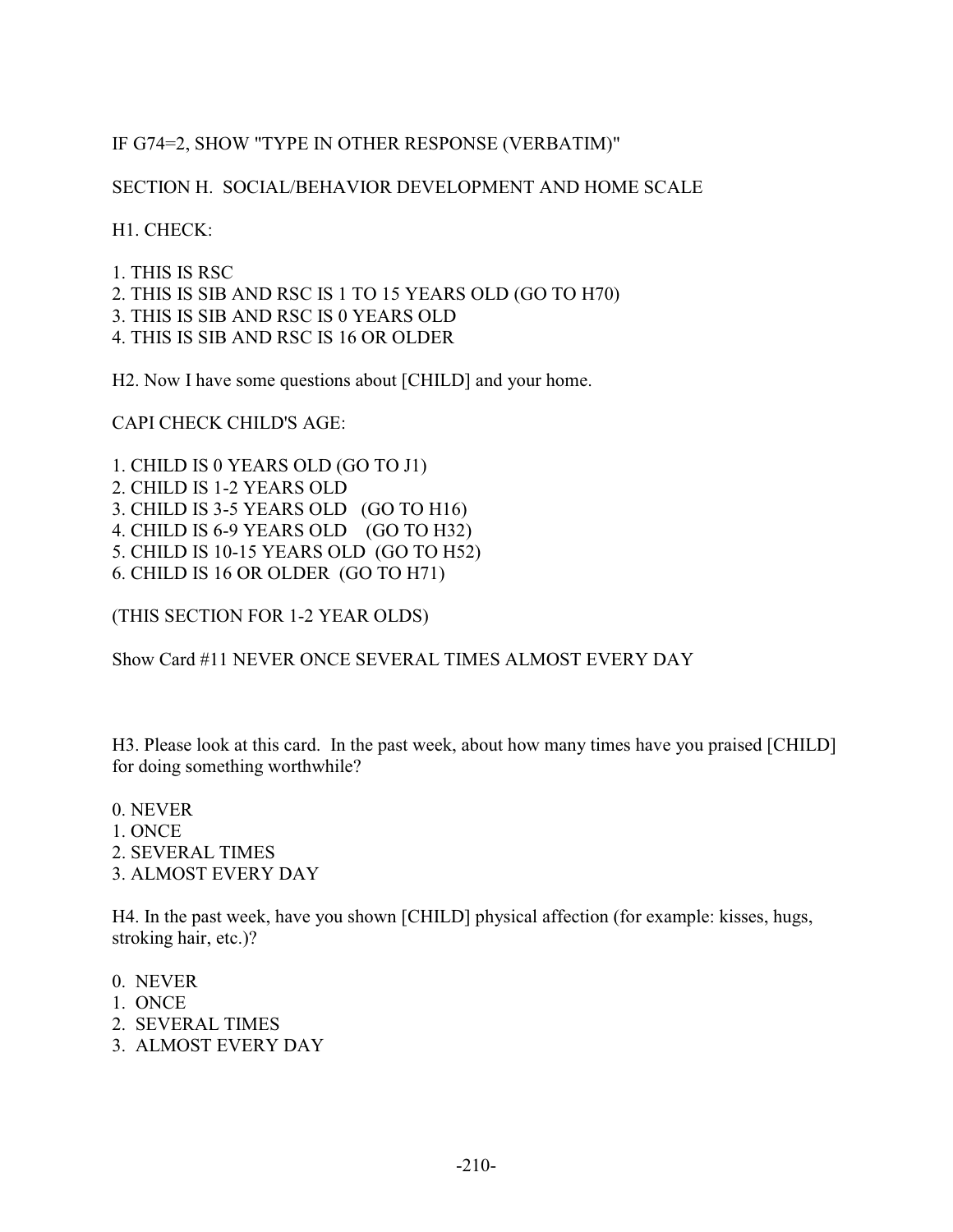IF G74=2, SHOW "TYPE IN OTHER RESPONSE (VERBATIM)"

## SECTION H. SOCIAL/BEHAVIOR DEVELOPMENT AND HOME SCALE

H1. CHECK:

1. THIS IS RSC
2. THIS IS SIB AND RSC IS 1 TO 15 YEARS OLD (GO TO H70)
3. THIS IS SIB AND RSC IS 0 YEARS OLD
4. THIS IS SIB AND RSC IS 16 OR OLDER

H2. Now I have some questions about [CHILD] and your home.

CAPI CHECK CHILD'S AGE:

1. CHILD IS 0 YEARS OLD (GO TO J1)
2. CHILD IS 1-2 YEARS OLD
3. CHILD IS 3-5 YEARS OLD (GO TO H16)
4. CHILD IS 6-9 YEARS OLD (GO TO H32)
5. CHILD IS 10-15 YEARS OLD (GO TO H52)
6. CHILD IS 16 OR OLDER (GO TO H71)

(THIS SECTION FOR 1-2 YEAR OLDS)

Show Card #11 NEVER ONCE SEVERAL TIMES ALMOST EVERY DAY

H3. Please look at this card. In the past week, about how many times have you praised [CHILD] for doing something worthwhile?

0. NEVER
1. ONCE
2. SEVERAL TIMES
3. ALMOST EVERY DAY

H4. In the past week, have you shown [CHILD] physical affection (for example: kisses, hugs, stroking hair, etc.)?

0. NEVER
1. ONCE
2. SEVERAL TIMES
3. ALMOST EVERY DAY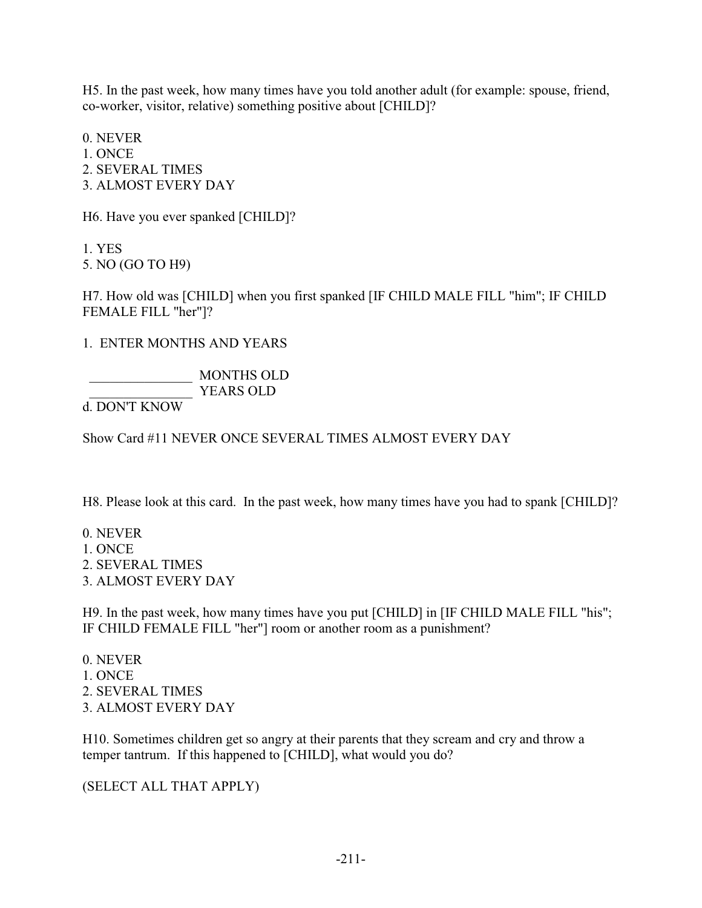H5. In the past week, how many times have you told another adult (for example: spouse, friend, co-worker, visitor, relative) something positive about [CHILD]?

0. NEVER
1. ONCE
2. SEVERAL TIMES
3. ALMOST EVERY DAY

H6. Have you ever spanked [CHILD]?

1. YES
5. NO (GO TO H9)

H7. How old was [CHILD] when you first spanked [IF CHILD MALE FILL "him"; IF CHILD FEMALE FILL "her"]?

1. ENTER MONTHS AND YEARS

_______________ MONTHS OLD
_______________ YEARS OLD

d. DON'T KNOW

Show Card #11 NEVER ONCE SEVERAL TIMES ALMOST EVERY DAY

H8. Please look at this card. In the past week, how many times have you had to spank [CHILD]?

0. NEVER
1. ONCE
2. SEVERAL TIMES
3. ALMOST EVERY DAY

H9. In the past week, how many times have you put [CHILD] in [IF CHILD MALE FILL "his"; IF CHILD FEMALE FILL "her"] room or another room as a punishment?

0. NEVER
1. ONCE
2. SEVERAL TIMES
3. ALMOST EVERY DAY

H10. Sometimes children get so angry at their parents that they scream and cry and throw a temper tantrum. If this happened to [CHILD], what would you do?

(SELECT ALL THAT APPLY)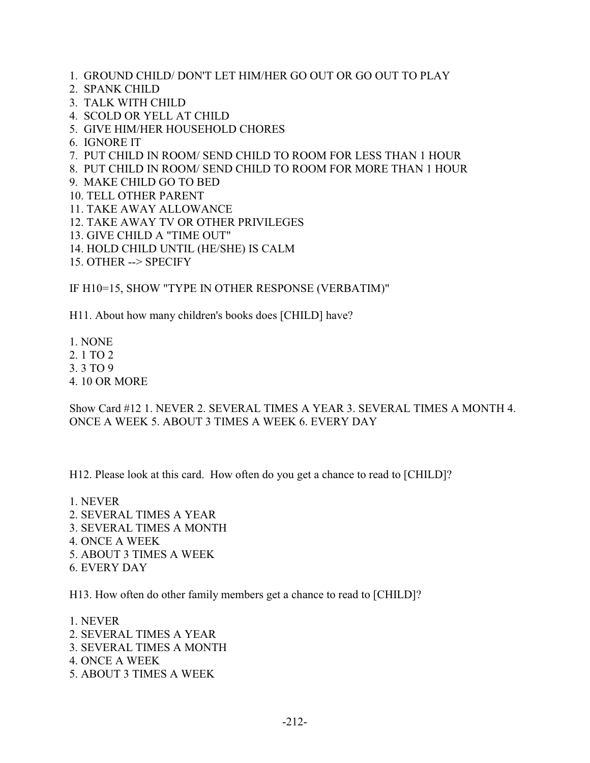1. GROUND CHILD/ DON'T LET HIM/HER GO OUT OR GO OUT TO PLAY
2. SPANK CHILD
3. TALK WITH CHILD
4. SCOLD OR YELL AT CHILD
5. GIVE HIM/HER HOUSEHOLD CHORES
6. IGNORE IT
7. PUT CHILD IN ROOM/ SEND CHILD TO ROOM FOR LESS THAN 1 HOUR
8. PUT CHILD IN ROOM/ SEND CHILD TO ROOM FOR MORE THAN 1 HOUR
9. MAKE CHILD GO TO BED
10. TELL OTHER PARENT
11. TAKE AWAY ALLOWANCE
12. TAKE AWAY TV OR OTHER PRIVILEGES
13. GIVE CHILD A "TIME OUT"
14. HOLD CHILD UNTIL (HE/SHE) IS CALM
15. OTHER --> SPECIFY

IF H10=15, SHOW "TYPE IN OTHER RESPONSE (VERBATIM)"

H11. About how many children's books does [CHILD] have?

1. NONE
2. 1 TO 2
3. 3 TO 9
4. 10 OR MORE

Show Card #12 1. NEVER 2. SEVERAL TIMES A YEAR 3. SEVERAL TIMES A MONTH 4. ONCE A WEEK 5. ABOUT 3 TIMES A WEEK 6. EVERY DAY

H12. Please look at this card. How often do you get a chance to read to [CHILD]?

1. NEVER
2. SEVERAL TIMES A YEAR
3. SEVERAL TIMES A MONTH
4. ONCE A WEEK
5. ABOUT 3 TIMES A WEEK
6. EVERY DAY

H13. How often do other family members get a chance to read to [CHILD]?

1. NEVER
2. SEVERAL TIMES A YEAR
3. SEVERAL TIMES A MONTH
4. ONCE A WEEK
5. ABOUT 3 TIMES A WEEK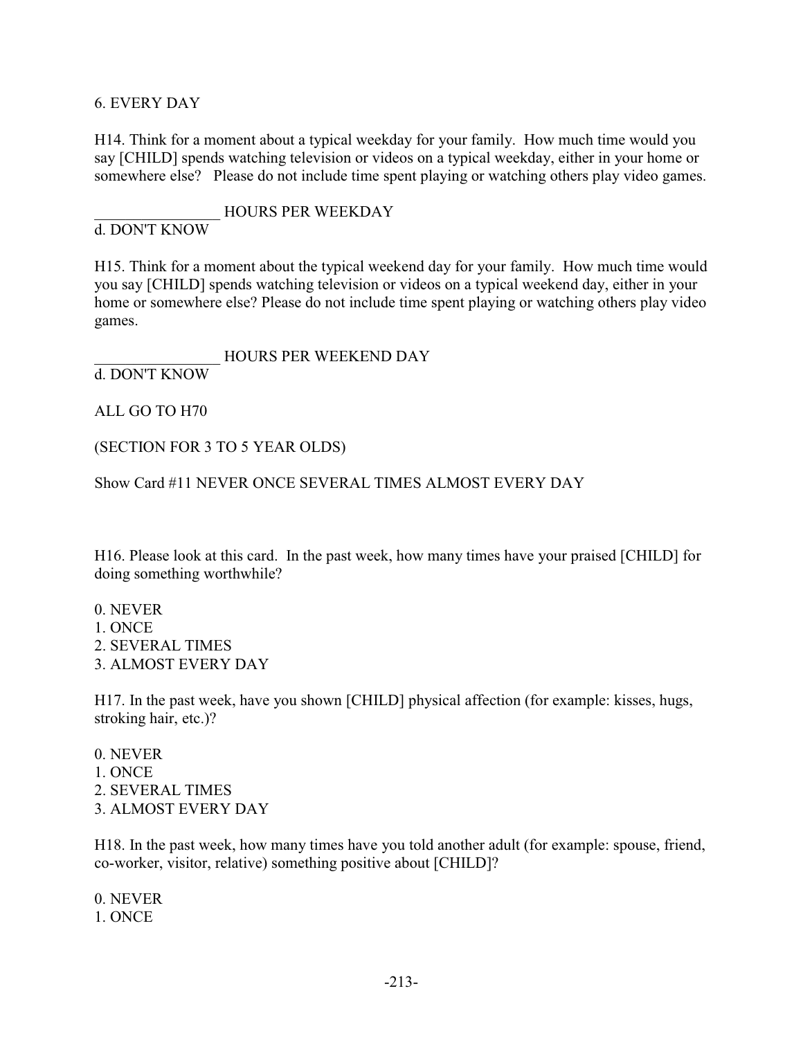6. EVERY DAY

H14. Think for a moment about a typical weekday for your family. How much time would you say [CHILD] spends watching television or videos on a typical weekday, either in your home or somewhere else? Please do not include time spent playing or watching others play video games.

________________ HOURS PER WEEKDAY
d. DON'T KNOW

H15. Think for a moment about the typical weekend day for your family. How much time would you say [CHILD] spends watching television or videos on a typical weekend day, either in your home or somewhere else? Please do not include time spent playing or watching others play video games.

________________ HOURS PER WEEKEND DAY
d. DON'T KNOW

ALL GO TO H70

(SECTION FOR 3 TO 5 YEAR OLDS)

Show Card #11 NEVER ONCE SEVERAL TIMES ALMOST EVERY DAY

H16. Please look at this card. In the past week, how many times have your praised [CHILD] for doing something worthwhile?

0. NEVER
1. ONCE
2. SEVERAL TIMES
3. ALMOST EVERY DAY

H17. In the past week, have you shown [CHILD] physical affection (for example: kisses, hugs, stroking hair, etc.)?

0. NEVER
1. ONCE
2. SEVERAL TIMES
3. ALMOST EVERY DAY

H18. In the past week, how many times have you told another adult (for example: spouse, friend, co-worker, visitor, relative) something positive about [CHILD]?

0. NEVER
1. ONCE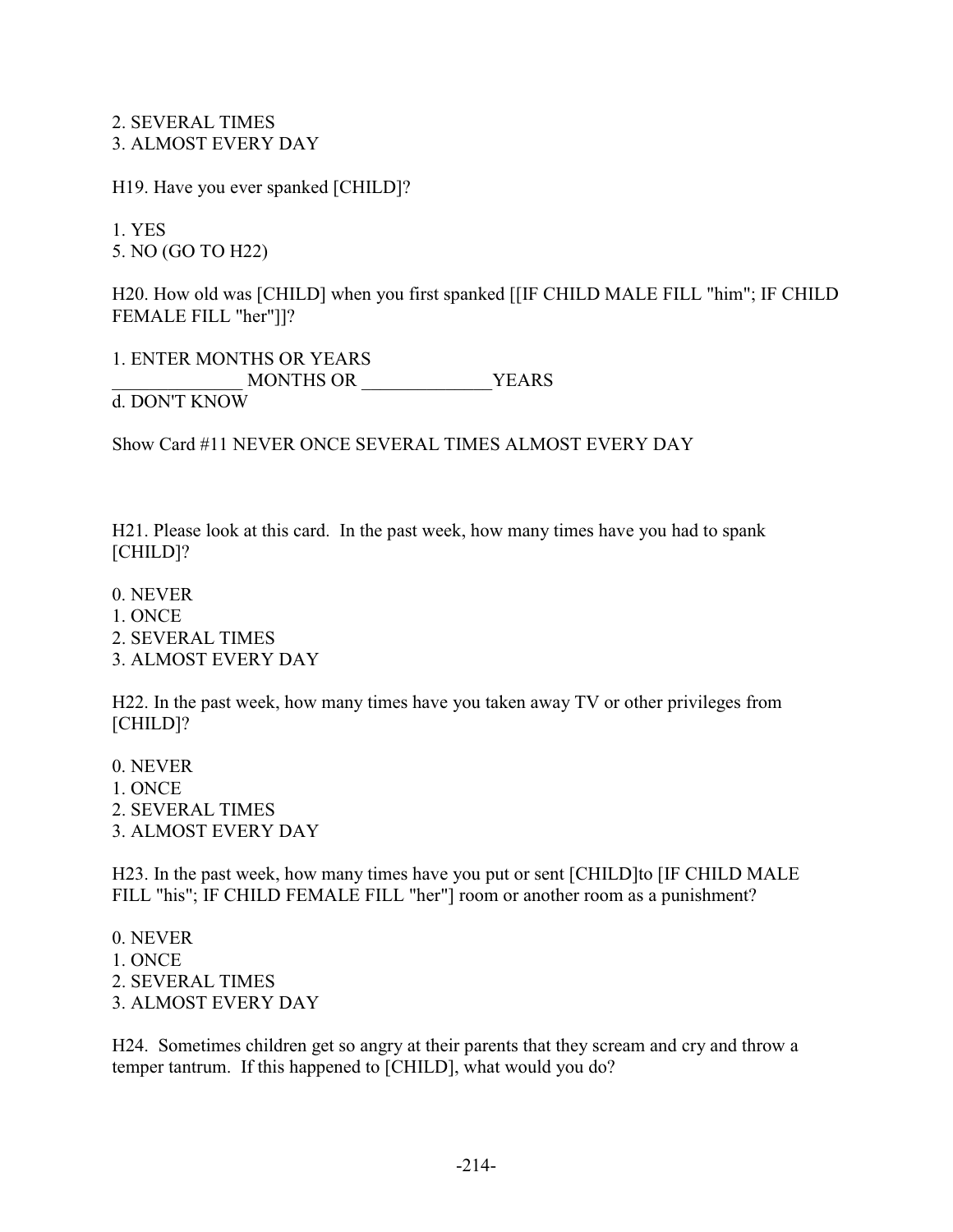2. SEVERAL TIMES
3. ALMOST EVERY DAY

H19. Have you ever spanked [CHILD]?

1. YES
5. NO (GO TO H22)

H20. How old was [CHILD] when you first spanked [[IF CHILD MALE FILL "him"; IF CHILD FEMALE FILL "her"]]?

1. ENTER MONTHS OR YEARS
______________ MONTHS OR ______________YEARS
d. DON'T KNOW

Show Card #11 NEVER ONCE SEVERAL TIMES ALMOST EVERY DAY

H21. Please look at this card. In the past week, how many times have you had to spank [CHILD]?

0. NEVER
1. ONCE
2. SEVERAL TIMES
3. ALMOST EVERY DAY

H22. In the past week, how many times have you taken away TV or other privileges from [CHILD]?

0. NEVER
1. ONCE
2. SEVERAL TIMES
3. ALMOST EVERY DAY

H23. In the past week, how many times have you put or sent [CHILD]to [IF CHILD MALE FILL "his"; IF CHILD FEMALE FILL "her"] room or another room as a punishment?

0. NEVER
1. ONCE
2. SEVERAL TIMES
3. ALMOST EVERY DAY

H24. Sometimes children get so angry at their parents that they scream and cry and throw a temper tantrum. If this happened to [CHILD], what would you do?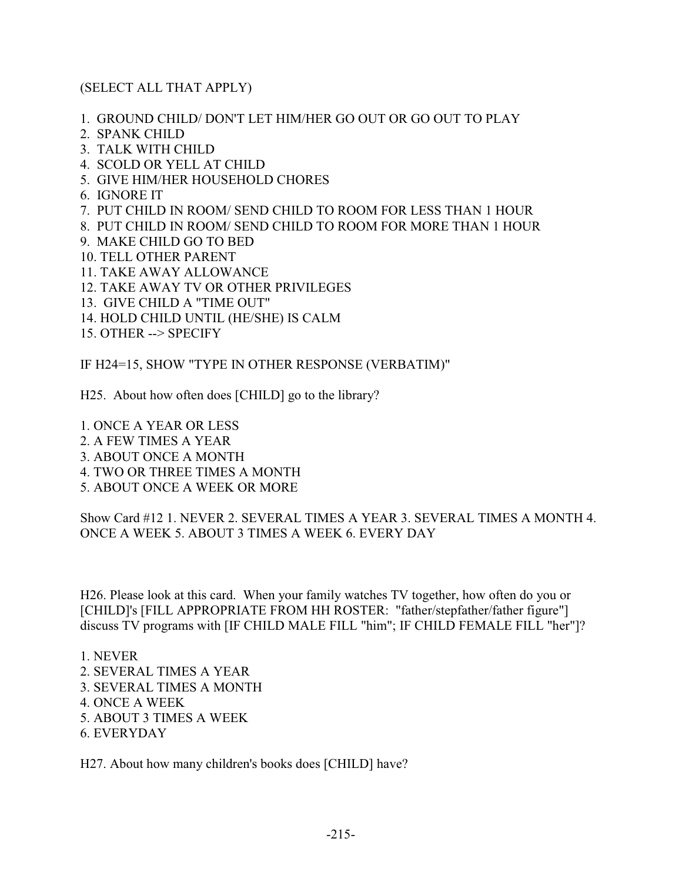(SELECT ALL THAT APPLY)

1. GROUND CHILD/ DON'T LET HIM/HER GO OUT OR GO OUT TO PLAY
2. SPANK CHILD
3. TALK WITH CHILD
4. SCOLD OR YELL AT CHILD
5. GIVE HIM/HER HOUSEHOLD CHORES
6. IGNORE IT
7. PUT CHILD IN ROOM/ SEND CHILD TO ROOM FOR LESS THAN 1 HOUR
8. PUT CHILD IN ROOM/ SEND CHILD TO ROOM FOR MORE THAN 1 HOUR
9. MAKE CHILD GO TO BED
10. TELL OTHER PARENT
11. TAKE AWAY ALLOWANCE
12. TAKE AWAY TV OR OTHER PRIVILEGES
13. GIVE CHILD A "TIME OUT"
14. HOLD CHILD UNTIL (HE/SHE) IS CALM
15. OTHER --> SPECIFY

IF H24=15, SHOW "TYPE IN OTHER RESPONSE (VERBATIM)"

H25. About how often does [CHILD] go to the library?

1. ONCE A YEAR OR LESS
2. A FEW TIMES A YEAR
3. ABOUT ONCE A MONTH
4. TWO OR THREE TIMES A MONTH
5. ABOUT ONCE A WEEK OR MORE

Show Card #12 1. NEVER 2. SEVERAL TIMES A YEAR 3. SEVERAL TIMES A MONTH 4. ONCE A WEEK 5. ABOUT 3 TIMES A WEEK 6. EVERY DAY

H26. Please look at this card. When your family watches TV together, how often do you or [CHILD]'s [FILL APPROPRIATE FROM HH ROSTER: "father/stepfather/father figure"] discuss TV programs with [IF CHILD MALE FILL "him"; IF CHILD FEMALE FILL "her"]?

1. NEVER
2. SEVERAL TIMES A YEAR
3. SEVERAL TIMES A MONTH
4. ONCE A WEEK
5. ABOUT 3 TIMES A WEEK
6. EVERYDAY

H27. About how many children's books does [CHILD] have?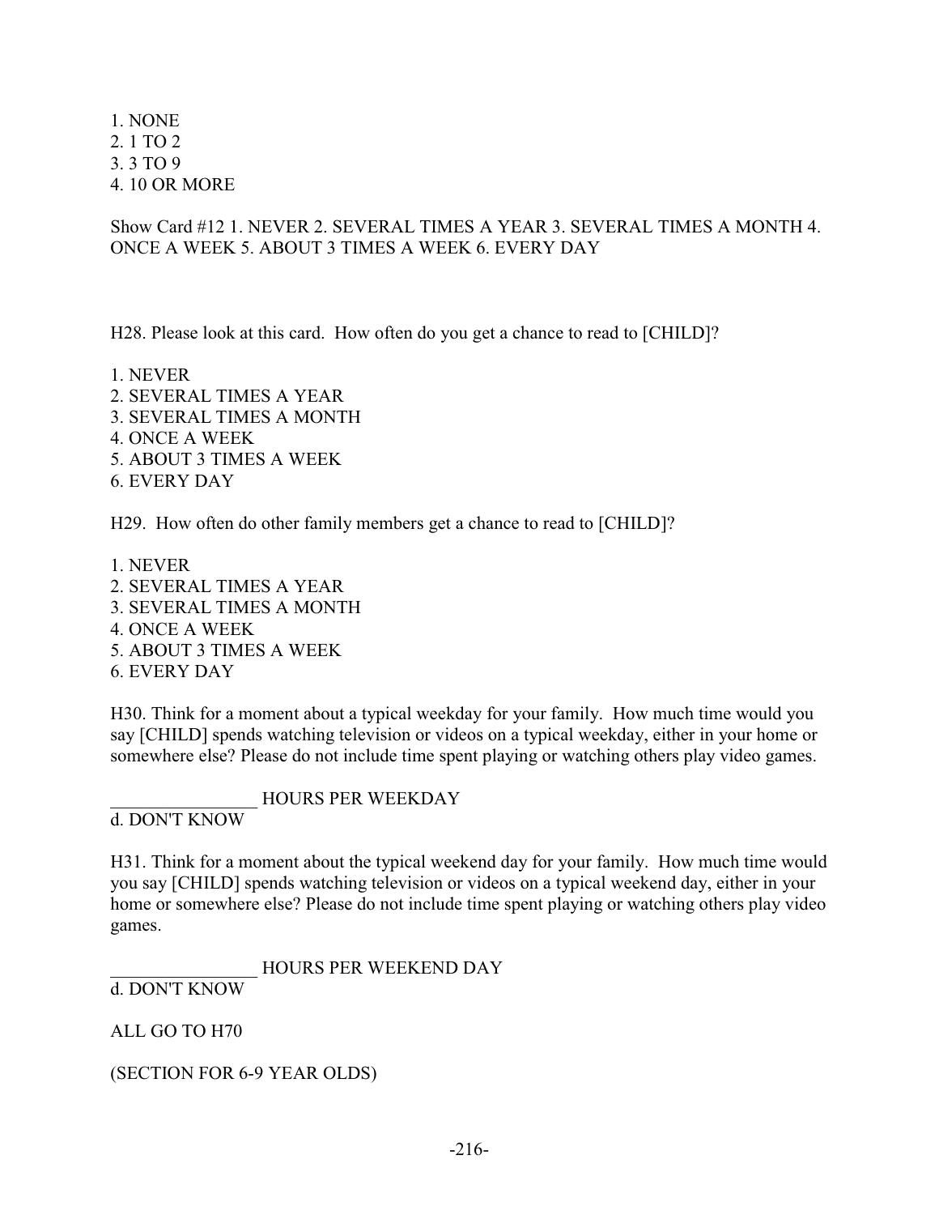1. NONE
2. 1 TO 2
3. 3 TO 9
4. 10 OR MORE

Show Card #12 1. NEVER 2. SEVERAL TIMES A YEAR 3. SEVERAL TIMES A MONTH 4. ONCE A WEEK 5. ABOUT 3 TIMES A WEEK 6. EVERY DAY

H28. Please look at this card. How often do you get a chance to read to [CHILD]?

1. NEVER
2. SEVERAL TIMES A YEAR
3. SEVERAL TIMES A MONTH
4. ONCE A WEEK
5. ABOUT 3 TIMES A WEEK
6. EVERY DAY

H29. How often do other family members get a chance to read to [CHILD]?

1. NEVER
2. SEVERAL TIMES A YEAR
3. SEVERAL TIMES A MONTH
4. ONCE A WEEK
5. ABOUT 3 TIMES A WEEK
6. EVERY DAY

H30. Think for a moment about a typical weekday for your family. How much time would you say [CHILD] spends watching television or videos on a typical weekday, either in your home or somewhere else? Please do not include time spent playing or watching others play video games.

________________ HOURS PER WEEKDAY
d. DON'T KNOW

H31. Think for a moment about the typical weekend day for your family. How much time would you say [CHILD] spends watching television or videos on a typical weekend day, either in your home or somewhere else? Please do not include time spent playing or watching others play video games.

________________ HOURS PER WEEKEND DAY
d. DON'T KNOW

ALL GO TO H70

(SECTION FOR 6-9 YEAR OLDS)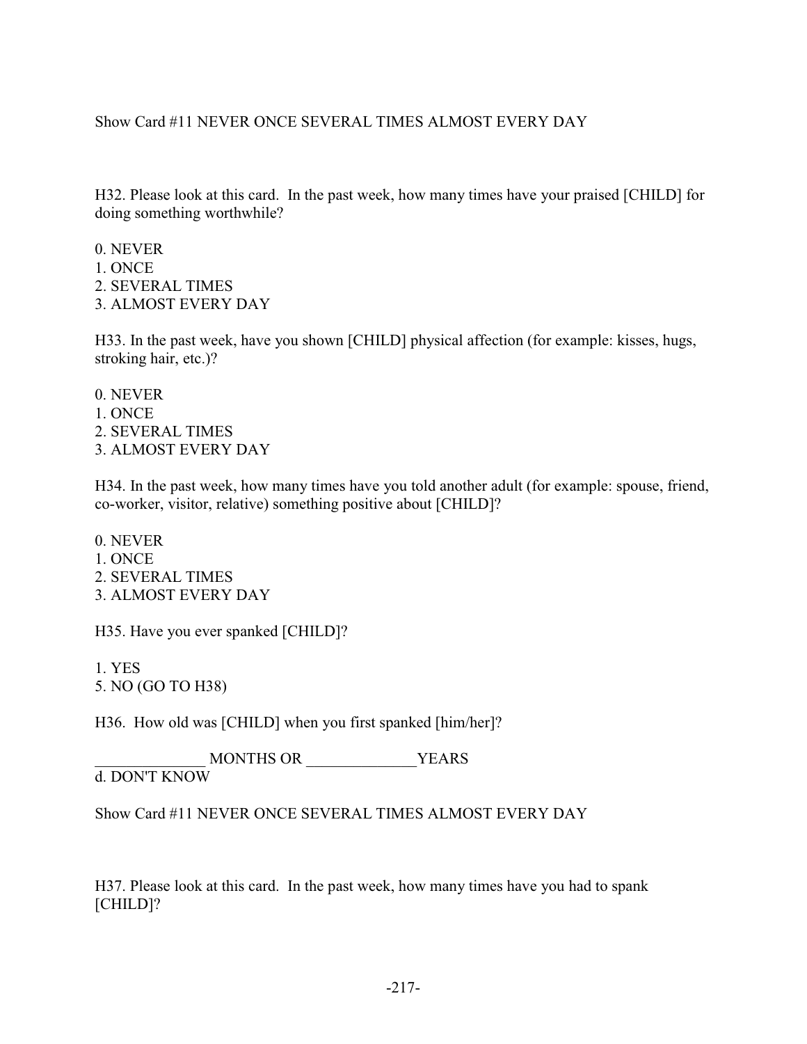Show Card #11 NEVER ONCE SEVERAL TIMES ALMOST EVERY DAY

H32. Please look at this card. In the past week, how many times have your praised [CHILD] for doing something worthwhile?

0. NEVER
1. ONCE
2. SEVERAL TIMES
3. ALMOST EVERY DAY

H33. In the past week, have you shown [CHILD] physical affection (for example: kisses, hugs, stroking hair, etc.)?

0. NEVER
1. ONCE
2. SEVERAL TIMES
3. ALMOST EVERY DAY

H34. In the past week, how many times have you told another adult (for example: spouse, friend, co-worker, visitor, relative) something positive about [CHILD]?

0. NEVER
1. ONCE
2. SEVERAL TIMES
3. ALMOST EVERY DAY

H35. Have you ever spanked [CHILD]?

1. YES
5. NO (GO TO H38)

H36. How old was [CHILD] when you first spanked [him/her]?

______________ MONTHS OR ______________YEARS
d. DON'T KNOW

Show Card #11 NEVER ONCE SEVERAL TIMES ALMOST EVERY DAY

H37. Please look at this card. In the past week, how many times have you had to spank [CHILD]?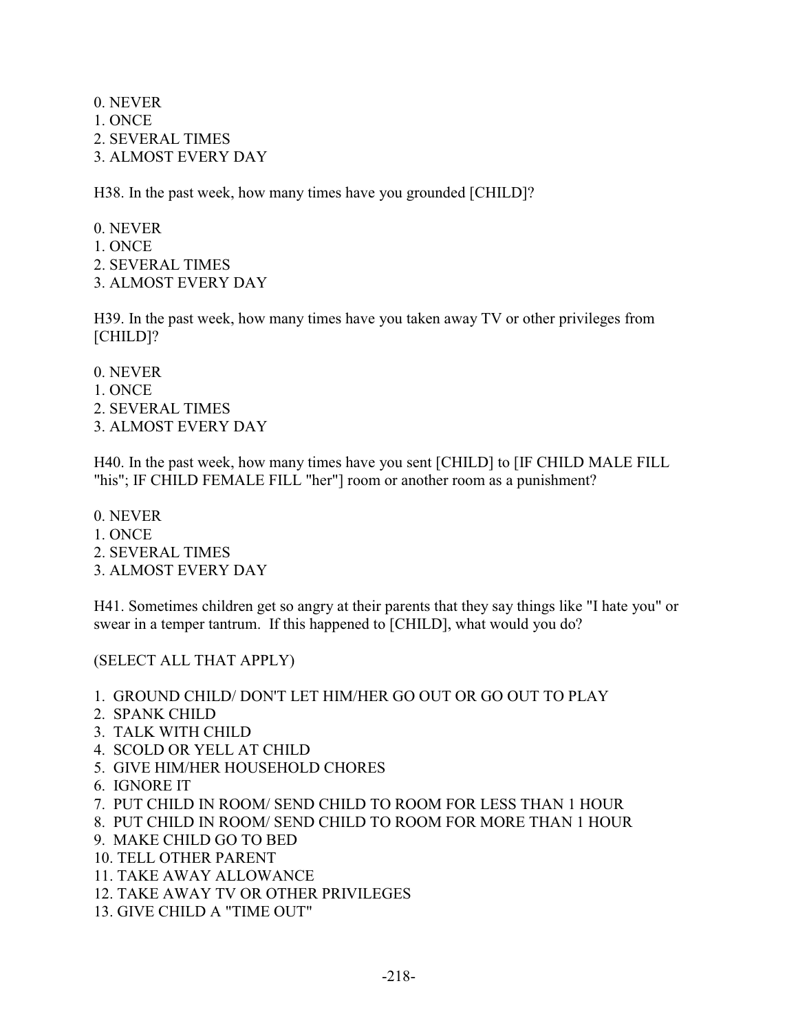0. NEVER
1. ONCE
2. SEVERAL TIMES
3. ALMOST EVERY DAY

H38. In the past week, how many times have you grounded [CHILD]?

0. NEVER
1. ONCE
2. SEVERAL TIMES
3. ALMOST EVERY DAY

H39. In the past week, how many times have you taken away TV or other privileges from [CHILD]?

0. NEVER
1. ONCE
2. SEVERAL TIMES
3. ALMOST EVERY DAY

H40. In the past week, how many times have you sent [CHILD] to [IF CHILD MALE FILL "his"; IF CHILD FEMALE FILL "her"] room or another room as a punishment?

0. NEVER
1. ONCE
2. SEVERAL TIMES
3. ALMOST EVERY DAY

H41. Sometimes children get so angry at their parents that they say things like "I hate you" or swear in a temper tantrum. If this happened to [CHILD], what would you do?

(SELECT ALL THAT APPLY)

1. GROUND CHILD/ DON'T LET HIM/HER GO OUT OR GO OUT TO PLAY
2. SPANK CHILD
3. TALK WITH CHILD
4. SCOLD OR YELL AT CHILD
5. GIVE HIM/HER HOUSEHOLD CHORES
6. IGNORE IT
7. PUT CHILD IN ROOM/ SEND CHILD TO ROOM FOR LESS THAN 1 HOUR
8. PUT CHILD IN ROOM/ SEND CHILD TO ROOM FOR MORE THAN 1 HOUR
9. MAKE CHILD GO TO BED
10. TELL OTHER PARENT
11. TAKE AWAY ALLOWANCE
12. TAKE AWAY TV OR OTHER PRIVILEGES
13. GIVE CHILD A "TIME OUT"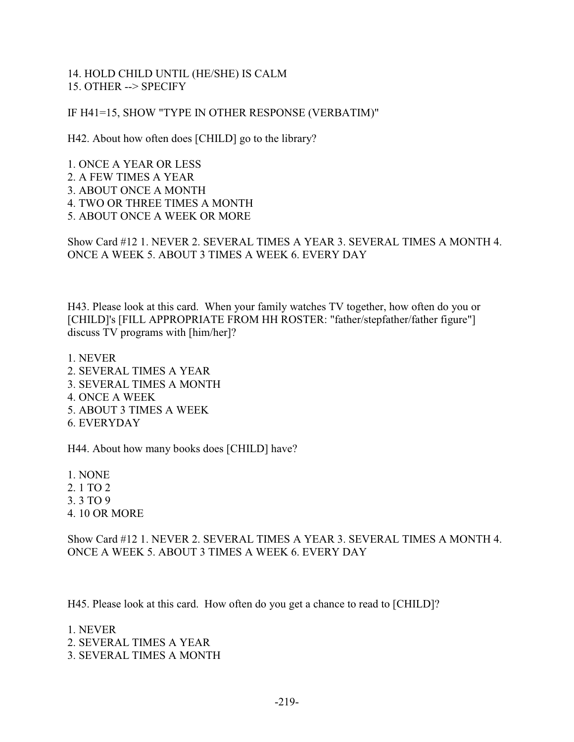14. HOLD CHILD UNTIL (HE/SHE) IS CALM
15. OTHER --> SPECIFY

IF H41=15, SHOW "TYPE IN OTHER RESPONSE (VERBATIM)"

H42. About how often does [CHILD] go to the library?

1. ONCE A YEAR OR LESS
2. A FEW TIMES A YEAR
3. ABOUT ONCE A MONTH
4. TWO OR THREE TIMES A MONTH
5. ABOUT ONCE A WEEK OR MORE

Show Card #12 1. NEVER 2. SEVERAL TIMES A YEAR 3. SEVERAL TIMES A MONTH 4. ONCE A WEEK 5. ABOUT 3 TIMES A WEEK 6. EVERY DAY

H43. Please look at this card. When your family watches TV together, how often do you or [CHILD]'s [FILL APPROPRIATE FROM HH ROSTER: "father/stepfather/father figure"] discuss TV programs with [him/her]?

1. NEVER
2. SEVERAL TIMES A YEAR
3. SEVERAL TIMES A MONTH
4. ONCE A WEEK
5. ABOUT 3 TIMES A WEEK
6. EVERYDAY

H44. About how many books does [CHILD] have?

1. NONE
2. 1 TO 2
3. 3 TO 9
4. 10 OR MORE

Show Card #12 1. NEVER 2. SEVERAL TIMES A YEAR 3. SEVERAL TIMES A MONTH 4. ONCE A WEEK 5. ABOUT 3 TIMES A WEEK 6. EVERY DAY

H45. Please look at this card. How often do you get a chance to read to [CHILD]?

1. NEVER
2. SEVERAL TIMES A YEAR
3. SEVERAL TIMES A MONTH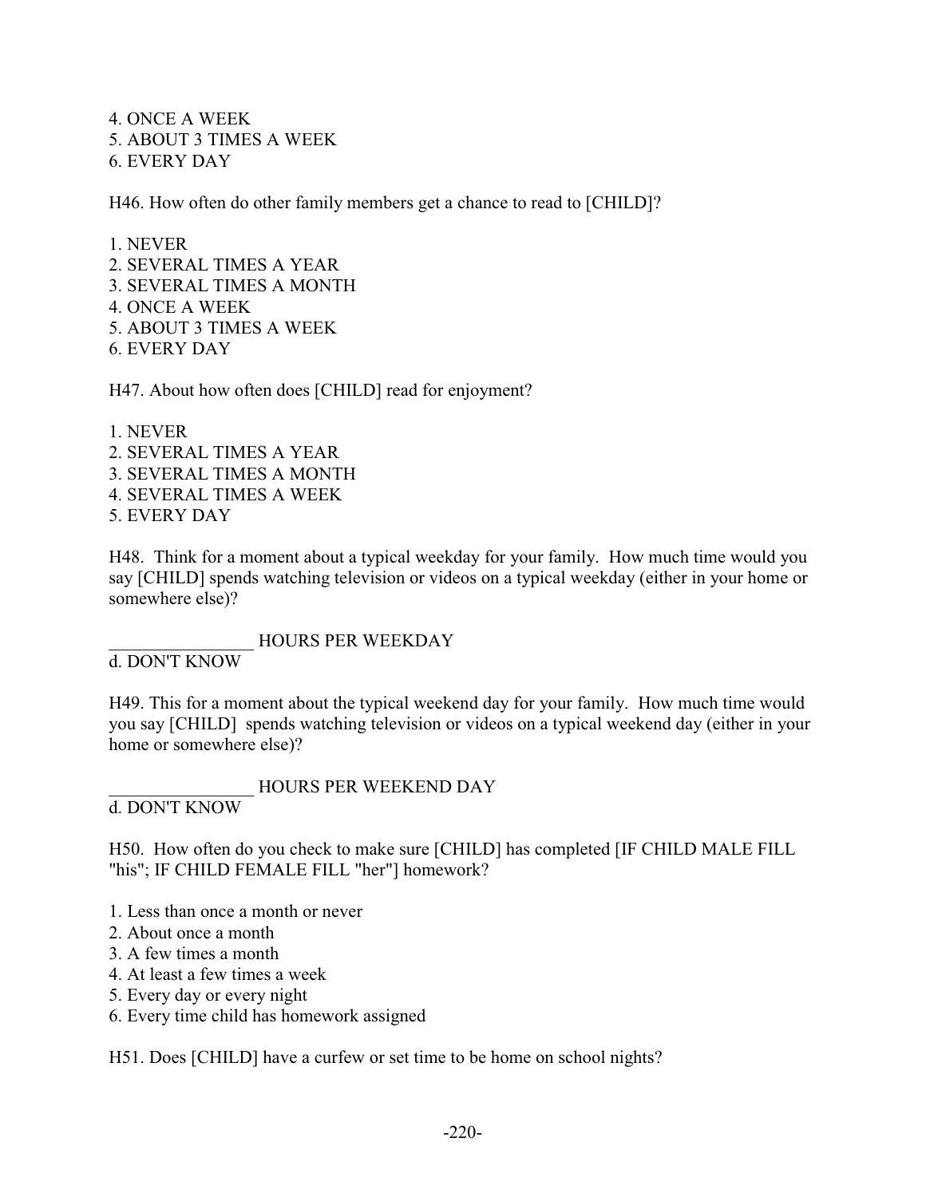4. ONCE A WEEK
5. ABOUT 3 TIMES A WEEK
6. EVERY DAY

H46. How often do other family members get a chance to read to [CHILD]?

1. NEVER
2. SEVERAL TIMES A YEAR
3. SEVERAL TIMES A MONTH
4. ONCE A WEEK
5. ABOUT 3 TIMES A WEEK
6. EVERY DAY

H47. About how often does [CHILD] read for enjoyment?

1. NEVER
2. SEVERAL TIMES A YEAR
3. SEVERAL TIMES A MONTH
4. SEVERAL TIMES A WEEK
5. EVERY DAY

H48. Think for a moment about a typical weekday for your family. How much time would you say [CHILD] spends watching television or videos on a typical weekday (either in your home or somewhere else)?

________________ HOURS PER WEEKDAY
d. DON'T KNOW

H49. This for a moment about the typical weekend day for your family. How much time would you say [CHILD] spends watching television or videos on a typical weekend day (either in your home or somewhere else)?

________________ HOURS PER WEEKEND DAY
d. DON'T KNOW

H50. How often do you check to make sure [CHILD] has completed [IF CHILD MALE FILL "his"; IF CHILD FEMALE FILL "her"] homework?

1. Less than once a month or never
2. About once a month
3. A few times a month
4. At least a few times a week
5. Every day or every night
6. Every time child has homework assigned

H51. Does [CHILD] have a curfew or set time to be home on school nights?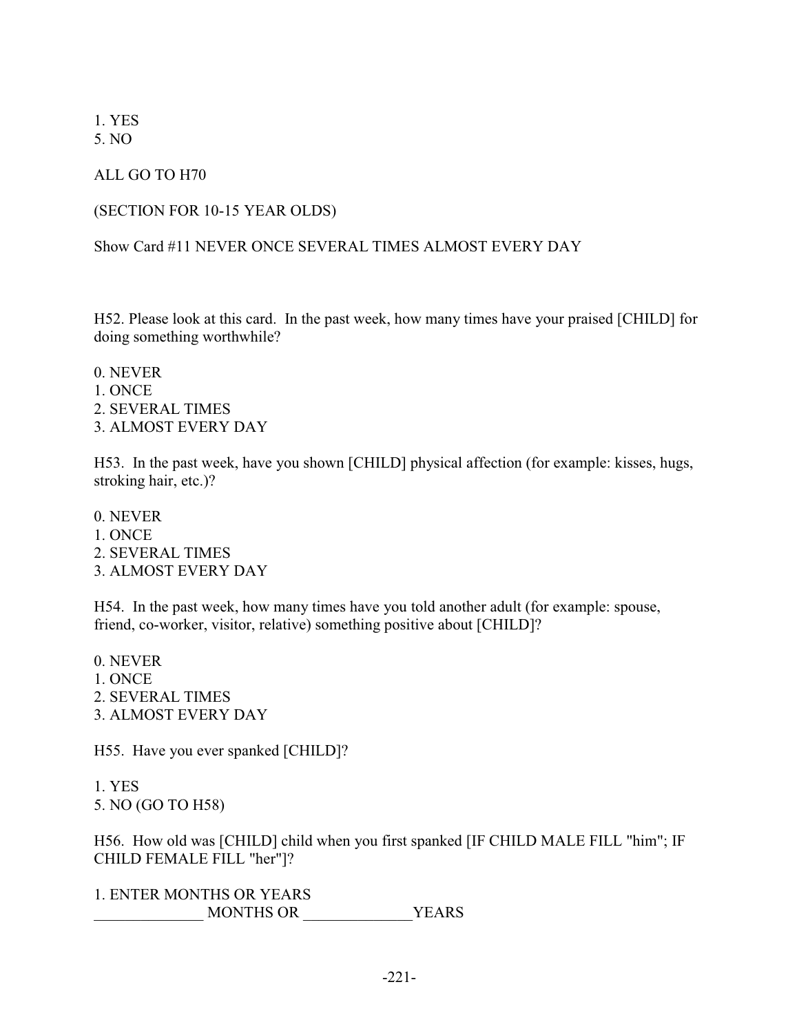1. YES
5. NO

ALL GO TO H70

(SECTION FOR 10-15 YEAR OLDS)

Show Card #11 NEVER ONCE SEVERAL TIMES ALMOST EVERY DAY

H52. Please look at this card. In the past week, how many times have your praised [CHILD] for doing something worthwhile?

0. NEVER
1. ONCE
2. SEVERAL TIMES
3. ALMOST EVERY DAY

H53. In the past week, have you shown [CHILD] physical affection (for example: kisses, hugs, stroking hair, etc.)?

0. NEVER
1. ONCE
2. SEVERAL TIMES
3. ALMOST EVERY DAY

H54. In the past week, how many times have you told another adult (for example: spouse, friend, co-worker, visitor, relative) something positive about [CHILD]?

0. NEVER
1. ONCE
2. SEVERAL TIMES
3. ALMOST EVERY DAY

H55. Have you ever spanked [CHILD]?

1. YES
5. NO (GO TO H58)

H56. How old was [CHILD] child when you first spanked [IF CHILD MALE FILL "him"; IF CHILD FEMALE FILL "her"]?

1. ENTER MONTHS OR YEARS
______________ MONTHS OR ______________YEARS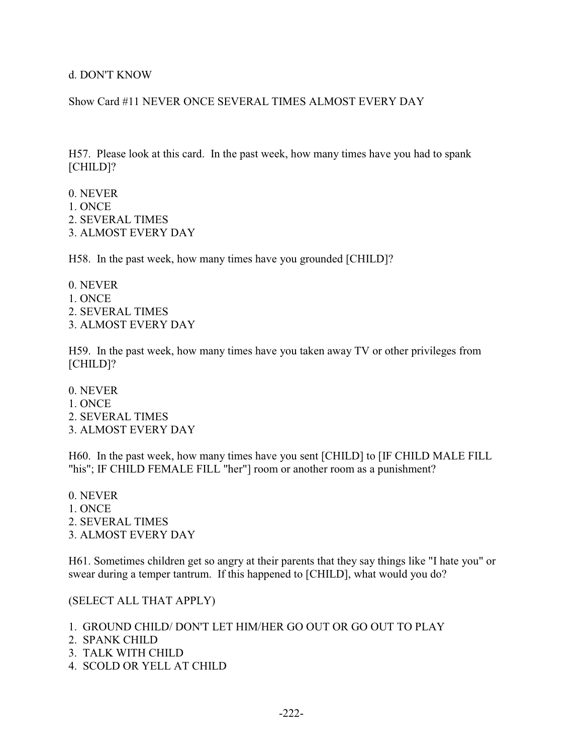d. DON'T KNOW

Show Card #11 NEVER ONCE SEVERAL TIMES ALMOST EVERY DAY

H57. Please look at this card. In the past week, how many times have you had to spank [CHILD]?

0. NEVER
1. ONCE
2. SEVERAL TIMES
3. ALMOST EVERY DAY

H58. In the past week, how many times have you grounded [CHILD]?

0. NEVER
1. ONCE
2. SEVERAL TIMES
3. ALMOST EVERY DAY

H59. In the past week, how many times have you taken away TV or other privileges from [CHILD]?

0. NEVER
1. ONCE
2. SEVERAL TIMES
3. ALMOST EVERY DAY

H60. In the past week, how many times have you sent [CHILD] to [IF CHILD MALE FILL "his"; IF CHILD FEMALE FILL "her"] room or another room as a punishment?

0. NEVER
1. ONCE
2. SEVERAL TIMES
3. ALMOST EVERY DAY

H61. Sometimes children get so angry at their parents that they say things like "I hate you" or swear during a temper tantrum. If this happened to [CHILD], what would you do?

(SELECT ALL THAT APPLY)

1. GROUND CHILD/ DON'T LET HIM/HER GO OUT OR GO OUT TO PLAY
2. SPANK CHILD
3. TALK WITH CHILD
4. SCOLD OR YELL AT CHILD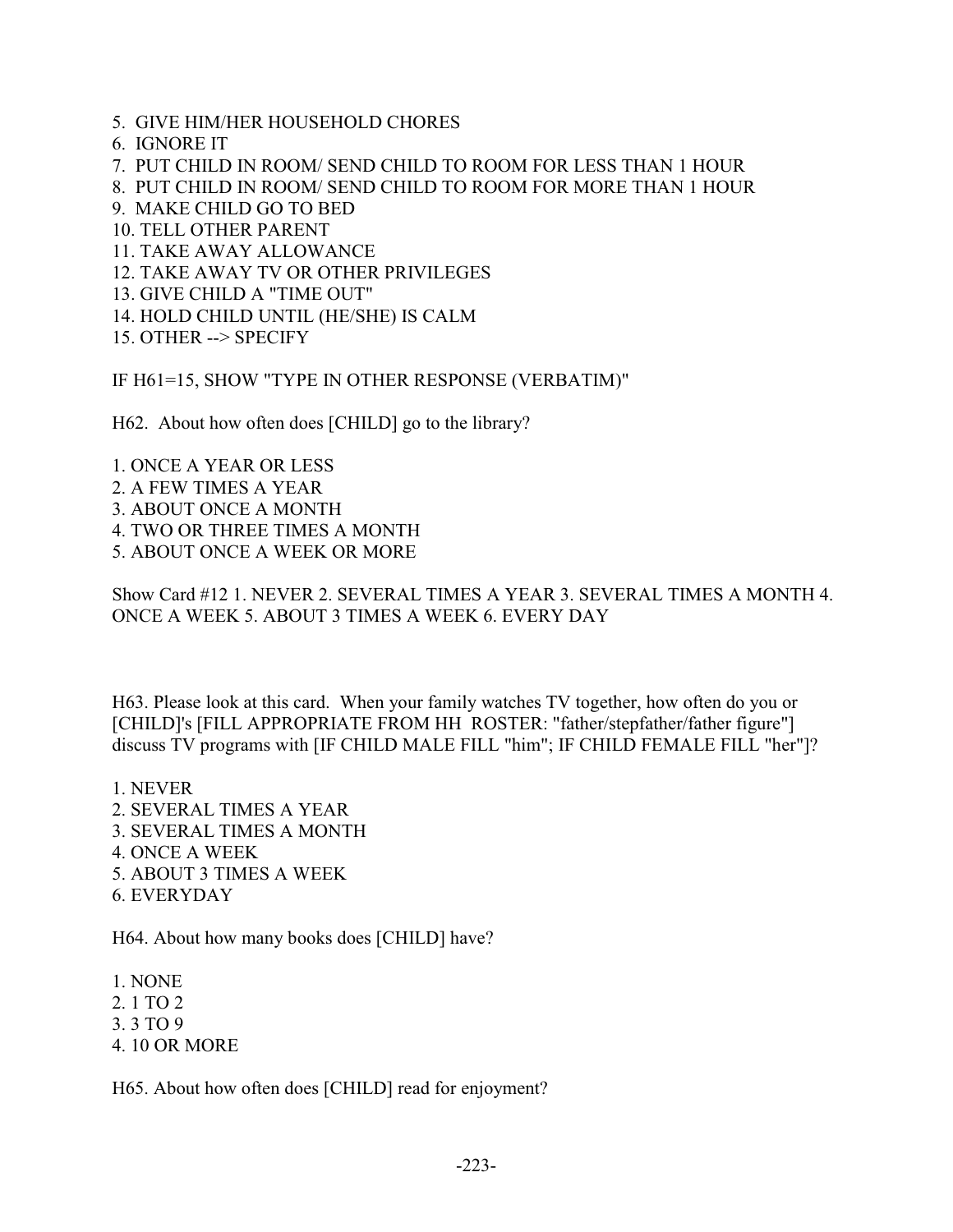5. GIVE HIM/HER HOUSEHOLD CHORES
6. IGNORE IT
7. PUT CHILD IN ROOM/ SEND CHILD TO ROOM FOR LESS THAN 1 HOUR
8. PUT CHILD IN ROOM/ SEND CHILD TO ROOM FOR MORE THAN 1 HOUR
9. MAKE CHILD GO TO BED
10. TELL OTHER PARENT
11. TAKE AWAY ALLOWANCE
12. TAKE AWAY TV OR OTHER PRIVILEGES
13. GIVE CHILD A "TIME OUT"
14. HOLD CHILD UNTIL (HE/SHE) IS CALM
15. OTHER --> SPECIFY

IF H61=15, SHOW "TYPE IN OTHER RESPONSE (VERBATIM)"

H62. About how often does [CHILD] go to the library?

1. ONCE A YEAR OR LESS
2. A FEW TIMES A YEAR
3. ABOUT ONCE A MONTH
4. TWO OR THREE TIMES A MONTH
5. ABOUT ONCE A WEEK OR MORE

Show Card #12 1. NEVER 2. SEVERAL TIMES A YEAR 3. SEVERAL TIMES A MONTH 4. ONCE A WEEK 5. ABOUT 3 TIMES A WEEK 6. EVERY DAY

H63. Please look at this card. When your family watches TV together, how often do you or [CHILD]'s [FILL APPROPRIATE FROM HH ROSTER: "father/stepfather/father figure"] discuss TV programs with [IF CHILD MALE FILL "him"; IF CHILD FEMALE FILL "her"]?

1. NEVER
2. SEVERAL TIMES A YEAR
3. SEVERAL TIMES A MONTH
4. ONCE A WEEK
5. ABOUT 3 TIMES A WEEK
6. EVERYDAY

H64. About how many books does [CHILD] have?

1. NONE
2. 1 TO 2
3. 3 TO 9
4. 10 OR MORE

H65. About how often does [CHILD] read for enjoyment?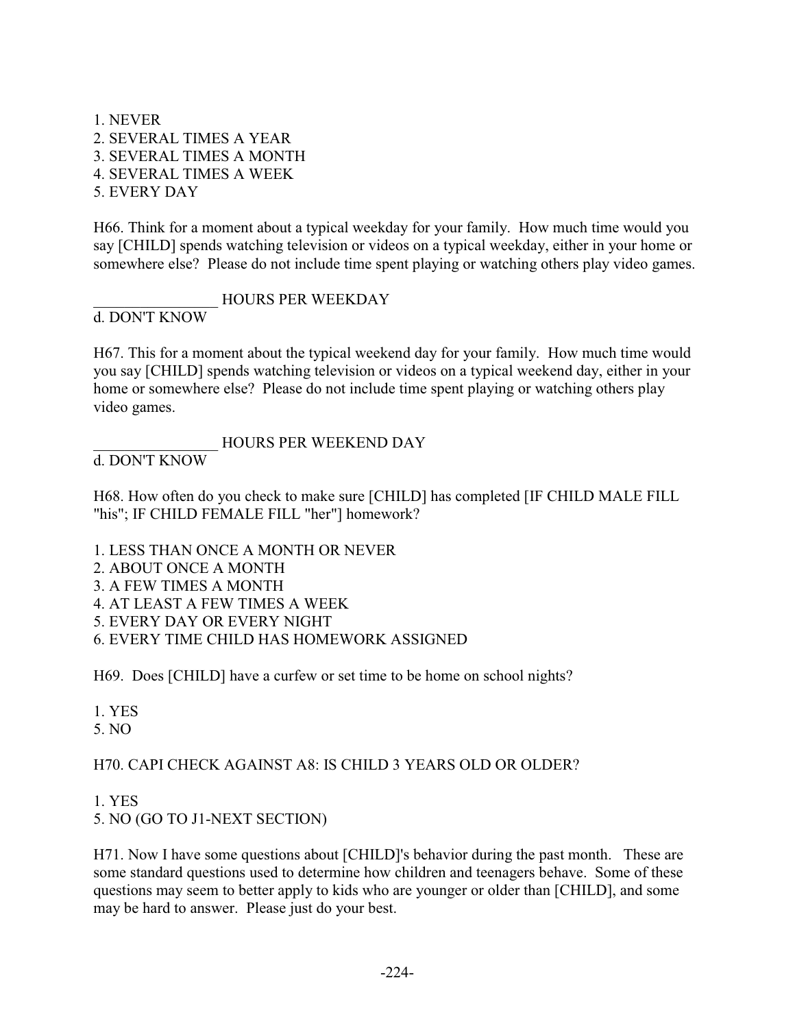1. NEVER
2. SEVERAL TIMES A YEAR
3. SEVERAL TIMES A MONTH
4. SEVERAL TIMES A WEEK
5. EVERY DAY

H66. Think for a moment about a typical weekday for your family. How much time would you say [CHILD] spends watching television or videos on a typical weekday, either in your home or somewhere else? Please do not include time spent playing or watching others play video games.

________________ HOURS PER WEEKDAY
d. DON'T KNOW

H67. This for a moment about the typical weekend day for your family. How much time would you say [CHILD] spends watching television or videos on a typical weekend day, either in your home or somewhere else? Please do not include time spent playing or watching others play video games.

________________ HOURS PER WEEKEND DAY
d. DON'T KNOW

H68. How often do you check to make sure [CHILD] has completed [IF CHILD MALE FILL "his"; IF CHILD FEMALE FILL "her"] homework?

1. LESS THAN ONCE A MONTH OR NEVER
2. ABOUT ONCE A MONTH
3. A FEW TIMES A MONTH
4. AT LEAST A FEW TIMES A WEEK
5. EVERY DAY OR EVERY NIGHT
6. EVERY TIME CHILD HAS HOMEWORK ASSIGNED

H69. Does [CHILD] have a curfew or set time to be home on school nights?

1. YES
5. NO

H70. CAPI CHECK AGAINST A8: IS CHILD 3 YEARS OLD OR OLDER?

1. YES
5. NO (GO TO J1-NEXT SECTION)

H71. Now I have some questions about [CHILD]'s behavior during the past month. These are some standard questions used to determine how children and teenagers behave. Some of these questions may seem to better apply to kids who are younger or older than [CHILD], and some may be hard to answer. Please just do your best.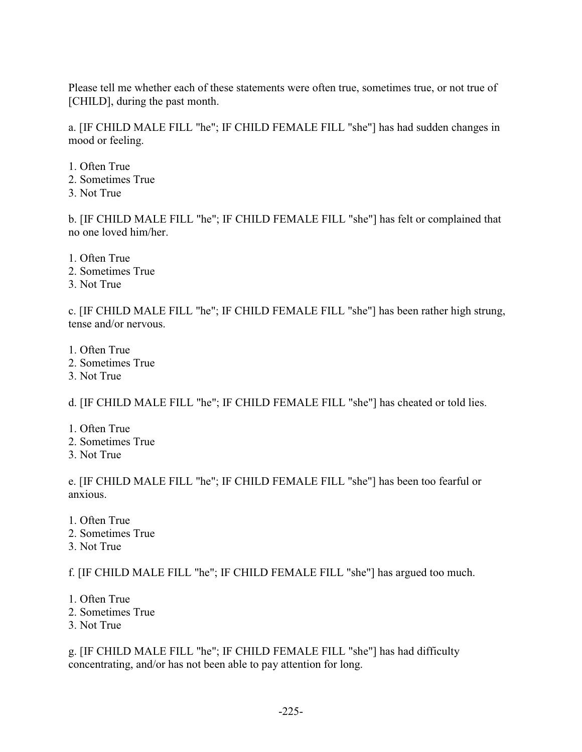Please tell me whether each of these statements were often true, sometimes true, or not true of [CHILD], during the past month.

a. [IF CHILD MALE FILL "he"; IF CHILD FEMALE FILL "she"] has had sudden changes in mood or feeling.

1. Often True
2. Sometimes True
3. Not True

b. [IF CHILD MALE FILL "he"; IF CHILD FEMALE FILL "she"] has felt or complained that no one loved him/her.

1. Often True
2. Sometimes True
3. Not True

c. [IF CHILD MALE FILL "he"; IF CHILD FEMALE FILL "she"] has been rather high strung, tense and/or nervous.

1. Often True
2. Sometimes True
3. Not True

d. [IF CHILD MALE FILL "he"; IF CHILD FEMALE FILL "she"] has cheated or told lies.

1. Often True
2. Sometimes True
3. Not True

e. [IF CHILD MALE FILL "he"; IF CHILD FEMALE FILL "she"] has been too fearful or anxious.

1. Often True
2. Sometimes True
3. Not True

f. [IF CHILD MALE FILL "he"; IF CHILD FEMALE FILL "she"] has argued too much.

1. Often True
2. Sometimes True
3. Not True

g. [IF CHILD MALE FILL "he"; IF CHILD FEMALE FILL "she"] has had difficulty concentrating, and/or has not been able to pay attention for long.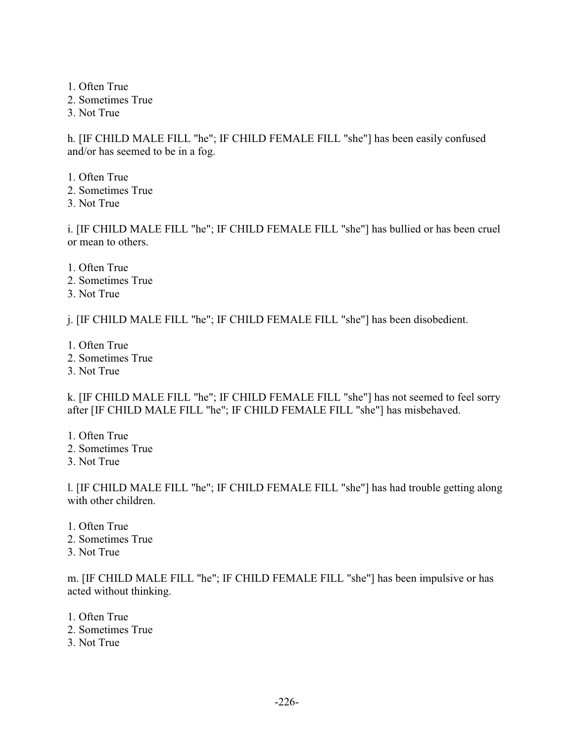1. Often True
2. Sometimes True
3. Not True

h. [IF CHILD MALE FILL "he"; IF CHILD FEMALE FILL "she"] has been easily confused and/or has seemed to be in a fog.

1. Often True
2. Sometimes True
3. Not True

i. [IF CHILD MALE FILL "he"; IF CHILD FEMALE FILL "she"] has bullied or has been cruel or mean to others.

1. Often True
2. Sometimes True
3. Not True

j. [IF CHILD MALE FILL "he"; IF CHILD FEMALE FILL "she"] has been disobedient.

1. Often True
2. Sometimes True
3. Not True

k. [IF CHILD MALE FILL "he"; IF CHILD FEMALE FILL "she"] has not seemed to feel sorry after [IF CHILD MALE FILL "he"; IF CHILD FEMALE FILL "she"] has misbehaved.

1. Often True
2. Sometimes True
3. Not True

l. [IF CHILD MALE FILL "he"; IF CHILD FEMALE FILL "she"] has had trouble getting along with other children.

1. Often True
2. Sometimes True
3. Not True

m. [IF CHILD MALE FILL "he"; IF CHILD FEMALE FILL "she"] has been impulsive or has acted without thinking.

1. Often True
2. Sometimes True
3. Not True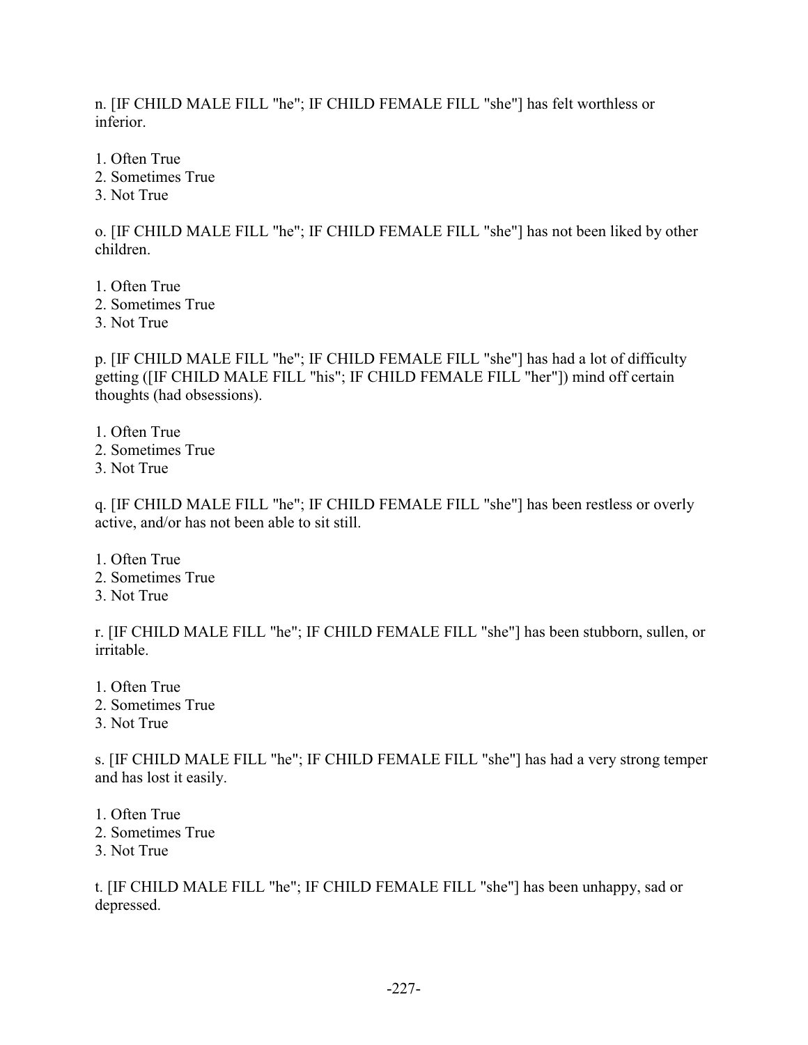n. [IF CHILD MALE FILL "he"; IF CHILD FEMALE FILL "she"] has felt worthless or inferior.

1. Often True
2. Sometimes True
3. Not True

o. [IF CHILD MALE FILL "he"; IF CHILD FEMALE FILL "she"] has not been liked by other children.

1. Often True
2. Sometimes True
3. Not True

p. [IF CHILD MALE FILL "he"; IF CHILD FEMALE FILL "she"] has had a lot of difficulty getting ([IF CHILD MALE FILL "his"; IF CHILD FEMALE FILL "her"]) mind off certain thoughts (had obsessions).

1. Often True
2. Sometimes True
3. Not True

q. [IF CHILD MALE FILL "he"; IF CHILD FEMALE FILL "she"] has been restless or overly active, and/or has not been able to sit still.

1. Often True
2. Sometimes True
3. Not True

r. [IF CHILD MALE FILL "he"; IF CHILD FEMALE FILL "she"] has been stubborn, sullen, or irritable.

1. Often True
2. Sometimes True
3. Not True

s. [IF CHILD MALE FILL "he"; IF CHILD FEMALE FILL "she"] has had a very strong temper and has lost it easily.

1. Often True
2. Sometimes True
3. Not True

t. [IF CHILD MALE FILL "he"; IF CHILD FEMALE FILL "she"] has been unhappy, sad or depressed.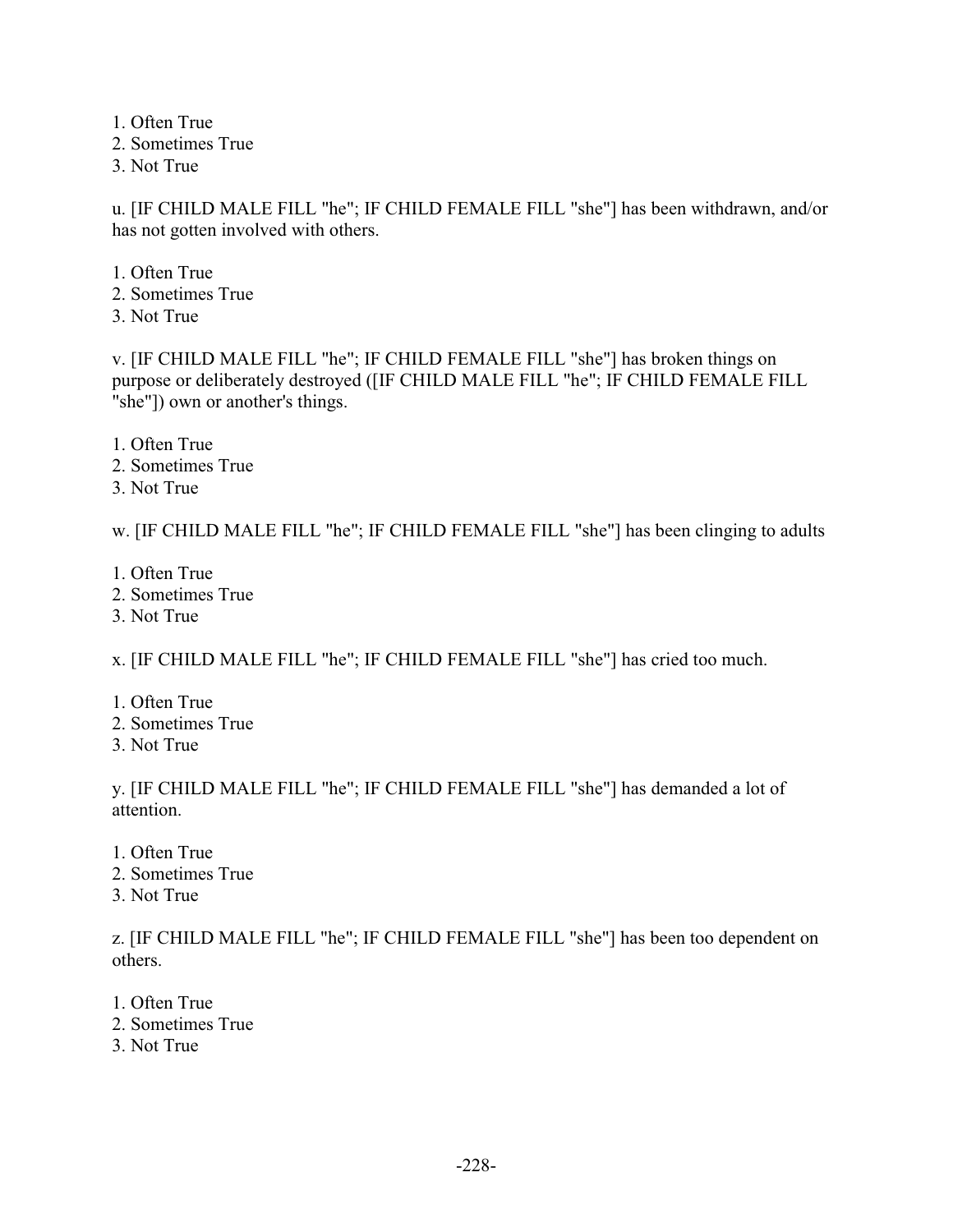1. Often True
2. Sometimes True
3. Not True

u. [IF CHILD MALE FILL "he"; IF CHILD FEMALE FILL "she"] has been withdrawn, and/or has not gotten involved with others.

1. Often True
2. Sometimes True
3. Not True

v. [IF CHILD MALE FILL "he"; IF CHILD FEMALE FILL "she"] has broken things on purpose or deliberately destroyed ([IF CHILD MALE FILL "he"; IF CHILD FEMALE FILL "she"]) own or another's things.

1. Often True
2. Sometimes True
3. Not True

w. [IF CHILD MALE FILL "he"; IF CHILD FEMALE FILL "she"] has been clinging to adults

1. Often True
2. Sometimes True
3. Not True

x. [IF CHILD MALE FILL "he"; IF CHILD FEMALE FILL "she"] has cried too much.

1. Often True
2. Sometimes True
3. Not True

y. [IF CHILD MALE FILL "he"; IF CHILD FEMALE FILL "she"] has demanded a lot of attention.

1. Often True
2. Sometimes True
3. Not True

z. [IF CHILD MALE FILL "he"; IF CHILD FEMALE FILL "she"] has been too dependent on others.

1. Often True
2. Sometimes True
3. Not True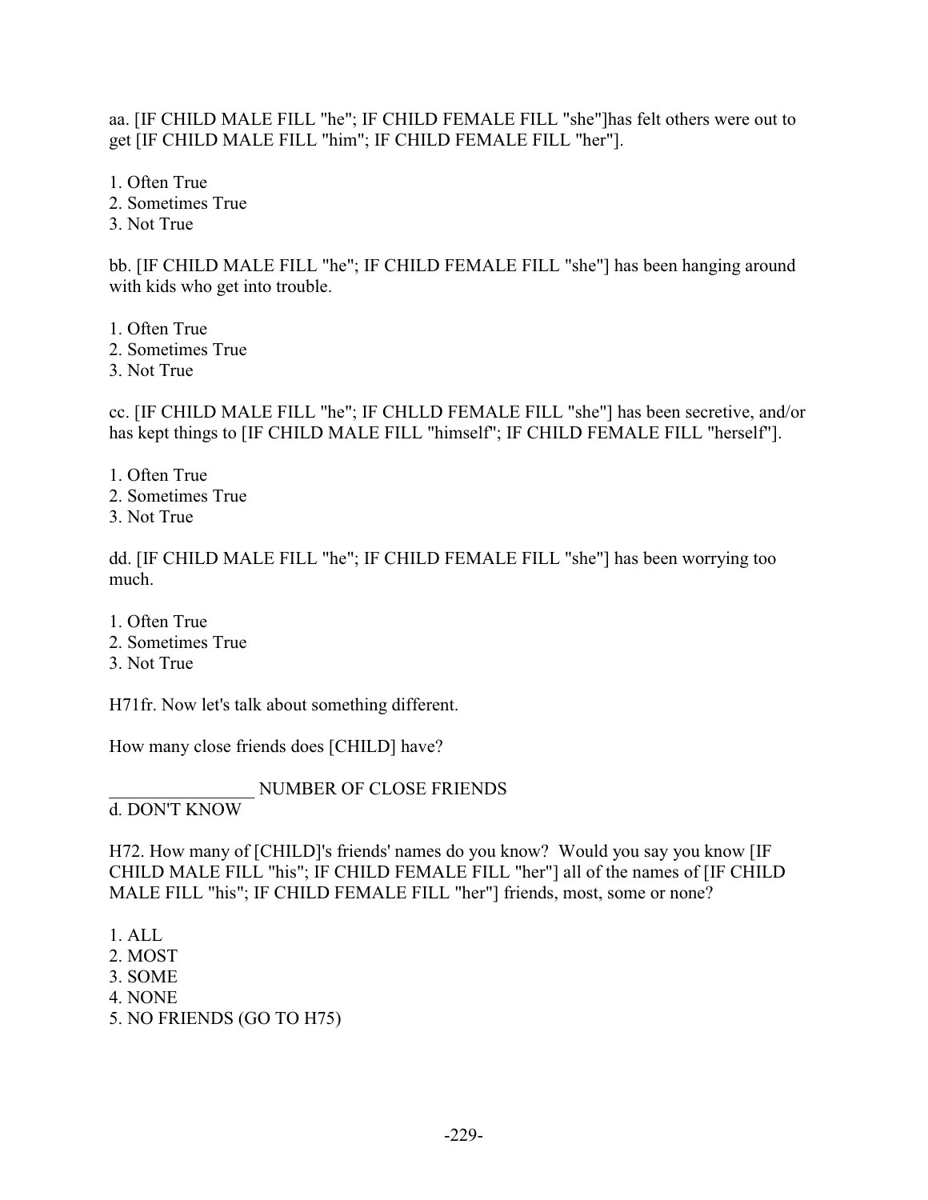aa. [IF CHILD MALE FILL "he"; IF CHILD FEMALE FILL "she"]has felt others were out to get [IF CHILD MALE FILL "him"; IF CHILD FEMALE FILL "her"].

1. Often True
2. Sometimes True
3. Not True

bb. [IF CHILD MALE FILL "he"; IF CHILD FEMALE FILL "she"] has been hanging around with kids who get into trouble.

1. Often True
2. Sometimes True
3. Not True

cc. [IF CHILD MALE FILL "he"; IF CHLLD FEMALE FILL "she"] has been secretive, and/or has kept things to [IF CHILD MALE FILL "himself"; IF CHILD FEMALE FILL "herself"].

1. Often True
2. Sometimes True
3. Not True

dd. [IF CHILD MALE FILL "he"; IF CHILD FEMALE FILL "she"] has been worrying too much.

1. Often True
2. Sometimes True
3. Not True

H71fr. Now let's talk about something different.

How many close friends does [CHILD] have?

________________ NUMBER OF CLOSE FRIENDS
d. DON'T KNOW

H72. How many of [CHILD]'s friends' names do you know? Would you say you know [IF CHILD MALE FILL "his"; IF CHILD FEMALE FILL "her"] all of the names of [IF CHILD MALE FILL "his"; IF CHILD FEMALE FILL "her"] friends, most, some or none?

1. ALL
2. MOST
3. SOME
4. NONE
5. NO FRIENDS (GO TO H75)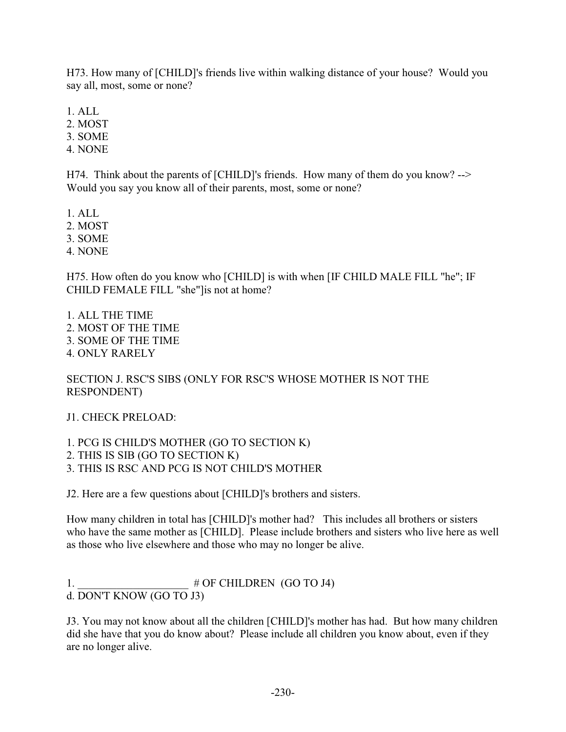H73. How many of [CHILD]'s friends live within walking distance of your house? Would you say all, most, some or none?

1. ALL
2. MOST
3. SOME
4. NONE

H74. Think about the parents of [CHILD]'s friends. How many of them do you know? --> Would you say you know all of their parents, most, some or none?

1. ALL
2. MOST
3. SOME
4. NONE

H75. How often do you know who [CHILD] is with when [IF CHILD MALE FILL "he"; IF CHILD FEMALE FILL "she"]is not at home?

1. ALL THE TIME
2. MOST OF THE TIME
3. SOME OF THE TIME
4. ONLY RARELY

SECTION J. RSC'S SIBS (ONLY FOR RSC'S WHOSE MOTHER IS NOT THE RESPONDENT)

J1. CHECK PRELOAD:

1. PCG IS CHILD'S MOTHER (GO TO SECTION K)
2. THIS IS SIB (GO TO SECTION K)
3. THIS IS RSC AND PCG IS NOT CHILD'S MOTHER

J2. Here are a few questions about [CHILD]'s brothers and sisters.

How many children in total has [CHILD]'s mother had? This includes all brothers or sisters who have the same mother as [CHILD]. Please include brothers and sisters who live here as well as those who live elsewhere and those who may no longer be alive.

1. ____________________ # OF CHILDREN (GO TO J4)
d. DON'T KNOW (GO TO J3)

J3. You may not know about all the children [CHILD]'s mother has had. But how many children did she have that you do know about? Please include all children you know about, even if they are no longer alive.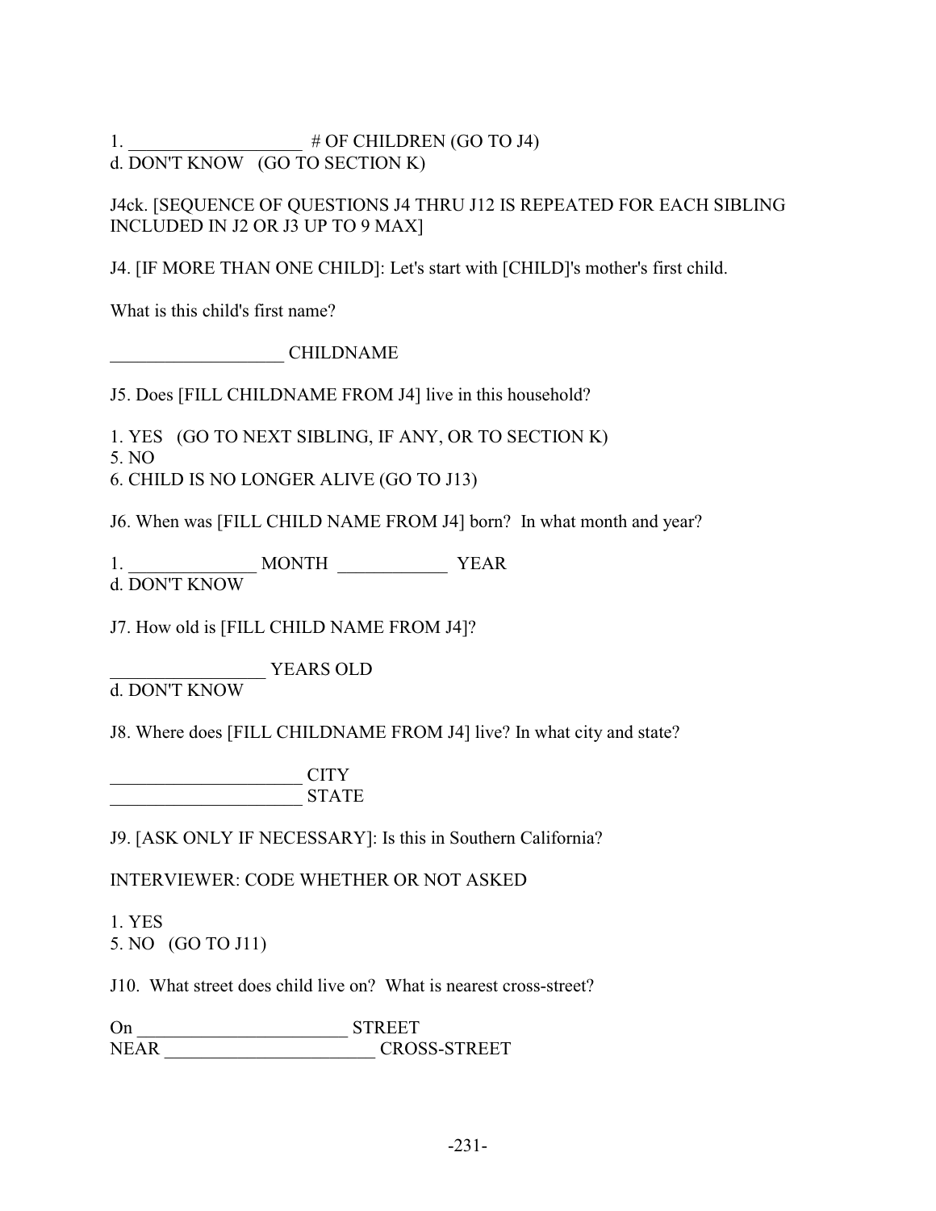1. ___________________ # OF CHILDREN (GO TO J4)
d. DON'T KNOW (GO TO SECTION K)

J4ck. [SEQUENCE OF QUESTIONS J4 THRU J12 IS REPEATED FOR EACH SIBLING INCLUDED IN J2 OR J3 UP TO 9 MAX]

J4. [IF MORE THAN ONE CHILD]: Let's start with [CHILD]'s mother's first child.

What is this child's first name?

___________________ CHILDNAME

J5. Does [FILL CHILDNAME FROM J4] live in this household?

1. YES (GO TO NEXT SIBLING, IF ANY, OR TO SECTION K)
5. NO
6. CHILD IS NO LONGER ALIVE (GO TO J13)

J6. When was [FILL CHILD NAME FROM J4] born? In what month and year?

1. ______________ MONTH ____________ YEAR
d. DON'T KNOW

J7. How old is [FILL CHILD NAME FROM J4]?

_________________ YEARS OLD
d. DON'T KNOW

J8. Where does [FILL CHILDNAME FROM J4] live? In what city and state?

_____________________ CITY
_____________________ STATE

J9. [ASK ONLY IF NECESSARY]: Is this in Southern California?

INTERVIEWER: CODE WHETHER OR NOT ASKED

1. YES
5. NO (GO TO J11)

J10. What street does child live on? What is nearest cross-street?

On _______________________ STREET
NEAR _______________________ CROSS-STREET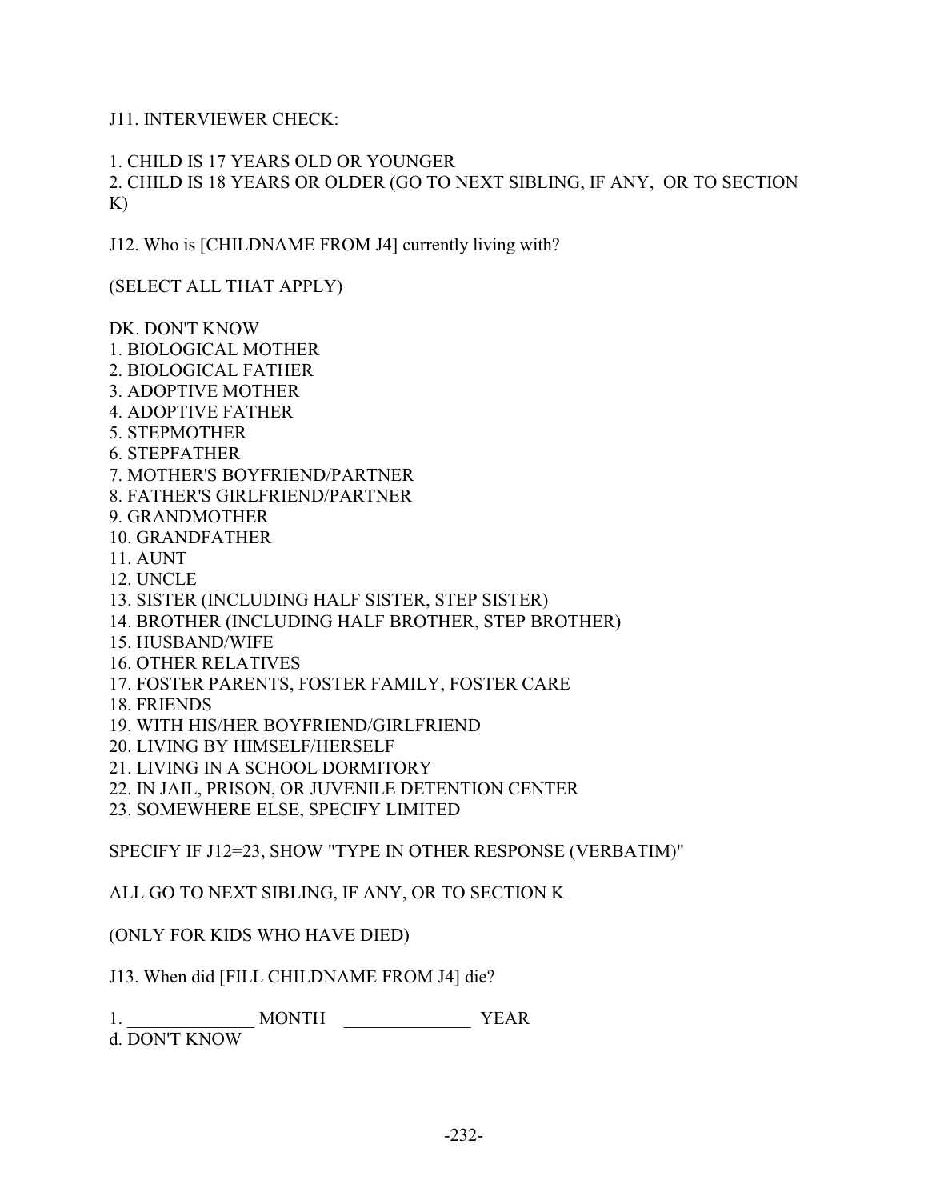J11. INTERVIEWER CHECK:

1. CHILD IS 17 YEARS OLD OR YOUNGER
2. CHILD IS 18 YEARS OR OLDER (GO TO NEXT SIBLING, IF ANY, OR TO SECTION K)

J12. Who is [CHILDNAME FROM J4] currently living with?

(SELECT ALL THAT APPLY)

DK. DON'T KNOW
1. BIOLOGICAL MOTHER
2. BIOLOGICAL FATHER
3. ADOPTIVE MOTHER
4. ADOPTIVE FATHER
5. STEPMOTHER
6. STEPFATHER
7. MOTHER'S BOYFRIEND/PARTNER
8. FATHER'S GIRLFRIEND/PARTNER
9. GRANDMOTHER
10. GRANDFATHER
11. AUNT
12. UNCLE
13. SISTER (INCLUDING HALF SISTER, STEP SISTER)
14. BROTHER (INCLUDING HALF BROTHER, STEP BROTHER)
15. HUSBAND/WIFE
16. OTHER RELATIVES
17. FOSTER PARENTS, FOSTER FAMILY, FOSTER CARE
18. FRIENDS
19. WITH HIS/HER BOYFRIEND/GIRLFRIEND
20. LIVING BY HIMSELF/HERSELF
21. LIVING IN A SCHOOL DORMITORY
22. IN JAIL, PRISON, OR JUVENILE DETENTION CENTER
23. SOMEWHERE ELSE, SPECIFY LIMITED

SPECIFY IF J12=23, SHOW "TYPE IN OTHER RESPONSE (VERBATIM)"

ALL GO TO NEXT SIBLING, IF ANY, OR TO SECTION K

(ONLY FOR KIDS WHO HAVE DIED)

J13. When did [FILL CHILDNAME FROM J4] die?

1. ______________ MONTH ______________ YEAR
d. DON'T KNOW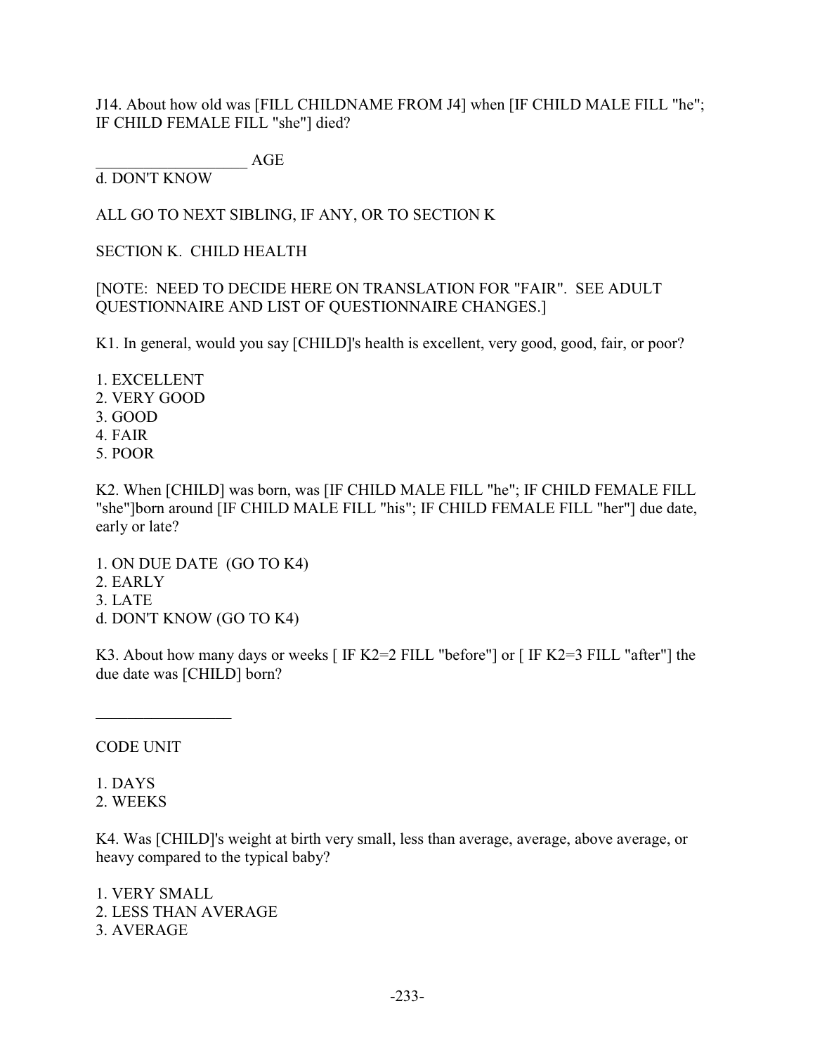J14. About how old was [FILL CHILDNAME FROM J4] when [IF CHILD MALE FILL "he"; IF CHILD FEMALE FILL "she"] died?

___________________ AGE
d. DON'T KNOW

ALL GO TO NEXT SIBLING, IF ANY, OR TO SECTION K

SECTION K. CHILD HEALTH

[NOTE: NEED TO DECIDE HERE ON TRANSLATION FOR "FAIR". SEE ADULT QUESTIONNAIRE AND LIST OF QUESTIONNAIRE CHANGES.]

K1. In general, would you say [CHILD]'s health is excellent, very good, good, fair, or poor?

1. EXCELLENT
2. VERY GOOD
3. GOOD
4. FAIR
5. POOR

K2. When [CHILD] was born, was [IF CHILD MALE FILL "he"; IF CHILD FEMALE FILL "she"]born around [IF CHILD MALE FILL "his"; IF CHILD FEMALE FILL "her"] due date, early or late?

1. ON DUE DATE (GO TO K4)
2. EARLY
3. LATE
d. DON'T KNOW (GO TO K4)

K3. About how many days or weeks [ IF K2=2 FILL "before"] or [ IF K2=3 FILL "after"] the due date was [CHILD] born?

_________________

CODE UNIT

1. DAYS
2. WEEKS

K4. Was [CHILD]'s weight at birth very small, less than average, average, above average, or heavy compared to the typical baby?

1. VERY SMALL
2. LESS THAN AVERAGE
3. AVERAGE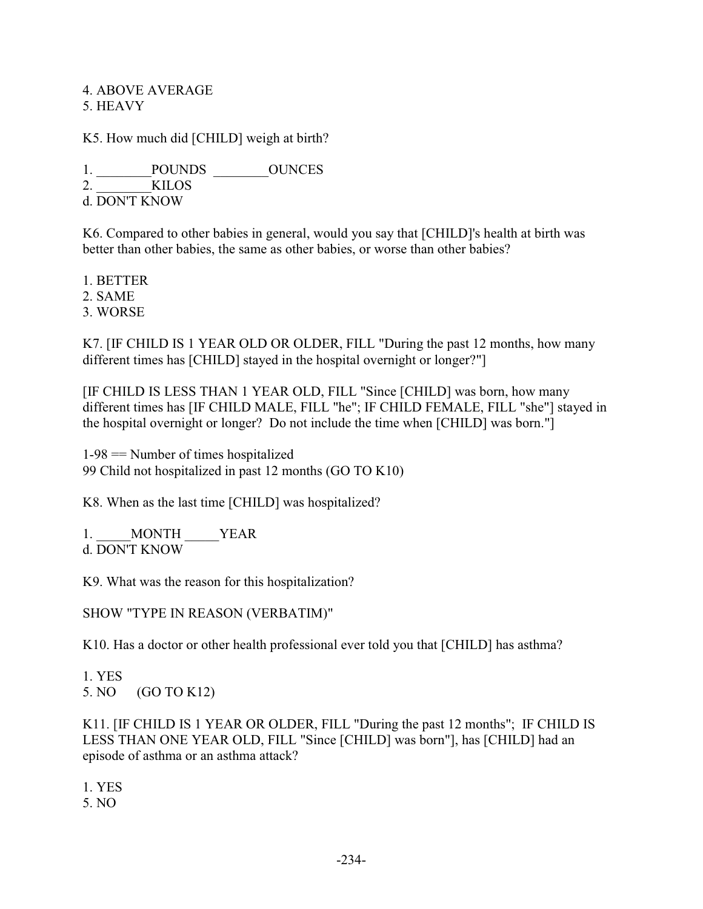4. ABOVE AVERAGE
5. HEAVY

K5. How much did [CHILD] weigh at birth?

1. ________POUNDS ________OUNCES
2. ________KILOS
d. DON'T KNOW

K6. Compared to other babies in general, would you say that [CHILD]'s health at birth was better than other babies, the same as other babies, or worse than other babies?

1. BETTER
2. SAME
3. WORSE

K7. [IF CHILD IS 1 YEAR OLD OR OLDER, FILL "During the past 12 months, how many different times has [CHILD] stayed in the hospital overnight or longer?"]

[IF CHILD IS LESS THAN 1 YEAR OLD, FILL "Since [CHILD] was born, how many different times has [IF CHILD MALE, FILL "he"; IF CHILD FEMALE, FILL "she"] stayed in the hospital overnight or longer? Do not include the time when [CHILD] was born."]

1-98 == Number of times hospitalized
99 Child not hospitalized in past 12 months (GO TO K10)

K8. When as the last time [CHILD] was hospitalized?

1. _____MONTH _____YEAR
d. DON'T KNOW

K9. What was the reason for this hospitalization?

SHOW "TYPE IN REASON (VERBATIM)"

K10. Has a doctor or other health professional ever told you that [CHILD] has asthma?

1. YES
5. NO (GO TO K12)

K11. [IF CHILD IS 1 YEAR OR OLDER, FILL "During the past 12 months"; IF CHILD IS LESS THAN ONE YEAR OLD, FILL "Since [CHILD] was born"], has [CHILD] had an episode of asthma or an asthma attack?

1. YES
5. NO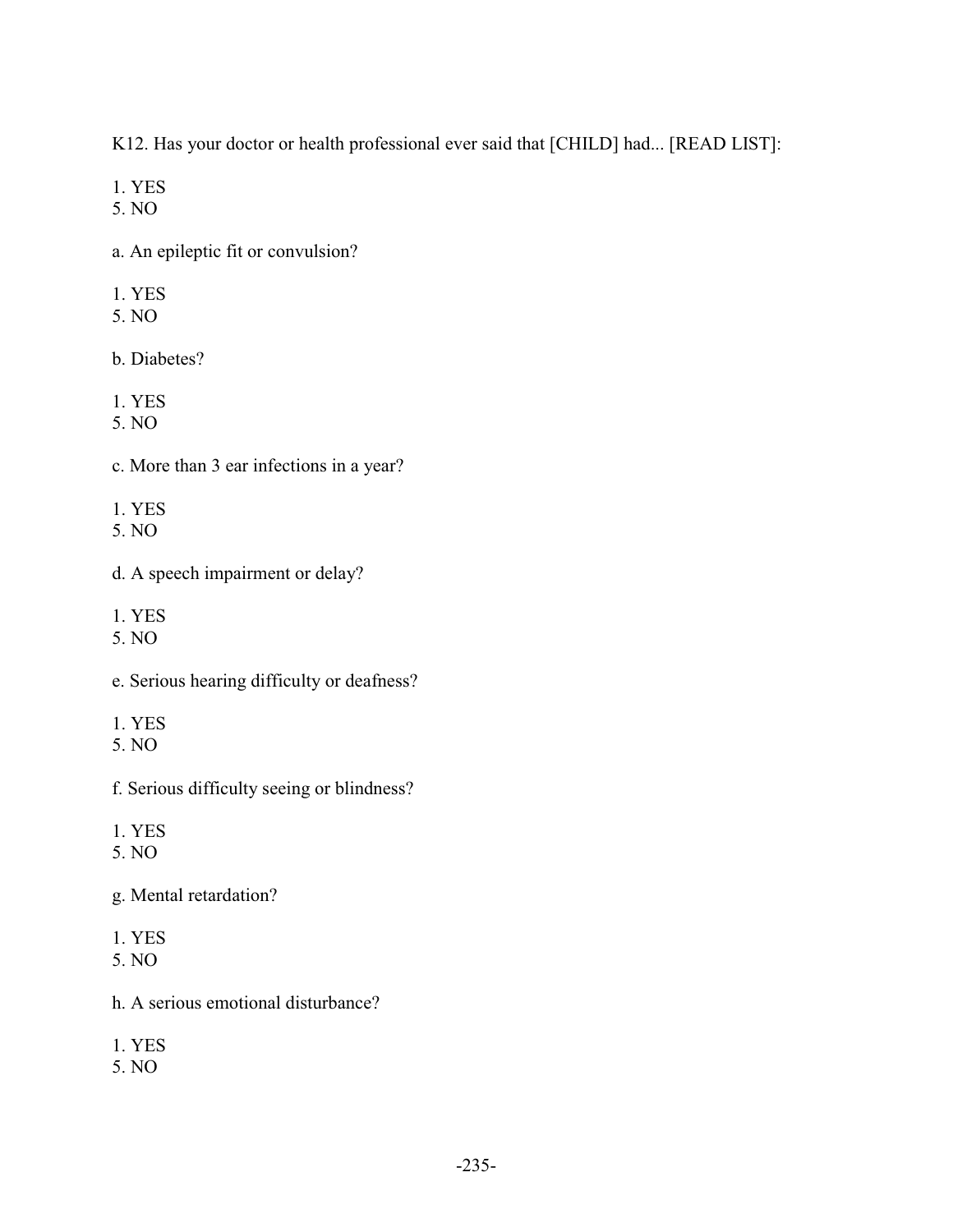K12. Has your doctor or health professional ever said that [CHILD] had... [READ LIST]:

1. YES
5. NO

a. An epileptic fit or convulsion?

1. YES
5. NO

b. Diabetes?

1. YES
5. NO

c. More than 3 ear infections in a year?

1. YES
5. NO

d. A speech impairment or delay?

1. YES
5. NO

e. Serious hearing difficulty or deafness?

1. YES
5. NO

f. Serious difficulty seeing or blindness?

1. YES
5. NO

g. Mental retardation?

1. YES
5. NO

h. A serious emotional disturbance?

1. YES
5. NO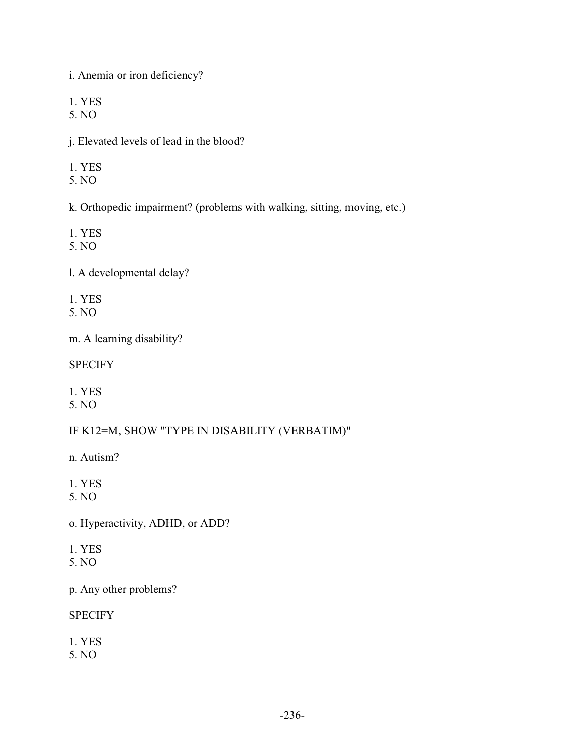i. Anemia or iron deficiency?

1. YES
5. NO

j. Elevated levels of lead in the blood?

1. YES
5. NO

k. Orthopedic impairment? (problems with walking, sitting, moving, etc.)

1. YES
5. NO

l. A developmental delay?

1. YES
5. NO

m. A learning disability?

SPECIFY

1. YES
5. NO

IF K12=M, SHOW "TYPE IN DISABILITY (VERBATIM)"

n. Autism?

1. YES
5. NO

o. Hyperactivity, ADHD, or ADD?

1. YES
5. NO

p. Any other problems?

SPECIFY

1. YES
5. NO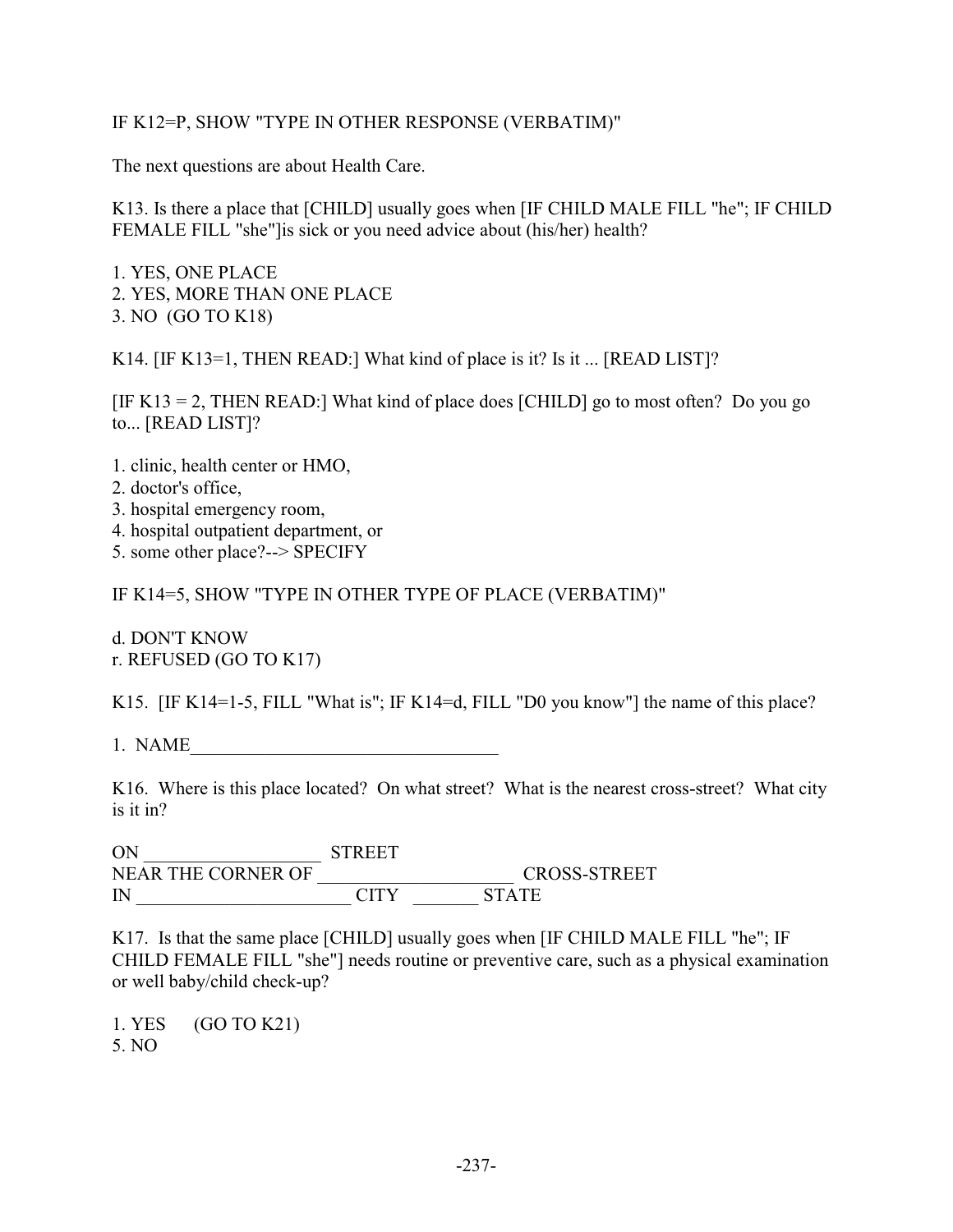IF K12=P, SHOW "TYPE IN OTHER RESPONSE (VERBATIM)"

The next questions are about Health Care.

K13. Is there a place that [CHILD] usually goes when [IF CHILD MALE FILL "he"; IF CHILD FEMALE FILL "she"]is sick or you need advice about (his/her) health?

1. YES, ONE PLACE
2. YES, MORE THAN ONE PLACE
3. NO (GO TO K18)

K14. [IF K13=1, THEN READ:] What kind of place is it? Is it ... [READ LIST]?

[IF K13 = 2, THEN READ:] What kind of place does [CHILD] go to most often? Do you go to... [READ LIST]?

1. clinic, health center or HMO,
2. doctor's office,
3. hospital emergency room,
4. hospital outpatient department, or
5. some other place?--> SPECIFY

IF K14=5, SHOW "TYPE IN OTHER TYPE OF PLACE (VERBATIM)"

d. DON'T KNOW
r. REFUSED (GO TO K17)

K15. [IF K14=1-5, FILL "What is"; IF K14=d, FILL "D0 you know"] the name of this place?

1. NAME__________________________________

K16. Where is this place located? On what street? What is the nearest cross-street? What city is it in?

ON ___________________ STREET
NEAR THE CORNER OF _____________________ CROSS-STREET
IN _______________________ CITY _______ STATE

K17. Is that the same place [CHILD] usually goes when [IF CHILD MALE FILL "he"; IF CHILD FEMALE FILL "she"] needs routine or preventive care, such as a physical examination or well baby/child check-up?

1. YES (GO TO K21)
5. NO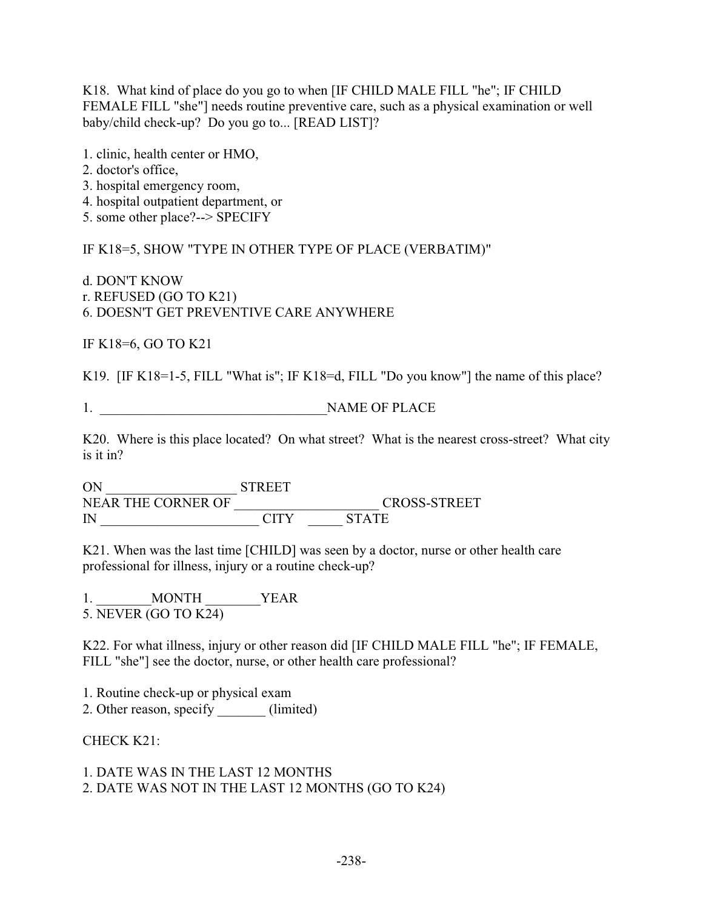K18. What kind of place do you go to when [IF CHILD MALE FILL "he"; IF CHILD FEMALE FILL "she"] needs routine preventive care, such as a physical examination or well baby/child check-up? Do you go to... [READ LIST]?

1. clinic, health center or HMO,
2. doctor's office,
3. hospital emergency room,
4. hospital outpatient department, or
5. some other place?--> SPECIFY

IF K18=5, SHOW "TYPE IN OTHER TYPE OF PLACE (VERBATIM)"

d. DON'T KNOW
r. REFUSED (GO TO K21)
6. DOESN'T GET PREVENTIVE CARE ANYWHERE

IF K18=6, GO TO K21

K19. [IF K18=1-5, FILL "What is"; IF K18=d, FILL "Do you know"] the name of this place?

1. _________________________________NAME OF PLACE

K20. Where is this place located? On what street? What is the nearest cross-street? What city is it in?

ON ___________________ STREET
NEAR THE CORNER OF _____________________ CROSS-STREET
IN _______________________ CITY _____ STATE

K21. When was the last time [CHILD] was seen by a doctor, nurse or other health care professional for illness, injury or a routine check-up?

1. ________MONTH ________YEAR
5. NEVER (GO TO K24)

K22. For what illness, injury or other reason did [IF CHILD MALE FILL "he"; IF FEMALE, FILL "she"] see the doctor, nurse, or other health care professional?

1. Routine check-up or physical exam
2. Other reason, specify _______ (limited)

CHECK K21:

1. DATE WAS IN THE LAST 12 MONTHS
2. DATE WAS NOT IN THE LAST 12 MONTHS (GO TO K24)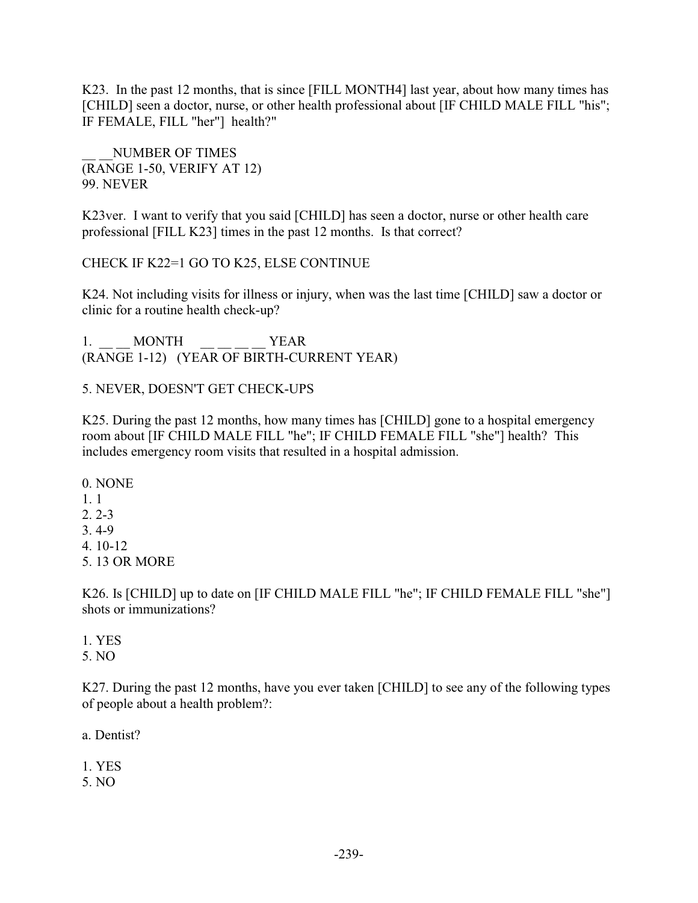K23. In the past 12 months, that is since [FILL MONTH4] last year, about how many times has [CHILD] seen a doctor, nurse, or other health professional about [IF CHILD MALE FILL "his"; IF FEMALE, FILL "her"] health?"

__ __NUMBER OF TIMES
(RANGE 1-50, VERIFY AT 12)
99. NEVER

K23ver. I want to verify that you said [CHILD] has seen a doctor, nurse or other health care professional [FILL K23] times in the past 12 months. Is that correct?

CHECK IF K22=1 GO TO K25, ELSE CONTINUE

K24. Not including visits for illness or injury, when was the last time [CHILD] saw a doctor or clinic for a routine health check-up?

1. __ __ MONTH     __ __ __ __ YEAR
(RANGE 1-12)   (YEAR OF BIRTH-CURRENT YEAR)

5. NEVER, DOESN'T GET CHECK-UPS

K25. During the past 12 months, how many times has [CHILD] gone to a hospital emergency room about [IF CHILD MALE FILL "he"; IF CHILD FEMALE FILL "she"] health? This includes emergency room visits that resulted in a hospital admission.

0. NONE
1. 1
2. 2-3
3. 4-9
4. 10-12
5. 13 OR MORE

K26. Is [CHILD] up to date on [IF CHILD MALE FILL "he"; IF CHILD FEMALE FILL "she"] shots or immunizations?

1. YES
5. NO

K27. During the past 12 months, have you ever taken [CHILD] to see any of the following types of people about a health problem?:

a. Dentist?

1. YES
5. NO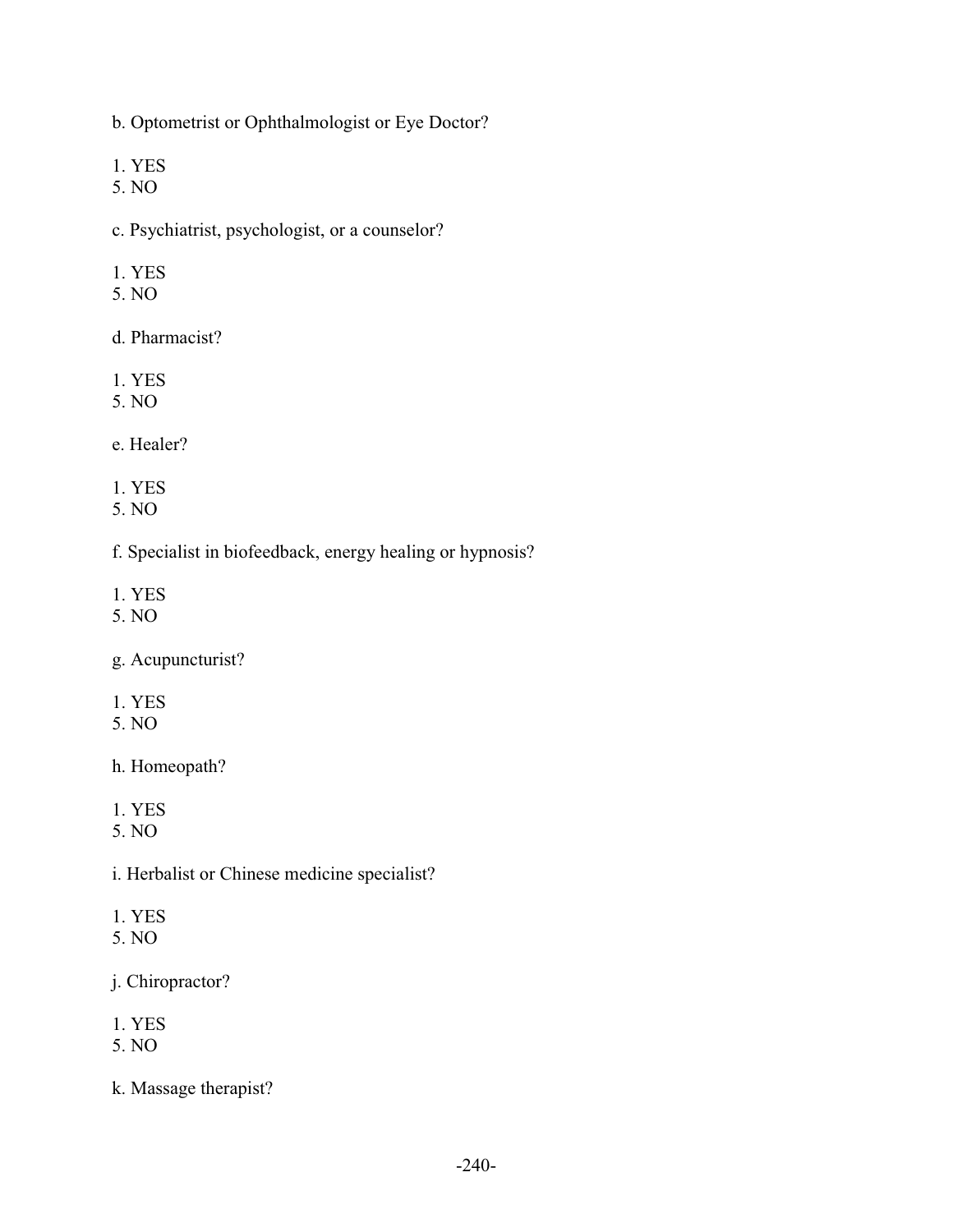b. Optometrist or Ophthalmologist or Eye Doctor?

1. YES
5. NO

c. Psychiatrist, psychologist, or a counselor?

1. YES
5. NO

d. Pharmacist?

1. YES
5. NO

e. Healer?

1. YES
5. NO

f. Specialist in biofeedback, energy healing or hypnosis?

1. YES
5. NO

g. Acupuncturist?

1. YES
5. NO

h. Homeopath?

1. YES
5. NO

i. Herbalist or Chinese medicine specialist?

1. YES
5. NO

j. Chiropractor?

1. YES
5. NO

k. Massage therapist?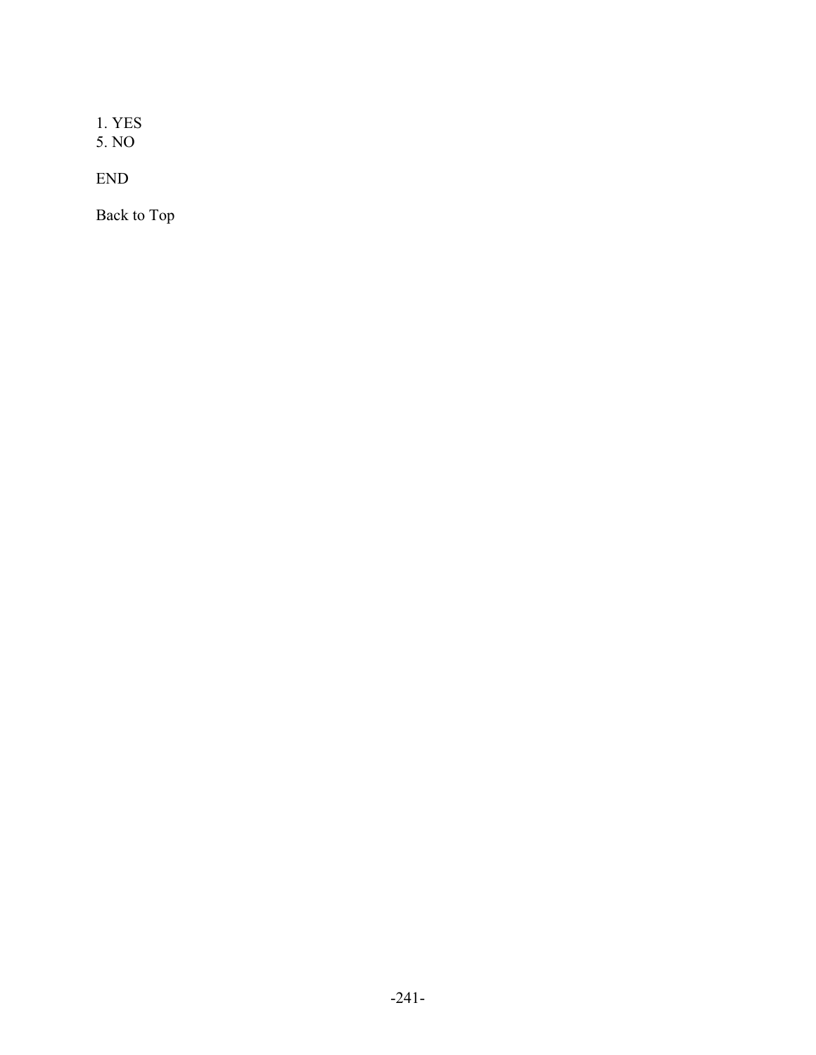1. YES
5. NO

END

Back to Top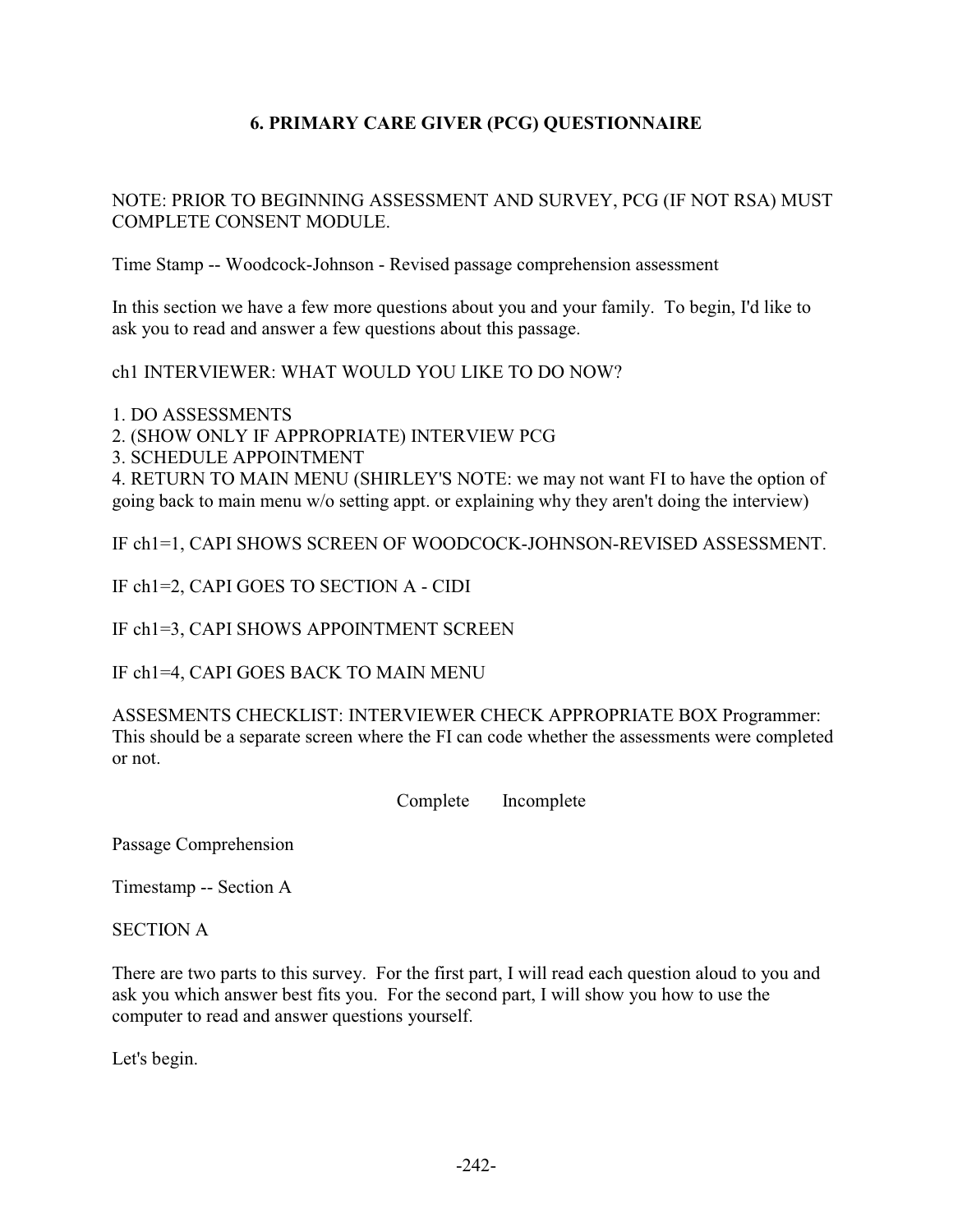## 6. PRIMARY CARE GIVER (PCG) QUESTIONNAIRE

NOTE: PRIOR TO BEGINNING ASSESSMENT AND SURVEY, PCG (IF NOT RSA) MUST COMPLETE CONSENT MODULE.

Time Stamp -- Woodcock-Johnson - Revised passage comprehension assessment

In this section we have a few more questions about you and your family. To begin, I'd like to ask you to read and answer a few questions about this passage.

ch1 INTERVIEWER: WHAT WOULD YOU LIKE TO DO NOW?

1. DO ASSESSMENTS
2. (SHOW ONLY IF APPROPRIATE) INTERVIEW PCG
3. SCHEDULE APPOINTMENT
4. RETURN TO MAIN MENU (SHIRLEY'S NOTE: we may not want FI to have the option of going back to main menu w/o setting appt. or explaining why they aren't doing the interview)

IF ch1=1, CAPI SHOWS SCREEN OF WOODCOCK-JOHNSON-REVISED ASSESSMENT.

IF ch1=2, CAPI GOES TO SECTION A - CIDI

IF ch1=3, CAPI SHOWS APPOINTMENT SCREEN

IF ch1=4, CAPI GOES BACK TO MAIN MENU

ASSESMENTS CHECKLIST: INTERVIEWER CHECK APPROPRIATE BOX Programmer: This should be a separate screen where the FI can code whether the assessments were completed or not.

| | Complete | Incomplete |
|---|---|---|
| Passage Comprehension | | |

Timestamp -- Section A

SECTION A

There are two parts to this survey. For the first part, I will read each question aloud to you and ask you which answer best fits you. For the second part, I will show you how to use the computer to read and answer questions yourself.

Let's begin.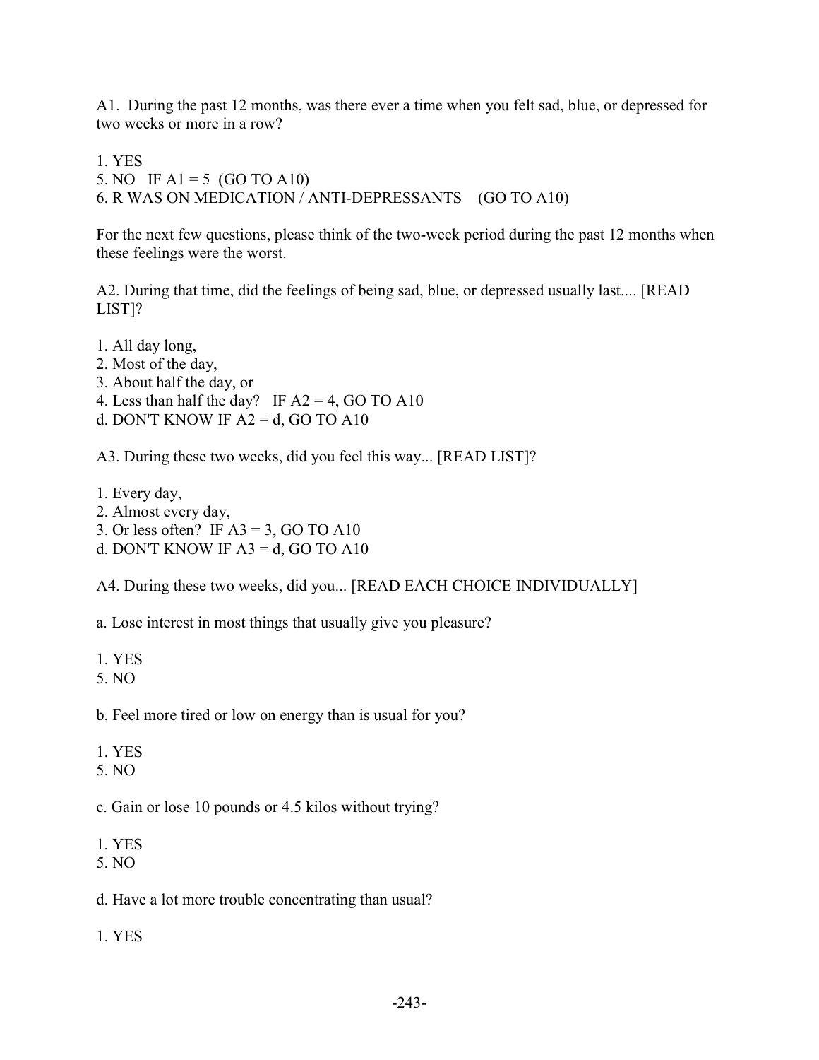A1. During the past 12 months, was there ever a time when you felt sad, blue, or depressed for two weeks or more in a row?

1. YES
5. NO IF A1 = 5 (GO TO A10)
6. R WAS ON MEDICATION / ANTI-DEPRESSANTS (GO TO A10)

For the next few questions, please think of the two-week period during the past 12 months when these feelings were the worst.

A2. During that time, did the feelings of being sad, blue, or depressed usually last.... [READ LIST]?

1. All day long,
2. Most of the day,
3. About half the day, or
4. Less than half the day? IF A2 = 4, GO TO A10

d. DON'T KNOW IF A2 = d, GO TO A10

A3. During these two weeks, did you feel this way... [READ LIST]?

1. Every day,
2. Almost every day,
3. Or less often? IF A3 = 3, GO TO A10

d. DON'T KNOW IF A3 = d, GO TO A10

A4. During these two weeks, did you... [READ EACH CHOICE INDIVIDUALLY]

a. Lose interest in most things that usually give you pleasure?

1. YES
5. NO

b. Feel more tired or low on energy than is usual for you?

1. YES
5. NO

c. Gain or lose 10 pounds or 4.5 kilos without trying?

1. YES
5. NO

d. Have a lot more trouble concentrating than usual?

1. YES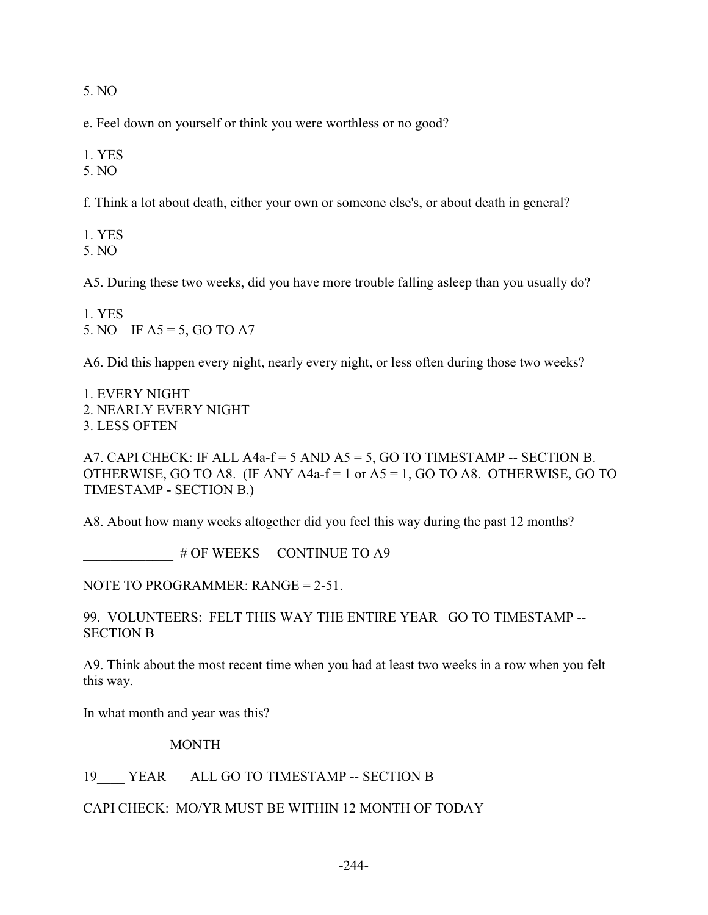5. NO

e. Feel down on yourself or think you were worthless or no good?

1. YES
5. NO

f. Think a lot about death, either your own or someone else's, or about death in general?

1. YES
5. NO

A5. During these two weeks, did you have more trouble falling asleep than you usually do?

1. YES
5. NO  IF A5 = 5, GO TO A7

A6. Did this happen every night, nearly every night, or less often during those two weeks?

1. EVERY NIGHT
2. NEARLY EVERY NIGHT
3. LESS OFTEN

A7. CAPI CHECK: IF ALL A4a-f = 5 AND A5 = 5, GO TO TIMESTAMP -- SECTION B. OTHERWISE, GO TO A8. (IF ANY A4a-f = 1 or A5 = 1, GO TO A8. OTHERWISE, GO TO TIMESTAMP - SECTION B.)

A8. About how many weeks altogether did you feel this way during the past 12 months?

_____________ # OF WEEKS  CONTINUE TO A9

NOTE TO PROGRAMMER: RANGE = 2-51.

99. VOLUNTEERS: FELT THIS WAY THE ENTIRE YEAR  GO TO TIMESTAMP -- SECTION B

A9. Think about the most recent time when you had at least two weeks in a row when you felt this way.

In what month and year was this?

____________ MONTH

19____ YEAR  ALL GO TO TIMESTAMP -- SECTION B

CAPI CHECK: MO/YR MUST BE WITHIN 12 MONTH OF TODAY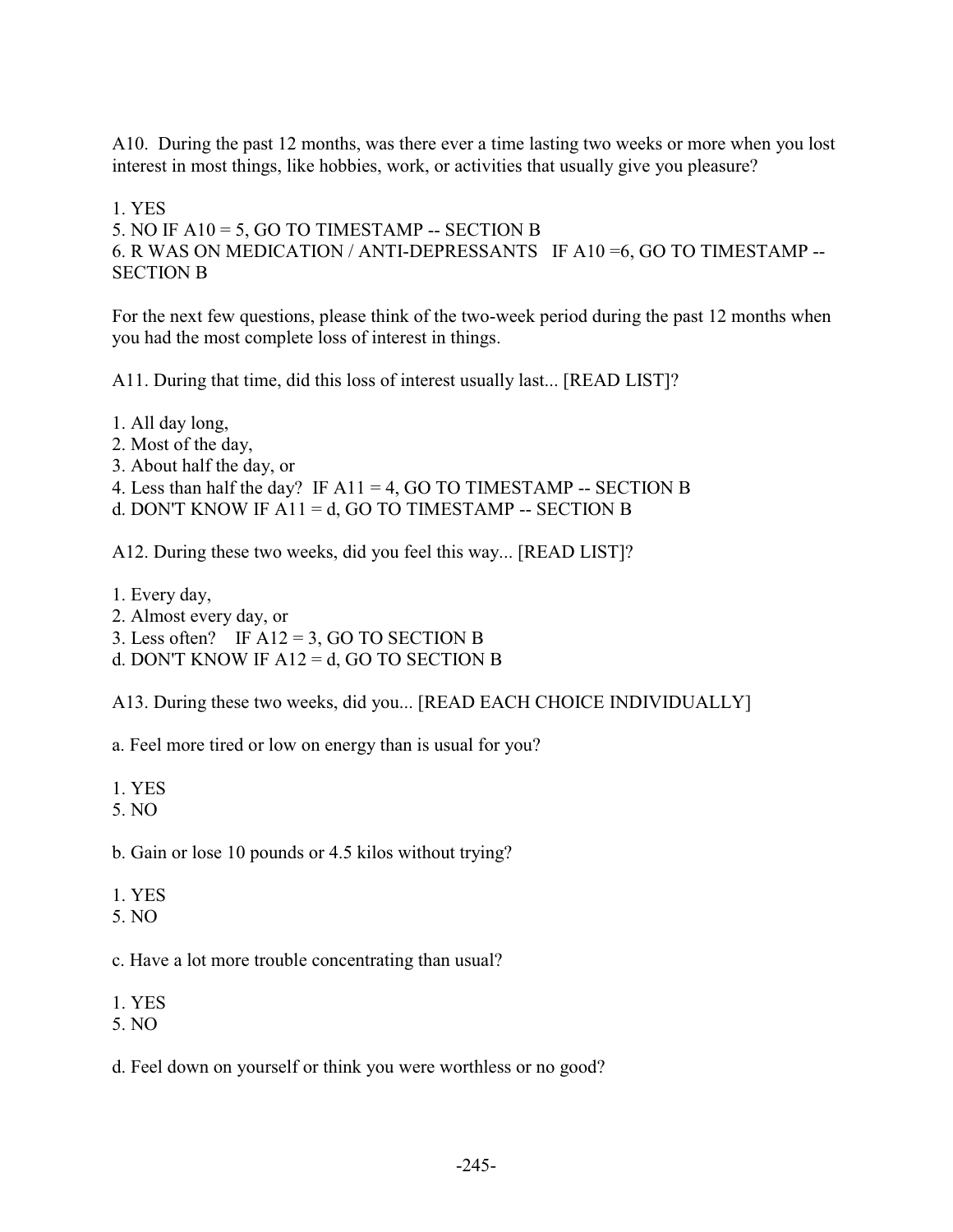A10. During the past 12 months, was there ever a time lasting two weeks or more when you lost interest in most things, like hobbies, work, or activities that usually give you pleasure?

1. YES
5. NO IF A10 = 5, GO TO TIMESTAMP -- SECTION B
6. R WAS ON MEDICATION / ANTI-DEPRESSANTS IF A10 =6, GO TO TIMESTAMP -- SECTION B

For the next few questions, please think of the two-week period during the past 12 months when you had the most complete loss of interest in things.

A11. During that time, did this loss of interest usually last... [READ LIST]?

1. All day long,
2. Most of the day,
3. About half the day, or
4. Less than half the day? IF A11 = 4, GO TO TIMESTAMP -- SECTION B
d. DON'T KNOW IF A11 = d, GO TO TIMESTAMP -- SECTION B

A12. During these two weeks, did you feel this way... [READ LIST]?

1. Every day,
2. Almost every day, or
3. Less often? IF A12 = 3, GO TO SECTION B
d. DON'T KNOW IF A12 = d, GO TO SECTION B

A13. During these two weeks, did you... [READ EACH CHOICE INDIVIDUALLY]

a. Feel more tired or low on energy than is usual for you?

1. YES
5. NO

b. Gain or lose 10 pounds or 4.5 kilos without trying?

1. YES
5. NO

c. Have a lot more trouble concentrating than usual?

1. YES
5. NO

d. Feel down on yourself or think you were worthless or no good?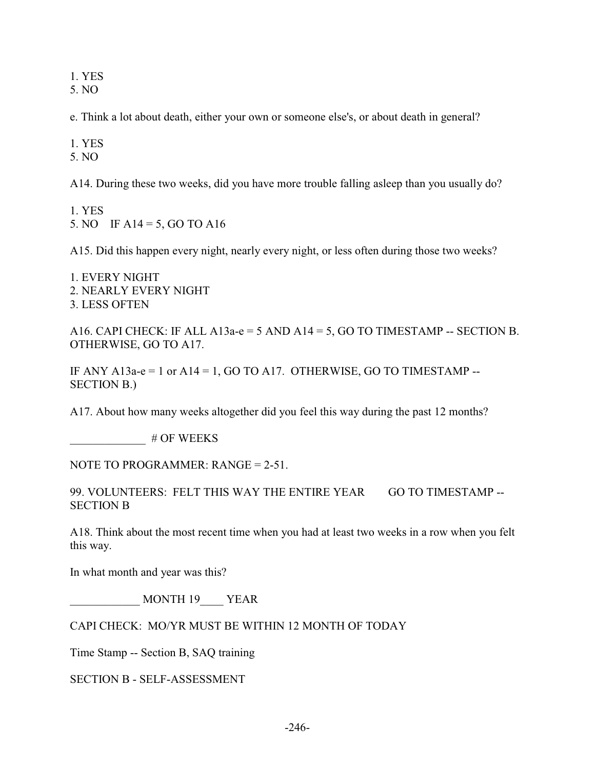1. YES
5. NO

e. Think a lot about death, either your own or someone else's, or about death in general?

1. YES
5. NO

A14. During these two weeks, did you have more trouble falling asleep than you usually do?

1. YES
5. NO    IF A14 = 5, GO TO A16

A15. Did this happen every night, nearly every night, or less often during those two weeks?

1. EVERY NIGHT
2. NEARLY EVERY NIGHT
3. LESS OFTEN

A16. CAPI CHECK: IF ALL A13a-e = 5 AND A14 = 5, GO TO TIMESTAMP -- SECTION B. OTHERWISE, GO TO A17.

IF ANY A13a-e = 1 or A14 = 1, GO TO A17.  OTHERWISE, GO TO TIMESTAMP -- SECTION B.)

A17. About how many weeks altogether did you feel this way during the past 12 months?

_____________ # OF WEEKS

NOTE TO PROGRAMMER: RANGE = 2-51.

99. VOLUNTEERS:  FELT THIS WAY THE ENTIRE YEAR       GO TO TIMESTAMP -- SECTION B

A18. Think about the most recent time when you had at least two weeks in a row when you felt this way.

In what month and year was this?

____________ MONTH 19____ YEAR

CAPI CHECK:  MO/YR MUST BE WITHIN 12 MONTH OF TODAY

Time Stamp -- Section B, SAQ training

SECTION B - SELF-ASSESSMENT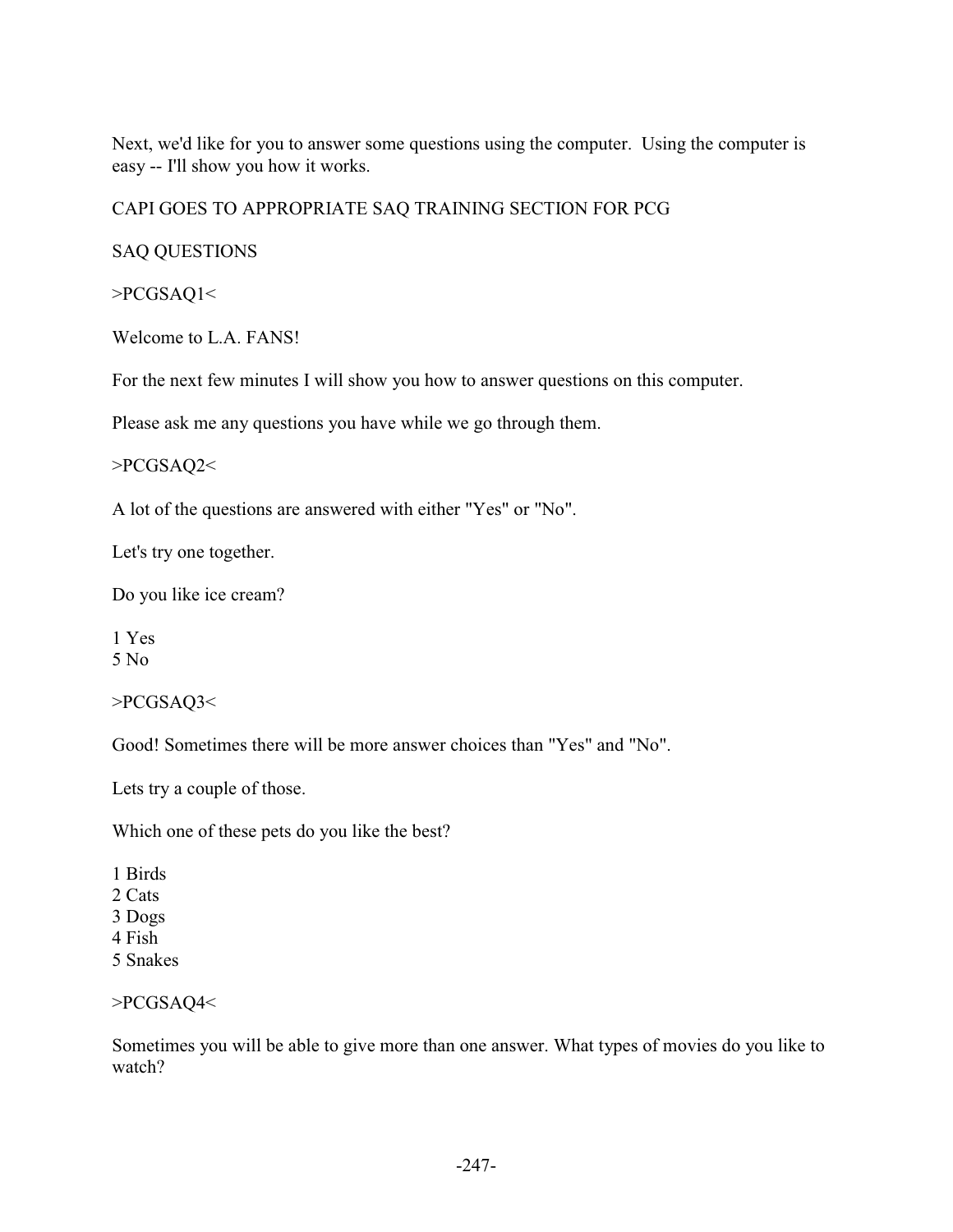Next, we'd like for you to answer some questions using the computer. Using the computer is easy -- I'll show you how it works.

CAPI GOES TO APPROPRIATE SAQ TRAINING SECTION FOR PCG

SAQ QUESTIONS

>PCGSAQ1<

Welcome to L.A. FANS!

For the next few minutes I will show you how to answer questions on this computer.

Please ask me any questions you have while we go through them.

>PCGSAQ2<

A lot of the questions are answered with either "Yes" or "No".

Let's try one together.

Do you like ice cream?

1 Yes
5 No

>PCGSAQ3<

Good! Sometimes there will be more answer choices than "Yes" and "No".

Lets try a couple of those.

Which one of these pets do you like the best?

1 Birds
2 Cats
3 Dogs
4 Fish
5 Snakes

>PCGSAQ4<

Sometimes you will be able to give more than one answer. What types of movies do you like to watch?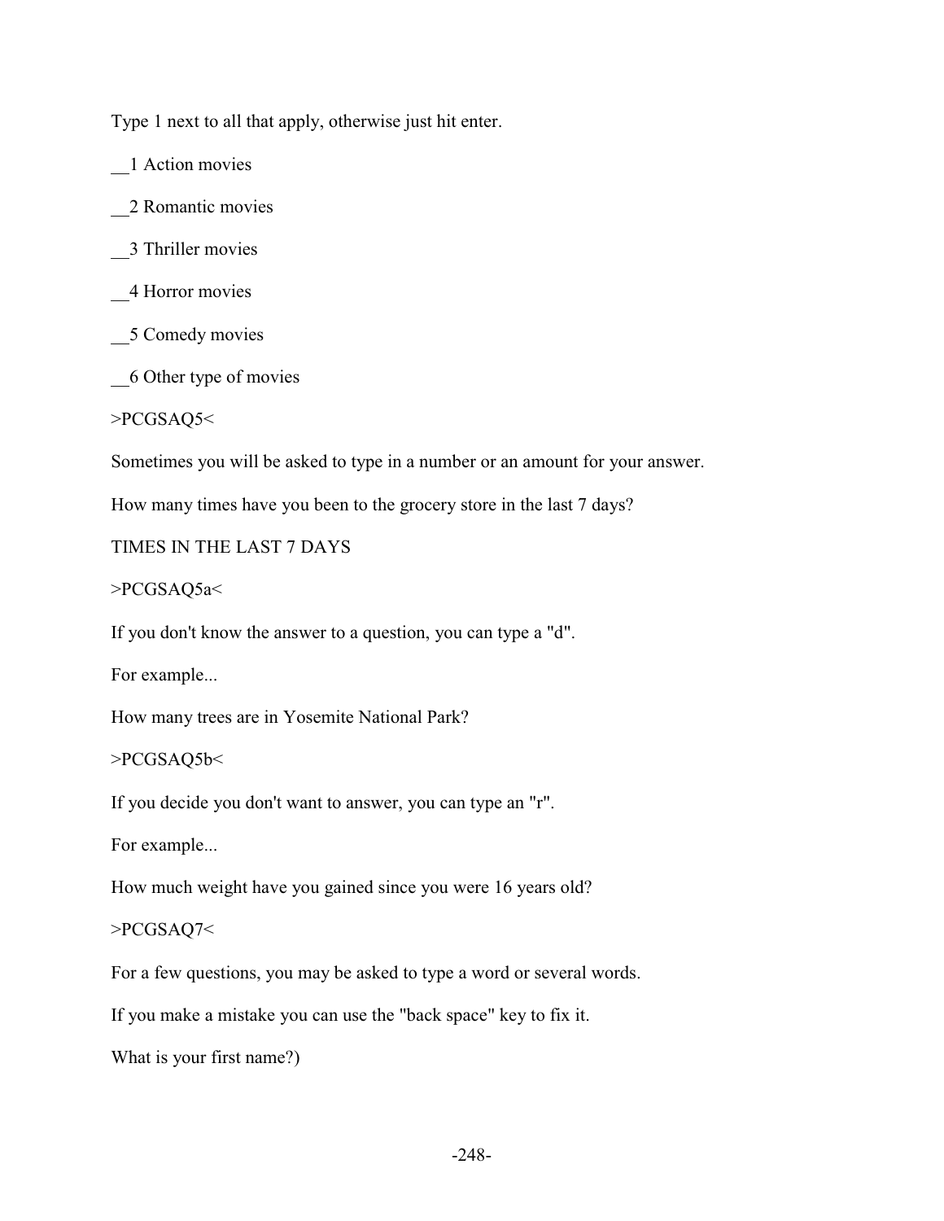Type 1 next to all that apply, otherwise just hit enter.

__1 Action movies

__2 Romantic movies

__3 Thriller movies

__4 Horror movies

__5 Comedy movies

__6 Other type of movies

>PCGSAQ5<

Sometimes you will be asked to type in a number or an amount for your answer.

How many times have you been to the grocery store in the last 7 days?

TIMES IN THE LAST 7 DAYS

>PCGSAQ5a<

If you don't know the answer to a question, you can type a "d".

For example...

How many trees are in Yosemite National Park?

>PCGSAQ5b<

If you decide you don't want to answer, you can type an "r".

For example...

How much weight have you gained since you were 16 years old?

>PCGSAQ7<

For a few questions, you may be asked to type a word or several words.

If you make a mistake you can use the "back space" key to fix it.

What is your first name?)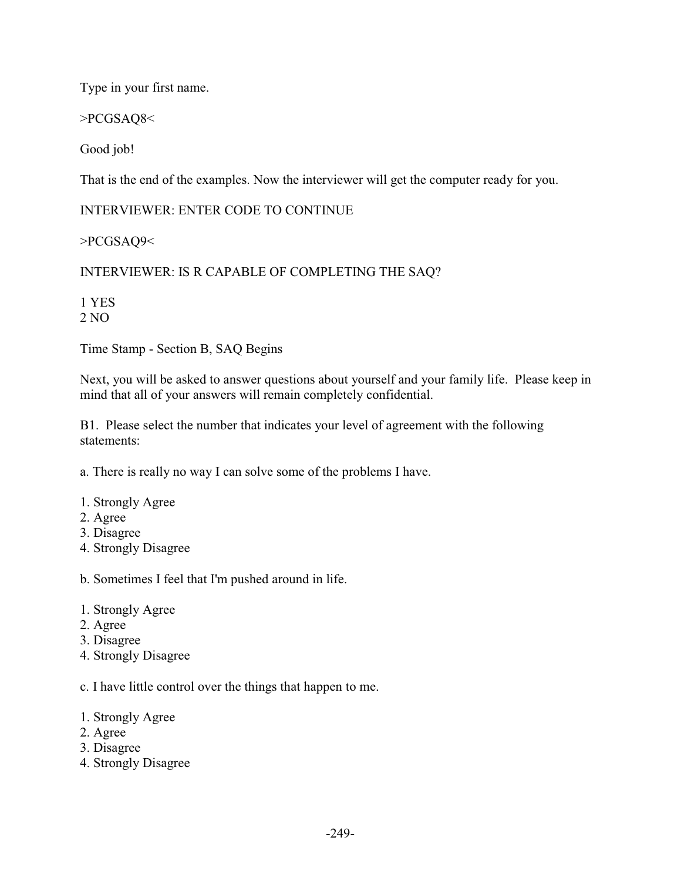Type in your first name.

>PCGSAQ8<

Good job!

That is the end of the examples. Now the interviewer will get the computer ready for you.

INTERVIEWER: ENTER CODE TO CONTINUE

>PCGSAQ9<

INTERVIEWER: IS R CAPABLE OF COMPLETING THE SAQ?

1 YES  
2 NO

Time Stamp - Section B, SAQ Begins

Next, you will be asked to answer questions about yourself and your family life. Please keep in mind that all of your answers will remain completely confidential.

B1. Please select the number that indicates your level of agreement with the following statements:

a. There is really no way I can solve some of the problems I have.

1. Strongly Agree
2. Agree
3. Disagree
4. Strongly Disagree

b. Sometimes I feel that I'm pushed around in life.

1. Strongly Agree
2. Agree
3. Disagree
4. Strongly Disagree

c. I have little control over the things that happen to me.

1. Strongly Agree
2. Agree
3. Disagree
4. Strongly Disagree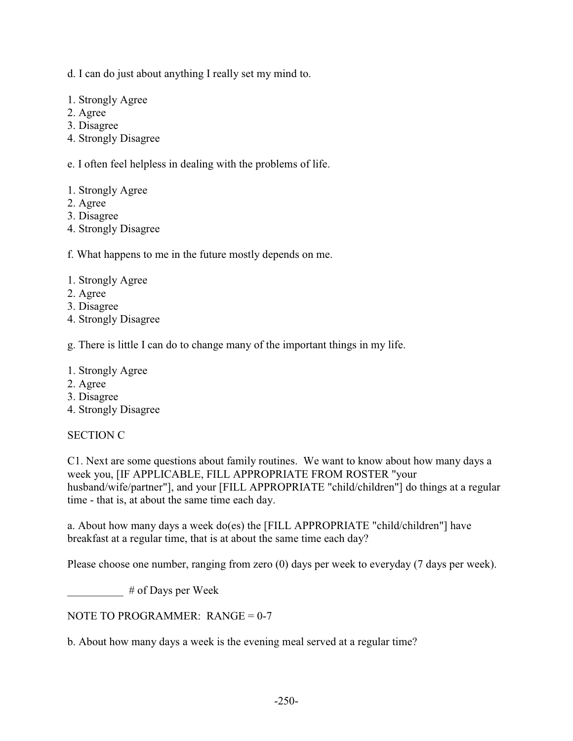d. I can do just about anything I really set my mind to.

1. Strongly Agree
2. Agree
3. Disagree
4. Strongly Disagree

e. I often feel helpless in dealing with the problems of life.

1. Strongly Agree
2. Agree
3. Disagree
4. Strongly Disagree

f. What happens to me in the future mostly depends on me.

1. Strongly Agree
2. Agree
3. Disagree
4. Strongly Disagree

g. There is little I can do to change many of the important things in my life.

1. Strongly Agree
2. Agree
3. Disagree
4. Strongly Disagree

SECTION C

C1. Next are some questions about family routines. We want to know about how many days a week you, [IF APPLICABLE, FILL APPROPRIATE FROM ROSTER "your husband/wife/partner"], and your [FILL APPROPRIATE "child/children"] do things at a regular time - that is, at about the same time each day.

a. About how many days a week do(es) the [FILL APPROPRIATE "child/children"] have breakfast at a regular time, that is at about the same time each day?

Please choose one number, ranging from zero (0) days per week to everyday (7 days per week).

__________ # of Days per Week

NOTE TO PROGRAMMER: RANGE = 0-7

b. About how many days a week is the evening meal served at a regular time?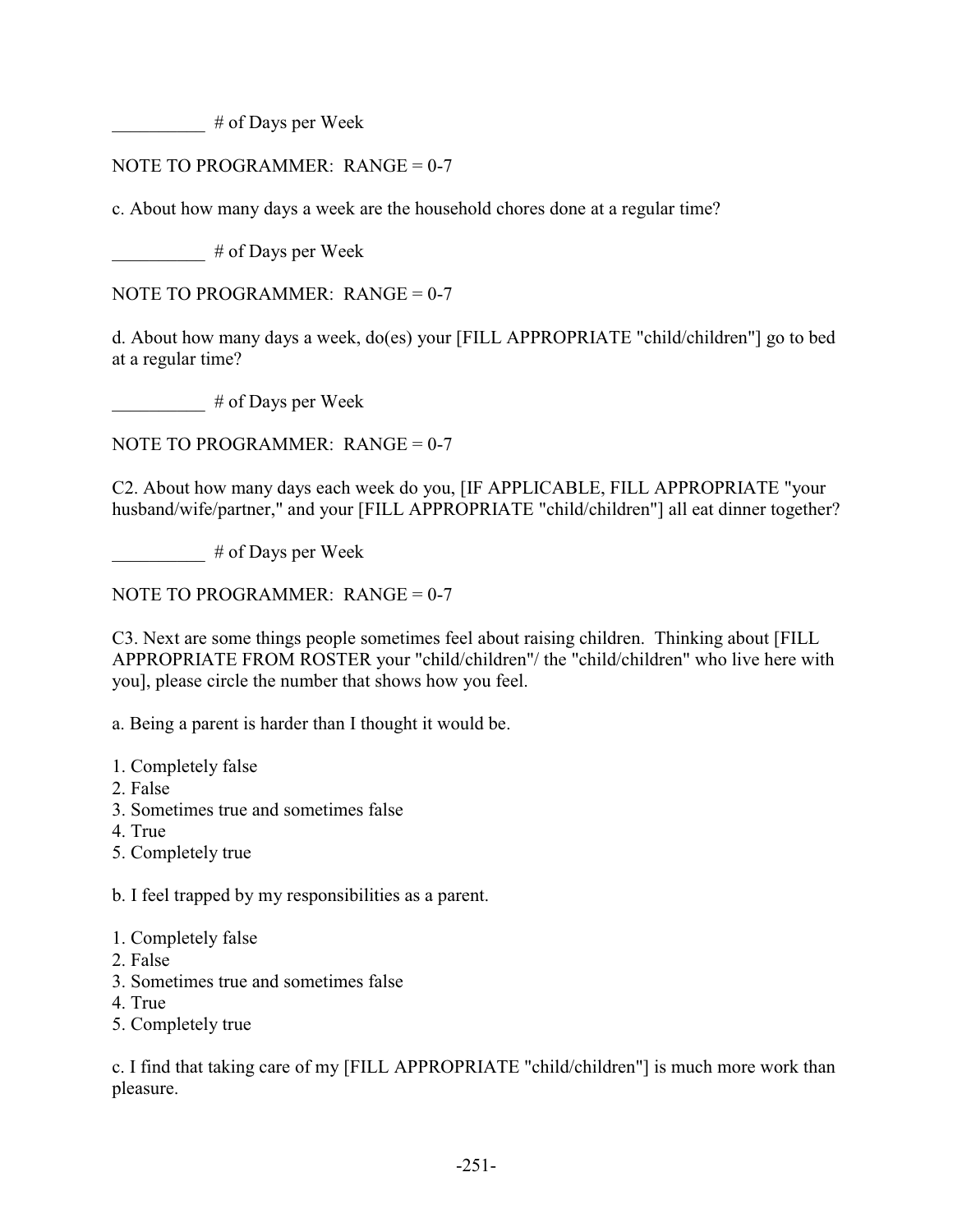__________ # of Days per Week

NOTE TO PROGRAMMER: RANGE = 0-7

c. About how many days a week are the household chores done at a regular time?

__________ # of Days per Week

NOTE TO PROGRAMMER: RANGE = 0-7

d. About how many days a week, do(es) your [FILL APPROPRIATE "child/children"] go to bed at a regular time?

__________ # of Days per Week

NOTE TO PROGRAMMER: RANGE = 0-7

C2. About how many days each week do you, [IF APPLICABLE, FILL APPROPRIATE "your husband/wife/partner," and your [FILL APPROPRIATE "child/children"] all eat dinner together?

__________ # of Days per Week

NOTE TO PROGRAMMER: RANGE = 0-7

C3. Next are some things people sometimes feel about raising children. Thinking about [FILL APPROPRIATE FROM ROSTER your "child/children"/ the "child/children" who live here with you], please circle the number that shows how you feel.

a. Being a parent is harder than I thought it would be.

1. Completely false
2. False
3. Sometimes true and sometimes false
4. True
5. Completely true

b. I feel trapped by my responsibilities as a parent.

1. Completely false
2. False
3. Sometimes true and sometimes false
4. True
5. Completely true

c. I find that taking care of my [FILL APPROPRIATE "child/children"] is much more work than pleasure.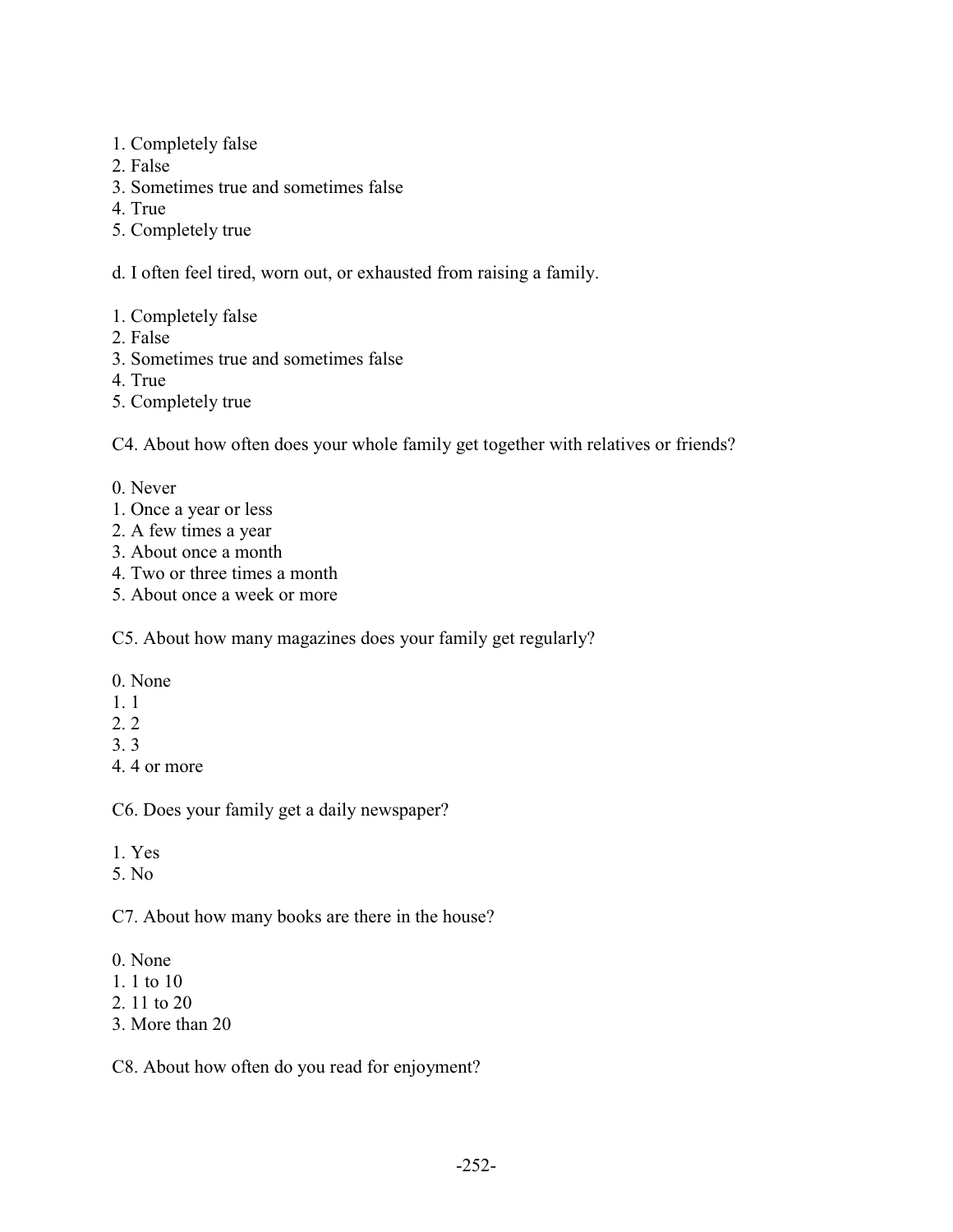1. Completely false
2. False
3. Sometimes true and sometimes false
4. True
5. Completely true

d. I often feel tired, worn out, or exhausted from raising a family.

1. Completely false
2. False
3. Sometimes true and sometimes false
4. True
5. Completely true

C4. About how often does your whole family get together with relatives or friends?

0. Never
1. Once a year or less
2. A few times a year
3. About once a month
4. Two or three times a month
5. About once a week or more

C5. About how many magazines does your family get regularly?

0. None
1. 1
2. 2
3. 3
4. 4 or more

C6. Does your family get a daily newspaper?

1. Yes
5. No

C7. About how many books are there in the house?

0. None
1. 1 to 10
2. 11 to 20
3. More than 20

C8. About how often do you read for enjoyment?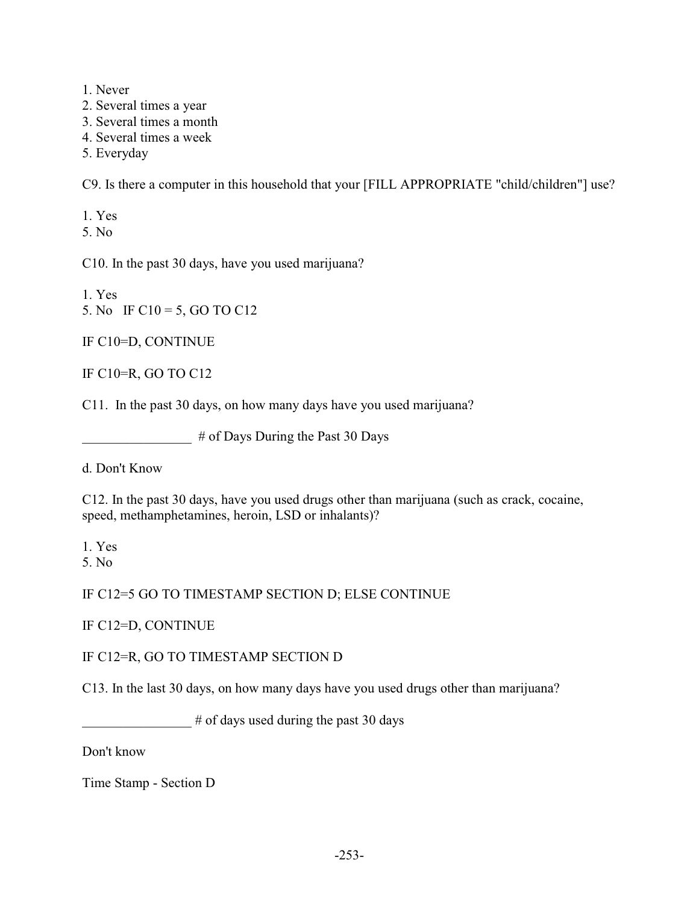1. Never
2. Several times a year
3. Several times a month
4. Several times a week
5. Everyday

C9. Is there a computer in this household that your [FILL APPROPRIATE "child/children"] use?

1. Yes
5. No

C10. In the past 30 days, have you used marijuana?

1. Yes
5. No   IF C10 = 5, GO TO C12

IF C10=D, CONTINUE

IF C10=R, GO TO C12

C11.  In the past 30 days, on how many days have you used marijuana?

________________  # of Days During the Past 30 Days

d. Don't Know

C12. In the past 30 days, have you used drugs other than marijuana (such as crack, cocaine, speed, methamphetamines, heroin, LSD or inhalants)?

1. Yes
5. No

IF C12=5 GO TO TIMESTAMP SECTION D; ELSE CONTINUE

IF C12=D, CONTINUE

IF C12=R, GO TO TIMESTAMP SECTION D

C13. In the last 30 days, on how many days have you used drugs other than marijuana?

________________ # of days used during the past 30 days

Don't know

Time Stamp - Section D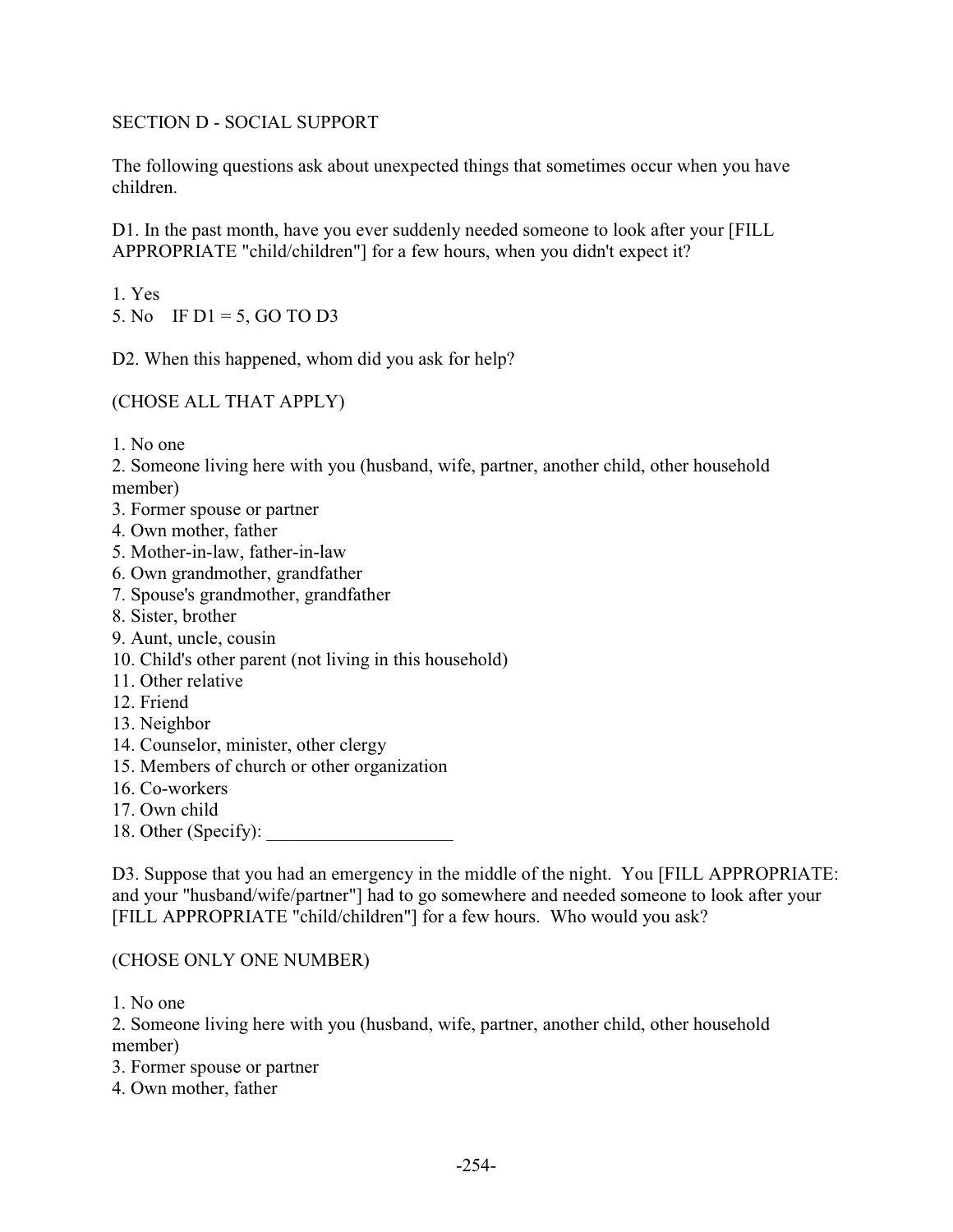## SECTION D - SOCIAL SUPPORT

The following questions ask about unexpected things that sometimes occur when you have children.

D1. In the past month, have you ever suddenly needed someone to look after your [FILL APPROPRIATE "child/children"] for a few hours, when you didn't expect it?

1. Yes
5. No    IF D1 = 5, GO TO D3

D2. When this happened, whom did you ask for help?

(CHOSE ALL THAT APPLY)

1. No one
2. Someone living here with you (husband, wife, partner, another child, other household member)
3. Former spouse or partner
4. Own mother, father
5. Mother-in-law, father-in-law
6. Own grandmother, grandfather
7. Spouse's grandmother, grandfather
8. Sister, brother
9. Aunt, uncle, cousin
10. Child's other parent (not living in this household)
11. Other relative
12. Friend
13. Neighbor
14. Counselor, minister, other clergy
15. Members of church or other organization
16. Co-workers
17. Own child
18. Other (Specify): ____________________

D3. Suppose that you had an emergency in the middle of the night. You [FILL APPROPRIATE: and your "husband/wife/partner"] had to go somewhere and needed someone to look after your [FILL APPROPRIATE "child/children"] for a few hours. Who would you ask?

(CHOSE ONLY ONE NUMBER)

1. No one
2. Someone living here with you (husband, wife, partner, another child, other household member)
3. Former spouse or partner
4. Own mother, father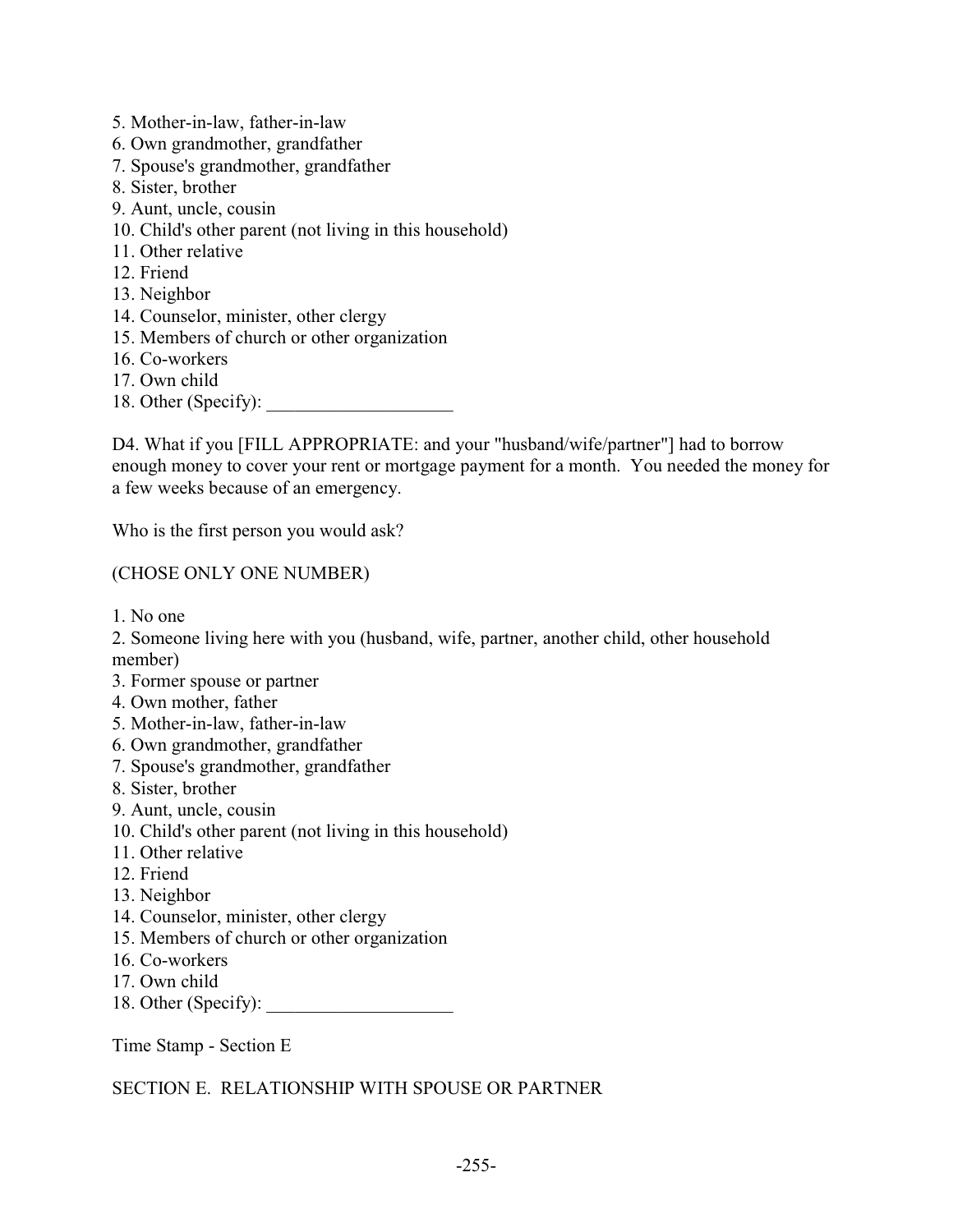5. Mother-in-law, father-in-law
6. Own grandmother, grandfather
7. Spouse's grandmother, grandfather
8. Sister, brother
9. Aunt, uncle, cousin
10. Child's other parent (not living in this household)
11. Other relative
12. Friend
13. Neighbor
14. Counselor, minister, other clergy
15. Members of church or other organization
16. Co-workers
17. Own child
18. Other (Specify): ____________________

D4. What if you [FILL APPROPRIATE: and your "husband/wife/partner"] had to borrow enough money to cover your rent or mortgage payment for a month. You needed the money for a few weeks because of an emergency.

Who is the first person you would ask?

(CHOSE ONLY ONE NUMBER)

1. No one
2. Someone living here with you (husband, wife, partner, another child, other household member)
3. Former spouse or partner
4. Own mother, father
5. Mother-in-law, father-in-law
6. Own grandmother, grandfather
7. Spouse's grandmother, grandfather
8. Sister, brother
9. Aunt, uncle, cousin
10. Child's other parent (not living in this household)
11. Other relative
12. Friend
13. Neighbor
14. Counselor, minister, other clergy
15. Members of church or other organization
16. Co-workers
17. Own child
18. Other (Specify): ____________________

Time Stamp - Section E

SECTION E. RELATIONSHIP WITH SPOUSE OR PARTNER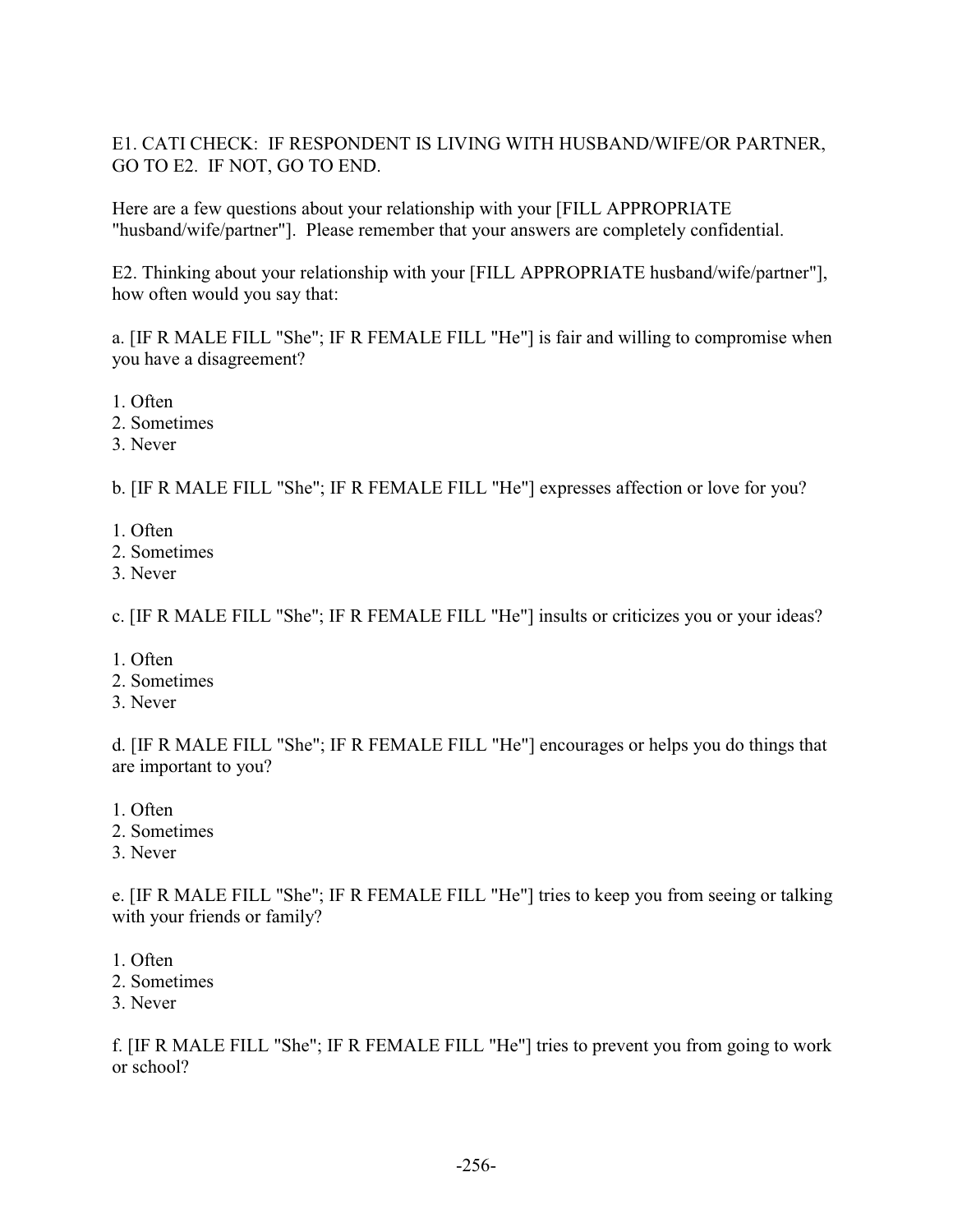E1. CATI CHECK: IF RESPONDENT IS LIVING WITH HUSBAND/WIFE/OR PARTNER, GO TO E2. IF NOT, GO TO END.

Here are a few questions about your relationship with your [FILL APPROPRIATE "husband/wife/partner"]. Please remember that your answers are completely confidential.

E2. Thinking about your relationship with your [FILL APPROPRIATE husband/wife/partner"], how often would you say that:

a. [IF R MALE FILL "She"; IF R FEMALE FILL "He"] is fair and willing to compromise when you have a disagreement?

1. Often
2. Sometimes
3. Never

b. [IF R MALE FILL "She"; IF R FEMALE FILL "He"] expresses affection or love for you?

1. Often
2. Sometimes
3. Never

c. [IF R MALE FILL "She"; IF R FEMALE FILL "He"] insults or criticizes you or your ideas?

1. Often
2. Sometimes
3. Never

d. [IF R MALE FILL "She"; IF R FEMALE FILL "He"] encourages or helps you do things that are important to you?

1. Often
2. Sometimes
3. Never

e. [IF R MALE FILL "She"; IF R FEMALE FILL "He"] tries to keep you from seeing or talking with your friends or family?

1. Often
2. Sometimes
3. Never

f. [IF R MALE FILL "She"; IF R FEMALE FILL "He"] tries to prevent you from going to work or school?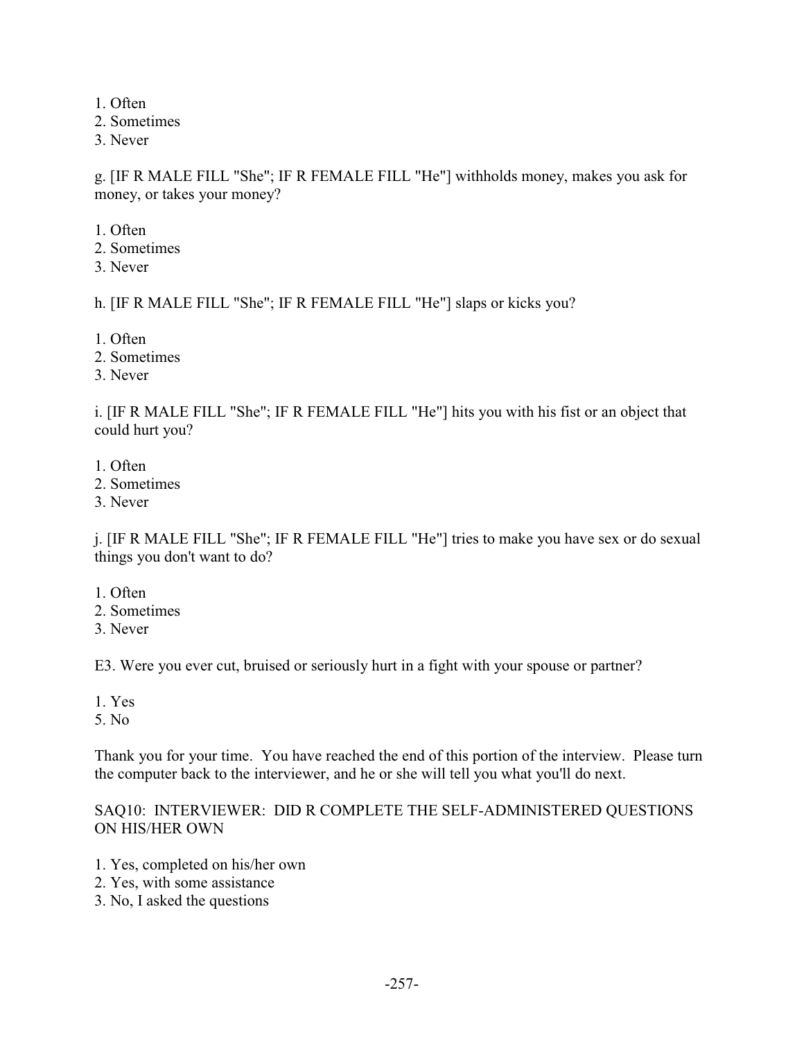1. Often
2. Sometimes
3. Never

g. [IF R MALE FILL "She"; IF R FEMALE FILL "He"] withholds money, makes you ask for money, or takes your money?

1. Often
2. Sometimes
3. Never

h. [IF R MALE FILL "She"; IF R FEMALE FILL "He"] slaps or kicks you?

1. Often
2. Sometimes
3. Never

i. [IF R MALE FILL "She"; IF R FEMALE FILL "He"] hits you with his fist or an object that could hurt you?

1. Often
2. Sometimes
3. Never

j. [IF R MALE FILL "She"; IF R FEMALE FILL "He"] tries to make you have sex or do sexual things you don't want to do?

1. Often
2. Sometimes
3. Never

E3. Were you ever cut, bruised or seriously hurt in a fight with your spouse or partner?

1. Yes
5. No

Thank you for your time. You have reached the end of this portion of the interview. Please turn the computer back to the interviewer, and he or she will tell you what you'll do next.

SAQ10: INTERVIEWER: DID R COMPLETE THE SELF-ADMINISTERED QUESTIONS ON HIS/HER OWN

1. Yes, completed on his/her own
2. Yes, with some assistance
3. No, I asked the questions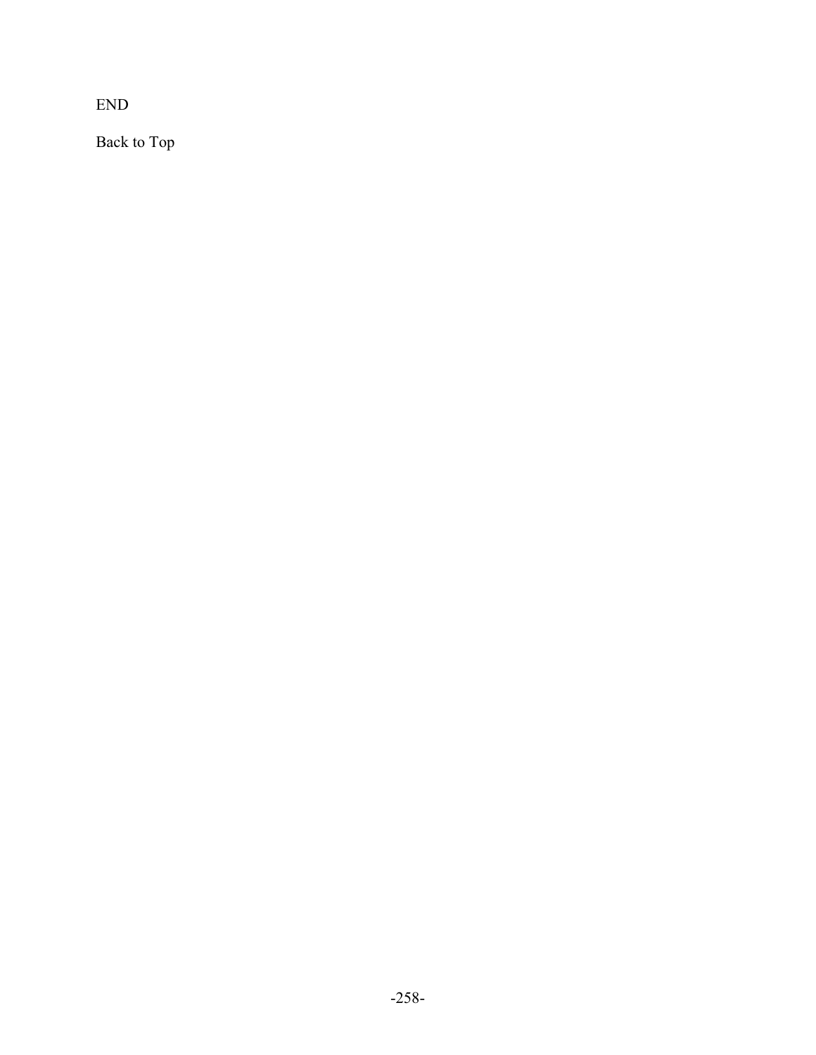END

Back to Top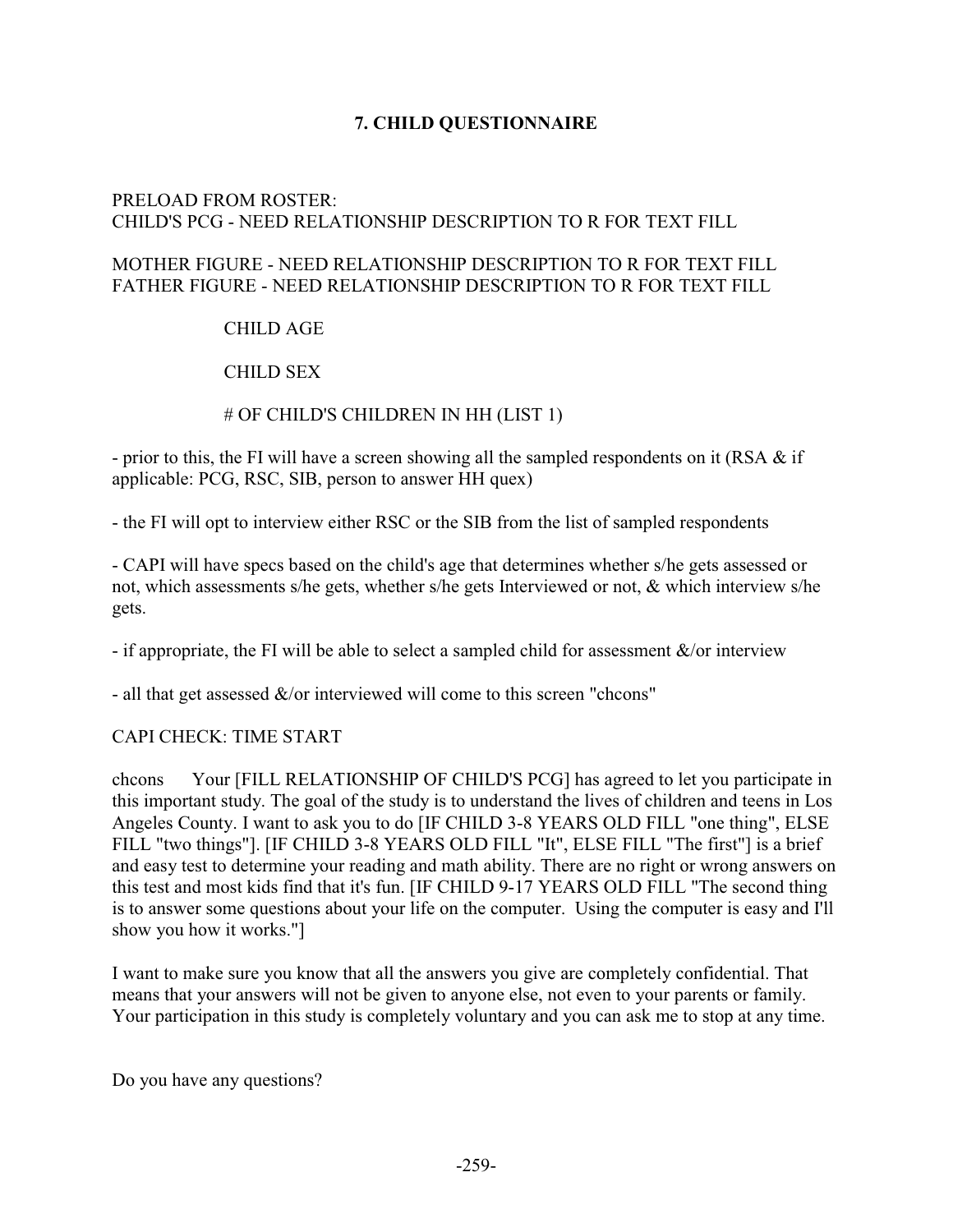## 7. CHILD QUESTIONNAIRE

PRELOAD FROM ROSTER:
CHILD'S PCG - NEED RELATIONSHIP DESCRIPTION TO R FOR TEXT FILL

MOTHER FIGURE - NEED RELATIONSHIP DESCRIPTION TO R FOR TEXT FILL
FATHER FIGURE - NEED RELATIONSHIP DESCRIPTION TO R FOR TEXT FILL

CHILD AGE

CHILD SEX

# OF CHILD'S CHILDREN IN HH (LIST 1)

- prior to this, the FI will have a screen showing all the sampled respondents on it (RSA & if applicable: PCG, RSC, SIB, person to answer HH quex)

- the FI will opt to interview either RSC or the SIB from the list of sampled respondents

- CAPI will have specs based on the child's age that determines whether s/he gets assessed or not, which assessments s/he gets, whether s/he gets Interviewed or not, & which interview s/he gets.

- if appropriate, the FI will be able to select a sampled child for assessment &/or interview

- all that get assessed &/or interviewed will come to this screen "chcons"

CAPI CHECK: TIME START

chcons Your [FILL RELATIONSHIP OF CHILD'S PCG] has agreed to let you participate in this important study. The goal of the study is to understand the lives of children and teens in Los Angeles County. I want to ask you to do [IF CHILD 3-8 YEARS OLD FILL "one thing", ELSE FILL "two things"]. [IF CHILD 3-8 YEARS OLD FILL "It", ELSE FILL "The first"] is a brief and easy test to determine your reading and math ability. There are no right or wrong answers on this test and most kids find that it's fun. [IF CHILD 9-17 YEARS OLD FILL "The second thing is to answer some questions about your life on the computer. Using the computer is easy and I'll show you how it works."]

I want to make sure you know that all the answers you give are completely confidential. That means that your answers will not be given to anyone else, not even to your parents or family. Your participation in this study is completely voluntary and you can ask me to stop at any time.

Do you have any questions?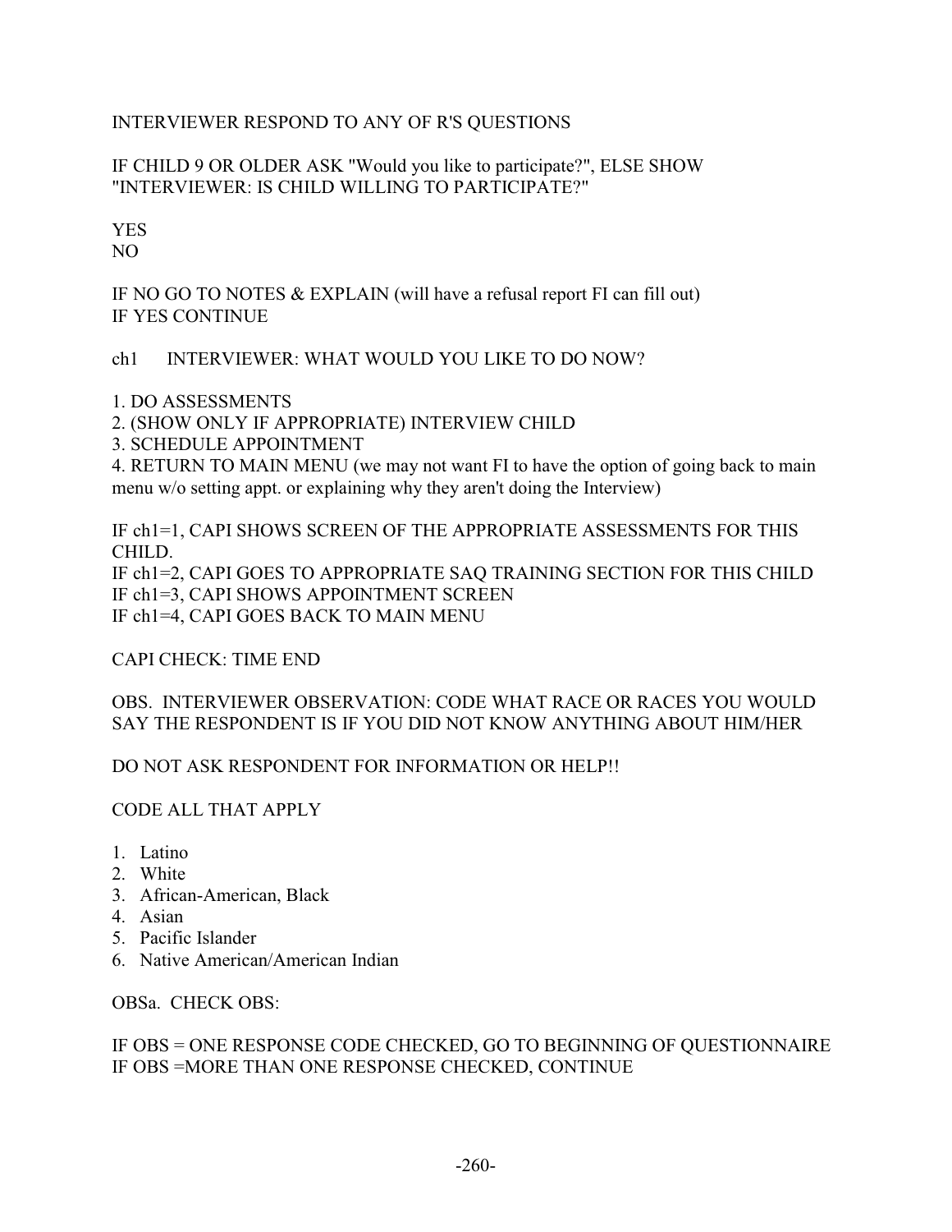INTERVIEWER RESPOND TO ANY OF R'S QUESTIONS

IF CHILD 9 OR OLDER ASK "Would you like to participate?", ELSE SHOW "INTERVIEWER: IS CHILD WILLING TO PARTICIPATE?"

YES
NO

IF NO GO TO NOTES & EXPLAIN (will have a refusal report FI can fill out)
IF YES CONTINUE

ch1 INTERVIEWER: WHAT WOULD YOU LIKE TO DO NOW?

1. DO ASSESSMENTS
2. (SHOW ONLY IF APPROPRIATE) INTERVIEW CHILD
3. SCHEDULE APPOINTMENT
4. RETURN TO MAIN MENU (we may not want FI to have the option of going back to main menu w/o setting appt. or explaining why they aren't doing the Interview)

IF ch1=1, CAPI SHOWS SCREEN OF THE APPROPRIATE ASSESSMENTS FOR THIS CHILD.
IF ch1=2, CAPI GOES TO APPROPRIATE SAQ TRAINING SECTION FOR THIS CHILD
IF ch1=3, CAPI SHOWS APPOINTMENT SCREEN
IF ch1=4, CAPI GOES BACK TO MAIN MENU

CAPI CHECK: TIME END

OBS. INTERVIEWER OBSERVATION: CODE WHAT RACE OR RACES YOU WOULD SAY THE RESPONDENT IS IF YOU DID NOT KNOW ANYTHING ABOUT HIM/HER

DO NOT ASK RESPONDENT FOR INFORMATION OR HELP!!

CODE ALL THAT APPLY

1. Latino
2. White
3. African-American, Black
4. Asian
5. Pacific Islander
6. Native American/American Indian

OBSa. CHECK OBS:

IF OBS = ONE RESPONSE CODE CHECKED, GO TO BEGINNING OF QUESTIONNAIRE
IF OBS =MORE THAN ONE RESPONSE CHECKED, CONTINUE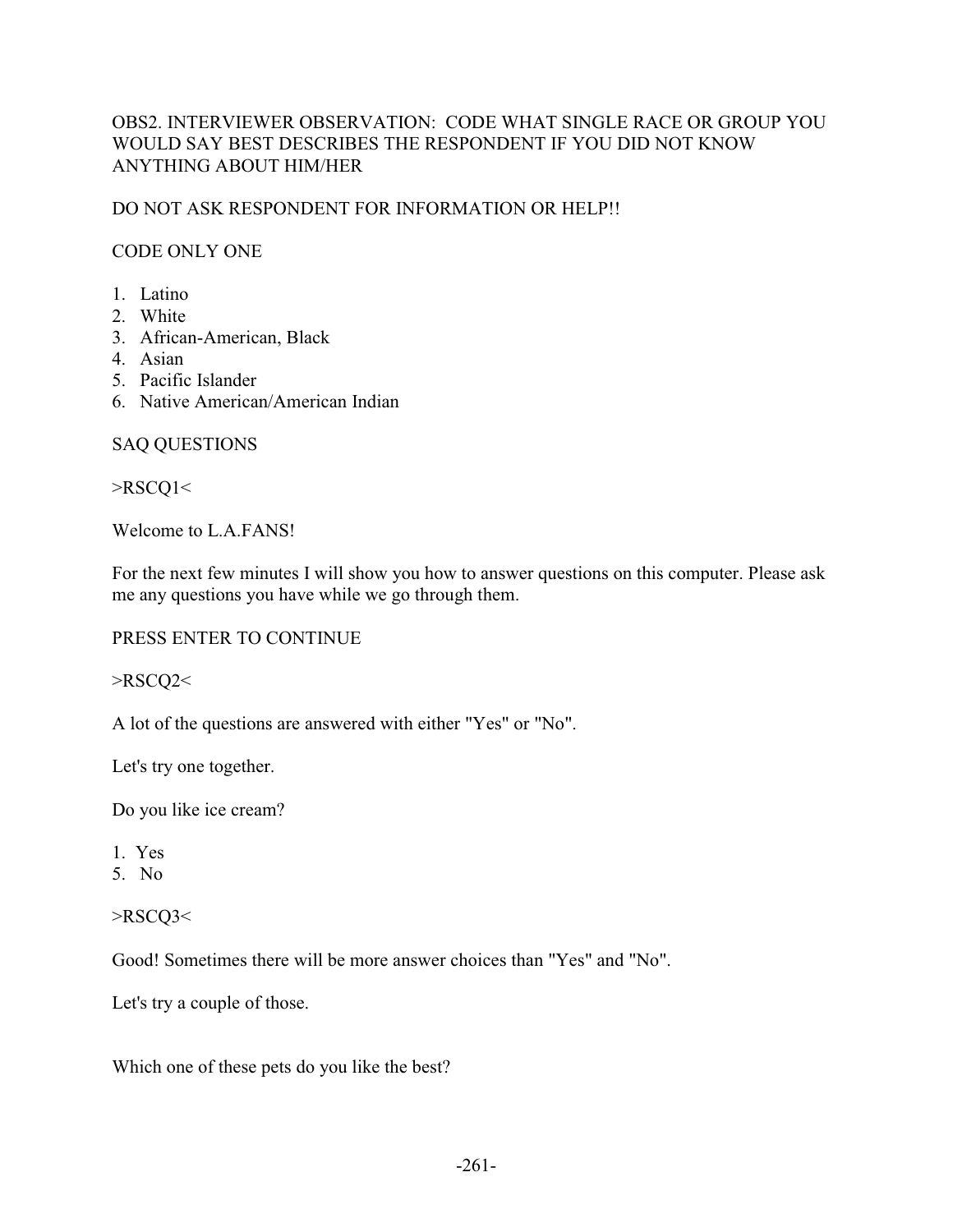OBS2. INTERVIEWER OBSERVATION: CODE WHAT SINGLE RACE OR GROUP YOU WOULD SAY BEST DESCRIBES THE RESPONDENT IF YOU DID NOT KNOW ANYTHING ABOUT HIM/HER

DO NOT ASK RESPONDENT FOR INFORMATION OR HELP!!

CODE ONLY ONE

1. Latino
2. White
3. African-American, Black
4. Asian
5. Pacific Islander
6. Native American/American Indian

SAQ QUESTIONS

>RSCQ1<

Welcome to L.A.FANS!

For the next few minutes I will show you how to answer questions on this computer. Please ask me any questions you have while we go through them.

PRESS ENTER TO CONTINUE

>RSCQ2<

A lot of the questions are answered with either "Yes" or "No".

Let's try one together.

Do you like ice cream?

1. Yes
5. No

>RSCQ3<

Good! Sometimes there will be more answer choices than "Yes" and "No".

Let's try a couple of those.

Which one of these pets do you like the best?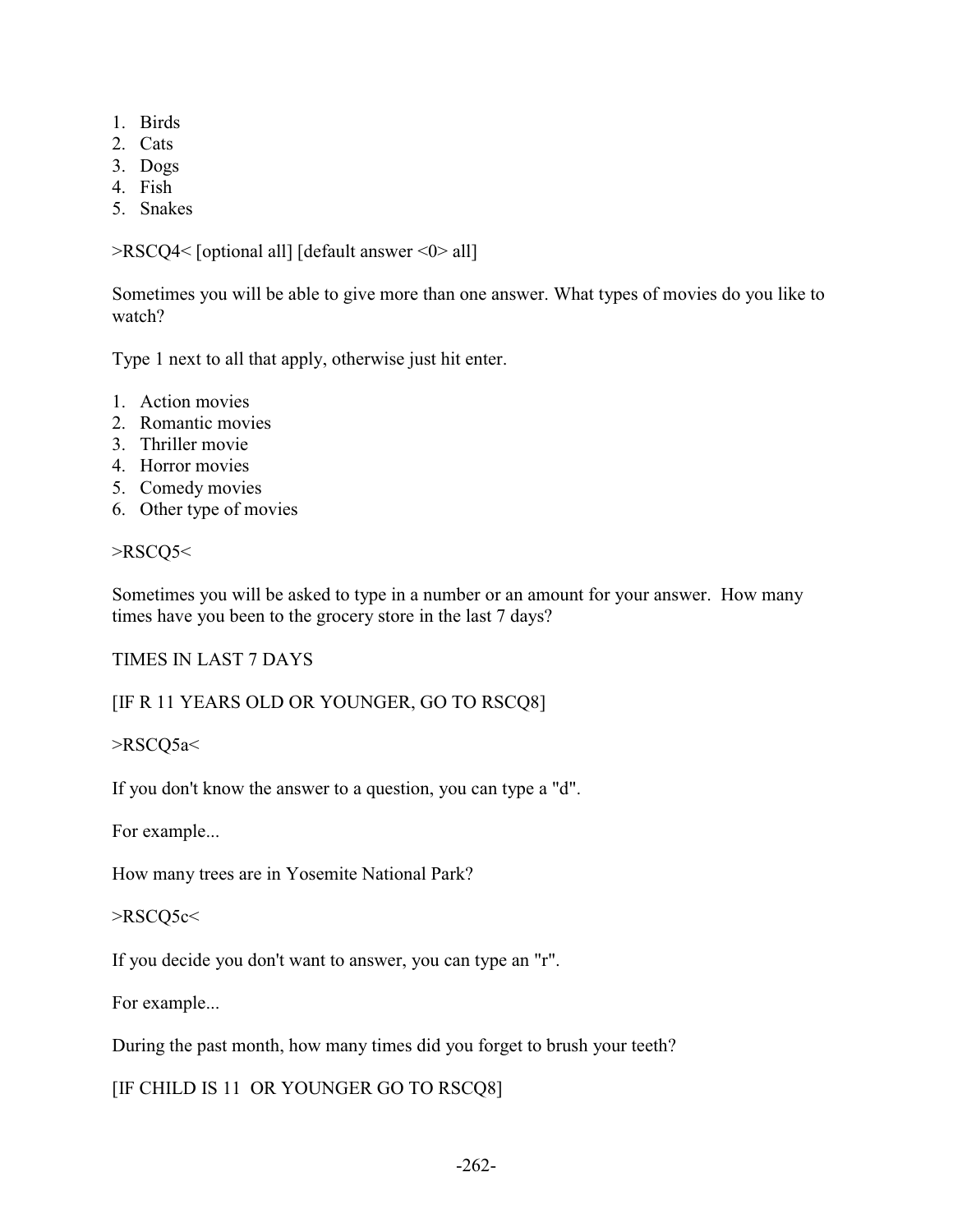1. Birds
2. Cats
3. Dogs
4. Fish
5. Snakes

>RSCQ4< [optional all] [default answer <0> all]

Sometimes you will be able to give more than one answer. What types of movies do you like to watch?

Type 1 next to all that apply, otherwise just hit enter.

1. Action movies
2. Romantic movies
3. Thriller movie
4. Horror movies
5. Comedy movies
6. Other type of movies

>RSCQ5<

Sometimes you will be asked to type in a number or an amount for your answer. How many times have you been to the grocery store in the last 7 days?

TIMES IN LAST 7 DAYS

[IF R 11 YEARS OLD OR YOUNGER, GO TO RSCQ8]

>RSCQ5a<

If you don't know the answer to a question, you can type a "d".

For example...

How many trees are in Yosemite National Park?

>RSCQ5c<

If you decide you don't want to answer, you can type an "r".

For example...

During the past month, how many times did you forget to brush your teeth?

[IF CHILD IS 11 OR YOUNGER GO TO RSCQ8]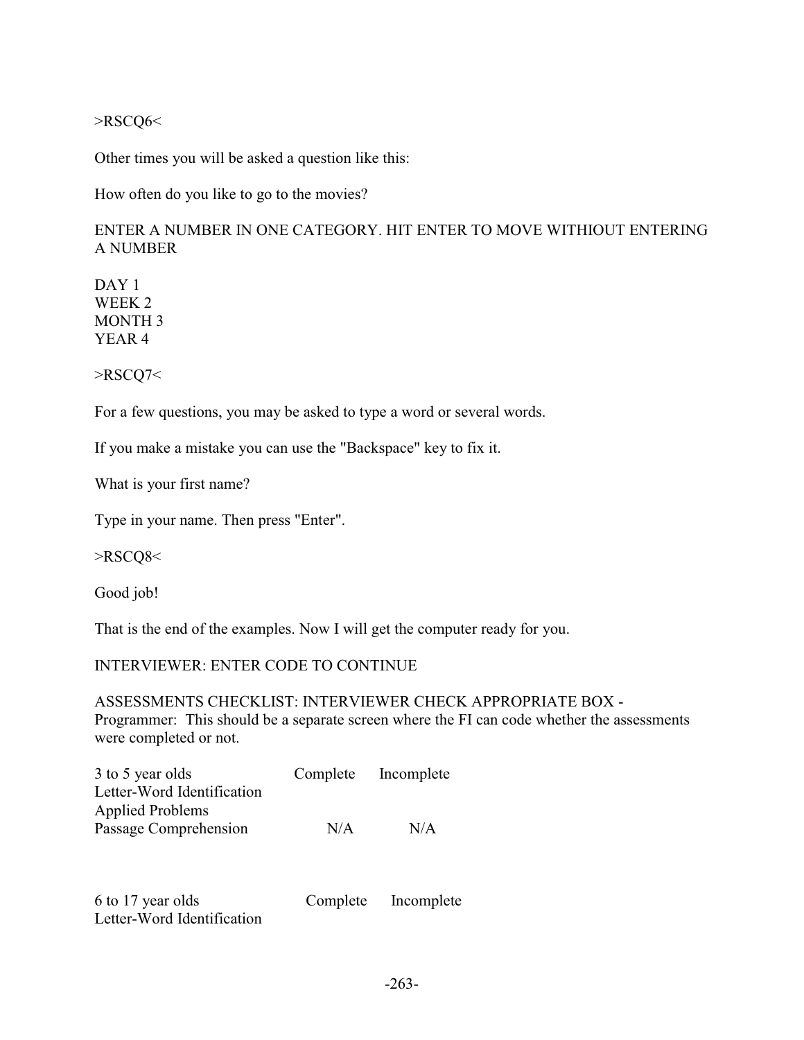>RSCQ6<

Other times you will be asked a question like this:

How often do you like to go to the movies?

ENTER A NUMBER IN ONE CATEGORY. HIT ENTER TO MOVE WITHIOUT ENTERING A NUMBER

DAY 1  
WEEK 2  
MONTH 3  
YEAR 4

>RSCQ7<

For a few questions, you may be asked to type a word or several words.

If you make a mistake you can use the "Backspace" key to fix it.

What is your first name?

Type in your name. Then press "Enter".

>RSCQ8<

Good job!

That is the end of the examples. Now I will get the computer ready for you.

INTERVIEWER: ENTER CODE TO CONTINUE

ASSESSMENTS CHECKLIST: INTERVIEWER CHECK APPROPRIATE BOX -  
Programmer: This should be a separate screen where the FI can code whether the assessments were completed or not.

| 3 to 5 year olds | Complete | Incomplete |
|---|---|---|
| Letter-Word Identification | | |
| Applied Problems | | |
| Passage Comprehension | N/A | N/A |

| 6 to 17 year olds | Complete | Incomplete |
|---|---|---|
| Letter-Word Identification | | |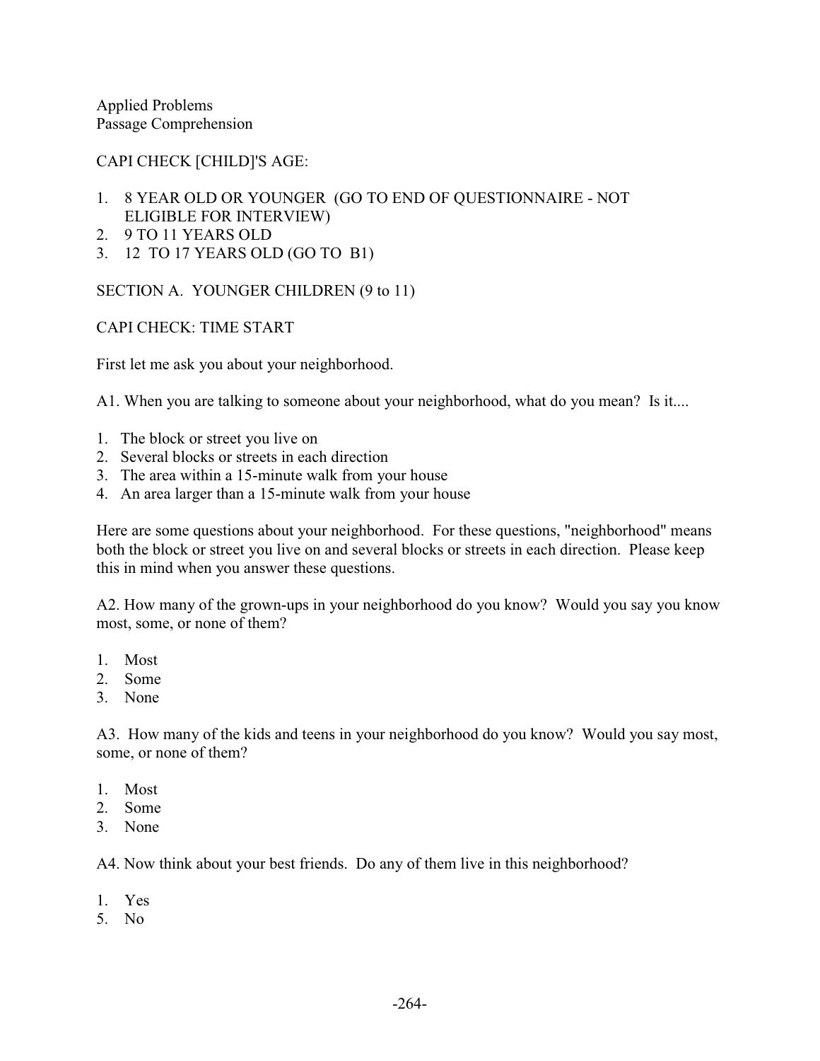Applied Problems
Passage Comprehension

CAPI CHECK [CHILD]'S AGE:

1. 8 YEAR OLD OR YOUNGER (GO TO END OF QUESTIONNAIRE - NOT ELIGIBLE FOR INTERVIEW)
2. 9 TO 11 YEARS OLD
3. 12 TO 17 YEARS OLD (GO TO B1)

SECTION A. YOUNGER CHILDREN (9 to 11)

CAPI CHECK: TIME START

First let me ask you about your neighborhood.

A1. When you are talking to someone about your neighborhood, what do you mean? Is it....

1. The block or street you live on
2. Several blocks or streets in each direction
3. The area within a 15-minute walk from your house
4. An area larger than a 15-minute walk from your house

Here are some questions about your neighborhood. For these questions, "neighborhood" means both the block or street you live on and several blocks or streets in each direction. Please keep this in mind when you answer these questions.

A2. How many of the grown-ups in your neighborhood do you know? Would you say you know most, some, or none of them?

1. Most
2. Some
3. None

A3. How many of the kids and teens in your neighborhood do you know? Would you say most, some, or none of them?

1. Most
2. Some
3. None

A4. Now think about your best friends. Do any of them live in this neighborhood?

1. Yes
5. No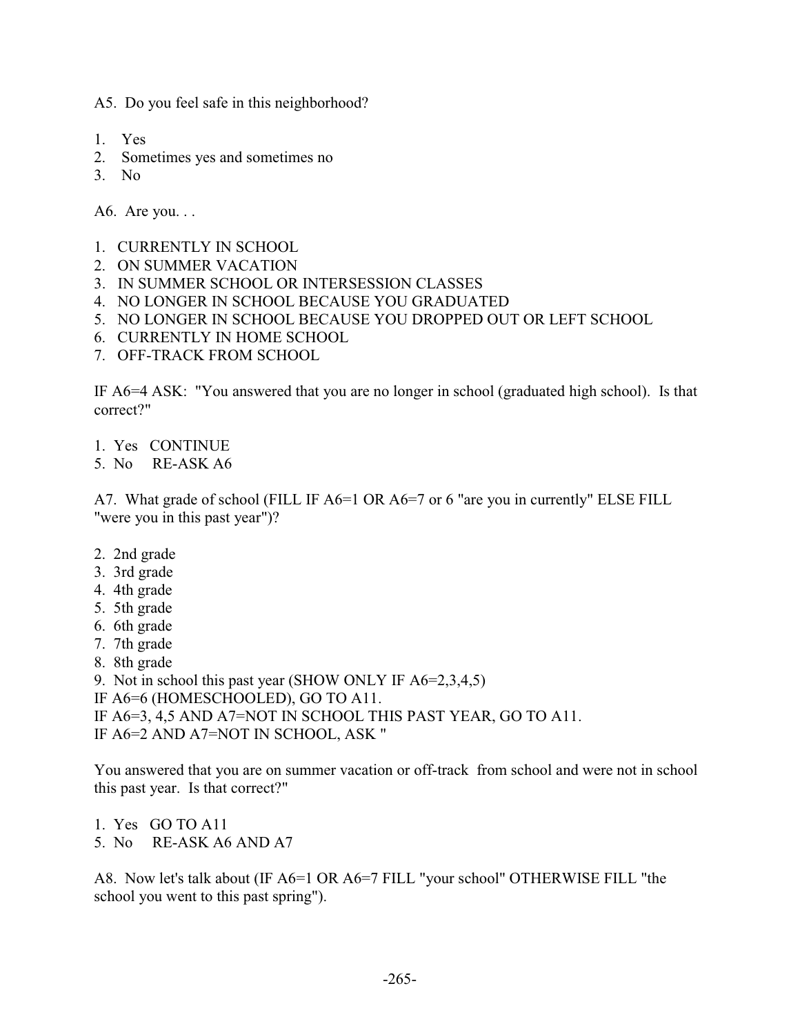A5. Do you feel safe in this neighborhood?

1. Yes
2. Sometimes yes and sometimes no
3. No

A6. Are you. . .

1. CURRENTLY IN SCHOOL
2. ON SUMMER VACATION
3. IN SUMMER SCHOOL OR INTERSESSION CLASSES
4. NO LONGER IN SCHOOL BECAUSE YOU GRADUATED
5. NO LONGER IN SCHOOL BECAUSE YOU DROPPED OUT OR LEFT SCHOOL
6. CURRENTLY IN HOME SCHOOL
7. OFF-TRACK FROM SCHOOL

IF A6=4 ASK: "You answered that you are no longer in school (graduated high school). Is that correct?"

1. Yes CONTINUE
5. No RE-ASK A6

A7. What grade of school (FILL IF A6=1 OR A6=7 or 6 "are you in currently" ELSE FILL "were you in this past year")?

2. 2nd grade
3. 3rd grade
4. 4th grade
5. 5th grade
6. 6th grade
7. 7th grade
8. 8th grade
9. Not in school this past year (SHOW ONLY IF A6=2,3,4,5)

IF A6=6 (HOMESCHOOLED), GO TO A11.
IF A6=3, 4,5 AND A7=NOT IN SCHOOL THIS PAST YEAR, GO TO A11.
IF A6=2 AND A7=NOT IN SCHOOL, ASK "

You answered that you are on summer vacation or off-track from school and were not in school this past year. Is that correct?"

1. Yes GO TO A11
5. No RE-ASK A6 AND A7

A8. Now let's talk about (IF A6=1 OR A6=7 FILL "your school" OTHERWISE FILL "the school you went to this past spring").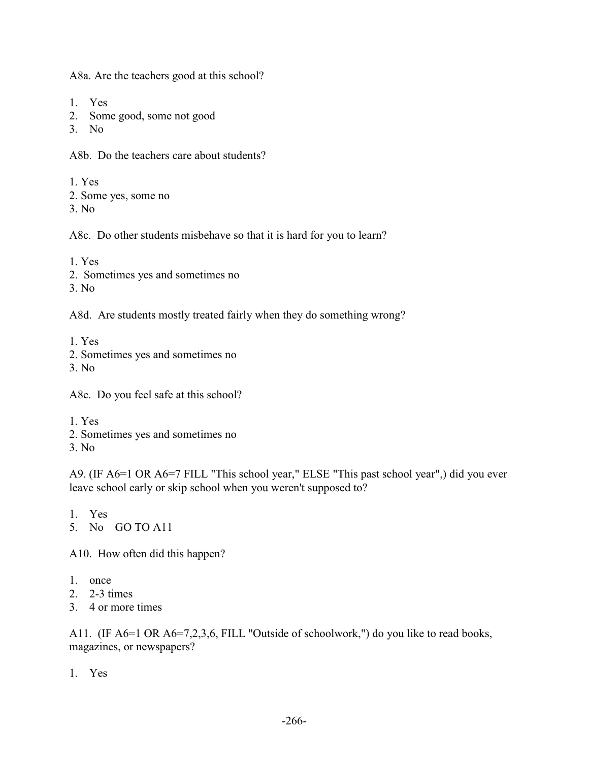A8a. Are the teachers good at this school?

1. Yes
2. Some good, some not good
3. No

A8b. Do the teachers care about students?

1. Yes
2. Some yes, some no
3. No

A8c. Do other students misbehave so that it is hard for you to learn?

1. Yes
2. Sometimes yes and sometimes no
3. No

A8d. Are students mostly treated fairly when they do something wrong?

1. Yes
2. Sometimes yes and sometimes no
3. No

A8e. Do you feel safe at this school?

1. Yes
2. Sometimes yes and sometimes no
3. No

A9. (IF A6=1 OR A6=7 FILL "This school year," ELSE "This past school year",) did you ever leave school early or skip school when you weren't supposed to?

1. Yes
5. No GO TO A11

A10. How often did this happen?

1. once
2. 2-3 times
3. 4 or more times

A11. (IF A6=1 OR A6=7,2,3,6, FILL "Outside of schoolwork,") do you like to read books, magazines, or newspapers?

1. Yes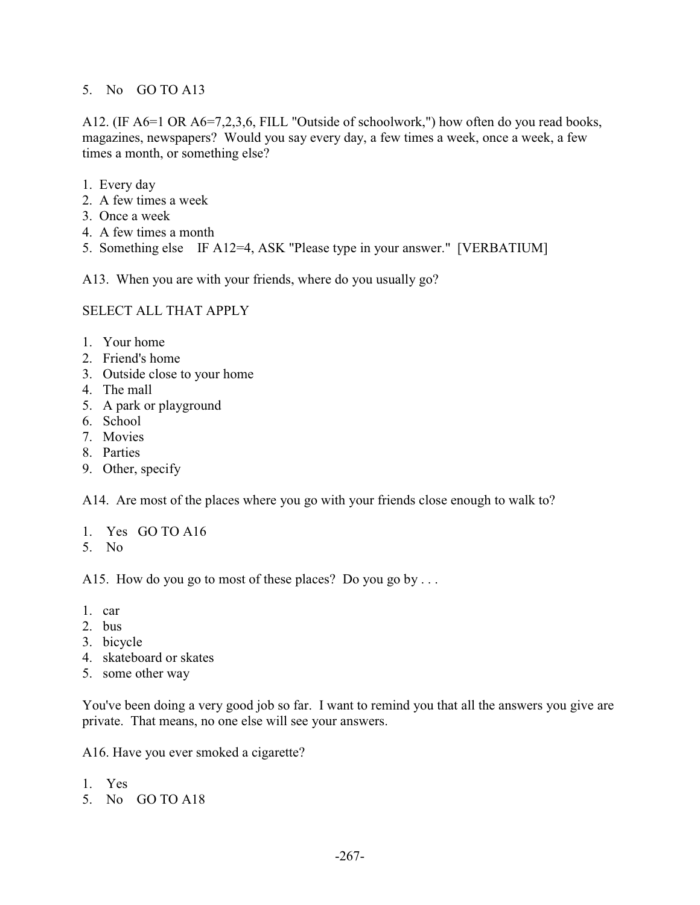5. No GO TO A13

A12. (IF A6=1 OR A6=7,2,3,6, FILL "Outside of schoolwork,") how often do you read books, magazines, newspapers? Would you say every day, a few times a week, once a week, a few times a month, or something else?

1. Every day
2. A few times a week
3. Once a week
4. A few times a month
5. Something else IF A12=4, ASK "Please type in your answer." [VERBATIUM]

A13. When you are with your friends, where do you usually go?

SELECT ALL THAT APPLY

1. Your home
2. Friend's home
3. Outside close to your home
4. The mall
5. A park or playground
6. School
7. Movies
8. Parties
9. Other, specify

A14. Are most of the places where you go with your friends close enough to walk to?

1. Yes GO TO A16
5. No

A15. How do you go to most of these places? Do you go by . . .

1. car
2. bus
3. bicycle
4. skateboard or skates
5. some other way

You've been doing a very good job so far. I want to remind you that all the answers you give are private. That means, no one else will see your answers.

A16. Have you ever smoked a cigarette?

1. Yes
5. No GO TO A18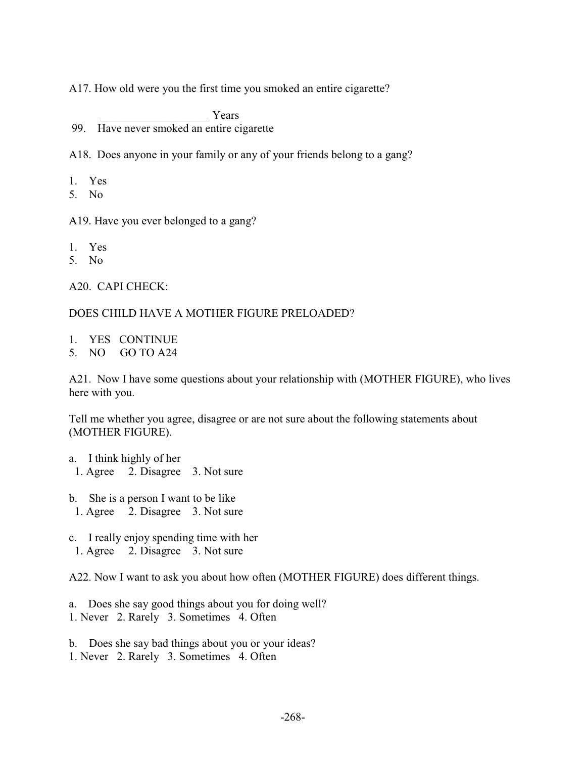A17. How old were you the first time you smoked an entire cigarette?

___________________ Years

99. Have never smoked an entire cigarette

A18. Does anyone in your family or any of your friends belong to a gang?

1. Yes
5. No

A19. Have you ever belonged to a gang?

1. Yes
5. No

A20. CAPI CHECK:

DOES CHILD HAVE A MOTHER FIGURE PRELOADED?

1. YES CONTINUE
5. NO GO TO A24

A21. Now I have some questions about your relationship with (MOTHER FIGURE), who lives here with you.

Tell me whether you agree, disagree or are not sure about the following statements about (MOTHER FIGURE).

a. I think highly of her
   1. Agree 2. Disagree 3. Not sure

b. She is a person I want to be like
   1. Agree 2. Disagree 3. Not sure

c. I really enjoy spending time with her
   1. Agree 2. Disagree 3. Not sure

A22. Now I want to ask you about how often (MOTHER FIGURE) does different things.

a. Does she say good things about you for doing well?
   1. Never 2. Rarely 3. Sometimes 4. Often

b. Does she say bad things about you or your ideas?
   1. Never 2. Rarely 3. Sometimes 4. Often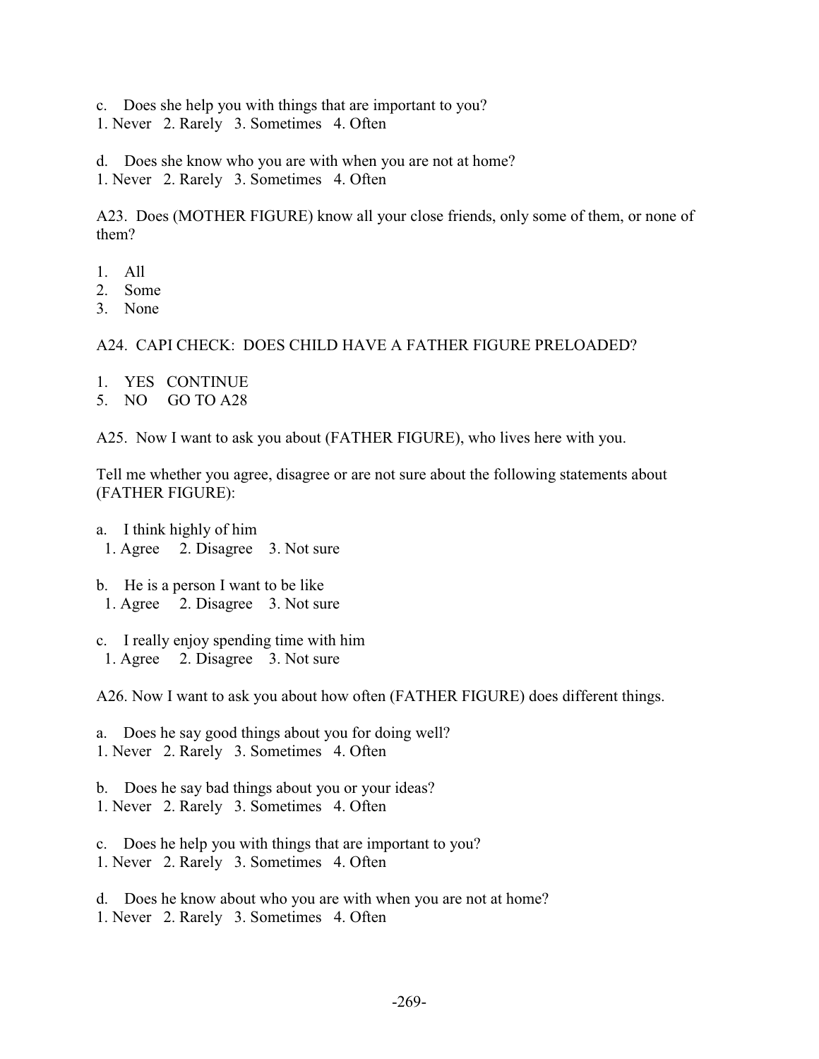c. Does she help you with things that are important to you?
1. Never 2. Rarely 3. Sometimes 4. Often

d. Does she know who you are with when you are not at home?
1. Never 2. Rarely 3. Sometimes 4. Often

A23. Does (MOTHER FIGURE) know all your close friends, only some of them, or none of them?

1. All
2. Some
3. None

A24. CAPI CHECK: DOES CHILD HAVE A FATHER FIGURE PRELOADED?

1. YES CONTINUE
5. NO GO TO A28

A25. Now I want to ask you about (FATHER FIGURE), who lives here with you.

Tell me whether you agree, disagree or are not sure about the following statements about (FATHER FIGURE):

a. I think highly of him
1. Agree 2. Disagree 3. Not sure

b. He is a person I want to be like
1. Agree 2. Disagree 3. Not sure

c. I really enjoy spending time with him
1. Agree 2. Disagree 3. Not sure

A26. Now I want to ask you about how often (FATHER FIGURE) does different things.

a. Does he say good things about you for doing well?
1. Never 2. Rarely 3. Sometimes 4. Often

b. Does he say bad things about you or your ideas?
1. Never 2. Rarely 3. Sometimes 4. Often

c. Does he help you with things that are important to you?
1. Never 2. Rarely 3. Sometimes 4. Often

d. Does he know about who you are with when you are not at home?
1. Never 2. Rarely 3. Sometimes 4. Often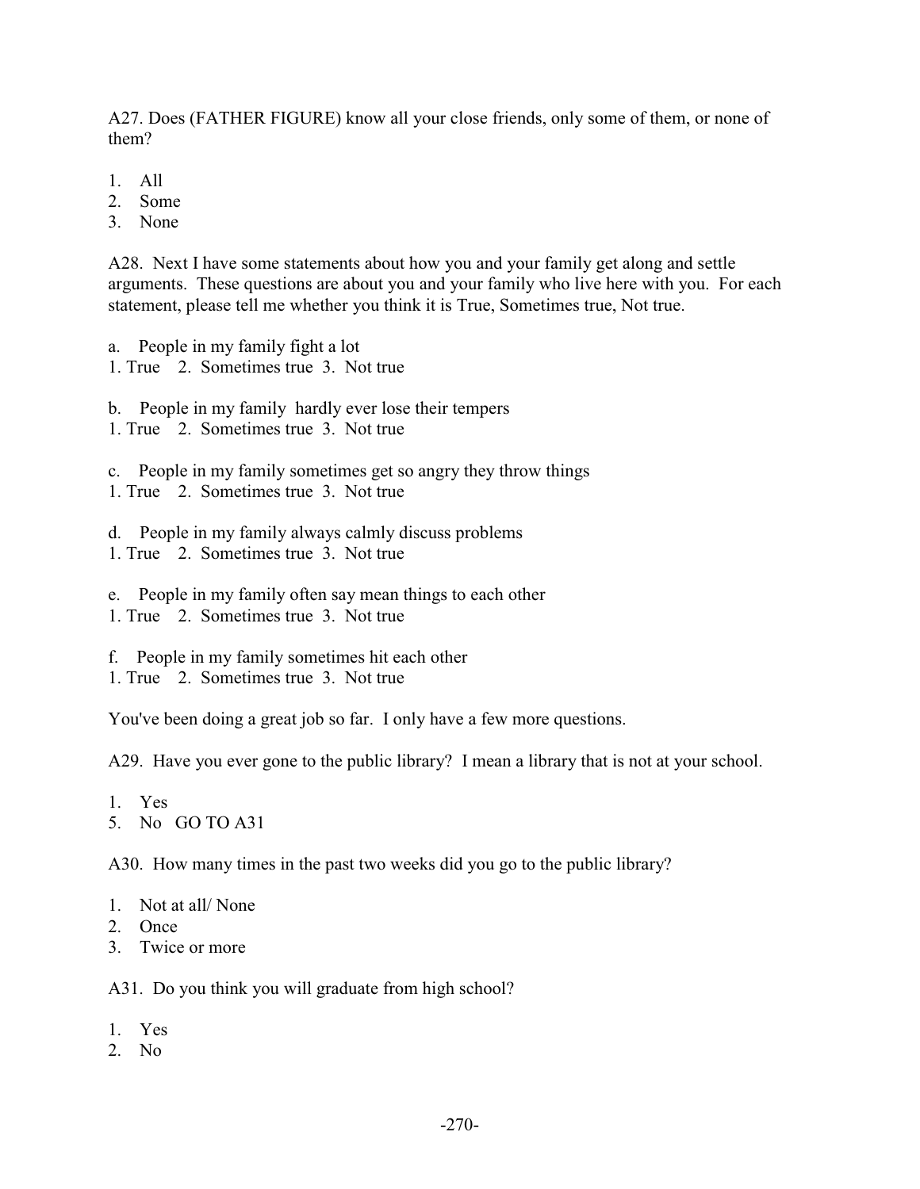A27. Does (FATHER FIGURE) know all your close friends, only some of them, or none of them?

1. All
2. Some
3. None

A28. Next I have some statements about how you and your family get along and settle arguments. These questions are about you and your family who live here with you. For each statement, please tell me whether you think it is True, Sometimes true, Not true.

a. People in my family fight a lot
1. True 2. Sometimes true 3. Not true

b. People in my family hardly ever lose their tempers
1. True 2. Sometimes true 3. Not true

c. People in my family sometimes get so angry they throw things
1. True 2. Sometimes true 3. Not true

d. People in my family always calmly discuss problems
1. True 2. Sometimes true 3. Not true

e. People in my family often say mean things to each other
1. True 2. Sometimes true 3. Not true

f. People in my family sometimes hit each other
1. True 2. Sometimes true 3. Not true

You've been doing a great job so far. I only have a few more questions.

A29. Have you ever gone to the public library? I mean a library that is not at your school.

1. Yes
5. No GO TO A31

A30. How many times in the past two weeks did you go to the public library?

1. Not at all/ None
2. Once
3. Twice or more

A31. Do you think you will graduate from high school?

1. Yes
2. No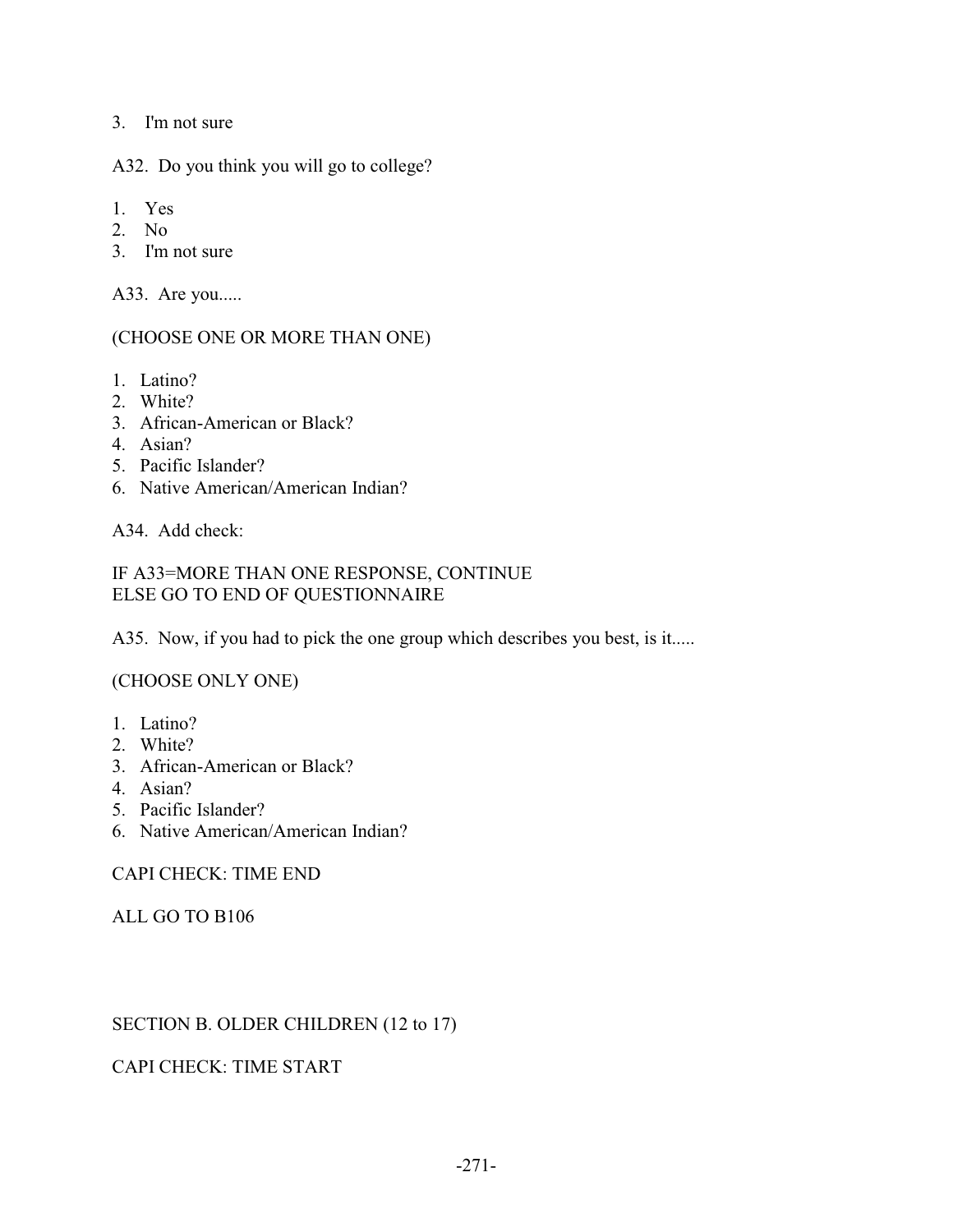3. I'm not sure

A32. Do you think you will go to college?

1. Yes
2. No
3. I'm not sure

A33. Are you.....

(CHOOSE ONE OR MORE THAN ONE)

1. Latino?
2. White?
3. African-American or Black?
4. Asian?
5. Pacific Islander?
6. Native American/American Indian?

A34. Add check:

IF A33=MORE THAN ONE RESPONSE, CONTINUE
ELSE GO TO END OF QUESTIONNAIRE

A35. Now, if you had to pick the one group which describes you best, is it.....

(CHOOSE ONLY ONE)

1. Latino?
2. White?
3. African-American or Black?
4. Asian?
5. Pacific Islander?
6. Native American/American Indian?

CAPI CHECK: TIME END

ALL GO TO B106

## SECTION B. OLDER CHILDREN (12 to 17)

CAPI CHECK: TIME START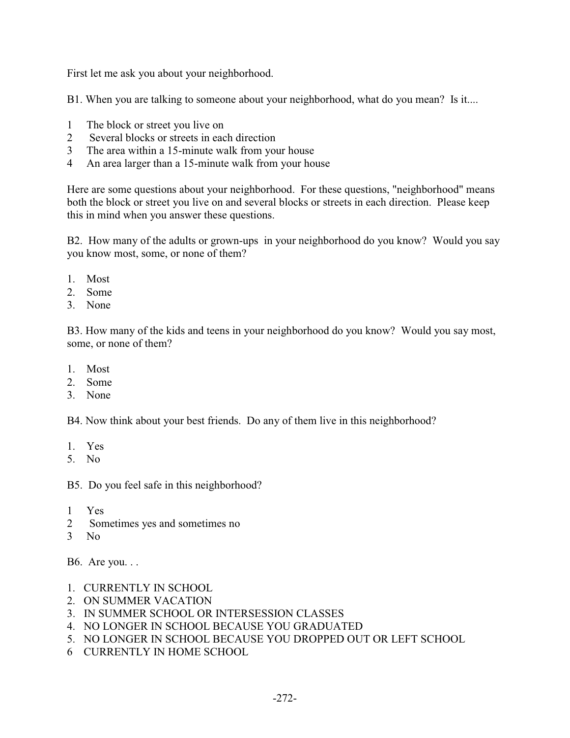First let me ask you about your neighborhood.

B1. When you are talking to someone about your neighborhood, what do you mean? Is it....

1 The block or street you live on
2 Several blocks or streets in each direction
3 The area within a 15-minute walk from your house
4 An area larger than a 15-minute walk from your house

Here are some questions about your neighborhood. For these questions, "neighborhood" means both the block or street you live on and several blocks or streets in each direction. Please keep this in mind when you answer these questions.

B2. How many of the adults or grown-ups in your neighborhood do you know? Would you say you know most, some, or none of them?

1. Most
2. Some
3. None

B3. How many of the kids and teens in your neighborhood do you know? Would you say most, some, or none of them?

1. Most
2. Some
3. None

B4. Now think about your best friends. Do any of them live in this neighborhood?

1. Yes
5. No

B5. Do you feel safe in this neighborhood?

1 Yes
2 Sometimes yes and sometimes no
3 No

B6. Are you. . .

1. CURRENTLY IN SCHOOL
2. ON SUMMER VACATION
3. IN SUMMER SCHOOL OR INTERSESSION CLASSES
4. NO LONGER IN SCHOOL BECAUSE YOU GRADUATED
5. NO LONGER IN SCHOOL BECAUSE YOU DROPPED OUT OR LEFT SCHOOL
6 CURRENTLY IN HOME SCHOOL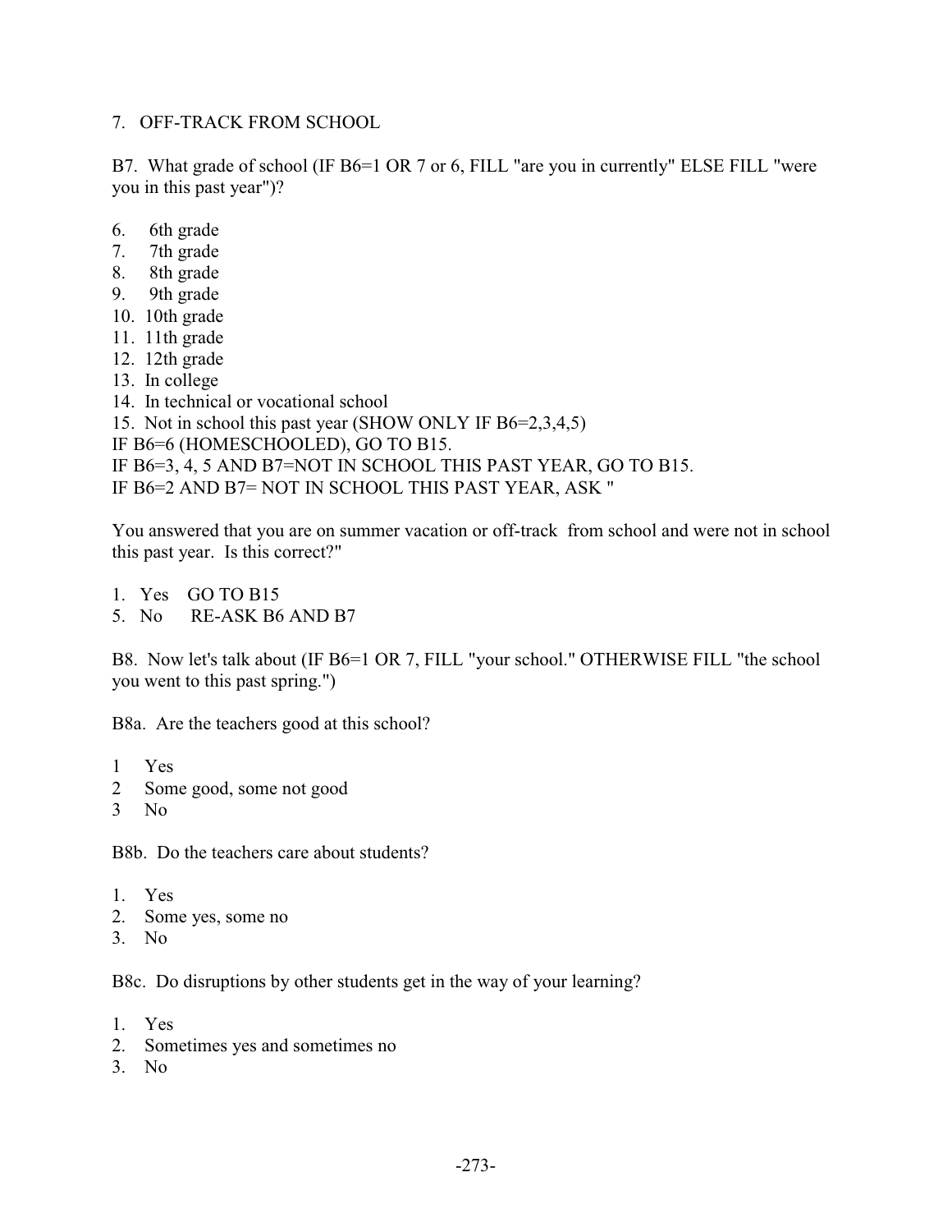7. OFF-TRACK FROM SCHOOL

B7. What grade of school (IF B6=1 OR 7 or 6, FILL "are you in currently" ELSE FILL "were you in this past year")?

6. 6th grade
7. 7th grade
8. 8th grade
9. 9th grade
10. 10th grade
11. 11th grade
12. 12th grade
13. In college
14. In technical or vocational school
15. Not in school this past year (SHOW ONLY IF B6=2,3,4,5)

IF B6=6 (HOMESCHOOLED), GO TO B15.
IF B6=3, 4, 5 AND B7=NOT IN SCHOOL THIS PAST YEAR, GO TO B15.
IF B6=2 AND B7= NOT IN SCHOOL THIS PAST YEAR, ASK "

You answered that you are on summer vacation or off-track from school and were not in school this past year. Is this correct?"

1. Yes GO TO B15
5. No RE-ASK B6 AND B7

B8. Now let's talk about (IF B6=1 OR 7, FILL "your school." OTHERWISE FILL "the school you went to this past spring.")

B8a. Are the teachers good at this school?

1 Yes
2 Some good, some not good
3 No

B8b. Do the teachers care about students?

1. Yes
2. Some yes, some no
3. No

B8c. Do disruptions by other students get in the way of your learning?

1. Yes
2. Sometimes yes and sometimes no
3. No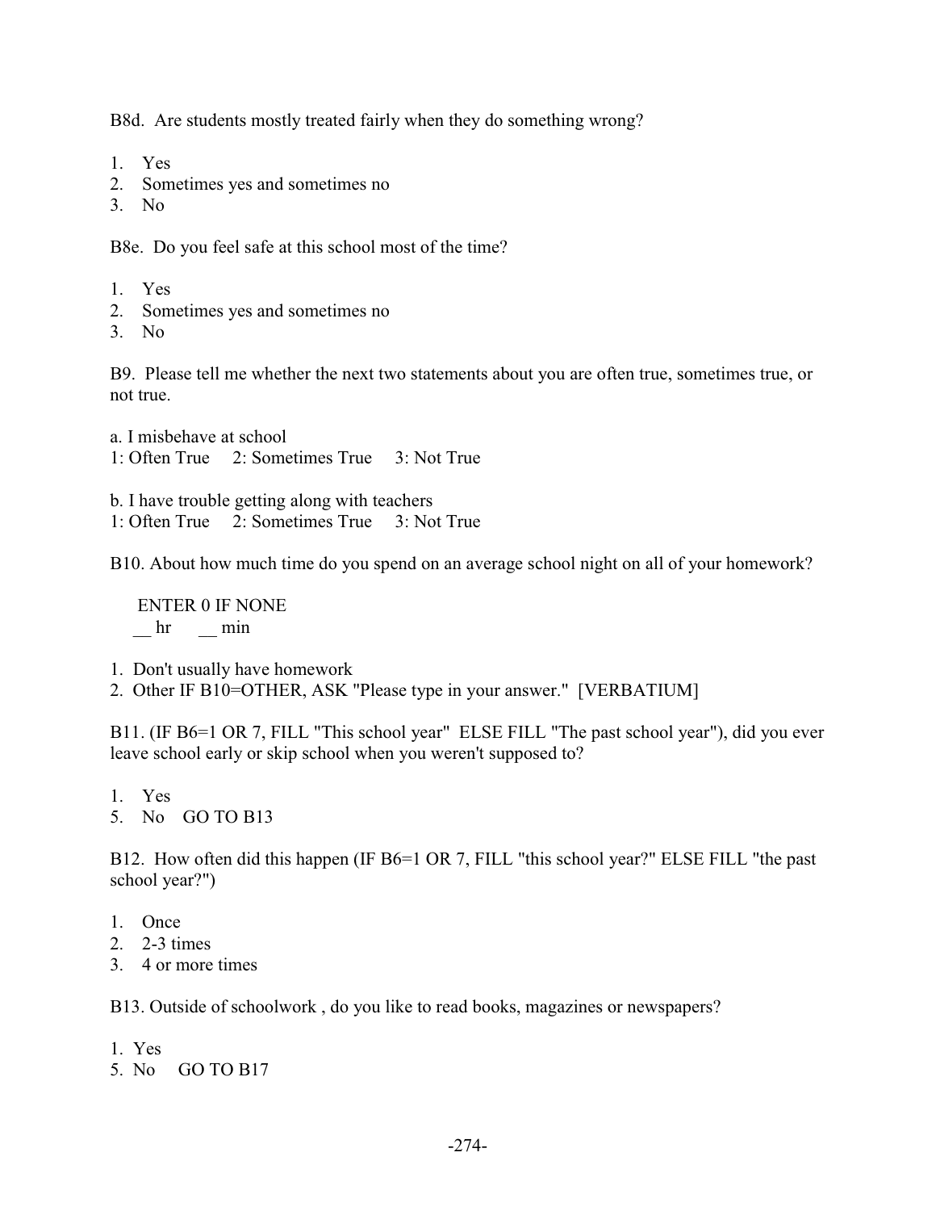B8d. Are students mostly treated fairly when they do something wrong?

1. Yes
2. Sometimes yes and sometimes no
3. No

B8e. Do you feel safe at this school most of the time?

1. Yes
2. Sometimes yes and sometimes no
3. No

B9. Please tell me whether the next two statements about you are often true, sometimes true, or not true.

a. I misbehave at school
1: Often True 2: Sometimes True 3: Not True

b. I have trouble getting along with teachers
1: Often True 2: Sometimes True 3: Not True

B10. About how much time do you spend on an average school night on all of your homework?

ENTER 0 IF NONE
__ hr __ min

1. Don't usually have homework
2. Other IF B10=OTHER, ASK "Please type in your answer." [VERBATIUM]

B11. (IF B6=1 OR 7, FILL "This school year" ELSE FILL "The past school year"), did you ever leave school early or skip school when you weren't supposed to?

1. Yes
5. No GO TO B13

B12. How often did this happen (IF B6=1 OR 7, FILL "this school year?" ELSE FILL "the past school year?")

1. Once
2. 2-3 times
3. 4 or more times

B13. Outside of schoolwork , do you like to read books, magazines or newspapers?

1. Yes
5. No GO TO B17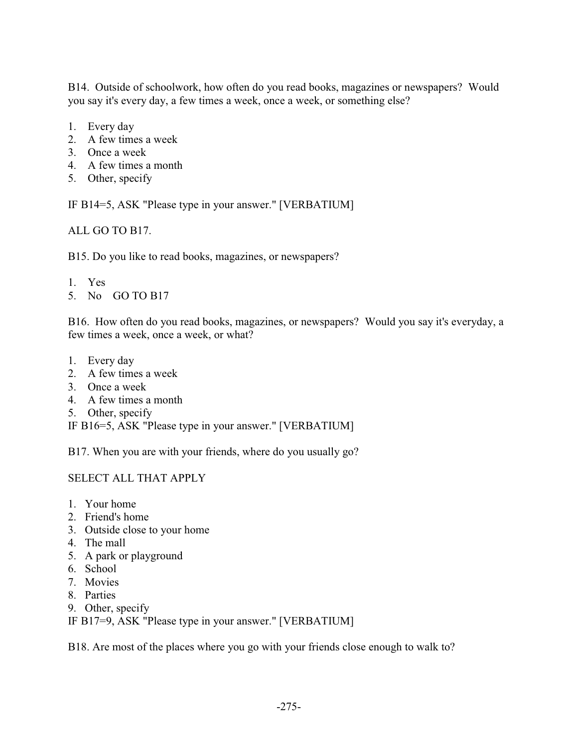B14. Outside of schoolwork, how often do you read books, magazines or newspapers? Would you say it's every day, a few times a week, once a week, or something else?

1. Every day
2. A few times a week
3. Once a week
4. A few times a month
5. Other, specify

IF B14=5, ASK "Please type in your answer." [VERBATIUM]

ALL GO TO B17.

B15. Do you like to read books, magazines, or newspapers?

1. Yes
5. No GO TO B17

B16. How often do you read books, magazines, or newspapers? Would you say it's everyday, a few times a week, once a week, or what?

1. Every day
2. A few times a week
3. Once a week
4. A few times a month
5. Other, specify

IF B16=5, ASK "Please type in your answer." [VERBATIUM]

B17. When you are with your friends, where do you usually go?

SELECT ALL THAT APPLY

1. Your home
2. Friend's home
3. Outside close to your home
4. The mall
5. A park or playground
6. School
7. Movies
8. Parties
9. Other, specify

IF B17=9, ASK "Please type in your answer." [VERBATIUM]

B18. Are most of the places where you go with your friends close enough to walk to?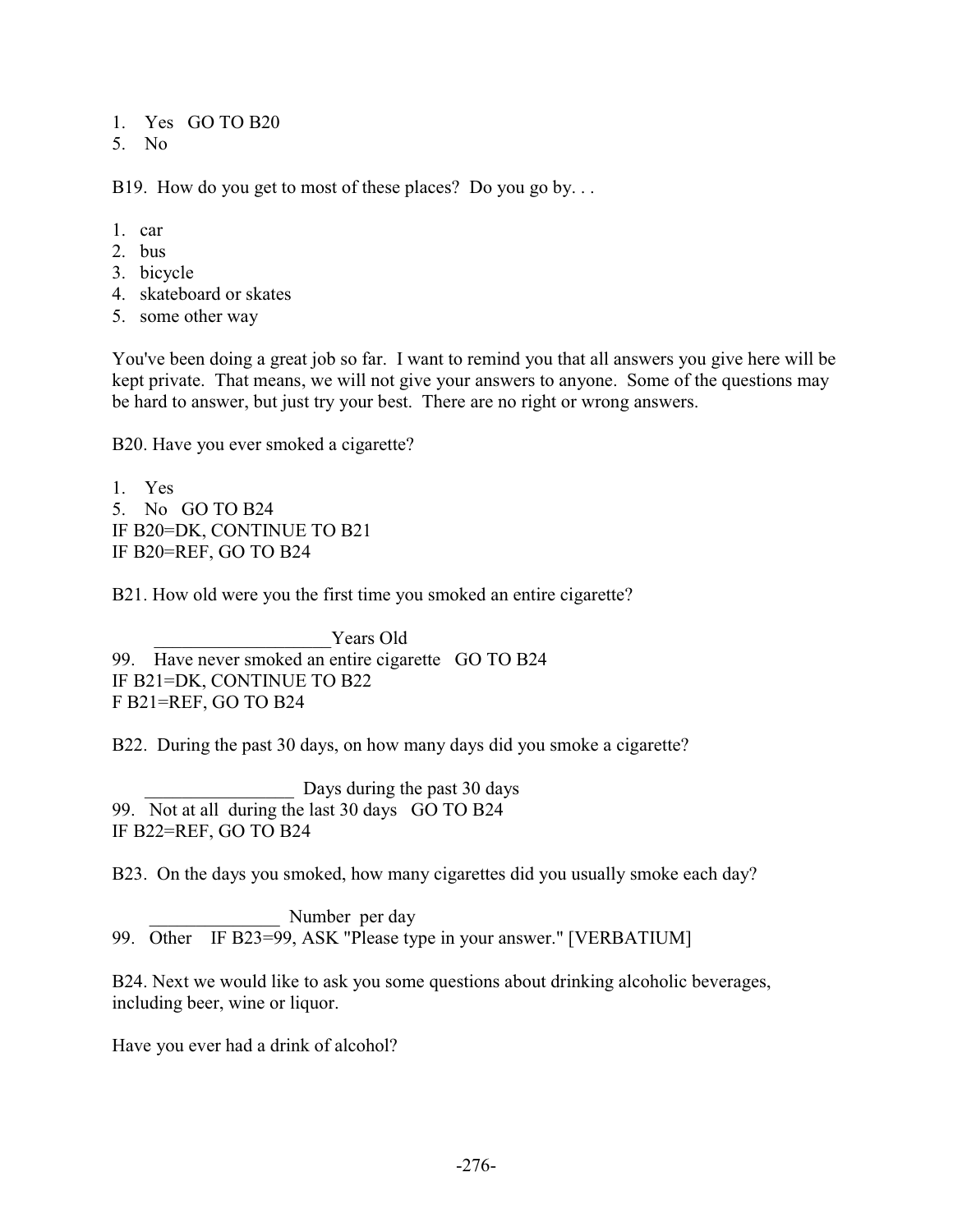1. Yes GO TO B20
5. No

B19. How do you get to most of these places? Do you go by. . .

1. car
2. bus
3. bicycle
4. skateboard or skates
5. some other way

You've been doing a great job so far. I want to remind you that all answers you give here will be kept private. That means, we will not give your answers to anyone. Some of the questions may be hard to answer, but just try your best. There are no right or wrong answers.

B20. Have you ever smoked a cigarette?

1. Yes
5. No GO TO B24

IF B20=DK, CONTINUE TO B21
IF B20=REF, GO TO B24

B21. How old were you the first time you smoked an entire cigarette?

___________________Years Old

99. Have never smoked an entire cigarette GO TO B24

IF B21=DK, CONTINUE TO B22
F B21=REF, GO TO B24

B22. During the past 30 days, on how many days did you smoke a cigarette?

________________ Days during the past 30 days

99. Not at all during the last 30 days GO TO B24

IF B22=REF, GO TO B24

B23. On the days you smoked, how many cigarettes did you usually smoke each day?

______________ Number per day

99. Other IF B23=99, ASK "Please type in your answer." [VERBATIUM]

B24. Next we would like to ask you some questions about drinking alcoholic beverages, including beer, wine or liquor.

Have you ever had a drink of alcohol?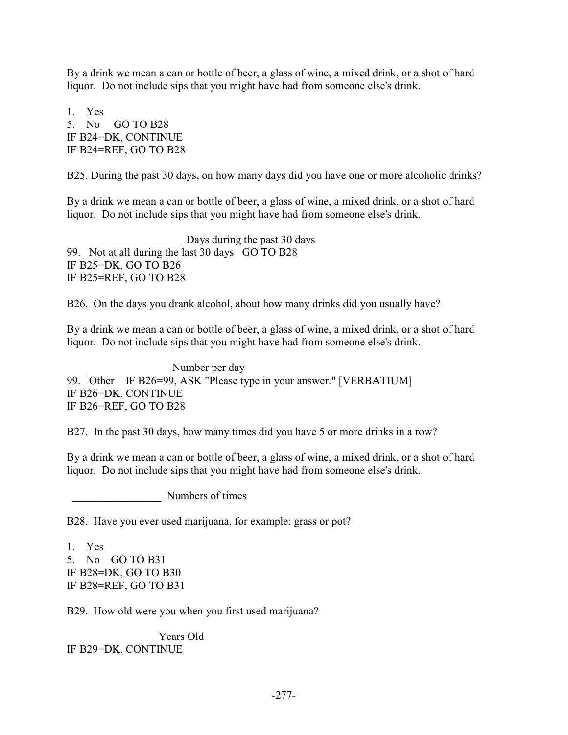By a drink we mean a can or bottle of beer, a glass of wine, a mixed drink, or a shot of hard liquor. Do not include sips that you might have had from someone else's drink.

1. Yes
5. No GO TO B28
IF B24=DK, CONTINUE
IF B24=REF, GO TO B28

B25. During the past 30 days, on how many days did you have one or more alcoholic drinks?

By a drink we mean a can or bottle of beer, a glass of wine, a mixed drink, or a shot of hard liquor. Do not include sips that you might have had from someone else's drink.

________________ Days during the past 30 days
99. Not at all during the last 30 days GO TO B28
IF B25=DK, GO TO B26
IF B25=REF, GO TO B28

B26. On the days you drank alcohol, about how many drinks did you usually have?

By a drink we mean a can or bottle of beer, a glass of wine, a mixed drink, or a shot of hard liquor. Do not include sips that you might have had from someone else's drink.

______________ Number per day
99. Other IF B26=99, ASK "Please type in your answer." [VERBATIUM]
IF B26=DK, CONTINUE
IF B26=REF, GO TO B28

B27. In the past 30 days, how many times did you have 5 or more drinks in a row?

By a drink we mean a can or bottle of beer, a glass of wine, a mixed drink, or a shot of hard liquor. Do not include sips that you might have had from someone else's drink.

________________ Numbers of times

B28. Have you ever used marijuana, for example: grass or pot?

1. Yes
5. No GO TO B31
IF B28=DK, GO TO B30
IF B28=REF, GO TO B31

B29. How old were you when you first used marijuana?

______________ Years Old
IF B29=DK, CONTINUE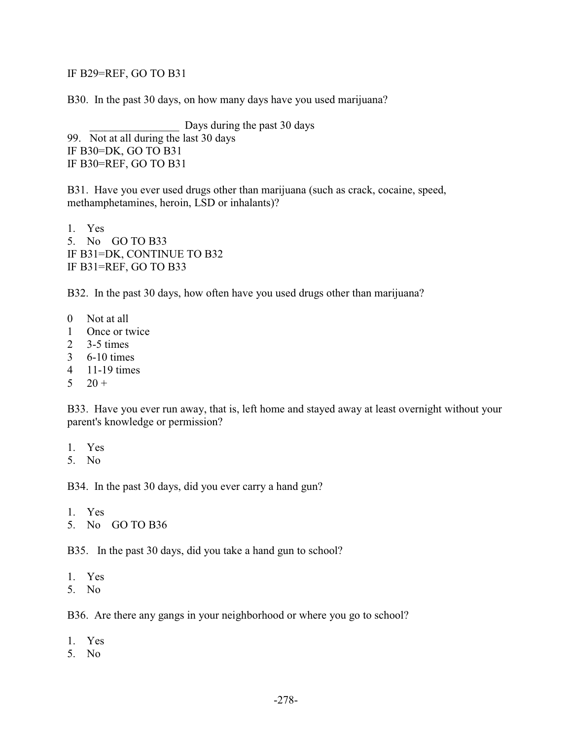IF B29=REF, GO TO B31

B30. In the past 30 days, on how many days have you used marijuana?

________________ Days during the past 30 days

99. Not at all during the last 30 days

IF B30=DK, GO TO B31

IF B30=REF, GO TO B31

B31. Have you ever used drugs other than marijuana (such as crack, cocaine, speed, methamphetamines, heroin, LSD or inhalants)?

1. Yes
5. No GO TO B33

IF B31=DK, CONTINUE TO B32

IF B31=REF, GO TO B33

B32. In the past 30 days, how often have you used drugs other than marijuana?

0 Not at all
1 Once or twice
2 3-5 times
3 6-10 times
4 11-19 times
5 20 +

B33. Have you ever run away, that is, left home and stayed away at least overnight without your parent's knowledge or permission?

1. Yes
5. No

B34. In the past 30 days, did you ever carry a hand gun?

1. Yes
5. No GO TO B36

B35. In the past 30 days, did you take a hand gun to school?

1. Yes
5. No

B36. Are there any gangs in your neighborhood or where you go to school?

1. Yes
5. No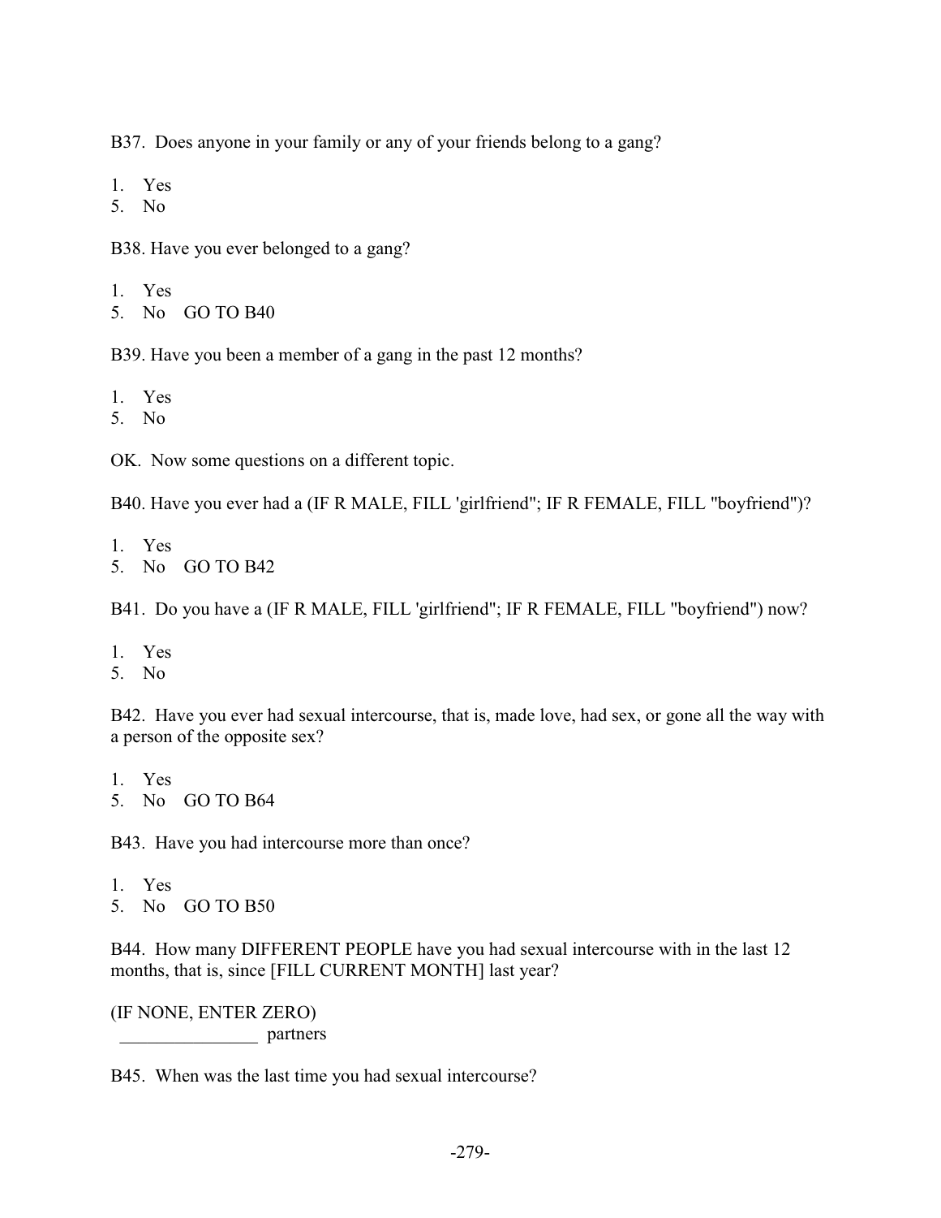B37. Does anyone in your family or any of your friends belong to a gang?

1. Yes
5. No

B38. Have you ever belonged to a gang?

1. Yes
5. No GO TO B40

B39. Have you been a member of a gang in the past 12 months?

1. Yes
5. No

OK. Now some questions on a different topic.

B40. Have you ever had a (IF R MALE, FILL 'girlfriend"; IF R FEMALE, FILL "boyfriend")?

1. Yes
5. No GO TO B42

B41. Do you have a (IF R MALE, FILL 'girlfriend"; IF R FEMALE, FILL "boyfriend") now?

1. Yes
5. No

B42. Have you ever had sexual intercourse, that is, made love, had sex, or gone all the way with a person of the opposite sex?

1. Yes
5. No GO TO B64

B43. Have you had intercourse more than once?

1. Yes
5. No GO TO B50

B44. How many DIFFERENT PEOPLE have you had sexual intercourse with in the last 12 months, that is, since [FILL CURRENT MONTH] last year?

(IF NONE, ENTER ZERO)
_______________ partners

B45. When was the last time you had sexual intercourse?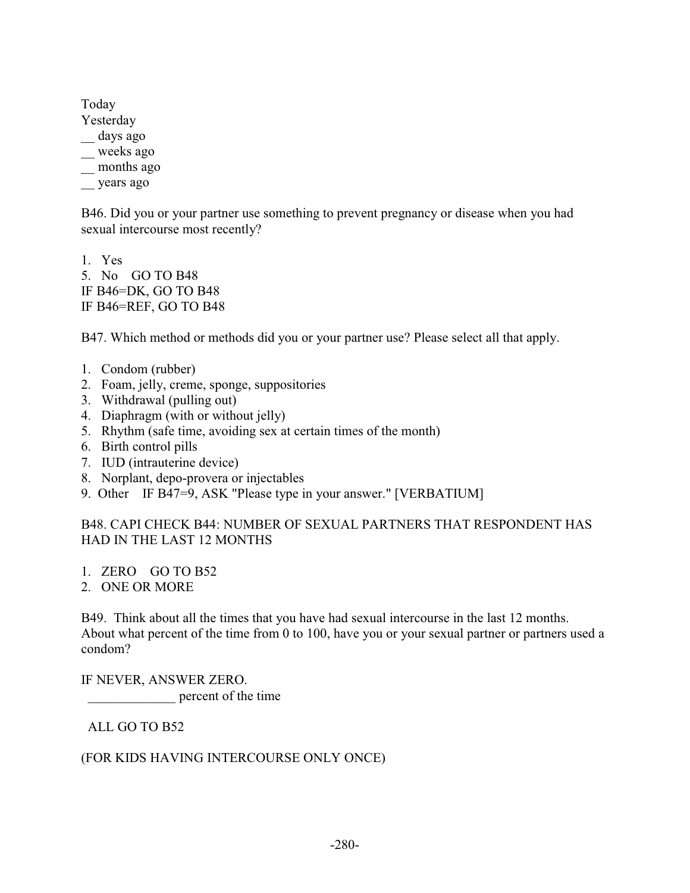Today
Yesterday
__ days ago
__ weeks ago
__ months ago
__ years ago

B46. Did you or your partner use something to prevent pregnancy or disease when you had sexual intercourse most recently?

1. Yes
5. No GO TO B48
IF B46=DK, GO TO B48
IF B46=REF, GO TO B48

B47. Which method or methods did you or your partner use? Please select all that apply.

1. Condom (rubber)
2. Foam, jelly, creme, sponge, suppositories
3. Withdrawal (pulling out)
4. Diaphragm (with or without jelly)
5. Rhythm (safe time, avoiding sex at certain times of the month)
6. Birth control pills
7. IUD (intrauterine device)
8. Norplant, depo-provera or injectables
9. Other IF B47=9, ASK "Please type in your answer." [VERBATIUM]

B48. CAPI CHECK B44: NUMBER OF SEXUAL PARTNERS THAT RESPONDENT HAS HAD IN THE LAST 12 MONTHS

1. ZERO GO TO B52
2. ONE OR MORE

B49. Think about all the times that you have had sexual intercourse in the last 12 months. About what percent of the time from 0 to 100, have you or your sexual partner or partners used a condom?

IF NEVER, ANSWER ZERO.
_____________ percent of the time

ALL GO TO B52

(FOR KIDS HAVING INTERCOURSE ONLY ONCE)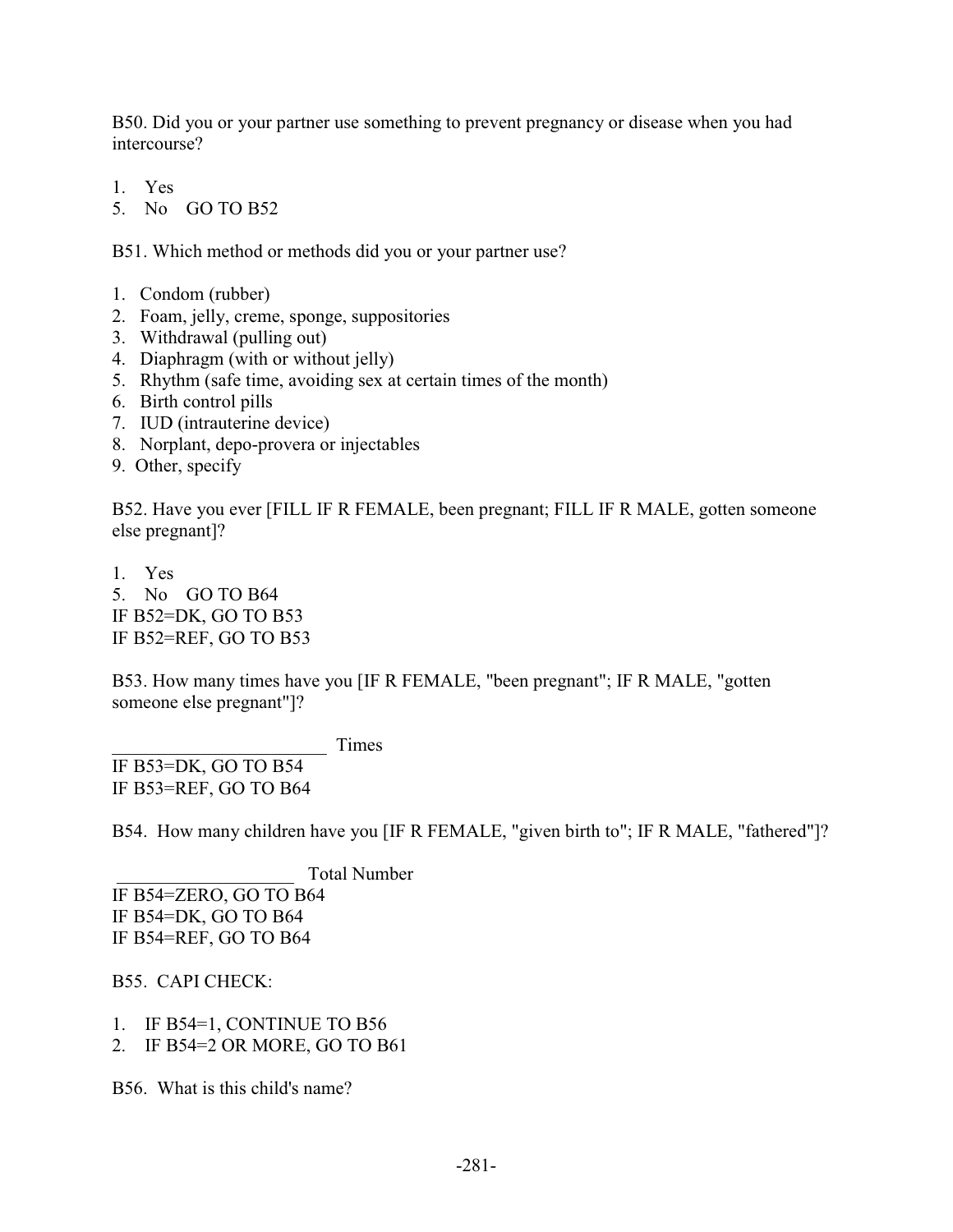B50. Did you or your partner use something to prevent pregnancy or disease when you had intercourse?

1. Yes
5. No GO TO B52

B51. Which method or methods did you or your partner use?

1. Condom (rubber)
2. Foam, jelly, creme, sponge, suppositories
3. Withdrawal (pulling out)
4. Diaphragm (with or without jelly)
5. Rhythm (safe time, avoiding sex at certain times of the month)
6. Birth control pills
7. IUD (intrauterine device)
8. Norplant, depo-provera or injectables
9. Other, specify

B52. Have you ever [FILL IF R FEMALE, been pregnant; FILL IF R MALE, gotten someone else pregnant]?

1. Yes
5. No GO TO B64

IF B52=DK, GO TO B53
IF B52=REF, GO TO B53

B53. How many times have you [IF R FEMALE, "been pregnant"; IF R MALE, "gotten someone else pregnant"]?

_______________________ Times

IF B53=DK, GO TO B54
IF B53=REF, GO TO B64

B54. How many children have you [IF R FEMALE, "given birth to"; IF R MALE, "fathered"]?

___________________ Total Number

IF B54=ZERO, GO TO B64
IF B54=DK, GO TO B64
IF B54=REF, GO TO B64

B55. CAPI CHECK:

1. IF B54=1, CONTINUE TO B56
2. IF B54=2 OR MORE, GO TO B61

B56. What is this child's name?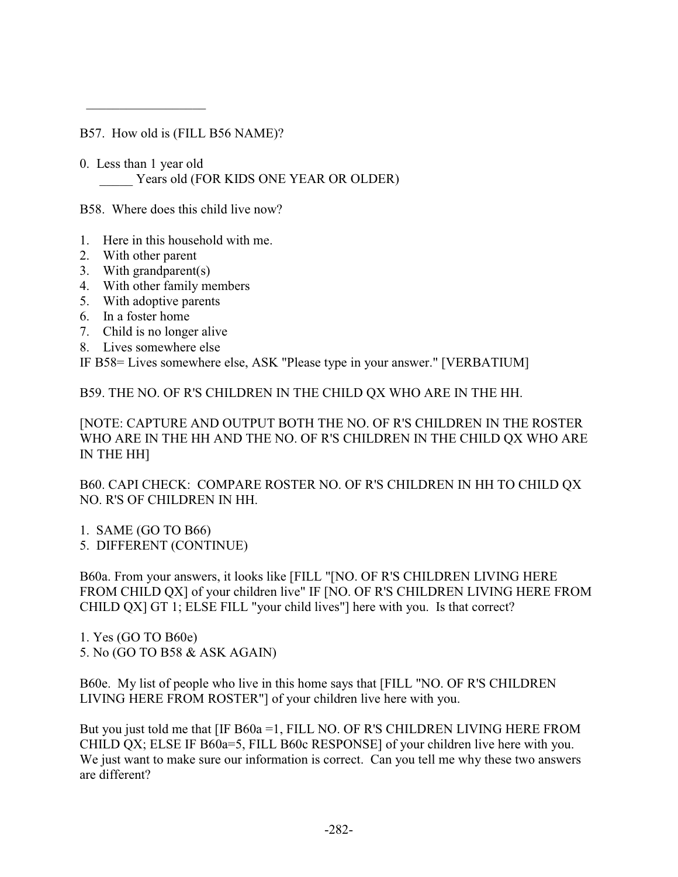\_\_\_\_\_\_\_\_\_\_\_\_\_\_\_\_\_\_

B57. How old is (FILL B56 NAME)?

0. Less than 1 year old
   \_\_\_\_\_ Years old (FOR KIDS ONE YEAR OR OLDER)

B58. Where does this child live now?

1. Here in this household with me.
2. With other parent
3. With grandparent(s)
4. With other family members
5. With adoptive parents
6. In a foster home
7. Child is no longer alive
8. Lives somewhere else

IF B58= Lives somewhere else, ASK "Please type in your answer." [VERBATIUM]

B59. THE NO. OF R'S CHILDREN IN THE CHILD QX WHO ARE IN THE HH.

[NOTE: CAPTURE AND OUTPUT BOTH THE NO. OF R'S CHILDREN IN THE ROSTER WHO ARE IN THE HH AND THE NO. OF R'S CHILDREN IN THE CHILD QX WHO ARE IN THE HH]

B60. CAPI CHECK: COMPARE ROSTER NO. OF R'S CHILDREN IN HH TO CHILD QX NO. R'S OF CHILDREN IN HH.

1. SAME (GO TO B66)
5. DIFFERENT (CONTINUE)

B60a. From your answers, it looks like [FILL "[NO. OF R'S CHILDREN LIVING HERE FROM CHILD QX] of your children live" IF [NO. OF R'S CHILDREN LIVING HERE FROM CHILD QX] GT 1; ELSE FILL "your child lives"] here with you. Is that correct?

1. Yes (GO TO B60e)
5. No (GO TO B58 & ASK AGAIN)

B60e. My list of people who live in this home says that [FILL "NO. OF R'S CHILDREN LIVING HERE FROM ROSTER"] of your children live here with you.

But you just told me that [IF B60a =1, FILL NO. OF R'S CHILDREN LIVING HERE FROM CHILD QX; ELSE IF B60a=5, FILL B60c RESPONSE] of your children live here with you. We just want to make sure our information is correct. Can you tell me why these two answers are different?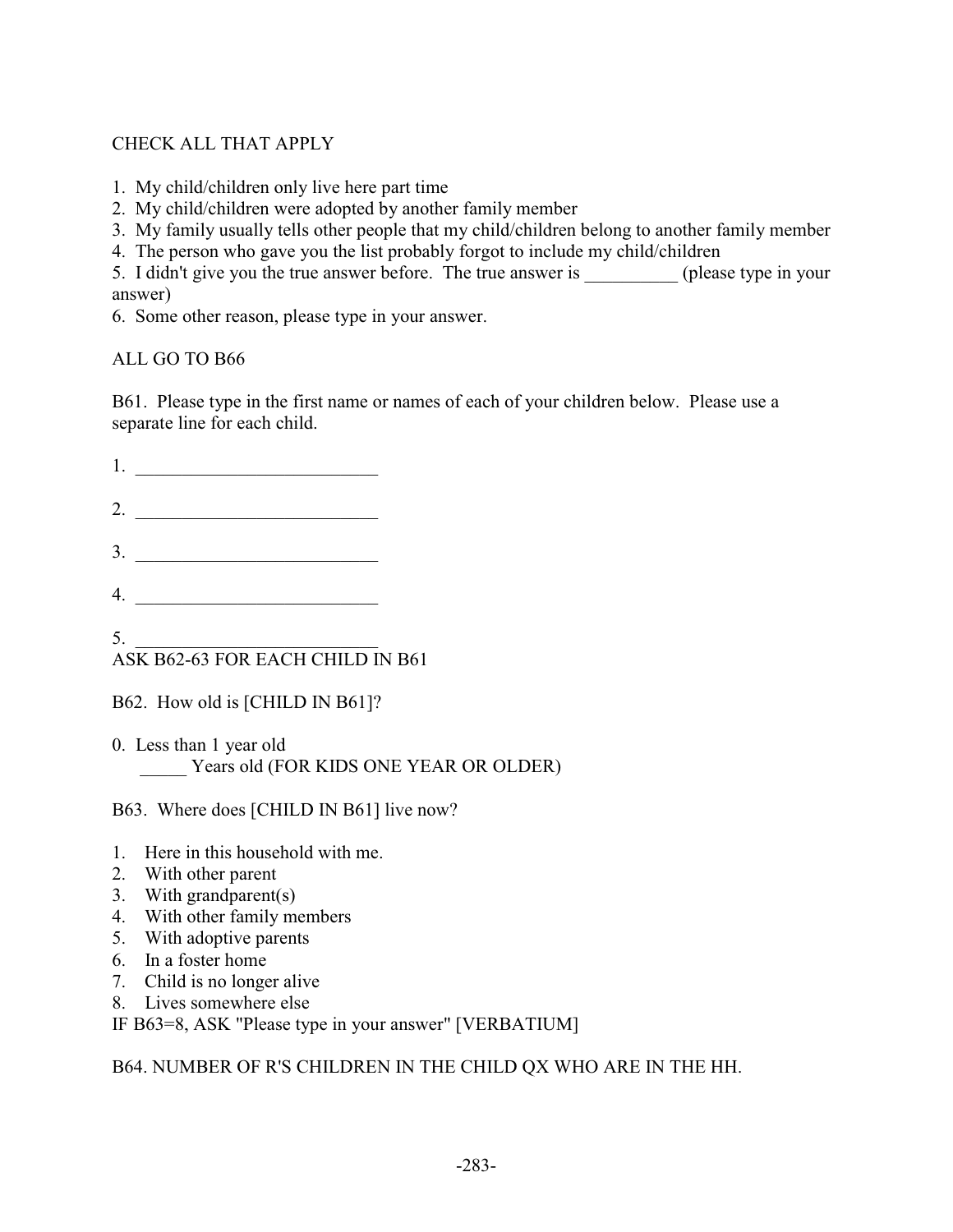CHECK ALL THAT APPLY

1. My child/children only live here part time
2. My child/children were adopted by another family member
3. My family usually tells other people that my child/children belong to another family member
4. The person who gave you the list probably forgot to include my child/children
5. I didn't give you the true answer before. The true answer is __________ (please type in your answer)
6. Some other reason, please type in your answer.

ALL GO TO B66

B61. Please type in the first name or names of each of your children below. Please use a separate line for each child.

1. __________________________

2. __________________________

3. __________________________

4. __________________________

5. __________________________

ASK B62-63 FOR EACH CHILD IN B61

B62. How old is [CHILD IN B61]?

0. Less than 1 year old
   _____ Years old (FOR KIDS ONE YEAR OR OLDER)

B63. Where does [CHILD IN B61] live now?

1. Here in this household with me.
2. With other parent
3. With grandparent(s)
4. With other family members
5. With adoptive parents
6. In a foster home
7. Child is no longer alive
8. Lives somewhere else

IF B63=8, ASK "Please type in your answer" [VERBATIUM]

B64. NUMBER OF R'S CHILDREN IN THE CHILD QX WHO ARE IN THE HH.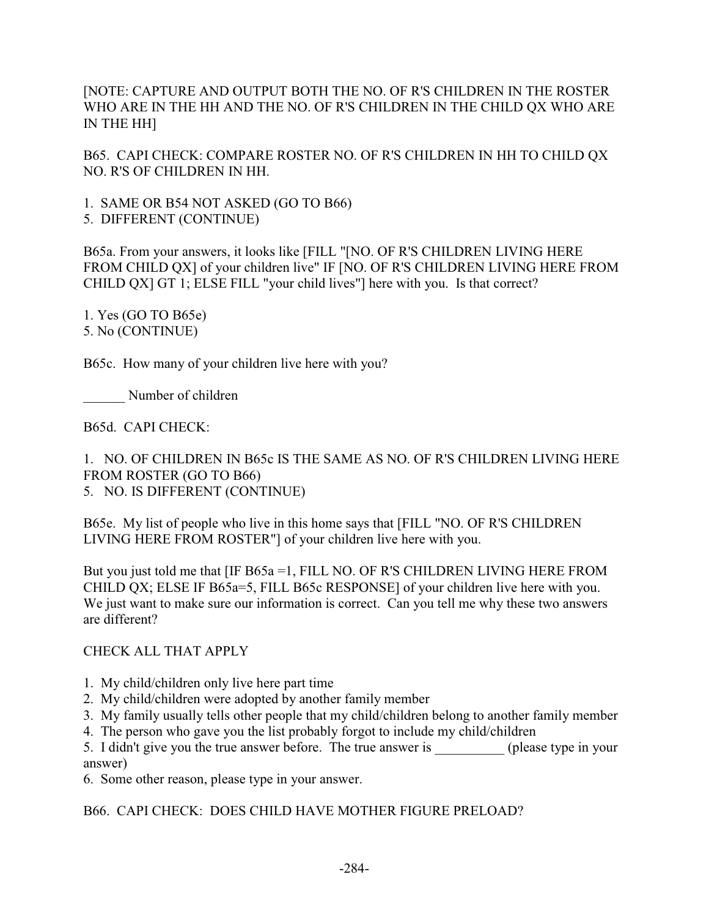[NOTE: CAPTURE AND OUTPUT BOTH THE NO. OF R'S CHILDREN IN THE ROSTER WHO ARE IN THE HH AND THE NO. OF R'S CHILDREN IN THE CHILD QX WHO ARE IN THE HH]

B65. CAPI CHECK: COMPARE ROSTER NO. OF R'S CHILDREN IN HH TO CHILD QX NO. R'S OF CHILDREN IN HH.

1. SAME OR B54 NOT ASKED (GO TO B66)
5. DIFFERENT (CONTINUE)

B65a. From your answers, it looks like [FILL "[NO. OF R'S CHILDREN LIVING HERE FROM CHILD QX] of your children live" IF [NO. OF R'S CHILDREN LIVING HERE FROM CHILD QX] GT 1; ELSE FILL "your child lives"] here with you. Is that correct?

1. Yes (GO TO B65e)
5. No (CONTINUE)

B65c. How many of your children live here with you?

______ Number of children

B65d. CAPI CHECK:

1. NO. OF CHILDREN IN B65c IS THE SAME AS NO. OF R'S CHILDREN LIVING HERE FROM ROSTER (GO TO B66)
5. NO. IS DIFFERENT (CONTINUE)

B65e. My list of people who live in this home says that [FILL "NO. OF R'S CHILDREN LIVING HERE FROM ROSTER"] of your children live here with you.

But you just told me that [IF B65a =1, FILL NO. OF R'S CHILDREN LIVING HERE FROM CHILD QX; ELSE IF B65a=5, FILL B65c RESPONSE] of your children live here with you. We just want to make sure our information is correct. Can you tell me why these two answers are different?

CHECK ALL THAT APPLY

1. My child/children only live here part time
2. My child/children were adopted by another family member
3. My family usually tells other people that my child/children belong to another family member
4. The person who gave you the list probably forgot to include my child/children
5. I didn't give you the true answer before. The true answer is __________ (please type in your answer)
6. Some other reason, please type in your answer.

B66. CAPI CHECK: DOES CHILD HAVE MOTHER FIGURE PRELOAD?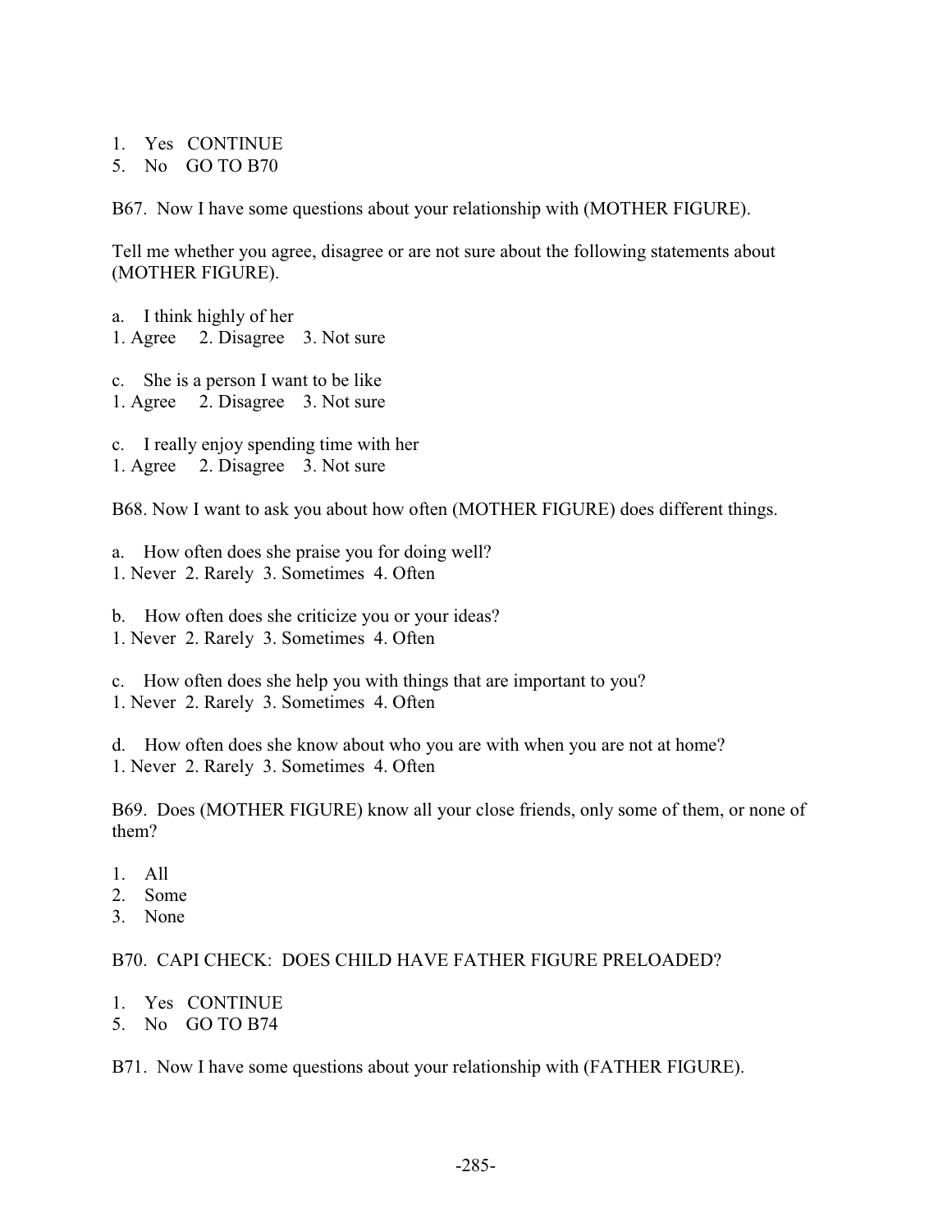1. Yes CONTINUE
5. No GO TO B70

B67. Now I have some questions about your relationship with (MOTHER FIGURE).

Tell me whether you agree, disagree or are not sure about the following statements about (MOTHER FIGURE).

a. I think highly of her
1. Agree 2. Disagree 3. Not sure

c. She is a person I want to be like
1. Agree 2. Disagree 3. Not sure

c. I really enjoy spending time with her
1. Agree 2. Disagree 3. Not sure

B68. Now I want to ask you about how often (MOTHER FIGURE) does different things.

a. How often does she praise you for doing well?
1. Never 2. Rarely 3. Sometimes 4. Often

b. How often does she criticize you or your ideas?
1. Never 2. Rarely 3. Sometimes 4. Often

c. How often does she help you with things that are important to you?
1. Never 2. Rarely 3. Sometimes 4. Often

d. How often does she know about who you are with when you are not at home?
1. Never 2. Rarely 3. Sometimes 4. Often

B69. Does (MOTHER FIGURE) know all your close friends, only some of them, or none of them?

1. All
2. Some
3. None

B70. CAPI CHECK: DOES CHILD HAVE FATHER FIGURE PRELOADED?

1. Yes CONTINUE
5. No GO TO B74

B71. Now I have some questions about your relationship with (FATHER FIGURE).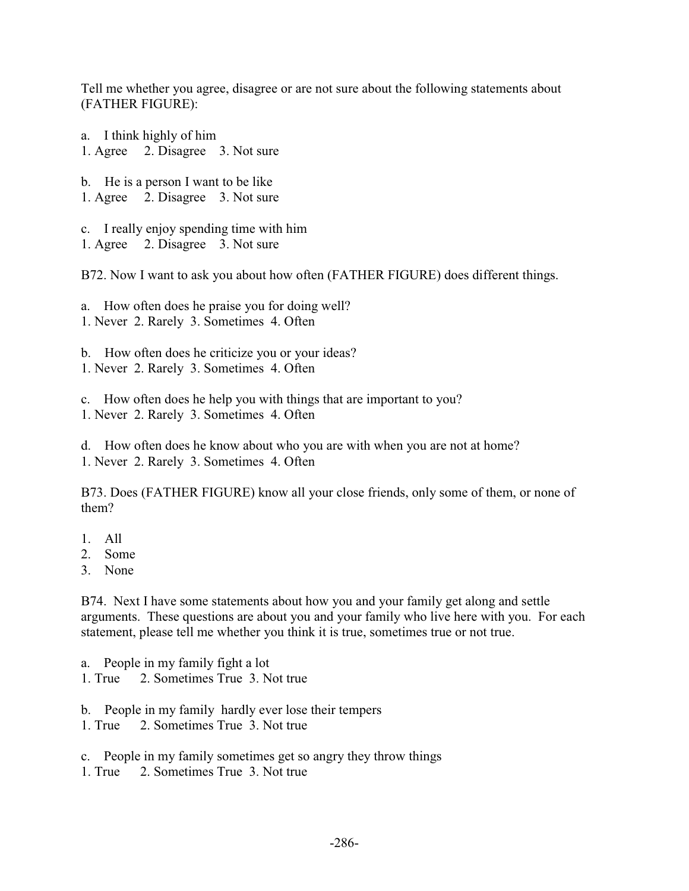Tell me whether you agree, disagree or are not sure about the following statements about (FATHER FIGURE):

a. I think highly of him
1. Agree 2. Disagree 3. Not sure

b. He is a person I want to be like
1. Agree 2. Disagree 3. Not sure

c. I really enjoy spending time with him
1. Agree 2. Disagree 3. Not sure

B72. Now I want to ask you about how often (FATHER FIGURE) does different things.

a. How often does he praise you for doing well?
1. Never 2. Rarely 3. Sometimes 4. Often

b. How often does he criticize you or your ideas?
1. Never 2. Rarely 3. Sometimes 4. Often

c. How often does he help you with things that are important to you?
1. Never 2. Rarely 3. Sometimes 4. Often

d. How often does he know about who you are with when you are not at home?
1. Never 2. Rarely 3. Sometimes 4. Often

B73. Does (FATHER FIGURE) know all your close friends, only some of them, or none of them?

1. All
2. Some
3. None

B74. Next I have some statements about how you and your family get along and settle arguments. These questions are about you and your family who live here with you. For each statement, please tell me whether you think it is true, sometimes true or not true.

a. People in my family fight a lot
1. True 2. Sometimes True 3. Not true

b. People in my family hardly ever lose their tempers
1. True 2. Sometimes True 3. Not true

c. People in my family sometimes get so angry they throw things
1. True 2. Sometimes True 3. Not true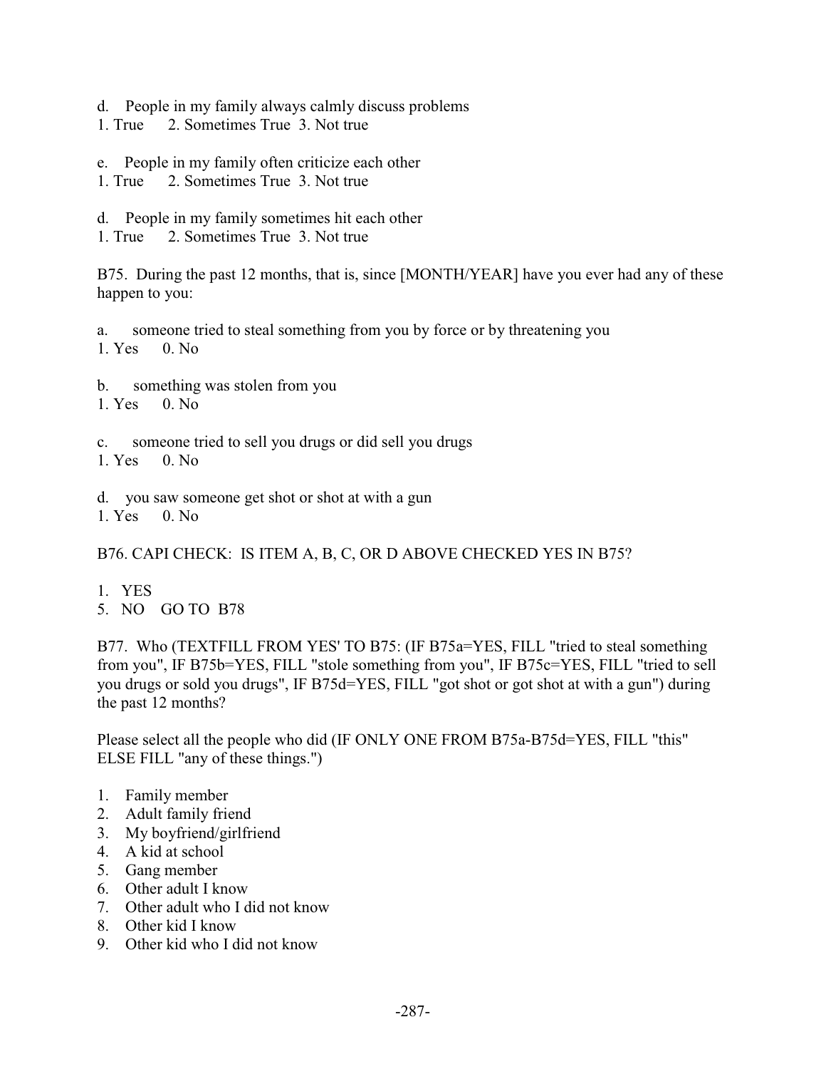d. People in my family always calmly discuss problems
1. True 2. Sometimes True 3. Not true

e. People in my family often criticize each other
1. True 2. Sometimes True 3. Not true

d. People in my family sometimes hit each other
1. True 2. Sometimes True 3. Not true

B75. During the past 12 months, that is, since [MONTH/YEAR] have you ever had any of these happen to you:

a. someone tried to steal something from you by force or by threatening you
1. Yes 0. No

b. something was stolen from you
1. Yes 0. No

c. someone tried to sell you drugs or did sell you drugs
1. Yes 0. No

d. you saw someone get shot or shot at with a gun
1. Yes 0. No

B76. CAPI CHECK: IS ITEM A, B, C, OR D ABOVE CHECKED YES IN B75?

1. YES
5. NO GO TO B78

B77. Who (TEXTFILL FROM YES' TO B75: (IF B75a=YES, FILL "tried to steal something from you", IF B75b=YES, FILL "stole something from you", IF B75c=YES, FILL "tried to sell you drugs or sold you drugs", IF B75d=YES, FILL "got shot or got shot at with a gun") during the past 12 months?

Please select all the people who did (IF ONLY ONE FROM B75a-B75d=YES, FILL "this" ELSE FILL "any of these things.")

1. Family member
2. Adult family friend
3. My boyfriend/girlfriend
4. A kid at school
5. Gang member
6. Other adult I know
7. Other adult who I did not know
8. Other kid I know
9. Other kid who I did not know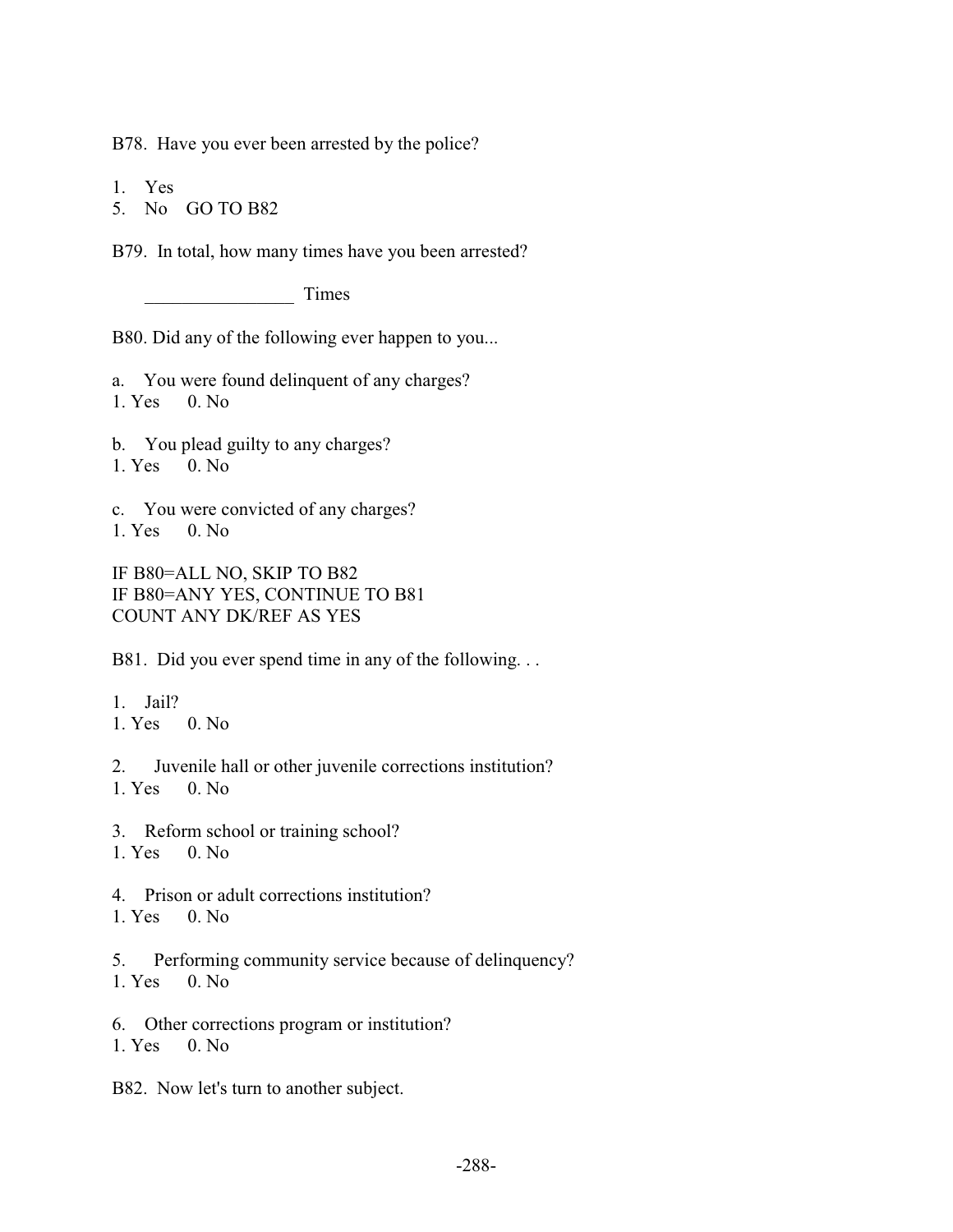B78. Have you ever been arrested by the police?

1. Yes
5. No GO TO B82

B79. In total, how many times have you been arrested?

________________ Times

B80. Did any of the following ever happen to you...

a. You were found delinquent of any charges?
1. Yes 0. No

b. You plead guilty to any charges?
1. Yes 0. No

c. You were convicted of any charges?
1. Yes 0. No

IF B80=ALL NO, SKIP TO B82
IF B80=ANY YES, CONTINUE TO B81
COUNT ANY DK/REF AS YES

B81. Did you ever spend time in any of the following. . .

1. Jail?
1. Yes 0. No

2. Juvenile hall or other juvenile corrections institution?
1. Yes 0. No

3. Reform school or training school?
1. Yes 0. No

4. Prison or adult corrections institution?
1. Yes 0. No

5. Performing community service because of delinquency?
1. Yes 0. No

6. Other corrections program or institution?
1. Yes 0. No

B82. Now let's turn to another subject.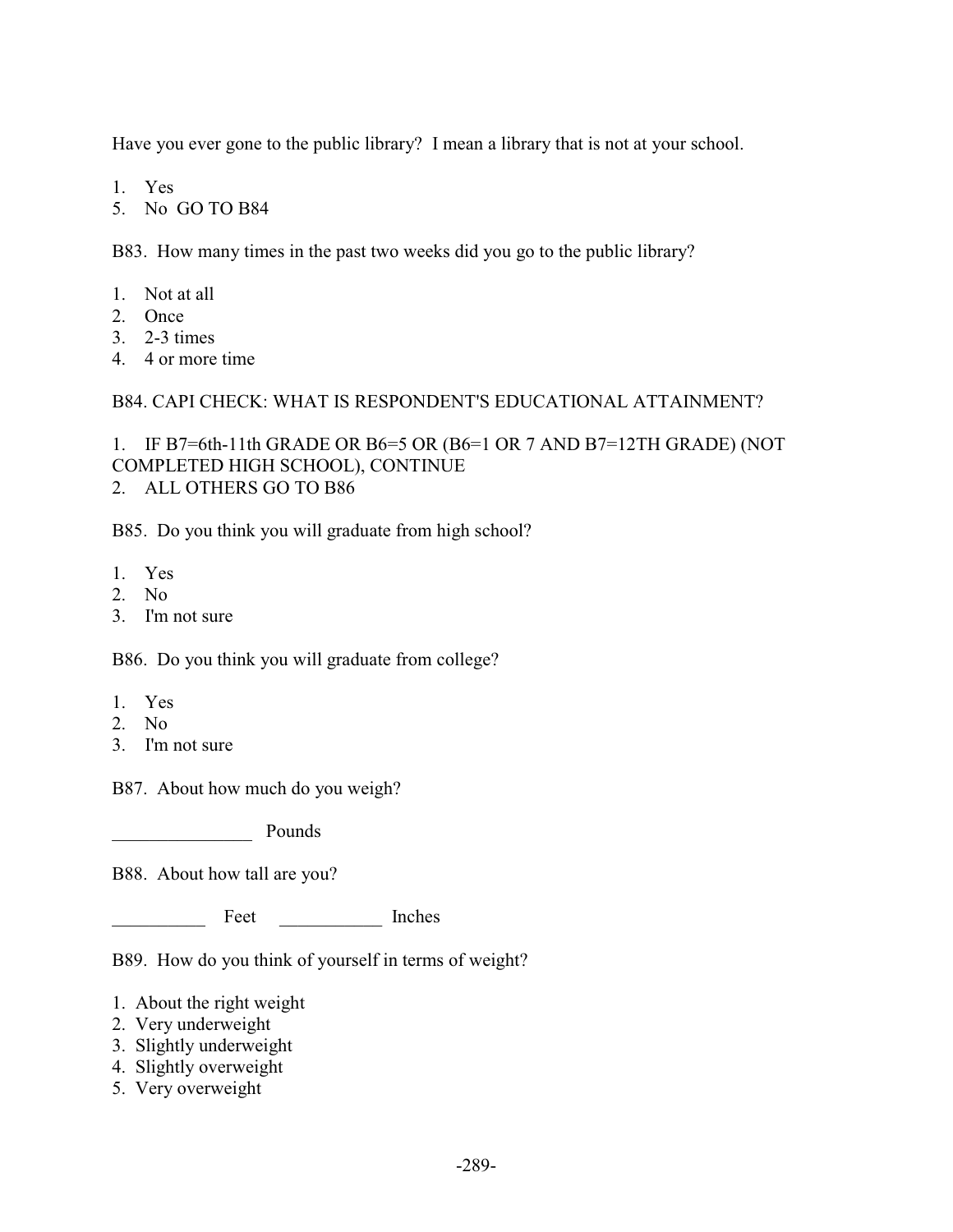Have you ever gone to the public library? I mean a library that is not at your school.

1. Yes
5. No GO TO B84

B83. How many times in the past two weeks did you go to the public library?

1. Not at all
2. Once
3. 2-3 times
4. 4 or more time

B84. CAPI CHECK: WHAT IS RESPONDENT'S EDUCATIONAL ATTAINMENT?

1. IF B7=6th-11th GRADE OR B6=5 OR (B6=1 OR 7 AND B7=12TH GRADE) (NOT COMPLETED HIGH SCHOOL), CONTINUE
2. ALL OTHERS GO TO B86

B85. Do you think you will graduate from high school?

1. Yes
2. No
3. I'm not sure

B86. Do you think you will graduate from college?

1. Yes
2. No
3. I'm not sure

B87. About how much do you weigh?

_______________ Pounds

B88. About how tall are you?

__________ Feet ___________ Inches

B89. How do you think of yourself in terms of weight?

1. About the right weight
2. Very underweight
3. Slightly underweight
4. Slightly overweight
5. Very overweight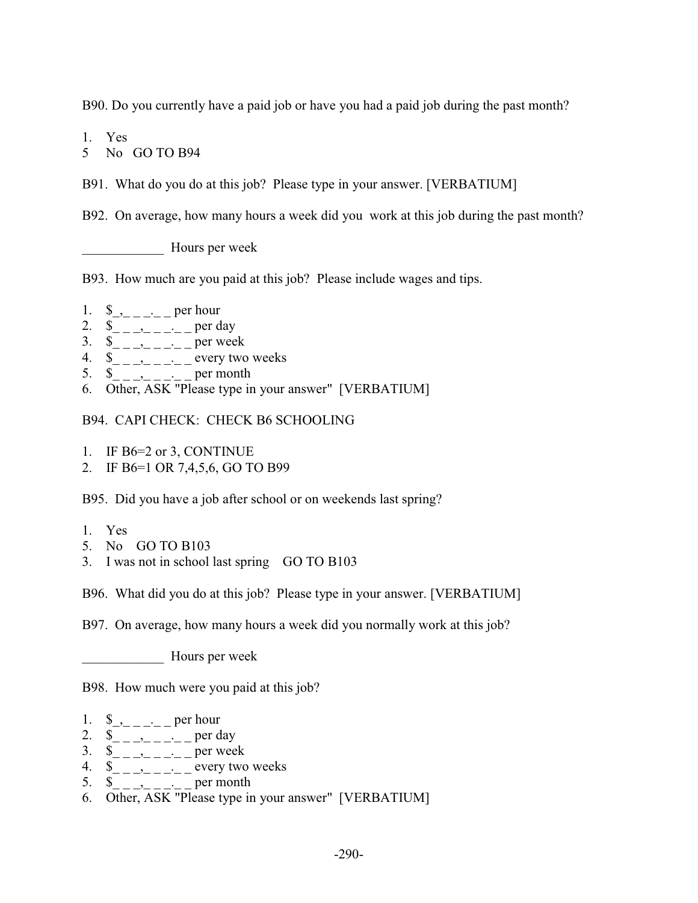B90. Do you currently have a paid job or have you had a paid job during the past month?

1. Yes
5 No GO TO B94

B91. What do you do at this job? Please type in your answer. [VERBATIUM]

B92. On average, how many hours a week did you work at this job during the past month?

____________ Hours per week

B93. How much are you paid at this job? Please include wages and tips.

1. $_,_ _ _._ _ per hour
2. $_ _ _,_ _ _._ _ per day
3. $_ _ _,_ _ _._ _ per week
4. $_ _ _,_ _ _._ _ every two weeks
5. $_ _ _,_ _ _._ _ per month
6. Other, ASK "Please type in your answer" [VERBATIUM]

B94. CAPI CHECK: CHECK B6 SCHOOLING

1. IF B6=2 or 3, CONTINUE
2. IF B6=1 OR 7,4,5,6, GO TO B99

B95. Did you have a job after school or on weekends last spring?

1. Yes
5. No GO TO B103
3. I was not in school last spring GO TO B103

B96. What did you do at this job? Please type in your answer. [VERBATIUM]

B97. On average, how many hours a week did you normally work at this job?

____________ Hours per week

B98. How much were you paid at this job?

1. $_,_ _ _._ _ per hour
2. $_ _ _,_ _ _._ _ per day
3. $_ _ _,_ _ _._ _ per week
4. $_ _ _,_ _ _._ _ every two weeks
5. $_ _ _,_ _ _._ _ per month
6. Other, ASK "Please type in your answer" [VERBATIUM]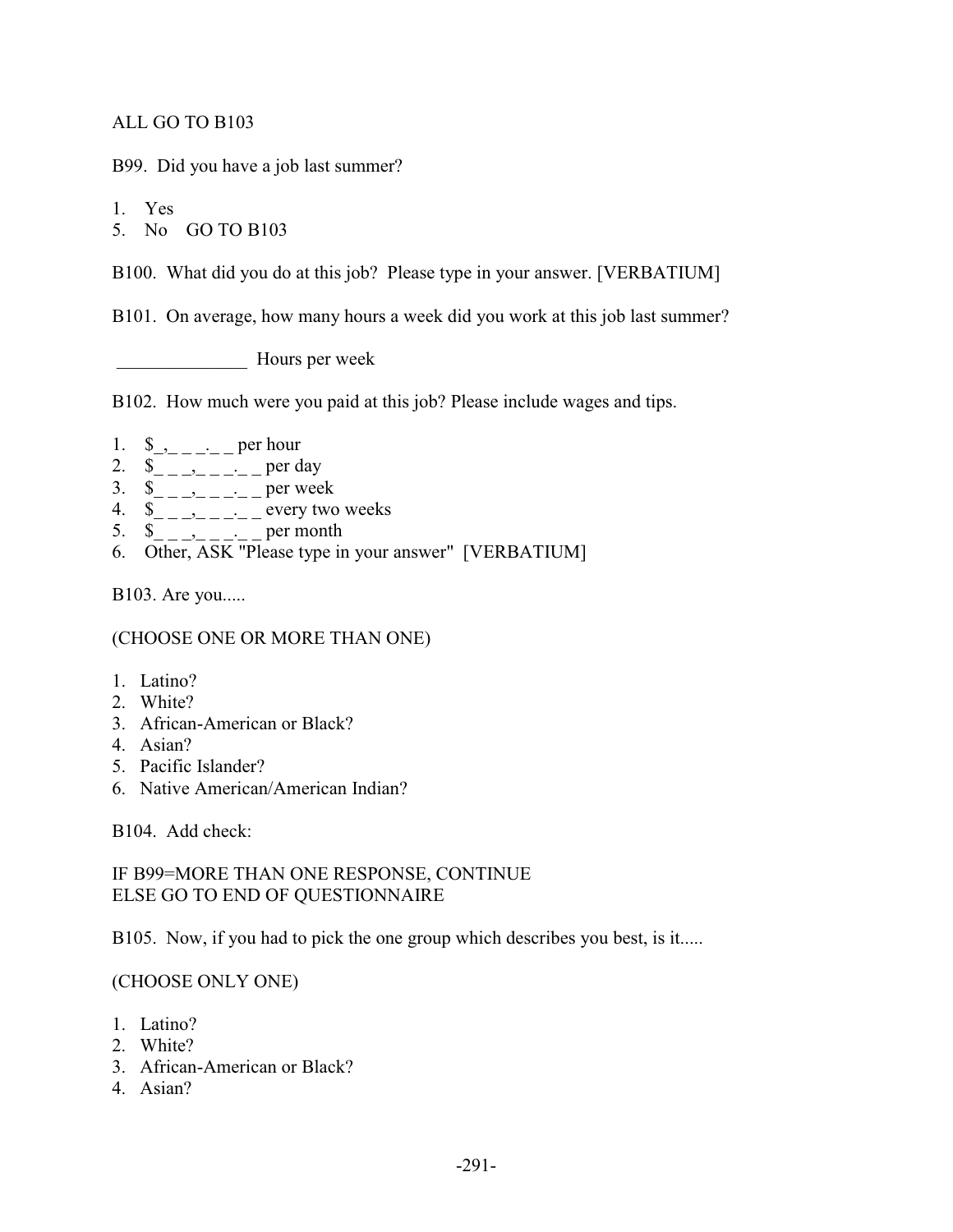ALL GO TO B103

B99. Did you have a job last summer?

1. Yes
5. No GO TO B103

B100. What did you do at this job? Please type in your answer. [VERBATIUM]

B101. On average, how many hours a week did you work at this job last summer?

______________ Hours per week

B102. How much were you paid at this job? Please include wages and tips.

1. $_,_ _ _._ _ per hour
2. $_ _ _,_ _ _._ _ per day
3. $_ _ _,_ _ _._ _ per week
4. $_ _ _,_ _ _._ _ every two weeks
5. $_ _ _,_ _ _._ _ per month
6. Other, ASK "Please type in your answer" [VERBATIUM]

B103. Are you.....

(CHOOSE ONE OR MORE THAN ONE)

1. Latino?
2. White?
3. African-American or Black?
4. Asian?
5. Pacific Islander?
6. Native American/American Indian?

B104. Add check:

IF B99=MORE THAN ONE RESPONSE, CONTINUE
ELSE GO TO END OF QUESTIONNAIRE

B105. Now, if you had to pick the one group which describes you best, is it.....

(CHOOSE ONLY ONE)

1. Latino?
2. White?
3. African-American or Black?
4. Asian?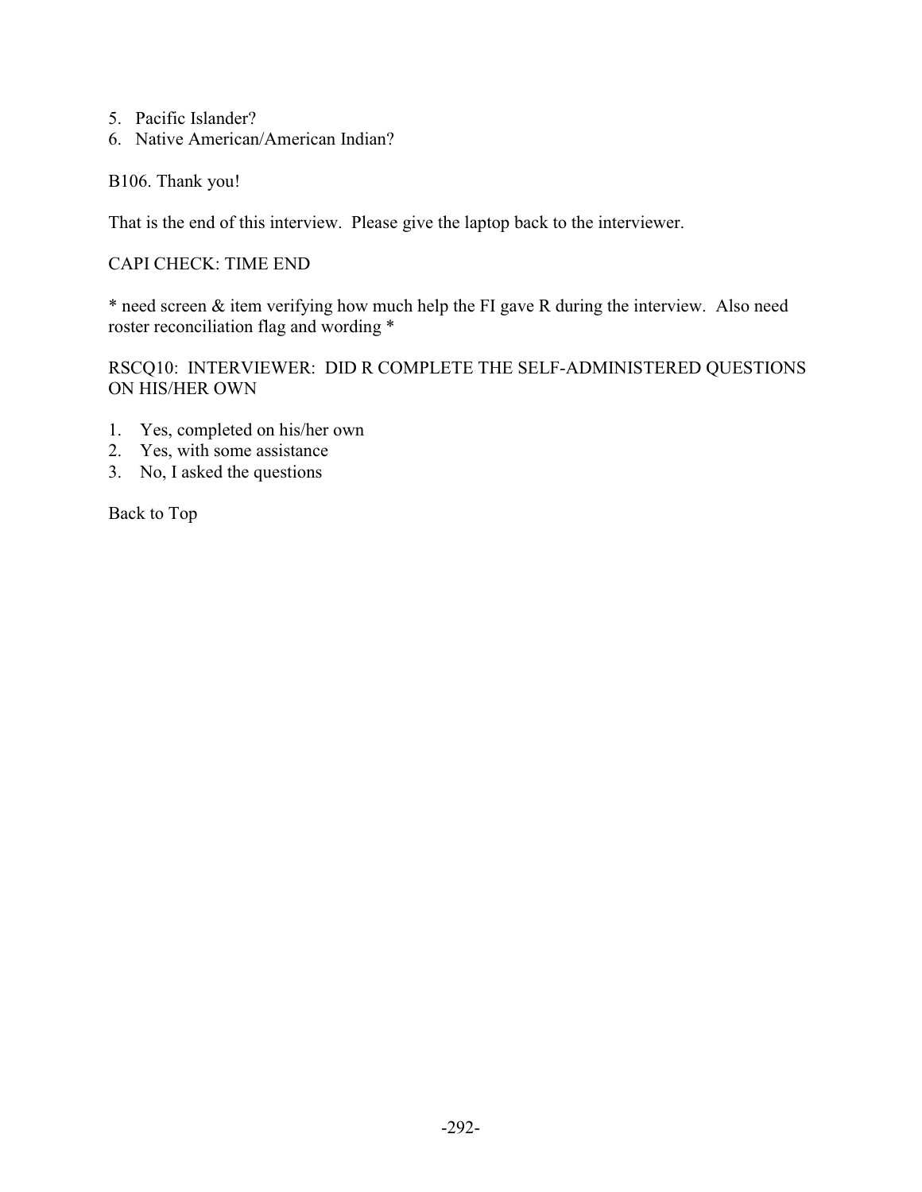5. Pacific Islander?
6. Native American/American Indian?

B106. Thank you!

That is the end of this interview. Please give the laptop back to the interviewer.

CAPI CHECK: TIME END

* need screen & item verifying how much help the FI gave R during the interview. Also need roster reconciliation flag and wording *

RSCQ10: INTERVIEWER: DID R COMPLETE THE SELF-ADMINISTERED QUESTIONS ON HIS/HER OWN

1. Yes, completed on his/her own
2. Yes, with some assistance
3. No, I asked the questions

Back to Top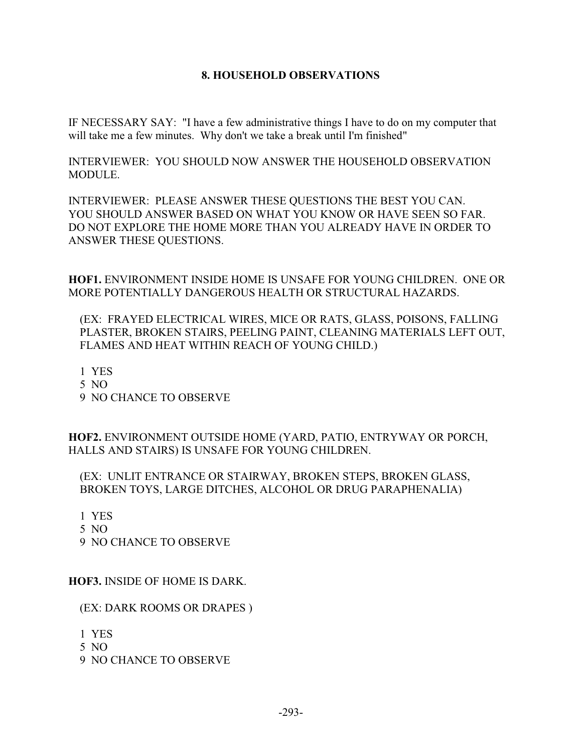## 8. HOUSEHOLD OBSERVATIONS

IF NECESSARY SAY: "I have a few administrative things I have to do on my computer that will take me a few minutes. Why don't we take a break until I'm finished"

INTERVIEWER: YOU SHOULD NOW ANSWER THE HOUSEHOLD OBSERVATION MODULE.

INTERVIEWER: PLEASE ANSWER THESE QUESTIONS THE BEST YOU CAN. YOU SHOULD ANSWER BASED ON WHAT YOU KNOW OR HAVE SEEN SO FAR. DO NOT EXPLORE THE HOME MORE THAN YOU ALREADY HAVE IN ORDER TO ANSWER THESE QUESTIONS.

**HOF1.** ENVIRONMENT INSIDE HOME IS UNSAFE FOR YOUNG CHILDREN. ONE OR MORE POTENTIALLY DANGEROUS HEALTH OR STRUCTURAL HAZARDS.

(EX: FRAYED ELECTRICAL WIRES, MICE OR RATS, GLASS, POISONS, FALLING PLASTER, BROKEN STAIRS, PEELING PAINT, CLEANING MATERIALS LEFT OUT, FLAMES AND HEAT WITHIN REACH OF YOUNG CHILD.)

1 YES
5 NO
9 NO CHANCE TO OBSERVE

**HOF2.** ENVIRONMENT OUTSIDE HOME (YARD, PATIO, ENTRYWAY OR PORCH, HALLS AND STAIRS) IS UNSAFE FOR YOUNG CHILDREN.

(EX: UNLIT ENTRANCE OR STAIRWAY, BROKEN STEPS, BROKEN GLASS, BROKEN TOYS, LARGE DITCHES, ALCOHOL OR DRUG PARAPHENALIA)

1 YES
5 NO
9 NO CHANCE TO OBSERVE

**HOF3.** INSIDE OF HOME IS DARK.

(EX: DARK ROOMS OR DRAPES )

1 YES
5 NO
9 NO CHANCE TO OBSERVE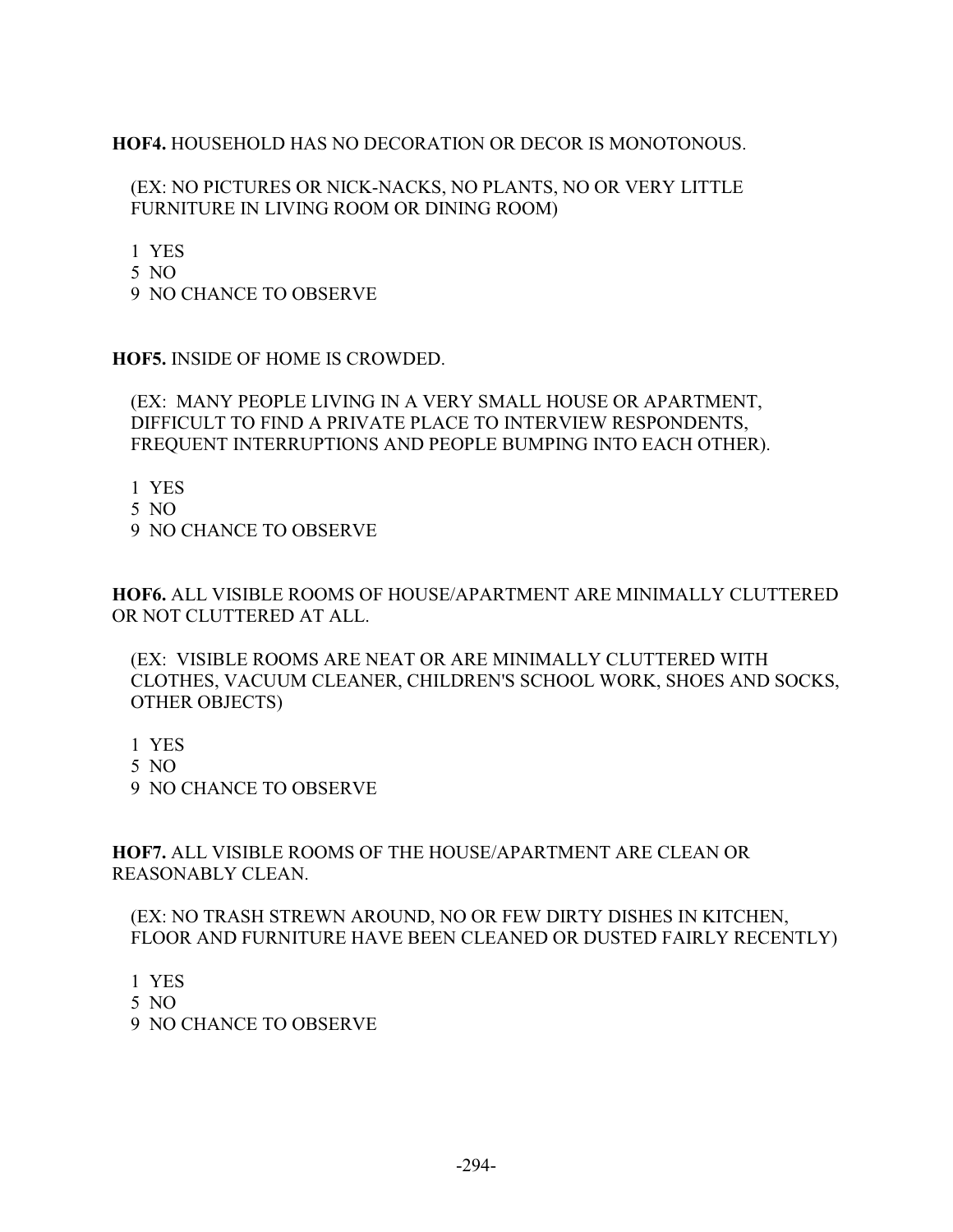**HOF4.** HOUSEHOLD HAS NO DECORATION OR DECOR IS MONOTONOUS.

(EX: NO PICTURES OR NICK-NACKS, NO PLANTS, NO OR VERY LITTLE FURNITURE IN LIVING ROOM OR DINING ROOM)

1 YES
5 NO
9 NO CHANCE TO OBSERVE

**HOF5.** INSIDE OF HOME IS CROWDED.

(EX: MANY PEOPLE LIVING IN A VERY SMALL HOUSE OR APARTMENT, DIFFICULT TO FIND A PRIVATE PLACE TO INTERVIEW RESPONDENTS, FREQUENT INTERRUPTIONS AND PEOPLE BUMPING INTO EACH OTHER).

1 YES
5 NO
9 NO CHANCE TO OBSERVE

**HOF6.** ALL VISIBLE ROOMS OF HOUSE/APARTMENT ARE MINIMALLY CLUTTERED OR NOT CLUTTERED AT ALL.

(EX: VISIBLE ROOMS ARE NEAT OR ARE MINIMALLY CLUTTERED WITH CLOTHES, VACUUM CLEANER, CHILDREN'S SCHOOL WORK, SHOES AND SOCKS, OTHER OBJECTS)

1 YES
5 NO
9 NO CHANCE TO OBSERVE

**HOF7.** ALL VISIBLE ROOMS OF THE HOUSE/APARTMENT ARE CLEAN OR REASONABLY CLEAN.

(EX: NO TRASH STREWN AROUND, NO OR FEW DIRTY DISHES IN KITCHEN, FLOOR AND FURNITURE HAVE BEEN CLEANED OR DUSTED FAIRLY RECENTLY)

1 YES
5 NO
9 NO CHANCE TO OBSERVE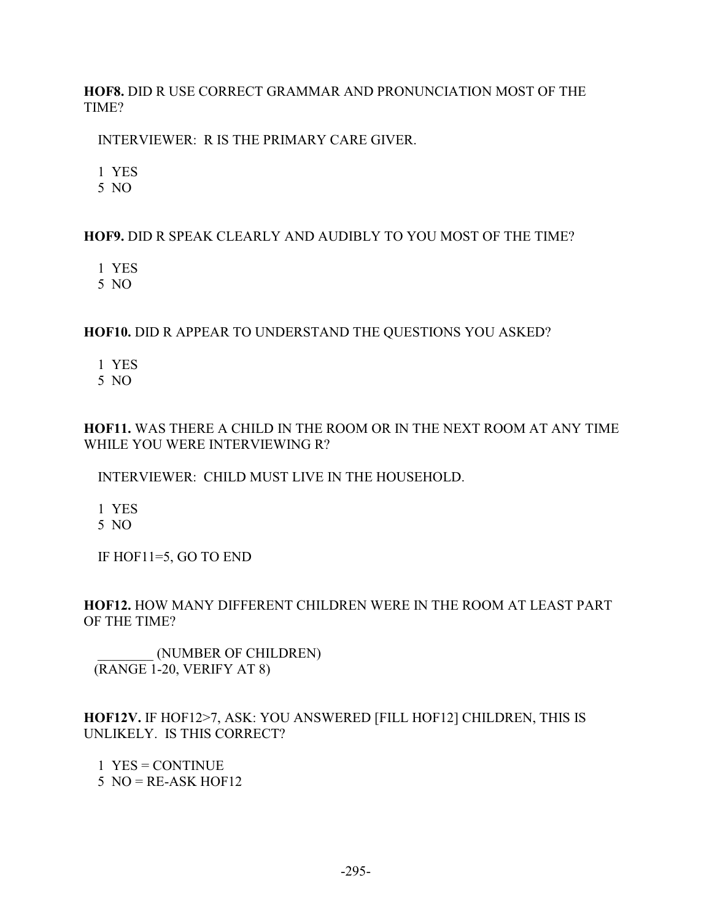**HOF8.** DID R USE CORRECT GRAMMAR AND PRONUNCIATION MOST OF THE TIME?

INTERVIEWER: R IS THE PRIMARY CARE GIVER.

1 YES
5 NO

**HOF9.** DID R SPEAK CLEARLY AND AUDIBLY TO YOU MOST OF THE TIME?

1 YES
5 NO

**HOF10.** DID R APPEAR TO UNDERSTAND THE QUESTIONS YOU ASKED?

1 YES
5 NO

**HOF11.** WAS THERE A CHILD IN THE ROOM OR IN THE NEXT ROOM AT ANY TIME WHILE YOU WERE INTERVIEWING R?

INTERVIEWER: CHILD MUST LIVE IN THE HOUSEHOLD.

1 YES
5 NO

IF HOF11=5, GO TO END

**HOF12.** HOW MANY DIFFERENT CHILDREN WERE IN THE ROOM AT LEAST PART OF THE TIME?

________ (NUMBER OF CHILDREN)
(RANGE 1-20, VERIFY AT 8)

**HOF12V.** IF HOF12>7, ASK: YOU ANSWERED [FILL HOF12] CHILDREN, THIS IS UNLIKELY. IS THIS CORRECT?

1 YES = CONTINUE
5 NO = RE-ASK HOF12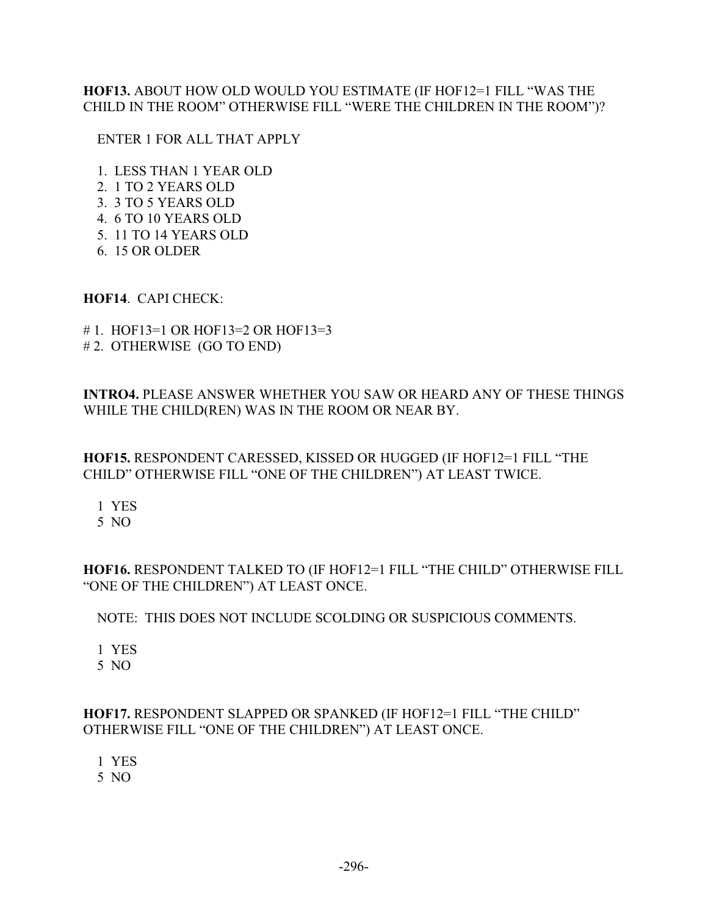**HOF13.** ABOUT HOW OLD WOULD YOU ESTIMATE (IF HOF12=1 FILL “WAS THE CHILD IN THE ROOM” OTHERWISE FILL “WERE THE CHILDREN IN THE ROOM”)?

ENTER 1 FOR ALL THAT APPLY

1. LESS THAN 1 YEAR OLD
2. 1 TO 2 YEARS OLD
3. 3 TO 5 YEARS OLD
4. 6 TO 10 YEARS OLD
5. 11 TO 14 YEARS OLD
6. 15 OR OLDER

**HOF14**. CAPI CHECK:

# 1. HOF13=1 OR HOF13=2 OR HOF13=3
# 2. OTHERWISE (GO TO END)

**INTRO4.** PLEASE ANSWER WHETHER YOU SAW OR HEARD ANY OF THESE THINGS WHILE THE CHILD(REN) WAS IN THE ROOM OR NEAR BY.

**HOF15.** RESPONDENT CARESSED, KISSED OR HUGGED (IF HOF12=1 FILL “THE CHILD” OTHERWISE FILL “ONE OF THE CHILDREN”) AT LEAST TWICE.

1 YES
5 NO

**HOF16.** RESPONDENT TALKED TO (IF HOF12=1 FILL “THE CHILD” OTHERWISE FILL “ONE OF THE CHILDREN”) AT LEAST ONCE.

NOTE: THIS DOES NOT INCLUDE SCOLDING OR SUSPICIOUS COMMENTS.

1 YES
5 NO

**HOF17.** RESPONDENT SLAPPED OR SPANKED (IF HOF12=1 FILL “THE CHILD” OTHERWISE FILL “ONE OF THE CHILDREN”) AT LEAST ONCE.

1 YES
5 NO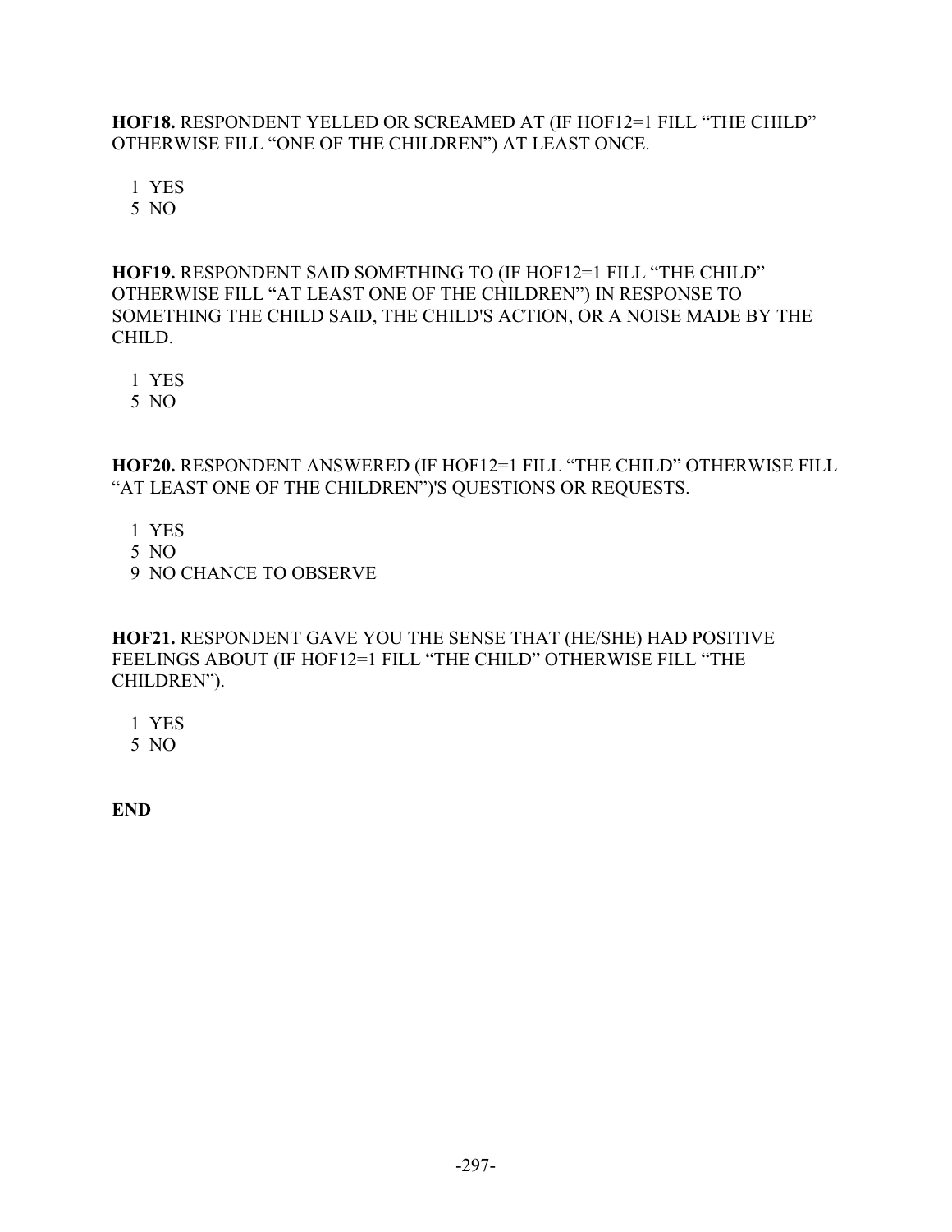**HOF18.** RESPONDENT YELLED OR SCREAMED AT (IF HOF12=1 FILL "THE CHILD" OTHERWISE FILL "ONE OF THE CHILDREN") AT LEAST ONCE.

1 YES
5 NO

**HOF19.** RESPONDENT SAID SOMETHING TO (IF HOF12=1 FILL "THE CHILD" OTHERWISE FILL "AT LEAST ONE OF THE CHILDREN") IN RESPONSE TO SOMETHING THE CHILD SAID, THE CHILD'S ACTION, OR A NOISE MADE BY THE CHILD.

1 YES
5 NO

**HOF20.** RESPONDENT ANSWERED (IF HOF12=1 FILL "THE CHILD" OTHERWISE FILL "AT LEAST ONE OF THE CHILDREN")'S QUESTIONS OR REQUESTS.

1 YES
5 NO
9 NO CHANCE TO OBSERVE

**HOF21.** RESPONDENT GAVE YOU THE SENSE THAT (HE/SHE) HAD POSITIVE FEELINGS ABOUT (IF HOF12=1 FILL "THE CHILD" OTHERWISE FILL "THE CHILDREN").

1 YES
5 NO

**END**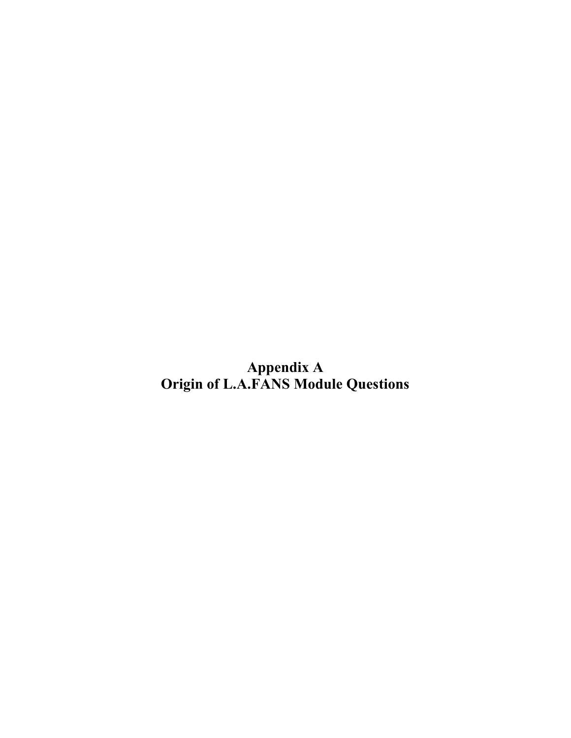# Appendix A
# Origin of L.A.FANS Module Questions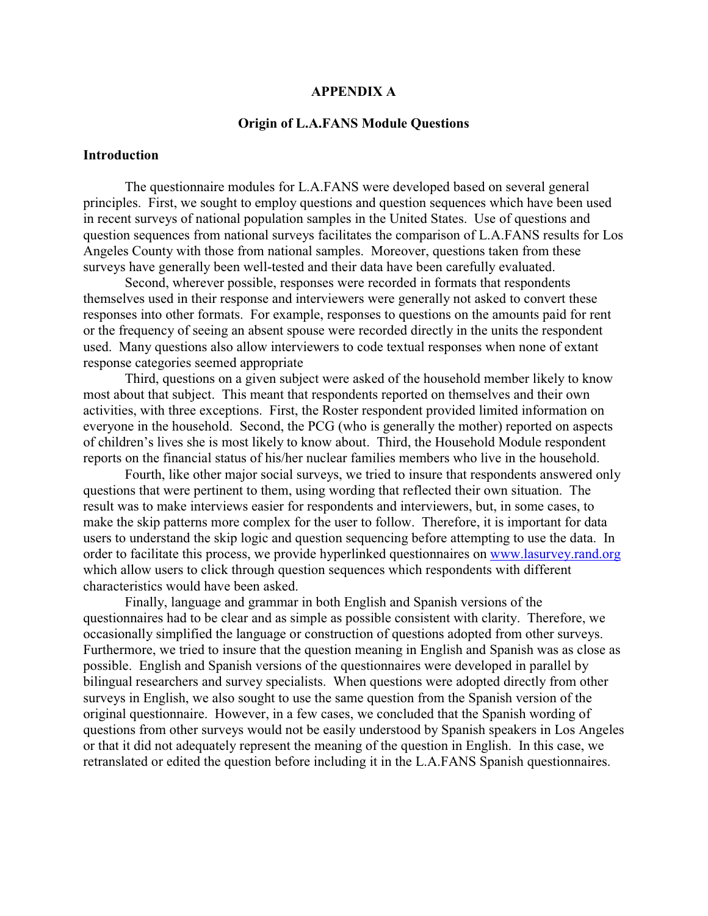# APPENDIX A

## Origin of L.A.FANS Module Questions

### Introduction

The questionnaire modules for L.A.FANS were developed based on several general principles. First, we sought to employ questions and question sequences which have been used in recent surveys of national population samples in the United States. Use of questions and question sequences from national surveys facilitates the comparison of L.A.FANS results for Los Angeles County with those from national samples. Moreover, questions taken from these surveys have generally been well-tested and their data have been carefully evaluated.

Second, wherever possible, responses were recorded in formats that respondents themselves used in their response and interviewers were generally not asked to convert these responses into other formats. For example, responses to questions on the amounts paid for rent or the frequency of seeing an absent spouse were recorded directly in the units the respondent used. Many questions also allow interviewers to code textual responses when none of extant response categories seemed appropriate

Third, questions on a given subject were asked of the household member likely to know most about that subject. This meant that respondents reported on themselves and their own activities, with three exceptions. First, the Roster respondent provided limited information on everyone in the household. Second, the PCG (who is generally the mother) reported on aspects of children's lives she is most likely to know about. Third, the Household Module respondent reports on the financial status of his/her nuclear families members who live in the household.

Fourth, like other major social surveys, we tried to insure that respondents answered only questions that were pertinent to them, using wording that reflected their own situation. The result was to make interviews easier for respondents and interviewers, but, in some cases, to make the skip patterns more complex for the user to follow. Therefore, it is important for data users to understand the skip logic and question sequencing before attempting to use the data. In order to facilitate this process, we provide hyperlinked questionnaires on www.lasurvey.rand.org which allow users to click through question sequences which respondents with different characteristics would have been asked.

Finally, language and grammar in both English and Spanish versions of the questionnaires had to be clear and as simple as possible consistent with clarity. Therefore, we occasionally simplified the language or construction of questions adopted from other surveys. Furthermore, we tried to insure that the question meaning in English and Spanish was as close as possible. English and Spanish versions of the questionnaires were developed in parallel by bilingual researchers and survey specialists. When questions were adopted directly from other surveys in English, we also sought to use the same question from the Spanish version of the original questionnaire. However, in a few cases, we concluded that the Spanish wording of questions from other surveys would not be easily understood by Spanish speakers in Los Angeles or that it did not adequately represent the meaning of the question in English. In this case, we retranslated or edited the question before including it in the L.A.FANS Spanish questionnaires.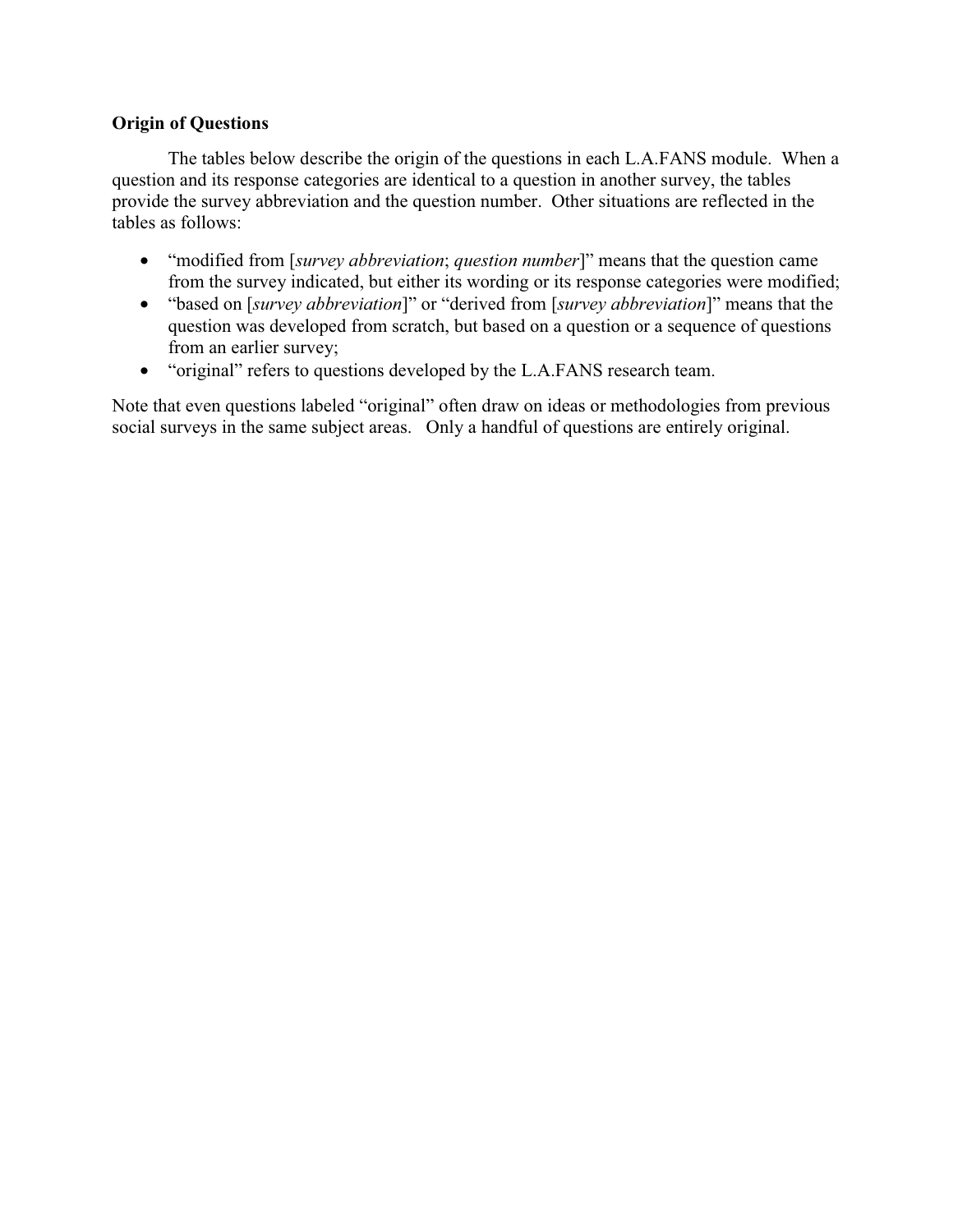**Origin of Questions**

The tables below describe the origin of the questions in each L.A.FANS module. When a question and its response categories are identical to a question in another survey, the tables provide the survey abbreviation and the question number. Other situations are reflected in the tables as follows:

- "modified from [*survey abbreviation*; *question number*]" means that the question came from the survey indicated, but either its wording or its response categories were modified;
- "based on [*survey abbreviation*]" or "derived from [*survey abbreviation*]" means that the question was developed from scratch, but based on a question or a sequence of questions from an earlier survey;
- "original" refers to questions developed by the L.A.FANS research team.

Note that even questions labeled "original" often draw on ideas or methodologies from previous social surveys in the same subject areas. Only a handful of questions are entirely original.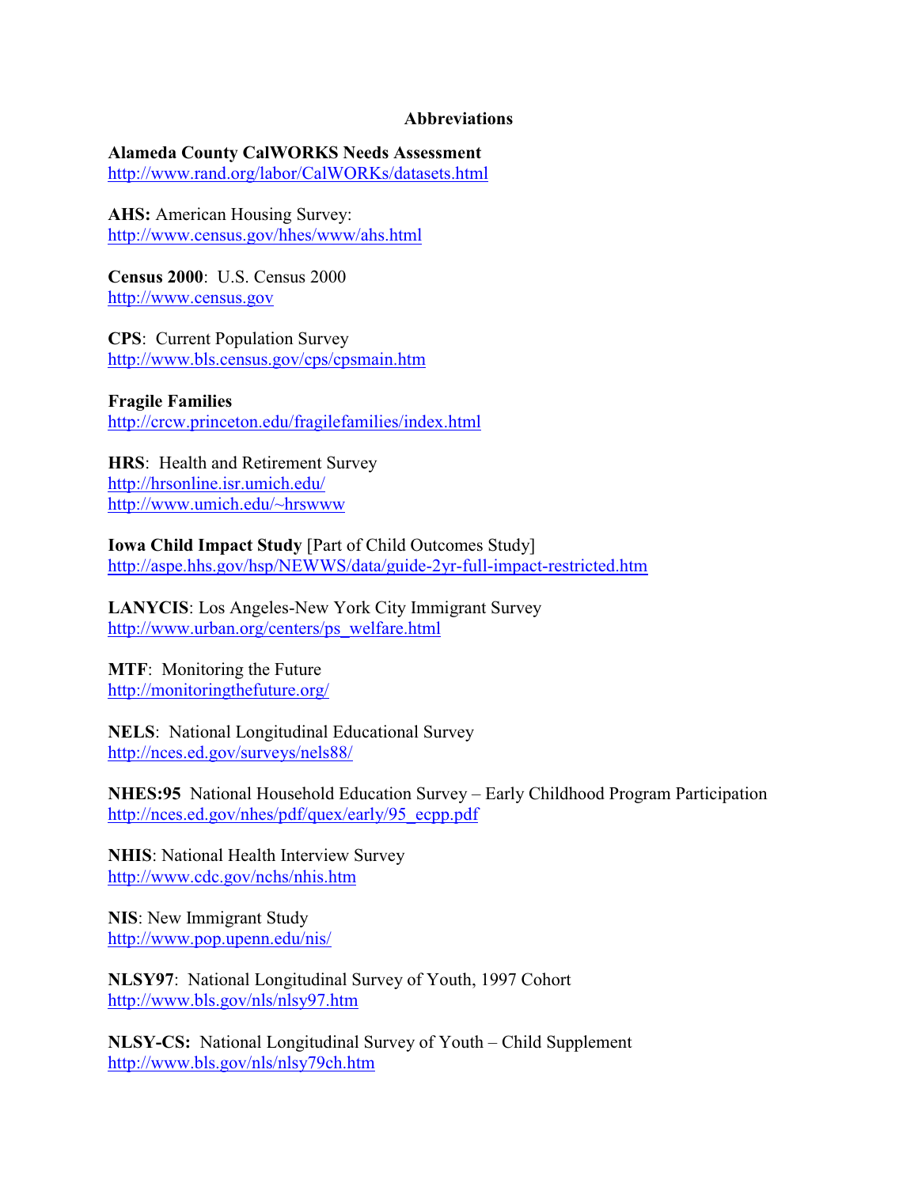# Abbreviations

**Alameda County CalWORKS Needs Assessment**
http://www.rand.org/labor/CalWORKs/datasets.html

**AHS:** American Housing Survey:
http://www.census.gov/hhes/www/ahs.html

**Census 2000**: U.S. Census 2000
http://www.census.gov

**CPS**: Current Population Survey
http://www.bls.census.gov/cps/cpsmain.htm

**Fragile Families**
http://crcw.princeton.edu/fragilefamilies/index.html

**HRS**: Health and Retirement Survey
http://hrsonline.isr.umich.edu/
http://www.umich.edu/~hrswww

**Iowa Child Impact Study** [Part of Child Outcomes Study]
http://aspe.hhs.gov/hsp/NEWWS/data/guide-2yr-full-impact-restricted.htm

**LANYCIS**: Los Angeles-New York City Immigrant Survey
http://www.urban.org/centers/ps_welfare.html

**MTF**: Monitoring the Future
http://monitoringthefuture.org/

**NELS**: National Longitudinal Educational Survey
http://nces.ed.gov/surveys/nels88/

**NHES:95** National Household Education Survey – Early Childhood Program Participation
http://nces.ed.gov/nhes/pdf/quex/early/95_ecpp.pdf

**NHIS**: National Health Interview Survey
http://www.cdc.gov/nchs/nhis.htm

**NIS**: New Immigrant Study
http://www.pop.upenn.edu/nis/

**NLSY97**: National Longitudinal Survey of Youth, 1997 Cohort
http://www.bls.gov/nls/nlsy97.htm

**NLSY-CS:** National Longitudinal Survey of Youth – Child Supplement
http://www.bls.gov/nls/nlsy79ch.htm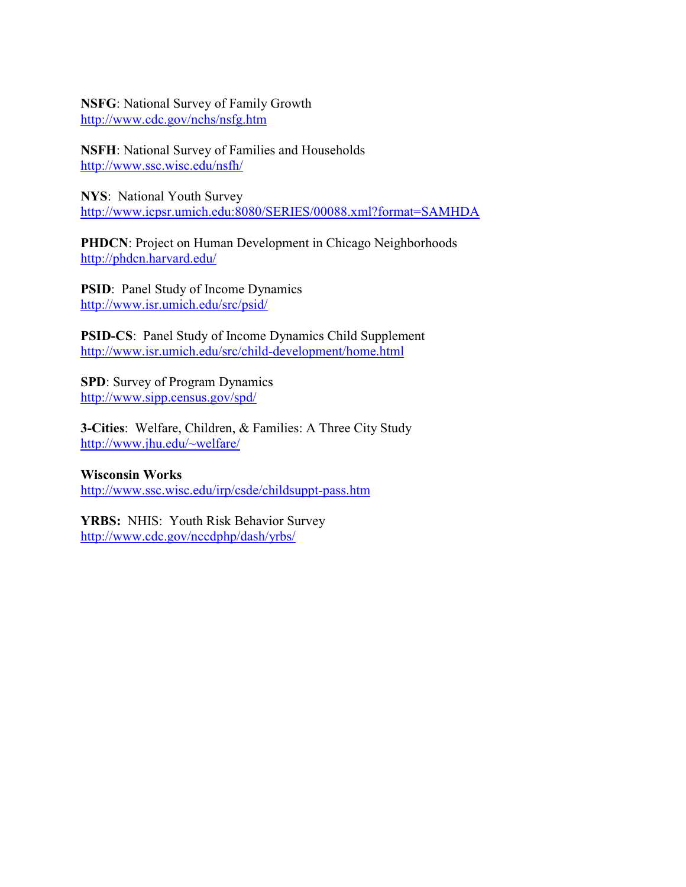**NSFG**: National Survey of Family Growth
http://www.cdc.gov/nchs/nsfg.htm

**NSFH**: National Survey of Families and Households
http://www.ssc.wisc.edu/nsfh/

**NYS**: National Youth Survey
http://www.icpsr.umich.edu:8080/SERIES/00088.xml?format=SAMHDA

**PHDCN**: Project on Human Development in Chicago Neighborhoods
http://phdcn.harvard.edu/

**PSID**: Panel Study of Income Dynamics
http://www.isr.umich.edu/src/psid/

**PSID-CS**: Panel Study of Income Dynamics Child Supplement
http://www.isr.umich.edu/src/child-development/home.html

**SPD**: Survey of Program Dynamics
http://www.sipp.census.gov/spd/

**3-Cities**: Welfare, Children, & Families: A Three City Study
http://www.jhu.edu/~welfare/

**Wisconsin Works**
http://www.ssc.wisc.edu/irp/csde/childsuppt-pass.htm

**YRBS:** NHIS: Youth Risk Behavior Survey
http://www.cdc.gov/nccdphp/dash/yrbs/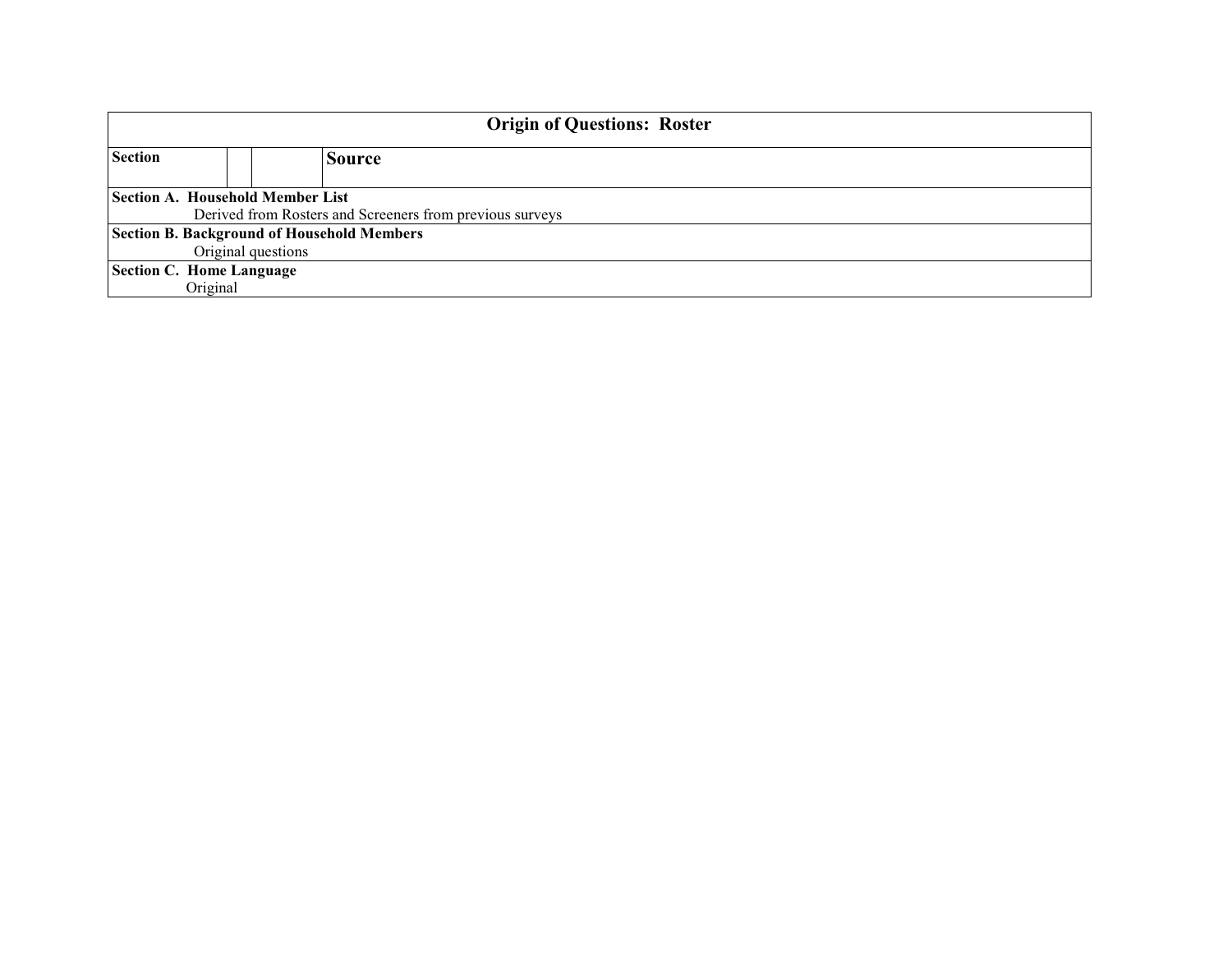| Origin of Questions: Roster | | | |
|---|---|---|---|
| **Section** | | | **Source** |
| **Section A. Household Member List** | | | |
| Derived from Rosters and Screeners from previous surveys | | | |
| **Section B. Background of Household Members** | | | |
| Original questions | | | |
| **Section C. Home Language** | | | |
| Original | | | |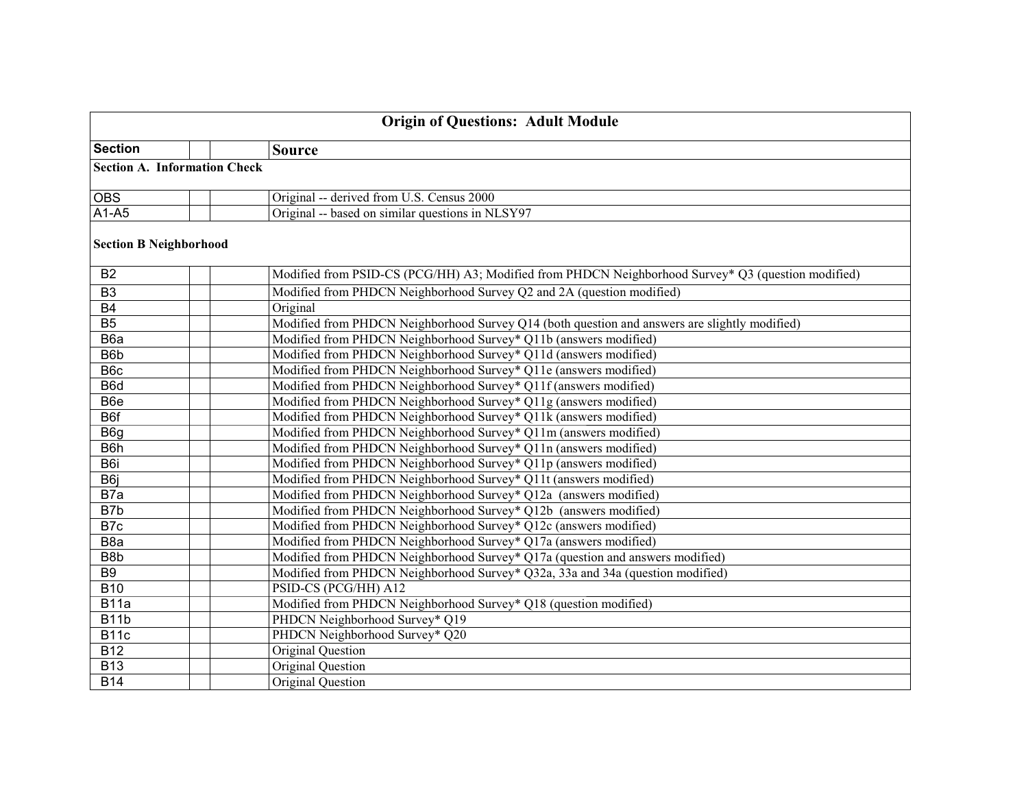| Origin of Questions: Adult Module | | | |
|---|---|---|---|
| **Section** | | | **Source** |
| **Section A. Information Check** | | | |
| OBS | | | Original -- derived from U.S. Census 2000 |
| A1-A5 | | | Original -- based on similar questions in NLSY97 |
| **Section B Neighborhood** | | | |
| B2 | | | Modified from PSID-CS (PCG/HH) A3; Modified from PHDCN Neighborhood Survey* Q3 (question modified) |
| B3 | | | Modified from PHDCN Neighborhood Survey Q2 and 2A (question modified) |
| B4 | | | Original |
| B5 | | | Modified from PHDCN Neighborhood Survey Q14 (both question and answers are slightly modified) |
| B6a | | | Modified from PHDCN Neighborhood Survey* Q11b (answers modified) |
| B6b | | | Modified from PHDCN Neighborhood Survey* Q11d (answers modified) |
| B6c | | | Modified from PHDCN Neighborhood Survey* Q11e (answers modified) |
| B6d | | | Modified from PHDCN Neighborhood Survey* Q11f (answers modified) |
| B6e | | | Modified from PHDCN Neighborhood Survey* Q11g (answers modified) |
| B6f | | | Modified from PHDCN Neighborhood Survey* Q11k (answers modified) |
| B6g | | | Modified from PHDCN Neighborhood Survey* Q11m (answers modified) |
| B6h | | | Modified from PHDCN Neighborhood Survey* Q11n (answers modified) |
| B6i | | | Modified from PHDCN Neighborhood Survey* Q11p (answers modified) |
| B6j | | | Modified from PHDCN Neighborhood Survey* Q11t (answers modified) |
| B7a | | | Modified from PHDCN Neighborhood Survey* Q12a (answers modified) |
| B7b | | | Modified from PHDCN Neighborhood Survey* Q12b (answers modified) |
| B7c | | | Modified from PHDCN Neighborhood Survey* Q12c (answers modified) |
| B8a | | | Modified from PHDCN Neighborhood Survey* Q17a (answers modified) |
| B8b | | | Modified from PHDCN Neighborhood Survey* Q17a (question and answers modified) |
| B9 | | | Modified from PHDCN Neighborhood Survey* Q32a, 33a and 34a (question modified) |
| B10 | | | PSID-CS (PCG/HH) A12 |
| B11a | | | Modified from PHDCN Neighborhood Survey* Q18 (question modified) |
| B11b | | | PHDCN Neighborhood Survey* Q19 |
| B11c | | | PHDCN Neighborhood Survey* Q20 |
| B12 | | | Original Question |
| B13 | | | Original Question |
| B14 | | | Original Question |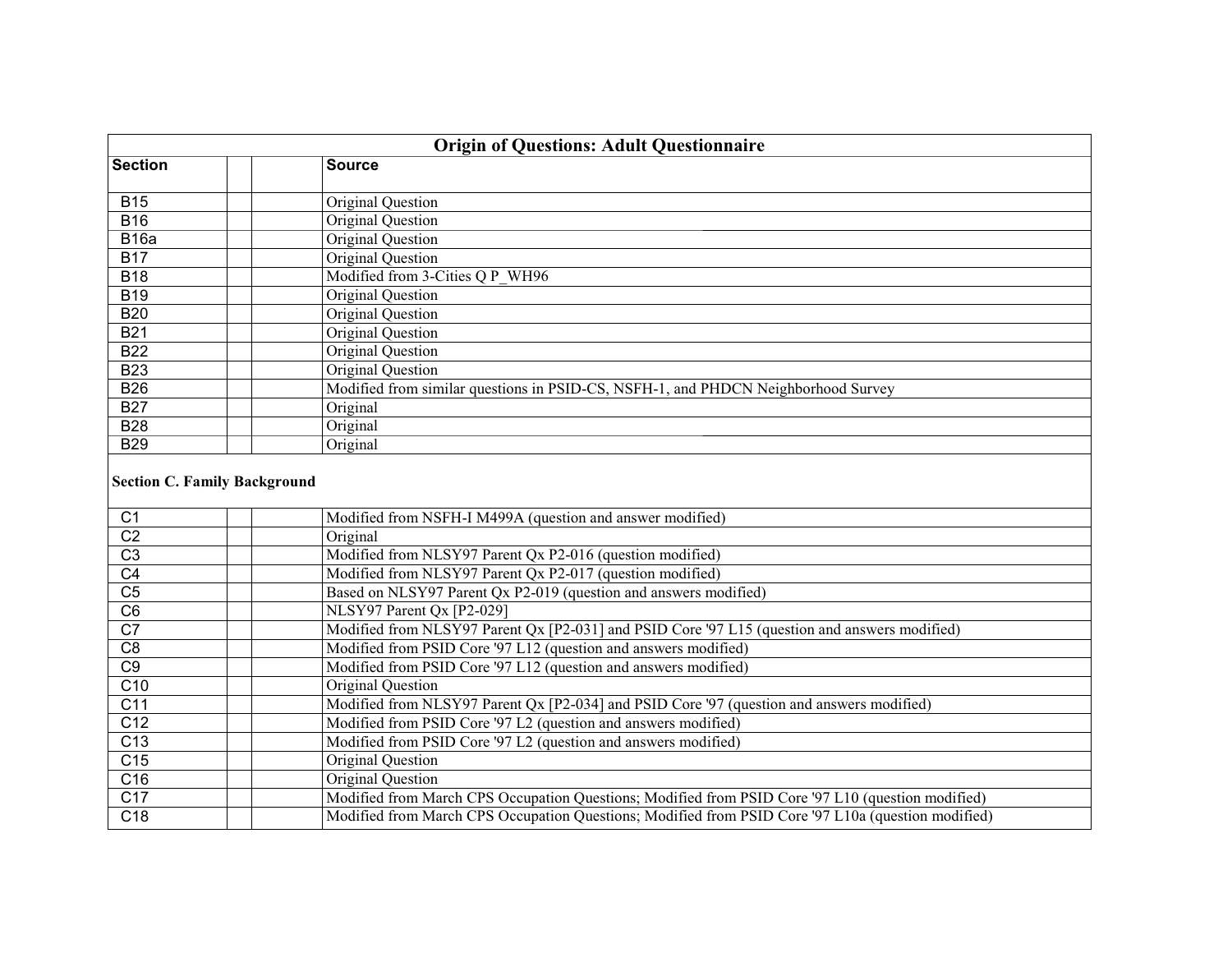| Origin of Questions: Adult Questionnaire | | | |
|---|---|---|---|
| **Section** | | | **Source** |
| B15 | | | Original Question |
| B16 | | | Original Question |
| B16a | | | Original Question |
| B17 | | | Original Question |
| B18 | | | Modified from 3-Cities Q P_WH96 |
| B19 | | | Original Question |
| B20 | | | Original Question |
| B21 | | | Original Question |
| B22 | | | Original Question |
| B23 | | | Original Question |
| B26 | | | Modified from similar questions in PSID-CS, NSFH-1, and PHDCN Neighborhood Survey |
| B27 | | | Original |
| B28 | | | Original |
| B29 | | | Original |
| **Section C. Family Background** | | | |
| C1 | | | Modified from NSFH-I M499A (question and answer modified) |
| C2 | | | Original |
| C3 | | | Modified from NLSY97 Parent Qx P2-016 (question modified) |
| C4 | | | Modified from NLSY97 Parent Qx P2-017 (question modified) |
| C5 | | | Based on NLSY97 Parent Qx P2-019 (question and answers modified) |
| C6 | | | NLSY97 Parent Qx [P2-029] |
| C7 | | | Modified from NLSY97 Parent Qx [P2-031] and PSID Core '97 L15 (question and answers modified) |
| C8 | | | Modified from PSID Core '97 L12 (question and answers modified) |
| C9 | | | Modified from PSID Core '97 L12 (question and answers modified) |
| C10 | | | Original Question |
| C11 | | | Modified from NLSY97 Parent Qx [P2-034] and PSID Core '97 (question and answers modified) |
| C12 | | | Modified from PSID Core '97 L2 (question and answers modified) |
| C13 | | | Modified from PSID Core '97 L2 (question and answers modified) |
| C15 | | | Original Question |
| C16 | | | Original Question |
| C17 | | | Modified from March CPS Occupation Questions; Modified from PSID Core '97 L10 (question modified) |
| C18 | | | Modified from March CPS Occupation Questions; Modified from PSID Core '97 L10a (question modified) |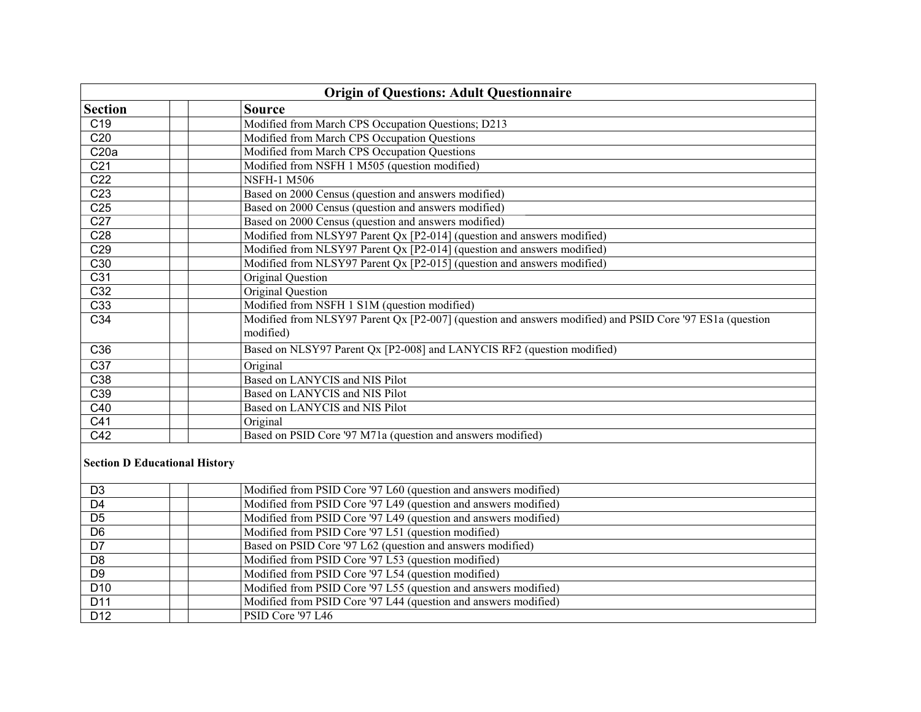| Origin of Questions: Adult Questionnaire | | | |
|---|---|---|---|
| **Section** | | | **Source** |
| C19 | | | Modified from March CPS Occupation Questions; D213 |
| C20 | | | Modified from March CPS Occupation Questions |
| C20a | | | Modified from March CPS Occupation Questions |
| C21 | | | Modified from NSFH 1 M505 (question modified) |
| C22 | | | NSFH-1 M506 |
| C23 | | | Based on 2000 Census (question and answers modified) |
| C25 | | | Based on 2000 Census (question and answers modified) |
| C27 | | | Based on 2000 Census (question and answers modified) |
| C28 | | | Modified from NLSY97 Parent Qx [P2-014] (question and answers modified) |
| C29 | | | Modified from NLSY97 Parent Qx [P2-014] (question and answers modified) |
| C30 | | | Modified from NLSY97 Parent Qx [P2-015] (question and answers modified) |
| C31 | | | Original Question |
| C32 | | | Original Question |
| C33 | | | Modified from NSFH 1 S1M (question modified) |
| C34 | | | Modified from NLSY97 Parent Qx [P2-007] (question and answers modified) and PSID Core '97 ES1a (question modified) |
| C36 | | | Based on NLSY97 Parent Qx [P2-008] and LANYCIS RF2 (question modified) |
| C37 | | | Original |
| C38 | | | Based on LANYCIS and NIS Pilot |
| C39 | | | Based on LANYCIS and NIS Pilot |
| C40 | | | Based on LANYCIS and NIS Pilot |
| C41 | | | Original |
| C42 | | | Based on PSID Core '97 M71a (question and answers modified) |
| **Section D Educational History** | | | |
| D3 | | | Modified from PSID Core '97 L60 (question and answers modified) |
| D4 | | | Modified from PSID Core '97 L49 (question and answers modified) |
| D5 | | | Modified from PSID Core '97 L49 (question and answers modified) |
| D6 | | | Modified from PSID Core '97 L51 (question modified) |
| D7 | | | Based on PSID Core '97 L62 (question and answers modified) |
| D8 | | | Modified from PSID Core '97 L53 (question modified) |
| D9 | | | Modified from PSID Core '97 L54 (question modified) |
| D10 | | | Modified from PSID Core '97 L55 (question and answers modified) |
| D11 | | | Modified from PSID Core '97 L44 (question and answers modified) |
| D12 | | | PSID Core '97 L46 |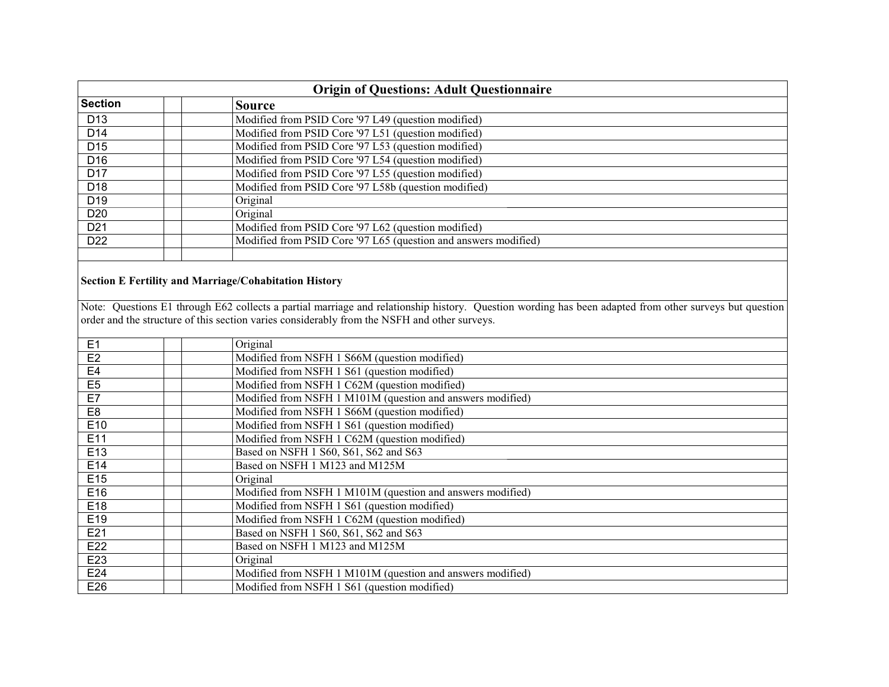| Origin of Questions: Adult Questionnaire | | | |
|---|---|---|---|
| **Section** | | | **Source** |
| D13 | | | Modified from PSID Core '97 L49 (question modified) |
| D14 | | | Modified from PSID Core '97 L51 (question modified) |
| D15 | | | Modified from PSID Core '97 L53 (question modified) |
| D16 | | | Modified from PSID Core '97 L54 (question modified) |
| D17 | | | Modified from PSID Core '97 L55 (question modified) |
| D18 | | | Modified from PSID Core '97 L58b (question modified) |
| D19 | | | Original |
| D20 | | | Original |
| D21 | | | Modified from PSID Core '97 L62 (question modified) |
| D22 | | | Modified from PSID Core '97 L65 (question and answers modified) |
| | | | |
| **Section E Fertility and Marriage/Cohabitation History** | | | |
| Note: Questions E1 through E62 collects a partial marriage and relationship history. Question wording has been adapted from other surveys but question order and the structure of this section varies considerably from the NSFH and other surveys. | | | |
| E1 | | | Original |
| E2 | | | Modified from NSFH 1 S66M (question modified) |
| E4 | | | Modified from NSFH 1 S61 (question modified) |
| E5 | | | Modified from NSFH 1 C62M (question modified) |
| E7 | | | Modified from NSFH 1 M101M (question and answers modified) |
| E8 | | | Modified from NSFH 1 S66M (question modified) |
| E10 | | | Modified from NSFH 1 S61 (question modified) |
| E11 | | | Modified from NSFH 1 C62M (question modified) |
| E13 | | | Based on NSFH 1 S60, S61, S62 and S63 |
| E14 | | | Based on NSFH 1 M123 and M125M |
| E15 | | | Original |
| E16 | | | Modified from NSFH 1 M101M (question and answers modified) |
| E18 | | | Modified from NSFH 1 S61 (question modified) |
| E19 | | | Modified from NSFH 1 C62M (question modified) |
| E21 | | | Based on NSFH 1 S60, S61, S62 and S63 |
| E22 | | | Based on NSFH 1 M123 and M125M |
| E23 | | | Original |
| E24 | | | Modified from NSFH 1 M101M (question and answers modified) |
| E26 | | | Modified from NSFH 1 S61 (question modified) |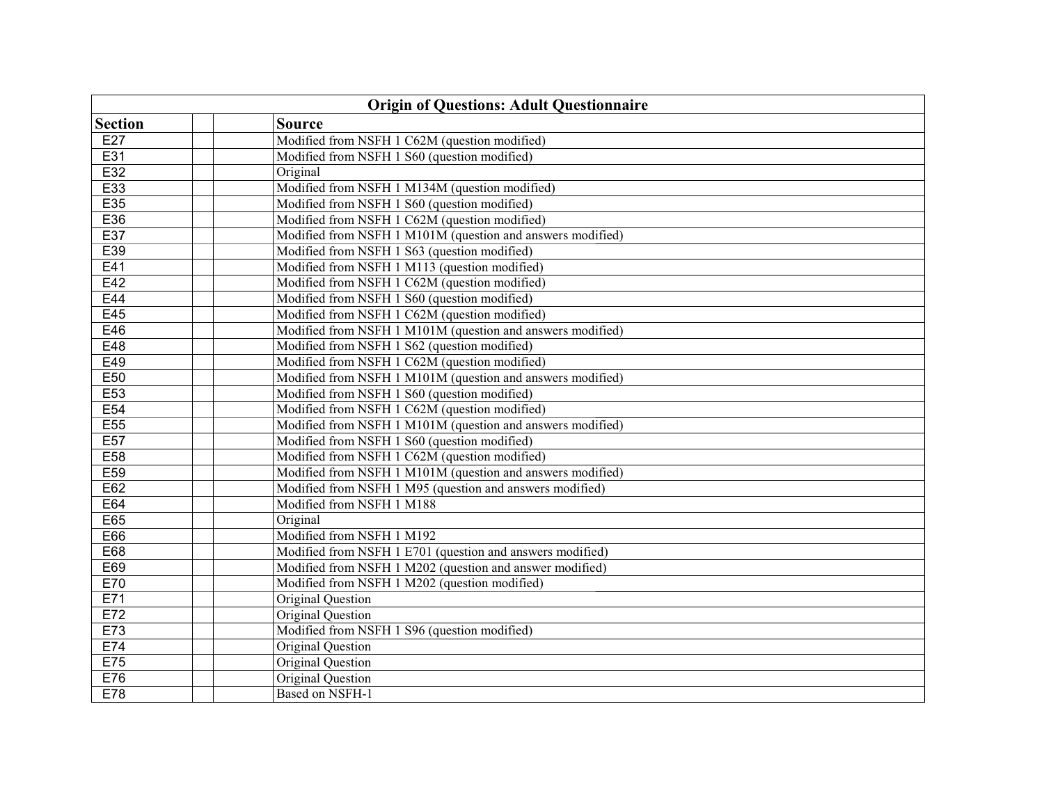| Origin of Questions: Adult Questionnaire | | | |
|---|---|---|---|
| **Section** | | | **Source** |
| E27 | | | Modified from NSFH 1 C62M (question modified) |
| E31 | | | Modified from NSFH 1 S60 (question modified) |
| E32 | | | Original |
| E33 | | | Modified from NSFH 1 M134M (question modified) |
| E35 | | | Modified from NSFH 1 S60 (question modified) |
| E36 | | | Modified from NSFH 1 C62M (question modified) |
| E37 | | | Modified from NSFH 1 M101M (question and answers modified) |
| E39 | | | Modified from NSFH 1 S63 (question modified) |
| E41 | | | Modified from NSFH 1 M113 (question modified) |
| E42 | | | Modified from NSFH 1 C62M (question modified) |
| E44 | | | Modified from NSFH 1 S60 (question modified) |
| E45 | | | Modified from NSFH 1 C62M (question modified) |
| E46 | | | Modified from NSFH 1 M101M (question and answers modified) |
| E48 | | | Modified from NSFH 1 S62 (question modified) |
| E49 | | | Modified from NSFH 1 C62M (question modified) |
| E50 | | | Modified from NSFH 1 M101M (question and answers modified) |
| E53 | | | Modified from NSFH 1 S60 (question modified) |
| E54 | | | Modified from NSFH 1 C62M (question modified) |
| E55 | | | Modified from NSFH 1 M101M (question and answers modified) |
| E57 | | | Modified from NSFH 1 S60 (question modified) |
| E58 | | | Modified from NSFH 1 C62M (question modified) |
| E59 | | | Modified from NSFH 1 M101M (question and answers modified) |
| E62 | | | Modified from NSFH 1 M95 (question and answers modified) |
| E64 | | | Modified from NSFH 1 M188 |
| E65 | | | Original |
| E66 | | | Modified from NSFH 1 M192 |
| E68 | | | Modified from NSFH 1 E701 (question and answers modified) |
| E69 | | | Modified from NSFH 1 M202 (question and answer modified) |
| E70 | | | Modified from NSFH 1 M202 (question modified) |
| E71 | | | Original Question |
| E72 | | | Original Question |
| E73 | | | Modified from NSFH 1 S96 (question modified) |
| E74 | | | Original Question |
| E75 | | | Original Question |
| E76 | | | Original Question |
| E78 | | | Based on NSFH-1 |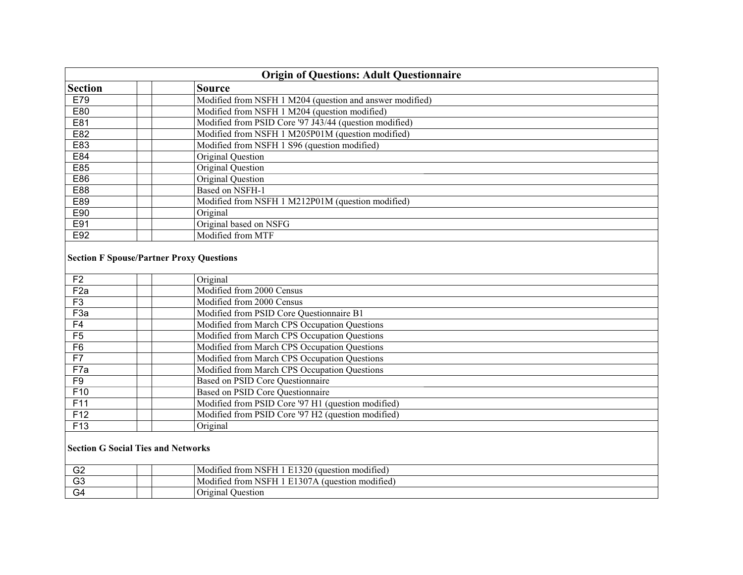| Origin of Questions: Adult Questionnaire | | | |
|---|---|---|---|
| **Section** | | | **Source** |
| E79 | | | Modified from NSFH 1 M204 (question and answer modified) |
| E80 | | | Modified from NSFH 1 M204 (question modified) |
| E81 | | | Modified from PSID Core '97 J43/44 (question modified) |
| E82 | | | Modified from NSFH 1 M205P01M (question modified) |
| E83 | | | Modified from NSFH 1 S96 (question modified) |
| E84 | | | Original Question |
| E85 | | | Original Question |
| E86 | | | Original Question |
| E88 | | | Based on NSFH-1 |
| E89 | | | Modified from NSFH 1 M212P01M (question modified) |
| E90 | | | Original |
| E91 | | | Original based on NSFG |
| E92 | | | Modified from MTF |
| **Section F Spouse/Partner Proxy Questions** | | | |
| F2 | | | Original |
| F2a | | | Modified from 2000 Census |
| F3 | | | Modified from 2000 Census |
| F3a | | | Modified from PSID Core Questionnaire B1 |
| F4 | | | Modified from March CPS Occupation Questions |
| F5 | | | Modified from March CPS Occupation Questions |
| F6 | | | Modified from March CPS Occupation Questions |
| F7 | | | Modified from March CPS Occupation Questions |
| F7a | | | Modified from March CPS Occupation Questions |
| F9 | | | Based on PSID Core Questionnaire |
| F10 | | | Based on PSID Core Questionnaire |
| F11 | | | Modified from PSID Core '97 H1 (question modified) |
| F12 | | | Modified from PSID Core '97 H2 (question modified) |
| F13 | | | Original |
| **Section G Social Ties and Networks** | | | |
| G2 | | | Modified from NSFH 1 E1320 (question modified) |
| G3 | | | Modified from NSFH 1 E1307A (question modified) |
| G4 | | | Original Question |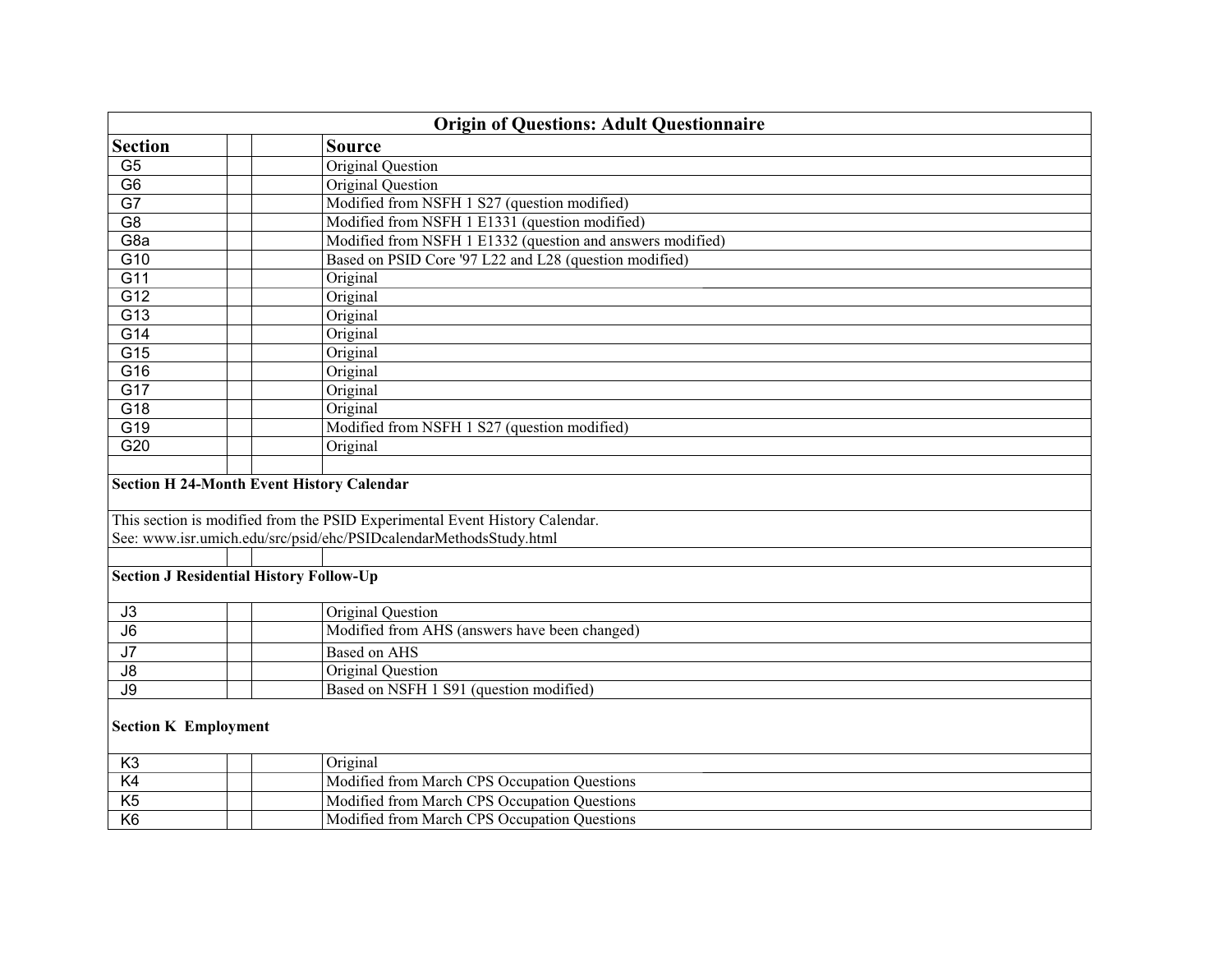## Origin of Questions: Adult Questionnaire

| Section | | | Source |
|---|---|---|---|
| G5 | | | Original Question |
| G6 | | | Original Question |
| G7 | | | Modified from NSFH 1 S27 (question modified) |
| G8 | | | Modified from NSFH 1 E1331 (question modified) |
| G8a | | | Modified from NSFH 1 E1332 (question and answers modified) |
| G10 | | | Based on PSID Core '97 L22 and L28 (question modified) |
| G11 | | | Original |
| G12 | | | Original |
| G13 | | | Original |
| G14 | | | Original |
| G15 | | | Original |
| G16 | | | Original |
| G17 | | | Original |
| G18 | | | Original |
| G19 | | | Modified from NSFH 1 S27 (question modified) |
| G20 | | | Original |
| | | | |
| **Section H 24-Month Event History Calendar** | | | |
| This section is modified from the PSID Experimental Event History Calendar. See: www.isr.umich.edu/src/psid/ehc/PSIDcalendarMethodsStudy.html | | | |
| | | | |
| **Section J Residential History Follow-Up** | | | |
| J3 | | | Original Question |
| J6 | | | Modified from AHS (answers have been changed) |
| J7 | | | Based on AHS |
| J8 | | | Original Question |
| J9 | | | Based on NSFH 1 S91 (question modified) |
| **Section K Employment** | | | |
| K3 | | | Original |
| K4 | | | Modified from March CPS Occupation Questions |
| K5 | | | Modified from March CPS Occupation Questions |
| K6 | | | Modified from March CPS Occupation Questions |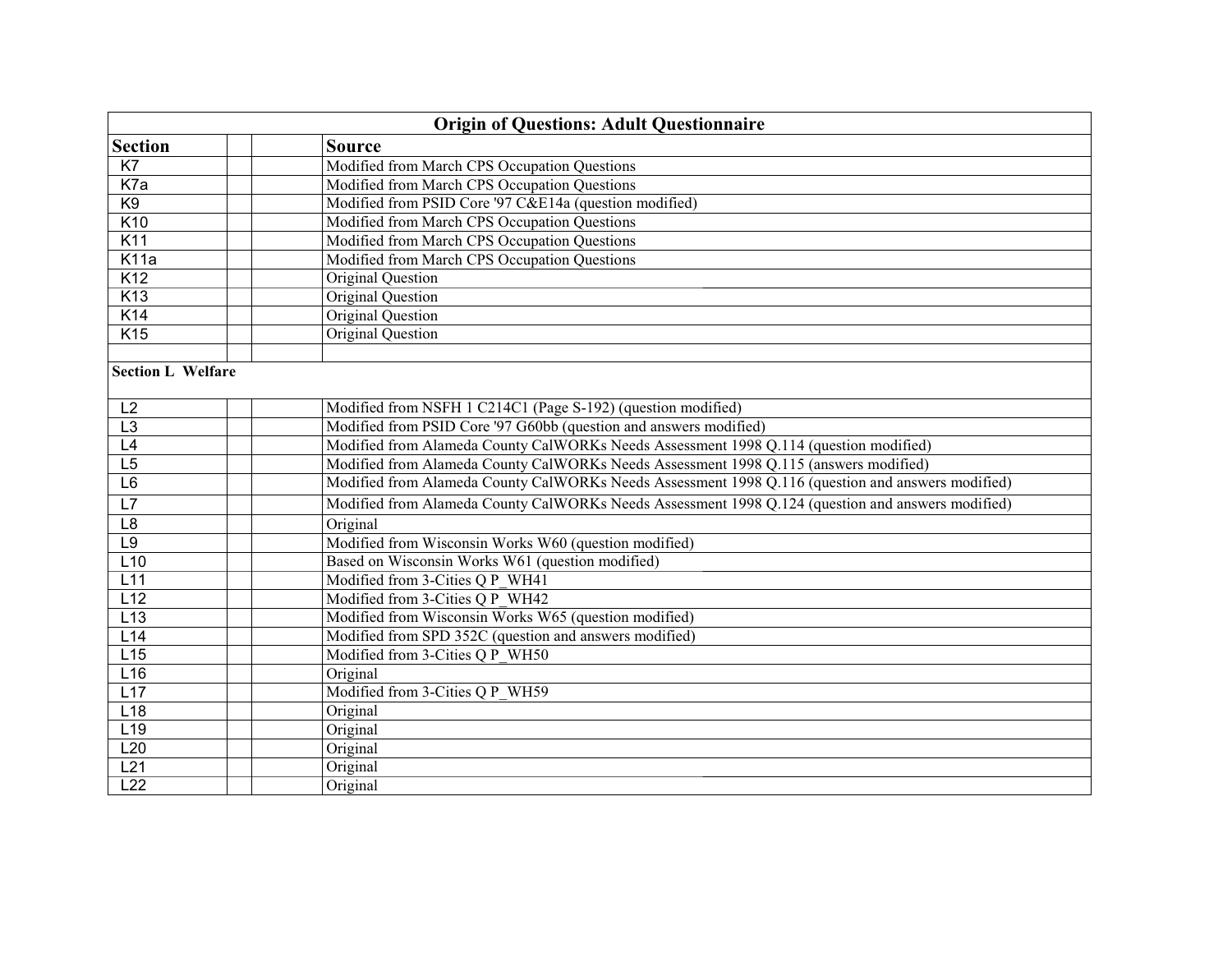| Origin of Questions: Adult Questionnaire | | | |
|---|---|---|---|
| **Section** | | | **Source** |
| K7 | | | Modified from March CPS Occupation Questions |
| K7a | | | Modified from March CPS Occupation Questions |
| K9 | | | Modified from PSID Core '97 C&E14a (question modified) |
| K10 | | | Modified from March CPS Occupation Questions |
| K11 | | | Modified from March CPS Occupation Questions |
| K11a | | | Modified from March CPS Occupation Questions |
| K12 | | | Original Question |
| K13 | | | Original Question |
| K14 | | | Original Question |
| K15 | | | Original Question |
| | | | |
| **Section L Welfare** | | | |
| L2 | | | Modified from NSFH 1 C214C1 (Page S-192) (question modified) |
| L3 | | | Modified from PSID Core '97 G60bb (question and answers modified) |
| L4 | | | Modified from Alameda County CalWORKs Needs Assessment 1998 Q.114 (question modified) |
| L5 | | | Modified from Alameda County CalWORKs Needs Assessment 1998 Q.115 (answers modified) |
| L6 | | | Modified from Alameda County CalWORKs Needs Assessment 1998 Q.116 (question and answers modified) |
| L7 | | | Modified from Alameda County CalWORKs Needs Assessment 1998 Q.124 (question and answers modified) |
| L8 | | | Original |
| L9 | | | Modified from Wisconsin Works W60 (question modified) |
| L10 | | | Based on Wisconsin Works W61 (question modified) |
| L11 | | | Modified from 3-Cities Q P_WH41 |
| L12 | | | Modified from 3-Cities Q P_WH42 |
| L13 | | | Modified from Wisconsin Works W65 (question modified) |
| L14 | | | Modified from SPD 352C (question and answers modified) |
| L15 | | | Modified from 3-Cities Q P_WH50 |
| L16 | | | Original |
| L17 | | | Modified from 3-Cities Q P_WH59 |
| L18 | | | Original |
| L19 | | | Original |
| L20 | | | Original |
| L21 | | | Original |
| L22 | | | Original |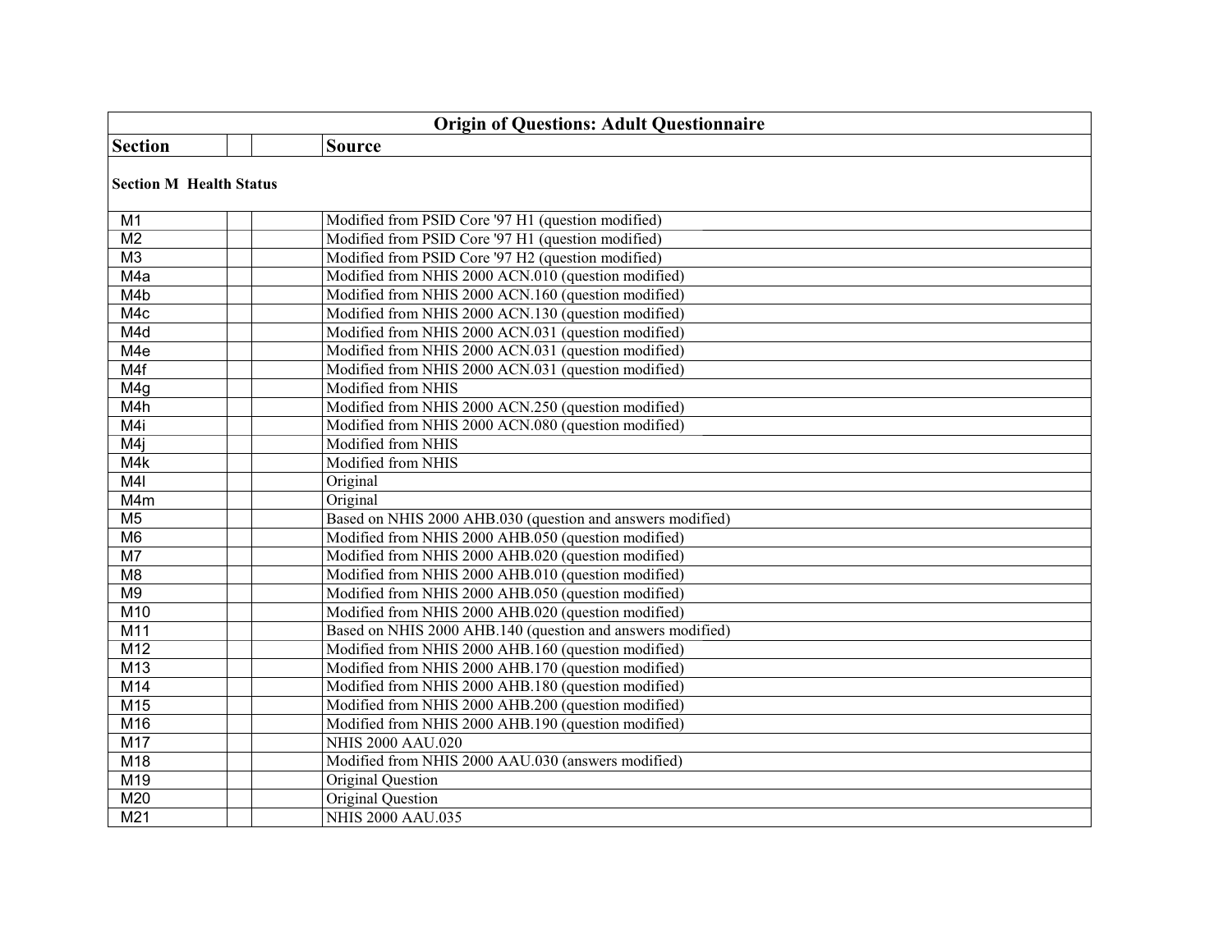| Origin of Questions: Adult Questionnaire | | | |
|---|---|---|---|
| **Section** | | | **Source** |
| **Section M  Health Status** | | | |
| M1 | | | Modified from PSID Core '97 H1 (question modified) |
| M2 | | | Modified from PSID Core '97 H1 (question modified) |
| M3 | | | Modified from PSID Core '97 H2 (question modified) |
| M4a | | | Modified from NHIS 2000 ACN.010 (question modified) |
| M4b | | | Modified from NHIS 2000 ACN.160 (question modified) |
| M4c | | | Modified from NHIS 2000 ACN.130 (question modified) |
| M4d | | | Modified from NHIS 2000 ACN.031 (question modified) |
| M4e | | | Modified from NHIS 2000 ACN.031 (question modified) |
| M4f | | | Modified from NHIS 2000 ACN.031 (question modified) |
| M4g | | | Modified from NHIS |
| M4h | | | Modified from NHIS 2000 ACN.250 (question modified) |
| M4i | | | Modified from NHIS 2000 ACN.080 (question modified) |
| M4j | | | Modified from NHIS |
| M4k | | | Modified from NHIS |
| M4l | | | Original |
| M4m | | | Original |
| M5 | | | Based on NHIS 2000 AHB.030 (question and answers modified) |
| M6 | | | Modified from NHIS 2000 AHB.050 (question modified) |
| M7 | | | Modified from NHIS 2000 AHB.020 (question modified) |
| M8 | | | Modified from NHIS 2000 AHB.010 (question modified) |
| M9 | | | Modified from NHIS 2000 AHB.050 (question modified) |
| M10 | | | Modified from NHIS 2000 AHB.020 (question modified) |
| M11 | | | Based on NHIS 2000 AHB.140 (question and answers modified) |
| M12 | | | Modified from NHIS 2000 AHB.160 (question modified) |
| M13 | | | Modified from NHIS 2000 AHB.170 (question modified) |
| M14 | | | Modified from NHIS 2000 AHB.180 (question modified) |
| M15 | | | Modified from NHIS 2000 AHB.200 (question modified) |
| M16 | | | Modified from NHIS 2000 AHB.190 (question modified) |
| M17 | | | NHIS 2000 AAU.020 |
| M18 | | | Modified from NHIS 2000 AAU.030 (answers modified) |
| M19 | | | Original Question |
| M20 | | | Original Question |
| M21 | | | NHIS 2000 AAU.035 |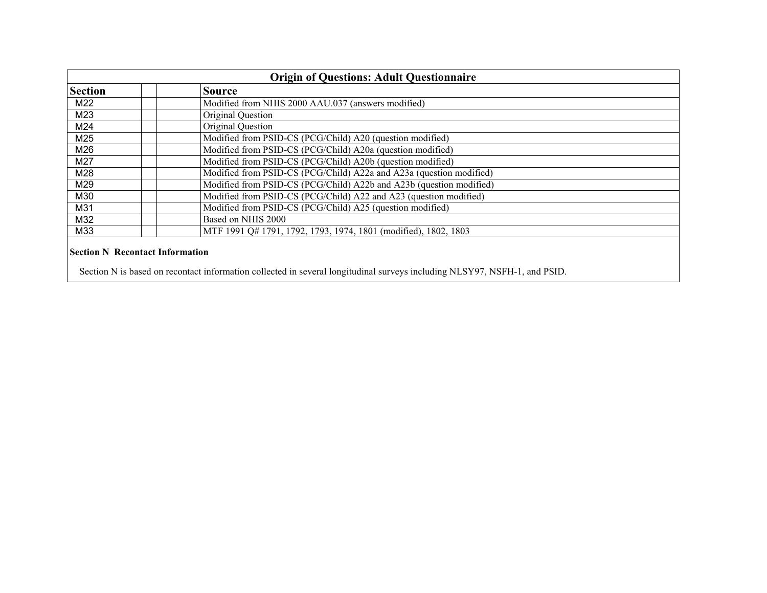| Origin of Questions: Adult Questionnaire | | | |
|---|---|---|---|
| **Section** | | | **Source** |
| M22 | | | Modified from NHIS 2000 AAU.037 (answers modified) |
| M23 | | | Original Question |
| M24 | | | Original Question |
| M25 | | | Modified from PSID-CS (PCG/Child) A20 (question modified) |
| M26 | | | Modified from PSID-CS (PCG/Child) A20a (question modified) |
| M27 | | | Modified from PSID-CS (PCG/Child) A20b (question modified) |
| M28 | | | Modified from PSID-CS (PCG/Child) A22a and A23a (question modified) |
| M29 | | | Modified from PSID-CS (PCG/Child) A22b and A23b (question modified) |
| M30 | | | Modified from PSID-CS (PCG/Child) A22 and A23 (question modified) |
| M31 | | | Modified from PSID-CS (PCG/Child) A25 (question modified) |
| M32 | | | Based on NHIS 2000 |
| M33 | | | MTF 1991 Q# 1791, 1792, 1793, 1974, 1801 (modified), 1802, 1803 |

**Section N Recontact Information**

Section N is based on recontact information collected in several longitudinal surveys including NLSY97, NSFH-1, and PSID.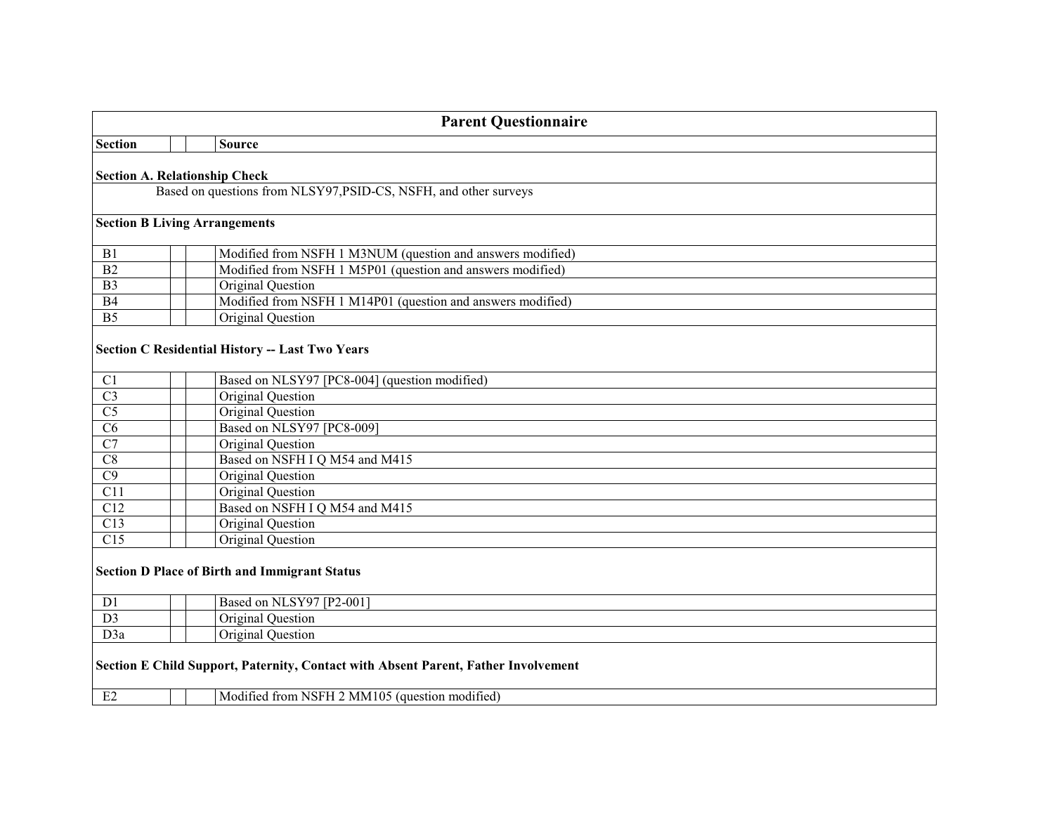| Parent Questionnaire | | | |
|---|---|---|---|
| **Section** | | | **Source** |
| **Section A. Relationship Check** | | | |
| Based on questions from NLSY97,PSID-CS, NSFH, and other surveys | | | |
| **Section B Living Arrangements** | | | |
| B1 | | | Modified from NSFH 1 M3NUM (question and answers modified) |
| B2 | | | Modified from NSFH 1 M5P01 (question and answers modified) |
| B3 | | | Original Question |
| B4 | | | Modified from NSFH 1 M14P01 (question and answers modified) |
| B5 | | | Original Question |
| **Section C Residential History -- Last Two Years** | | | |
| C1 | | | Based on NLSY97 [PC8-004] (question modified) |
| C3 | | | Original Question |
| C5 | | | Original Question |
| C6 | | | Based on NLSY97 [PC8-009] |
| C7 | | | Original Question |
| C8 | | | Based on NSFH I Q M54 and M415 |
| C9 | | | Original Question |
| C11 | | | Original Question |
| C12 | | | Based on NSFH I Q M54 and M415 |
| C13 | | | Original Question |
| C15 | | | Original Question |
| **Section D Place of Birth and Immigrant Status** | | | |
| D1 | | | Based on NLSY97 [P2-001] |
| D3 | | | Original Question |
| D3a | | | Original Question |
| **Section E Child Support, Paternity, Contact with Absent Parent, Father Involvement** | | | |
| E2 | | | Modified from NSFH 2 MM105 (question modified) |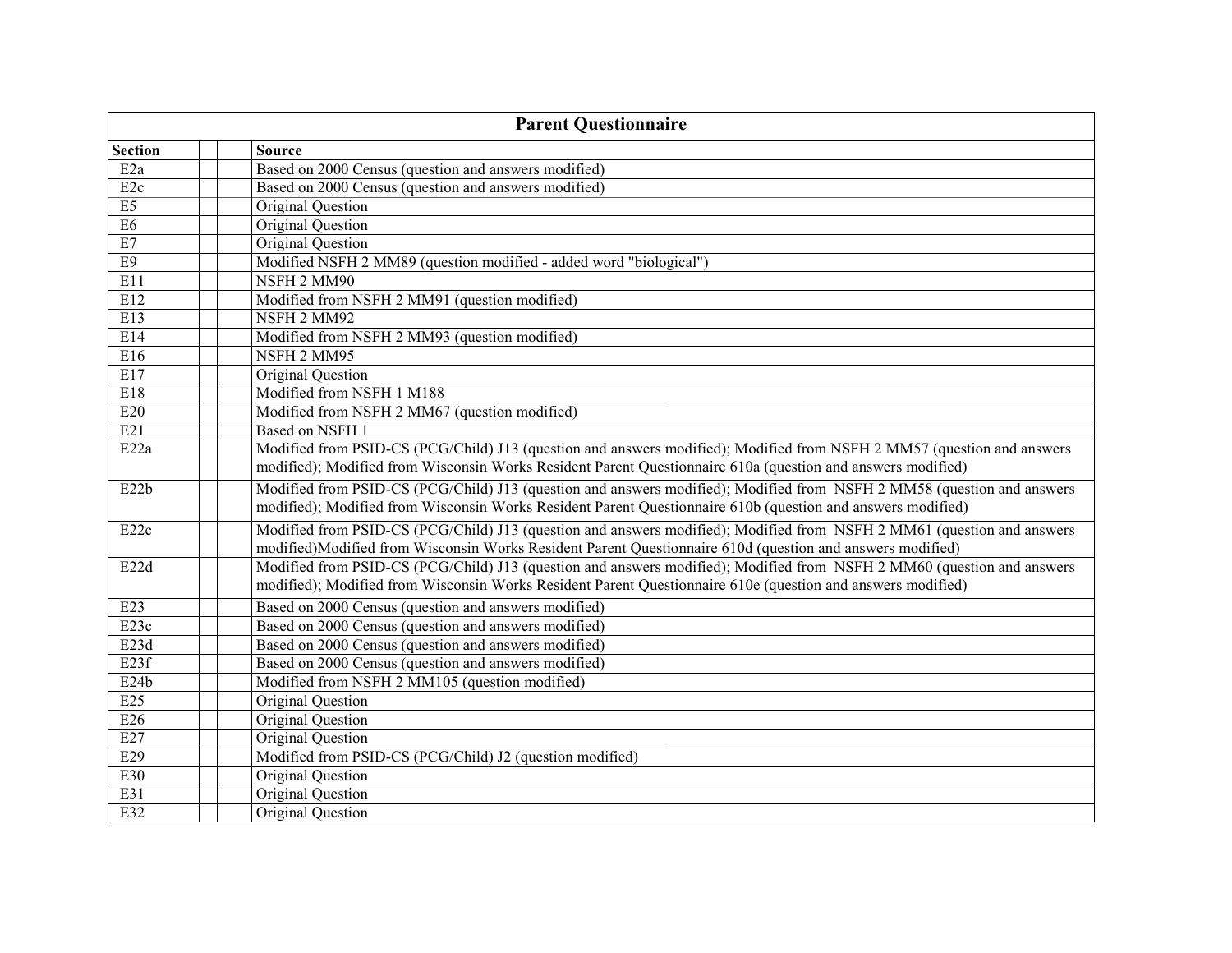| Parent Questionnaire | | | |
|---|---|---|---|
| **Section** | | | **Source** |
| E2a | | | Based on 2000 Census (question and answers modified) |
| E2c | | | Based on 2000 Census (question and answers modified) |
| E5 | | | Original Question |
| E6 | | | Original Question |
| E7 | | | Original Question |
| E9 | | | Modified NSFH 2 MM89 (question modified - added word "biological") |
| E11 | | | NSFH 2 MM90 |
| E12 | | | Modified from NSFH 2 MM91 (question modified) |
| E13 | | | NSFH 2 MM92 |
| E14 | | | Modified from NSFH 2 MM93 (question modified) |
| E16 | | | NSFH 2 MM95 |
| E17 | | | Original Question |
| E18 | | | Modified from NSFH 1 M188 |
| E20 | | | Modified from NSFH 2 MM67 (question modified) |
| E21 | | | Based on NSFH 1 |
| E22a | | | Modified from PSID-CS (PCG/Child) J13 (question and answers modified); Modified from NSFH 2 MM57 (question and answers modified); Modified from Wisconsin Works Resident Parent Questionnaire 610a (question and answers modified) |
| E22b | | | Modified from PSID-CS (PCG/Child) J13 (question and answers modified); Modified from NSFH 2 MM58 (question and answers modified); Modified from Wisconsin Works Resident Parent Questionnaire 610b (question and answers modified) |
| E22c | | | Modified from PSID-CS (PCG/Child) J13 (question and answers modified); Modified from NSFH 2 MM61 (question and answers modified)Modified from Wisconsin Works Resident Parent Questionnaire 610d (question and answers modified) |
| E22d | | | Modified from PSID-CS (PCG/Child) J13 (question and answers modified); Modified from NSFH 2 MM60 (question and answers modified); Modified from Wisconsin Works Resident Parent Questionnaire 610e (question and answers modified) |
| E23 | | | Based on 2000 Census (question and answers modified) |
| E23c | | | Based on 2000 Census (question and answers modified) |
| E23d | | | Based on 2000 Census (question and answers modified) |
| E23f | | | Based on 2000 Census (question and answers modified) |
| E24b | | | Modified from NSFH 2 MM105 (question modified) |
| E25 | | | Original Question |
| E26 | | | Original Question |
| E27 | | | Original Question |
| E29 | | | Modified from PSID-CS (PCG/Child) J2 (question modified) |
| E30 | | | Original Question |
| E31 | | | Original Question |
| E32 | | | Original Question |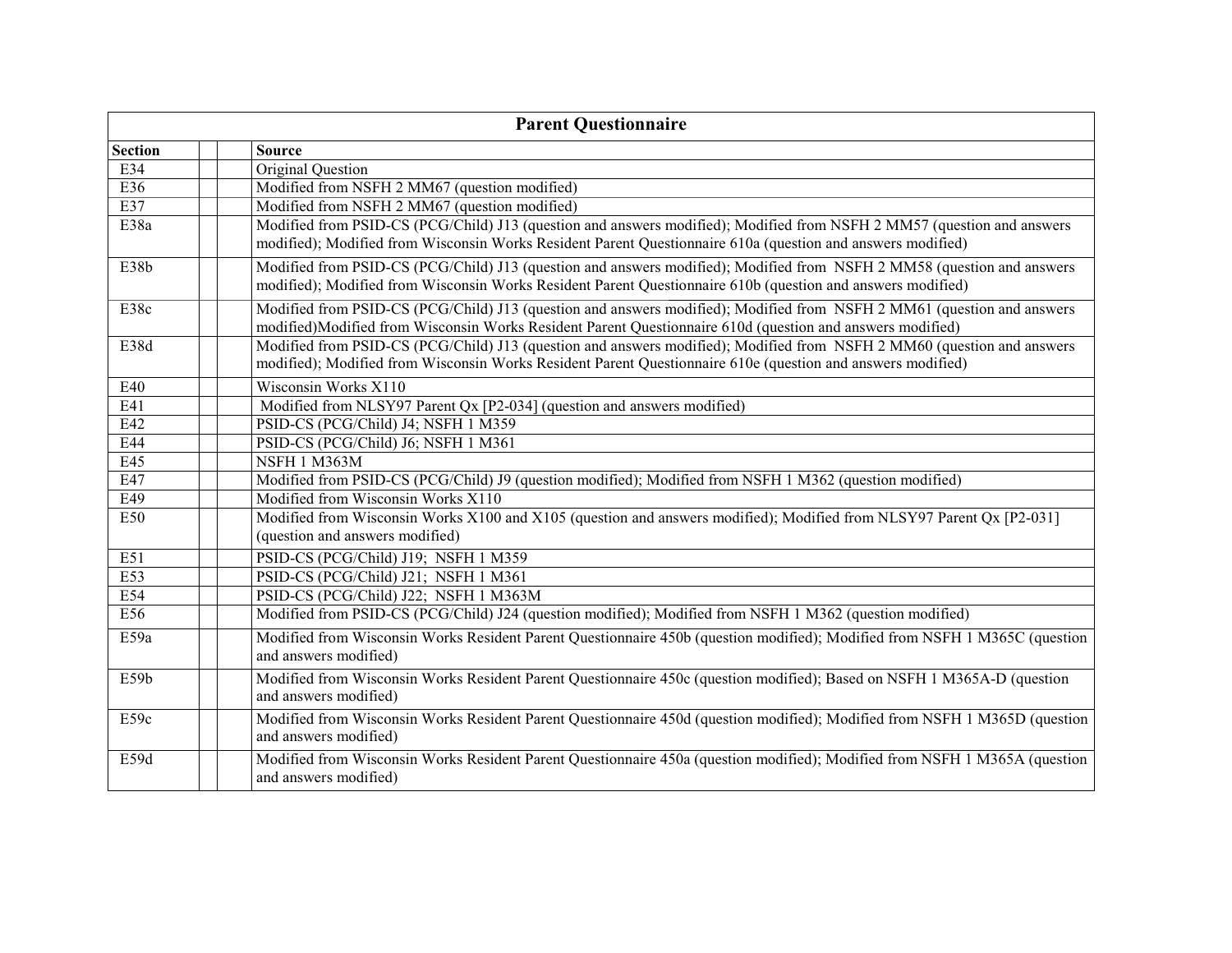| Parent Questionnaire | | | |
|---|---|---|---|
| **Section** | | | **Source** |
| E34 | | | Original Question |
| E36 | | | Modified from NSFH 2 MM67 (question modified) |
| E37 | | | Modified from NSFH 2 MM67 (question modified) |
| E38a | | | Modified from PSID-CS (PCG/Child) J13 (question and answers modified); Modified from NSFH 2 MM57 (question and answers modified); Modified from Wisconsin Works Resident Parent Questionnaire 610a (question and answers modified) |
| E38b | | | Modified from PSID-CS (PCG/Child) J13 (question and answers modified); Modified from NSFH 2 MM58 (question and answers modified); Modified from Wisconsin Works Resident Parent Questionnaire 610b (question and answers modified) |
| E38c | | | Modified from PSID-CS (PCG/Child) J13 (question and answers modified); Modified from NSFH 2 MM61 (question and answers modified)Modified from Wisconsin Works Resident Parent Questionnaire 610d (question and answers modified) |
| E38d | | | Modified from PSID-CS (PCG/Child) J13 (question and answers modified); Modified from NSFH 2 MM60 (question and answers modified); Modified from Wisconsin Works Resident Parent Questionnaire 610e (question and answers modified) |
| E40 | | | Wisconsin Works X110 |
| E41 | | | Modified from NLSY97 Parent Qx [P2-034] (question and answers modified) |
| E42 | | | PSID-CS (PCG/Child) J4; NSFH 1 M359 |
| E44 | | | PSID-CS (PCG/Child) J6; NSFH 1 M361 |
| E45 | | | NSFH 1 M363M |
| E47 | | | Modified from PSID-CS (PCG/Child) J9 (question modified); Modified from NSFH 1 M362 (question modified) |
| E49 | | | Modified from Wisconsin Works X110 |
| E50 | | | Modified from Wisconsin Works X100 and X105 (question and answers modified); Modified from NLSY97 Parent Qx [P2-031] (question and answers modified) |
| E51 | | | PSID-CS (PCG/Child) J19; NSFH 1 M359 |
| E53 | | | PSID-CS (PCG/Child) J21; NSFH 1 M361 |
| E54 | | | PSID-CS (PCG/Child) J22; NSFH 1 M363M |
| E56 | | | Modified from PSID-CS (PCG/Child) J24 (question modified); Modified from NSFH 1 M362 (question modified) |
| E59a | | | Modified from Wisconsin Works Resident Parent Questionnaire 450b (question modified); Modified from NSFH 1 M365C (question and answers modified) |
| E59b | | | Modified from Wisconsin Works Resident Parent Questionnaire 450c (question modified); Based on NSFH 1 M365A-D (question and answers modified) |
| E59c | | | Modified from Wisconsin Works Resident Parent Questionnaire 450d (question modified); Modified from NSFH 1 M365D (question and answers modified) |
| E59d | | | Modified from Wisconsin Works Resident Parent Questionnaire 450a (question modified); Modified from NSFH 1 M365A (question and answers modified) |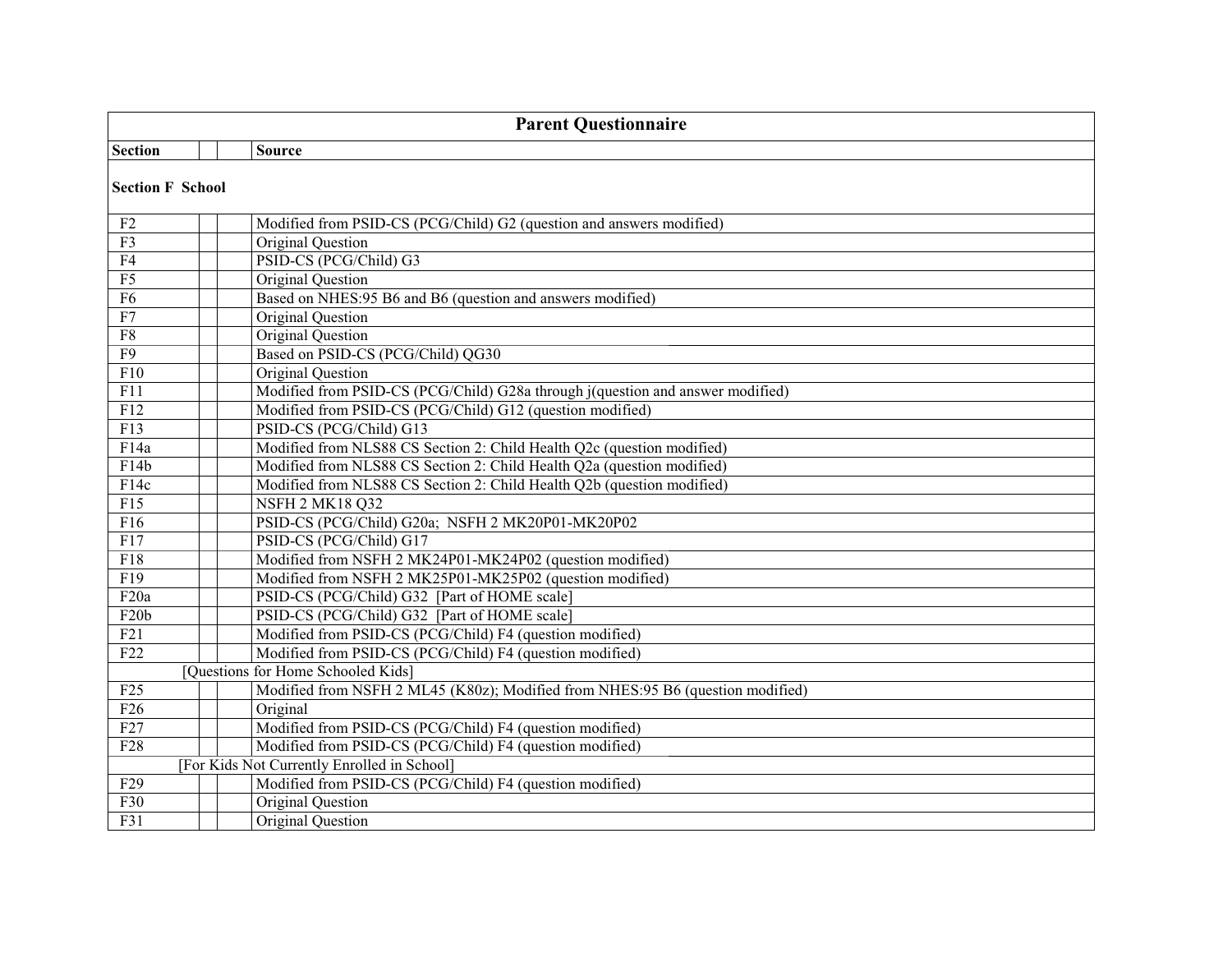| Parent Questionnaire | | | |
|---|---|---|---|
| **Section** | | | **Source** |
| **Section F School** | | | |
| F2 | | | Modified from PSID-CS (PCG/Child) G2 (question and answers modified) |
| F3 | | | Original Question |
| F4 | | | PSID-CS (PCG/Child) G3 |
| F5 | | | Original Question |
| F6 | | | Based on NHES:95 B6 and B6 (question and answers modified) |
| F7 | | | Original Question |
| F8 | | | Original Question |
| F9 | | | Based on PSID-CS (PCG/Child) QG30 |
| F10 | | | Original Question |
| F11 | | | Modified from PSID-CS (PCG/Child) G28a through j(question and answer modified) |
| F12 | | | Modified from PSID-CS (PCG/Child) G12 (question modified) |
| F13 | | | PSID-CS (PCG/Child) G13 |
| F14a | | | Modified from NLS88 CS Section 2: Child Health Q2c (question modified) |
| F14b | | | Modified from NLS88 CS Section 2: Child Health Q2a (question modified) |
| F14c | | | Modified from NLS88 CS Section 2: Child Health Q2b (question modified) |
| F15 | | | NSFH 2 MK18 Q32 |
| F16 | | | PSID-CS (PCG/Child) G20a; NSFH 2 MK20P01-MK20P02 |
| F17 | | | PSID-CS (PCG/Child) G17 |
| F18 | | | Modified from NSFH 2 MK24P01-MK24P02 (question modified) |
| F19 | | | Modified from NSFH 2 MK25P01-MK25P02 (question modified) |
| F20a | | | PSID-CS (PCG/Child) G32 [Part of HOME scale] |
| F20b | | | PSID-CS (PCG/Child) G32 [Part of HOME scale] |
| F21 | | | Modified from PSID-CS (PCG/Child) F4 (question modified) |
| F22 | | | Modified from PSID-CS (PCG/Child) F4 (question modified) |
| [Questions for Home Schooled Kids] | | | |
| F25 | | | Modified from NSFH 2 ML45 (K80z); Modified from NHES:95 B6 (question modified) |
| F26 | | | Original |
| F27 | | | Modified from PSID-CS (PCG/Child) F4 (question modified) |
| F28 | | | Modified from PSID-CS (PCG/Child) F4 (question modified) |
| [For Kids Not Currently Enrolled in School] | | | |
| F29 | | | Modified from PSID-CS (PCG/Child) F4 (question modified) |
| F30 | | | Original Question |
| F31 | | | Original Question |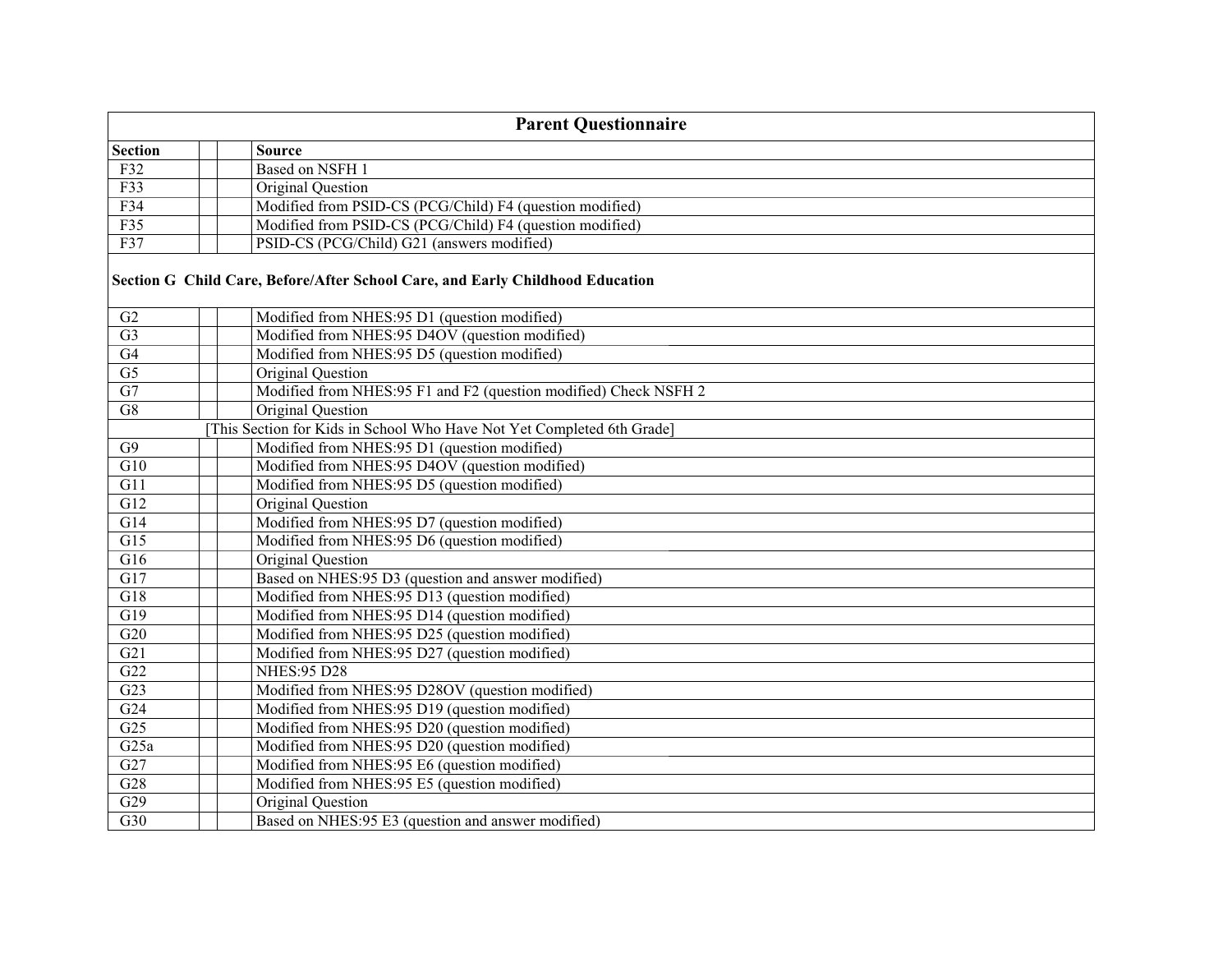| Parent Questionnaire | | | |
|---|---|---|---|
| **Section** | | | **Source** |
| F32 | | | Based on NSFH 1 |
| F33 | | | Original Question |
| F34 | | | Modified from PSID-CS (PCG/Child) F4 (question modified) |
| F35 | | | Modified from PSID-CS (PCG/Child) F4 (question modified) |
| F37 | | | PSID-CS (PCG/Child) G21 (answers modified) |
| **Section G Child Care, Before/After School Care, and Early Childhood Education** | | | |
| G2 | | | Modified from NHES:95 D1 (question modified) |
| G3 | | | Modified from NHES:95 D4OV (question modified) |
| G4 | | | Modified from NHES:95 D5 (question modified) |
| G5 | | | Original Question |
| G7 | | | Modified from NHES:95 F1 and F2 (question modified) Check NSFH 2 |
| G8 | | | Original Question |
| [This Section for Kids in School Who Have Not Yet Completed 6th Grade] | | | |
| G9 | | | Modified from NHES:95 D1 (question modified) |
| G10 | | | Modified from NHES:95 D4OV (question modified) |
| G11 | | | Modified from NHES:95 D5 (question modified) |
| G12 | | | Original Question |
| G14 | | | Modified from NHES:95 D7 (question modified) |
| G15 | | | Modified from NHES:95 D6 (question modified) |
| G16 | | | Original Question |
| G17 | | | Based on NHES:95 D3 (question and answer modified) |
| G18 | | | Modified from NHES:95 D13 (question modified) |
| G19 | | | Modified from NHES:95 D14 (question modified) |
| G20 | | | Modified from NHES:95 D25 (question modified) |
| G21 | | | Modified from NHES:95 D27 (question modified) |
| G22 | | | NHES:95 D28 |
| G23 | | | Modified from NHES:95 D28OV (question modified) |
| G24 | | | Modified from NHES:95 D19 (question modified) |
| G25 | | | Modified from NHES:95 D20 (question modified) |
| G25a | | | Modified from NHES:95 D20 (question modified) |
| G27 | | | Modified from NHES:95 E6 (question modified) |
| G28 | | | Modified from NHES:95 E5 (question modified) |
| G29 | | | Original Question |
| G30 | | | Based on NHES:95 E3 (question and answer modified) |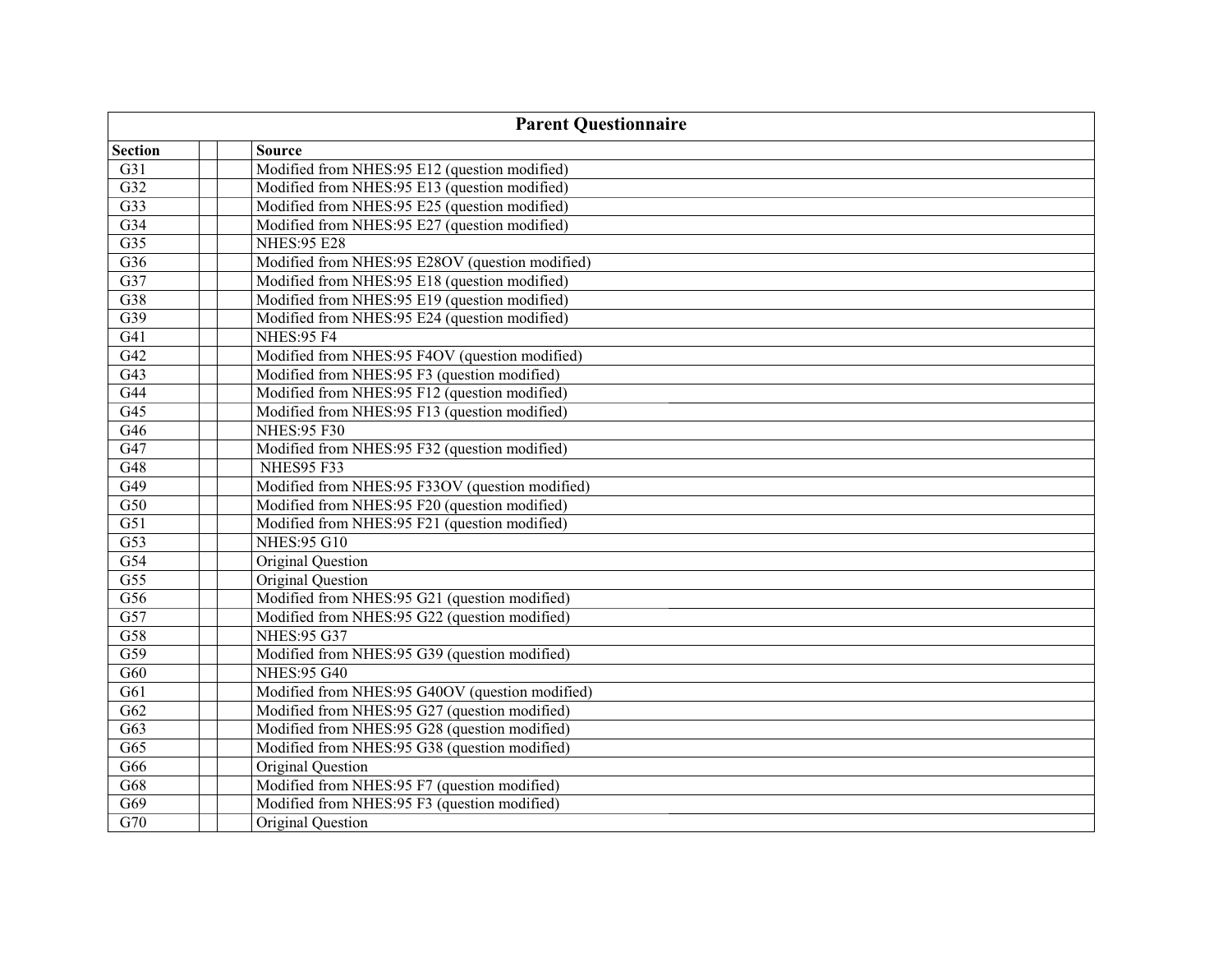| Parent Questionnaire | | | |
|---|---|---|---|
| **Section** | | | **Source** |
| G31 | | | Modified from NHES:95 E12 (question modified) |
| G32 | | | Modified from NHES:95 E13 (question modified) |
| G33 | | | Modified from NHES:95 E25 (question modified) |
| G34 | | | Modified from NHES:95 E27 (question modified) |
| G35 | | | NHES:95 E28 |
| G36 | | | Modified from NHES:95 E28OV (question modified) |
| G37 | | | Modified from NHES:95 E18 (question modified) |
| G38 | | | Modified from NHES:95 E19 (question modified) |
| G39 | | | Modified from NHES:95 E24 (question modified) |
| G41 | | | NHES:95 F4 |
| G42 | | | Modified from NHES:95 F4OV (question modified) |
| G43 | | | Modified from NHES:95 F3 (question modified) |
| G44 | | | Modified from NHES:95 F12 (question modified) |
| G45 | | | Modified from NHES:95 F13 (question modified) |
| G46 | | | NHES:95 F30 |
| G47 | | | Modified from NHES:95 F32 (question modified) |
| G48 | | | NHES95 F33 |
| G49 | | | Modified from NHES:95 F33OV (question modified) |
| G50 | | | Modified from NHES:95 F20 (question modified) |
| G51 | | | Modified from NHES:95 F21 (question modified) |
| G53 | | | NHES:95 G10 |
| G54 | | | Original Question |
| G55 | | | Original Question |
| G56 | | | Modified from NHES:95 G21 (question modified) |
| G57 | | | Modified from NHES:95 G22 (question modified) |
| G58 | | | NHES:95 G37 |
| G59 | | | Modified from NHES:95 G39 (question modified) |
| G60 | | | NHES:95 G40 |
| G61 | | | Modified from NHES:95 G40OV (question modified) |
| G62 | | | Modified from NHES:95 G27 (question modified) |
| G63 | | | Modified from NHES:95 G28 (question modified) |
| G65 | | | Modified from NHES:95 G38 (question modified) |
| G66 | | | Original Question |
| G68 | | | Modified from NHES:95 F7 (question modified) |
| G69 | | | Modified from NHES:95 F3 (question modified) |
| G70 | | | Original Question |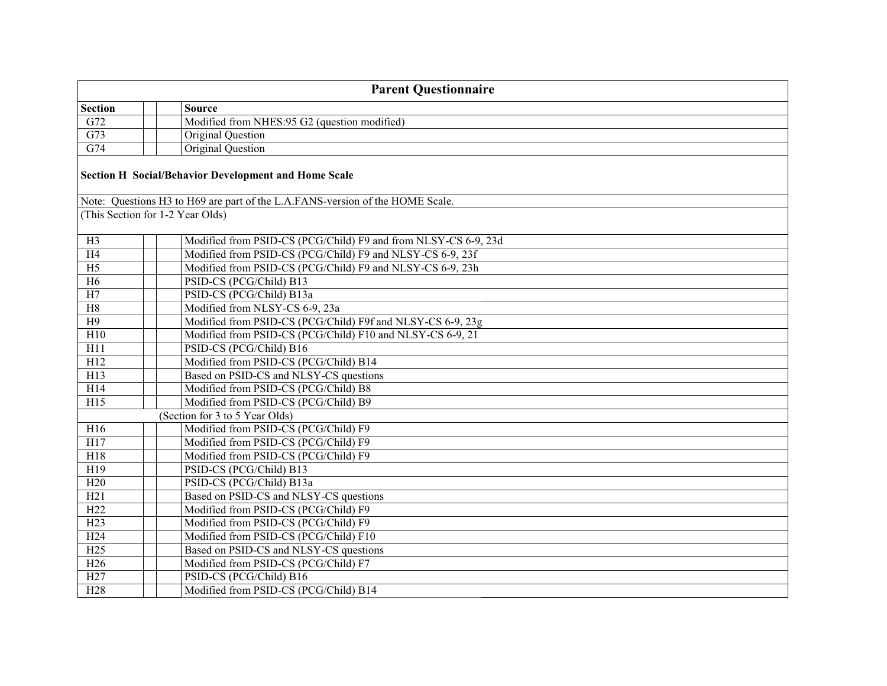# Parent Questionnaire

| Section | | | Source |
|---|---|---|---|
| G72 | | | Modified from NHES:95 G2 (question modified) |
| G73 | | | Original Question |
| G74 | | | Original Question |

**Section H Social/Behavior Development and Home Scale**

Note: Questions H3 to H69 are part of the L.A.FANS-version of the HOME Scale.

(This Section for 1-2 Year Olds)

| Section | | | Source |
|---|---|---|---|
| H3 | | | Modified from PSID-CS (PCG/Child) F9 and from NLSY-CS 6-9, 23d |
| H4 | | | Modified from PSID-CS (PCG/Child) F9 and NLSY-CS 6-9, 23f |
| H5 | | | Modified from PSID-CS (PCG/Child) F9 and NLSY-CS 6-9, 23h |
| H6 | | | PSID-CS (PCG/Child) B13 |
| H7 | | | PSID-CS (PCG/Child) B13a |
| H8 | | | Modified from NLSY-CS 6-9, 23a |
| H9 | | | Modified from PSID-CS (PCG/Child) F9f and NLSY-CS 6-9, 23g |
| H10 | | | Modified from PSID-CS (PCG/Child) F10 and NLSY-CS 6-9, 21 |
| H11 | | | PSID-CS (PCG/Child) B16 |
| H12 | | | Modified from PSID-CS (PCG/Child) B14 |
| H13 | | | Based on PSID-CS and NLSY-CS questions |
| H14 | | | Modified from PSID-CS (PCG/Child) B8 |
| H15 | | | Modified from PSID-CS (PCG/Child) B9 |
| | | (Section for 3 to 5 Year Olds) | |
| H16 | | | Modified from PSID-CS (PCG/Child) F9 |
| H17 | | | Modified from PSID-CS (PCG/Child) F9 |
| H18 | | | Modified from PSID-CS (PCG/Child) F9 |
| H19 | | | PSID-CS (PCG/Child) B13 |
| H20 | | | PSID-CS (PCG/Child) B13a |
| H21 | | | Based on PSID-CS and NLSY-CS questions |
| H22 | | | Modified from PSID-CS (PCG/Child) F9 |
| H23 | | | Modified from PSID-CS (PCG/Child) F9 |
| H24 | | | Modified from PSID-CS (PCG/Child) F10 |
| H25 | | | Based on PSID-CS and NLSY-CS questions |
| H26 | | | Modified from PSID-CS (PCG/Child) F7 |
| H27 | | | PSID-CS (PCG/Child) B16 |
| H28 | | | Modified from PSID-CS (PCG/Child) B14 |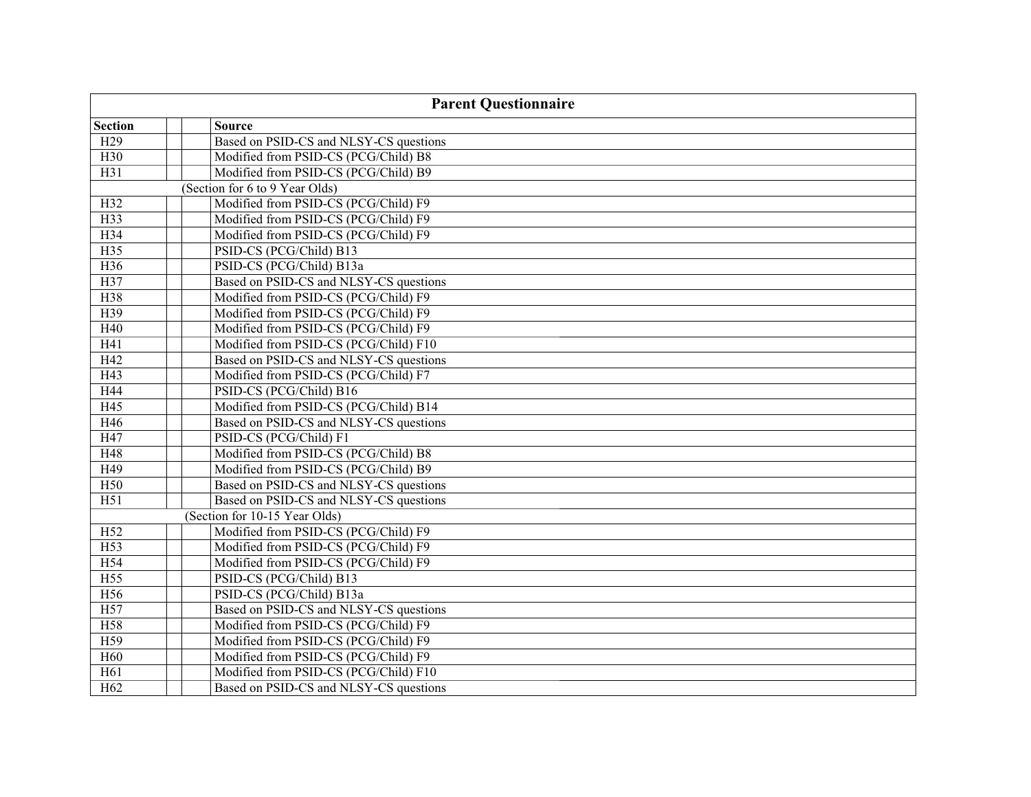| Parent Questionnaire | | | |
|---|---|---|---|
| **Section** | | | **Source** |
| H29 | | | Based on PSID-CS and NLSY-CS questions |
| H30 | | | Modified from PSID-CS (PCG/Child) B8 |
| H31 | | | Modified from PSID-CS (PCG/Child) B9 |
| (Section for 6 to 9 Year Olds) | | | |
| H32 | | | Modified from PSID-CS (PCG/Child) F9 |
| H33 | | | Modified from PSID-CS (PCG/Child) F9 |
| H34 | | | Modified from PSID-CS (PCG/Child) F9 |
| H35 | | | PSID-CS (PCG/Child) B13 |
| H36 | | | PSID-CS (PCG/Child) B13a |
| H37 | | | Based on PSID-CS and NLSY-CS questions |
| H38 | | | Modified from PSID-CS (PCG/Child) F9 |
| H39 | | | Modified from PSID-CS (PCG/Child) F9 |
| H40 | | | Modified from PSID-CS (PCG/Child) F9 |
| H41 | | | Modified from PSID-CS (PCG/Child) F10 |
| H42 | | | Based on PSID-CS and NLSY-CS questions |
| H43 | | | Modified from PSID-CS (PCG/Child) F7 |
| H44 | | | PSID-CS (PCG/Child) B16 |
| H45 | | | Modified from PSID-CS (PCG/Child) B14 |
| H46 | | | Based on PSID-CS and NLSY-CS questions |
| H47 | | | PSID-CS (PCG/Child) F1 |
| H48 | | | Modified from PSID-CS (PCG/Child) B8 |
| H49 | | | Modified from PSID-CS (PCG/Child) B9 |
| H50 | | | Based on PSID-CS and NLSY-CS questions |
| H51 | | | Based on PSID-CS and NLSY-CS questions |
| (Section for 10-15 Year Olds) | | | |
| H52 | | | Modified from PSID-CS (PCG/Child) F9 |
| H53 | | | Modified from PSID-CS (PCG/Child) F9 |
| H54 | | | Modified from PSID-CS (PCG/Child) F9 |
| H55 | | | PSID-CS (PCG/Child) B13 |
| H56 | | | PSID-CS (PCG/Child) B13a |
| H57 | | | Based on PSID-CS and NLSY-CS questions |
| H58 | | | Modified from PSID-CS (PCG/Child) F9 |
| H59 | | | Modified from PSID-CS (PCG/Child) F9 |
| H60 | | | Modified from PSID-CS (PCG/Child) F9 |
| H61 | | | Modified from PSID-CS (PCG/Child) F10 |
| H62 | | | Based on PSID-CS and NLSY-CS questions |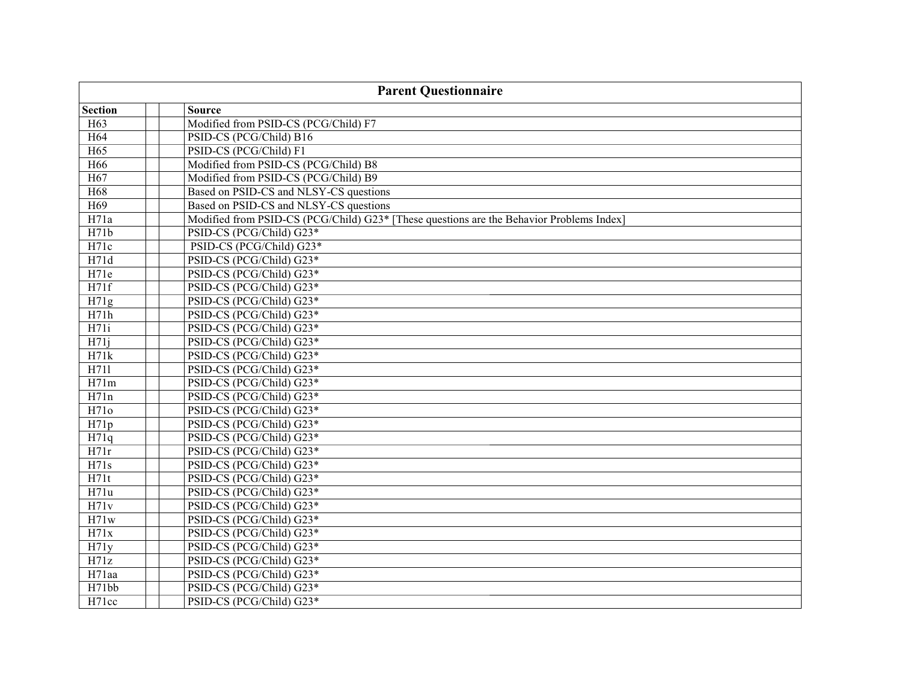| Parent Questionnaire | | | |
|---|---|---|---|
| **Section** | | | **Source** |
| H63 | | | Modified from PSID-CS (PCG/Child) F7 |
| H64 | | | PSID-CS (PCG/Child) B16 |
| H65 | | | PSID-CS (PCG/Child) F1 |
| H66 | | | Modified from PSID-CS (PCG/Child) B8 |
| H67 | | | Modified from PSID-CS (PCG/Child) B9 |
| H68 | | | Based on PSID-CS and NLSY-CS questions |
| H69 | | | Based on PSID-CS and NLSY-CS questions |
| H71a | | | Modified from PSID-CS (PCG/Child) G23* [These questions are the Behavior Problems Index] |
| H71b | | | PSID-CS (PCG/Child) G23* |
| H71c | | | PSID-CS (PCG/Child) G23* |
| H71d | | | PSID-CS (PCG/Child) G23* |
| H71e | | | PSID-CS (PCG/Child) G23* |
| H71f | | | PSID-CS (PCG/Child) G23* |
| H71g | | | PSID-CS (PCG/Child) G23* |
| H71h | | | PSID-CS (PCG/Child) G23* |
| H71i | | | PSID-CS (PCG/Child) G23* |
| H71j | | | PSID-CS (PCG/Child) G23* |
| H71k | | | PSID-CS (PCG/Child) G23* |
| H71l | | | PSID-CS (PCG/Child) G23* |
| H71m | | | PSID-CS (PCG/Child) G23* |
| H71n | | | PSID-CS (PCG/Child) G23* |
| H71o | | | PSID-CS (PCG/Child) G23* |
| H71p | | | PSID-CS (PCG/Child) G23* |
| H71q | | | PSID-CS (PCG/Child) G23* |
| H71r | | | PSID-CS (PCG/Child) G23* |
| H71s | | | PSID-CS (PCG/Child) G23* |
| H71t | | | PSID-CS (PCG/Child) G23* |
| H71u | | | PSID-CS (PCG/Child) G23* |
| H71v | | | PSID-CS (PCG/Child) G23* |
| H71w | | | PSID-CS (PCG/Child) G23* |
| H71x | | | PSID-CS (PCG/Child) G23* |
| H71y | | | PSID-CS (PCG/Child) G23* |
| H71z | | | PSID-CS (PCG/Child) G23* |
| H71aa | | | PSID-CS (PCG/Child) G23* |
| H71bb | | | PSID-CS (PCG/Child) G23* |
| H71cc | | | PSID-CS (PCG/Child) G23* |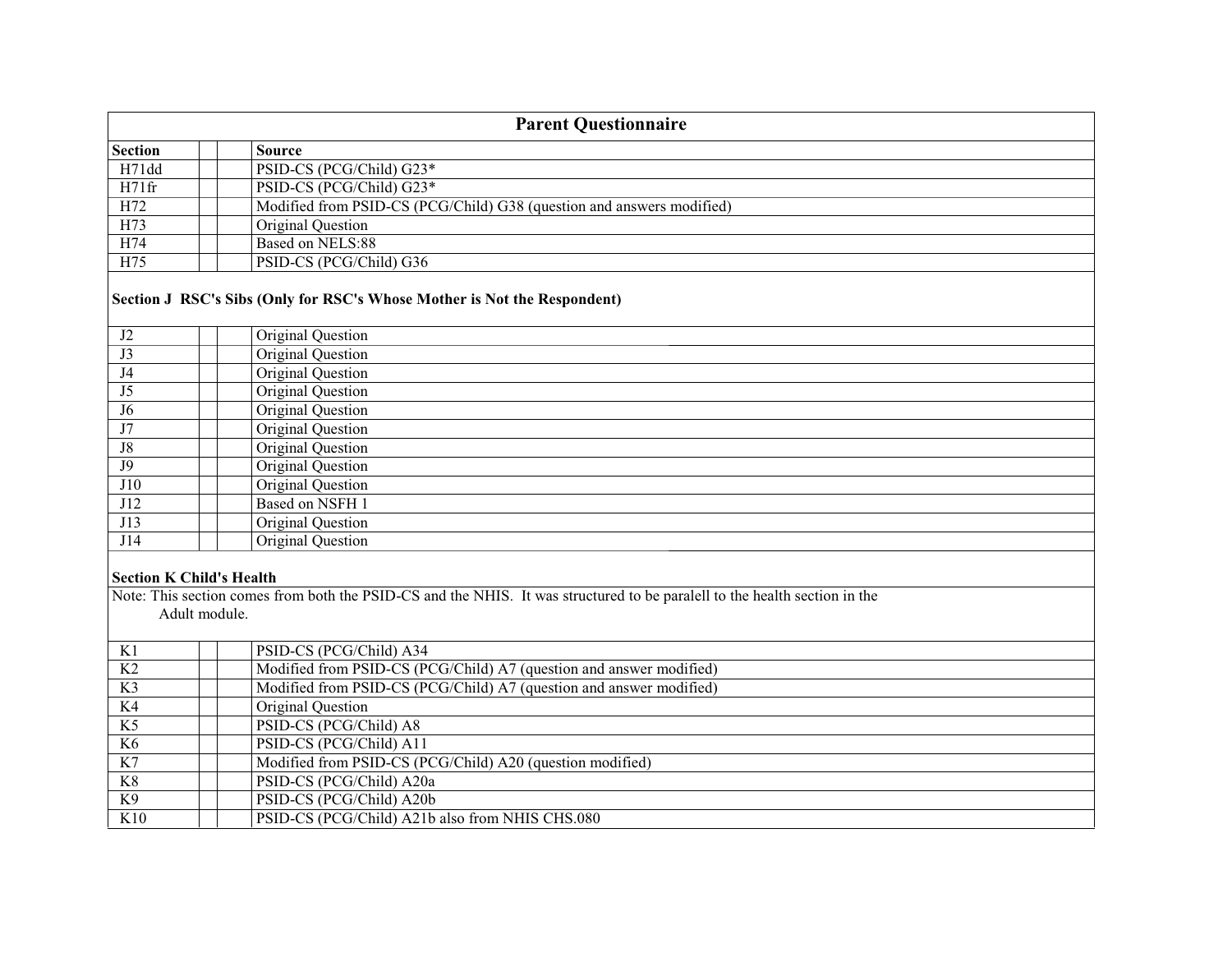| Parent Questionnaire | | | |
|---|---|---|---|
| **Section** | | | **Source** |
| H71dd | | | PSID-CS (PCG/Child) G23* |
| H71fr | | | PSID-CS (PCG/Child) G23* |
| H72 | | | Modified from PSID-CS (PCG/Child) G38 (question and answers modified) |
| H73 | | | Original Question |
| H74 | | | Based on NELS:88 |
| H75 | | | PSID-CS (PCG/Child) G36 |
| **Section J RSC's Sibs (Only for RSC's Whose Mother is Not the Respondent)** | | | |
| J2 | | | Original Question |
| J3 | | | Original Question |
| J4 | | | Original Question |
| J5 | | | Original Question |
| J6 | | | Original Question |
| J7 | | | Original Question |
| J8 | | | Original Question |
| J9 | | | Original Question |
| J10 | | | Original Question |
| J12 | | | Based on NSFH 1 |
| J13 | | | Original Question |
| J14 | | | Original Question |
| **Section K Child's Health** | | | |
| Note: This section comes from both the PSID-CS and the NHIS. It was structured to be paralell to the health section in the Adult module. | | | |
| K1 | | | PSID-CS (PCG/Child) A34 |
| K2 | | | Modified from PSID-CS (PCG/Child) A7 (question and answer modified) |
| K3 | | | Modified from PSID-CS (PCG/Child) A7 (question and answer modified) |
| K4 | | | Original Question |
| K5 | | | PSID-CS (PCG/Child) A8 |
| K6 | | | PSID-CS (PCG/Child) A11 |
| K7 | | | Modified from PSID-CS (PCG/Child) A20 (question modified) |
| K8 | | | PSID-CS (PCG/Child) A20a |
| K9 | | | PSID-CS (PCG/Child) A20b |
| K10 | | | PSID-CS (PCG/Child) A21b also from NHIS CHS.080 |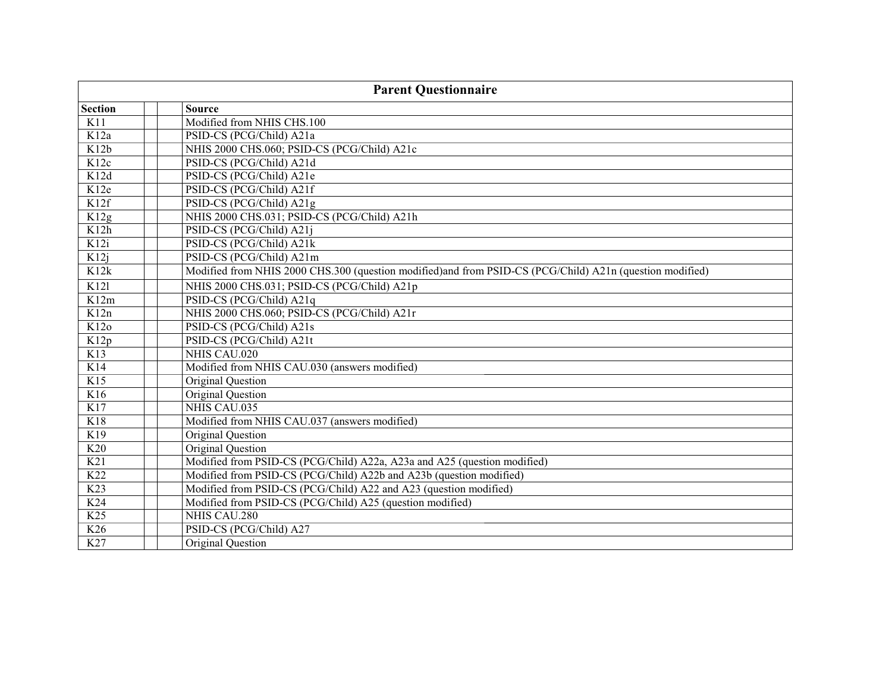| Parent Questionnaire | | | |
|---|---|---|---|
| **Section** | | | **Source** |
| K11 | | | Modified from NHIS CHS.100 |
| K12a | | | PSID-CS (PCG/Child) A21a |
| K12b | | | NHIS 2000 CHS.060; PSID-CS (PCG/Child) A21c |
| K12c | | | PSID-CS (PCG/Child) A21d |
| K12d | | | PSID-CS (PCG/Child) A21e |
| K12e | | | PSID-CS (PCG/Child) A21f |
| K12f | | | PSID-CS (PCG/Child) A21g |
| K12g | | | NHIS 2000 CHS.031; PSID-CS (PCG/Child) A21h |
| K12h | | | PSID-CS (PCG/Child) A21j |
| K12i | | | PSID-CS (PCG/Child) A21k |
| K12j | | | PSID-CS (PCG/Child) A21m |
| K12k | | | Modified from NHIS 2000 CHS.300 (question modified)and from PSID-CS (PCG/Child) A21n (question modified) |
| K12l | | | NHIS 2000 CHS.031; PSID-CS (PCG/Child) A21p |
| K12m | | | PSID-CS (PCG/Child) A21q |
| K12n | | | NHIS 2000 CHS.060; PSID-CS (PCG/Child) A21r |
| K12o | | | PSID-CS (PCG/Child) A21s |
| K12p | | | PSID-CS (PCG/Child) A21t |
| K13 | | | NHIS CAU.020 |
| K14 | | | Modified from NHIS CAU.030 (answers modified) |
| K15 | | | Original Question |
| K16 | | | Original Question |
| K17 | | | NHIS CAU.035 |
| K18 | | | Modified from NHIS CAU.037 (answers modified) |
| K19 | | | Original Question |
| K20 | | | Original Question |
| K21 | | | Modified from PSID-CS (PCG/Child) A22a, A23a and A25 (question modified) |
| K22 | | | Modified from PSID-CS (PCG/Child) A22b and A23b (question modified) |
| K23 | | | Modified from PSID-CS (PCG/Child) A22 and A23 (question modified) |
| K24 | | | Modified from PSID-CS (PCG/Child) A25 (question modified) |
| K25 | | | NHIS CAU.280 |
| K26 | | | PSID-CS (PCG/Child) A27 |
| K27 | | | Original Question |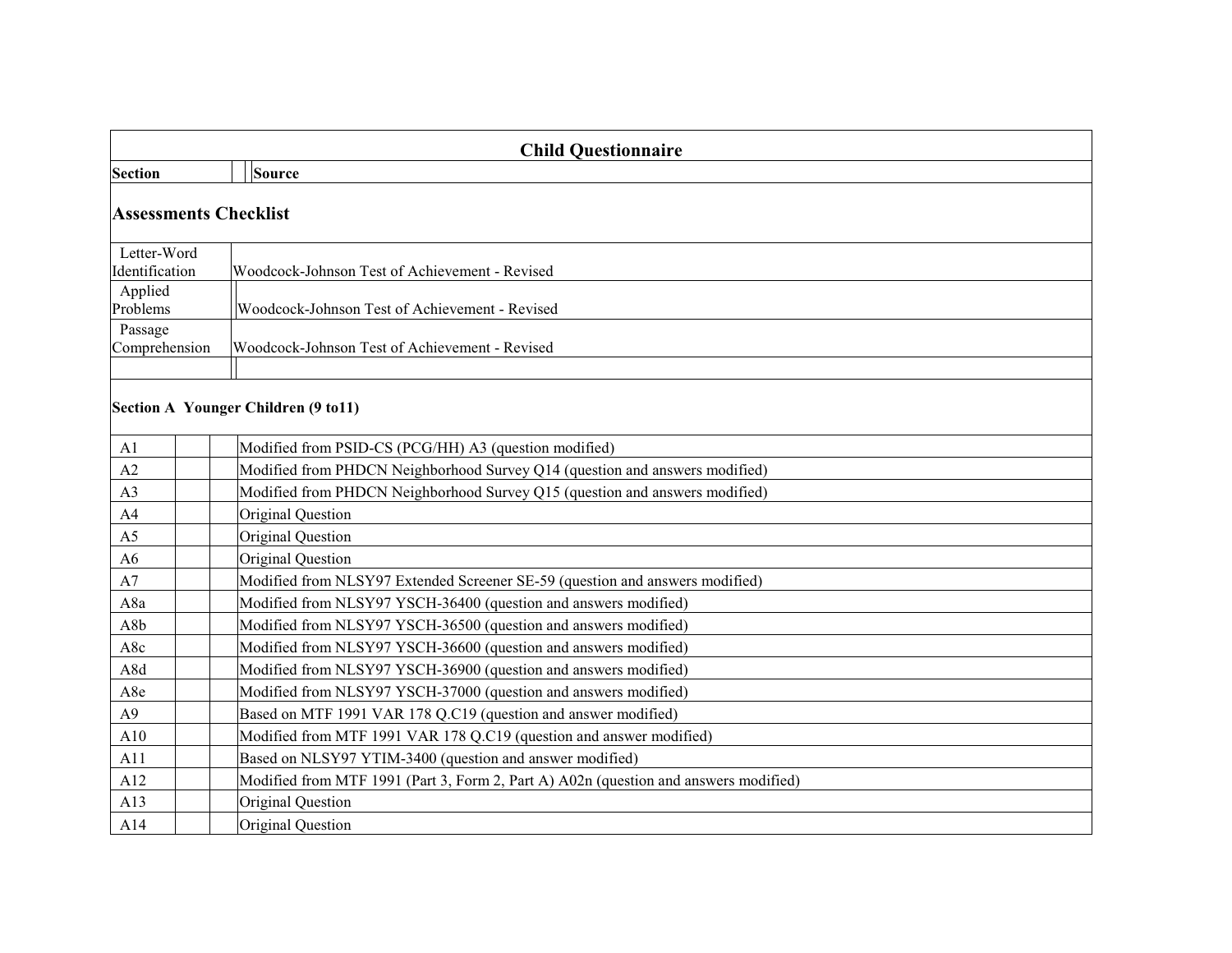## Child Questionnaire

| Section | Source |
|---|---|
| **Assessments Checklist** | |
| Letter-Word Identification | Woodcock-Johnson Test of Achievement - Revised |
| Applied Problems | Woodcock-Johnson Test of Achievement - Revised |
| Passage Comprehension | Woodcock-Johnson Test of Achievement - Revised |
| | |
| **Section A Younger Children (9 to11)** | |
| A1 | Modified from PSID-CS (PCG/HH) A3 (question modified) |
| A2 | Modified from PHDCN Neighborhood Survey Q14 (question and answers modified) |
| A3 | Modified from PHDCN Neighborhood Survey Q15 (question and answers modified) |
| A4 | Original Question |
| A5 | Original Question |
| A6 | Original Question |
| A7 | Modified from NLSY97 Extended Screener SE-59 (question and answers modified) |
| A8a | Modified from NLSY97 YSCH-36400 (question and answers modified) |
| A8b | Modified from NLSY97 YSCH-36500 (question and answers modified) |
| A8c | Modified from NLSY97 YSCH-36600 (question and answers modified) |
| A8d | Modified from NLSY97 YSCH-36900 (question and answers modified) |
| A8e | Modified from NLSY97 YSCH-37000 (question and answers modified) |
| A9 | Based on MTF 1991 VAR 178 Q.C19 (question and answer modified) |
| A10 | Modified from MTF 1991 VAR 178 Q.C19 (question and answer modified) |
| A11 | Based on NLSY97 YTIM-3400 (question and answer modified) |
| A12 | Modified from MTF 1991 (Part 3, Form 2, Part A) A02n (question and answers modified) |
| A13 | Original Question |
| A14 | Original Question |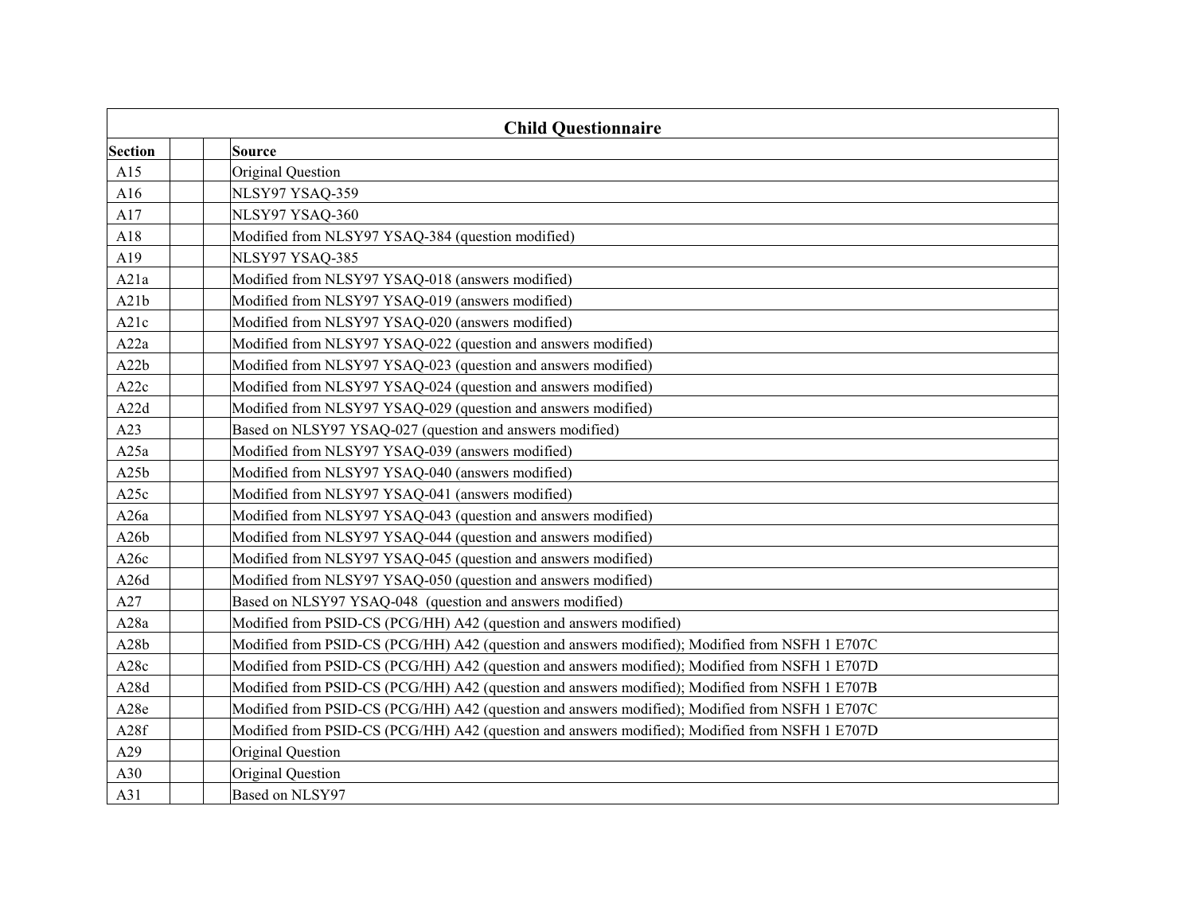| Child Questionnaire | | | |
|---|---|---|---|
| **Section** | | | **Source** |
| A15 | | | Original Question |
| A16 | | | NLSY97 YSAQ-359 |
| A17 | | | NLSY97 YSAQ-360 |
| A18 | | | Modified from NLSY97 YSAQ-384 (question modified) |
| A19 | | | NLSY97 YSAQ-385 |
| A21a | | | Modified from NLSY97 YSAQ-018 (answers modified) |
| A21b | | | Modified from NLSY97 YSAQ-019 (answers modified) |
| A21c | | | Modified from NLSY97 YSAQ-020 (answers modified) |
| A22a | | | Modified from NLSY97 YSAQ-022 (question and answers modified) |
| A22b | | | Modified from NLSY97 YSAQ-023 (question and answers modified) |
| A22c | | | Modified from NLSY97 YSAQ-024 (question and answers modified) |
| A22d | | | Modified from NLSY97 YSAQ-029 (question and answers modified) |
| A23 | | | Based on NLSY97 YSAQ-027 (question and answers modified) |
| A25a | | | Modified from NLSY97 YSAQ-039 (answers modified) |
| A25b | | | Modified from NLSY97 YSAQ-040 (answers modified) |
| A25c | | | Modified from NLSY97 YSAQ-041 (answers modified) |
| A26a | | | Modified from NLSY97 YSAQ-043 (question and answers modified) |
| A26b | | | Modified from NLSY97 YSAQ-044 (question and answers modified) |
| A26c | | | Modified from NLSY97 YSAQ-045 (question and answers modified) |
| A26d | | | Modified from NLSY97 YSAQ-050 (question and answers modified) |
| A27 | | | Based on NLSY97 YSAQ-048 (question and answers modified) |
| A28a | | | Modified from PSID-CS (PCG/HH) A42 (question and answers modified) |
| A28b | | | Modified from PSID-CS (PCG/HH) A42 (question and answers modified); Modified from NSFH 1 E707C |
| A28c | | | Modified from PSID-CS (PCG/HH) A42 (question and answers modified); Modified from NSFH 1 E707D |
| A28d | | | Modified from PSID-CS (PCG/HH) A42 (question and answers modified); Modified from NSFH 1 E707B |
| A28e | | | Modified from PSID-CS (PCG/HH) A42 (question and answers modified); Modified from NSFH 1 E707C |
| A28f | | | Modified from PSID-CS (PCG/HH) A42 (question and answers modified); Modified from NSFH 1 E707D |
| A29 | | | Original Question |
| A30 | | | Original Question |
| A31 | | | Based on NLSY97 |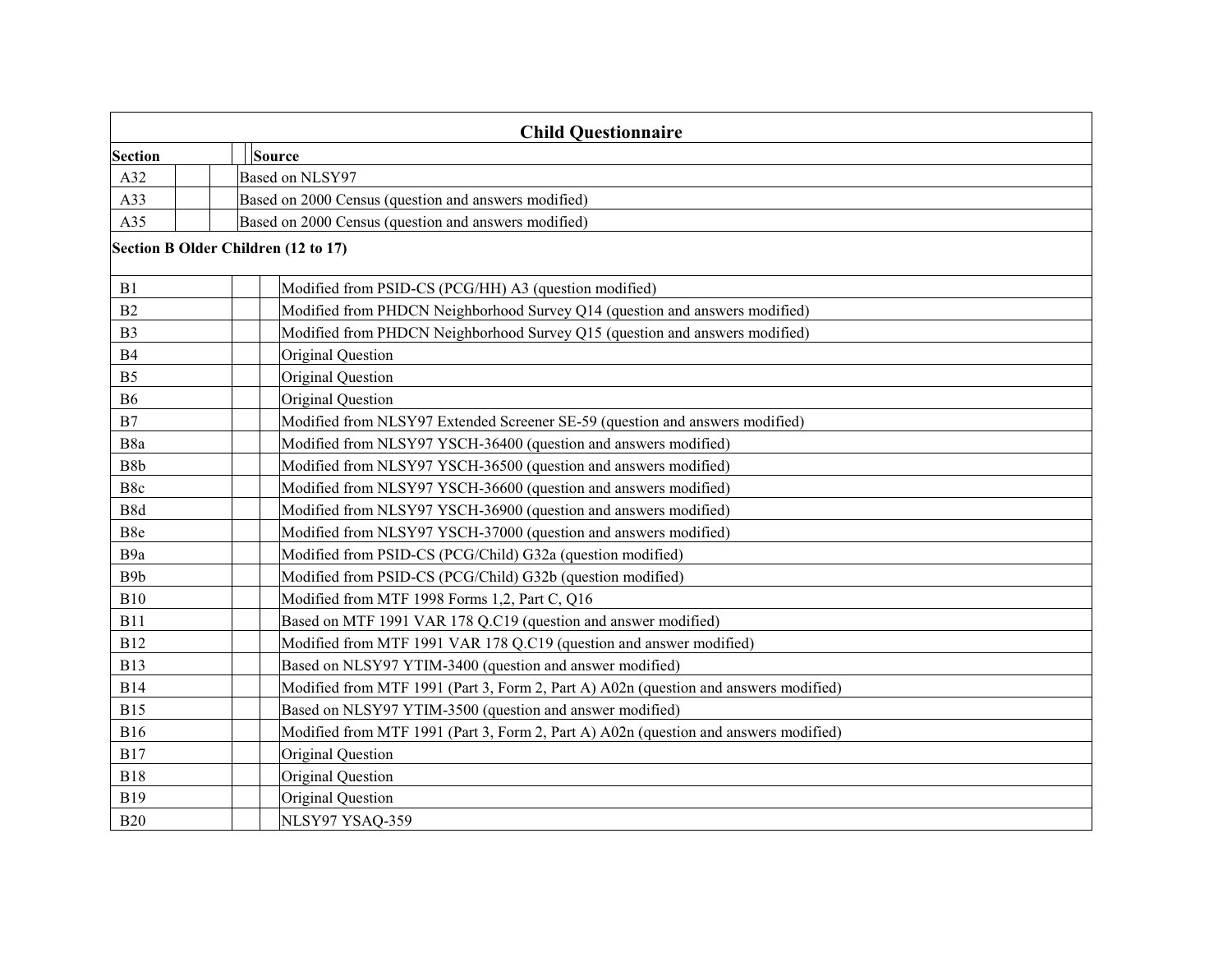## Child Questionnaire

| Section | Source |
|---|---|
| A32 | Based on NLSY97 |
| A33 | Based on 2000 Census (question and answers modified) |
| A35 | Based on 2000 Census (question and answers modified) |
| **Section B Older Children (12 to 17)** | |
| B1 | Modified from PSID-CS (PCG/HH) A3 (question modified) |
| B2 | Modified from PHDCN Neighborhood Survey Q14 (question and answers modified) |
| B3 | Modified from PHDCN Neighborhood Survey Q15 (question and answers modified) |
| B4 | Original Question |
| B5 | Original Question |
| B6 | Original Question |
| B7 | Modified from NLSY97 Extended Screener SE-59 (question and answers modified) |
| B8a | Modified from NLSY97 YSCH-36400 (question and answers modified) |
| B8b | Modified from NLSY97 YSCH-36500 (question and answers modified) |
| B8c | Modified from NLSY97 YSCH-36600 (question and answers modified) |
| B8d | Modified from NLSY97 YSCH-36900 (question and answers modified) |
| B8e | Modified from NLSY97 YSCH-37000 (question and answers modified) |
| B9a | Modified from PSID-CS (PCG/Child) G32a (question modified) |
| B9b | Modified from PSID-CS (PCG/Child) G32b (question modified) |
| B10 | Modified from MTF 1998 Forms 1,2, Part C, Q16 |
| B11 | Based on MTF 1991 VAR 178 Q.C19 (question and answer modified) |
| B12 | Modified from MTF 1991 VAR 178 Q.C19 (question and answer modified) |
| B13 | Based on NLSY97 YTIM-3400 (question and answer modified) |
| B14 | Modified from MTF 1991 (Part 3, Form 2, Part A) A02n (question and answers modified) |
| B15 | Based on NLSY97 YTIM-3500 (question and answer modified) |
| B16 | Modified from MTF 1991 (Part 3, Form 2, Part A) A02n (question and answers modified) |
| B17 | Original Question |
| B18 | Original Question |
| B19 | Original Question |
| B20 | NLSY97 YSAQ-359 |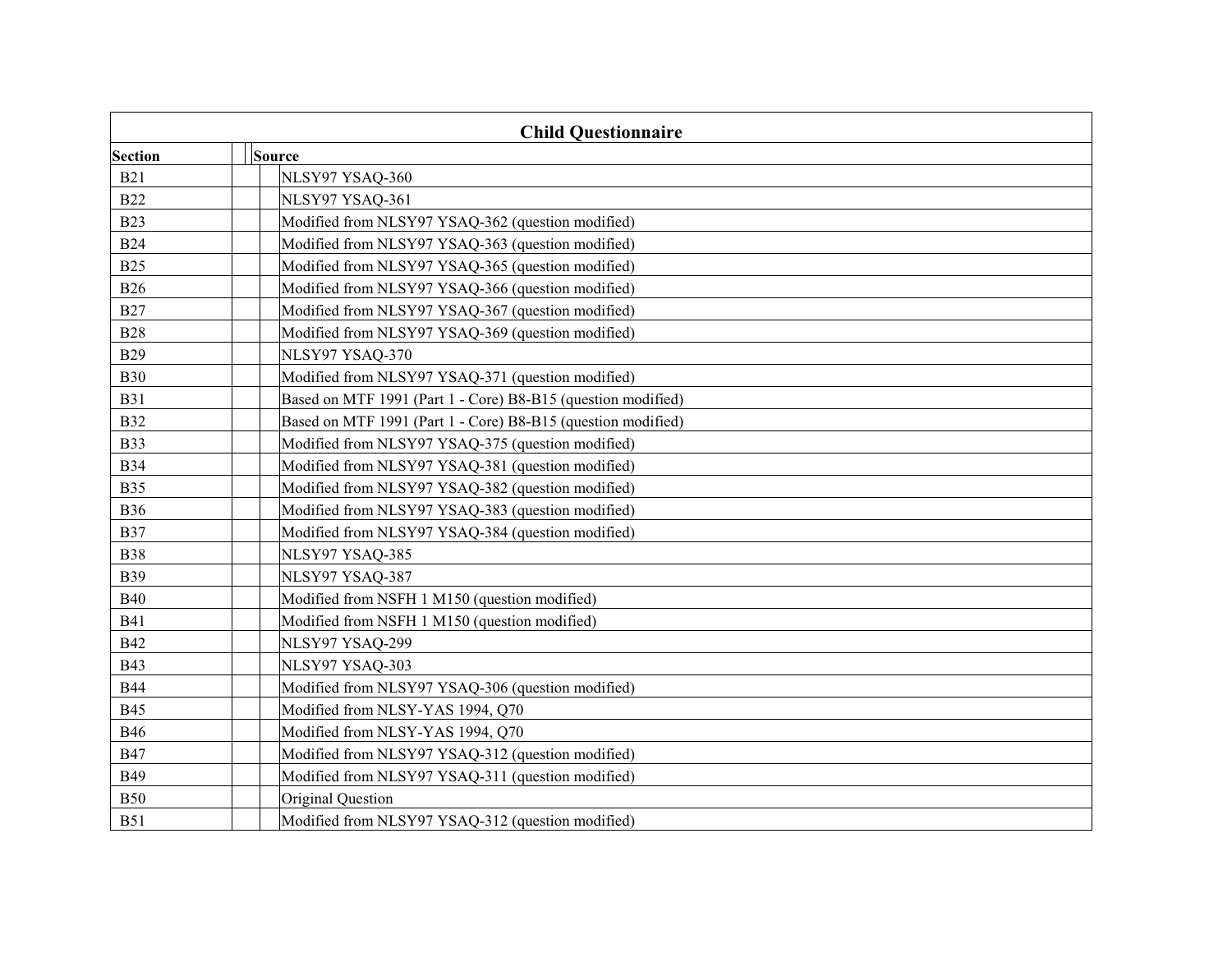| Child Questionnaire | |
|---|---|
| **Section** | **Source** |
| B21 | NLSY97 YSAQ-360 |
| B22 | NLSY97 YSAQ-361 |
| B23 | Modified from NLSY97 YSAQ-362 (question modified) |
| B24 | Modified from NLSY97 YSAQ-363 (question modified) |
| B25 | Modified from NLSY97 YSAQ-365 (question modified) |
| B26 | Modified from NLSY97 YSAQ-366 (question modified) |
| B27 | Modified from NLSY97 YSAQ-367 (question modified) |
| B28 | Modified from NLSY97 YSAQ-369 (question modified) |
| B29 | NLSY97 YSAQ-370 |
| B30 | Modified from NLSY97 YSAQ-371 (question modified) |
| B31 | Based on MTF 1991 (Part 1 - Core) B8-B15 (question modified) |
| B32 | Based on MTF 1991 (Part 1 - Core) B8-B15 (question modified) |
| B33 | Modified from NLSY97 YSAQ-375 (question modified) |
| B34 | Modified from NLSY97 YSAQ-381 (question modified) |
| B35 | Modified from NLSY97 YSAQ-382 (question modified) |
| B36 | Modified from NLSY97 YSAQ-383 (question modified) |
| B37 | Modified from NLSY97 YSAQ-384 (question modified) |
| B38 | NLSY97 YSAQ-385 |
| B39 | NLSY97 YSAQ-387 |
| B40 | Modified from NSFH 1 M150 (question modified) |
| B41 | Modified from NSFH 1 M150 (question modified) |
| B42 | NLSY97 YSAQ-299 |
| B43 | NLSY97 YSAQ-303 |
| B44 | Modified from NLSY97 YSAQ-306 (question modified) |
| B45 | Modified from NLSY-YAS 1994, Q70 |
| B46 | Modified from NLSY-YAS 1994, Q70 |
| B47 | Modified from NLSY97 YSAQ-312 (question modified) |
| B49 | Modified from NLSY97 YSAQ-311 (question modified) |
| B50 | Original Question |
| B51 | Modified from NLSY97 YSAQ-312 (question modified) |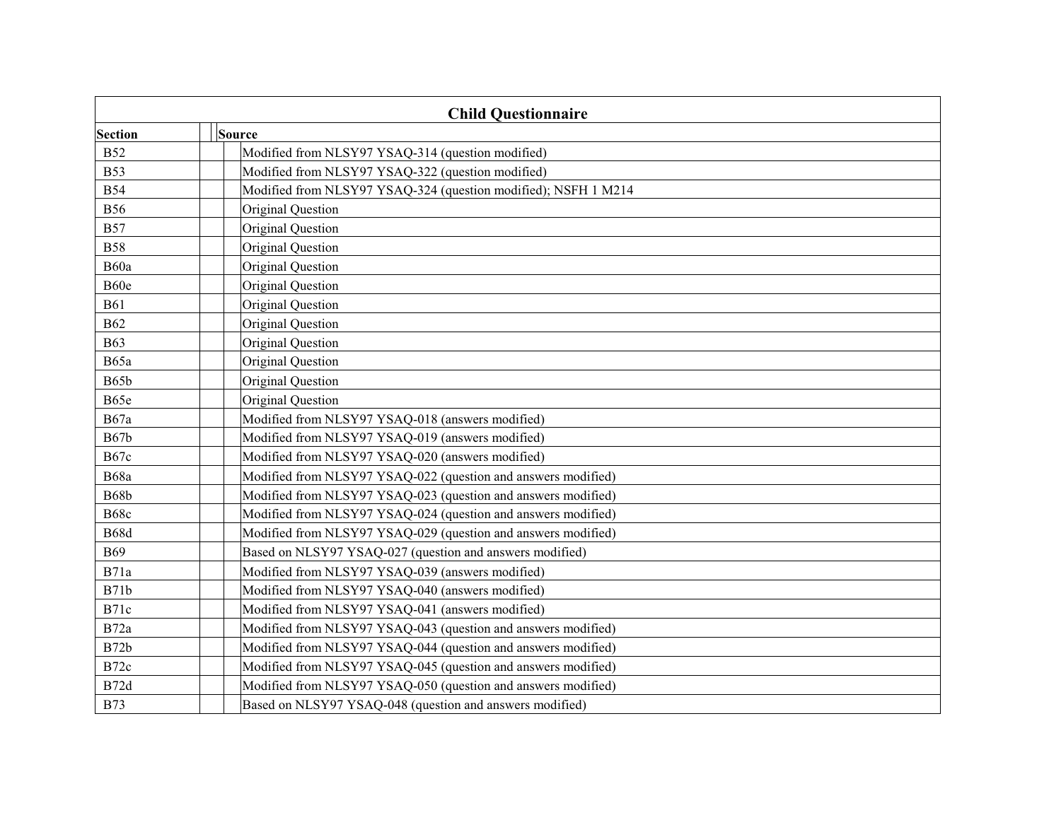## Child Questionnaire

| Section | Source |
|---|---|
| B52 | Modified from NLSY97 YSAQ-314 (question modified) |
| B53 | Modified from NLSY97 YSAQ-322 (question modified) |
| B54 | Modified from NLSY97 YSAQ-324 (question modified); NSFH 1 M214 |
| B56 | Original Question |
| B57 | Original Question |
| B58 | Original Question |
| B60a | Original Question |
| B60e | Original Question |
| B61 | Original Question |
| B62 | Original Question |
| B63 | Original Question |
| B65a | Original Question |
| B65b | Original Question |
| B65e | Original Question |
| B67a | Modified from NLSY97 YSAQ-018 (answers modified) |
| B67b | Modified from NLSY97 YSAQ-019 (answers modified) |
| B67c | Modified from NLSY97 YSAQ-020 (answers modified) |
| B68a | Modified from NLSY97 YSAQ-022 (question and answers modified) |
| B68b | Modified from NLSY97 YSAQ-023 (question and answers modified) |
| B68c | Modified from NLSY97 YSAQ-024 (question and answers modified) |
| B68d | Modified from NLSY97 YSAQ-029 (question and answers modified) |
| B69 | Based on NLSY97 YSAQ-027 (question and answers modified) |
| B71a | Modified from NLSY97 YSAQ-039 (answers modified) |
| B71b | Modified from NLSY97 YSAQ-040 (answers modified) |
| B71c | Modified from NLSY97 YSAQ-041 (answers modified) |
| B72a | Modified from NLSY97 YSAQ-043 (question and answers modified) |
| B72b | Modified from NLSY97 YSAQ-044 (question and answers modified) |
| B72c | Modified from NLSY97 YSAQ-045 (question and answers modified) |
| B72d | Modified from NLSY97 YSAQ-050 (question and answers modified) |
| B73 | Based on NLSY97 YSAQ-048 (question and answers modified) |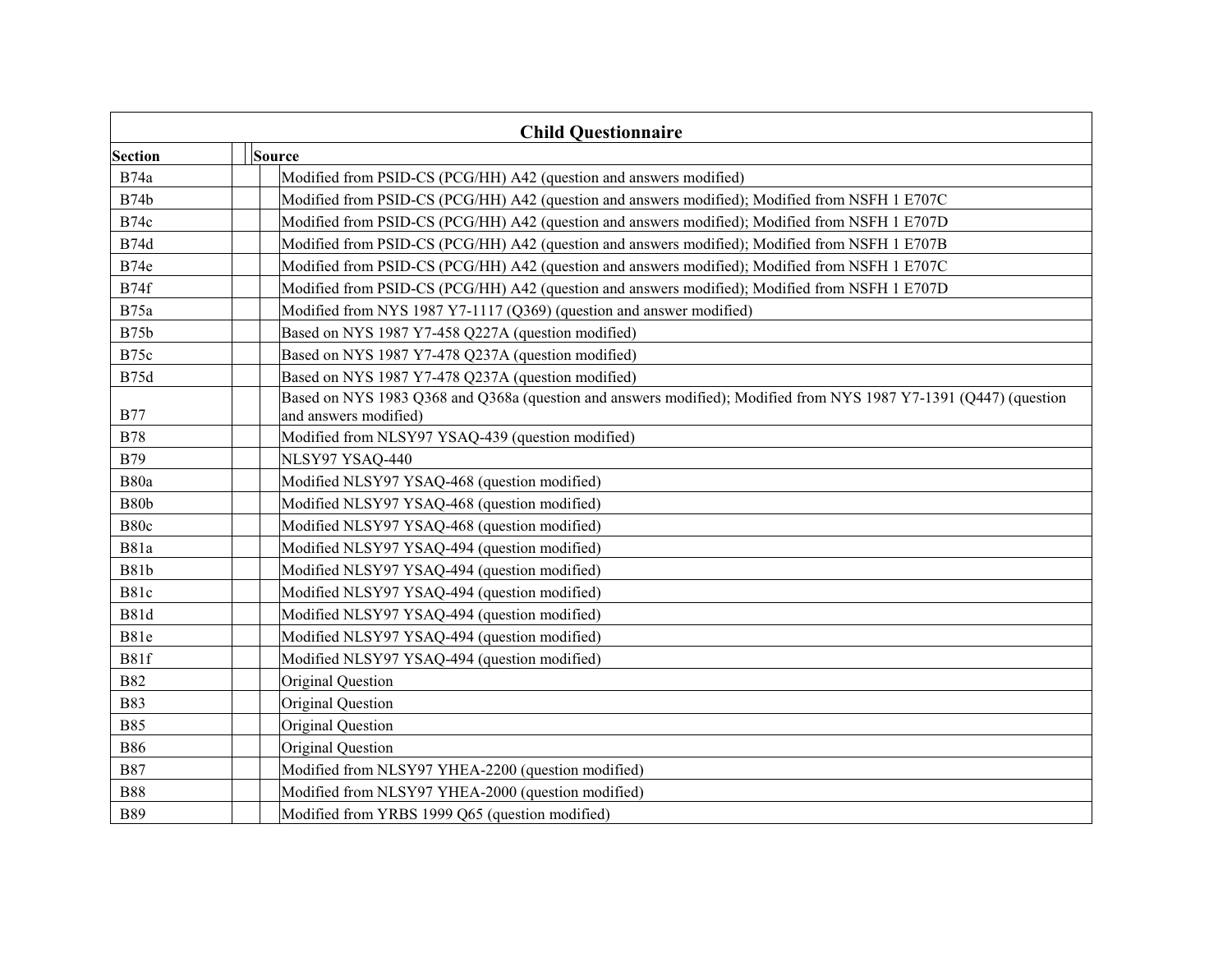| Child Questionnaire | |
|---|---|
| **Section** | **Source** |
| B74a | Modified from PSID-CS (PCG/HH) A42 (question and answers modified) |
| B74b | Modified from PSID-CS (PCG/HH) A42 (question and answers modified); Modified from NSFH 1 E707C |
| B74c | Modified from PSID-CS (PCG/HH) A42 (question and answers modified); Modified from NSFH 1 E707D |
| B74d | Modified from PSID-CS (PCG/HH) A42 (question and answers modified); Modified from NSFH 1 E707B |
| B74e | Modified from PSID-CS (PCG/HH) A42 (question and answers modified); Modified from NSFH 1 E707C |
| B74f | Modified from PSID-CS (PCG/HH) A42 (question and answers modified); Modified from NSFH 1 E707D |
| B75a | Modified from NYS 1987 Y7-1117 (Q369) (question and answer modified) |
| B75b | Based on NYS 1987 Y7-458 Q227A (question modified) |
| B75c | Based on NYS 1987 Y7-478 Q237A (question modified) |
| B75d | Based on NYS 1987 Y7-478 Q237A (question modified) |
| B77 | Based on NYS 1983 Q368 and Q368a (question and answers modified); Modified from NYS 1987 Y7-1391 (Q447) (question and answers modified) |
| B78 | Modified from NLSY97 YSAQ-439 (question modified) |
| B79 | NLSY97 YSAQ-440 |
| B80a | Modified NLSY97 YSAQ-468 (question modified) |
| B80b | Modified NLSY97 YSAQ-468 (question modified) |
| B80c | Modified NLSY97 YSAQ-468 (question modified) |
| B81a | Modified NLSY97 YSAQ-494 (question modified) |
| B81b | Modified NLSY97 YSAQ-494 (question modified) |
| B81c | Modified NLSY97 YSAQ-494 (question modified) |
| B81d | Modified NLSY97 YSAQ-494 (question modified) |
| B81e | Modified NLSY97 YSAQ-494 (question modified) |
| B81f | Modified NLSY97 YSAQ-494 (question modified) |
| B82 | Original Question |
| B83 | Original Question |
| B85 | Original Question |
| B86 | Original Question |
| B87 | Modified from NLSY97 YHEA-2200 (question modified) |
| B88 | Modified from NLSY97 YHEA-2000 (question modified) |
| B89 | Modified from YRBS 1999 Q65 (question modified) |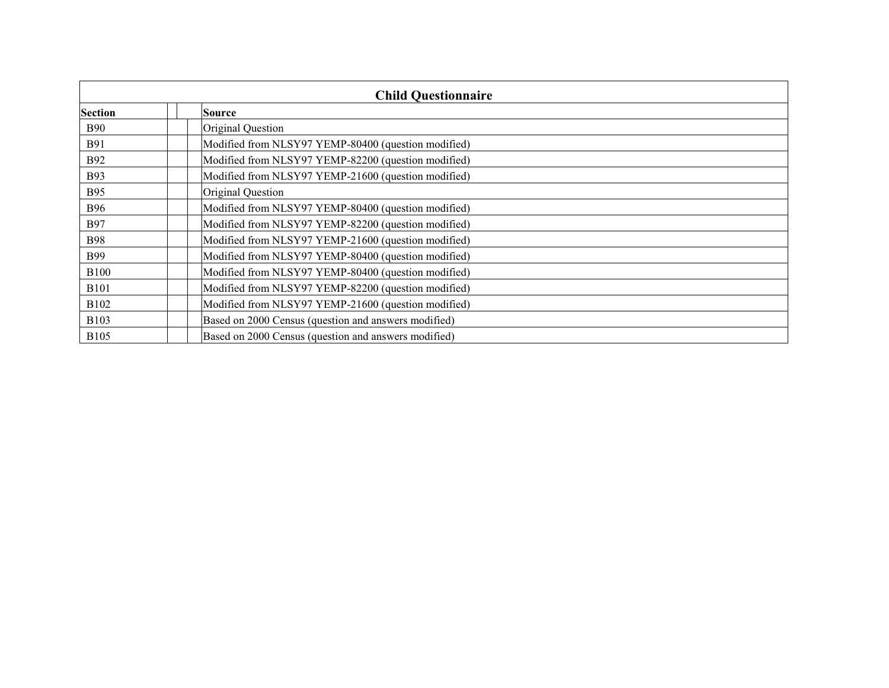| Child Questionnaire | | | |
|---|---|---|---|
| **Section** | | | **Source** |
| B90 | | | Original Question |
| B91 | | | Modified from NLSY97 YEMP-80400 (question modified) |
| B92 | | | Modified from NLSY97 YEMP-82200 (question modified) |
| B93 | | | Modified from NLSY97 YEMP-21600 (question modified) |
| B95 | | | Original Question |
| B96 | | | Modified from NLSY97 YEMP-80400 (question modified) |
| B97 | | | Modified from NLSY97 YEMP-82200 (question modified) |
| B98 | | | Modified from NLSY97 YEMP-21600 (question modified) |
| B99 | | | Modified from NLSY97 YEMP-80400 (question modified) |
| B100 | | | Modified from NLSY97 YEMP-80400 (question modified) |
| B101 | | | Modified from NLSY97 YEMP-82200 (question modified) |
| B102 | | | Modified from NLSY97 YEMP-21600 (question modified) |
| B103 | | | Based on 2000 Census (question and answers modified) |
| B105 | | | Based on 2000 Census (question and answers modified) |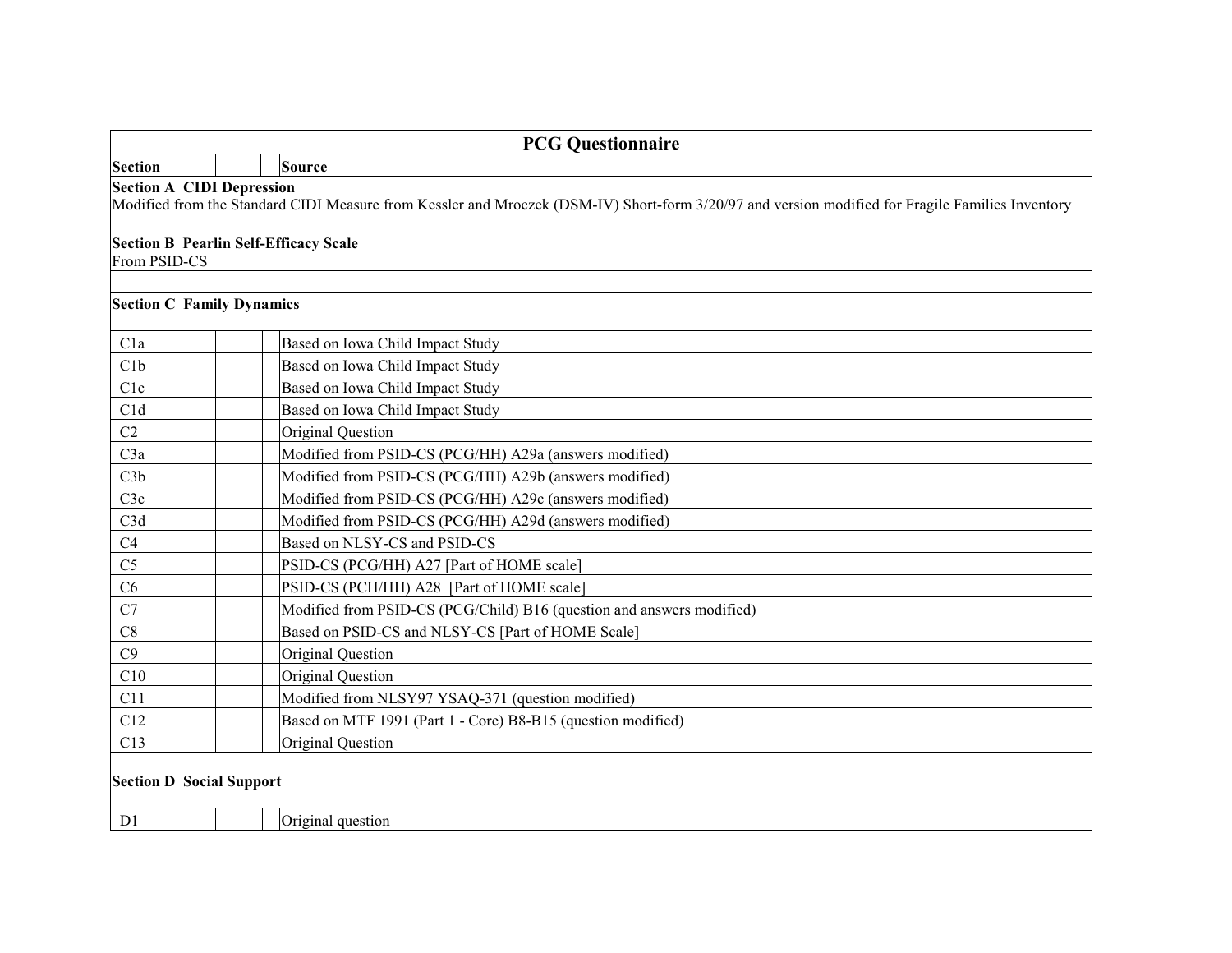| PCG Questionnaire | | |
|---|---|---|
| **Section** | | **Source** |
| **Section A CIDI Depression** | | |
| Modified from the Standard CIDI Measure from Kessler and Mroczek (DSM-IV) Short-form 3/20/97 and version modified for Fragile Families Inventory | | |
| **Section B Pearlin Self-Efficacy Scale** | | |
| From PSID-CS | | |
| | | |
| **Section C Family Dynamics** | | |
| C1a | | Based on Iowa Child Impact Study |
| C1b | | Based on Iowa Child Impact Study |
| C1c | | Based on Iowa Child Impact Study |
| C1d | | Based on Iowa Child Impact Study |
| C2 | | Original Question |
| C3a | | Modified from PSID-CS (PCG/HH) A29a (answers modified) |
| C3b | | Modified from PSID-CS (PCG/HH) A29b (answers modified) |
| C3c | | Modified from PSID-CS (PCG/HH) A29c (answers modified) |
| C3d | | Modified from PSID-CS (PCG/HH) A29d (answers modified) |
| C4 | | Based on NLSY-CS and PSID-CS |
| C5 | | PSID-CS (PCG/HH) A27 [Part of HOME scale] |
| C6 | | PSID-CS (PCH/HH) A28 [Part of HOME scale] |
| C7 | | Modified from PSID-CS (PCG/Child) B16 (question and answers modified) |
| C8 | | Based on PSID-CS and NLSY-CS [Part of HOME Scale] |
| C9 | | Original Question |
| C10 | | Original Question |
| C11 | | Modified from NLSY97 YSAQ-371 (question modified) |
| C12 | | Based on MTF 1991 (Part 1 - Core) B8-B15 (question modified) |
| C13 | | Original Question |
| **Section D Social Support** | | |
| D1 | | Original question |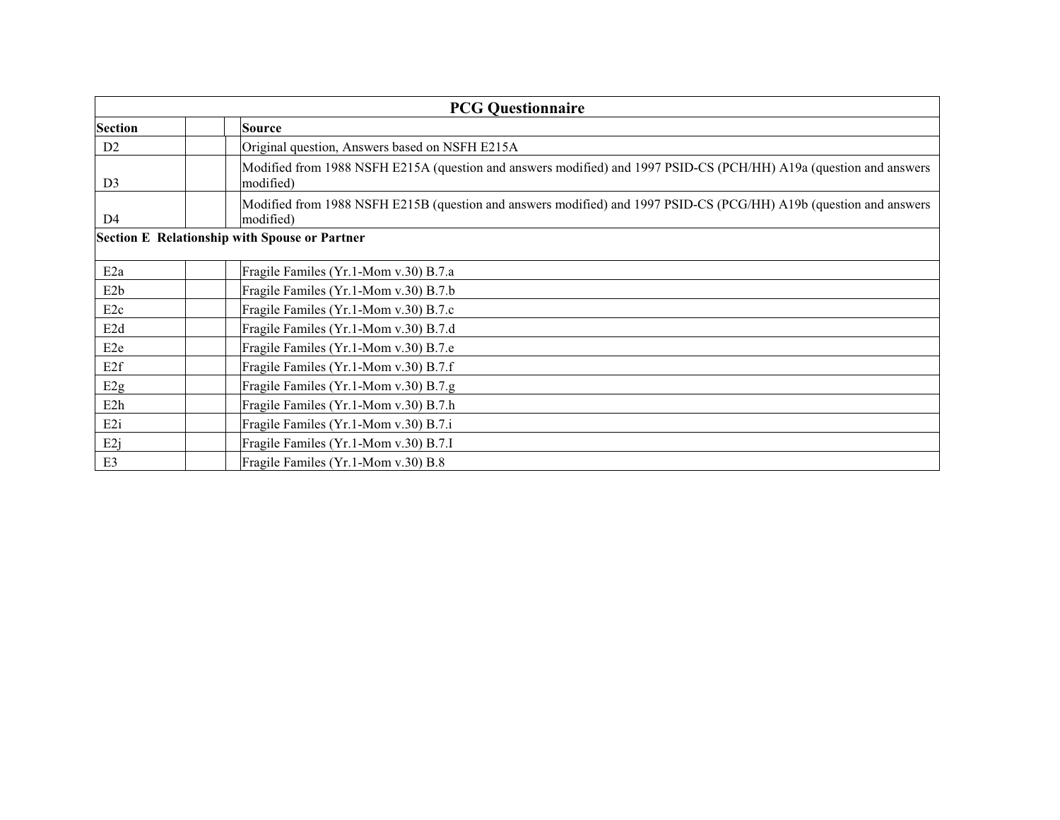| PCG Questionnaire | | | |
|---|---|---|---|
| **Section** | | | **Source** |
| D2 | | | Original question, Answers based on NSFH E215A |
| D3 | | | Modified from 1988 NSFH E215A (question and answers modified) and 1997 PSID-CS (PCH/HH) A19a (question and answers modified) |
| D4 | | | Modified from 1988 NSFH E215B (question and answers modified) and 1997 PSID-CS (PCG/HH) A19b (question and answers modified) |
| **Section E Relationship with Spouse or Partner** | | | |
| E2a | | | Fragile Familes (Yr.1-Mom v.30) B.7.a |
| E2b | | | Fragile Familes (Yr.1-Mom v.30) B.7.b |
| E2c | | | Fragile Familes (Yr.1-Mom v.30) B.7.c |
| E2d | | | Fragile Familes (Yr.1-Mom v.30) B.7.d |
| E2e | | | Fragile Familes (Yr.1-Mom v.30) B.7.e |
| E2f | | | Fragile Familes (Yr.1-Mom v.30) B.7.f |
| E2g | | | Fragile Familes (Yr.1-Mom v.30) B.7.g |
| E2h | | | Fragile Familes (Yr.1-Mom v.30) B.7.h |
| E2i | | | Fragile Familes (Yr.1-Mom v.30) B.7.i |
| E2j | | | Fragile Familes (Yr.1-Mom v.30) B.7.I |
| E3 | | | Fragile Familes (Yr.1-Mom v.30) B.8 |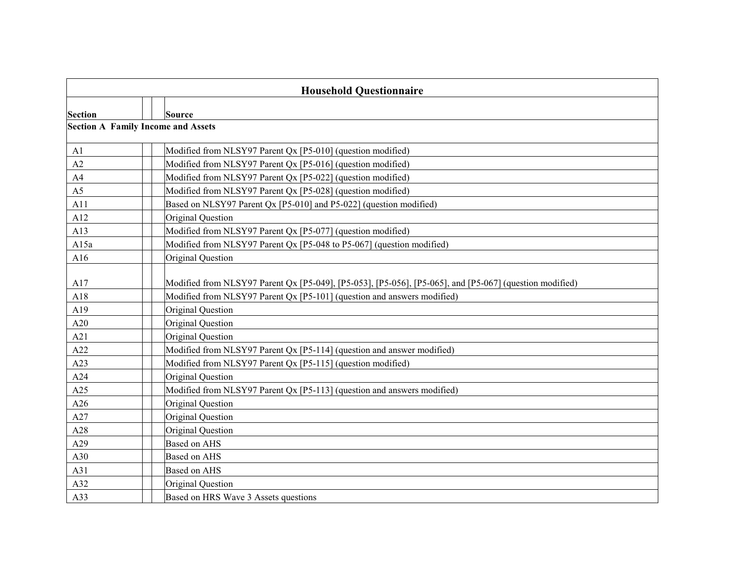| Household Questionnaire | | | |
|---|---|---|---|
| **Section** | | | **Source** |
| **Section A Family Income and Assets** | | | |
| A1 | | | Modified from NLSY97 Parent Qx [P5-010] (question modified) |
| A2 | | | Modified from NLSY97 Parent Qx [P5-016] (question modified) |
| A4 | | | Modified from NLSY97 Parent Qx [P5-022] (question modified) |
| A5 | | | Modified from NLSY97 Parent Qx [P5-028] (question modified) |
| A11 | | | Based on NLSY97 Parent Qx [P5-010] and P5-022] (question modified) |
| A12 | | | Original Question |
| A13 | | | Modified from NLSY97 Parent Qx [P5-077] (question modified) |
| A15a | | | Modified from NLSY97 Parent Qx [P5-048 to P5-067] (question modified) |
| A16 | | | Original Question |
| A17 | | | Modified from NLSY97 Parent Qx [P5-049], [P5-053], [P5-056], [P5-065], and [P5-067] (question modified) |
| A18 | | | Modified from NLSY97 Parent Qx [P5-101] (question and answers modified) |
| A19 | | | Original Question |
| A20 | | | Original Question |
| A21 | | | Original Question |
| A22 | | | Modified from NLSY97 Parent Qx [P5-114] (question and answer modified) |
| A23 | | | Modified from NLSY97 Parent Qx [P5-115] (question modified) |
| A24 | | | Original Question |
| A25 | | | Modified from NLSY97 Parent Qx [P5-113] (question and answers modified) |
| A26 | | | Original Question |
| A27 | | | Original Question |
| A28 | | | Original Question |
| A29 | | | Based on AHS |
| A30 | | | Based on AHS |
| A31 | | | Based on AHS |
| A32 | | | Original Question |
| A33 | | | Based on HRS Wave 3 Assets questions |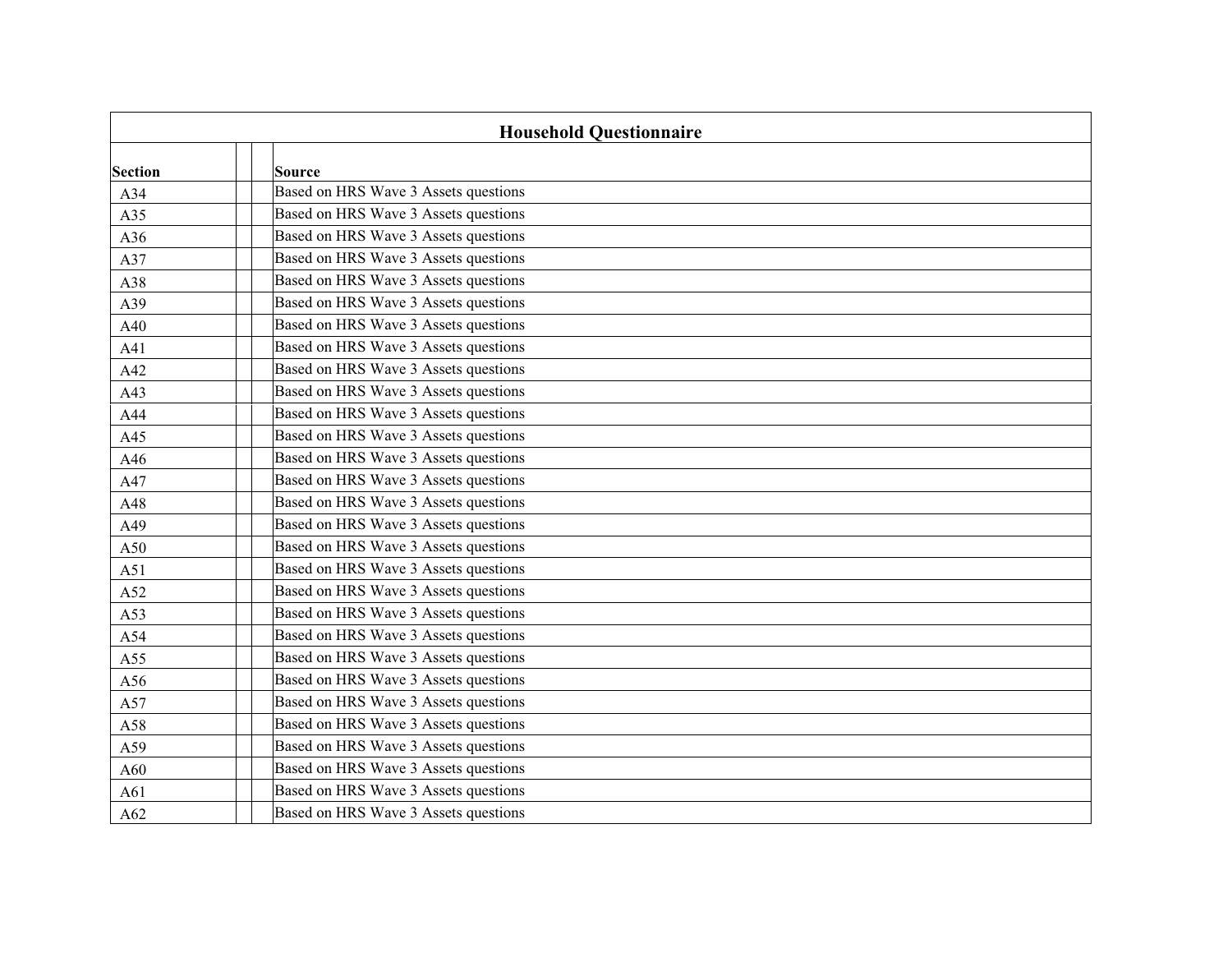**Household Questionnaire**

| Section | | | Source |
|---|---|---|---|
| A34 | | | Based on HRS Wave 3 Assets questions |
| A35 | | | Based on HRS Wave 3 Assets questions |
| A36 | | | Based on HRS Wave 3 Assets questions |
| A37 | | | Based on HRS Wave 3 Assets questions |
| A38 | | | Based on HRS Wave 3 Assets questions |
| A39 | | | Based on HRS Wave 3 Assets questions |
| A40 | | | Based on HRS Wave 3 Assets questions |
| A41 | | | Based on HRS Wave 3 Assets questions |
| A42 | | | Based on HRS Wave 3 Assets questions |
| A43 | | | Based on HRS Wave 3 Assets questions |
| A44 | | | Based on HRS Wave 3 Assets questions |
| A45 | | | Based on HRS Wave 3 Assets questions |
| A46 | | | Based on HRS Wave 3 Assets questions |
| A47 | | | Based on HRS Wave 3 Assets questions |
| A48 | | | Based on HRS Wave 3 Assets questions |
| A49 | | | Based on HRS Wave 3 Assets questions |
| A50 | | | Based on HRS Wave 3 Assets questions |
| A51 | | | Based on HRS Wave 3 Assets questions |
| A52 | | | Based on HRS Wave 3 Assets questions |
| A53 | | | Based on HRS Wave 3 Assets questions |
| A54 | | | Based on HRS Wave 3 Assets questions |
| A55 | | | Based on HRS Wave 3 Assets questions |
| A56 | | | Based on HRS Wave 3 Assets questions |
| A57 | | | Based on HRS Wave 3 Assets questions |
| A58 | | | Based on HRS Wave 3 Assets questions |
| A59 | | | Based on HRS Wave 3 Assets questions |
| A60 | | | Based on HRS Wave 3 Assets questions |
| A61 | | | Based on HRS Wave 3 Assets questions |
| A62 | | | Based on HRS Wave 3 Assets questions |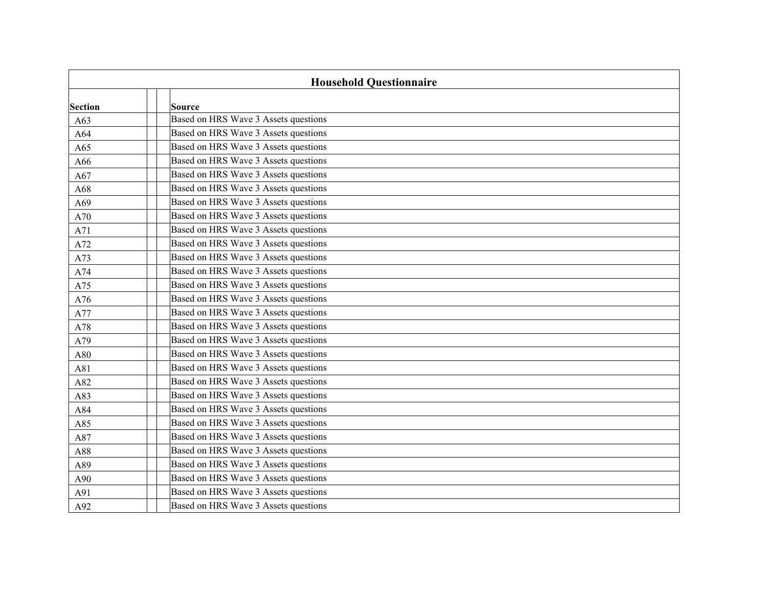| Household Questionnaire | | | |
|---|---|---|---|
| **Section** | | | **Source** |
| A63 | | | Based on HRS Wave 3 Assets questions |
| A64 | | | Based on HRS Wave 3 Assets questions |
| A65 | | | Based on HRS Wave 3 Assets questions |
| A66 | | | Based on HRS Wave 3 Assets questions |
| A67 | | | Based on HRS Wave 3 Assets questions |
| A68 | | | Based on HRS Wave 3 Assets questions |
| A69 | | | Based on HRS Wave 3 Assets questions |
| A70 | | | Based on HRS Wave 3 Assets questions |
| A71 | | | Based on HRS Wave 3 Assets questions |
| A72 | | | Based on HRS Wave 3 Assets questions |
| A73 | | | Based on HRS Wave 3 Assets questions |
| A74 | | | Based on HRS Wave 3 Assets questions |
| A75 | | | Based on HRS Wave 3 Assets questions |
| A76 | | | Based on HRS Wave 3 Assets questions |
| A77 | | | Based on HRS Wave 3 Assets questions |
| A78 | | | Based on HRS Wave 3 Assets questions |
| A79 | | | Based on HRS Wave 3 Assets questions |
| A80 | | | Based on HRS Wave 3 Assets questions |
| A81 | | | Based on HRS Wave 3 Assets questions |
| A82 | | | Based on HRS Wave 3 Assets questions |
| A83 | | | Based on HRS Wave 3 Assets questions |
| A84 | | | Based on HRS Wave 3 Assets questions |
| A85 | | | Based on HRS Wave 3 Assets questions |
| A87 | | | Based on HRS Wave 3 Assets questions |
| A88 | | | Based on HRS Wave 3 Assets questions |
| A89 | | | Based on HRS Wave 3 Assets questions |
| A90 | | | Based on HRS Wave 3 Assets questions |
| A91 | | | Based on HRS Wave 3 Assets questions |
| A92 | | | Based on HRS Wave 3 Assets questions |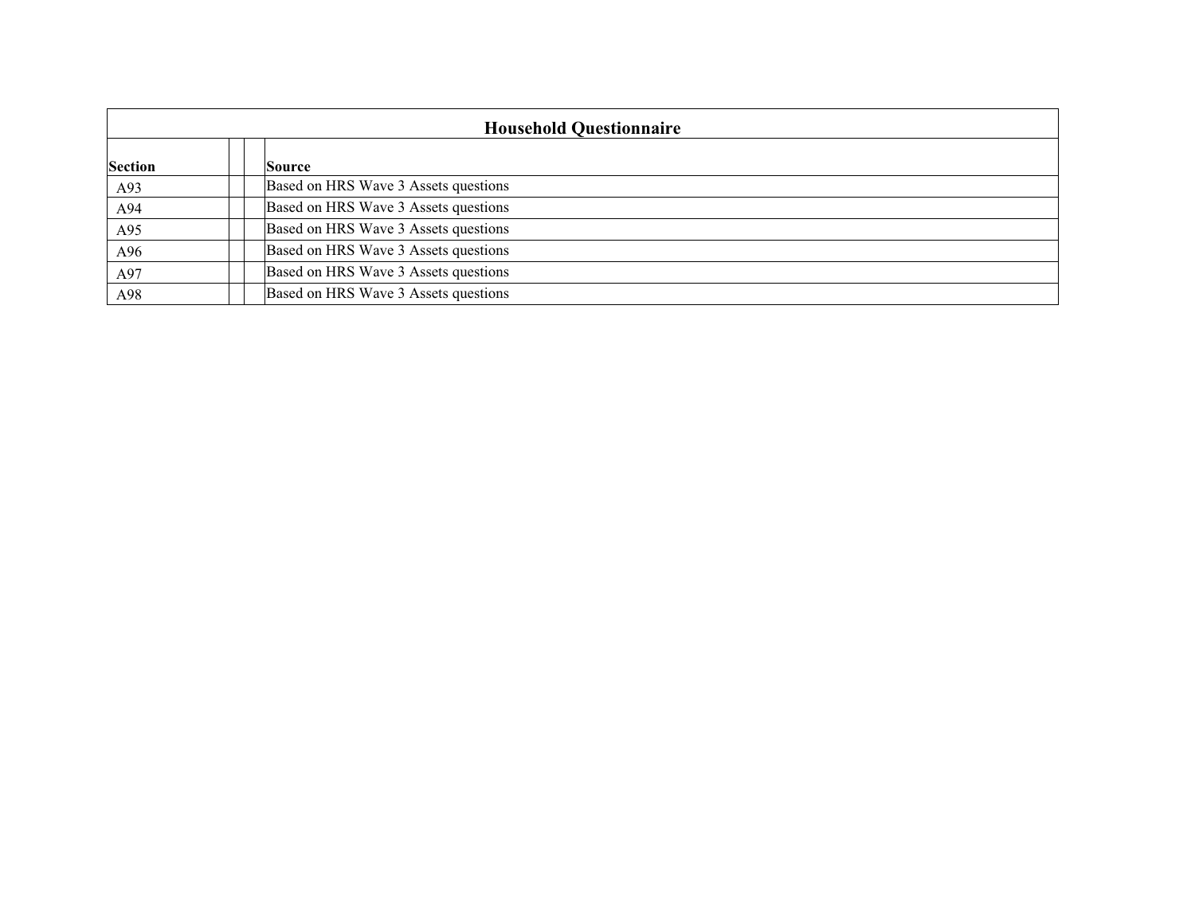| Household Questionnaire | | | |
|---|---|---|---|
| Section | | | Source |
| A93 | | | Based on HRS Wave 3 Assets questions |
| A94 | | | Based on HRS Wave 3 Assets questions |
| A95 | | | Based on HRS Wave 3 Assets questions |
| A96 | | | Based on HRS Wave 3 Assets questions |
| A97 | | | Based on HRS Wave 3 Assets questions |
| A98 | | | Based on HRS Wave 3 Assets questions |